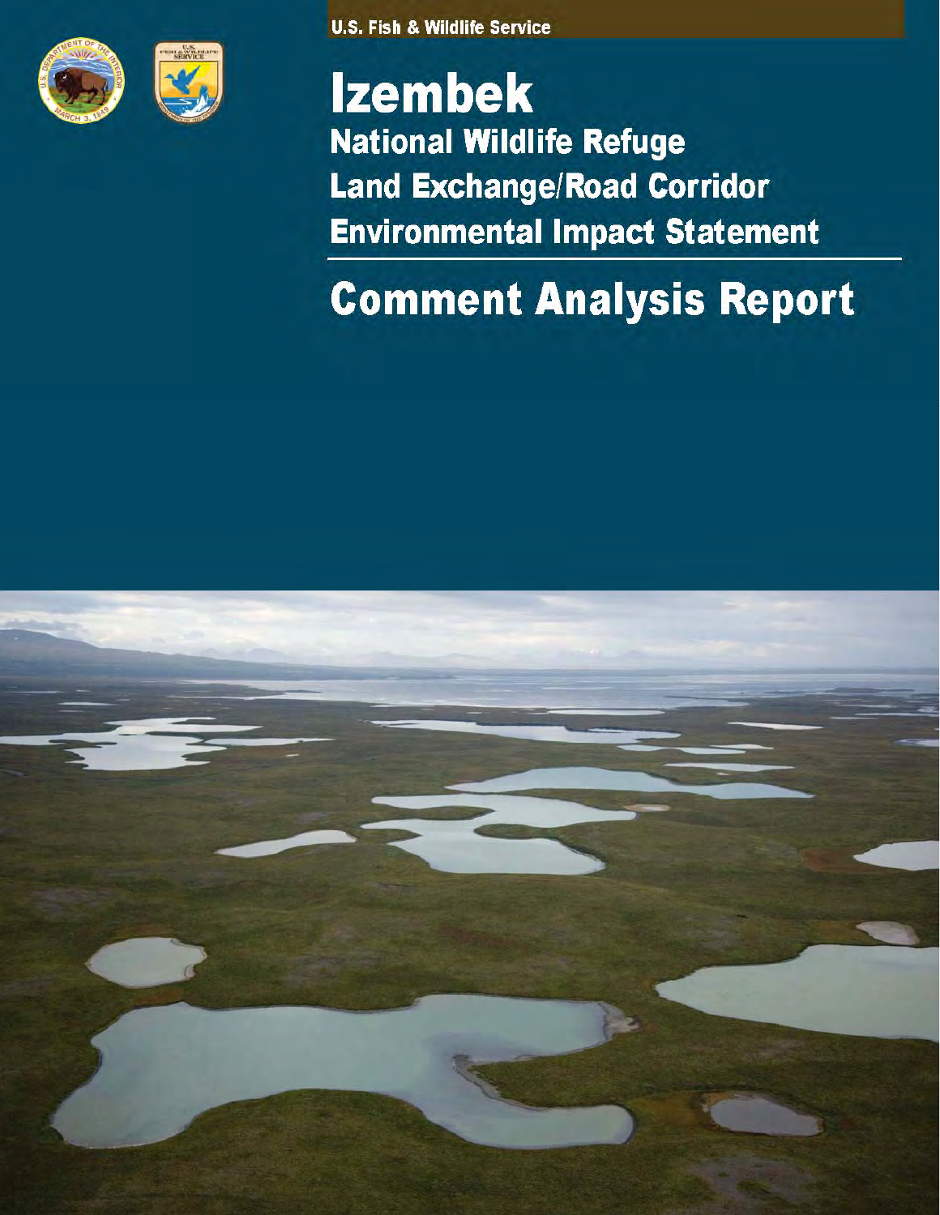U.S. Fish & Wildlife Service

# Izembek

## National Wildlife Refuge Land Exchange/Road Corridor Environmental Impact Statement

# Comment Analysis Report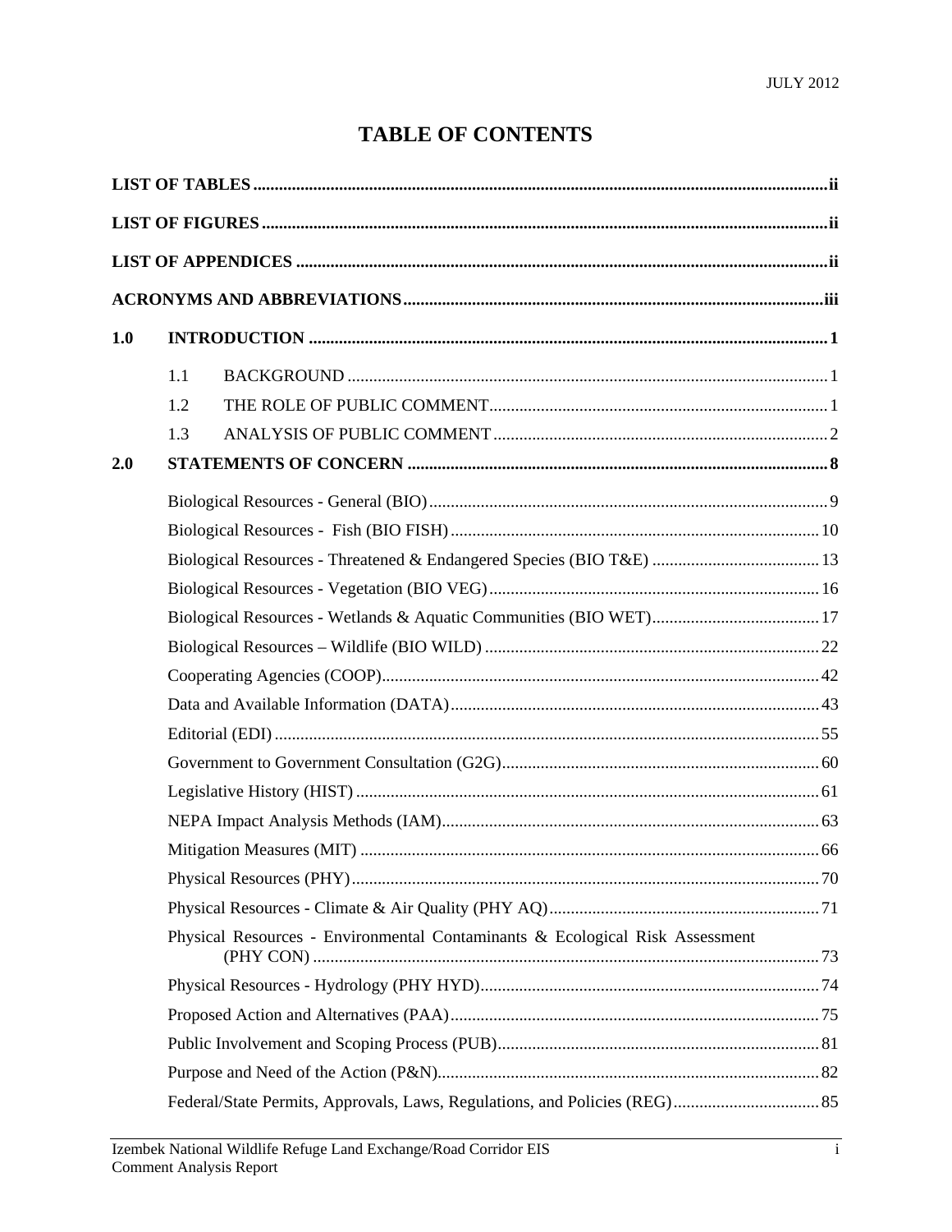# TABLE OF CONTENTS

**LIST OF TABLES** ..... **ii**

**LIST OF FIGURES** ..... **ii**

**LIST OF APPENDICES** ..... **ii**

**ACRONYMS AND ABBREVIATIONS** ..... **iii**

**1.0 INTRODUCTION** ..... **1**

- 1.1 BACKGROUND ..... 1
- 1.2 THE ROLE OF PUBLIC COMMENT ..... 1
- 1.3 ANALYSIS OF PUBLIC COMMENT ..... 2

**2.0 STATEMENTS OF CONCERN** ..... **8**

- Biological Resources - General (BIO) ..... 9
- Biological Resources - Fish (BIO FISH) ..... 10
- Biological Resources - Threatened & Endangered Species (BIO T&E) ..... 13
- Biological Resources - Vegetation (BIO VEG) ..... 16
- Biological Resources - Wetlands & Aquatic Communities (BIO WET) ..... 17
- Biological Resources – Wildlife (BIO WILD) ..... 22
- Cooperating Agencies (COOP) ..... 42
- Data and Available Information (DATA) ..... 43
- Editorial (EDI) ..... 55
- Government to Government Consultation (G2G) ..... 60
- Legislative History (HIST) ..... 61
- NEPA Impact Analysis Methods (IAM) ..... 63
- Mitigation Measures (MIT) ..... 66
- Physical Resources (PHY) ..... 70
- Physical Resources - Climate & Air Quality (PHY AQ) ..... 71
- Physical Resources - Environmental Contaminants & Ecological Risk Assessment (PHY CON) ..... 73
- Physical Resources - Hydrology (PHY HYD) ..... 74
- Proposed Action and Alternatives (PAA) ..... 75
- Public Involvement and Scoping Process (PUB) ..... 81
- Purpose and Need of the Action (P&N) ..... 82
- Federal/State Permits, Approvals, Laws, Regulations, and Policies (REG) ..... 85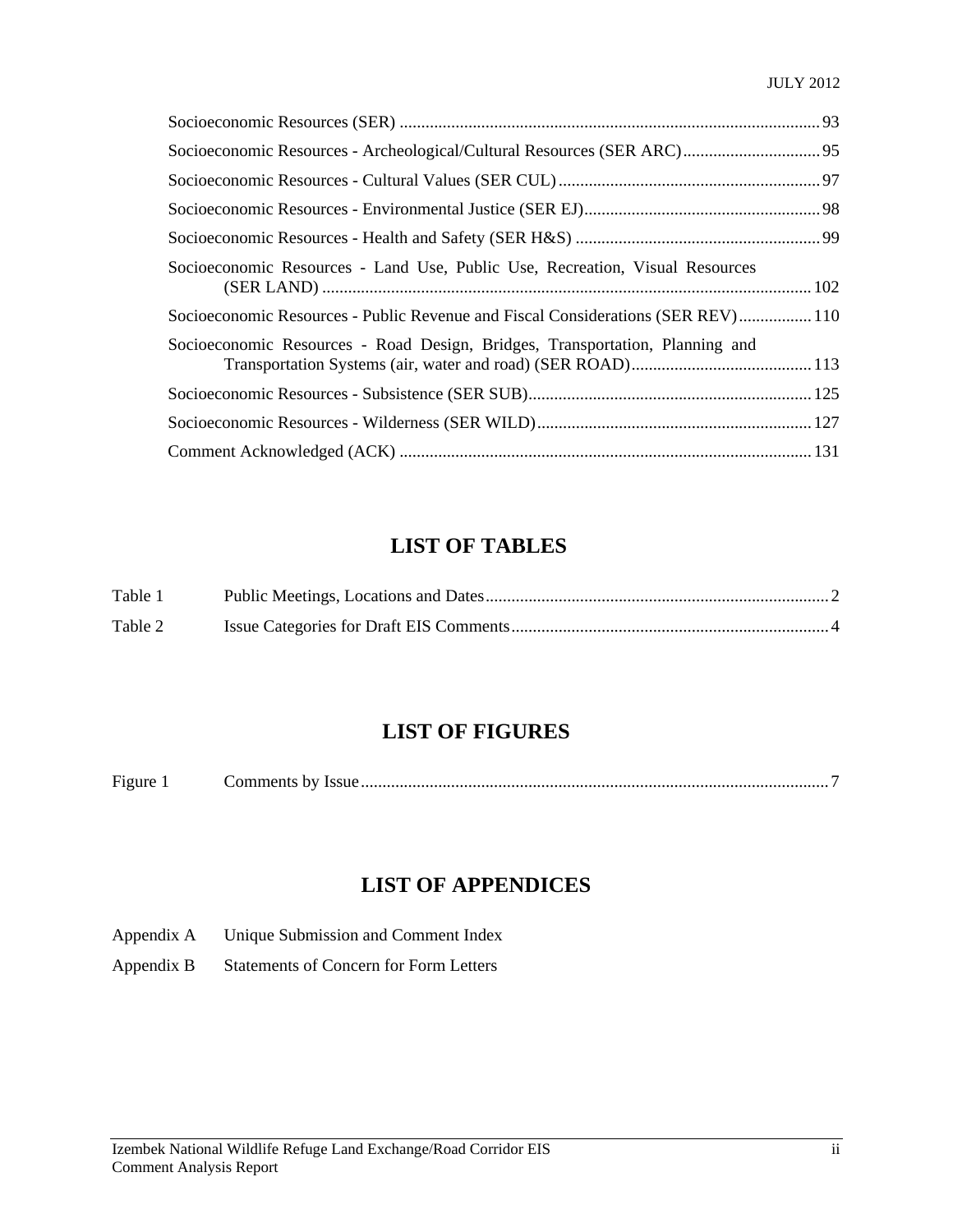Socioeconomic Resources (SER) ..................................................................................................93

Socioeconomic Resources - Archeological/Cultural Resources (SER ARC)................................95

Socioeconomic Resources - Cultural Values (SER CUL).............................................................97

Socioeconomic Resources - Environmental Justice (SER EJ).......................................................98

Socioeconomic Resources - Health and Safety (SER H&S) .........................................................99

Socioeconomic Resources - Land Use, Public Use, Recreation, Visual Resources (SER LAND) ..................................................................................................................102

Socioeconomic Resources - Public Revenue and Fiscal Considerations (SER REV).................110

Socioeconomic Resources - Road Design, Bridges, Transportation, Planning and Transportation Systems (air, water and road) (SER ROAD)..........................................113

Socioeconomic Resources - Subsistence (SER SUB)..................................................................125

Socioeconomic Resources - Wilderness (SER WILD)................................................................127

Comment Acknowledged (ACK) ................................................................................................131

# LIST OF TABLES

Table 1 Public Meetings, Locations and Dates...............................................................................2

Table 2 Issue Categories for Draft EIS Comments.........................................................................4

# LIST OF FIGURES

Figure 1 Comments by Issue............................................................................................................7

# LIST OF APPENDICES

Appendix A Unique Submission and Comment Index

Appendix B Statements of Concern for Form Letters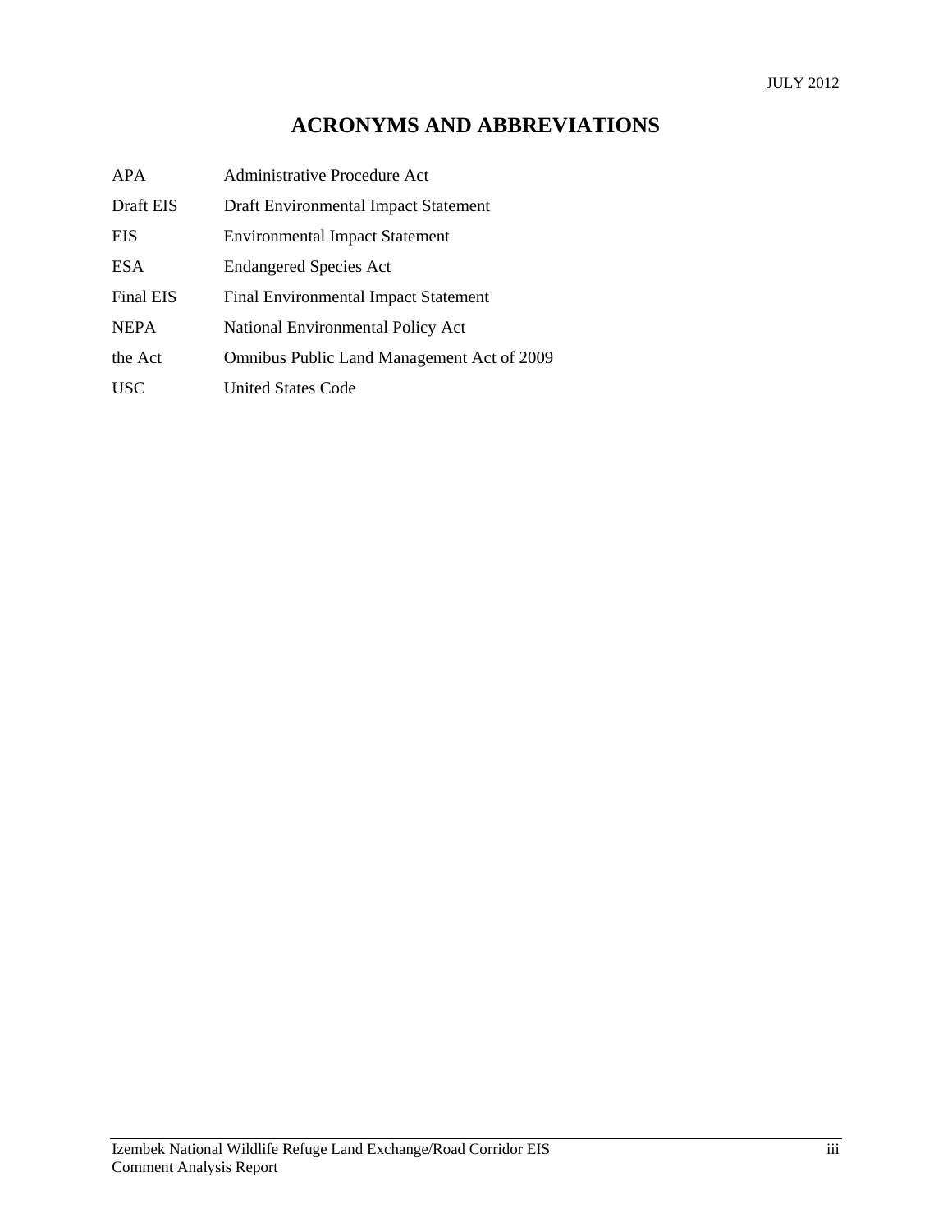# ACRONYMS AND ABBREVIATIONS

| | |
|---|---|
| APA | Administrative Procedure Act |
| Draft EIS | Draft Environmental Impact Statement |
| EIS | Environmental Impact Statement |
| ESA | Endangered Species Act |
| Final EIS | Final Environmental Impact Statement |
| NEPA | National Environmental Policy Act |
| the Act | Omnibus Public Land Management Act of 2009 |
| USC | United States Code |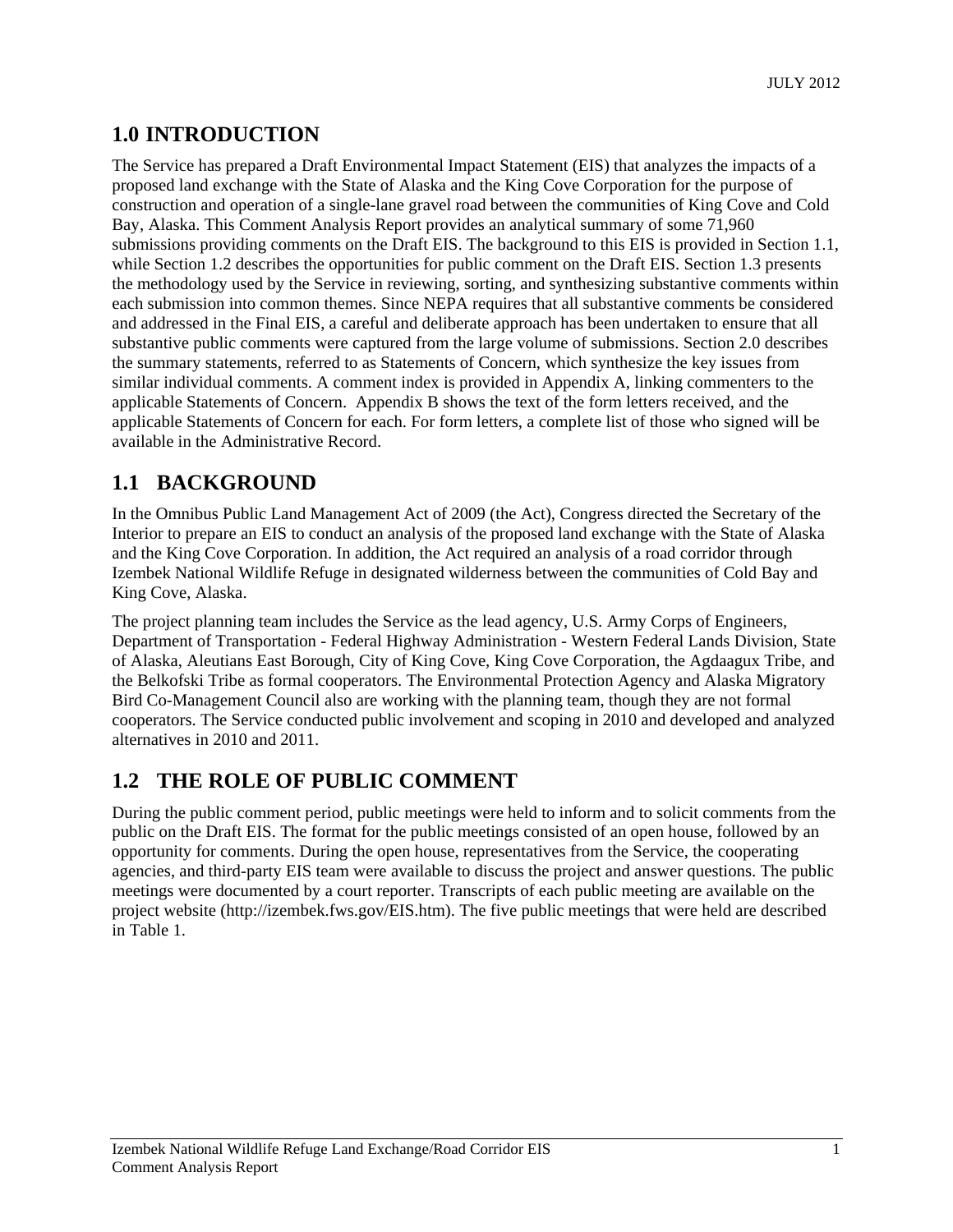# 1.0 INTRODUCTION

The Service has prepared a Draft Environmental Impact Statement (EIS) that analyzes the impacts of a proposed land exchange with the State of Alaska and the King Cove Corporation for the purpose of construction and operation of a single-lane gravel road between the communities of King Cove and Cold Bay, Alaska. This Comment Analysis Report provides an analytical summary of some 71,960 submissions providing comments on the Draft EIS. The background to this EIS is provided in Section 1.1, while Section 1.2 describes the opportunities for public comment on the Draft EIS. Section 1.3 presents the methodology used by the Service in reviewing, sorting, and synthesizing substantive comments within each submission into common themes. Since NEPA requires that all substantive comments be considered and addressed in the Final EIS, a careful and deliberate approach has been undertaken to ensure that all substantive public comments were captured from the large volume of submissions. Section 2.0 describes the summary statements, referred to as Statements of Concern, which synthesize the key issues from similar individual comments. A comment index is provided in Appendix A, linking commenters to the applicable Statements of Concern. Appendix B shows the text of the form letters received, and the applicable Statements of Concern for each. For form letters, a complete list of those who signed will be available in the Administrative Record.

## 1.1 BACKGROUND

In the Omnibus Public Land Management Act of 2009 (the Act), Congress directed the Secretary of the Interior to prepare an EIS to conduct an analysis of the proposed land exchange with the State of Alaska and the King Cove Corporation. In addition, the Act required an analysis of a road corridor through Izembek National Wildlife Refuge in designated wilderness between the communities of Cold Bay and King Cove, Alaska.

The project planning team includes the Service as the lead agency, U.S. Army Corps of Engineers, Department of Transportation - Federal Highway Administration - Western Federal Lands Division, State of Alaska, Aleutians East Borough, City of King Cove, King Cove Corporation, the Agdaagux Tribe, and the Belkofski Tribe as formal cooperators. The Environmental Protection Agency and Alaska Migratory Bird Co-Management Council also are working with the planning team, though they are not formal cooperators. The Service conducted public involvement and scoping in 2010 and developed and analyzed alternatives in 2010 and 2011.

## 1.2 THE ROLE OF PUBLIC COMMENT

During the public comment period, public meetings were held to inform and to solicit comments from the public on the Draft EIS. The format for the public meetings consisted of an open house, followed by an opportunity for comments. During the open house, representatives from the Service, the cooperating agencies, and third-party EIS team were available to discuss the project and answer questions. The public meetings were documented by a court reporter. Transcripts of each public meeting are available on the project website (http://izembek.fws.gov/EIS.htm). The five public meetings that were held are described in Table 1.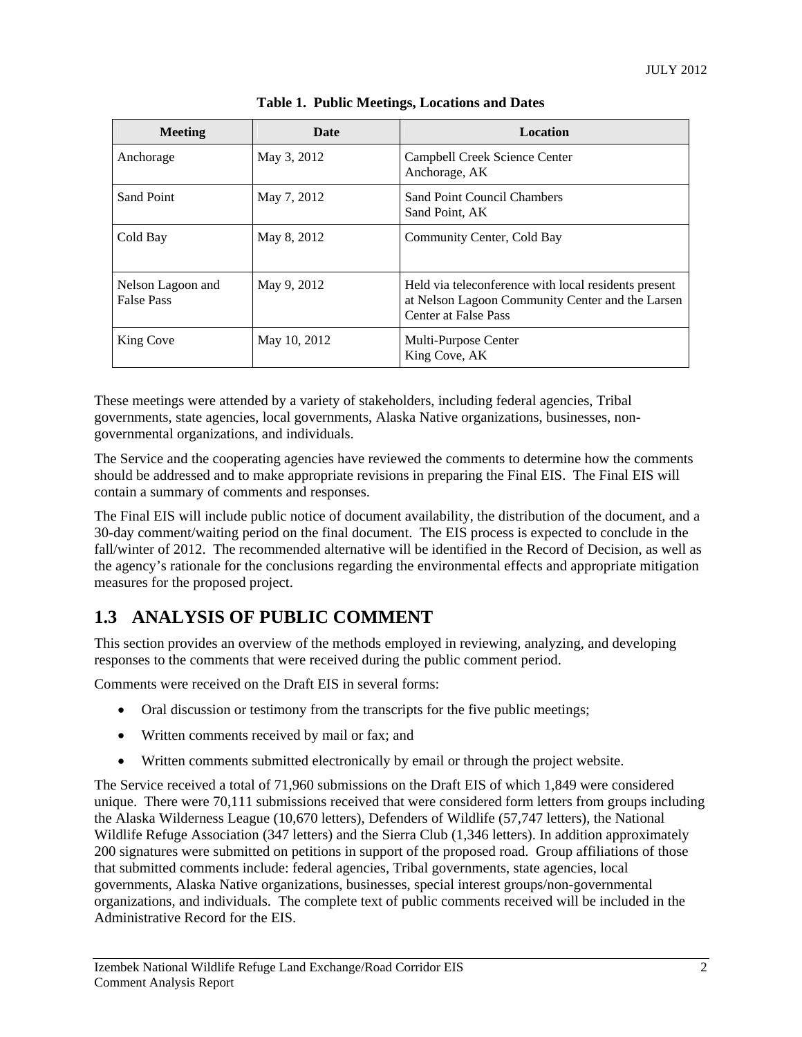**Table 1. Public Meetings, Locations and Dates**

| Meeting | Date | Location |
|---|---|---|
| Anchorage | May 3, 2012 | Campbell Creek Science Center<br>Anchorage, AK |
| Sand Point | May 7, 2012 | Sand Point Council Chambers<br>Sand Point, AK |
| Cold Bay | May 8, 2012 | Community Center, Cold Bay |
| Nelson Lagoon and False Pass | May 9, 2012 | Held via teleconference with local residents present at Nelson Lagoon Community Center and the Larsen Center at False Pass |
| King Cove | May 10, 2012 | Multi-Purpose Center<br>King Cove, AK |

These meetings were attended by a variety of stakeholders, including federal agencies, Tribal governments, state agencies, local governments, Alaska Native organizations, businesses, non-governmental organizations, and individuals.

The Service and the cooperating agencies have reviewed the comments to determine how the comments should be addressed and to make appropriate revisions in preparing the Final EIS. The Final EIS will contain a summary of comments and responses.

The Final EIS will include public notice of document availability, the distribution of the document, and a 30-day comment/waiting period on the final document. The EIS process is expected to conclude in the fall/winter of 2012. The recommended alternative will be identified in the Record of Decision, as well as the agency's rationale for the conclusions regarding the environmental effects and appropriate mitigation measures for the proposed project.

## 1.3 ANALYSIS OF PUBLIC COMMENT

This section provides an overview of the methods employed in reviewing, analyzing, and developing responses to the comments that were received during the public comment period.

Comments were received on the Draft EIS in several forms:

- Oral discussion or testimony from the transcripts for the five public meetings;
- Written comments received by mail or fax; and
- Written comments submitted electronically by email or through the project website.

The Service received a total of 71,960 submissions on the Draft EIS of which 1,849 were considered unique. There were 70,111 submissions received that were considered form letters from groups including the Alaska Wilderness League (10,670 letters), Defenders of Wildlife (57,747 letters), the National Wildlife Refuge Association (347 letters) and the Sierra Club (1,346 letters). In addition approximately 200 signatures were submitted on petitions in support of the proposed road. Group affiliations of those that submitted comments include: federal agencies, Tribal governments, state agencies, local governments, Alaska Native organizations, businesses, special interest groups/non-governmental organizations, and individuals. The complete text of public comments received will be included in the Administrative Record for the EIS.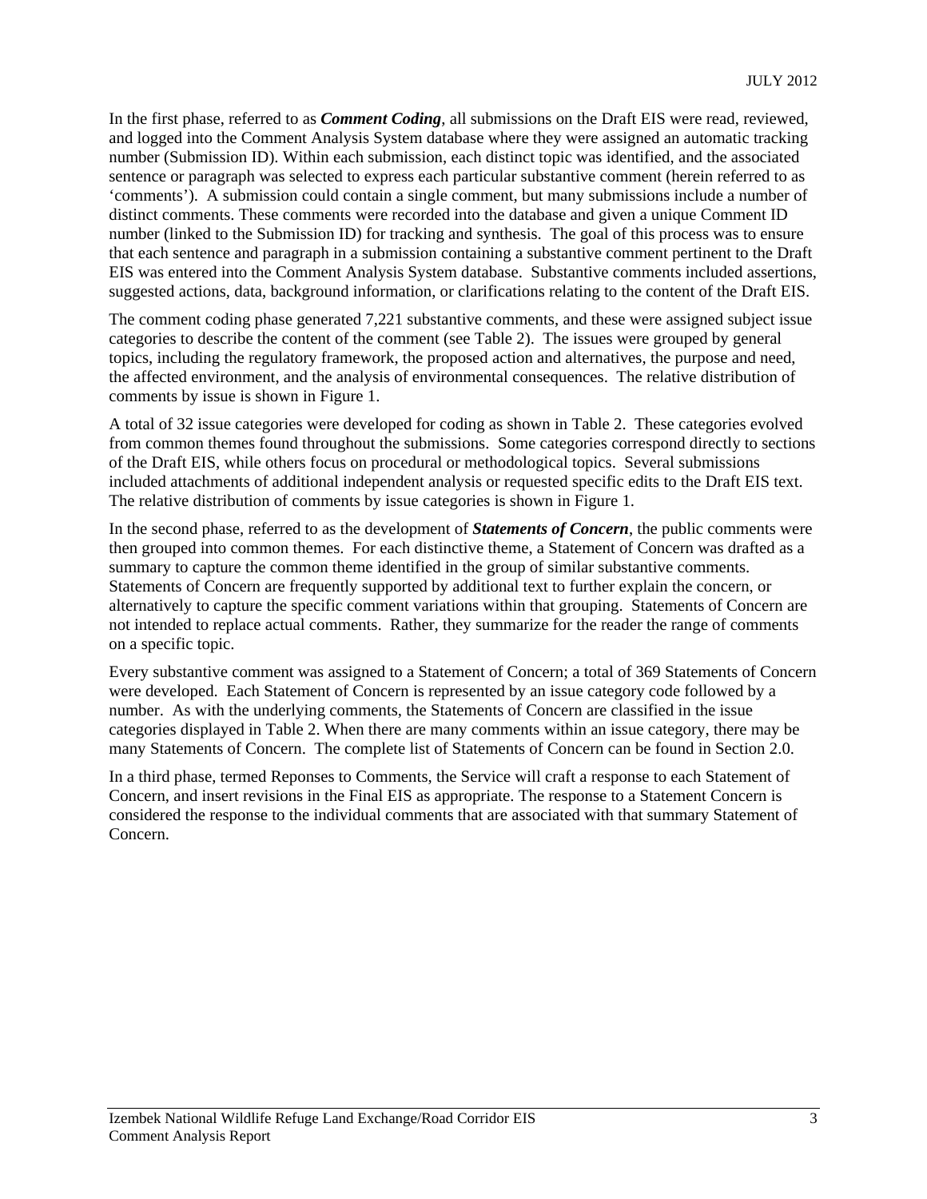In the first phase, referred to as ***Comment Coding***, all submissions on the Draft EIS were read, reviewed, and logged into the Comment Analysis System database where they were assigned an automatic tracking number (Submission ID). Within each submission, each distinct topic was identified, and the associated sentence or paragraph was selected to express each particular substantive comment (herein referred to as 'comments'). A submission could contain a single comment, but many submissions include a number of distinct comments. These comments were recorded into the database and given a unique Comment ID number (linked to the Submission ID) for tracking and synthesis. The goal of this process was to ensure that each sentence and paragraph in a submission containing a substantive comment pertinent to the Draft EIS was entered into the Comment Analysis System database. Substantive comments included assertions, suggested actions, data, background information, or clarifications relating to the content of the Draft EIS.

The comment coding phase generated 7,221 substantive comments, and these were assigned subject issue categories to describe the content of the comment (see Table 2). The issues were grouped by general topics, including the regulatory framework, the proposed action and alternatives, the purpose and need, the affected environment, and the analysis of environmental consequences. The relative distribution of comments by issue is shown in Figure 1.

A total of 32 issue categories were developed for coding as shown in Table 2. These categories evolved from common themes found throughout the submissions. Some categories correspond directly to sections of the Draft EIS, while others focus on procedural or methodological topics. Several submissions included attachments of additional independent analysis or requested specific edits to the Draft EIS text. The relative distribution of comments by issue categories is shown in Figure 1.

In the second phase, referred to as the development of ***Statements of Concern***, the public comments were then grouped into common themes. For each distinctive theme, a Statement of Concern was drafted as a summary to capture the common theme identified in the group of similar substantive comments. Statements of Concern are frequently supported by additional text to further explain the concern, or alternatively to capture the specific comment variations within that grouping. Statements of Concern are not intended to replace actual comments. Rather, they summarize for the reader the range of comments on a specific topic.

Every substantive comment was assigned to a Statement of Concern; a total of 369 Statements of Concern were developed. Each Statement of Concern is represented by an issue category code followed by a number. As with the underlying comments, the Statements of Concern are classified in the issue categories displayed in Table 2. When there are many comments within an issue category, there may be many Statements of Concern. The complete list of Statements of Concern can be found in Section 2.0.

In a third phase, termed Reponses to Comments, the Service will craft a response to each Statement of Concern, and insert revisions in the Final EIS as appropriate. The response to a Statement Concern is considered the response to the individual comments that are associated with that summary Statement of Concern.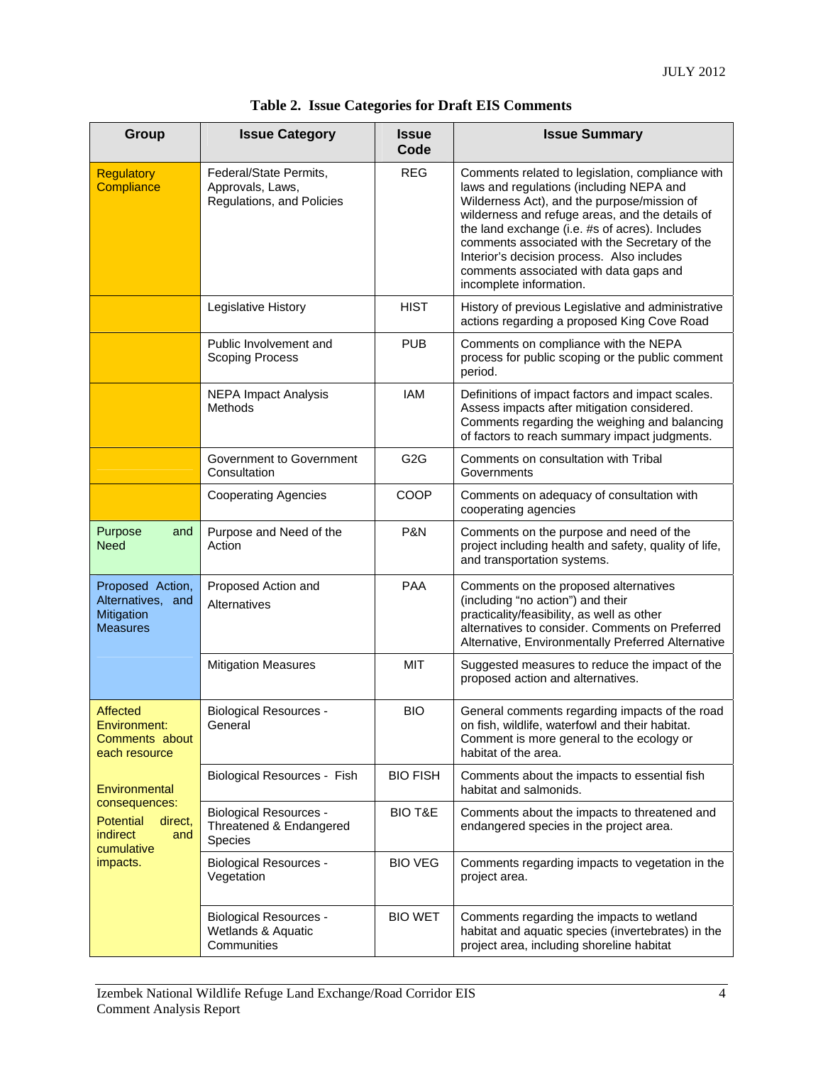**Table 2. Issue Categories for Draft EIS Comments**

| Group | Issue Category | Issue Code | Issue Summary |
|---|---|---|---|
| Regulatory Compliance | Federal/State Permits, Approvals, Laws, Regulations, and Policies | REG | Comments related to legislation, compliance with laws and regulations (including NEPA and Wilderness Act), and the purpose/mission of wilderness and refuge areas, and the details of the land exchange (i.e. #s of acres). Includes comments associated with the Secretary of the Interior's decision process. Also includes comments associated with data gaps and incomplete information. |
| | Legislative History | HIST | History of previous Legislative and administrative actions regarding a proposed King Cove Road |
| | Public Involvement and Scoping Process | PUB | Comments on compliance with the NEPA process for public scoping or the public comment period. |
| | NEPA Impact Analysis Methods | IAM | Definitions of impact factors and impact scales. Assess impacts after mitigation considered. Comments regarding the weighing and balancing of factors to reach summary impact judgments. |
| | Government to Government Consultation | G2G | Comments on consultation with Tribal Governments |
| | Cooperating Agencies | COOP | Comments on adequacy of consultation with cooperating agencies |
| Purpose and Need | Purpose and Need of the Action | P&N | Comments on the purpose and need of the project including health and safety, quality of life, and transportation systems. |
| Proposed Action, Alternatives, and Mitigation Measures | Proposed Action and Alternatives | PAA | Comments on the proposed alternatives (including "no action") and their practicality/feasibility, as well as other alternatives to consider. Comments on Preferred Alternative, Environmentally Preferred Alternative |
| | Mitigation Measures | MIT | Suggested measures to reduce the impact of the proposed action and alternatives. |
| Affected Environment: Comments about each resource<br><br>Environmental consequences: Potential direct, indirect and cumulative impacts. | Biological Resources - General | BIO | General comments regarding impacts of the road on fish, wildlife, waterfowl and their habitat. Comment is more general to the ecology or habitat of the area. |
| | Biological Resources - Fish | BIO FISH | Comments about the impacts to essential fish habitat and salmonids. |
| | Biological Resources - Threatened & Endangered Species | BIO T&E | Comments about the impacts to threatened and endangered species in the project area. |
| | Biological Resources - Vegetation | BIO VEG | Comments regarding impacts to vegetation in the project area. |
| | Biological Resources - Wetlands & Aquatic Communities | BIO WET | Comments regarding the impacts to wetland habitat and aquatic species (invertebrates) in the project area, including shoreline habitat |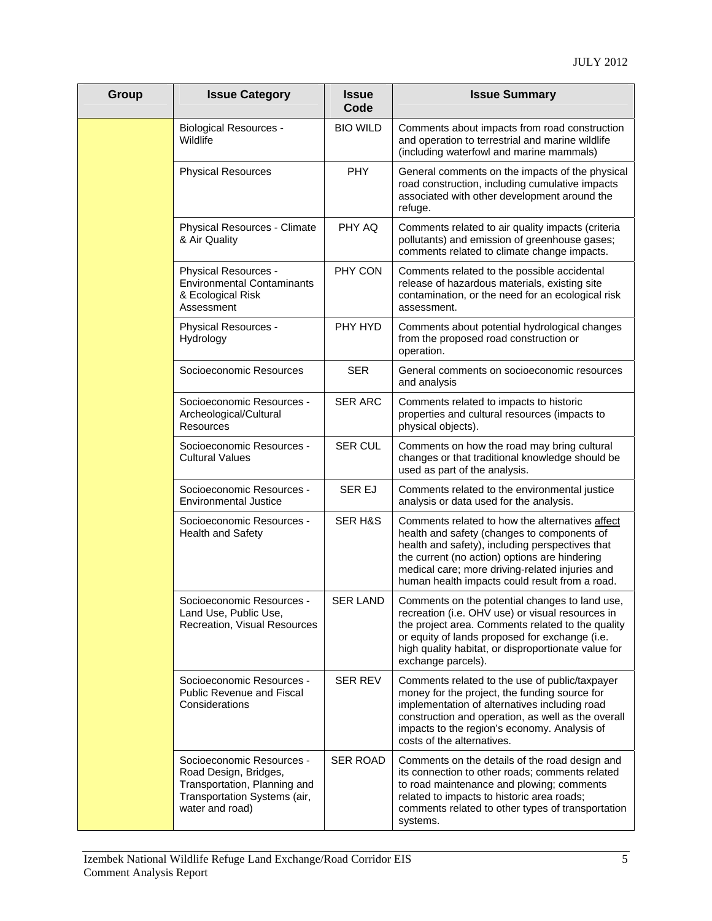| Group | Issue Category | Issue Code | Issue Summary |
|---|---|---|---|
| | Biological Resources - Wildlife | BIO WILD | Comments about impacts from road construction and operation to terrestrial and marine wildlife (including waterfowl and marine mammals) |
| | Physical Resources | PHY | General comments on the impacts of the physical road construction, including cumulative impacts associated with other development around the refuge. |
| | Physical Resources - Climate & Air Quality | PHY AQ | Comments related to air quality impacts (criteria pollutants) and emission of greenhouse gases; comments related to climate change impacts. |
| | Physical Resources - Environmental Contaminants & Ecological Risk Assessment | PHY CON | Comments related to the possible accidental release of hazardous materials, existing site contamination, or the need for an ecological risk assessment. |
| | Physical Resources - Hydrology | PHY HYD | Comments about potential hydrological changes from the proposed road construction or operation. |
| | Socioeconomic Resources | SER | General comments on socioeconomic resources and analysis |
| | Socioeconomic Resources - Archeological/Cultural Resources | SER ARC | Comments related to impacts to historic properties and cultural resources (impacts to physical objects). |
| | Socioeconomic Resources - Cultural Values | SER CUL | Comments on how the road may bring cultural changes or that traditional knowledge should be used as part of the analysis. |
| | Socioeconomic Resources - Environmental Justice | SER EJ | Comments related to the environmental justice analysis or data used for the analysis. |
| | Socioeconomic Resources - Health and Safety | SER H&S | Comments related to how the alternatives affect health and safety (changes to components of health and safety), including perspectives that the current (no action) options are hindering medical care; more driving-related injuries and human health impacts could result from a road. |
| | Socioeconomic Resources - Land Use, Public Use, Recreation, Visual Resources | SER LAND | Comments on the potential changes to land use, recreation (i.e. OHV use) or visual resources in the project area. Comments related to the quality or equity of lands proposed for exchange (i.e. high quality habitat, or disproportionate value for exchange parcels). |
| | Socioeconomic Resources - Public Revenue and Fiscal Considerations | SER REV | Comments related to the use of public/taxpayer money for the project, the funding source for implementation of alternatives including road construction and operation, as well as the overall impacts to the region's economy. Analysis of costs of the alternatives. |
| | Socioeconomic Resources - Road Design, Bridges, Transportation, Planning and Transportation Systems (air, water and road) | SER ROAD | Comments on the details of the road design and its connection to other roads; comments related to road maintenance and plowing; comments related to impacts to historic area roads; comments related to other types of transportation systems. |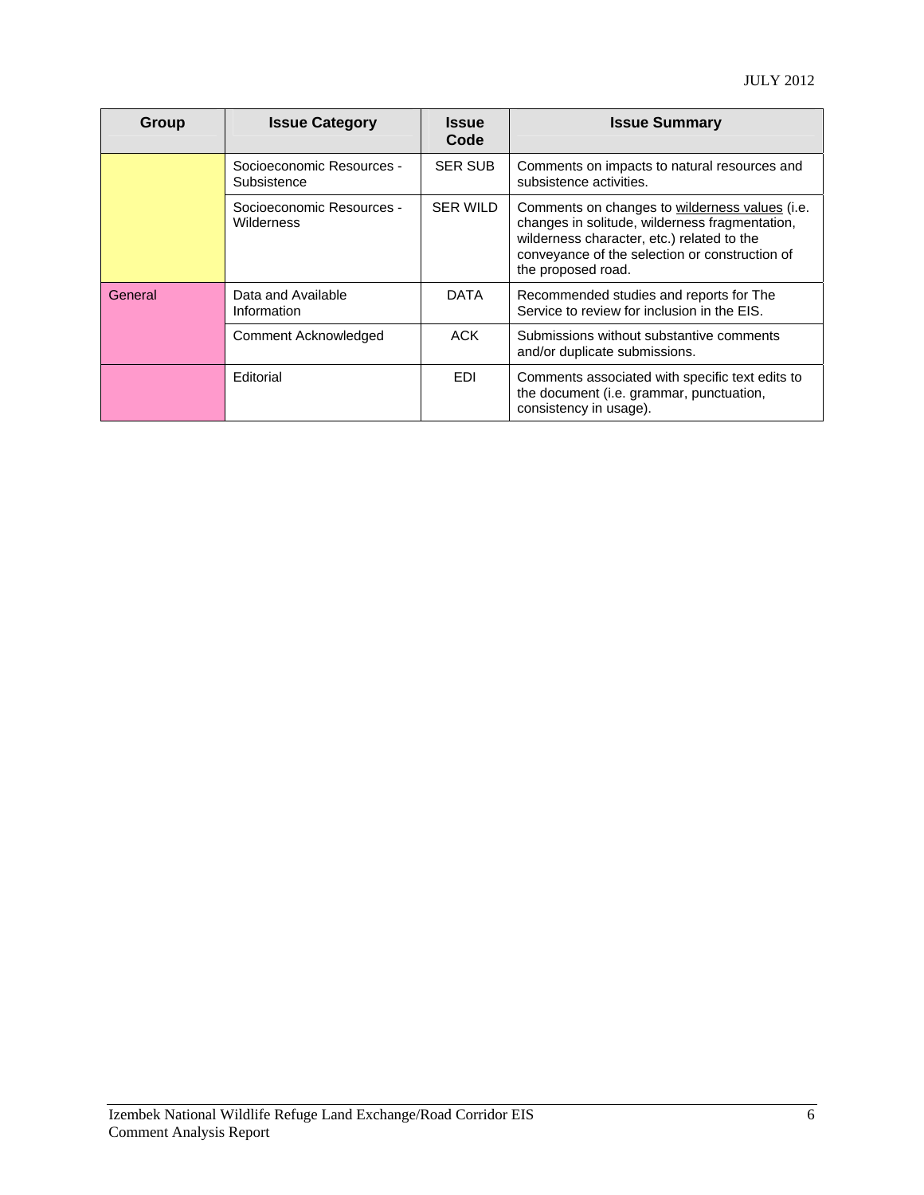| Group | Issue Category | Issue Code | Issue Summary |
|---|---|---|---|
| | Socioeconomic Resources - Subsistence | SER SUB | Comments on impacts to natural resources and subsistence activities. |
| | Socioeconomic Resources - Wilderness | SER WILD | Comments on changes to wilderness values (i.e. changes in solitude, wilderness fragmentation, wilderness character, etc.) related to the conveyance of the selection or construction of the proposed road. |
| General | Data and Available Information | DATA | Recommended studies and reports for The Service to review for inclusion in the EIS. |
| | Comment Acknowledged | ACK | Submissions without substantive comments and/or duplicate submissions. |
| | Editorial | EDI | Comments associated with specific text edits to the document (i.e. grammar, punctuation, consistency in usage). |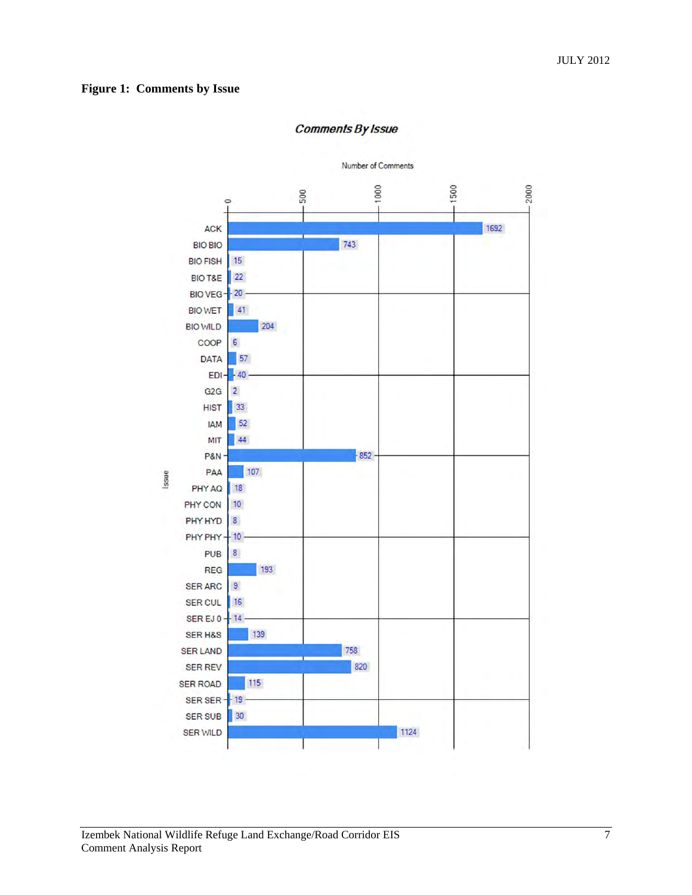**Figure 1: Comments by Issue**

*Comments By Issue*

| Issue | Number of Comments |
|---|---|
| ACK | 1692 |
| BIO BIO | 743 |
| BIO FISH | 15 |
| BIO T&E | 22 |
| BIO VEG | 20 |
| BIO WET | 41 |
| BIO WILD | 204 |
| COOP | 6 |
| DATA | 57 |
| EDI | 40 |
| G2G | 2 |
| HIST | 33 |
| IAM | 52 |
| MIT | 44 |
| P&N | 852 |
| PAA | 107 |
| PHY AQ | 18 |
| PHY CON | 10 |
| PHY HYD | 8 |
| PHY PHY | 10 |
| PUB | 8 |
| REG | 193 |
| SER ARC | 9 |
| SER CUL | 16 |
| SER EJ 0 | 14 |
| SER H&S | 139 |
| SER LAND | 758 |
| SER REV | 820 |
| SER ROAD | 115 |
| SER SER | 19 |
| SER SUB | 30 |
| SER WILD | 1124 |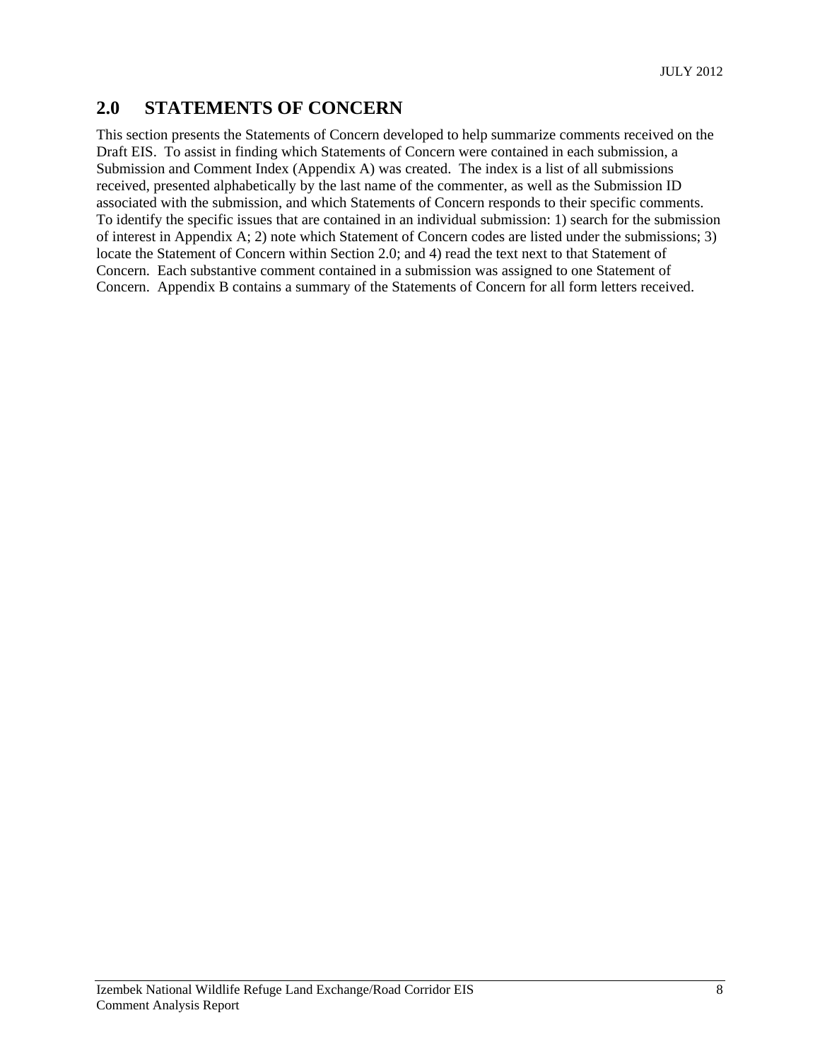## 2.0 STATEMENTS OF CONCERN

This section presents the Statements of Concern developed to help summarize comments received on the Draft EIS. To assist in finding which Statements of Concern were contained in each submission, a Submission and Comment Index (Appendix A) was created. The index is a list of all submissions received, presented alphabetically by the last name of the commenter, as well as the Submission ID associated with the submission, and which Statements of Concern responds to their specific comments. To identify the specific issues that are contained in an individual submission: 1) search for the submission of interest in Appendix A; 2) note which Statement of Concern codes are listed under the submissions; 3) locate the Statement of Concern within Section 2.0; and 4) read the text next to that Statement of Concern. Each substantive comment contained in a submission was assigned to one Statement of Concern. Appendix B contains a summary of the Statements of Concern for all form letters received.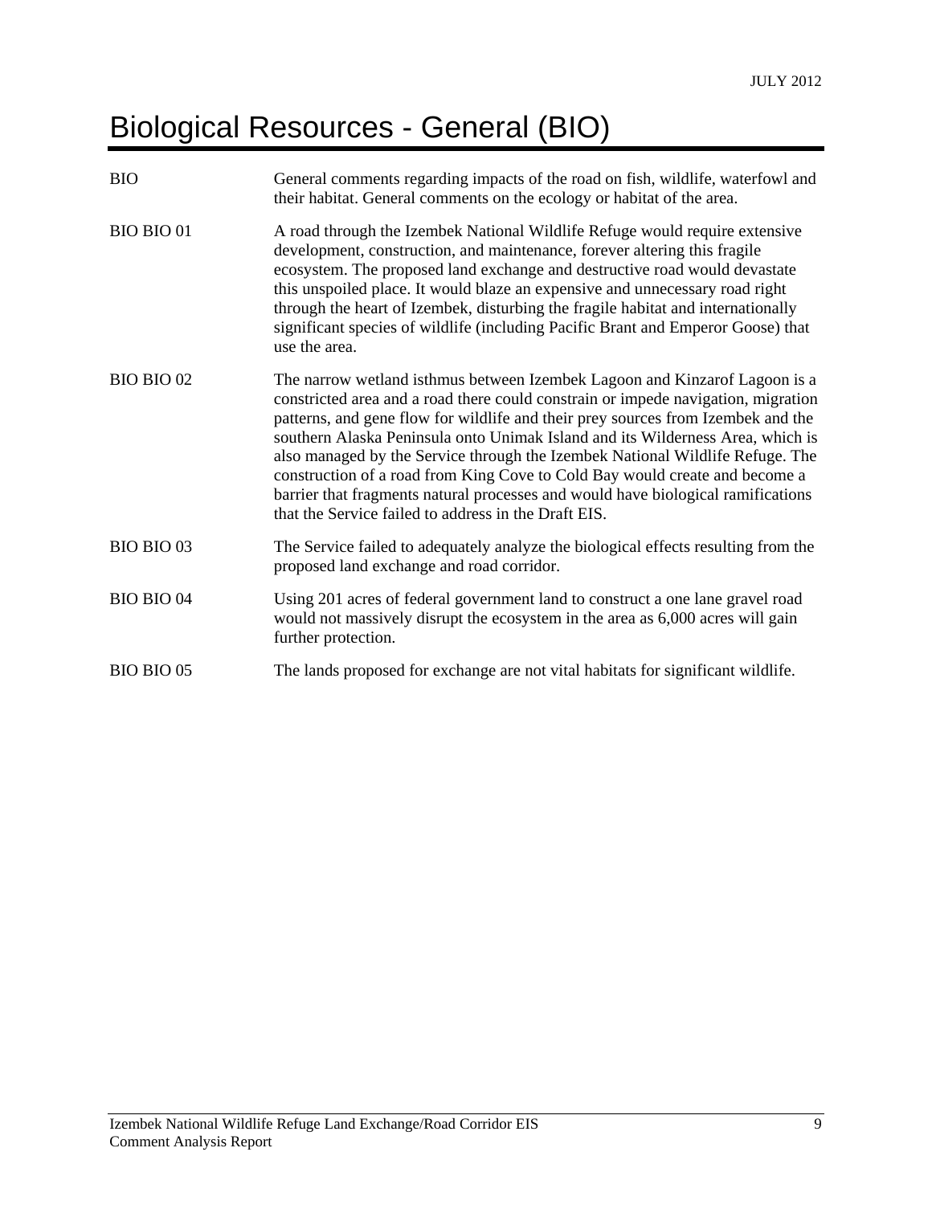# Biological Resources - General (BIO)

| | |
|---|---|
| BIO | General comments regarding impacts of the road on fish, wildlife, waterfowl and their habitat. General comments on the ecology or habitat of the area. |
| BIO BIO 01 | A road through the Izembek National Wildlife Refuge would require extensive development, construction, and maintenance, forever altering this fragile ecosystem. The proposed land exchange and destructive road would devastate this unspoiled place. It would blaze an expensive and unnecessary road right through the heart of Izembek, disturbing the fragile habitat and internationally significant species of wildlife (including Pacific Brant and Emperor Goose) that use the area. |
| BIO BIO 02 | The narrow wetland isthmus between Izembek Lagoon and Kinzarof Lagoon is a constricted area and a road there could constrain or impede navigation, migration patterns, and gene flow for wildlife and their prey sources from Izembek and the southern Alaska Peninsula onto Unimak Island and its Wilderness Area, which is also managed by the Service through the Izembek National Wildlife Refuge. The construction of a road from King Cove to Cold Bay would create and become a barrier that fragments natural processes and would have biological ramifications that the Service failed to address in the Draft EIS. |
| BIO BIO 03 | The Service failed to adequately analyze the biological effects resulting from the proposed land exchange and road corridor. |
| BIO BIO 04 | Using 201 acres of federal government land to construct a one lane gravel road would not massively disrupt the ecosystem in the area as 6,000 acres will gain further protection. |
| BIO BIO 05 | The lands proposed for exchange are not vital habitats for significant wildlife. |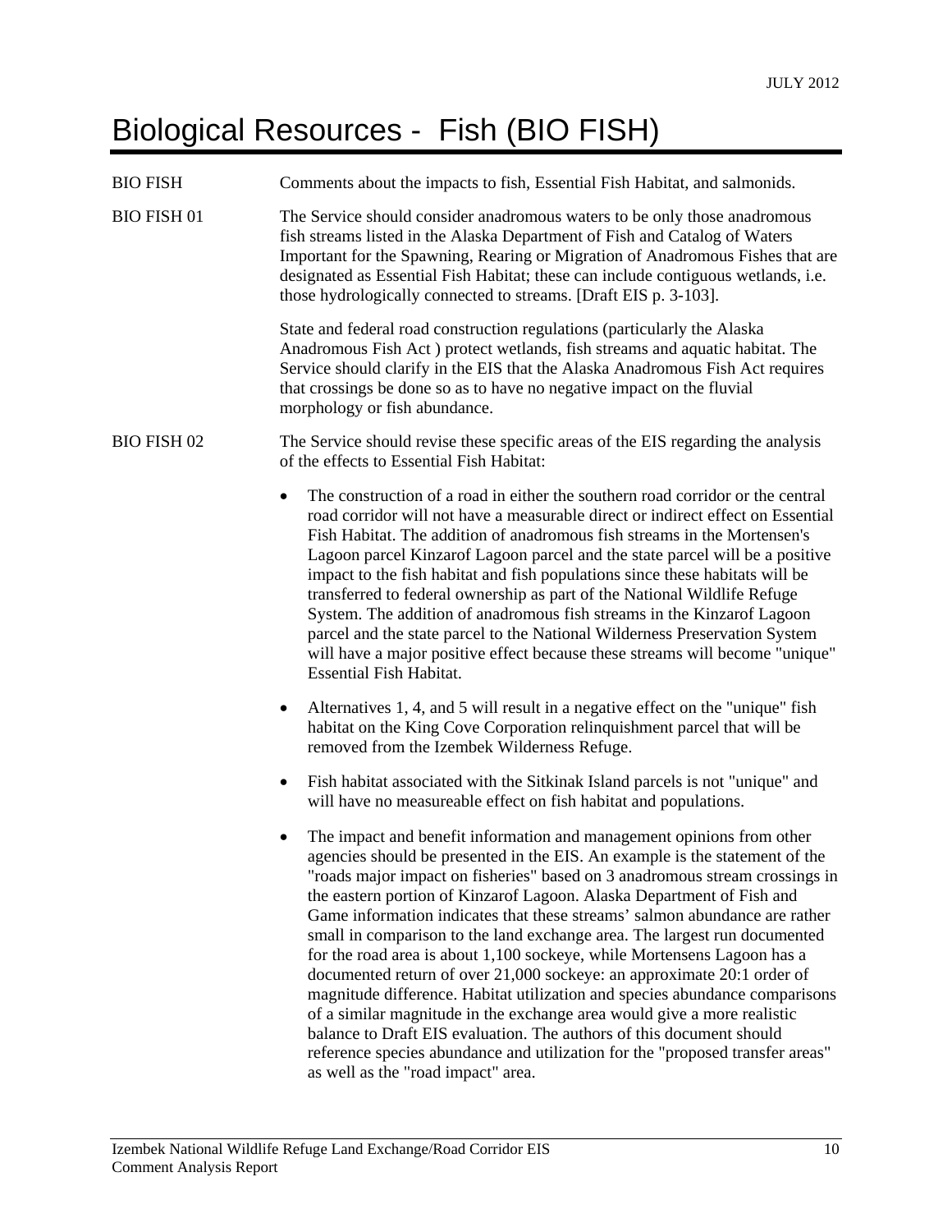# Biological Resources - Fish (BIO FISH)

BIO FISH Comments about the impacts to fish, Essential Fish Habitat, and salmonids.

BIO FISH 01 The Service should consider anadromous waters to be only those anadromous fish streams listed in the Alaska Department of Fish and Catalog of Waters Important for the Spawning, Rearing or Migration of Anadromous Fishes that are designated as Essential Fish Habitat; these can include contiguous wetlands, i.e. those hydrologically connected to streams. [Draft EIS p. 3-103].

State and federal road construction regulations (particularly the Alaska Anadromous Fish Act ) protect wetlands, fish streams and aquatic habitat. The Service should clarify in the EIS that the Alaska Anadromous Fish Act requires that crossings be done so as to have no negative impact on the fluvial morphology or fish abundance.

BIO FISH 02 The Service should revise these specific areas of the EIS regarding the analysis of the effects to Essential Fish Habitat:

- The construction of a road in either the southern road corridor or the central road corridor will not have a measurable direct or indirect effect on Essential Fish Habitat. The addition of anadromous fish streams in the Mortensen's Lagoon parcel Kinzarof Lagoon parcel and the state parcel will be a positive impact to the fish habitat and fish populations since these habitats will be transferred to federal ownership as part of the National Wildlife Refuge System. The addition of anadromous fish streams in the Kinzarof Lagoon parcel and the state parcel to the National Wilderness Preservation System will have a major positive effect because these streams will become "unique" Essential Fish Habitat.
- Alternatives 1, 4, and 5 will result in a negative effect on the "unique" fish habitat on the King Cove Corporation relinquishment parcel that will be removed from the Izembek Wilderness Refuge.
- Fish habitat associated with the Sitkinak Island parcels is not "unique" and will have no measureable effect on fish habitat and populations.
- The impact and benefit information and management opinions from other agencies should be presented in the EIS. An example is the statement of the "roads major impact on fisheries" based on 3 anadromous stream crossings in the eastern portion of Kinzarof Lagoon. Alaska Department of Fish and Game information indicates that these streams' salmon abundance are rather small in comparison to the land exchange area. The largest run documented for the road area is about 1,100 sockeye, while Mortensens Lagoon has a documented return of over 21,000 sockeye: an approximate 20:1 order of magnitude difference. Habitat utilization and species abundance comparisons of a similar magnitude in the exchange area would give a more realistic balance to Draft EIS evaluation. The authors of this document should reference species abundance and utilization for the "proposed transfer areas" as well as the "road impact" area.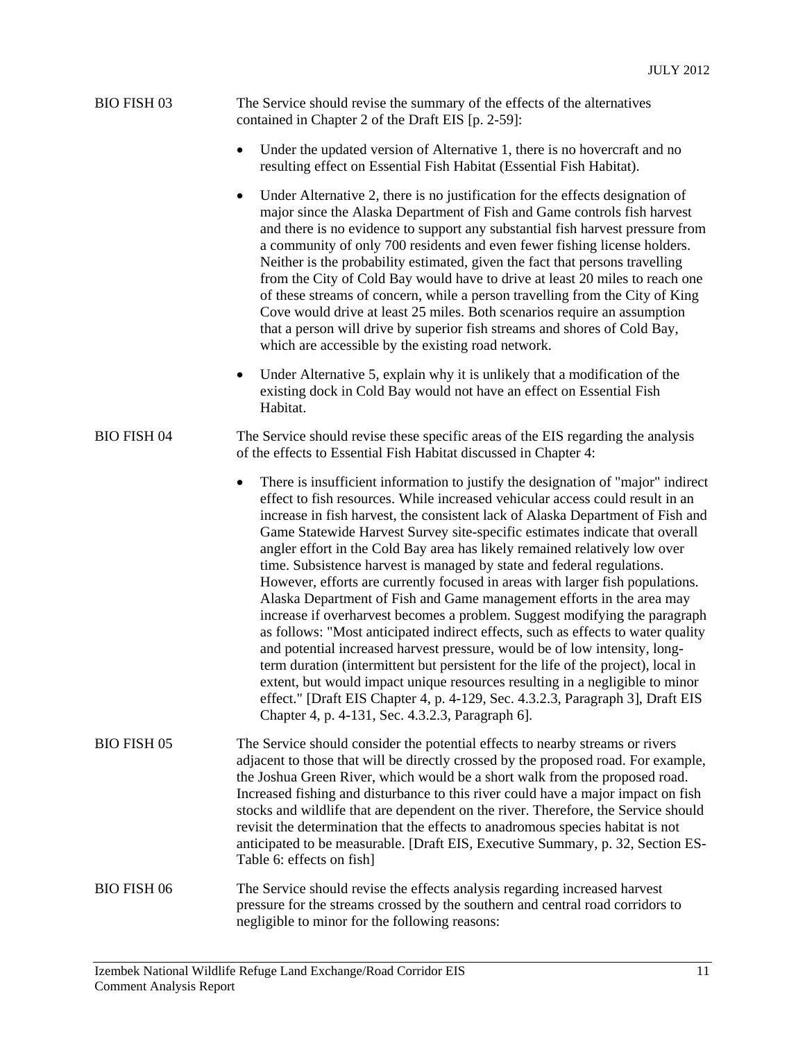BIO FISH 03 The Service should revise the summary of the effects of the alternatives contained in Chapter 2 of the Draft EIS [p. 2-59]:

- Under the updated version of Alternative 1, there is no hovercraft and no resulting effect on Essential Fish Habitat (Essential Fish Habitat).
- Under Alternative 2, there is no justification for the effects designation of major since the Alaska Department of Fish and Game controls fish harvest and there is no evidence to support any substantial fish harvest pressure from a community of only 700 residents and even fewer fishing license holders. Neither is the probability estimated, given the fact that persons travelling from the City of Cold Bay would have to drive at least 20 miles to reach one of these streams of concern, while a person travelling from the City of King Cove would drive at least 25 miles. Both scenarios require an assumption that a person will drive by superior fish streams and shores of Cold Bay, which are accessible by the existing road network.
- Under Alternative 5, explain why it is unlikely that a modification of the existing dock in Cold Bay would not have an effect on Essential Fish Habitat.

BIO FISH 04 The Service should revise these specific areas of the EIS regarding the analysis of the effects to Essential Fish Habitat discussed in Chapter 4:

- There is insufficient information to justify the designation of "major" indirect effect to fish resources. While increased vehicular access could result in an increase in fish harvest, the consistent lack of Alaska Department of Fish and Game Statewide Harvest Survey site-specific estimates indicate that overall angler effort in the Cold Bay area has likely remained relatively low over time. Subsistence harvest is managed by state and federal regulations. However, efforts are currently focused in areas with larger fish populations. Alaska Department of Fish and Game management efforts in the area may increase if overharvest becomes a problem. Suggest modifying the paragraph as follows: "Most anticipated indirect effects, such as effects to water quality and potential increased harvest pressure, would be of low intensity, long-term duration (intermittent but persistent for the life of the project), local in extent, but would impact unique resources resulting in a negligible to minor effect." [Draft EIS Chapter 4, p. 4-129, Sec. 4.3.2.3, Paragraph 3], Draft EIS Chapter 4, p. 4-131, Sec. 4.3.2.3, Paragraph 6].

BIO FISH 05 The Service should consider the potential effects to nearby streams or rivers adjacent to those that will be directly crossed by the proposed road. For example, the Joshua Green River, which would be a short walk from the proposed road. Increased fishing and disturbance to this river could have a major impact on fish stocks and wildlife that are dependent on the river. Therefore, the Service should revisit the determination that the effects to anadromous species habitat is not anticipated to be measurable. [Draft EIS, Executive Summary, p. 32, Section ES-Table 6: effects on fish]

BIO FISH 06 The Service should revise the effects analysis regarding increased harvest pressure for the streams crossed by the southern and central road corridors to negligible to minor for the following reasons: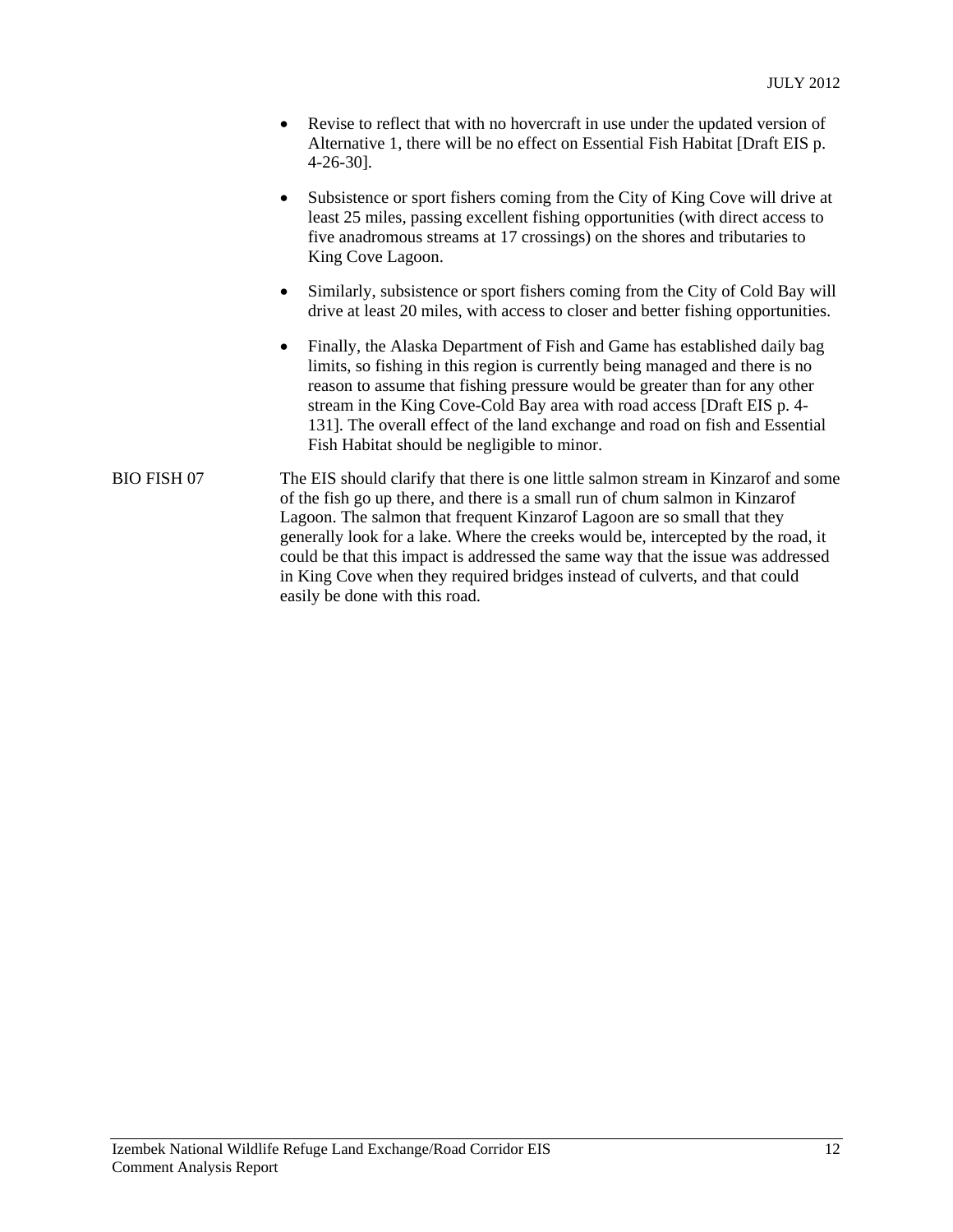- Revise to reflect that with no hovercraft in use under the updated version of Alternative 1, there will be no effect on Essential Fish Habitat [Draft EIS p. 4-26-30].
- Subsistence or sport fishers coming from the City of King Cove will drive at least 25 miles, passing excellent fishing opportunities (with direct access to five anadromous streams at 17 crossings) on the shores and tributaries to King Cove Lagoon.
- Similarly, subsistence or sport fishers coming from the City of Cold Bay will drive at least 20 miles, with access to closer and better fishing opportunities.
- Finally, the Alaska Department of Fish and Game has established daily bag limits, so fishing in this region is currently being managed and there is no reason to assume that fishing pressure would be greater than for any other stream in the King Cove-Cold Bay area with road access [Draft EIS p. 4-131]. The overall effect of the land exchange and road on fish and Essential Fish Habitat should be negligible to minor.

BIO FISH 07 The EIS should clarify that there is one little salmon stream in Kinzarof and some of the fish go up there, and there is a small run of chum salmon in Kinzarof Lagoon. The salmon that frequent Kinzarof Lagoon are so small that they generally look for a lake. Where the creeks would be, intercepted by the road, it could be that this impact is addressed the same way that the issue was addressed in King Cove when they required bridges instead of culverts, and that could easily be done with this road.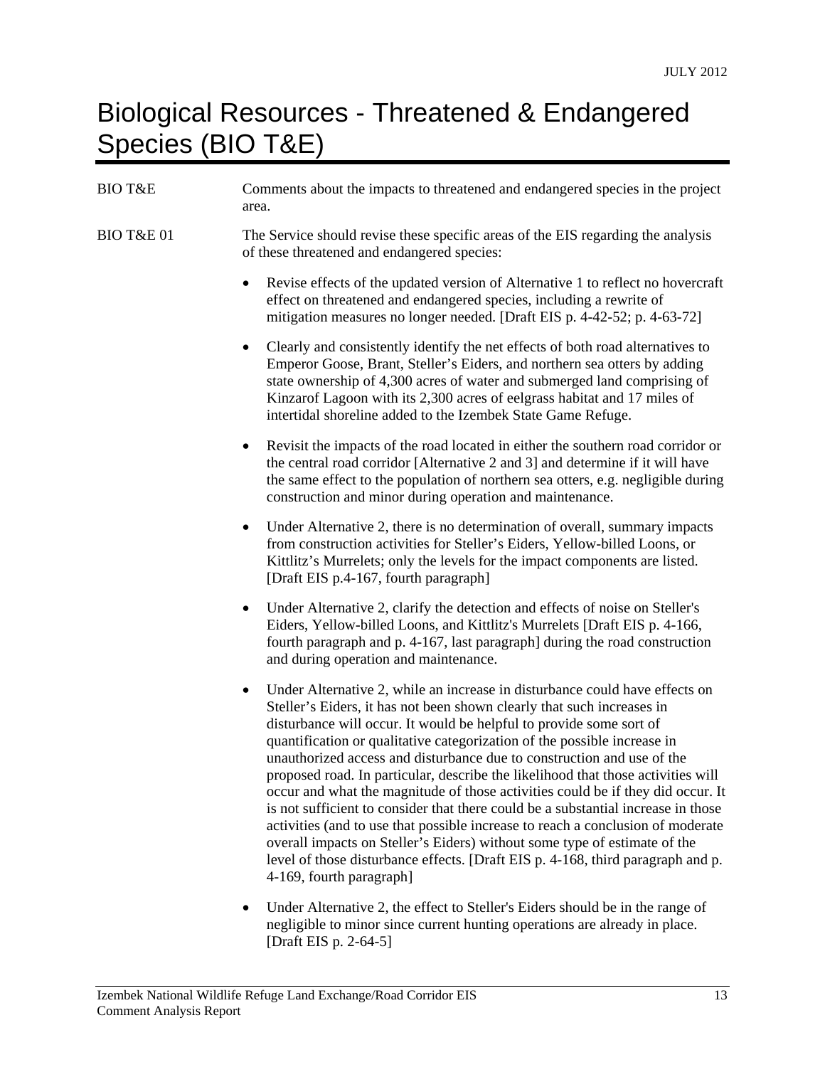# Biological Resources - Threatened & Endangered Species (BIO T&E)

BIO T&E Comments about the impacts to threatened and endangered species in the project area.

BIO T&E 01 The Service should revise these specific areas of the EIS regarding the analysis of these threatened and endangered species:

- Revise effects of the updated version of Alternative 1 to reflect no hovercraft effect on threatened and endangered species, including a rewrite of mitigation measures no longer needed. [Draft EIS p. 4-42-52; p. 4-63-72]
- Clearly and consistently identify the net effects of both road alternatives to Emperor Goose, Brant, Steller's Eiders, and northern sea otters by adding state ownership of 4,300 acres of water and submerged land comprising of Kinzarof Lagoon with its 2,300 acres of eelgrass habitat and 17 miles of intertidal shoreline added to the Izembek State Game Refuge.
- Revisit the impacts of the road located in either the southern road corridor or the central road corridor [Alternative 2 and 3] and determine if it will have the same effect to the population of northern sea otters, e.g. negligible during construction and minor during operation and maintenance.
- Under Alternative 2, there is no determination of overall, summary impacts from construction activities for Steller's Eiders, Yellow-billed Loons, or Kittlitz's Murrelets; only the levels for the impact components are listed. [Draft EIS p.4-167, fourth paragraph]
- Under Alternative 2, clarify the detection and effects of noise on Steller's Eiders, Yellow-billed Loons, and Kittlitz's Murrelets [Draft EIS p. 4-166, fourth paragraph and p. 4-167, last paragraph] during the road construction and during operation and maintenance.
- Under Alternative 2, while an increase in disturbance could have effects on Steller's Eiders, it has not been shown clearly that such increases in disturbance will occur. It would be helpful to provide some sort of quantification or qualitative categorization of the possible increase in unauthorized access and disturbance due to construction and use of the proposed road. In particular, describe the likelihood that those activities will occur and what the magnitude of those activities could be if they did occur. It is not sufficient to consider that there could be a substantial increase in those activities (and to use that possible increase to reach a conclusion of moderate overall impacts on Steller's Eiders) without some type of estimate of the level of those disturbance effects. [Draft EIS p. 4-168, third paragraph and p. 4-169, fourth paragraph]
- Under Alternative 2, the effect to Steller's Eiders should be in the range of negligible to minor since current hunting operations are already in place. [Draft EIS p. 2-64-5]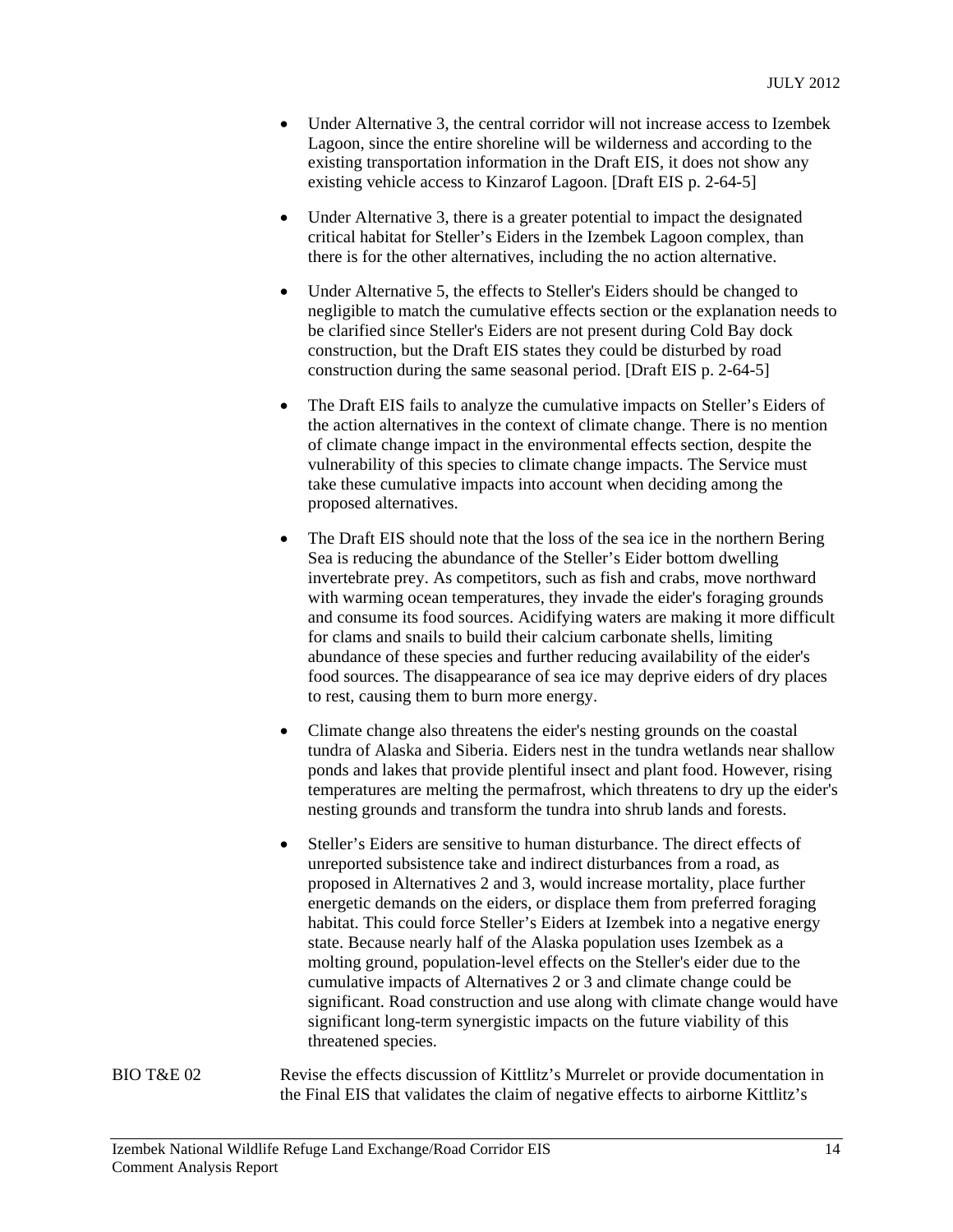- Under Alternative 3, the central corridor will not increase access to Izembek Lagoon, since the entire shoreline will be wilderness and according to the existing transportation information in the Draft EIS, it does not show any existing vehicle access to Kinzarof Lagoon. [Draft EIS p. 2-64-5]

- Under Alternative 3, there is a greater potential to impact the designated critical habitat for Steller's Eiders in the Izembek Lagoon complex, than there is for the other alternatives, including the no action alternative.

- Under Alternative 5, the effects to Steller's Eiders should be changed to negligible to match the cumulative effects section or the explanation needs to be clarified since Steller's Eiders are not present during Cold Bay dock construction, but the Draft EIS states they could be disturbed by road construction during the same seasonal period. [Draft EIS p. 2-64-5]

- The Draft EIS fails to analyze the cumulative impacts on Steller's Eiders of the action alternatives in the context of climate change. There is no mention of climate change impact in the environmental effects section, despite the vulnerability of this species to climate change impacts. The Service must take these cumulative impacts into account when deciding among the proposed alternatives.

- The Draft EIS should note that the loss of the sea ice in the northern Bering Sea is reducing the abundance of the Steller's Eider bottom dwelling invertebrate prey. As competitors, such as fish and crabs, move northward with warming ocean temperatures, they invade the eider's foraging grounds and consume its food sources. Acidifying waters are making it more difficult for clams and snails to build their calcium carbonate shells, limiting abundance of these species and further reducing availability of the eider's food sources. The disappearance of sea ice may deprive eiders of dry places to rest, causing them to burn more energy.

- Climate change also threatens the eider's nesting grounds on the coastal tundra of Alaska and Siberia. Eiders nest in the tundra wetlands near shallow ponds and lakes that provide plentiful insect and plant food. However, rising temperatures are melting the permafrost, which threatens to dry up the eider's nesting grounds and transform the tundra into shrub lands and forests.

- Steller's Eiders are sensitive to human disturbance. The direct effects of unreported subsistence take and indirect disturbances from a road, as proposed in Alternatives 2 and 3, would increase mortality, place further energetic demands on the eiders, or displace them from preferred foraging habitat. This could force Steller's Eiders at Izembek into a negative energy state. Because nearly half of the Alaska population uses Izembek as a molting ground, population-level effects on the Steller's eider due to the cumulative impacts of Alternatives 2 or 3 and climate change could be significant. Road construction and use along with climate change would have significant long-term synergistic impacts on the future viability of this threatened species.

BIO T&E 02 Revise the effects discussion of Kittlitz's Murrelet or provide documentation in the Final EIS that validates the claim of negative effects to airborne Kittlitz's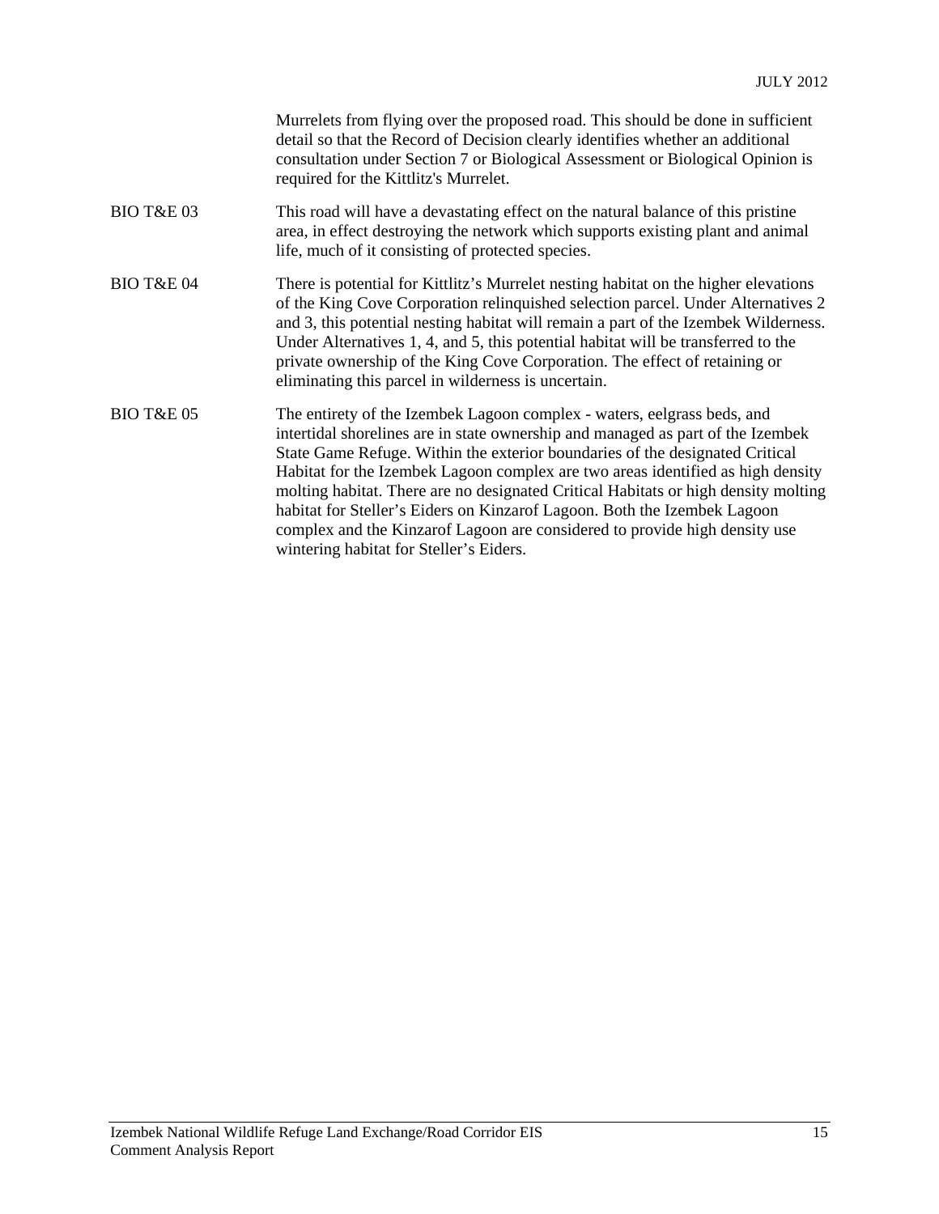| | |
|---|---|
| | Murrelets from flying over the proposed road. This should be done in sufficient detail so that the Record of Decision clearly identifies whether an additional consultation under Section 7 or Biological Assessment or Biological Opinion is required for the Kittlitz's Murrelet. |
| BIO T&E 03 | This road will have a devastating effect on the natural balance of this pristine area, in effect destroying the network which supports existing plant and animal life, much of it consisting of protected species. |
| BIO T&E 04 | There is potential for Kittlitz's Murrelet nesting habitat on the higher elevations of the King Cove Corporation relinquished selection parcel. Under Alternatives 2 and 3, this potential nesting habitat will remain a part of the Izembek Wilderness. Under Alternatives 1, 4, and 5, this potential habitat will be transferred to the private ownership of the King Cove Corporation. The effect of retaining or eliminating this parcel in wilderness is uncertain. |
| BIO T&E 05 | The entirety of the Izembek Lagoon complex - waters, eelgrass beds, and intertidal shorelines are in state ownership and managed as part of the Izembek State Game Refuge. Within the exterior boundaries of the designated Critical Habitat for the Izembek Lagoon complex are two areas identified as high density molting habitat. There are no designated Critical Habitats or high density molting habitat for Steller's Eiders on Kinzarof Lagoon. Both the Izembek Lagoon complex and the Kinzarof Lagoon are considered to provide high density use wintering habitat for Steller's Eiders. |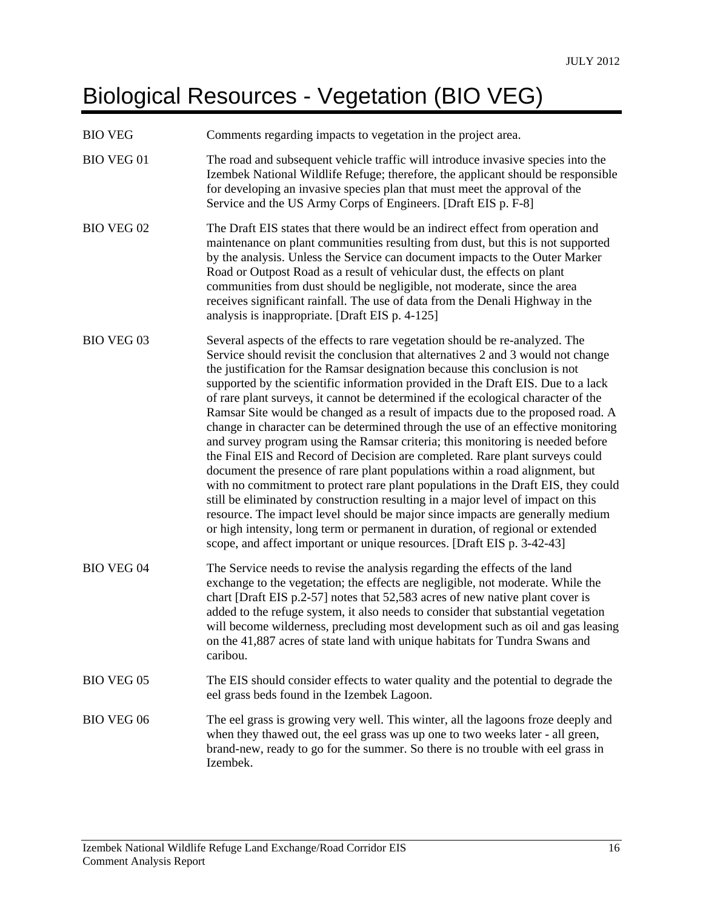# Biological Resources - Vegetation (BIO VEG)

| | |
|---|---|
| BIO VEG | Comments regarding impacts to vegetation in the project area. |
| BIO VEG 01 | The road and subsequent vehicle traffic will introduce invasive species into the Izembek National Wildlife Refuge; therefore, the applicant should be responsible for developing an invasive species plan that must meet the approval of the Service and the US Army Corps of Engineers. [Draft EIS p. F-8] |
| BIO VEG 02 | The Draft EIS states that there would be an indirect effect from operation and maintenance on plant communities resulting from dust, but this is not supported by the analysis. Unless the Service can document impacts to the Outer Marker Road or Outpost Road as a result of vehicular dust, the effects on plant communities from dust should be negligible, not moderate, since the area receives significant rainfall. The use of data from the Denali Highway in the analysis is inappropriate. [Draft EIS p. 4-125] |
| BIO VEG 03 | Several aspects of the effects to rare vegetation should be re-analyzed. The Service should revisit the conclusion that alternatives 2 and 3 would not change the justification for the Ramsar designation because this conclusion is not supported by the scientific information provided in the Draft EIS. Due to a lack of rare plant surveys, it cannot be determined if the ecological character of the Ramsar Site would be changed as a result of impacts due to the proposed road. A change in character can be determined through the use of an effective monitoring and survey program using the Ramsar criteria; this monitoring is needed before the Final EIS and Record of Decision are completed. Rare plant surveys could document the presence of rare plant populations within a road alignment, but with no commitment to protect rare plant populations in the Draft EIS, they could still be eliminated by construction resulting in a major level of impact on this resource. The impact level should be major since impacts are generally medium or high intensity, long term or permanent in duration, of regional or extended scope, and affect important or unique resources. [Draft EIS p. 3-42-43] |
| BIO VEG 04 | The Service needs to revise the analysis regarding the effects of the land exchange to the vegetation; the effects are negligible, not moderate. While the chart [Draft EIS p.2-57] notes that 52,583 acres of new native plant cover is added to the refuge system, it also needs to consider that substantial vegetation will become wilderness, precluding most development such as oil and gas leasing on the 41,887 acres of state land with unique habitats for Tundra Swans and caribou. |
| BIO VEG 05 | The EIS should consider effects to water quality and the potential to degrade the eel grass beds found in the Izembek Lagoon. |
| BIO VEG 06 | The eel grass is growing very well. This winter, all the lagoons froze deeply and when they thawed out, the eel grass was up one to two weeks later - all green, brand-new, ready to go for the summer. So there is no trouble with eel grass in Izembek. |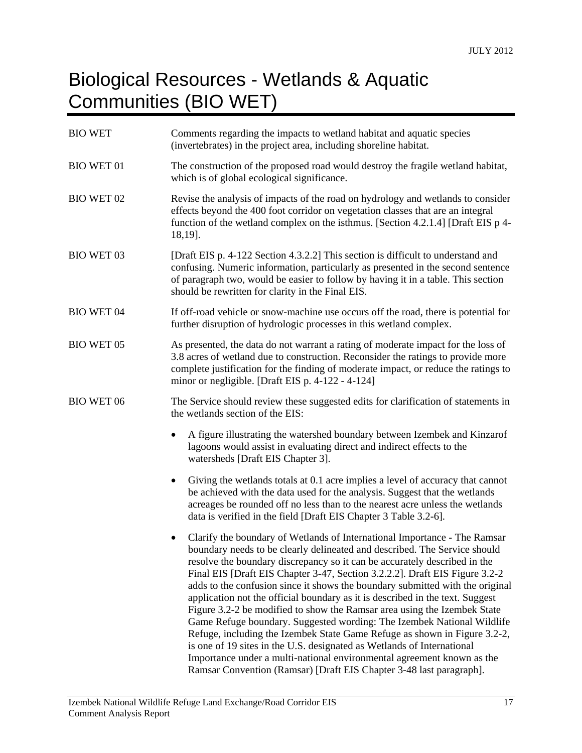# Biological Resources - Wetlands & Aquatic Communities (BIO WET)

| | |
|---|---|
| BIO WET | Comments regarding the impacts to wetland habitat and aquatic species (invertebrates) in the project area, including shoreline habitat. |
| BIO WET 01 | The construction of the proposed road would destroy the fragile wetland habitat, which is of global ecological significance. |
| BIO WET 02 | Revise the analysis of impacts of the road on hydrology and wetlands to consider effects beyond the 400 foot corridor on vegetation classes that are an integral function of the wetland complex on the isthmus. [Section 4.2.1.4] [Draft EIS p 4-18,19]. |
| BIO WET 03 | [Draft EIS p. 4-122 Section 4.3.2.2] This section is difficult to understand and confusing. Numeric information, particularly as presented in the second sentence of paragraph two, would be easier to follow by having it in a table. This section should be rewritten for clarity in the Final EIS. |
| BIO WET 04 | If off-road vehicle or snow-machine use occurs off the road, there is potential for further disruption of hydrologic processes in this wetland complex. |
| BIO WET 05 | As presented, the data do not warrant a rating of moderate impact for the loss of 3.8 acres of wetland due to construction. Reconsider the ratings to provide more complete justification for the finding of moderate impact, or reduce the ratings to minor or negligible. [Draft EIS p. 4-122 - 4-124] |
| BIO WET 06 | The Service should review these suggested edits for clarification of statements in the wetlands section of the EIS: |

- A figure illustrating the watershed boundary between Izembek and Kinzarof lagoons would assist in evaluating direct and indirect effects to the watersheds [Draft EIS Chapter 3].
- Giving the wetlands totals at 0.1 acre implies a level of accuracy that cannot be achieved with the data used for the analysis. Suggest that the wetlands acreages be rounded off no less than to the nearest acre unless the wetlands data is verified in the field [Draft EIS Chapter 3 Table 3.2-6].
- Clarify the boundary of Wetlands of International Importance - The Ramsar boundary needs to be clearly delineated and described. The Service should resolve the boundary discrepancy so it can be accurately described in the Final EIS [Draft EIS Chapter 3-47, Section 3.2.2.2]. Draft EIS Figure 3.2-2 adds to the confusion since it shows the boundary submitted with the original application not the official boundary as it is described in the text. Suggest Figure 3.2-2 be modified to show the Ramsar area using the Izembek State Game Refuge boundary. Suggested wording: The Izembek National Wildlife Refuge, including the Izembek State Game Refuge as shown in Figure 3.2-2, is one of 19 sites in the U.S. designated as Wetlands of International Importance under a multi-national environmental agreement known as the Ramsar Convention (Ramsar) [Draft EIS Chapter 3-48 last paragraph].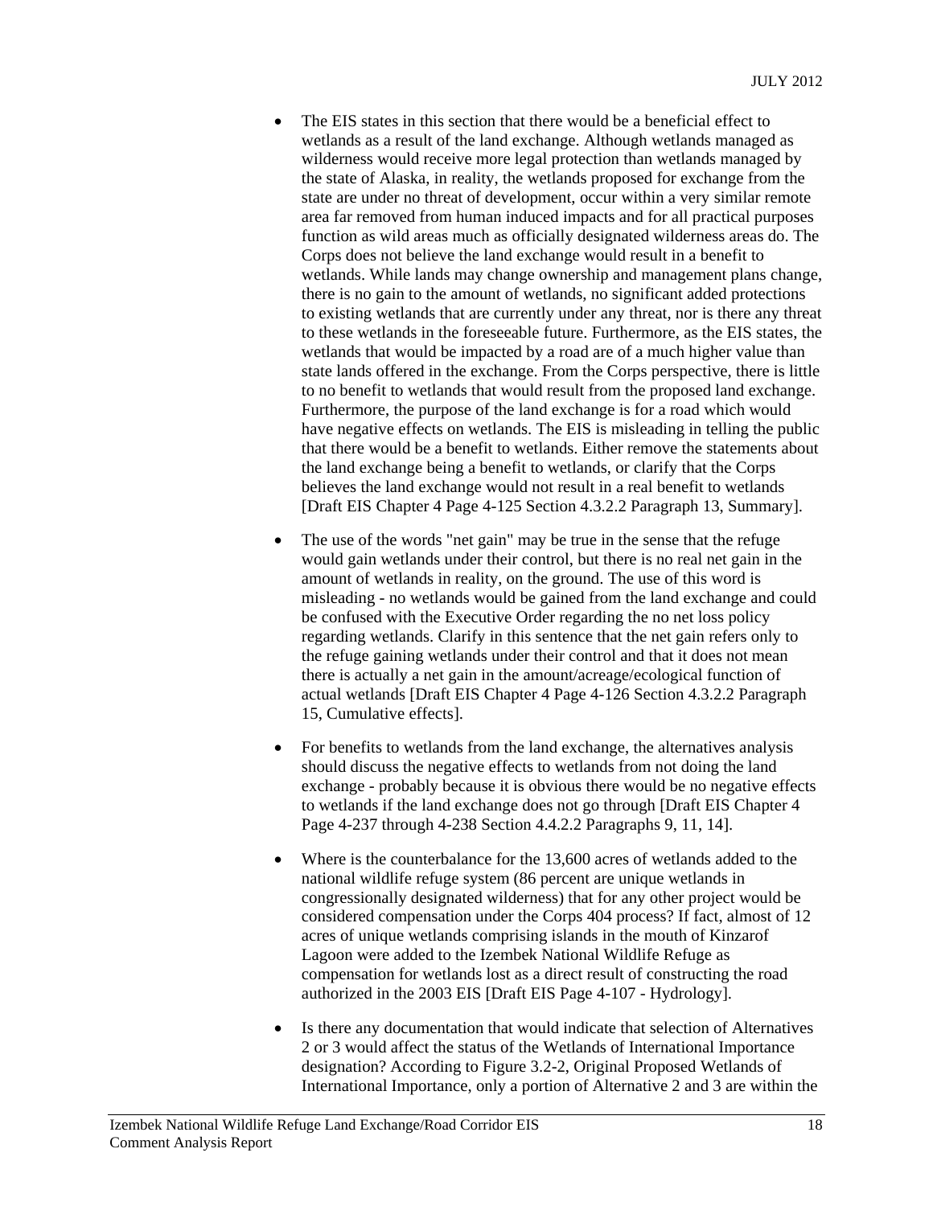- The EIS states in this section that there would be a beneficial effect to wetlands as a result of the land exchange. Although wetlands managed as wilderness would receive more legal protection than wetlands managed by the state of Alaska, in reality, the wetlands proposed for exchange from the state are under no threat of development, occur within a very similar remote area far removed from human induced impacts and for all practical purposes function as wild areas much as officially designated wilderness areas do. The Corps does not believe the land exchange would result in a benefit to wetlands. While lands may change ownership and management plans change, there is no gain to the amount of wetlands, no significant added protections to existing wetlands that are currently under any threat, nor is there any threat to these wetlands in the foreseeable future. Furthermore, as the EIS states, the wetlands that would be impacted by a road are of a much higher value than state lands offered in the exchange. From the Corps perspective, there is little to no benefit to wetlands that would result from the proposed land exchange. Furthermore, the purpose of the land exchange is for a road which would have negative effects on wetlands. The EIS is misleading in telling the public that there would be a benefit to wetlands. Either remove the statements about the land exchange being a benefit to wetlands, or clarify that the Corps believes the land exchange would not result in a real benefit to wetlands [Draft EIS Chapter 4 Page 4-125 Section 4.3.2.2 Paragraph 13, Summary].

- The use of the words "net gain" may be true in the sense that the refuge would gain wetlands under their control, but there is no real net gain in the amount of wetlands in reality, on the ground. The use of this word is misleading - no wetlands would be gained from the land exchange and could be confused with the Executive Order regarding the no net loss policy regarding wetlands. Clarify in this sentence that the net gain refers only to the refuge gaining wetlands under their control and that it does not mean there is actually a net gain in the amount/acreage/ecological function of actual wetlands [Draft EIS Chapter 4 Page 4-126 Section 4.3.2.2 Paragraph 15, Cumulative effects].

- For benefits to wetlands from the land exchange, the alternatives analysis should discuss the negative effects to wetlands from not doing the land exchange - probably because it is obvious there would be no negative effects to wetlands if the land exchange does not go through [Draft EIS Chapter 4 Page 4-237 through 4-238 Section 4.4.2.2 Paragraphs 9, 11, 14].

- Where is the counterbalance for the 13,600 acres of wetlands added to the national wildlife refuge system (86 percent are unique wetlands in congressionally designated wilderness) that for any other project would be considered compensation under the Corps 404 process? If fact, almost of 12 acres of unique wetlands comprising islands in the mouth of Kinzarof Lagoon were added to the Izembek National Wildlife Refuge as compensation for wetlands lost as a direct result of constructing the road authorized in the 2003 EIS [Draft EIS Page 4-107 - Hydrology].

- Is there any documentation that would indicate that selection of Alternatives 2 or 3 would affect the status of the Wetlands of International Importance designation? According to Figure 3.2-2, Original Proposed Wetlands of International Importance, only a portion of Alternative 2 and 3 are within the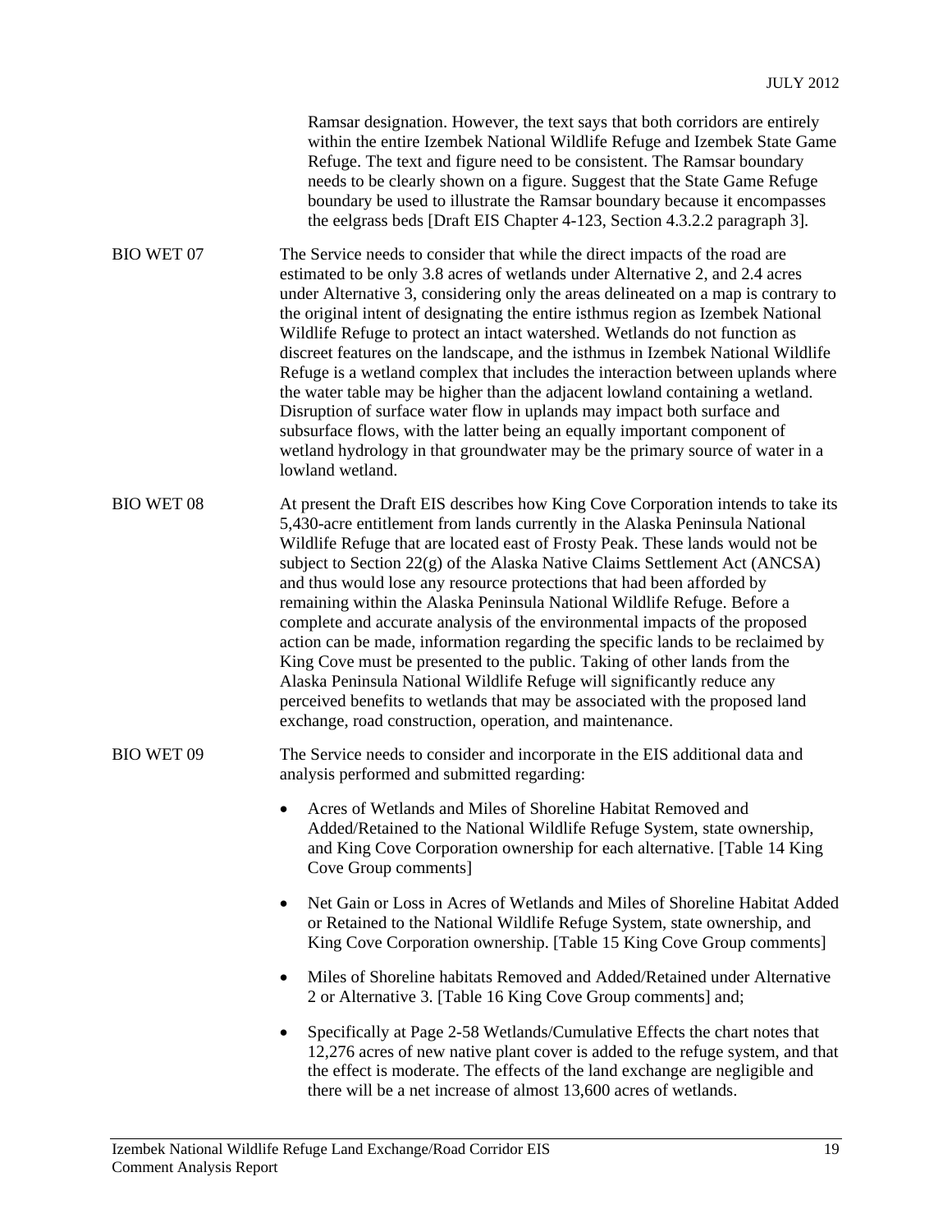Ramsar designation. However, the text says that both corridors are entirely within the entire Izembek National Wildlife Refuge and Izembek State Game Refuge. The text and figure need to be consistent. The Ramsar boundary needs to be clearly shown on a figure. Suggest that the State Game Refuge boundary be used to illustrate the Ramsar boundary because it encompasses the eelgrass beds [Draft EIS Chapter 4-123, Section 4.3.2.2 paragraph 3].

BIO WET 07 — The Service needs to consider that while the direct impacts of the road are estimated to be only 3.8 acres of wetlands under Alternative 2, and 2.4 acres under Alternative 3, considering only the areas delineated on a map is contrary to the original intent of designating the entire isthmus region as Izembek National Wildlife Refuge to protect an intact watershed. Wetlands do not function as discreet features on the landscape, and the isthmus in Izembek National Wildlife Refuge is a wetland complex that includes the interaction between uplands where the water table may be higher than the adjacent lowland containing a wetland. Disruption of surface water flow in uplands may impact both surface and subsurface flows, with the latter being an equally important component of wetland hydrology in that groundwater may be the primary source of water in a lowland wetland.

BIO WET 08 — At present the Draft EIS describes how King Cove Corporation intends to take its 5,430-acre entitlement from lands currently in the Alaska Peninsula National Wildlife Refuge that are located east of Frosty Peak. These lands would not be subject to Section 22(g) of the Alaska Native Claims Settlement Act (ANCSA) and thus would lose any resource protections that had been afforded by remaining within the Alaska Peninsula National Wildlife Refuge. Before a complete and accurate analysis of the environmental impacts of the proposed action can be made, information regarding the specific lands to be reclaimed by King Cove must be presented to the public. Taking of other lands from the Alaska Peninsula National Wildlife Refuge will significantly reduce any perceived benefits to wetlands that may be associated with the proposed land exchange, road construction, operation, and maintenance.

BIO WET 09 — The Service needs to consider and incorporate in the EIS additional data and analysis performed and submitted regarding:

- Acres of Wetlands and Miles of Shoreline Habitat Removed and Added/Retained to the National Wildlife Refuge System, state ownership, and King Cove Corporation ownership for each alternative. [Table 14 King Cove Group comments]
- Net Gain or Loss in Acres of Wetlands and Miles of Shoreline Habitat Added or Retained to the National Wildlife Refuge System, state ownership, and King Cove Corporation ownership. [Table 15 King Cove Group comments]
- Miles of Shoreline habitats Removed and Added/Retained under Alternative 2 or Alternative 3. [Table 16 King Cove Group comments] and;
- Specifically at Page 2-58 Wetlands/Cumulative Effects the chart notes that 12,276 acres of new native plant cover is added to the refuge system, and that the effect is moderate. The effects of the land exchange are negligible and there will be a net increase of almost 13,600 acres of wetlands.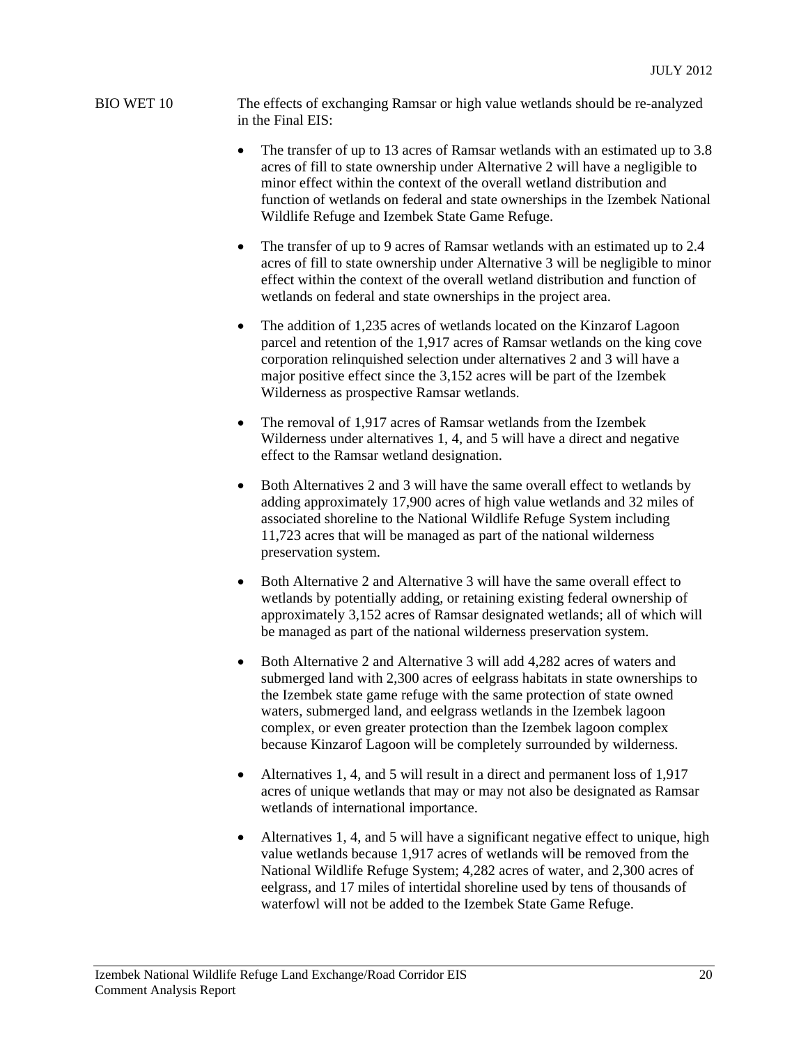BIO WET 10 The effects of exchanging Ramsar or high value wetlands should be re-analyzed in the Final EIS:

- The transfer of up to 13 acres of Ramsar wetlands with an estimated up to 3.8 acres of fill to state ownership under Alternative 2 will have a negligible to minor effect within the context of the overall wetland distribution and function of wetlands on federal and state ownerships in the Izembek National Wildlife Refuge and Izembek State Game Refuge.
- The transfer of up to 9 acres of Ramsar wetlands with an estimated up to 2.4 acres of fill to state ownership under Alternative 3 will be negligible to minor effect within the context of the overall wetland distribution and function of wetlands on federal and state ownerships in the project area.
- The addition of 1,235 acres of wetlands located on the Kinzarof Lagoon parcel and retention of the 1,917 acres of Ramsar wetlands on the king cove corporation relinquished selection under alternatives 2 and 3 will have a major positive effect since the 3,152 acres will be part of the Izembek Wilderness as prospective Ramsar wetlands.
- The removal of 1,917 acres of Ramsar wetlands from the Izembek Wilderness under alternatives 1, 4, and 5 will have a direct and negative effect to the Ramsar wetland designation.
- Both Alternatives 2 and 3 will have the same overall effect to wetlands by adding approximately 17,900 acres of high value wetlands and 32 miles of associated shoreline to the National Wildlife Refuge System including 11,723 acres that will be managed as part of the national wilderness preservation system.
- Both Alternative 2 and Alternative 3 will have the same overall effect to wetlands by potentially adding, or retaining existing federal ownership of approximately 3,152 acres of Ramsar designated wetlands; all of which will be managed as part of the national wilderness preservation system.
- Both Alternative 2 and Alternative 3 will add 4,282 acres of waters and submerged land with 2,300 acres of eelgrass habitats in state ownerships to the Izembek state game refuge with the same protection of state owned waters, submerged land, and eelgrass wetlands in the Izembek lagoon complex, or even greater protection than the Izembek lagoon complex because Kinzarof Lagoon will be completely surrounded by wilderness.
- Alternatives 1, 4, and 5 will result in a direct and permanent loss of 1,917 acres of unique wetlands that may or may not also be designated as Ramsar wetlands of international importance.
- Alternatives 1, 4, and 5 will have a significant negative effect to unique, high value wetlands because 1,917 acres of wetlands will be removed from the National Wildlife Refuge System; 4,282 acres of water, and 2,300 acres of eelgrass, and 17 miles of intertidal shoreline used by tens of thousands of waterfowl will not be added to the Izembek State Game Refuge.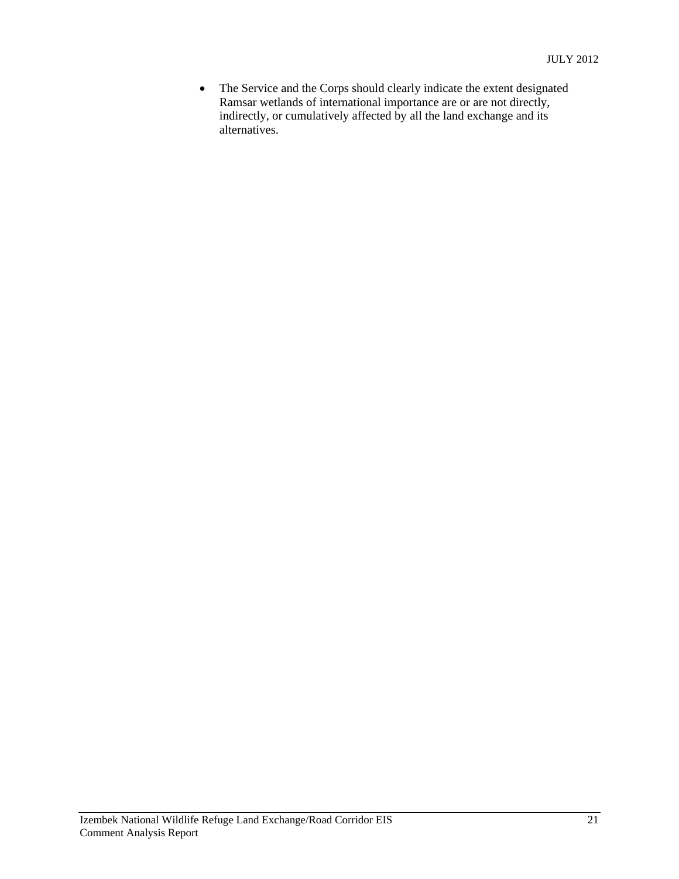- The Service and the Corps should clearly indicate the extent designated Ramsar wetlands of international importance are or are not directly, indirectly, or cumulatively affected by all the land exchange and its alternatives.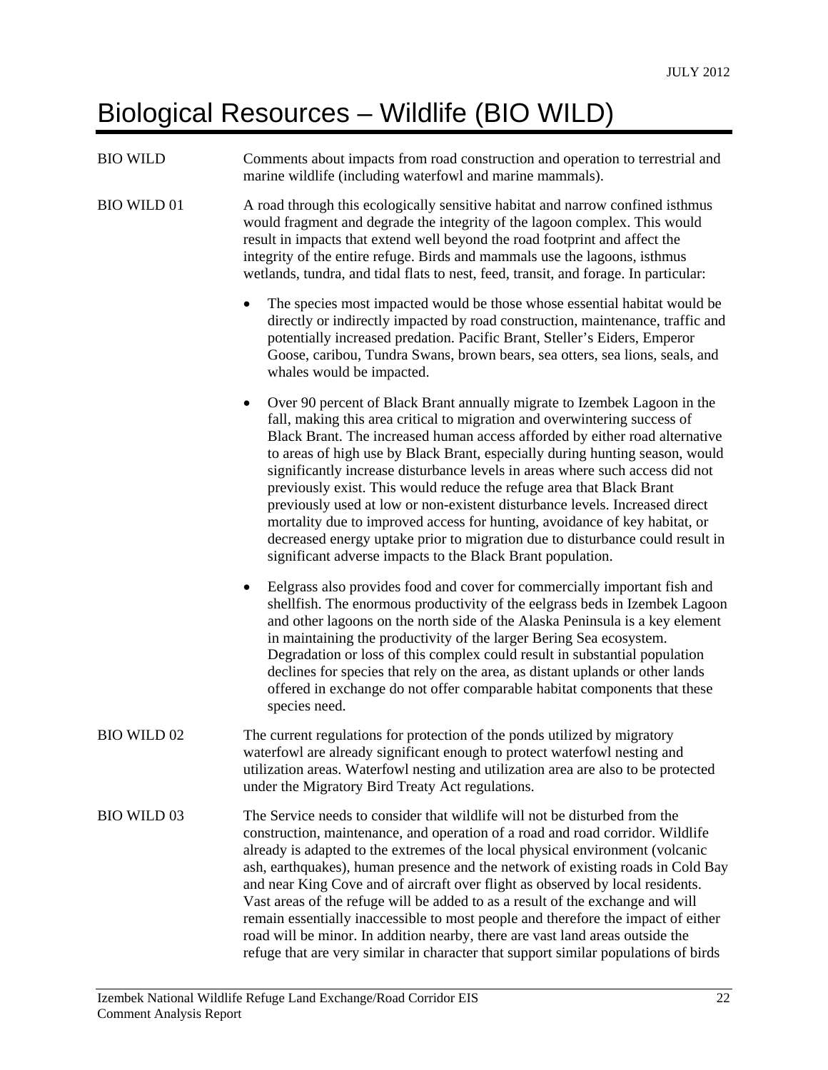# Biological Resources – Wildlife (BIO WILD)

BIO WILD — Comments about impacts from road construction and operation to terrestrial and marine wildlife (including waterfowl and marine mammals).

BIO WILD 01 — A road through this ecologically sensitive habitat and narrow confined isthmus would fragment and degrade the integrity of the lagoon complex. This would result in impacts that extend well beyond the road footprint and affect the integrity of the entire refuge. Birds and mammals use the lagoons, isthmus wetlands, tundra, and tidal flats to nest, feed, transit, and forage. In particular:

- The species most impacted would be those whose essential habitat would be directly or indirectly impacted by road construction, maintenance, traffic and potentially increased predation. Pacific Brant, Steller's Eiders, Emperor Goose, caribou, Tundra Swans, brown bears, sea otters, sea lions, seals, and whales would be impacted.
- Over 90 percent of Black Brant annually migrate to Izembek Lagoon in the fall, making this area critical to migration and overwintering success of Black Brant. The increased human access afforded by either road alternative to areas of high use by Black Brant, especially during hunting season, would significantly increase disturbance levels in areas where such access did not previously exist. This would reduce the refuge area that Black Brant previously used at low or non-existent disturbance levels. Increased direct mortality due to improved access for hunting, avoidance of key habitat, or decreased energy uptake prior to migration due to disturbance could result in significant adverse impacts to the Black Brant population.
- Eelgrass also provides food and cover for commercially important fish and shellfish. The enormous productivity of the eelgrass beds in Izembek Lagoon and other lagoons on the north side of the Alaska Peninsula is a key element in maintaining the productivity of the larger Bering Sea ecosystem. Degradation or loss of this complex could result in substantial population declines for species that rely on the area, as distant uplands or other lands offered in exchange do not offer comparable habitat components that these species need.

BIO WILD 02 — The current regulations for protection of the ponds utilized by migratory waterfowl are already significant enough to protect waterfowl nesting and utilization areas. Waterfowl nesting and utilization area are also to be protected under the Migratory Bird Treaty Act regulations.

BIO WILD 03 — The Service needs to consider that wildlife will not be disturbed from the construction, maintenance, and operation of a road and road corridor. Wildlife already is adapted to the extremes of the local physical environment (volcanic ash, earthquakes), human presence and the network of existing roads in Cold Bay and near King Cove and of aircraft over flight as observed by local residents. Vast areas of the refuge will be added to as a result of the exchange and will remain essentially inaccessible to most people and therefore the impact of either road will be minor. In addition nearby, there are vast land areas outside the refuge that are very similar in character that support similar populations of birds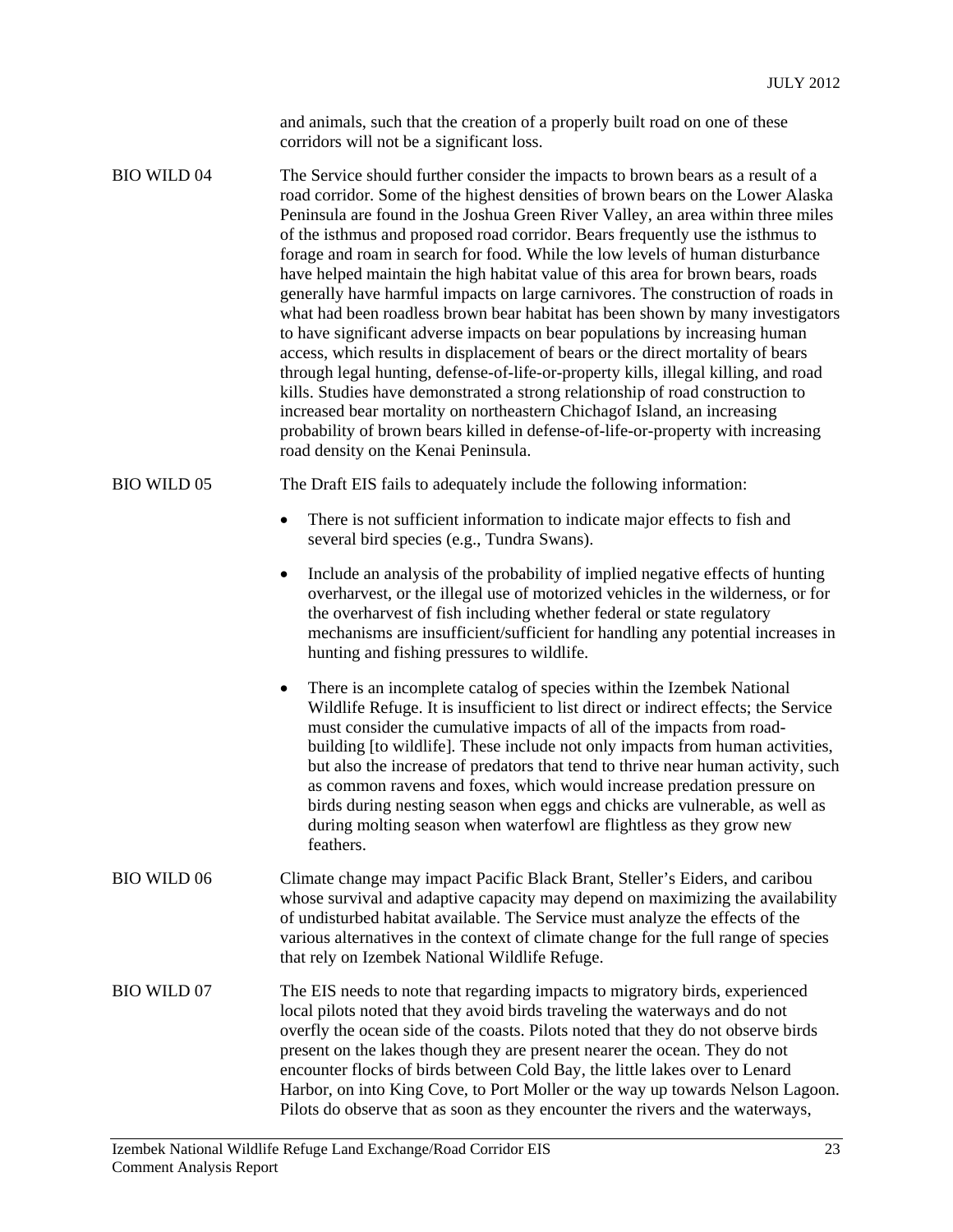and animals, such that the creation of a properly built road on one of these corridors will not be a significant loss.

BIO WILD 04 The Service should further consider the impacts to brown bears as a result of a road corridor. Some of the highest densities of brown bears on the Lower Alaska Peninsula are found in the Joshua Green River Valley, an area within three miles of the isthmus and proposed road corridor. Bears frequently use the isthmus to forage and roam in search for food. While the low levels of human disturbance have helped maintain the high habitat value of this area for brown bears, roads generally have harmful impacts on large carnivores. The construction of roads in what had been roadless brown bear habitat has been shown by many investigators to have significant adverse impacts on bear populations by increasing human access, which results in displacement of bears or the direct mortality of bears through legal hunting, defense-of-life-or-property kills, illegal killing, and road kills. Studies have demonstrated a strong relationship of road construction to increased bear mortality on northeastern Chichagof Island, an increasing probability of brown bears killed in defense-of-life-or-property with increasing road density on the Kenai Peninsula.

BIO WILD 05 The Draft EIS fails to adequately include the following information:

- There is not sufficient information to indicate major effects to fish and several bird species (e.g., Tundra Swans).
- Include an analysis of the probability of implied negative effects of hunting overharvest, or the illegal use of motorized vehicles in the wilderness, or for the overharvest of fish including whether federal or state regulatory mechanisms are insufficient/sufficient for handling any potential increases in hunting and fishing pressures to wildlife.
- There is an incomplete catalog of species within the Izembek National Wildlife Refuge. It is insufficient to list direct or indirect effects; the Service must consider the cumulative impacts of all of the impacts from road-building [to wildlife]. These include not only impacts from human activities, but also the increase of predators that tend to thrive near human activity, such as common ravens and foxes, which would increase predation pressure on birds during nesting season when eggs and chicks are vulnerable, as well as during molting season when waterfowl are flightless as they grow new feathers.

BIO WILD 06 Climate change may impact Pacific Black Brant, Steller's Eiders, and caribou whose survival and adaptive capacity may depend on maximizing the availability of undisturbed habitat available. The Service must analyze the effects of the various alternatives in the context of climate change for the full range of species that rely on Izembek National Wildlife Refuge.

BIO WILD 07 The EIS needs to note that regarding impacts to migratory birds, experienced local pilots noted that they avoid birds traveling the waterways and do not overfly the ocean side of the coasts. Pilots noted that they do not observe birds present on the lakes though they are present nearer the ocean. They do not encounter flocks of birds between Cold Bay, the little lakes over to Lenard Harbor, on into King Cove, to Port Moller or the way up towards Nelson Lagoon. Pilots do observe that as soon as they encounter the rivers and the waterways,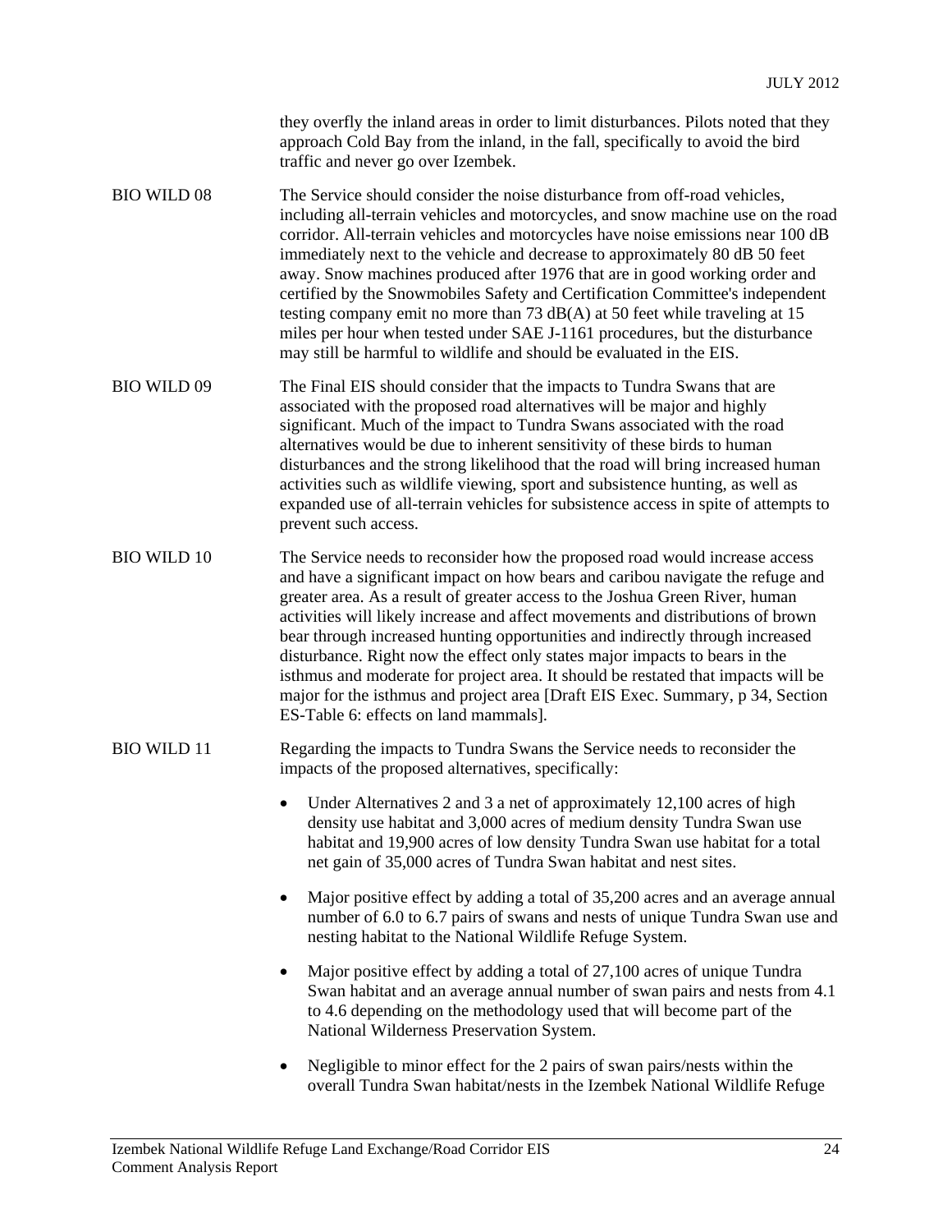they overfly the inland areas in order to limit disturbances. Pilots noted that they approach Cold Bay from the inland, in the fall, specifically to avoid the bird traffic and never go over Izembek.

| | |
|---|---|
| BIO WILD 08 | The Service should consider the noise disturbance from off-road vehicles, including all-terrain vehicles and motorcycles, and snow machine use on the road corridor. All-terrain vehicles and motorcycles have noise emissions near 100 dB immediately next to the vehicle and decrease to approximately 80 dB 50 feet away. Snow machines produced after 1976 that are in good working order and certified by the Snowmobiles Safety and Certification Committee's independent testing company emit no more than 73 dB(A) at 50 feet while traveling at 15 miles per hour when tested under SAE J-1161 procedures, but the disturbance may still be harmful to wildlife and should be evaluated in the EIS. |
| BIO WILD 09 | The Final EIS should consider that the impacts to Tundra Swans that are associated with the proposed road alternatives will be major and highly significant. Much of the impact to Tundra Swans associated with the road alternatives would be due to inherent sensitivity of these birds to human disturbances and the strong likelihood that the road will bring increased human activities such as wildlife viewing, sport and subsistence hunting, as well as expanded use of all-terrain vehicles for subsistence access in spite of attempts to prevent such access. |
| BIO WILD 10 | The Service needs to reconsider how the proposed road would increase access and have a significant impact on how bears and caribou navigate the refuge and greater area. As a result of greater access to the Joshua Green River, human activities will likely increase and affect movements and distributions of brown bear through increased hunting opportunities and indirectly through increased disturbance. Right now the effect only states major impacts to bears in the isthmus and moderate for project area. It should be restated that impacts will be major for the isthmus and project area [Draft EIS Exec. Summary, p 34, Section ES-Table 6: effects on land mammals]. |
| BIO WILD 11 | Regarding the impacts to Tundra Swans the Service needs to reconsider the impacts of the proposed alternatives, specifically: |

- Under Alternatives 2 and 3 a net of approximately 12,100 acres of high density use habitat and 3,000 acres of medium density Tundra Swan use habitat and 19,900 acres of low density Tundra Swan use habitat for a total net gain of 35,000 acres of Tundra Swan habitat and nest sites.
- Major positive effect by adding a total of 35,200 acres and an average annual number of 6.0 to 6.7 pairs of swans and nests of unique Tundra Swan use and nesting habitat to the National Wildlife Refuge System.
- Major positive effect by adding a total of 27,100 acres of unique Tundra Swan habitat and an average annual number of swan pairs and nests from 4.1 to 4.6 depending on the methodology used that will become part of the National Wilderness Preservation System.
- Negligible to minor effect for the 2 pairs of swan pairs/nests within the overall Tundra Swan habitat/nests in the Izembek National Wildlife Refuge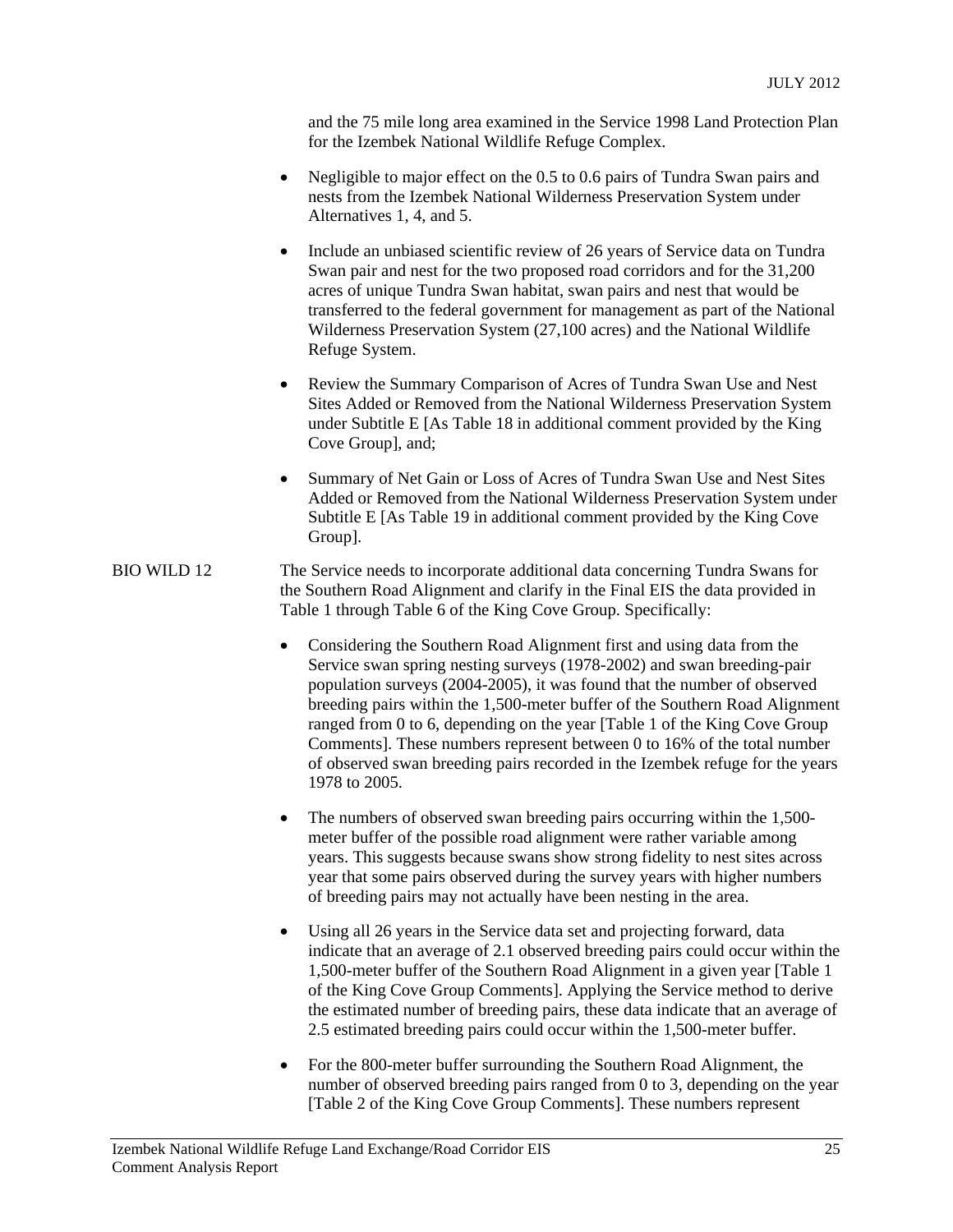and the 75 mile long area examined in the Service 1998 Land Protection Plan for the Izembek National Wildlife Refuge Complex.

- Negligible to major effect on the 0.5 to 0.6 pairs of Tundra Swan pairs and nests from the Izembek National Wilderness Preservation System under Alternatives 1, 4, and 5.
- Include an unbiased scientific review of 26 years of Service data on Tundra Swan pair and nest for the two proposed road corridors and for the 31,200 acres of unique Tundra Swan habitat, swan pairs and nest that would be transferred to the federal government for management as part of the National Wilderness Preservation System (27,100 acres) and the National Wildlife Refuge System.
- Review the Summary Comparison of Acres of Tundra Swan Use and Nest Sites Added or Removed from the National Wilderness Preservation System under Subtitle E [As Table 18 in additional comment provided by the King Cove Group], and;
- Summary of Net Gain or Loss of Acres of Tundra Swan Use and Nest Sites Added or Removed from the National Wilderness Preservation System under Subtitle E [As Table 19 in additional comment provided by the King Cove Group].

BIO WILD 12 The Service needs to incorporate additional data concerning Tundra Swans for the Southern Road Alignment and clarify in the Final EIS the data provided in Table 1 through Table 6 of the King Cove Group. Specifically:

- Considering the Southern Road Alignment first and using data from the Service swan spring nesting surveys (1978-2002) and swan breeding-pair population surveys (2004-2005), it was found that the number of observed breeding pairs within the 1,500-meter buffer of the Southern Road Alignment ranged from 0 to 6, depending on the year [Table 1 of the King Cove Group Comments]. These numbers represent between 0 to 16% of the total number of observed swan breeding pairs recorded in the Izembek refuge for the years 1978 to 2005.
- The numbers of observed swan breeding pairs occurring within the 1,500-meter buffer of the possible road alignment were rather variable among years. This suggests because swans show strong fidelity to nest sites across year that some pairs observed during the survey years with higher numbers of breeding pairs may not actually have been nesting in the area.
- Using all 26 years in the Service data set and projecting forward, data indicate that an average of 2.1 observed breeding pairs could occur within the 1,500-meter buffer of the Southern Road Alignment in a given year [Table 1 of the King Cove Group Comments]. Applying the Service method to derive the estimated number of breeding pairs, these data indicate that an average of 2.5 estimated breeding pairs could occur within the 1,500-meter buffer.
- For the 800-meter buffer surrounding the Southern Road Alignment, the number of observed breeding pairs ranged from 0 to 3, depending on the year [Table 2 of the King Cove Group Comments]. These numbers represent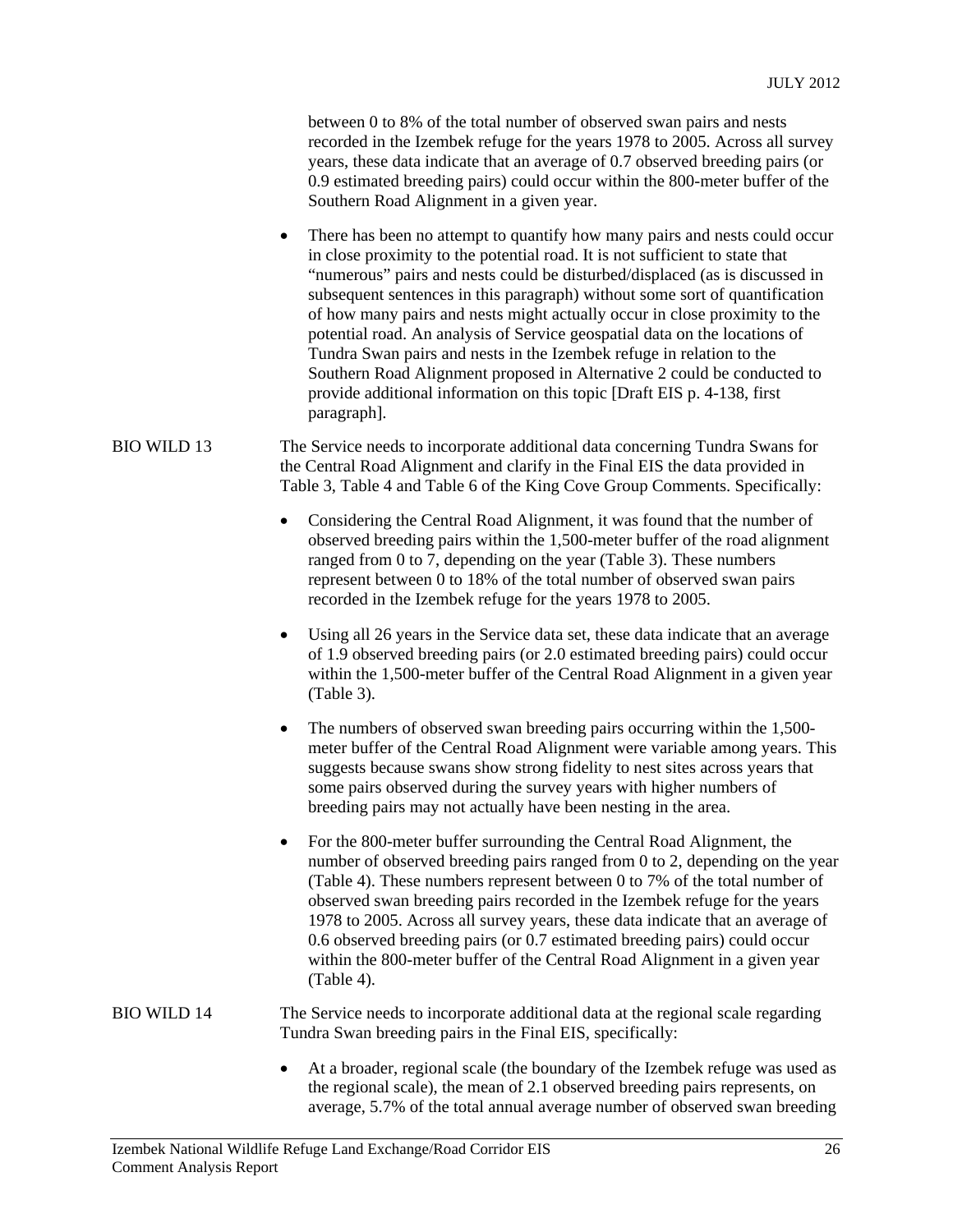between 0 to 8% of the total number of observed swan pairs and nests recorded in the Izembek refuge for the years 1978 to 2005. Across all survey years, these data indicate that an average of 0.7 observed breeding pairs (or 0.9 estimated breeding pairs) could occur within the 800-meter buffer of the Southern Road Alignment in a given year.

- There has been no attempt to quantify how many pairs and nests could occur in close proximity to the potential road. It is not sufficient to state that "numerous" pairs and nests could be disturbed/displaced (as is discussed in subsequent sentences in this paragraph) without some sort of quantification of how many pairs and nests might actually occur in close proximity to the potential road. An analysis of Service geospatial data on the locations of Tundra Swan pairs and nests in the Izembek refuge in relation to the Southern Road Alignment proposed in Alternative 2 could be conducted to provide additional information on this topic [Draft EIS p. 4-138, first paragraph].

BIO WILD 13 The Service needs to incorporate additional data concerning Tundra Swans for the Central Road Alignment and clarify in the Final EIS the data provided in Table 3, Table 4 and Table 6 of the King Cove Group Comments. Specifically:

- Considering the Central Road Alignment, it was found that the number of observed breeding pairs within the 1,500-meter buffer of the road alignment ranged from 0 to 7, depending on the year (Table 3). These numbers represent between 0 to 18% of the total number of observed swan pairs recorded in the Izembek refuge for the years 1978 to 2005.
- Using all 26 years in the Service data set, these data indicate that an average of 1.9 observed breeding pairs (or 2.0 estimated breeding pairs) could occur within the 1,500-meter buffer of the Central Road Alignment in a given year (Table 3).
- The numbers of observed swan breeding pairs occurring within the 1,500-meter buffer of the Central Road Alignment were variable among years. This suggests because swans show strong fidelity to nest sites across years that some pairs observed during the survey years with higher numbers of breeding pairs may not actually have been nesting in the area.
- For the 800-meter buffer surrounding the Central Road Alignment, the number of observed breeding pairs ranged from 0 to 2, depending on the year (Table 4). These numbers represent between 0 to 7% of the total number of observed swan breeding pairs recorded in the Izembek refuge for the years 1978 to 2005. Across all survey years, these data indicate that an average of 0.6 observed breeding pairs (or 0.7 estimated breeding pairs) could occur within the 800-meter buffer of the Central Road Alignment in a given year (Table 4).

BIO WILD 14 The Service needs to incorporate additional data at the regional scale regarding Tundra Swan breeding pairs in the Final EIS, specifically:

- At a broader, regional scale (the boundary of the Izembek refuge was used as the regional scale), the mean of 2.1 observed breeding pairs represents, on average, 5.7% of the total annual average number of observed swan breeding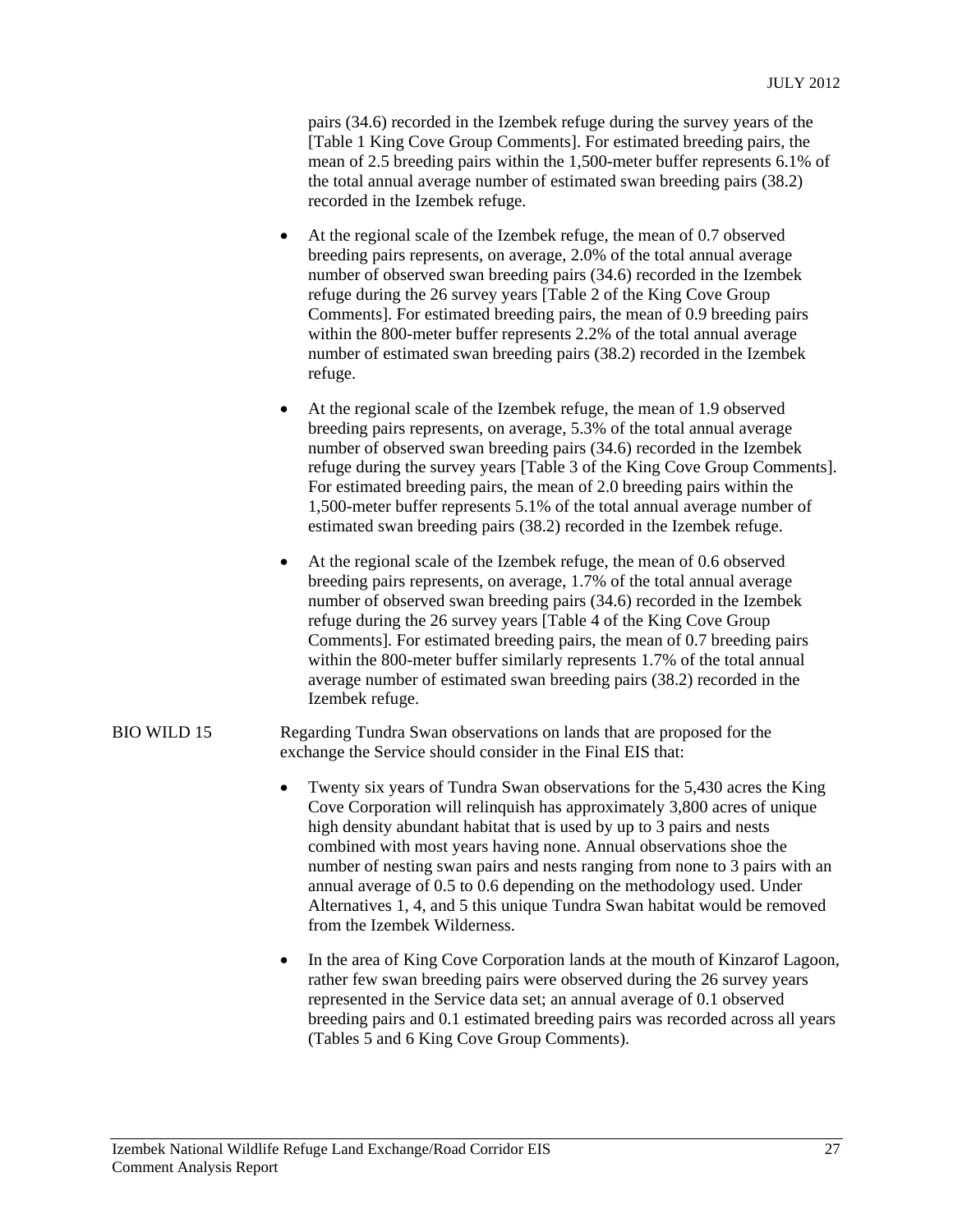pairs (34.6) recorded in the Izembek refuge during the survey years of the [Table 1 King Cove Group Comments]. For estimated breeding pairs, the mean of 2.5 breeding pairs within the 1,500-meter buffer represents 6.1% of the total annual average number of estimated swan breeding pairs (38.2) recorded in the Izembek refuge.

- At the regional scale of the Izembek refuge, the mean of 0.7 observed breeding pairs represents, on average, 2.0% of the total annual average number of observed swan breeding pairs (34.6) recorded in the Izembek refuge during the 26 survey years [Table 2 of the King Cove Group Comments]. For estimated breeding pairs, the mean of 0.9 breeding pairs within the 800-meter buffer represents 2.2% of the total annual average number of estimated swan breeding pairs (38.2) recorded in the Izembek refuge.

- At the regional scale of the Izembek refuge, the mean of 1.9 observed breeding pairs represents, on average, 5.3% of the total annual average number of observed swan breeding pairs (34.6) recorded in the Izembek refuge during the survey years [Table 3 of the King Cove Group Comments]. For estimated breeding pairs, the mean of 2.0 breeding pairs within the 1,500-meter buffer represents 5.1% of the total annual average number of estimated swan breeding pairs (38.2) recorded in the Izembek refuge.

- At the regional scale of the Izembek refuge, the mean of 0.6 observed breeding pairs represents, on average, 1.7% of the total annual average number of observed swan breeding pairs (34.6) recorded in the Izembek refuge during the 26 survey years [Table 4 of the King Cove Group Comments]. For estimated breeding pairs, the mean of 0.7 breeding pairs within the 800-meter buffer similarly represents 1.7% of the total annual average number of estimated swan breeding pairs (38.2) recorded in the Izembek refuge.

BIO WILD 15 Regarding Tundra Swan observations on lands that are proposed for the exchange the Service should consider in the Final EIS that:

- Twenty six years of Tundra Swan observations for the 5,430 acres the King Cove Corporation will relinquish has approximately 3,800 acres of unique high density abundant habitat that is used by up to 3 pairs and nests combined with most years having none. Annual observations shoe the number of nesting swan pairs and nests ranging from none to 3 pairs with an annual average of 0.5 to 0.6 depending on the methodology used. Under Alternatives 1, 4, and 5 this unique Tundra Swan habitat would be removed from the Izembek Wilderness.

- In the area of King Cove Corporation lands at the mouth of Kinzarof Lagoon, rather few swan breeding pairs were observed during the 26 survey years represented in the Service data set; an annual average of 0.1 observed breeding pairs and 0.1 estimated breeding pairs was recorded across all years (Tables 5 and 6 King Cove Group Comments).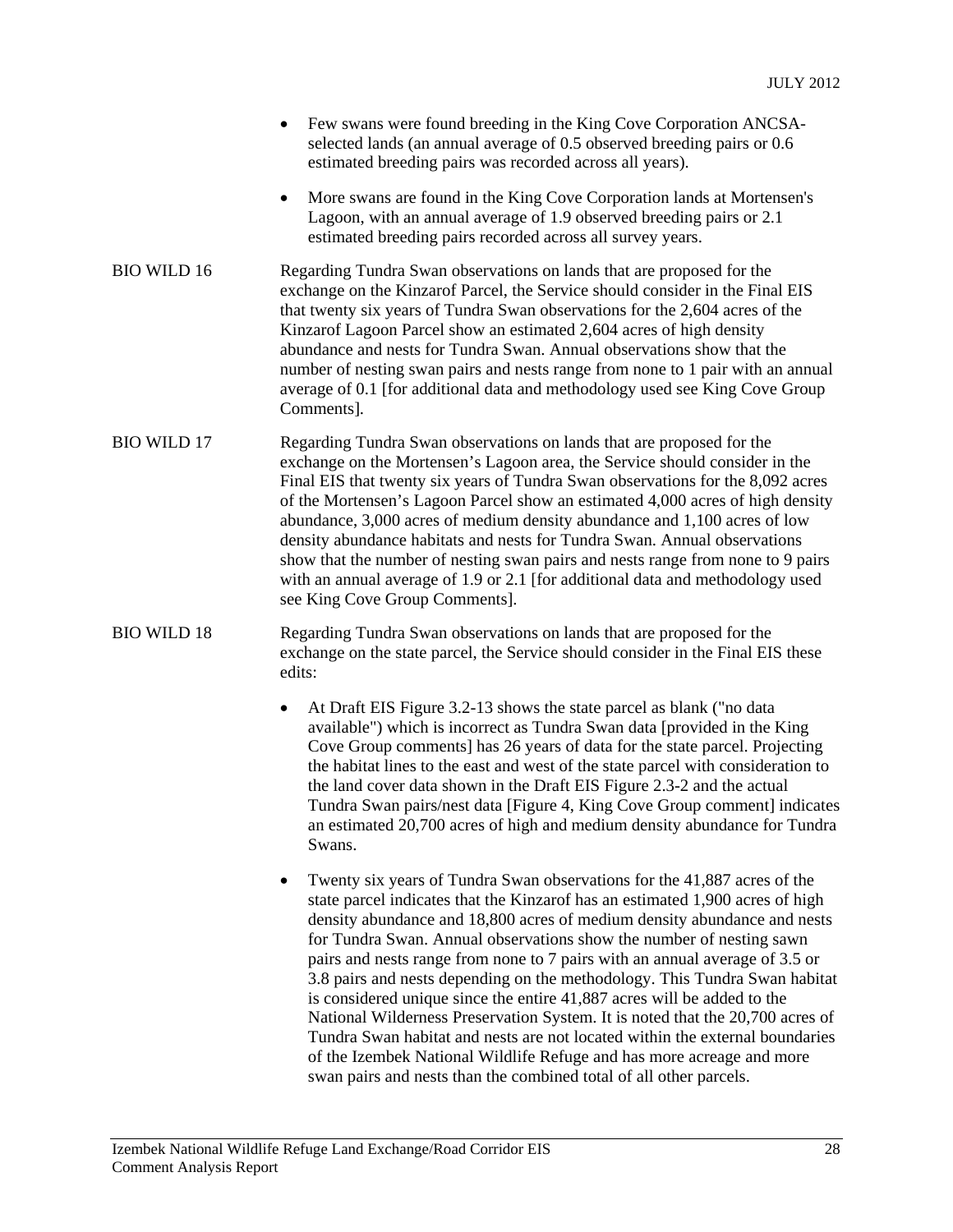- Few swans were found breeding in the King Cove Corporation ANCSA-selected lands (an annual average of 0.5 observed breeding pairs or 0.6 estimated breeding pairs was recorded across all years).
- More swans are found in the King Cove Corporation lands at Mortensen's Lagoon, with an annual average of 1.9 observed breeding pairs or 2.1 estimated breeding pairs recorded across all survey years.

BIO WILD 16 Regarding Tundra Swan observations on lands that are proposed for the exchange on the Kinzarof Parcel, the Service should consider in the Final EIS that twenty six years of Tundra Swan observations for the 2,604 acres of the Kinzarof Lagoon Parcel show an estimated 2,604 acres of high density abundance and nests for Tundra Swan. Annual observations show that the number of nesting swan pairs and nests range from none to 1 pair with an annual average of 0.1 [for additional data and methodology used see King Cove Group Comments].

BIO WILD 17 Regarding Tundra Swan observations on lands that are proposed for the exchange on the Mortensen's Lagoon area, the Service should consider in the Final EIS that twenty six years of Tundra Swan observations for the 8,092 acres of the Mortensen's Lagoon Parcel show an estimated 4,000 acres of high density abundance, 3,000 acres of medium density abundance and 1,100 acres of low density abundance habitats and nests for Tundra Swan. Annual observations show that the number of nesting swan pairs and nests range from none to 9 pairs with an annual average of 1.9 or 2.1 [for additional data and methodology used see King Cove Group Comments].

BIO WILD 18 Regarding Tundra Swan observations on lands that are proposed for the exchange on the state parcel, the Service should consider in the Final EIS these edits:

- At Draft EIS Figure 3.2-13 shows the state parcel as blank ("no data available") which is incorrect as Tundra Swan data [provided in the King Cove Group comments] has 26 years of data for the state parcel. Projecting the habitat lines to the east and west of the state parcel with consideration to the land cover data shown in the Draft EIS Figure 2.3-2 and the actual Tundra Swan pairs/nest data [Figure 4, King Cove Group comment] indicates an estimated 20,700 acres of high and medium density abundance for Tundra Swans.
- Twenty six years of Tundra Swan observations for the 41,887 acres of the state parcel indicates that the Kinzarof has an estimated 1,900 acres of high density abundance and 18,800 acres of medium density abundance and nests for Tundra Swan. Annual observations show the number of nesting sawn pairs and nests range from none to 7 pairs with an annual average of 3.5 or 3.8 pairs and nests depending on the methodology. This Tundra Swan habitat is considered unique since the entire 41,887 acres will be added to the National Wilderness Preservation System. It is noted that the 20,700 acres of Tundra Swan habitat and nests are not located within the external boundaries of the Izembek National Wildlife Refuge and has more acreage and more swan pairs and nests than the combined total of all other parcels.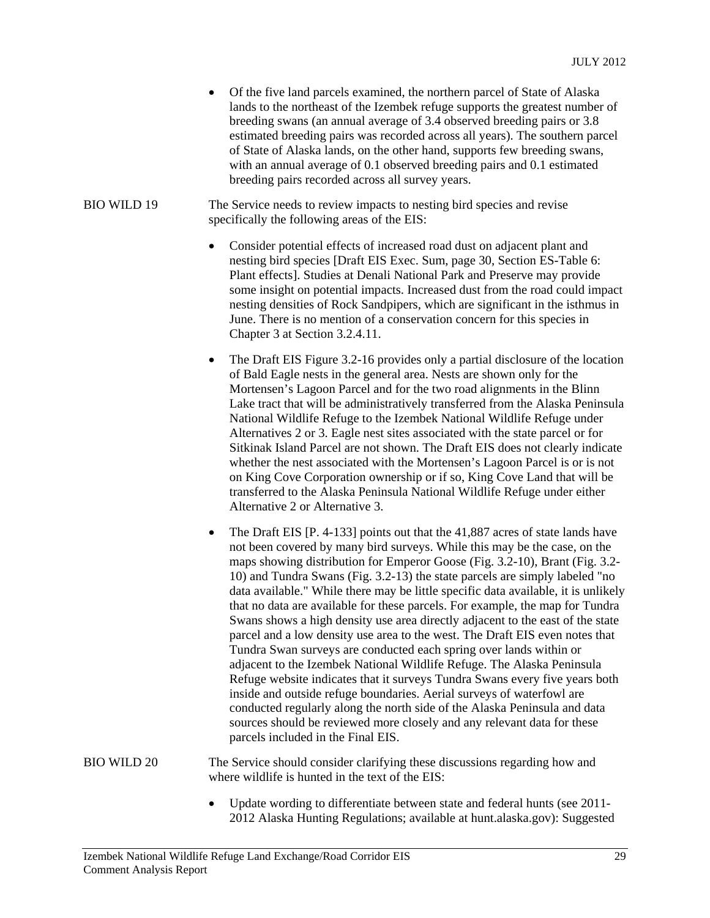- Of the five land parcels examined, the northern parcel of State of Alaska lands to the northeast of the Izembek refuge supports the greatest number of breeding swans (an annual average of 3.4 observed breeding pairs or 3.8 estimated breeding pairs was recorded across all years). The southern parcel of State of Alaska lands, on the other hand, supports few breeding swans, with an annual average of 0.1 observed breeding pairs and 0.1 estimated breeding pairs recorded across all survey years.

BIO WILD 19 The Service needs to review impacts to nesting bird species and revise specifically the following areas of the EIS:

- Consider potential effects of increased road dust on adjacent plant and nesting bird species [Draft EIS Exec. Sum, page 30, Section ES-Table 6: Plant effects]. Studies at Denali National Park and Preserve may provide some insight on potential impacts. Increased dust from the road could impact nesting densities of Rock Sandpipers, which are significant in the isthmus in June. There is no mention of a conservation concern for this species in Chapter 3 at Section 3.2.4.11.
- The Draft EIS Figure 3.2-16 provides only a partial disclosure of the location of Bald Eagle nests in the general area. Nests are shown only for the Mortensen's Lagoon Parcel and for the two road alignments in the Blinn Lake tract that will be administratively transferred from the Alaska Peninsula National Wildlife Refuge to the Izembek National Wildlife Refuge under Alternatives 2 or 3. Eagle nest sites associated with the state parcel or for Sitkinak Island Parcel are not shown. The Draft EIS does not clearly indicate whether the nest associated with the Mortensen's Lagoon Parcel is or is not on King Cove Corporation ownership or if so, King Cove Land that will be transferred to the Alaska Peninsula National Wildlife Refuge under either Alternative 2 or Alternative 3.
- The Draft EIS [P. 4-133] points out that the 41,887 acres of state lands have not been covered by many bird surveys. While this may be the case, on the maps showing distribution for Emperor Goose (Fig. 3.2-10), Brant (Fig. 3.2-10) and Tundra Swans (Fig. 3.2-13) the state parcels are simply labeled "no data available." While there may be little specific data available, it is unlikely that no data are available for these parcels. For example, the map for Tundra Swans shows a high density use area directly adjacent to the east of the state parcel and a low density use area to the west. The Draft EIS even notes that Tundra Swan surveys are conducted each spring over lands within or adjacent to the Izembek National Wildlife Refuge. The Alaska Peninsula Refuge website indicates that it surveys Tundra Swans every five years both inside and outside refuge boundaries. Aerial surveys of waterfowl are conducted regularly along the north side of the Alaska Peninsula and data sources should be reviewed more closely and any relevant data for these parcels included in the Final EIS.

BIO WILD 20 The Service should consider clarifying these discussions regarding how and where wildlife is hunted in the text of the EIS:

- Update wording to differentiate between state and federal hunts (see 2011-2012 Alaska Hunting Regulations; available at hunt.alaska.gov): Suggested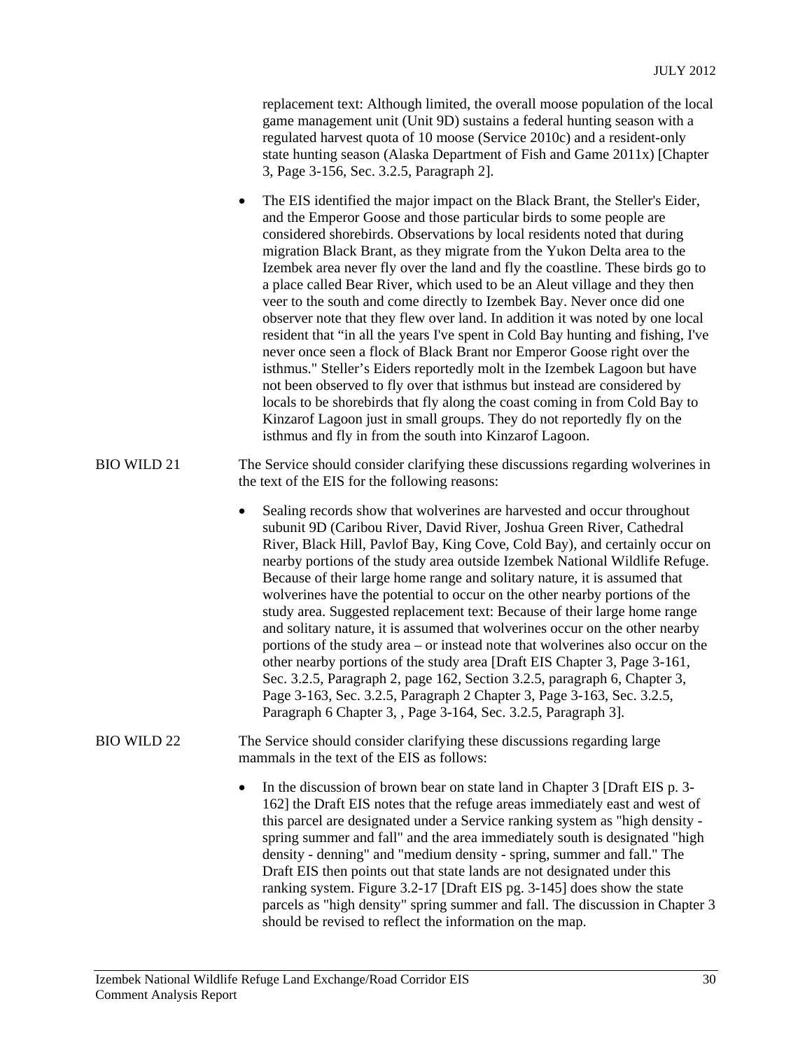replacement text: Although limited, the overall moose population of the local game management unit (Unit 9D) sustains a federal hunting season with a regulated harvest quota of 10 moose (Service 2010c) and a resident-only state hunting season (Alaska Department of Fish and Game 2011x) [Chapter 3, Page 3-156, Sec. 3.2.5, Paragraph 2].

- The EIS identified the major impact on the Black Brant, the Steller's Eider, and the Emperor Goose and those particular birds to some people are considered shorebirds. Observations by local residents noted that during migration Black Brant, as they migrate from the Yukon Delta area to the Izembek area never fly over the land and fly the coastline. These birds go to a place called Bear River, which used to be an Aleut village and they then veer to the south and come directly to Izembek Bay. Never once did one observer note that they flew over land. In addition it was noted by one local resident that "in all the years I've spent in Cold Bay hunting and fishing, I've never once seen a flock of Black Brant nor Emperor Goose right over the isthmus." Steller's Eiders reportedly molt in the Izembek Lagoon but have not been observed to fly over that isthmus but instead are considered by locals to be shorebirds that fly along the coast coming in from Cold Bay to Kinzarof Lagoon just in small groups. They do not reportedly fly on the isthmus and fly in from the south into Kinzarof Lagoon.

BIO WILD 21 — The Service should consider clarifying these discussions regarding wolverines in the text of the EIS for the following reasons:

- Sealing records show that wolverines are harvested and occur throughout subunit 9D (Caribou River, David River, Joshua Green River, Cathedral River, Black Hill, Pavlof Bay, King Cove, Cold Bay), and certainly occur on nearby portions of the study area outside Izembek National Wildlife Refuge. Because of their large home range and solitary nature, it is assumed that wolverines have the potential to occur on the other nearby portions of the study area. Suggested replacement text: Because of their large home range and solitary nature, it is assumed that wolverines occur on the other nearby portions of the study area – or instead note that wolverines also occur on the other nearby portions of the study area [Draft EIS Chapter 3, Page 3-161, Sec. 3.2.5, Paragraph 2, page 162, Section 3.2.5, paragraph 6, Chapter 3, Page 3-163, Sec. 3.2.5, Paragraph 2 Chapter 3, Page 3-163, Sec. 3.2.5, Paragraph 6 Chapter 3, , Page 3-164, Sec. 3.2.5, Paragraph 3].

BIO WILD 22 — The Service should consider clarifying these discussions regarding large mammals in the text of the EIS as follows:

- In the discussion of brown bear on state land in Chapter 3 [Draft EIS p. 3-162] the Draft EIS notes that the refuge areas immediately east and west of this parcel are designated under a Service ranking system as "high density - spring summer and fall" and the area immediately south is designated "high density - denning" and "medium density - spring, summer and fall." The Draft EIS then points out that state lands are not designated under this ranking system. Figure 3.2-17 [Draft EIS pg. 3-145] does show the state parcels as "high density" spring summer and fall. The discussion in Chapter 3 should be revised to reflect the information on the map.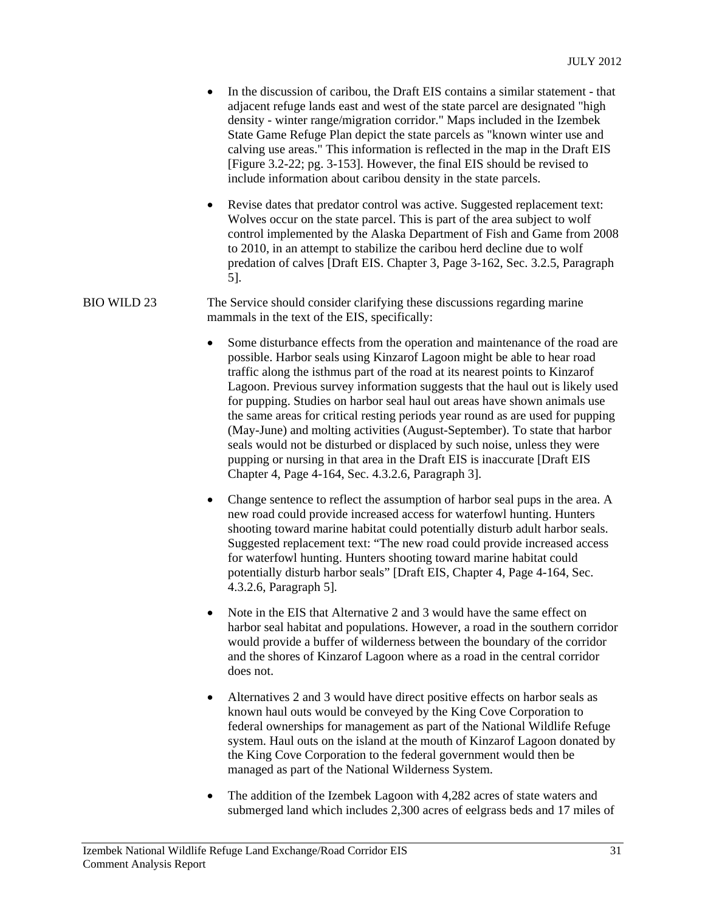- In the discussion of caribou, the Draft EIS contains a similar statement - that adjacent refuge lands east and west of the state parcel are designated "high density - winter range/migration corridor." Maps included in the Izembek State Game Refuge Plan depict the state parcels as "known winter use and calving use areas." This information is reflected in the map in the Draft EIS [Figure 3.2-22; pg. 3-153]. However, the final EIS should be revised to include information about caribou density in the state parcels.

- Revise dates that predator control was active. Suggested replacement text: Wolves occur on the state parcel. This is part of the area subject to wolf control implemented by the Alaska Department of Fish and Game from 2008 to 2010, in an attempt to stabilize the caribou herd decline due to wolf predation of calves [Draft EIS. Chapter 3, Page 3-162, Sec. 3.2.5, Paragraph 5].

BIO WILD 23 The Service should consider clarifying these discussions regarding marine mammals in the text of the EIS, specifically:

- Some disturbance effects from the operation and maintenance of the road are possible. Harbor seals using Kinzarof Lagoon might be able to hear road traffic along the isthmus part of the road at its nearest points to Kinzarof Lagoon. Previous survey information suggests that the haul out is likely used for pupping. Studies on harbor seal haul out areas have shown animals use the same areas for critical resting periods year round as are used for pupping (May-June) and molting activities (August-September). To state that harbor seals would not be disturbed or displaced by such noise, unless they were pupping or nursing in that area in the Draft EIS is inaccurate [Draft EIS Chapter 4, Page 4-164, Sec. 4.3.2.6, Paragraph 3].

- Change sentence to reflect the assumption of harbor seal pups in the area. A new road could provide increased access for waterfowl hunting. Hunters shooting toward marine habitat could potentially disturb adult harbor seals. Suggested replacement text: "The new road could provide increased access for waterfowl hunting. Hunters shooting toward marine habitat could potentially disturb harbor seals" [Draft EIS, Chapter 4, Page 4-164, Sec. 4.3.2.6, Paragraph 5].

- Note in the EIS that Alternative 2 and 3 would have the same effect on harbor seal habitat and populations. However, a road in the southern corridor would provide a buffer of wilderness between the boundary of the corridor and the shores of Kinzarof Lagoon where as a road in the central corridor does not.

- Alternatives 2 and 3 would have direct positive effects on harbor seals as known haul outs would be conveyed by the King Cove Corporation to federal ownerships for management as part of the National Wildlife Refuge system. Haul outs on the island at the mouth of Kinzarof Lagoon donated by the King Cove Corporation to the federal government would then be managed as part of the National Wilderness System.

- The addition of the Izembek Lagoon with 4,282 acres of state waters and submerged land which includes 2,300 acres of eelgrass beds and 17 miles of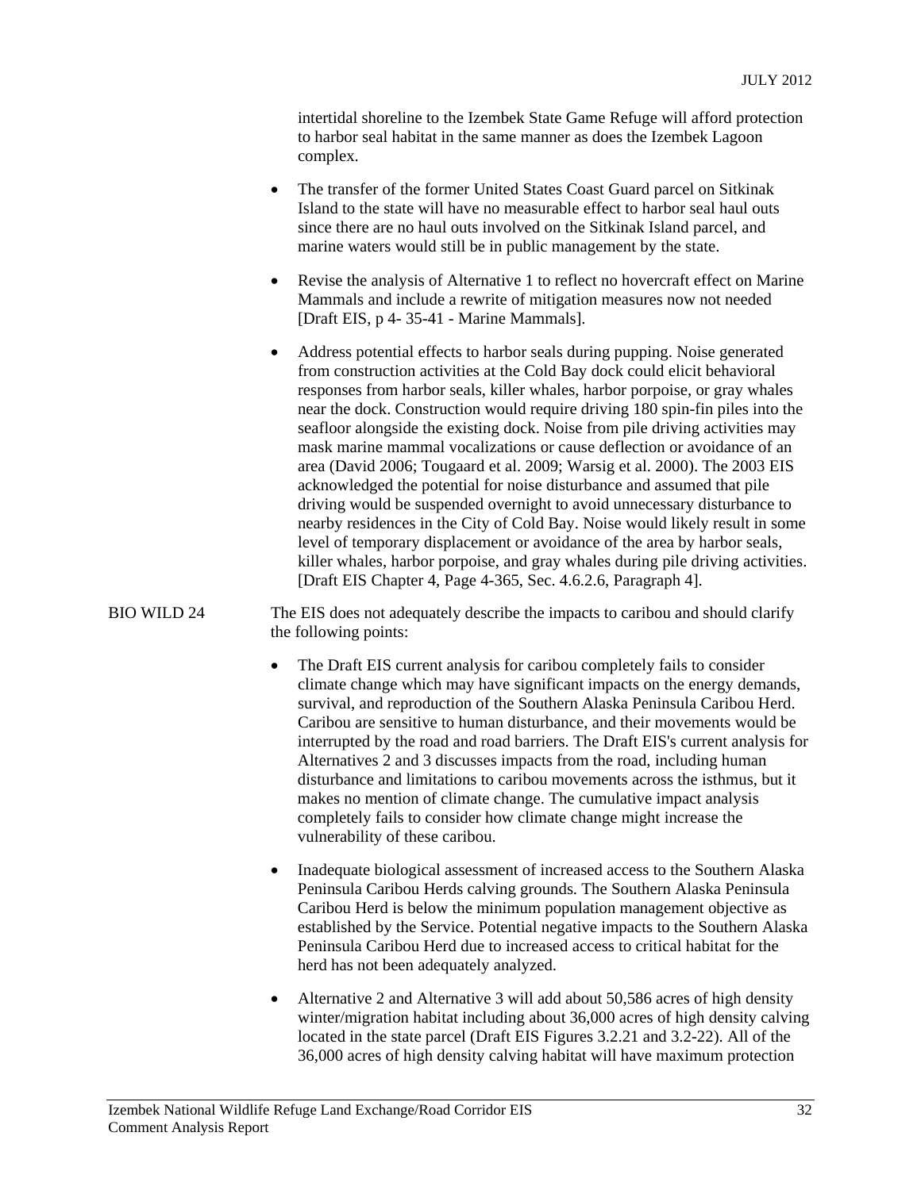intertidal shoreline to the Izembek State Game Refuge will afford protection to harbor seal habitat in the same manner as does the Izembek Lagoon complex.

- The transfer of the former United States Coast Guard parcel on Sitkinak Island to the state will have no measurable effect to harbor seal haul outs since there are no haul outs involved on the Sitkinak Island parcel, and marine waters would still be in public management by the state.
- Revise the analysis of Alternative 1 to reflect no hovercraft effect on Marine Mammals and include a rewrite of mitigation measures now not needed [Draft EIS, p 4- 35-41 - Marine Mammals].
- Address potential effects to harbor seals during pupping. Noise generated from construction activities at the Cold Bay dock could elicit behavioral responses from harbor seals, killer whales, harbor porpoise, or gray whales near the dock. Construction would require driving 180 spin-fin piles into the seafloor alongside the existing dock. Noise from pile driving activities may mask marine mammal vocalizations or cause deflection or avoidance of an area (David 2006; Tougaard et al. 2009; Warsig et al. 2000). The 2003 EIS acknowledged the potential for noise disturbance and assumed that pile driving would be suspended overnight to avoid unnecessary disturbance to nearby residences in the City of Cold Bay. Noise would likely result in some level of temporary displacement or avoidance of the area by harbor seals, killer whales, harbor porpoise, and gray whales during pile driving activities. [Draft EIS Chapter 4, Page 4-365, Sec. 4.6.2.6, Paragraph 4].

BIO WILD 24 The EIS does not adequately describe the impacts to caribou and should clarify the following points:

- The Draft EIS current analysis for caribou completely fails to consider climate change which may have significant impacts on the energy demands, survival, and reproduction of the Southern Alaska Peninsula Caribou Herd. Caribou are sensitive to human disturbance, and their movements would be interrupted by the road and road barriers. The Draft EIS's current analysis for Alternatives 2 and 3 discusses impacts from the road, including human disturbance and limitations to caribou movements across the isthmus, but it makes no mention of climate change. The cumulative impact analysis completely fails to consider how climate change might increase the vulnerability of these caribou.
- Inadequate biological assessment of increased access to the Southern Alaska Peninsula Caribou Herds calving grounds. The Southern Alaska Peninsula Caribou Herd is below the minimum population management objective as established by the Service. Potential negative impacts to the Southern Alaska Peninsula Caribou Herd due to increased access to critical habitat for the herd has not been adequately analyzed.
- Alternative 2 and Alternative 3 will add about 50,586 acres of high density winter/migration habitat including about 36,000 acres of high density calving located in the state parcel (Draft EIS Figures 3.2.21 and 3.2-22). All of the 36,000 acres of high density calving habitat will have maximum protection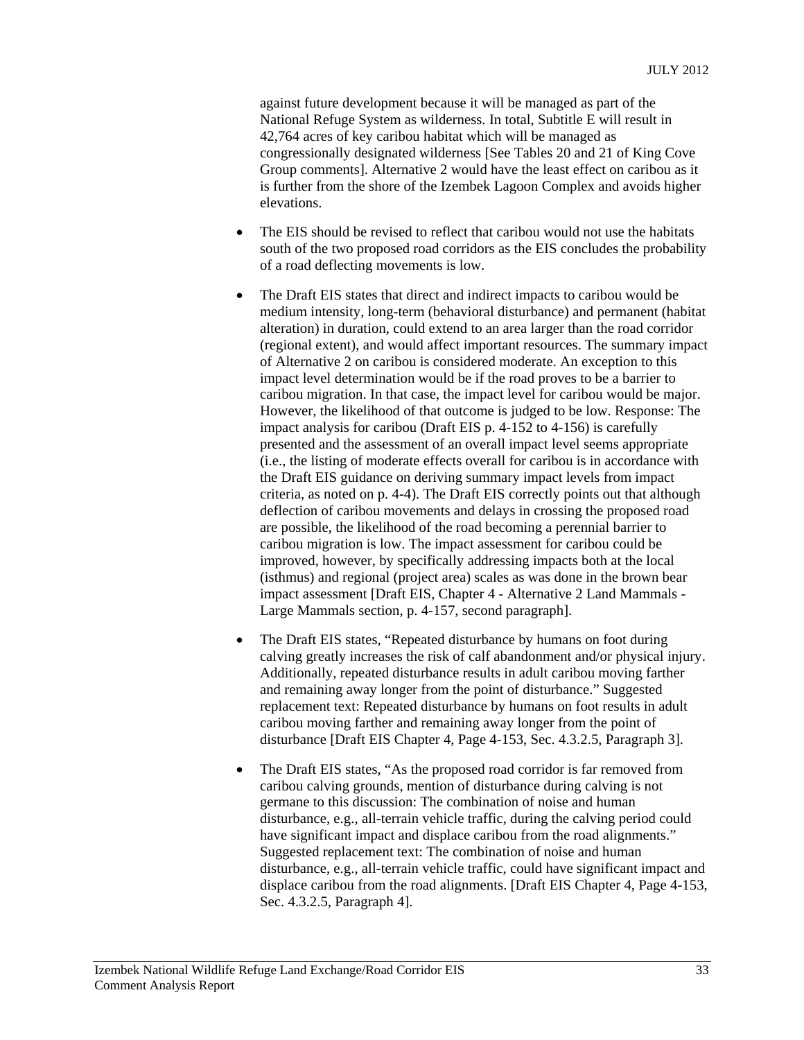against future development because it will be managed as part of the National Refuge System as wilderness. In total, Subtitle E will result in 42,764 acres of key caribou habitat which will be managed as congressionally designated wilderness [See Tables 20 and 21 of King Cove Group comments]. Alternative 2 would have the least effect on caribou as it is further from the shore of the Izembek Lagoon Complex and avoids higher elevations.

- The EIS should be revised to reflect that caribou would not use the habitats south of the two proposed road corridors as the EIS concludes the probability of a road deflecting movements is low.

- The Draft EIS states that direct and indirect impacts to caribou would be medium intensity, long-term (behavioral disturbance) and permanent (habitat alteration) in duration, could extend to an area larger than the road corridor (regional extent), and would affect important resources. The summary impact of Alternative 2 on caribou is considered moderate. An exception to this impact level determination would be if the road proves to be a barrier to caribou migration. In that case, the impact level for caribou would be major. However, the likelihood of that outcome is judged to be low. Response: The impact analysis for caribou (Draft EIS p. 4-152 to 4-156) is carefully presented and the assessment of an overall impact level seems appropriate (i.e., the listing of moderate effects overall for caribou is in accordance with the Draft EIS guidance on deriving summary impact levels from impact criteria, as noted on p. 4-4). The Draft EIS correctly points out that although deflection of caribou movements and delays in crossing the proposed road are possible, the likelihood of the road becoming a perennial barrier to caribou migration is low. The impact assessment for caribou could be improved, however, by specifically addressing impacts both at the local (isthmus) and regional (project area) scales as was done in the brown bear impact assessment [Draft EIS, Chapter 4 - Alternative 2 Land Mammals - Large Mammals section, p. 4-157, second paragraph].

- The Draft EIS states, "Repeated disturbance by humans on foot during calving greatly increases the risk of calf abandonment and/or physical injury. Additionally, repeated disturbance results in adult caribou moving farther and remaining away longer from the point of disturbance." Suggested replacement text: Repeated disturbance by humans on foot results in adult caribou moving farther and remaining away longer from the point of disturbance [Draft EIS Chapter 4, Page 4-153, Sec. 4.3.2.5, Paragraph 3].

- The Draft EIS states, "As the proposed road corridor is far removed from caribou calving grounds, mention of disturbance during calving is not germane to this discussion: The combination of noise and human disturbance, e.g., all-terrain vehicle traffic, during the calving period could have significant impact and displace caribou from the road alignments." Suggested replacement text: The combination of noise and human disturbance, e.g., all-terrain vehicle traffic, could have significant impact and displace caribou from the road alignments. [Draft EIS Chapter 4, Page 4-153, Sec. 4.3.2.5, Paragraph 4].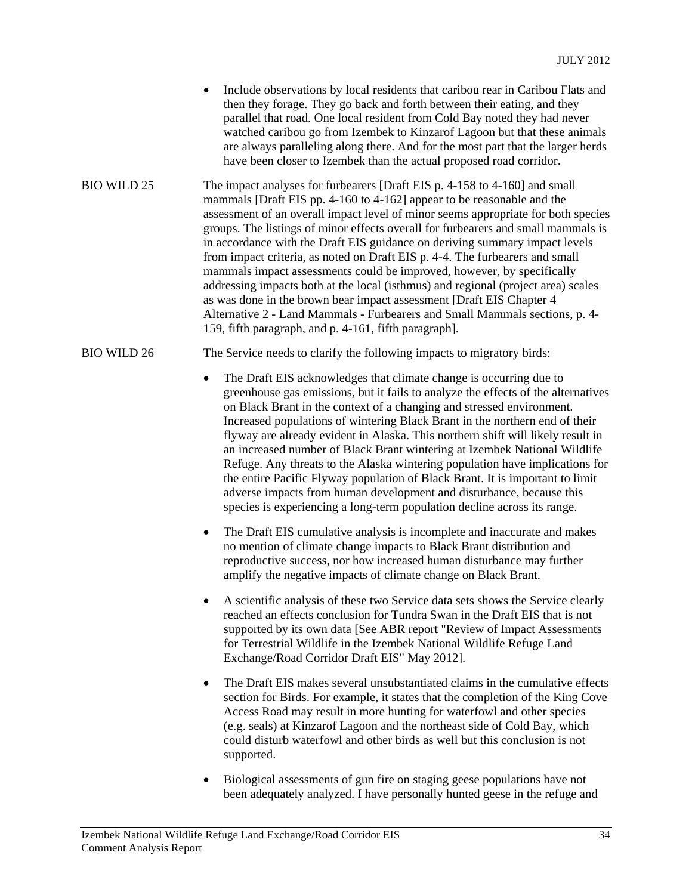- Include observations by local residents that caribou rear in Caribou Flats and then they forage. They go back and forth between their eating, and they parallel that road. One local resident from Cold Bay noted they had never watched caribou go from Izembek to Kinzarof Lagoon but that these animals are always paralleling along there. And for the most part that the larger herds have been closer to Izembek than the actual proposed road corridor.

BIO WILD 25 — The impact analyses for furbearers [Draft EIS p. 4-158 to 4-160] and small mammals [Draft EIS pp. 4-160 to 4-162] appear to be reasonable and the assessment of an overall impact level of minor seems appropriate for both species groups. The listings of minor effects overall for furbearers and small mammals is in accordance with the Draft EIS guidance on deriving summary impact levels from impact criteria, as noted on Draft EIS p. 4-4. The furbearers and small mammals impact assessments could be improved, however, by specifically addressing impacts both at the local (isthmus) and regional (project area) scales as was done in the brown bear impact assessment [Draft EIS Chapter 4 Alternative 2 - Land Mammals - Furbearers and Small Mammals sections, p. 4-159, fifth paragraph, and p. 4-161, fifth paragraph].

BIO WILD 26 — The Service needs to clarify the following impacts to migratory birds:

- The Draft EIS acknowledges that climate change is occurring due to greenhouse gas emissions, but it fails to analyze the effects of the alternatives on Black Brant in the context of a changing and stressed environment. Increased populations of wintering Black Brant in the northern end of their flyway are already evident in Alaska. This northern shift will likely result in an increased number of Black Brant wintering at Izembek National Wildlife Refuge. Any threats to the Alaska wintering population have implications for the entire Pacific Flyway population of Black Brant. It is important to limit adverse impacts from human development and disturbance, because this species is experiencing a long-term population decline across its range.
- The Draft EIS cumulative analysis is incomplete and inaccurate and makes no mention of climate change impacts to Black Brant distribution and reproductive success, nor how increased human disturbance may further amplify the negative impacts of climate change on Black Brant.
- A scientific analysis of these two Service data sets shows the Service clearly reached an effects conclusion for Tundra Swan in the Draft EIS that is not supported by its own data [See ABR report "Review of Impact Assessments for Terrestrial Wildlife in the Izembek National Wildlife Refuge Land Exchange/Road Corridor Draft EIS" May 2012].
- The Draft EIS makes several unsubstantiated claims in the cumulative effects section for Birds. For example, it states that the completion of the King Cove Access Road may result in more hunting for waterfowl and other species (e.g. seals) at Kinzarof Lagoon and the northeast side of Cold Bay, which could disturb waterfowl and other birds as well but this conclusion is not supported.
- Biological assessments of gun fire on staging geese populations have not been adequately analyzed. I have personally hunted geese in the refuge and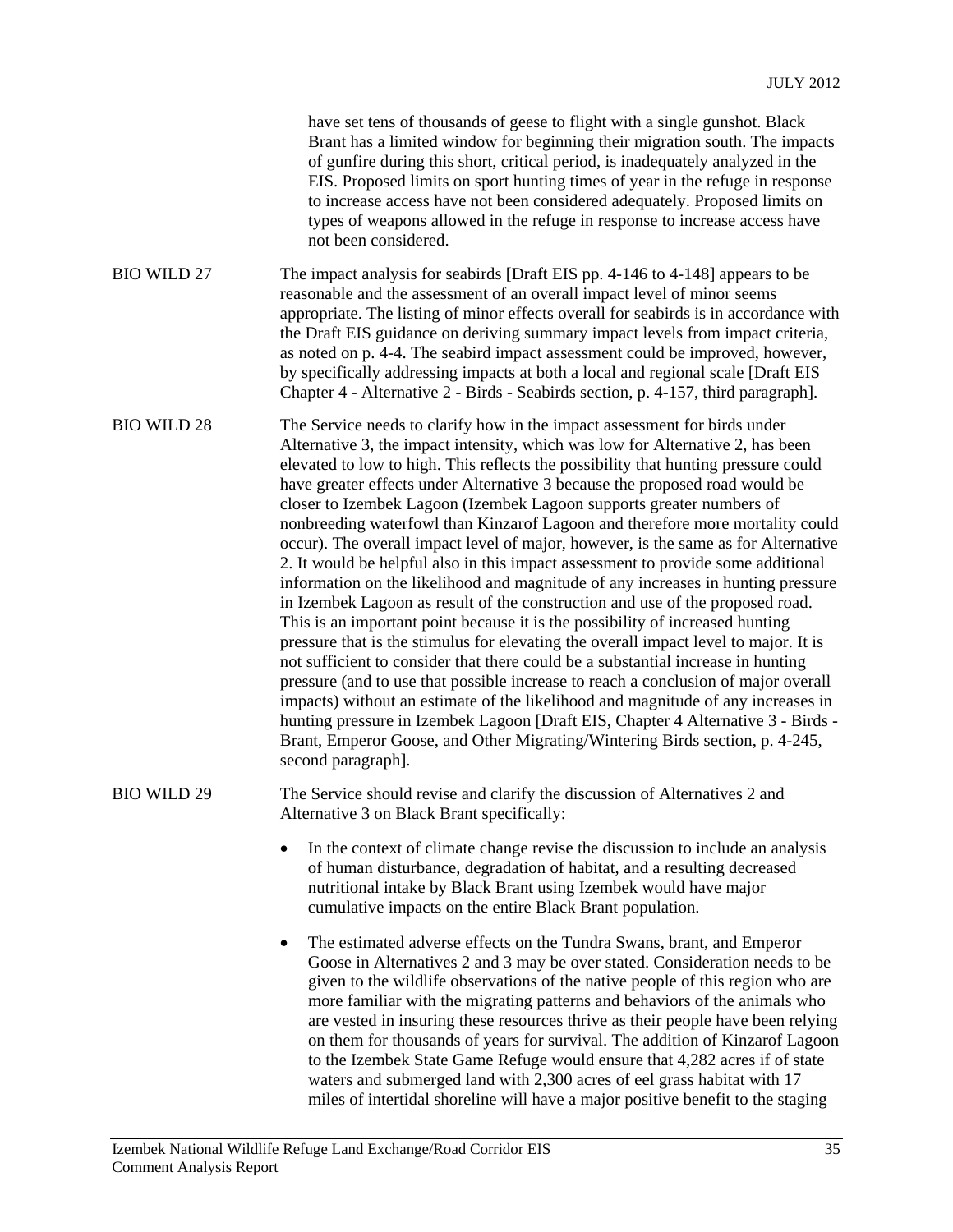have set tens of thousands of geese to flight with a single gunshot. Black Brant has a limited window for beginning their migration south. The impacts of gunfire during this short, critical period, is inadequately analyzed in the EIS. Proposed limits on sport hunting times of year in the refuge in response to increase access have not been considered adequately. Proposed limits on types of weapons allowed in the refuge in response to increase access have not been considered.

| | |
|---|---|
| BIO WILD 27 | The impact analysis for seabirds [Draft EIS pp. 4-146 to 4-148] appears to be reasonable and the assessment of an overall impact level of minor seems appropriate. The listing of minor effects overall for seabirds is in accordance with the Draft EIS guidance on deriving summary impact levels from impact criteria, as noted on p. 4-4. The seabird impact assessment could be improved, however, by specifically addressing impacts at both a local and regional scale [Draft EIS Chapter 4 - Alternative 2 - Birds - Seabirds section, p. 4-157, third paragraph]. |
| BIO WILD 28 | The Service needs to clarify how in the impact assessment for birds under Alternative 3, the impact intensity, which was low for Alternative 2, has been elevated to low to high. This reflects the possibility that hunting pressure could have greater effects under Alternative 3 because the proposed road would be closer to Izembek Lagoon (Izembek Lagoon supports greater numbers of nonbreeding waterfowl than Kinzarof Lagoon and therefore more mortality could occur). The overall impact level of major, however, is the same as for Alternative 2. It would be helpful also in this impact assessment to provide some additional information on the likelihood and magnitude of any increases in hunting pressure in Izembek Lagoon as result of the construction and use of the proposed road. This is an important point because it is the possibility of increased hunting pressure that is the stimulus for elevating the overall impact level to major. It is not sufficient to consider that there could be a substantial increase in hunting pressure (and to use that possible increase to reach a conclusion of major overall impacts) without an estimate of the likelihood and magnitude of any increases in hunting pressure in Izembek Lagoon [Draft EIS, Chapter 4 Alternative 3 - Birds - Brant, Emperor Goose, and Other Migrating/Wintering Birds section, p. 4-245, second paragraph]. |
| BIO WILD 29 | The Service should revise and clarify the discussion of Alternatives 2 and Alternative 3 on Black Brant specifically: |

- In the context of climate change revise the discussion to include an analysis of human disturbance, degradation of habitat, and a resulting decreased nutritional intake by Black Brant using Izembek would have major cumulative impacts on the entire Black Brant population.
- The estimated adverse effects on the Tundra Swans, brant, and Emperor Goose in Alternatives 2 and 3 may be over stated. Consideration needs to be given to the wildlife observations of the native people of this region who are more familiar with the migrating patterns and behaviors of the animals who are vested in insuring these resources thrive as their people have been relying on them for thousands of years for survival. The addition of Kinzarof Lagoon to the Izembek State Game Refuge would ensure that 4,282 acres if of state waters and submerged land with 2,300 acres of eel grass habitat with 17 miles of intertidal shoreline will have a major positive benefit to the staging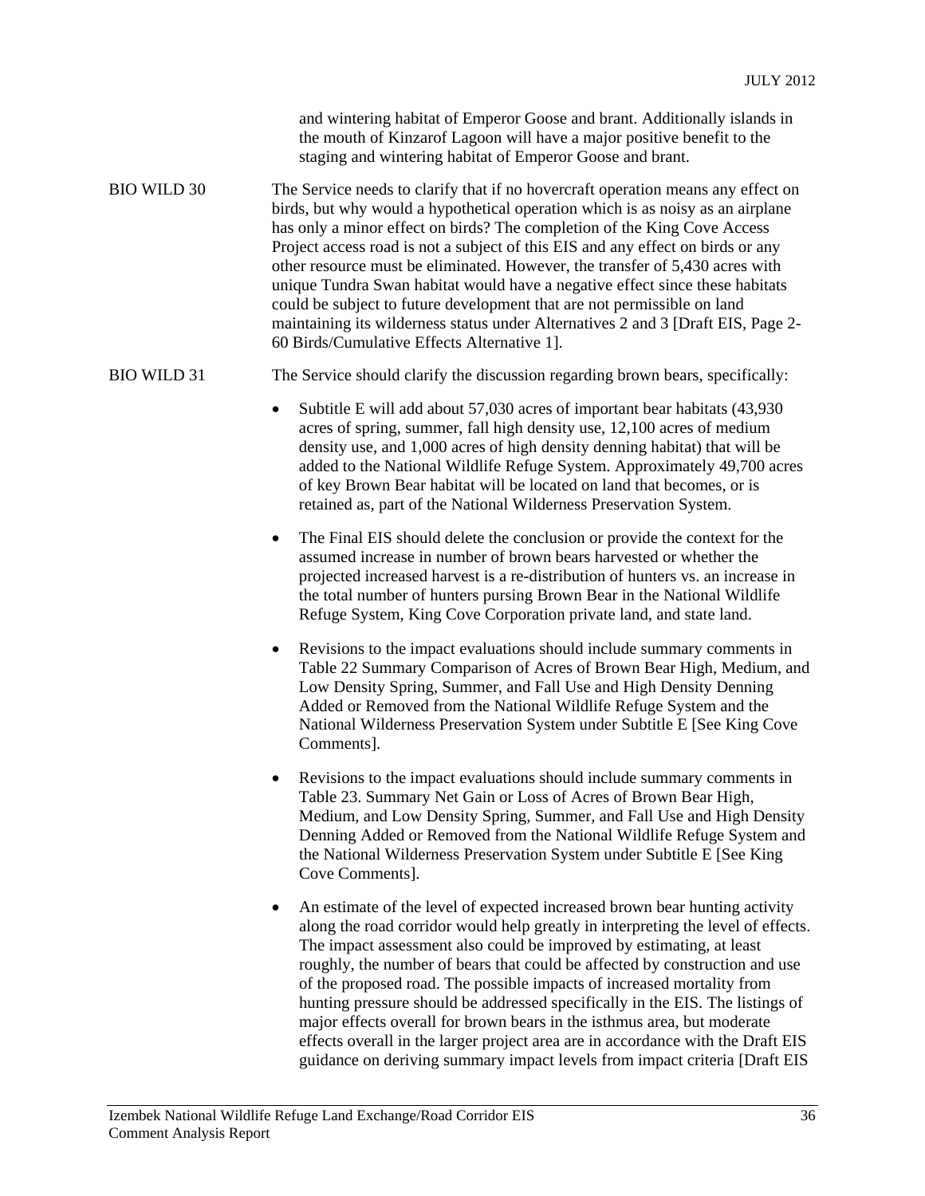and wintering habitat of Emperor Goose and brant. Additionally islands in the mouth of Kinzarof Lagoon will have a major positive benefit to the staging and wintering habitat of Emperor Goose and brant.

BIO WILD 30 — The Service needs to clarify that if no hovercraft operation means any effect on birds, but why would a hypothetical operation which is as noisy as an airplane has only a minor effect on birds? The completion of the King Cove Access Project access road is not a subject of this EIS and any effect on birds or any other resource must be eliminated. However, the transfer of 5,430 acres with unique Tundra Swan habitat would have a negative effect since these habitats could be subject to future development that are not permissible on land maintaining its wilderness status under Alternatives 2 and 3 [Draft EIS, Page 2-60 Birds/Cumulative Effects Alternative 1].

BIO WILD 31 — The Service should clarify the discussion regarding brown bears, specifically:

- Subtitle E will add about 57,030 acres of important bear habitats (43,930 acres of spring, summer, fall high density use, 12,100 acres of medium density use, and 1,000 acres of high density denning habitat) that will be added to the National Wildlife Refuge System. Approximately 49,700 acres of key Brown Bear habitat will be located on land that becomes, or is retained as, part of the National Wilderness Preservation System.
- The Final EIS should delete the conclusion or provide the context for the assumed increase in number of brown bears harvested or whether the projected increased harvest is a re-distribution of hunters vs. an increase in the total number of hunters pursing Brown Bear in the National Wildlife Refuge System, King Cove Corporation private land, and state land.
- Revisions to the impact evaluations should include summary comments in Table 22 Summary Comparison of Acres of Brown Bear High, Medium, and Low Density Spring, Summer, and Fall Use and High Density Denning Added or Removed from the National Wildlife Refuge System and the National Wilderness Preservation System under Subtitle E [See King Cove Comments].
- Revisions to the impact evaluations should include summary comments in Table 23. Summary Net Gain or Loss of Acres of Brown Bear High, Medium, and Low Density Spring, Summer, and Fall Use and High Density Denning Added or Removed from the National Wildlife Refuge System and the National Wilderness Preservation System under Subtitle E [See King Cove Comments].
- An estimate of the level of expected increased brown bear hunting activity along the road corridor would help greatly in interpreting the level of effects. The impact assessment also could be improved by estimating, at least roughly, the number of bears that could be affected by construction and use of the proposed road. The possible impacts of increased mortality from hunting pressure should be addressed specifically in the EIS. The listings of major effects overall for brown bears in the isthmus area, but moderate effects overall in the larger project area are in accordance with the Draft EIS guidance on deriving summary impact levels from impact criteria [Draft EIS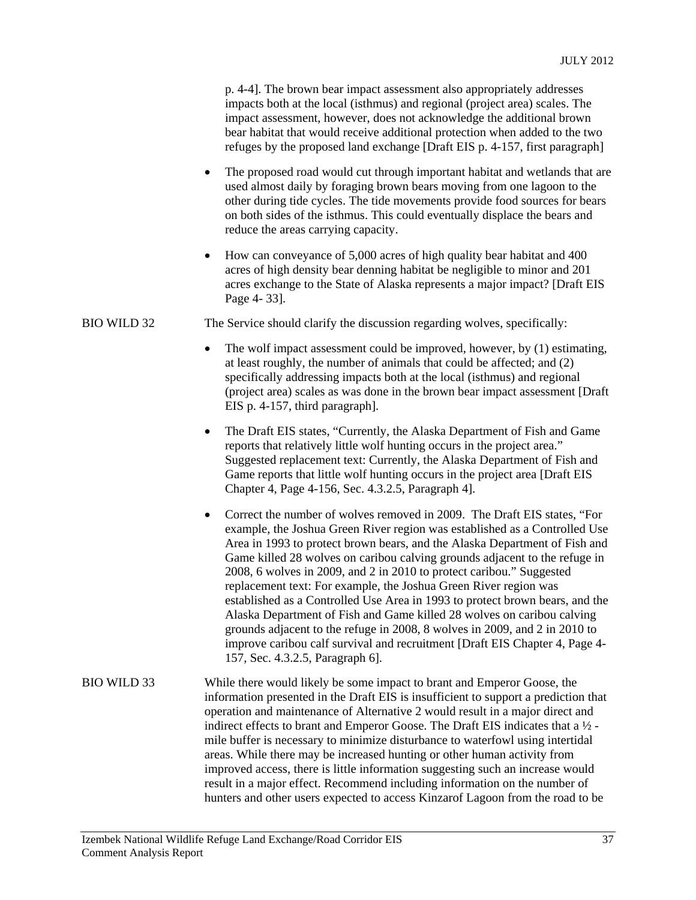p. 4-4]. The brown bear impact assessment also appropriately addresses impacts both at the local (isthmus) and regional (project area) scales. The impact assessment, however, does not acknowledge the additional brown bear habitat that would receive additional protection when added to the two refuges by the proposed land exchange [Draft EIS p. 4-157, first paragraph]

- The proposed road would cut through important habitat and wetlands that are used almost daily by foraging brown bears moving from one lagoon to the other during tide cycles. The tide movements provide food sources for bears on both sides of the isthmus. This could eventually displace the bears and reduce the areas carrying capacity.
- How can conveyance of 5,000 acres of high quality bear habitat and 400 acres of high density bear denning habitat be negligible to minor and 201 acres exchange to the State of Alaska represents a major impact? [Draft EIS Page 4- 33].

BIO WILD 32 The Service should clarify the discussion regarding wolves, specifically:

- The wolf impact assessment could be improved, however, by (1) estimating, at least roughly, the number of animals that could be affected; and (2) specifically addressing impacts both at the local (isthmus) and regional (project area) scales as was done in the brown bear impact assessment [Draft EIS p. 4-157, third paragraph].
- The Draft EIS states, "Currently, the Alaska Department of Fish and Game reports that relatively little wolf hunting occurs in the project area." Suggested replacement text: Currently, the Alaska Department of Fish and Game reports that little wolf hunting occurs in the project area [Draft EIS Chapter 4, Page 4-156, Sec. 4.3.2.5, Paragraph 4].
- Correct the number of wolves removed in 2009. The Draft EIS states, "For example, the Joshua Green River region was established as a Controlled Use Area in 1993 to protect brown bears, and the Alaska Department of Fish and Game killed 28 wolves on caribou calving grounds adjacent to the refuge in 2008, 6 wolves in 2009, and 2 in 2010 to protect caribou." Suggested replacement text: For example, the Joshua Green River region was established as a Controlled Use Area in 1993 to protect brown bears, and the Alaska Department of Fish and Game killed 28 wolves on caribou calving grounds adjacent to the refuge in 2008, 8 wolves in 2009, and 2 in 2010 to improve caribou calf survival and recruitment [Draft EIS Chapter 4, Page 4-157, Sec. 4.3.2.5, Paragraph 6].

BIO WILD 33 While there would likely be some impact to brant and Emperor Goose, the information presented in the Draft EIS is insufficient to support a prediction that operation and maintenance of Alternative 2 would result in a major direct and indirect effects to brant and Emperor Goose. The Draft EIS indicates that a ½ - mile buffer is necessary to minimize disturbance to waterfowl using intertidal areas. While there may be increased hunting or other human activity from improved access, there is little information suggesting such an increase would result in a major effect. Recommend including information on the number of hunters and other users expected to access Kinzarof Lagoon from the road to be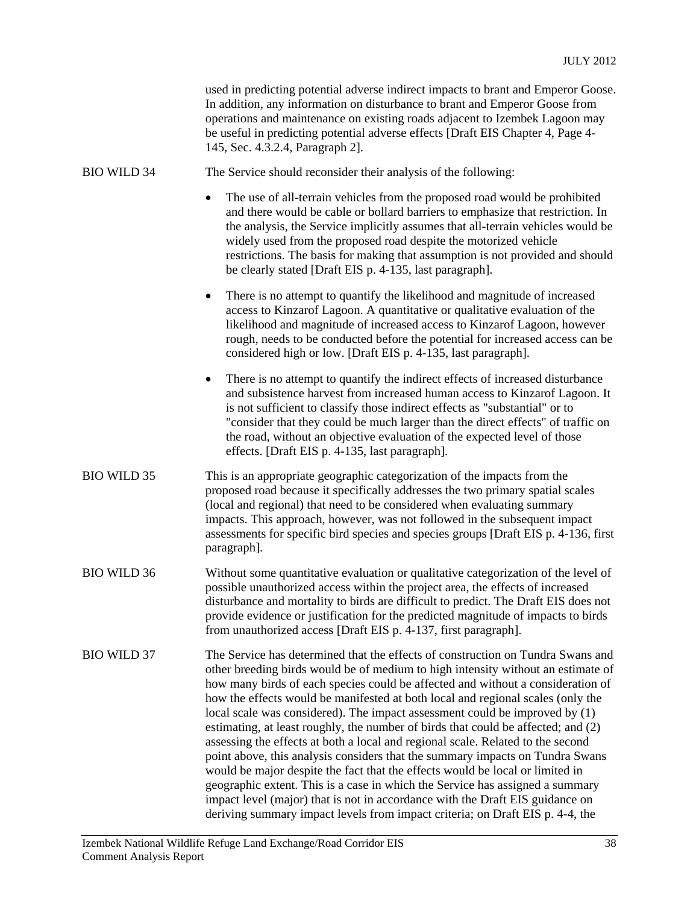used in predicting potential adverse indirect impacts to brant and Emperor Goose. In addition, any information on disturbance to brant and Emperor Goose from operations and maintenance on existing roads adjacent to Izembek Lagoon may be useful in predicting potential adverse effects [Draft EIS Chapter 4, Page 4-145, Sec. 4.3.2.4, Paragraph 2].

BIO WILD 34 The Service should reconsider their analysis of the following:

- The use of all-terrain vehicles from the proposed road would be prohibited and there would be cable or bollard barriers to emphasize that restriction. In the analysis, the Service implicitly assumes that all-terrain vehicles would be widely used from the proposed road despite the motorized vehicle restrictions. The basis for making that assumption is not provided and should be clearly stated [Draft EIS p. 4-135, last paragraph].
- There is no attempt to quantify the likelihood and magnitude of increased access to Kinzarof Lagoon. A quantitative or qualitative evaluation of the likelihood and magnitude of increased access to Kinzarof Lagoon, however rough, needs to be conducted before the potential for increased access can be considered high or low. [Draft EIS p. 4-135, last paragraph].
- There is no attempt to quantify the indirect effects of increased disturbance and subsistence harvest from increased human access to Kinzarof Lagoon. It is not sufficient to classify those indirect effects as "substantial" or to "consider that they could be much larger than the direct effects" of traffic on the road, without an objective evaluation of the expected level of those effects. [Draft EIS p. 4-135, last paragraph].

BIO WILD 35 This is an appropriate geographic categorization of the impacts from the proposed road because it specifically addresses the two primary spatial scales (local and regional) that need to be considered when evaluating summary impacts. This approach, however, was not followed in the subsequent impact assessments for specific bird species and species groups [Draft EIS p. 4-136, first paragraph].

BIO WILD 36 Without some quantitative evaluation or qualitative categorization of the level of possible unauthorized access within the project area, the effects of increased disturbance and mortality to birds are difficult to predict. The Draft EIS does not provide evidence or justification for the predicted magnitude of impacts to birds from unauthorized access [Draft EIS p. 4-137, first paragraph].

BIO WILD 37 The Service has determined that the effects of construction on Tundra Swans and other breeding birds would be of medium to high intensity without an estimate of how many birds of each species could be affected and without a consideration of how the effects would be manifested at both local and regional scales (only the local scale was considered). The impact assessment could be improved by (1) estimating, at least roughly, the number of birds that could be affected; and (2) assessing the effects at both a local and regional scale. Related to the second point above, this analysis considers that the summary impacts on Tundra Swans would be major despite the fact that the effects would be local or limited in geographic extent. This is a case in which the Service has assigned a summary impact level (major) that is not in accordance with the Draft EIS guidance on deriving summary impact levels from impact criteria; on Draft EIS p. 4-4, the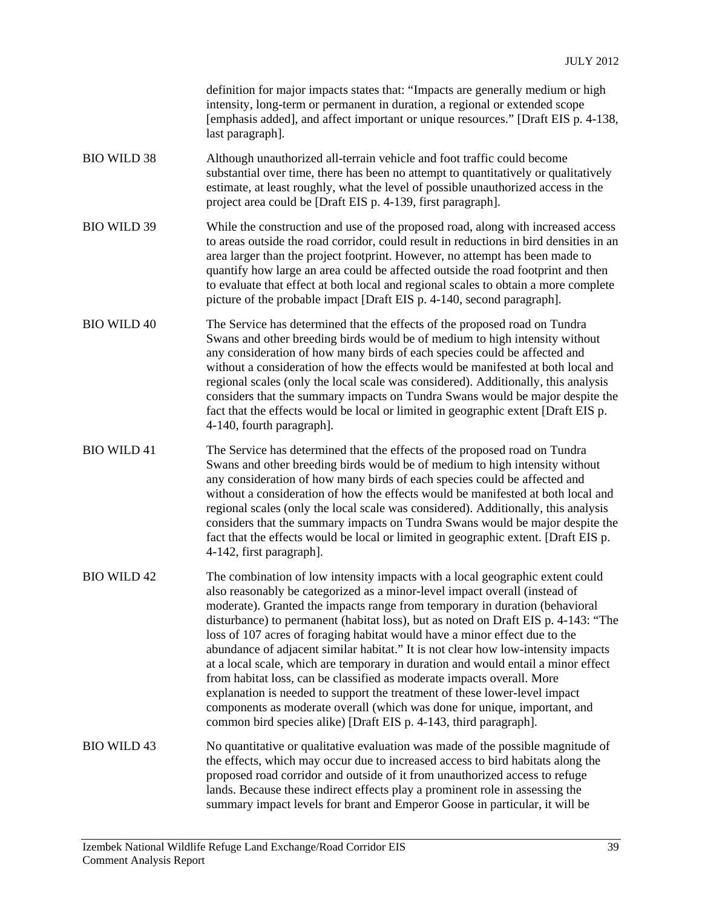definition for major impacts states that: "Impacts are generally medium or high intensity, long-term or permanent in duration, a regional or extended scope [emphasis added], and affect important or unique resources." [Draft EIS p. 4-138, last paragraph].

| | |
|---|---|
| BIO WILD 38 | Although unauthorized all-terrain vehicle and foot traffic could become substantial over time, there has been no attempt to quantitatively or qualitatively estimate, at least roughly, what the level of possible unauthorized access in the project area could be [Draft EIS p. 4-139, first paragraph]. |
| BIO WILD 39 | While the construction and use of the proposed road, along with increased access to areas outside the road corridor, could result in reductions in bird densities in an area larger than the project footprint. However, no attempt has been made to quantify how large an area could be affected outside the road footprint and then to evaluate that effect at both local and regional scales to obtain a more complete picture of the probable impact [Draft EIS p. 4-140, second paragraph]. |
| BIO WILD 40 | The Service has determined that the effects of the proposed road on Tundra Swans and other breeding birds would be of medium to high intensity without any consideration of how many birds of each species could be affected and without a consideration of how the effects would be manifested at both local and regional scales (only the local scale was considered). Additionally, this analysis considers that the summary impacts on Tundra Swans would be major despite the fact that the effects would be local or limited in geographic extent [Draft EIS p. 4-140, fourth paragraph]. |
| BIO WILD 41 | The Service has determined that the effects of the proposed road on Tundra Swans and other breeding birds would be of medium to high intensity without any consideration of how many birds of each species could be affected and without a consideration of how the effects would be manifested at both local and regional scales (only the local scale was considered). Additionally, this analysis considers that the summary impacts on Tundra Swans would be major despite the fact that the effects would be local or limited in geographic extent. [Draft EIS p. 4-142, first paragraph]. |
| BIO WILD 42 | The combination of low intensity impacts with a local geographic extent could also reasonably be categorized as a minor-level impact overall (instead of moderate). Granted the impacts range from temporary in duration (behavioral disturbance) to permanent (habitat loss), but as noted on Draft EIS p. 4-143: "The loss of 107 acres of foraging habitat would have a minor effect due to the abundance of adjacent similar habitat." It is not clear how low-intensity impacts at a local scale, which are temporary in duration and would entail a minor effect from habitat loss, can be classified as moderate impacts overall. More explanation is needed to support the treatment of these lower-level impact components as moderate overall (which was done for unique, important, and common bird species alike) [Draft EIS p. 4-143, third paragraph]. |
| BIO WILD 43 | No quantitative or qualitative evaluation was made of the possible magnitude of the effects, which may occur due to increased access to bird habitats along the proposed road corridor and outside of it from unauthorized access to refuge lands. Because these indirect effects play a prominent role in assessing the summary impact levels for brant and Emperor Goose in particular, it will be |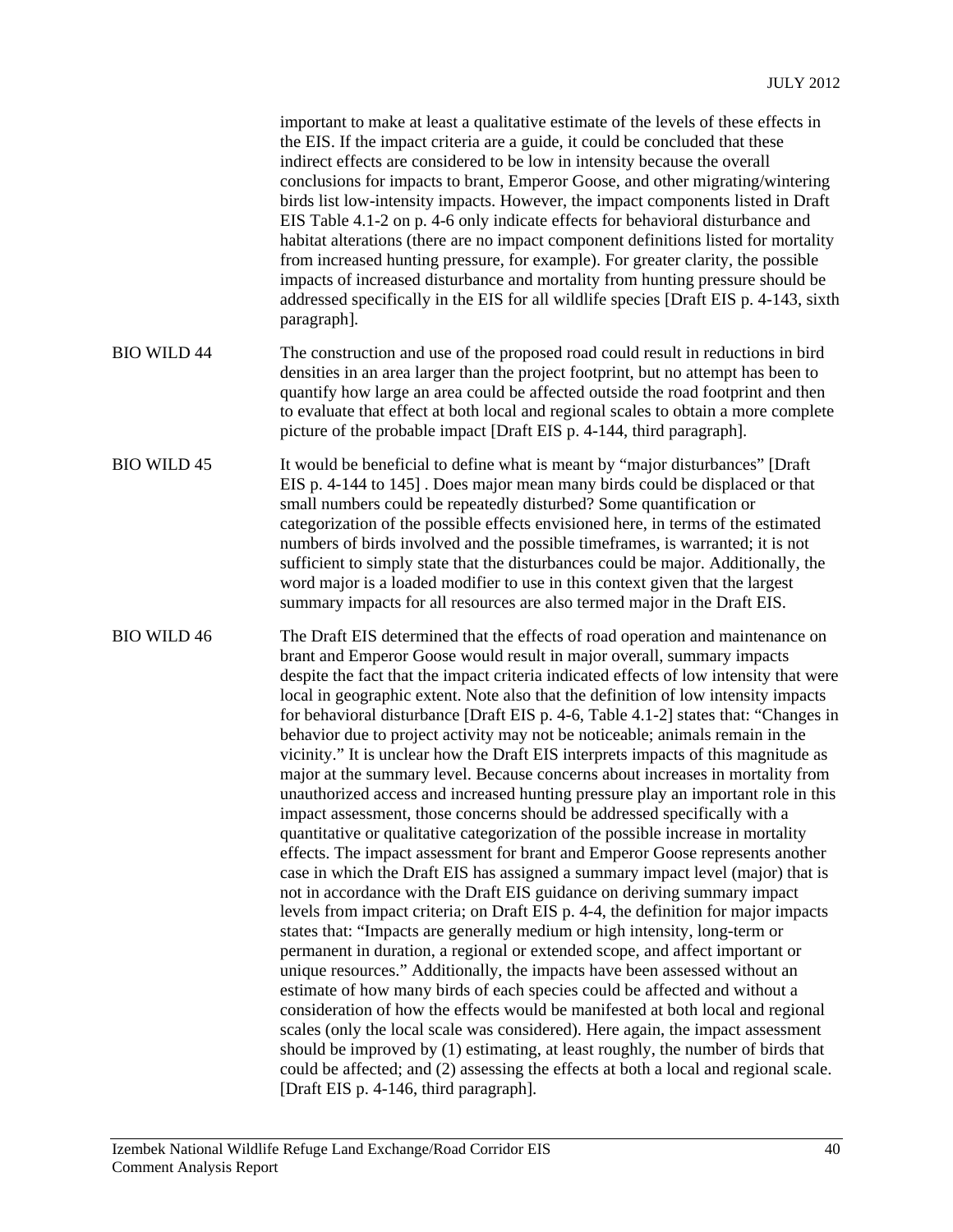important to make at least a qualitative estimate of the levels of these effects in the EIS. If the impact criteria are a guide, it could be concluded that these indirect effects are considered to be low in intensity because the overall conclusions for impacts to brant, Emperor Goose, and other migrating/wintering birds list low-intensity impacts. However, the impact components listed in Draft EIS Table 4.1-2 on p. 4-6 only indicate effects for behavioral disturbance and habitat alterations (there are no impact component definitions listed for mortality from increased hunting pressure, for example). For greater clarity, the possible impacts of increased disturbance and mortality from hunting pressure should be addressed specifically in the EIS for all wildlife species [Draft EIS p. 4-143, sixth paragraph].

| | |
|---|---|
| BIO WILD 44 | The construction and use of the proposed road could result in reductions in bird densities in an area larger than the project footprint, but no attempt has been to quantify how large an area could be affected outside the road footprint and then to evaluate that effect at both local and regional scales to obtain a more complete picture of the probable impact [Draft EIS p. 4-144, third paragraph]. |
| BIO WILD 45 | It would be beneficial to define what is meant by "major disturbances" [Draft EIS p. 4-144 to 145] . Does major mean many birds could be displaced or that small numbers could be repeatedly disturbed? Some quantification or categorization of the possible effects envisioned here, in terms of the estimated numbers of birds involved and the possible timeframes, is warranted; it is not sufficient to simply state that the disturbances could be major. Additionally, the word major is a loaded modifier to use in this context given that the largest summary impacts for all resources are also termed major in the Draft EIS. |
| BIO WILD 46 | The Draft EIS determined that the effects of road operation and maintenance on brant and Emperor Goose would result in major overall, summary impacts despite the fact that the impact criteria indicated effects of low intensity that were local in geographic extent. Note also that the definition of low intensity impacts for behavioral disturbance [Draft EIS p. 4-6, Table 4.1-2] states that: "Changes in behavior due to project activity may not be noticeable; animals remain in the vicinity." It is unclear how the Draft EIS interprets impacts of this magnitude as major at the summary level. Because concerns about increases in mortality from unauthorized access and increased hunting pressure play an important role in this impact assessment, those concerns should be addressed specifically with a quantitative or qualitative categorization of the possible increase in mortality effects. The impact assessment for brant and Emperor Goose represents another case in which the Draft EIS has assigned a summary impact level (major) that is not in accordance with the Draft EIS guidance on deriving summary impact levels from impact criteria; on Draft EIS p. 4-4, the definition for major impacts states that: "Impacts are generally medium or high intensity, long-term or permanent in duration, a regional or extended scope, and affect important or unique resources." Additionally, the impacts have been assessed without an estimate of how many birds of each species could be affected and without a consideration of how the effects would be manifested at both local and regional scales (only the local scale was considered). Here again, the impact assessment should be improved by (1) estimating, at least roughly, the number of birds that could be affected; and (2) assessing the effects at both a local and regional scale. [Draft EIS p. 4-146, third paragraph]. |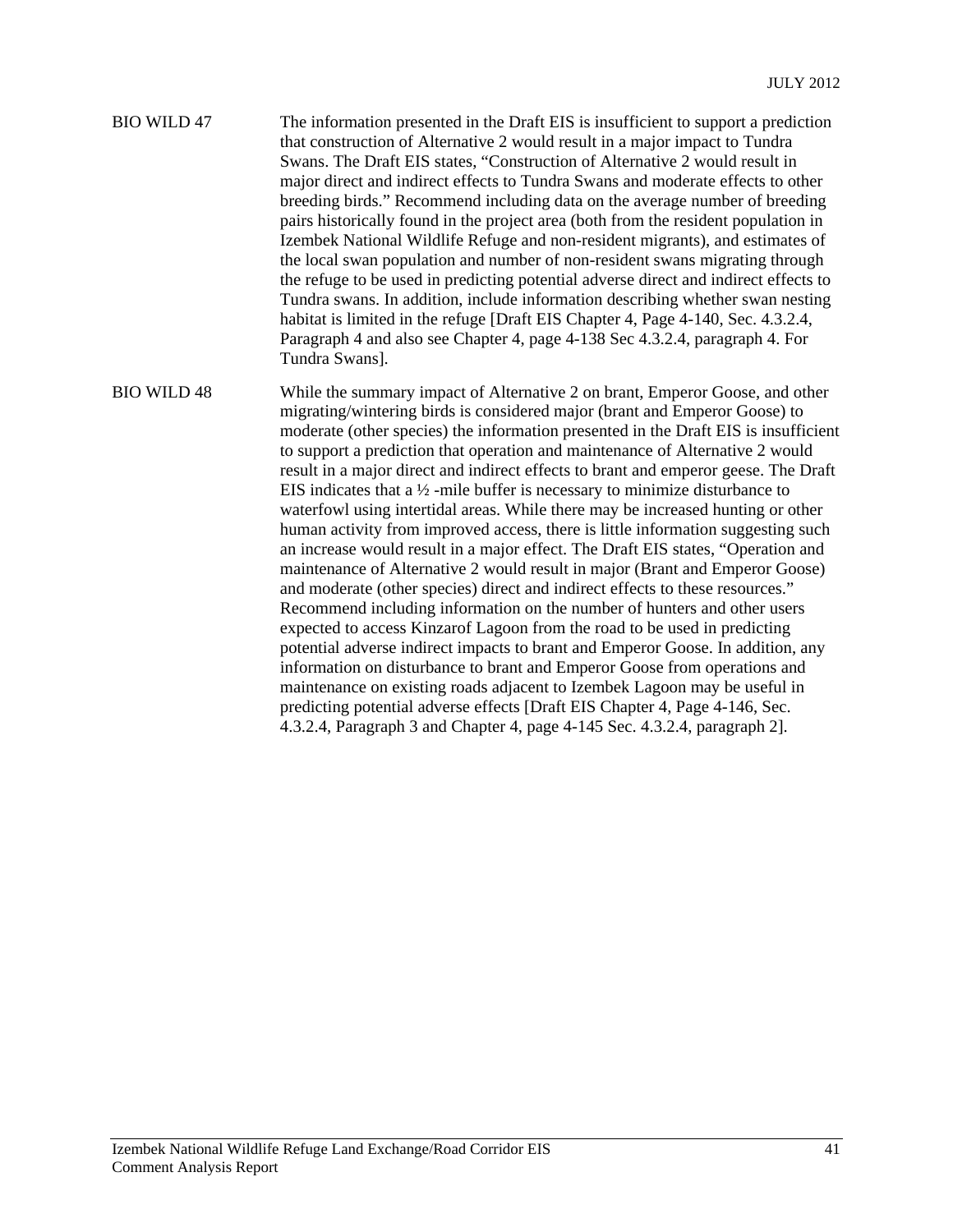| | |
|---|---|
| BIO WILD 47 | The information presented in the Draft EIS is insufficient to support a prediction that construction of Alternative 2 would result in a major impact to Tundra Swans. The Draft EIS states, "Construction of Alternative 2 would result in major direct and indirect effects to Tundra Swans and moderate effects to other breeding birds." Recommend including data on the average number of breeding pairs historically found in the project area (both from the resident population in Izembek National Wildlife Refuge and non-resident migrants), and estimates of the local swan population and number of non-resident swans migrating through the refuge to be used in predicting potential adverse direct and indirect effects to Tundra swans. In addition, include information describing whether swan nesting habitat is limited in the refuge [Draft EIS Chapter 4, Page 4-140, Sec. 4.3.2.4, Paragraph 4 and also see Chapter 4, page 4-138 Sec 4.3.2.4, paragraph 4. For Tundra Swans]. |
| BIO WILD 48 | While the summary impact of Alternative 2 on brant, Emperor Goose, and other migrating/wintering birds is considered major (brant and Emperor Goose) to moderate (other species) the information presented in the Draft EIS is insufficient to support a prediction that operation and maintenance of Alternative 2 would result in a major direct and indirect effects to brant and emperor geese. The Draft EIS indicates that a ½ -mile buffer is necessary to minimize disturbance to waterfowl using intertidal areas. While there may be increased hunting or other human activity from improved access, there is little information suggesting such an increase would result in a major effect. The Draft EIS states, "Operation and maintenance of Alternative 2 would result in major (Brant and Emperor Goose) and moderate (other species) direct and indirect effects to these resources." Recommend including information on the number of hunters and other users expected to access Kinzarof Lagoon from the road to be used in predicting potential adverse indirect impacts to brant and Emperor Goose. In addition, any information on disturbance to brant and Emperor Goose from operations and maintenance on existing roads adjacent to Izembek Lagoon may be useful in predicting potential adverse effects [Draft EIS Chapter 4, Page 4-146, Sec. 4.3.2.4, Paragraph 3 and Chapter 4, page 4-145 Sec. 4.3.2.4, paragraph 2]. |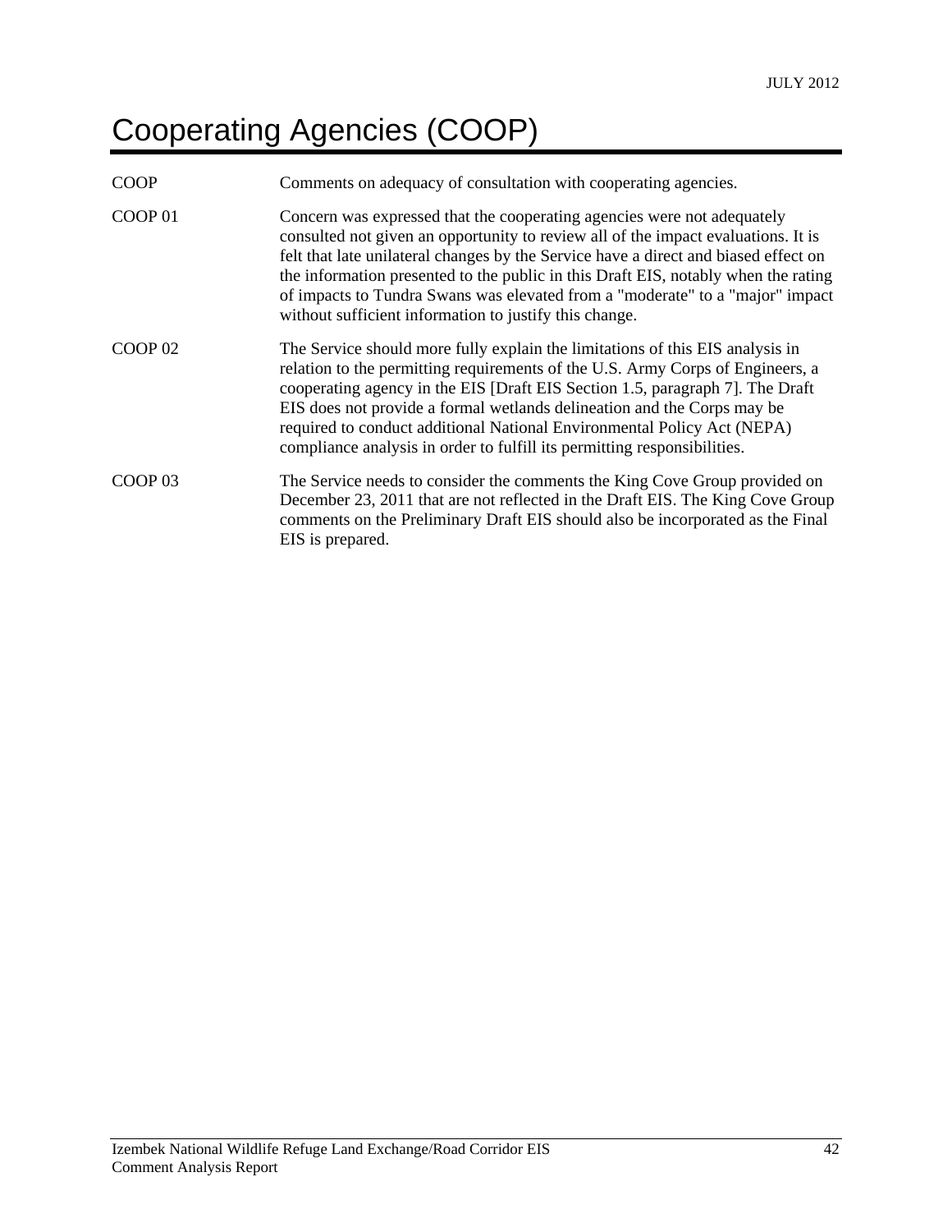# Cooperating Agencies (COOP)

| | |
|---|---|
| COOP | Comments on adequacy of consultation with cooperating agencies. |
| COOP 01 | Concern was expressed that the cooperating agencies were not adequately consulted not given an opportunity to review all of the impact evaluations. It is felt that late unilateral changes by the Service have a direct and biased effect on the information presented to the public in this Draft EIS, notably when the rating of impacts to Tundra Swans was elevated from a "moderate" to a "major" impact without sufficient information to justify this change. |
| COOP 02 | The Service should more fully explain the limitations of this EIS analysis in relation to the permitting requirements of the U.S. Army Corps of Engineers, a cooperating agency in the EIS [Draft EIS Section 1.5, paragraph 7]. The Draft EIS does not provide a formal wetlands delineation and the Corps may be required to conduct additional National Environmental Policy Act (NEPA) compliance analysis in order to fulfill its permitting responsibilities. |
| COOP 03 | The Service needs to consider the comments the King Cove Group provided on December 23, 2011 that are not reflected in the Draft EIS. The King Cove Group comments on the Preliminary Draft EIS should also be incorporated as the Final EIS is prepared. |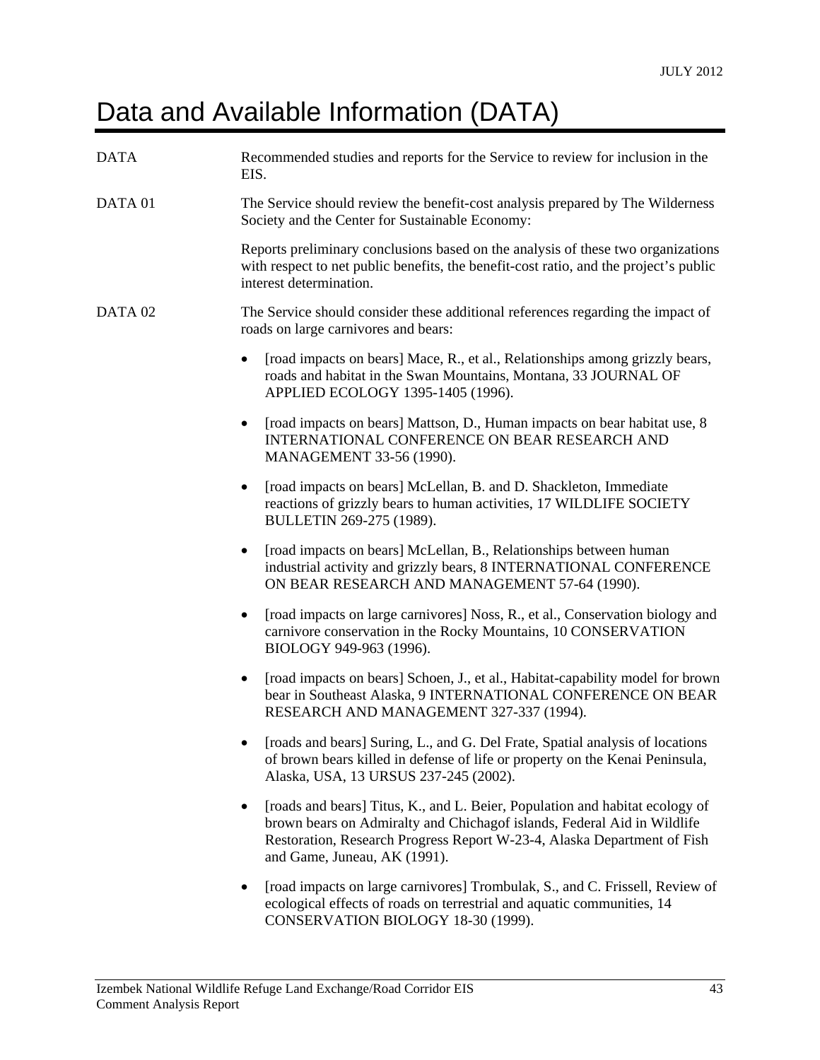# Data and Available Information (DATA)

DATA — Recommended studies and reports for the Service to review for inclusion in the EIS.

DATA 01 — The Service should review the benefit-cost analysis prepared by The Wilderness Society and the Center for Sustainable Economy:

Reports preliminary conclusions based on the analysis of these two organizations with respect to net public benefits, the benefit-cost ratio, and the project's public interest determination.

DATA 02 — The Service should consider these additional references regarding the impact of roads on large carnivores and bears:

- [road impacts on bears] Mace, R., et al., Relationships among grizzly bears, roads and habitat in the Swan Mountains, Montana, 33 JOURNAL OF APPLIED ECOLOGY 1395-1405 (1996).
- [road impacts on bears] Mattson, D., Human impacts on bear habitat use, 8 INTERNATIONAL CONFERENCE ON BEAR RESEARCH AND MANAGEMENT 33-56 (1990).
- [road impacts on bears] McLellan, B. and D. Shackleton, Immediate reactions of grizzly bears to human activities, 17 WILDLIFE SOCIETY BULLETIN 269-275 (1989).
- [road impacts on bears] McLellan, B., Relationships between human industrial activity and grizzly bears, 8 INTERNATIONAL CONFERENCE ON BEAR RESEARCH AND MANAGEMENT 57-64 (1990).
- [road impacts on large carnivores] Noss, R., et al., Conservation biology and carnivore conservation in the Rocky Mountains, 10 CONSERVATION BIOLOGY 949-963 (1996).
- [road impacts on bears] Schoen, J., et al., Habitat-capability model for brown bear in Southeast Alaska, 9 INTERNATIONAL CONFERENCE ON BEAR RESEARCH AND MANAGEMENT 327-337 (1994).
- [roads and bears] Suring, L., and G. Del Frate, Spatial analysis of locations of brown bears killed in defense of life or property on the Kenai Peninsula, Alaska, USA, 13 URSUS 237-245 (2002).
- [roads and bears] Titus, K., and L. Beier, Population and habitat ecology of brown bears on Admiralty and Chichagof islands, Federal Aid in Wildlife Restoration, Research Progress Report W-23-4, Alaska Department of Fish and Game, Juneau, AK (1991).
- [road impacts on large carnivores] Trombulak, S., and C. Frissell, Review of ecological effects of roads on terrestrial and aquatic communities, 14 CONSERVATION BIOLOGY 18-30 (1999).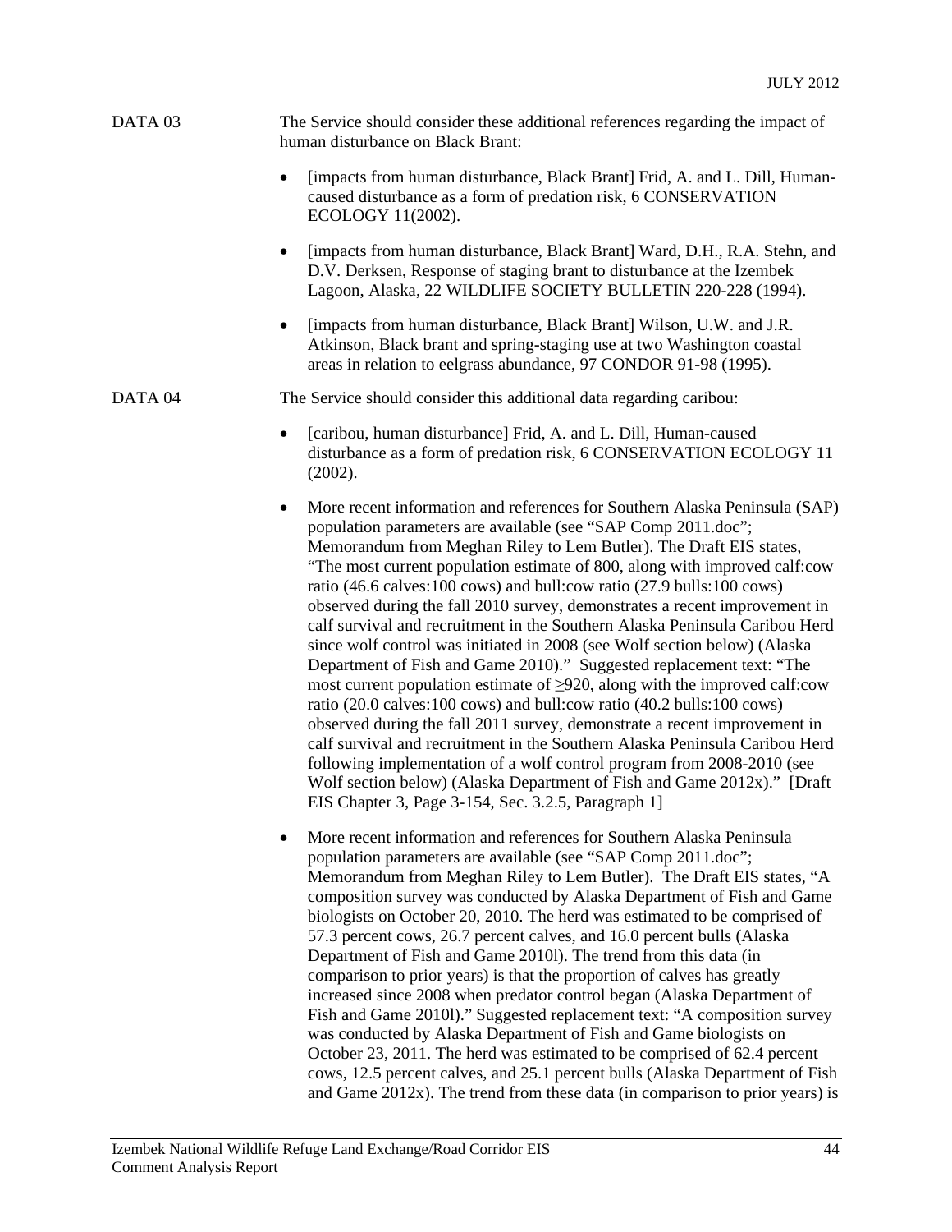DATA 03

The Service should consider these additional references regarding the impact of human disturbance on Black Brant:

- [impacts from human disturbance, Black Brant] Frid, A. and L. Dill, Human-caused disturbance as a form of predation risk, 6 CONSERVATION ECOLOGY 11(2002).
- [impacts from human disturbance, Black Brant] Ward, D.H., R.A. Stehn, and D.V. Derksen, Response of staging brant to disturbance at the Izembek Lagoon, Alaska, 22 WILDLIFE SOCIETY BULLETIN 220-228 (1994).
- [impacts from human disturbance, Black Brant] Wilson, U.W. and J.R. Atkinson, Black brant and spring-staging use at two Washington coastal areas in relation to eelgrass abundance, 97 CONDOR 91-98 (1995).

DATA 04

The Service should consider this additional data regarding caribou:

- [caribou, human disturbance] Frid, A. and L. Dill, Human-caused disturbance as a form of predation risk, 6 CONSERVATION ECOLOGY 11 (2002).
- More recent information and references for Southern Alaska Peninsula (SAP) population parameters are available (see "SAP Comp 2011.doc"; Memorandum from Meghan Riley to Lem Butler). The Draft EIS states, "The most current population estimate of 800, along with improved calf:cow ratio (46.6 calves:100 cows) and bull:cow ratio (27.9 bulls:100 cows) observed during the fall 2010 survey, demonstrates a recent improvement in calf survival and recruitment in the Southern Alaska Peninsula Caribou Herd since wolf control was initiated in 2008 (see Wolf section below) (Alaska Department of Fish and Game 2010)." Suggested replacement text: "The most current population estimate of ≥920, along with the improved calf:cow ratio (20.0 calves:100 cows) and bull:cow ratio (40.2 bulls:100 cows) observed during the fall 2011 survey, demonstrate a recent improvement in calf survival and recruitment in the Southern Alaska Peninsula Caribou Herd following implementation of a wolf control program from 2008-2010 (see Wolf section below) (Alaska Department of Fish and Game 2012x)." [Draft EIS Chapter 3, Page 3-154, Sec. 3.2.5, Paragraph 1]
- More recent information and references for Southern Alaska Peninsula population parameters are available (see "SAP Comp 2011.doc"; Memorandum from Meghan Riley to Lem Butler). The Draft EIS states, "A composition survey was conducted by Alaska Department of Fish and Game biologists on October 20, 2010. The herd was estimated to be comprised of 57.3 percent cows, 26.7 percent calves, and 16.0 percent bulls (Alaska Department of Fish and Game 2010l). The trend from this data (in comparison to prior years) is that the proportion of calves has greatly increased since 2008 when predator control began (Alaska Department of Fish and Game 2010l)." Suggested replacement text: "A composition survey was conducted by Alaska Department of Fish and Game biologists on October 23, 2011. The herd was estimated to be comprised of 62.4 percent cows, 12.5 percent calves, and 25.1 percent bulls (Alaska Department of Fish and Game 2012x). The trend from these data (in comparison to prior years) is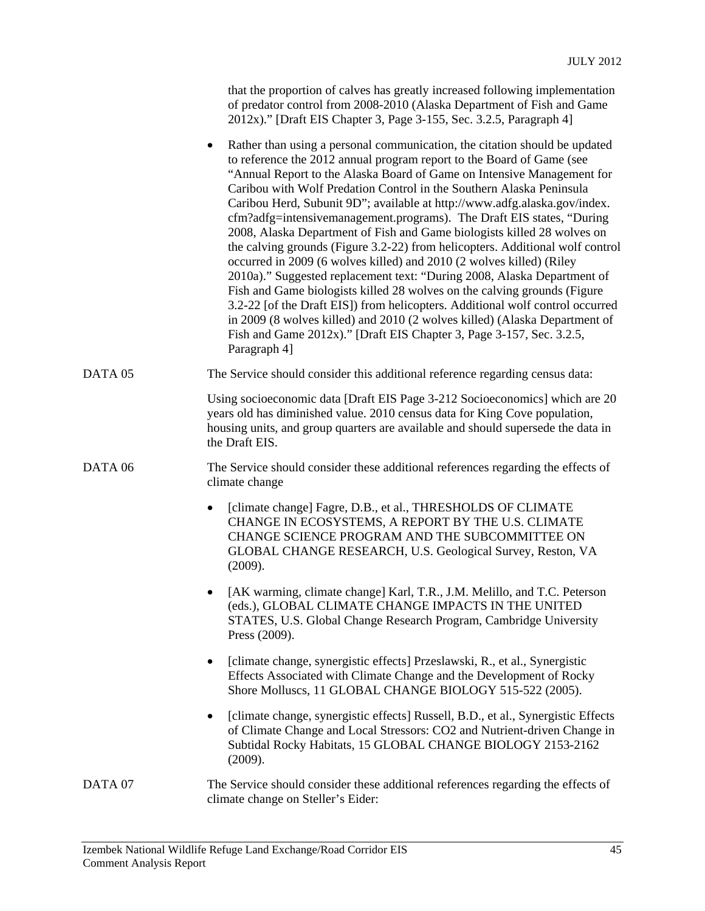that the proportion of calves has greatly increased following implementation of predator control from 2008-2010 (Alaska Department of Fish and Game 2012x)." [Draft EIS Chapter 3, Page 3-155, Sec. 3.2.5, Paragraph 4]

- Rather than using a personal communication, the citation should be updated to reference the 2012 annual program report to the Board of Game (see "Annual Report to the Alaska Board of Game on Intensive Management for Caribou with Wolf Predation Control in the Southern Alaska Peninsula Caribou Herd, Subunit 9D"; available at http://www.adfg.alaska.gov/index.cfm?adfg=intensivemanagement.programs). The Draft EIS states, "During 2008, Alaska Department of Fish and Game biologists killed 28 wolves on the calving grounds (Figure 3.2-22) from helicopters. Additional wolf control occurred in 2009 (6 wolves killed) and 2010 (2 wolves killed) (Riley 2010a)." Suggested replacement text: "During 2008, Alaska Department of Fish and Game biologists killed 28 wolves on the calving grounds (Figure 3.2-22 [of the Draft EIS]) from helicopters. Additional wolf control occurred in 2009 (8 wolves killed) and 2010 (2 wolves killed) (Alaska Department of Fish and Game 2012x)." [Draft EIS Chapter 3, Page 3-157, Sec. 3.2.5, Paragraph 4]

DATA 05 — The Service should consider this additional reference regarding census data:

Using socioeconomic data [Draft EIS Page 3-212 Socioeconomics] which are 20 years old has diminished value. 2010 census data for King Cove population, housing units, and group quarters are available and should supersede the data in the Draft EIS.

DATA 06 — The Service should consider these additional references regarding the effects of climate change

- [climate change] Fagre, D.B., et al., THRESHOLDS OF CLIMATE CHANGE IN ECOSYSTEMS, A REPORT BY THE U.S. CLIMATE CHANGE SCIENCE PROGRAM AND THE SUBCOMMITTEE ON GLOBAL CHANGE RESEARCH, U.S. Geological Survey, Reston, VA (2009).
- [AK warming, climate change] Karl, T.R., J.M. Melillo, and T.C. Peterson (eds.), GLOBAL CLIMATE CHANGE IMPACTS IN THE UNITED STATES, U.S. Global Change Research Program, Cambridge University Press (2009).
- [climate change, synergistic effects] Przeslawski, R., et al., Synergistic Effects Associated with Climate Change and the Development of Rocky Shore Molluscs, 11 GLOBAL CHANGE BIOLOGY 515-522 (2005).
- [climate change, synergistic effects] Russell, B.D., et al., Synergistic Effects of Climate Change and Local Stressors: $CO_2$ and Nutrient-driven Change in Subtidal Rocky Habitats, 15 GLOBAL CHANGE BIOLOGY 2153-2162 (2009).

DATA 07 — The Service should consider these additional references regarding the effects of climate change on Steller's Eider: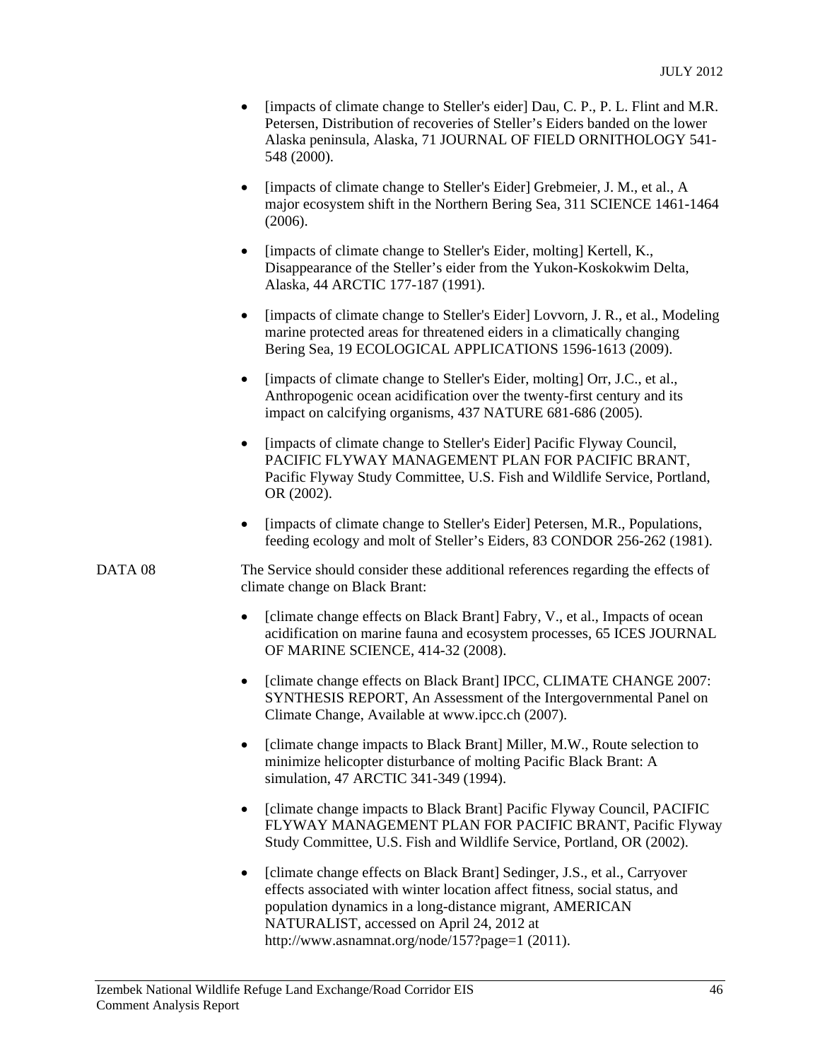- [impacts of climate change to Steller's eider] Dau, C. P., P. L. Flint and M.R. Petersen, Distribution of recoveries of Steller's Eiders banded on the lower Alaska peninsula, Alaska, 71 JOURNAL OF FIELD ORNITHOLOGY 541-548 (2000).

- [impacts of climate change to Steller's Eider] Grebmeier, J. M., et al., A major ecosystem shift in the Northern Bering Sea, 311 SCIENCE 1461-1464 (2006).

- [impacts of climate change to Steller's Eider, molting] Kertell, K., Disappearance of the Steller's eider from the Yukon-Koskokwim Delta, Alaska, 44 ARCTIC 177-187 (1991).

- [impacts of climate change to Steller's Eider] Lovvorn, J. R., et al., Modeling marine protected areas for threatened eiders in a climatically changing Bering Sea, 19 ECOLOGICAL APPLICATIONS 1596-1613 (2009).

- [impacts of climate change to Steller's Eider, molting] Orr, J.C., et al., Anthropogenic ocean acidification over the twenty-first century and its impact on calcifying organisms, 437 NATURE 681-686 (2005).

- [impacts of climate change to Steller's Eider] Pacific Flyway Council, PACIFIC FLYWAY MANAGEMENT PLAN FOR PACIFIC BRANT, Pacific Flyway Study Committee, U.S. Fish and Wildlife Service, Portland, OR (2002).

- [impacts of climate change to Steller's Eider] Petersen, M.R., Populations, feeding ecology and molt of Steller's Eiders, 83 CONDOR 256-262 (1981).

DATA 08 The Service should consider these additional references regarding the effects of climate change on Black Brant:

- [climate change effects on Black Brant] Fabry, V., et al., Impacts of ocean acidification on marine fauna and ecosystem processes, 65 ICES JOURNAL OF MARINE SCIENCE, 414-32 (2008).

- [climate change effects on Black Brant] IPCC, CLIMATE CHANGE 2007: SYNTHESIS REPORT, An Assessment of the Intergovernmental Panel on Climate Change, Available at www.ipcc.ch (2007).

- [climate change impacts to Black Brant] Miller, M.W., Route selection to minimize helicopter disturbance of molting Pacific Black Brant: A simulation, 47 ARCTIC 341-349 (1994).

- [climate change impacts to Black Brant] Pacific Flyway Council, PACIFIC FLYWAY MANAGEMENT PLAN FOR PACIFIC BRANT, Pacific Flyway Study Committee, U.S. Fish and Wildlife Service, Portland, OR (2002).

- [climate change effects on Black Brant] Sedinger, J.S., et al., Carryover effects associated with winter location affect fitness, social status, and population dynamics in a long-distance migrant, AMERICAN NATURALIST, accessed on April 24, 2012 at http://www.asnamnat.org/node/157?page=1 (2011).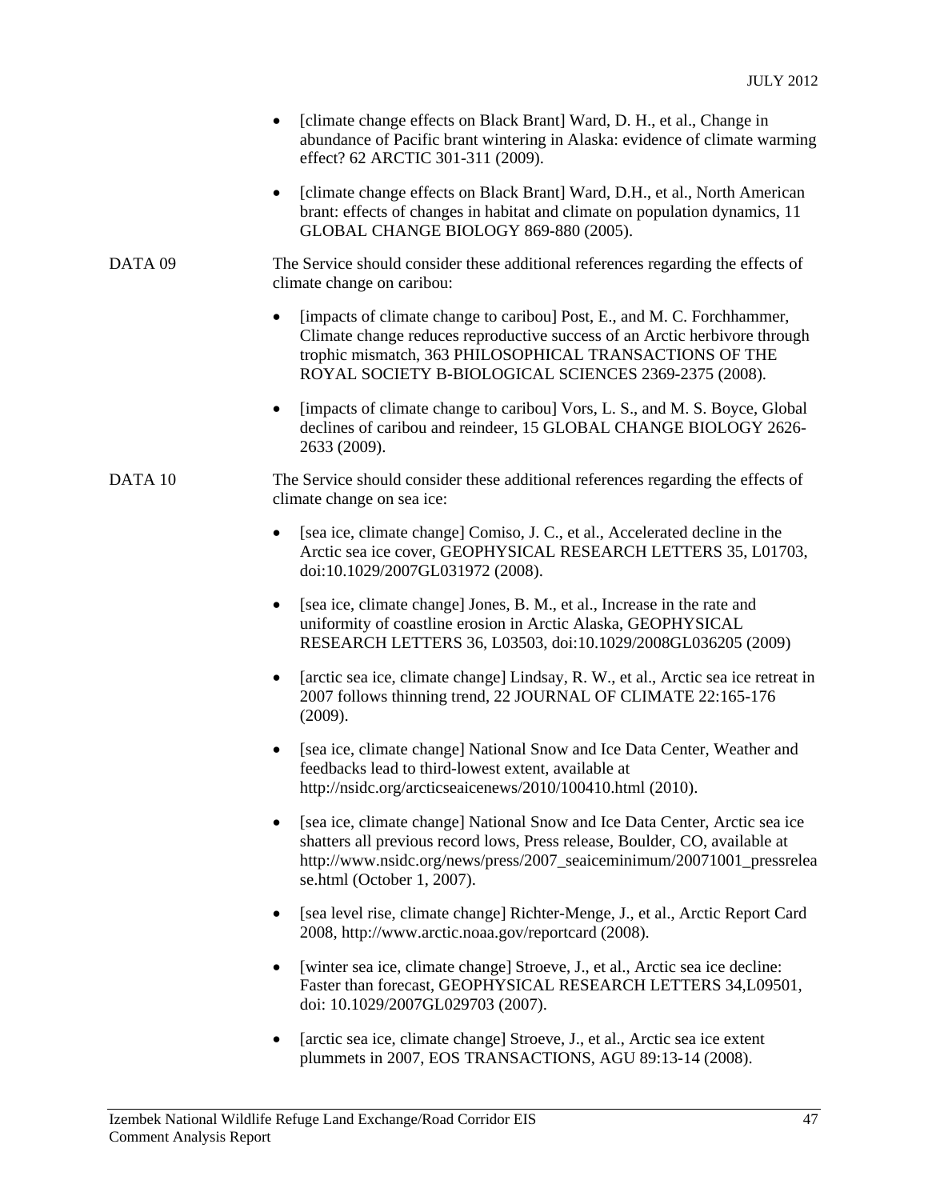- [climate change effects on Black Brant] Ward, D. H., et al., Change in abundance of Pacific brant wintering in Alaska: evidence of climate warming effect? 62 ARCTIC 301-311 (2009).

- [climate change effects on Black Brant] Ward, D.H., et al., North American brant: effects of changes in habitat and climate on population dynamics, 11 GLOBAL CHANGE BIOLOGY 869-880 (2005).

DATA 09 The Service should consider these additional references regarding the effects of climate change on caribou:

- [impacts of climate change to caribou] Post, E., and M. C. Forchhammer, Climate change reduces reproductive success of an Arctic herbivore through trophic mismatch, 363 PHILOSOPHICAL TRANSACTIONS OF THE ROYAL SOCIETY B-BIOLOGICAL SCIENCES 2369-2375 (2008).

- [impacts of climate change to caribou] Vors, L. S., and M. S. Boyce, Global declines of caribou and reindeer, 15 GLOBAL CHANGE BIOLOGY 2626-2633 (2009).

DATA 10 The Service should consider these additional references regarding the effects of climate change on sea ice:

- [sea ice, climate change] Comiso, J. C., et al., Accelerated decline in the Arctic sea ice cover, GEOPHYSICAL RESEARCH LETTERS 35, L01703, doi:10.1029/2007GL031972 (2008).

- [sea ice, climate change] Jones, B. M., et al., Increase in the rate and uniformity of coastline erosion in Arctic Alaska, GEOPHYSICAL RESEARCH LETTERS 36, L03503, doi:10.1029/2008GL036205 (2009)

- [arctic sea ice, climate change] Lindsay, R. W., et al., Arctic sea ice retreat in 2007 follows thinning trend, 22 JOURNAL OF CLIMATE 22:165-176 (2009).

- [sea ice, climate change] National Snow and Ice Data Center, Weather and feedbacks lead to third-lowest extent, available at http://nsidc.org/arcticseaicenews/2010/100410.html (2010).

- [sea ice, climate change] National Snow and Ice Data Center, Arctic sea ice shatters all previous record lows, Press release, Boulder, CO, available at http://www.nsidc.org/news/press/2007_seaiceminimum/20071001_pressrelease.html (October 1, 2007).

- [sea level rise, climate change] Richter-Menge, J., et al., Arctic Report Card 2008, http://www.arctic.noaa.gov/reportcard (2008).

- [winter sea ice, climate change] Stroeve, J., et al., Arctic sea ice decline: Faster than forecast, GEOPHYSICAL RESEARCH LETTERS 34,L09501, doi: 10.1029/2007GL029703 (2007).

- [arctic sea ice, climate change] Stroeve, J., et al., Arctic sea ice extent plummets in 2007, EOS TRANSACTIONS, AGU 89:13-14 (2008).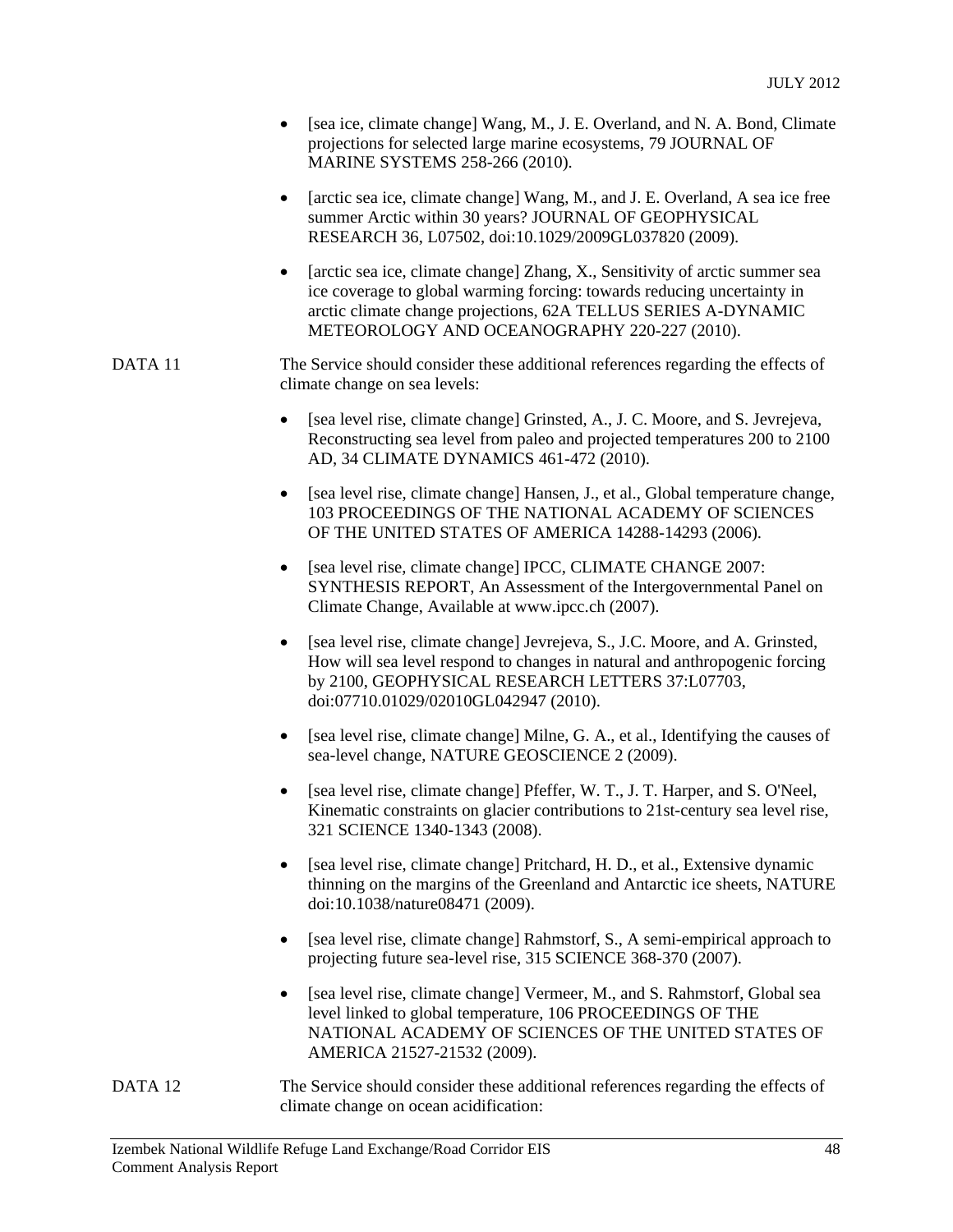- [sea ice, climate change] Wang, M., J. E. Overland, and N. A. Bond, Climate projections for selected large marine ecosystems, 79 JOURNAL OF MARINE SYSTEMS 258-266 (2010).

- [arctic sea ice, climate change] Wang, M., and J. E. Overland, A sea ice free summer Arctic within 30 years? JOURNAL OF GEOPHYSICAL RESEARCH 36, L07502, doi:10.1029/2009GL037820 (2009).

- [arctic sea ice, climate change] Zhang, X., Sensitivity of arctic summer sea ice coverage to global warming forcing: towards reducing uncertainty in arctic climate change projections, 62A TELLUS SERIES A-DYNAMIC METEOROLOGY AND OCEANOGRAPHY 220-227 (2010).

DATA 11 The Service should consider these additional references regarding the effects of climate change on sea levels:

- [sea level rise, climate change] Grinsted, A., J. C. Moore, and S. Jevrejeva, Reconstructing sea level from paleo and projected temperatures 200 to 2100 AD, 34 CLIMATE DYNAMICS 461-472 (2010).

- [sea level rise, climate change] Hansen, J., et al., Global temperature change, 103 PROCEEDINGS OF THE NATIONAL ACADEMY OF SCIENCES OF THE UNITED STATES OF AMERICA 14288-14293 (2006).

- [sea level rise, climate change] IPCC, CLIMATE CHANGE 2007: SYNTHESIS REPORT, An Assessment of the Intergovernmental Panel on Climate Change, Available at www.ipcc.ch (2007).

- [sea level rise, climate change] Jevrejeva, S., J.C. Moore, and A. Grinsted, How will sea level respond to changes in natural and anthropogenic forcing by 2100, GEOPHYSICAL RESEARCH LETTERS 37:L07703, doi:07710.01029/02010GL042947 (2010).

- [sea level rise, climate change] Milne, G. A., et al., Identifying the causes of sea-level change, NATURE GEOSCIENCE 2 (2009).

- [sea level rise, climate change] Pfeffer, W. T., J. T. Harper, and S. O'Neel, Kinematic constraints on glacier contributions to 21st-century sea level rise, 321 SCIENCE 1340-1343 (2008).

- [sea level rise, climate change] Pritchard, H. D., et al., Extensive dynamic thinning on the margins of the Greenland and Antarctic ice sheets, NATURE doi:10.1038/nature08471 (2009).

- [sea level rise, climate change] Rahmstorf, S., A semi-empirical approach to projecting future sea-level rise, 315 SCIENCE 368-370 (2007).

- [sea level rise, climate change] Vermeer, M., and S. Rahmstorf, Global sea level linked to global temperature, 106 PROCEEDINGS OF THE NATIONAL ACADEMY OF SCIENCES OF THE UNITED STATES OF AMERICA 21527-21532 (2009).

DATA 12 The Service should consider these additional references regarding the effects of climate change on ocean acidification: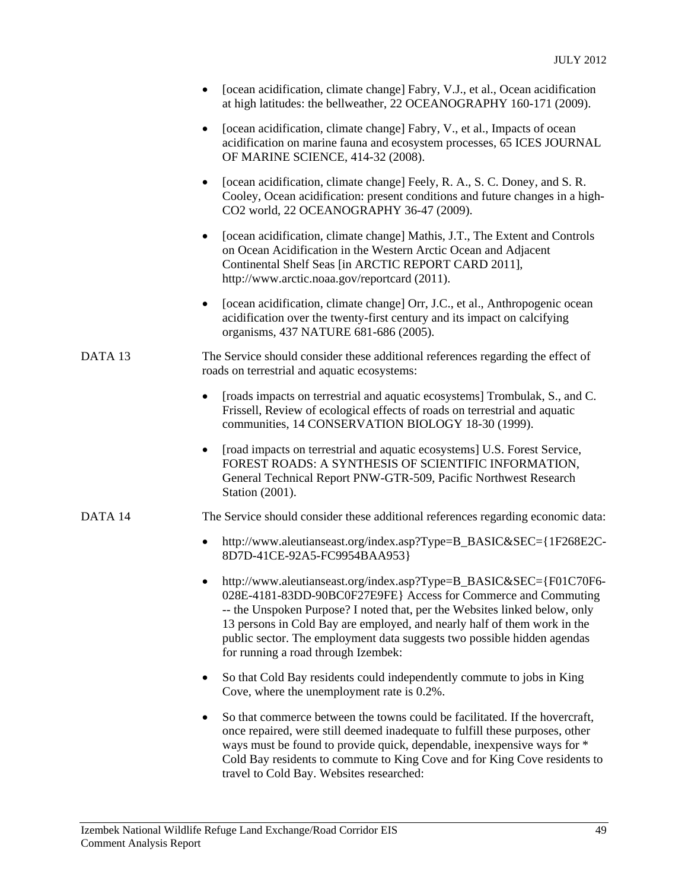- [ocean acidification, climate change] Fabry, V.J., et al., Ocean acidification at high latitudes: the bellweather, 22 OCEANOGRAPHY 160-171 (2009).
- [ocean acidification, climate change] Fabry, V., et al., Impacts of ocean acidification on marine fauna and ecosystem processes, 65 ICES JOURNAL OF MARINE SCIENCE, 414-32 (2008).
- [ocean acidification, climate change] Feely, R. A., S. C. Doney, and S. R. Cooley, Ocean acidification: present conditions and future changes in a high-CO2 world, 22 OCEANOGRAPHY 36-47 (2009).
- [ocean acidification, climate change] Mathis, J.T., The Extent and Controls on Ocean Acidification in the Western Arctic Ocean and Adjacent Continental Shelf Seas [in ARCTIC REPORT CARD 2011], http://www.arctic.noaa.gov/reportcard (2011).
- [ocean acidification, climate change] Orr, J.C., et al., Anthropogenic ocean acidification over the twenty-first century and its impact on calcifying organisms, 437 NATURE 681-686 (2005).

DATA 13 The Service should consider these additional references regarding the effect of roads on terrestrial and aquatic ecosystems:

- [roads impacts on terrestrial and aquatic ecosystems] Trombulak, S., and C. Frissell, Review of ecological effects of roads on terrestrial and aquatic communities, 14 CONSERVATION BIOLOGY 18-30 (1999).
- [road impacts on terrestrial and aquatic ecosystems] U.S. Forest Service, FOREST ROADS: A SYNTHESIS OF SCIENTIFIC INFORMATION, General Technical Report PNW-GTR-509, Pacific Northwest Research Station (2001).

DATA 14 The Service should consider these additional references regarding economic data:

- http://www.aleutianseast.org/index.asp?Type=B_BASIC&SEC={1F268E2C-8D7D-41CE-92A5-FC9954BAA953}
- http://www.aleutianseast.org/index.asp?Type=B_BASIC&SEC={F01C70F6-028E-4181-83DD-90BC0F27E9FE} Access for Commerce and Commuting -- the Unspoken Purpose? I noted that, per the Websites linked below, only 13 persons in Cold Bay are employed, and nearly half of them work in the public sector. The employment data suggests two possible hidden agendas for running a road through Izembek:
- So that Cold Bay residents could independently commute to jobs in King Cove, where the unemployment rate is 0.2%.
- So that commerce between the towns could be facilitated. If the hovercraft, once repaired, were still deemed inadequate to fulfill these purposes, other ways must be found to provide quick, dependable, inexpensive ways for * Cold Bay residents to commute to King Cove and for King Cove residents to travel to Cold Bay. Websites researched: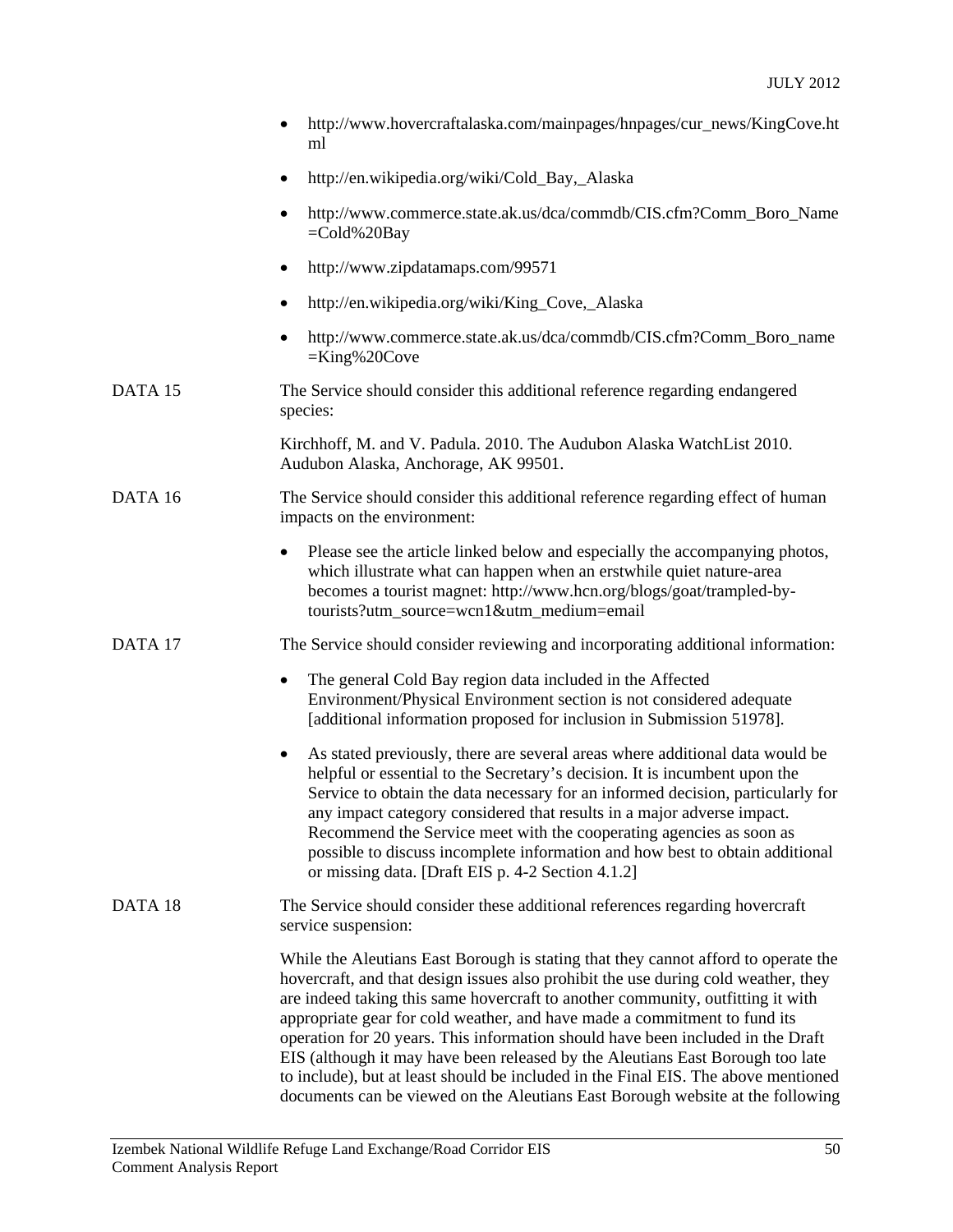- http://www.hovercraftalaska.com/mainpages/hnpages/cur_news/KingCove.html
- http://en.wikipedia.org/wiki/Cold_Bay,_Alaska
- http://www.commerce.state.ak.us/dca/commdb/CIS.cfm?Comm_Boro_Name=Cold%20Bay
- http://www.zipdatamaps.com/99571
- http://en.wikipedia.org/wiki/King_Cove,_Alaska
- http://www.commerce.state.ak.us/dca/commdb/CIS.cfm?Comm_Boro_name=King%20Cove

DATA 15 — The Service should consider this additional reference regarding endangered species:

Kirchhoff, M. and V. Padula. 2010. The Audubon Alaska WatchList 2010. Audubon Alaska, Anchorage, AK 99501.

DATA 16 — The Service should consider this additional reference regarding effect of human impacts on the environment:

- Please see the article linked below and especially the accompanying photos, which illustrate what can happen when an erstwhile quiet nature-area becomes a tourist magnet: http://www.hcn.org/blogs/goat/trampled-by-tourists?utm_source=wcn1&utm_medium=email

DATA 17 — The Service should consider reviewing and incorporating additional information:

- The general Cold Bay region data included in the Affected Environment/Physical Environment section is not considered adequate [additional information proposed for inclusion in Submission 51978].
- As stated previously, there are several areas where additional data would be helpful or essential to the Secretary's decision. It is incumbent upon the Service to obtain the data necessary for an informed decision, particularly for any impact category considered that results in a major adverse impact. Recommend the Service meet with the cooperating agencies as soon as possible to discuss incomplete information and how best to obtain additional or missing data. [Draft EIS p. 4-2 Section 4.1.2]

DATA 18 — The Service should consider these additional references regarding hovercraft service suspension:

While the Aleutians East Borough is stating that they cannot afford to operate the hovercraft, and that design issues also prohibit the use during cold weather, they are indeed taking this same hovercraft to another community, outfitting it with appropriate gear for cold weather, and have made a commitment to fund its operation for 20 years. This information should have been included in the Draft EIS (although it may have been released by the Aleutians East Borough too late to include), but at least should be included in the Final EIS. The above mentioned documents can be viewed on the Aleutians East Borough website at the following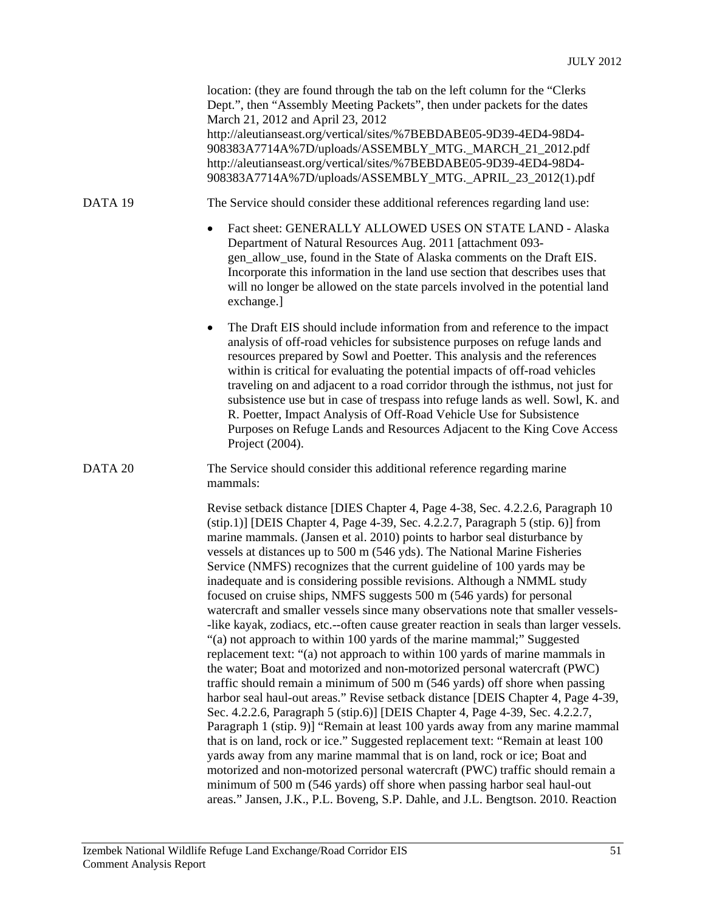location: (they are found through the tab on the left column for the "Clerks Dept.", then "Assembly Meeting Packets", then under packets for the dates March 21, 2012 and April 23, 2012 http://aleutianseast.org/vertical/sites/%7BEBDABE05-9D39-4ED4-98D4-908383A7714A%7D/uploads/ASSEMBLY_MTG._MARCH_21_2012.pdf http://aleutianseast.org/vertical/sites/%7BEBDABE05-9D39-4ED4-98D4-908383A7714A%7D/uploads/ASSEMBLY_MTG._APRIL_23_2012(1).pdf

DATA 19 The Service should consider these additional references regarding land use:

- Fact sheet: GENERALLY ALLOWED USES ON STATE LAND - Alaska Department of Natural Resources Aug. 2011 [attachment 093-gen_allow_use, found in the State of Alaska comments on the Draft EIS. Incorporate this information in the land use section that describes uses that will no longer be allowed on the state parcels involved in the potential land exchange.]
- The Draft EIS should include information from and reference to the impact analysis of off-road vehicles for subsistence purposes on refuge lands and resources prepared by Sowl and Poetter. This analysis and the references within is critical for evaluating the potential impacts of off-road vehicles traveling on and adjacent to a road corridor through the isthmus, not just for subsistence use but in case of trespass into refuge lands as well. Sowl, K. and R. Poetter, Impact Analysis of Off-Road Vehicle Use for Subsistence Purposes on Refuge Lands and Resources Adjacent to the King Cove Access Project (2004).

DATA 20 The Service should consider this additional reference regarding marine mammals:

Revise setback distance [DIES Chapter 4, Page 4-38, Sec. 4.2.2.6, Paragraph 10 (stip.1)] [DEIS Chapter 4, Page 4-39, Sec. 4.2.2.7, Paragraph 5 (stip. 6)] from marine mammals. (Jansen et al. 2010) points to harbor seal disturbance by vessels at distances up to 500 m (546 yds). The National Marine Fisheries Service (NMFS) recognizes that the current guideline of 100 yards may be inadequate and is considering possible revisions. Although a NMML study focused on cruise ships, NMFS suggests 500 m (546 yards) for personal watercraft and smaller vessels since many observations note that smaller vessels--like kayak, zodiacs, etc.--often cause greater reaction in seals than larger vessels. "(a) not approach to within 100 yards of the marine mammal;" Suggested replacement text: "(a) not approach to within 100 yards of marine mammals in the water; Boat and motorized and non-motorized personal watercraft (PWC) traffic should remain a minimum of 500 m (546 yards) off shore when passing harbor seal haul-out areas." Revise setback distance [DEIS Chapter 4, Page 4-39, Sec. 4.2.2.6, Paragraph 5 (stip.6)] [DEIS Chapter 4, Page 4-39, Sec. 4.2.2.7, Paragraph 1 (stip. 9)] "Remain at least 100 yards away from any marine mammal that is on land, rock or ice." Suggested replacement text: "Remain at least 100 yards away from any marine mammal that is on land, rock or ice; Boat and motorized and non-motorized personal watercraft (PWC) traffic should remain a minimum of 500 m (546 yards) off shore when passing harbor seal haul-out areas." Jansen, J.K., P.L. Boveng, S.P. Dahle, and J.L. Bengtson. 2010. Reaction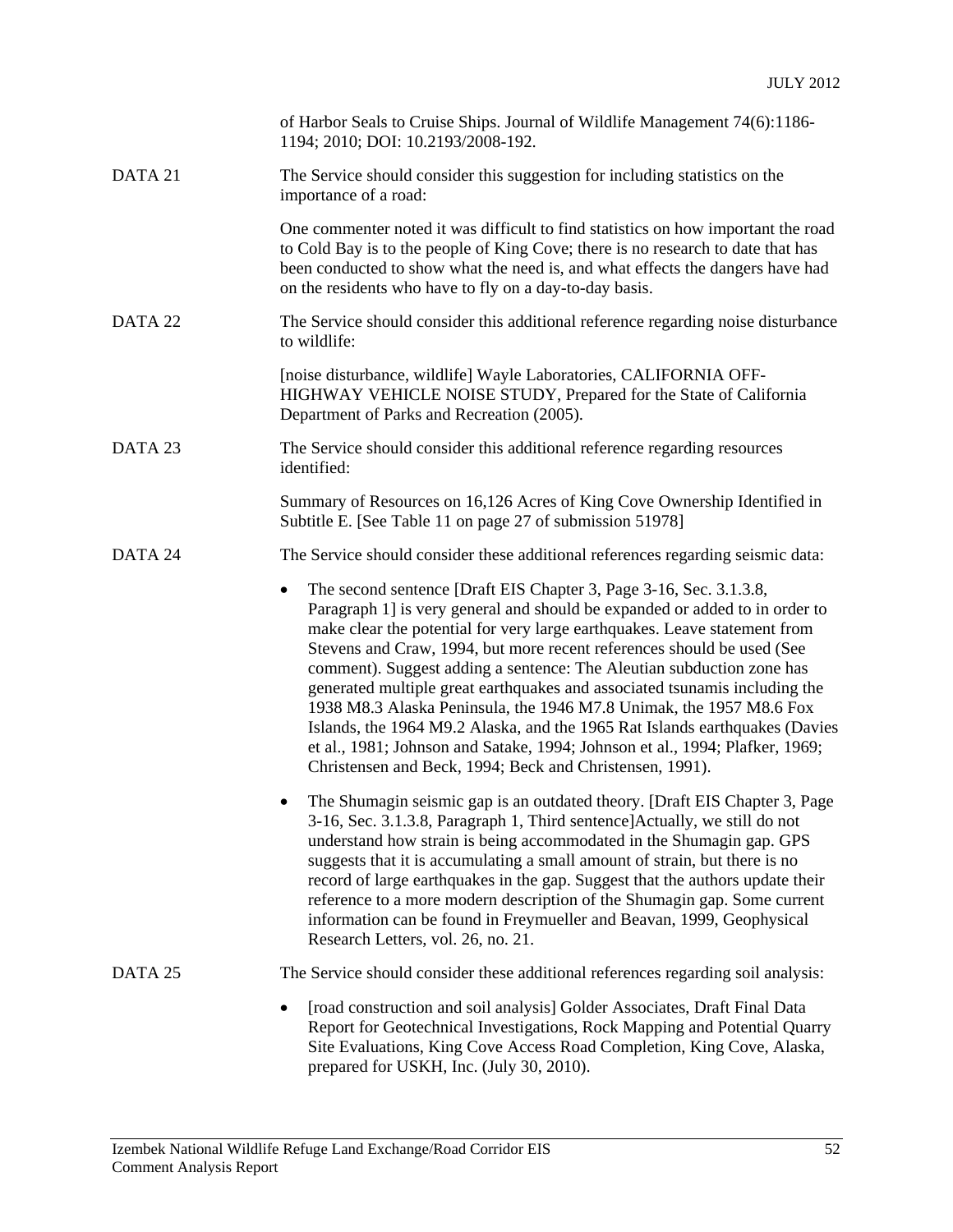of Harbor Seals to Cruise Ships. Journal of Wildlife Management 74(6):1186-1194; 2010; DOI: 10.2193/2008-192.

DATA 21 The Service should consider this suggestion for including statistics on the importance of a road:

One commenter noted it was difficult to find statistics on how important the road to Cold Bay is to the people of King Cove; there is no research to date that has been conducted to show what the need is, and what effects the dangers have had on the residents who have to fly on a day-to-day basis.

DATA 22 The Service should consider this additional reference regarding noise disturbance to wildlife:

[noise disturbance, wildlife] Wayle Laboratories, CALIFORNIA OFF-HIGHWAY VEHICLE NOISE STUDY, Prepared for the State of California Department of Parks and Recreation (2005).

DATA 23 The Service should consider this additional reference regarding resources identified:

Summary of Resources on 16,126 Acres of King Cove Ownership Identified in Subtitle E. [See Table 11 on page 27 of submission 51978]

DATA 24 The Service should consider these additional references regarding seismic data:

- The second sentence [Draft EIS Chapter 3, Page 3-16, Sec. 3.1.3.8, Paragraph 1] is very general and should be expanded or added to in order to make clear the potential for very large earthquakes. Leave statement from Stevens and Craw, 1994, but more recent references should be used (See comment). Suggest adding a sentence: The Aleutian subduction zone has generated multiple great earthquakes and associated tsunamis including the 1938 M8.3 Alaska Peninsula, the 1946 M7.8 Unimak, the 1957 M8.6 Fox Islands, the 1964 M9.2 Alaska, and the 1965 Rat Islands earthquakes (Davies et al., 1981; Johnson and Satake, 1994; Johnson et al., 1994; Plafker, 1969; Christensen and Beck, 1994; Beck and Christensen, 1991).
- The Shumagin seismic gap is an outdated theory. [Draft EIS Chapter 3, Page 3-16, Sec. 3.1.3.8, Paragraph 1, Third sentence]Actually, we still do not understand how strain is being accommodated in the Shumagin gap. GPS suggests that it is accumulating a small amount of strain, but there is no record of large earthquakes in the gap. Suggest that the authors update their reference to a more modern description of the Shumagin gap. Some current information can be found in Freymueller and Beavan, 1999, Geophysical Research Letters, vol. 26, no. 21.

DATA 25 The Service should consider these additional references regarding soil analysis:

- [road construction and soil analysis] Golder Associates, Draft Final Data Report for Geotechnical Investigations, Rock Mapping and Potential Quarry Site Evaluations, King Cove Access Road Completion, King Cove, Alaska, prepared for USKH, Inc. (July 30, 2010).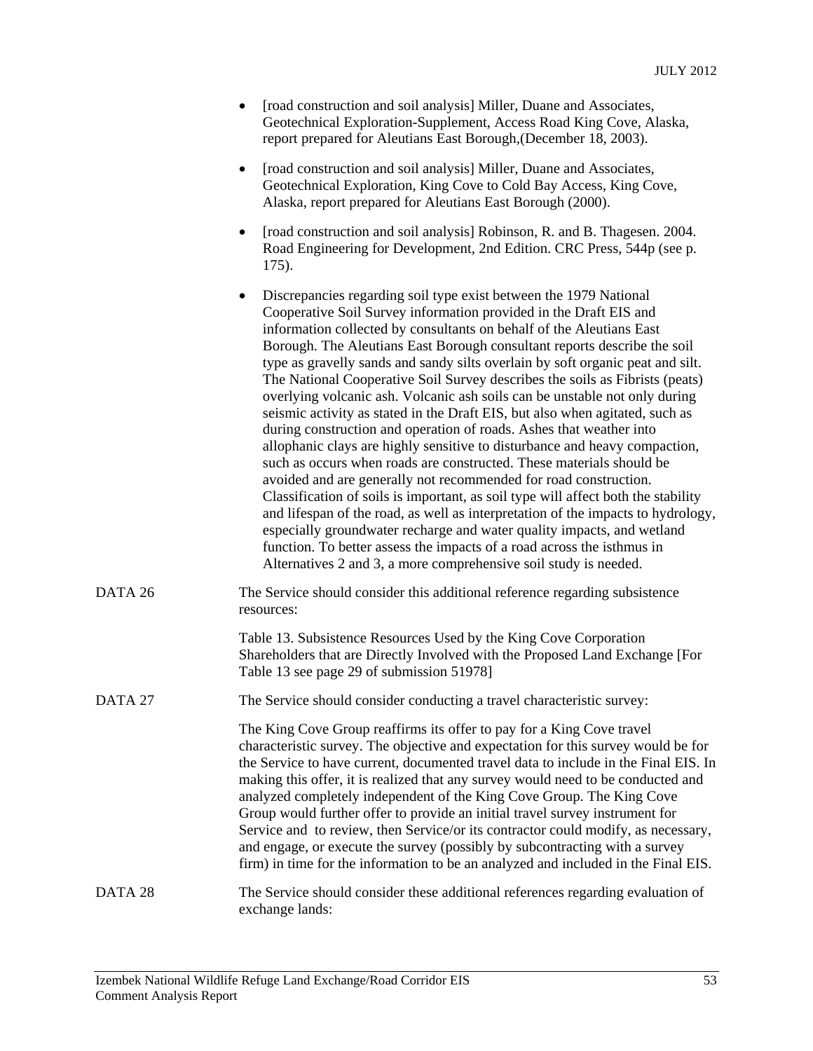- [road construction and soil analysis] Miller, Duane and Associates, Geotechnical Exploration-Supplement, Access Road King Cove, Alaska, report prepared for Aleutians East Borough,(December 18, 2003).
- [road construction and soil analysis] Miller, Duane and Associates, Geotechnical Exploration, King Cove to Cold Bay Access, King Cove, Alaska, report prepared for Aleutians East Borough (2000).
- [road construction and soil analysis] Robinson, R. and B. Thagesen. 2004. Road Engineering for Development, 2nd Edition. CRC Press, 544p (see p. 175).
- Discrepancies regarding soil type exist between the 1979 National Cooperative Soil Survey information provided in the Draft EIS and information collected by consultants on behalf of the Aleutians East Borough. The Aleutians East Borough consultant reports describe the soil type as gravelly sands and sandy silts overlain by soft organic peat and silt. The National Cooperative Soil Survey describes the soils as Fibrists (peats) overlying volcanic ash. Volcanic ash soils can be unstable not only during seismic activity as stated in the Draft EIS, but also when agitated, such as during construction and operation of roads. Ashes that weather into allophanic clays are highly sensitive to disturbance and heavy compaction, such as occurs when roads are constructed. These materials should be avoided and are generally not recommended for road construction. Classification of soils is important, as soil type will affect both the stability and lifespan of the road, as well as interpretation of the impacts to hydrology, especially groundwater recharge and water quality impacts, and wetland function. To better assess the impacts of a road across the isthmus in Alternatives 2 and 3, a more comprehensive soil study is needed.

DATA 26 The Service should consider this additional reference regarding subsistence resources:

Table 13. Subsistence Resources Used by the King Cove Corporation Shareholders that are Directly Involved with the Proposed Land Exchange [For Table 13 see page 29 of submission 51978]

DATA 27 The Service should consider conducting a travel characteristic survey:

The King Cove Group reaffirms its offer to pay for a King Cove travel characteristic survey. The objective and expectation for this survey would be for the Service to have current, documented travel data to include in the Final EIS. In making this offer, it is realized that any survey would need to be conducted and analyzed completely independent of the King Cove Group. The King Cove Group would further offer to provide an initial travel survey instrument for Service and to review, then Service/or its contractor could modify, as necessary, and engage, or execute the survey (possibly by subcontracting with a survey firm) in time for the information to be an analyzed and included in the Final EIS.

DATA 28 The Service should consider these additional references regarding evaluation of exchange lands: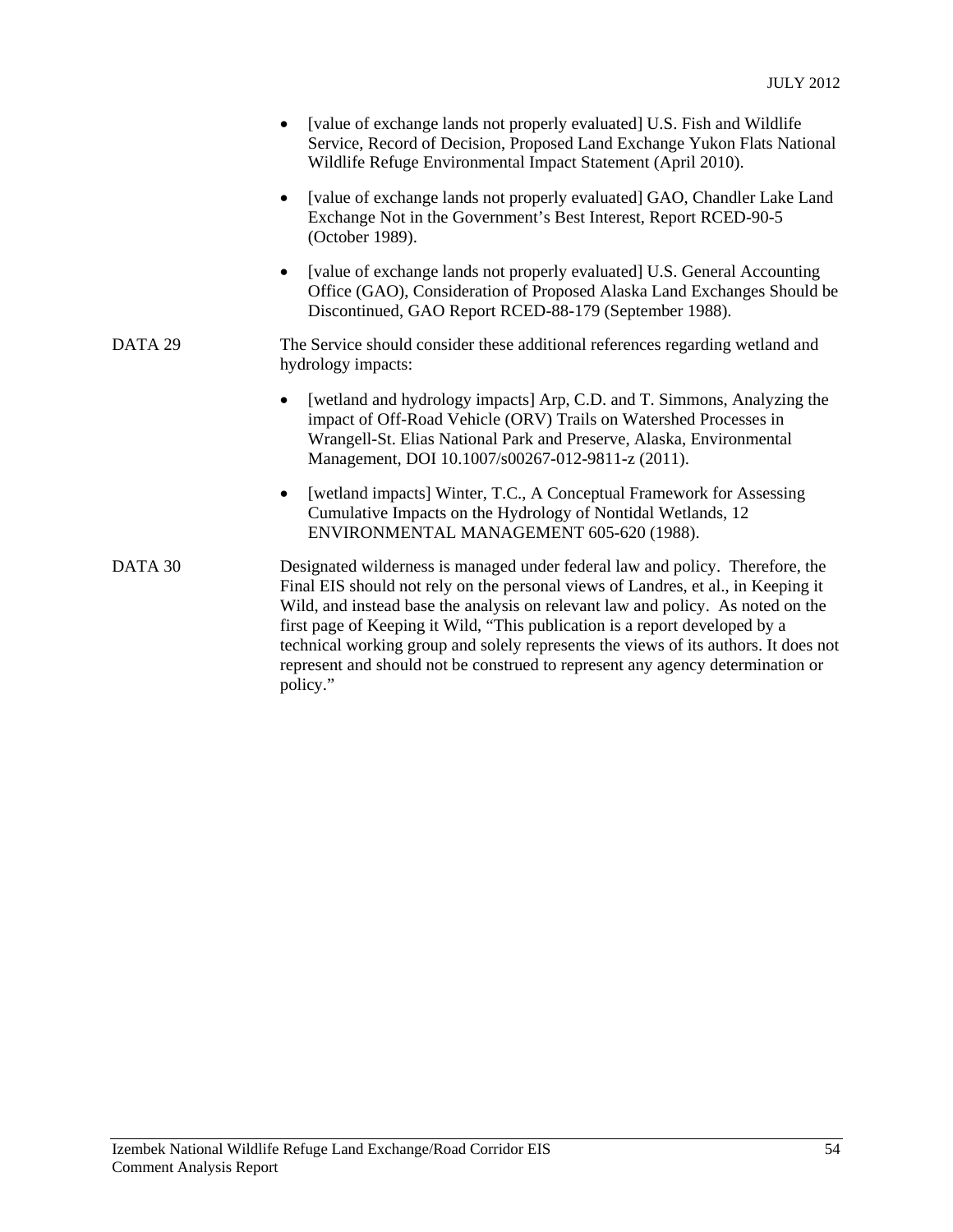- [value of exchange lands not properly evaluated] U.S. Fish and Wildlife Service, Record of Decision, Proposed Land Exchange Yukon Flats National Wildlife Refuge Environmental Impact Statement (April 2010).
- [value of exchange lands not properly evaluated] GAO, Chandler Lake Land Exchange Not in the Government's Best Interest, Report RCED-90-5 (October 1989).
- [value of exchange lands not properly evaluated] U.S. General Accounting Office (GAO), Consideration of Proposed Alaska Land Exchanges Should be Discontinued, GAO Report RCED-88-179 (September 1988).

DATA 29 The Service should consider these additional references regarding wetland and hydrology impacts:

- [wetland and hydrology impacts] Arp, C.D. and T. Simmons, Analyzing the impact of Off-Road Vehicle (ORV) Trails on Watershed Processes in Wrangell-St. Elias National Park and Preserve, Alaska, Environmental Management, DOI 10.1007/s00267-012-9811-z (2011).
- [wetland impacts] Winter, T.C., A Conceptual Framework for Assessing Cumulative Impacts on the Hydrology of Nontidal Wetlands, 12 ENVIRONMENTAL MANAGEMENT 605-620 (1988).

DATA 30 Designated wilderness is managed under federal law and policy. Therefore, the Final EIS should not rely on the personal views of Landres, et al., in Keeping it Wild, and instead base the analysis on relevant law and policy. As noted on the first page of Keeping it Wild, "This publication is a report developed by a technical working group and solely represents the views of its authors. It does not represent and should not be construed to represent any agency determination or policy."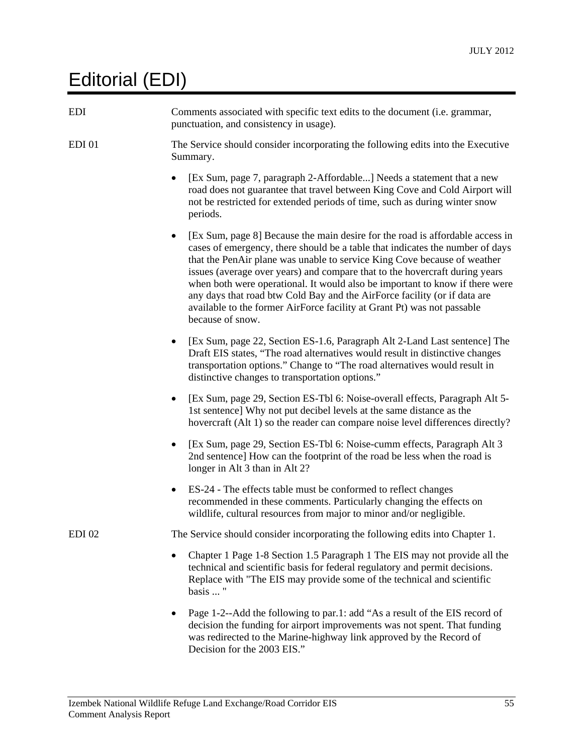# Editorial (EDI)

EDI — Comments associated with specific text edits to the document (i.e. grammar, punctuation, and consistency in usage).

EDI 01 — The Service should consider incorporating the following edits into the Executive Summary.

- [Ex Sum, page 7, paragraph 2-Affordable...] Needs a statement that a new road does not guarantee that travel between King Cove and Cold Airport will not be restricted for extended periods of time, such as during winter snow periods.
- [Ex Sum, page 8] Because the main desire for the road is affordable access in cases of emergency, there should be a table that indicates the number of days that the PenAir plane was unable to service King Cove because of weather issues (average over years) and compare that to the hovercraft during years when both were operational. It would also be important to know if there were any days that road btw Cold Bay and the AirForce facility (or if data are available to the former AirForce facility at Grant Pt) was not passable because of snow.
- [Ex Sum, page 22, Section ES-1.6, Paragraph Alt 2-Land Last sentence] The Draft EIS states, "The road alternatives would result in distinctive changes transportation options." Change to "The road alternatives would result in distinctive changes to transportation options."
- [Ex Sum, page 29, Section ES-Tbl 6: Noise-overall effects, Paragraph Alt 5-1st sentence] Why not put decibel levels at the same distance as the hovercraft (Alt 1) so the reader can compare noise level differences directly?
- [Ex Sum, page 29, Section ES-Tbl 6: Noise-cumm effects, Paragraph Alt 3 2nd sentence] How can the footprint of the road be less when the road is longer in Alt 3 than in Alt 2?
- ES-24 - The effects table must be conformed to reflect changes recommended in these comments. Particularly changing the effects on wildlife, cultural resources from major to minor and/or negligible.

EDI 02 — The Service should consider incorporating the following edits into Chapter 1.

- Chapter 1 Page 1-8 Section 1.5 Paragraph 1 The EIS may not provide all the technical and scientific basis for federal regulatory and permit decisions. Replace with "The EIS may provide some of the technical and scientific basis ... "
- Page 1-2--Add the following to par.1: add "As a result of the EIS record of decision the funding for airport improvements was not spent. That funding was redirected to the Marine-highway link approved by the Record of Decision for the 2003 EIS."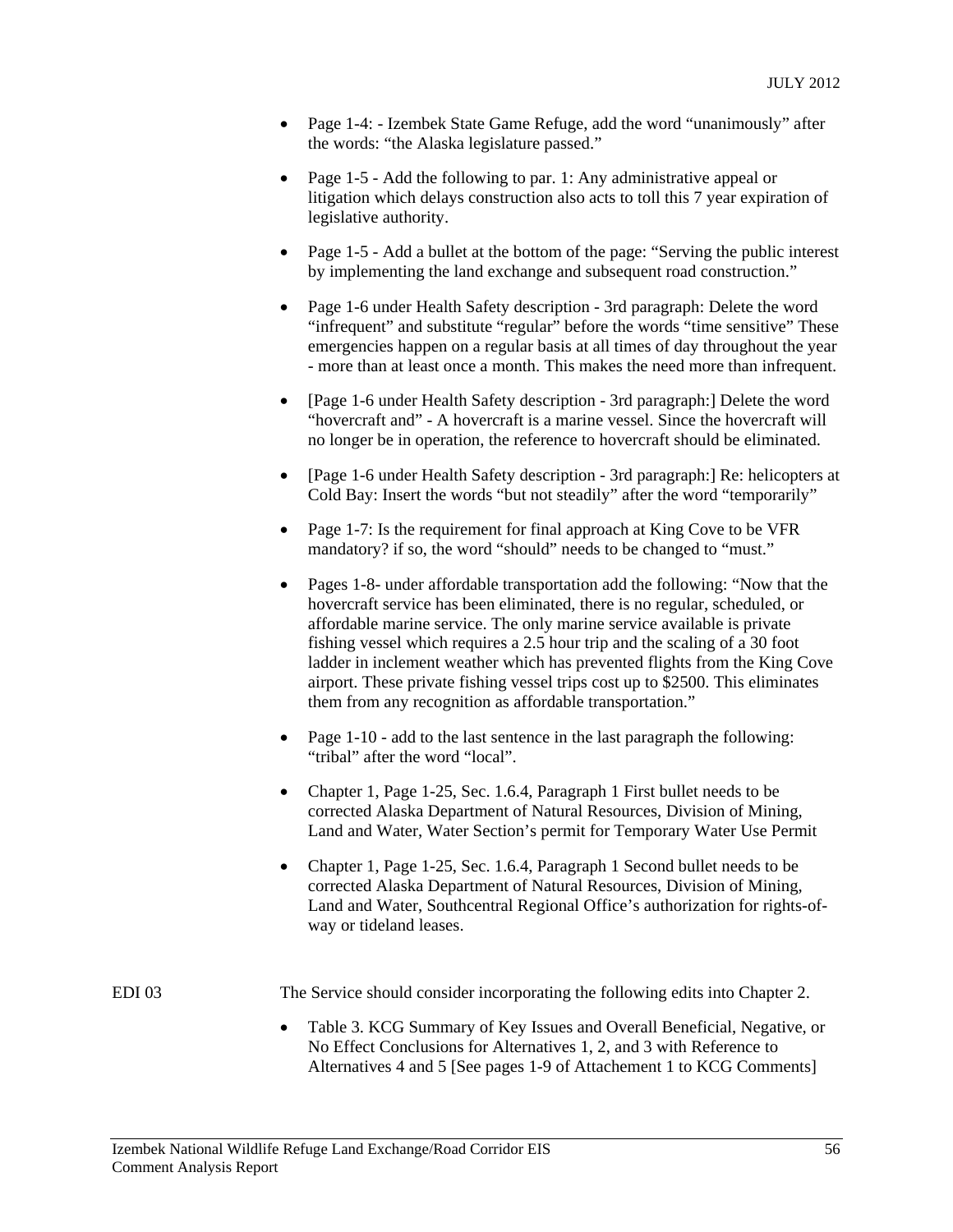- Page 1-4: - Izembek State Game Refuge, add the word “unanimously” after the words: “the Alaska legislature passed.”

- Page 1-5 - Add the following to par. 1: Any administrative appeal or litigation which delays construction also acts to toll this 7 year expiration of legislative authority.

- Page 1-5 - Add a bullet at the bottom of the page: “Serving the public interest by implementing the land exchange and subsequent road construction.”

- Page 1-6 under Health Safety description - 3rd paragraph: Delete the word “infrequent” and substitute “regular” before the words “time sensitive” These emergencies happen on a regular basis at all times of day throughout the year - more than at least once a month. This makes the need more than infrequent.

- [Page 1-6 under Health Safety description - 3rd paragraph:] Delete the word “hovercraft and” - A hovercraft is a marine vessel. Since the hovercraft will no longer be in operation, the reference to hovercraft should be eliminated.

- [Page 1-6 under Health Safety description - 3rd paragraph:] Re: helicopters at Cold Bay: Insert the words “but not steadily” after the word “temporarily”

- Page 1-7: Is the requirement for final approach at King Cove to be VFR mandatory? if so, the word “should” needs to be changed to “must.”

- Pages 1-8- under affordable transportation add the following: “Now that the hovercraft service has been eliminated, there is no regular, scheduled, or affordable marine service. The only marine service available is private fishing vessel which requires a 2.5 hour trip and the scaling of a 30 foot ladder in inclement weather which has prevented flights from the King Cove airport. These private fishing vessel trips cost up to $2500. This eliminates them from any recognition as affordable transportation.”

- Page 1-10 - add to the last sentence in the last paragraph the following: “tribal” after the word “local”.

- Chapter 1, Page 1-25, Sec. 1.6.4, Paragraph 1 First bullet needs to be corrected Alaska Department of Natural Resources, Division of Mining, Land and Water, Water Section’s permit for Temporary Water Use Permit

- Chapter 1, Page 1-25, Sec. 1.6.4, Paragraph 1 Second bullet needs to be corrected Alaska Department of Natural Resources, Division of Mining, Land and Water, Southcentral Regional Office’s authorization for rights-of-way or tideland leases.

EDI 03 The Service should consider incorporating the following edits into Chapter 2.

- Table 3. KCG Summary of Key Issues and Overall Beneficial, Negative, or No Effect Conclusions for Alternatives 1, 2, and 3 with Reference to Alternatives 4 and 5 [See pages 1-9 of Attachement 1 to KCG Comments]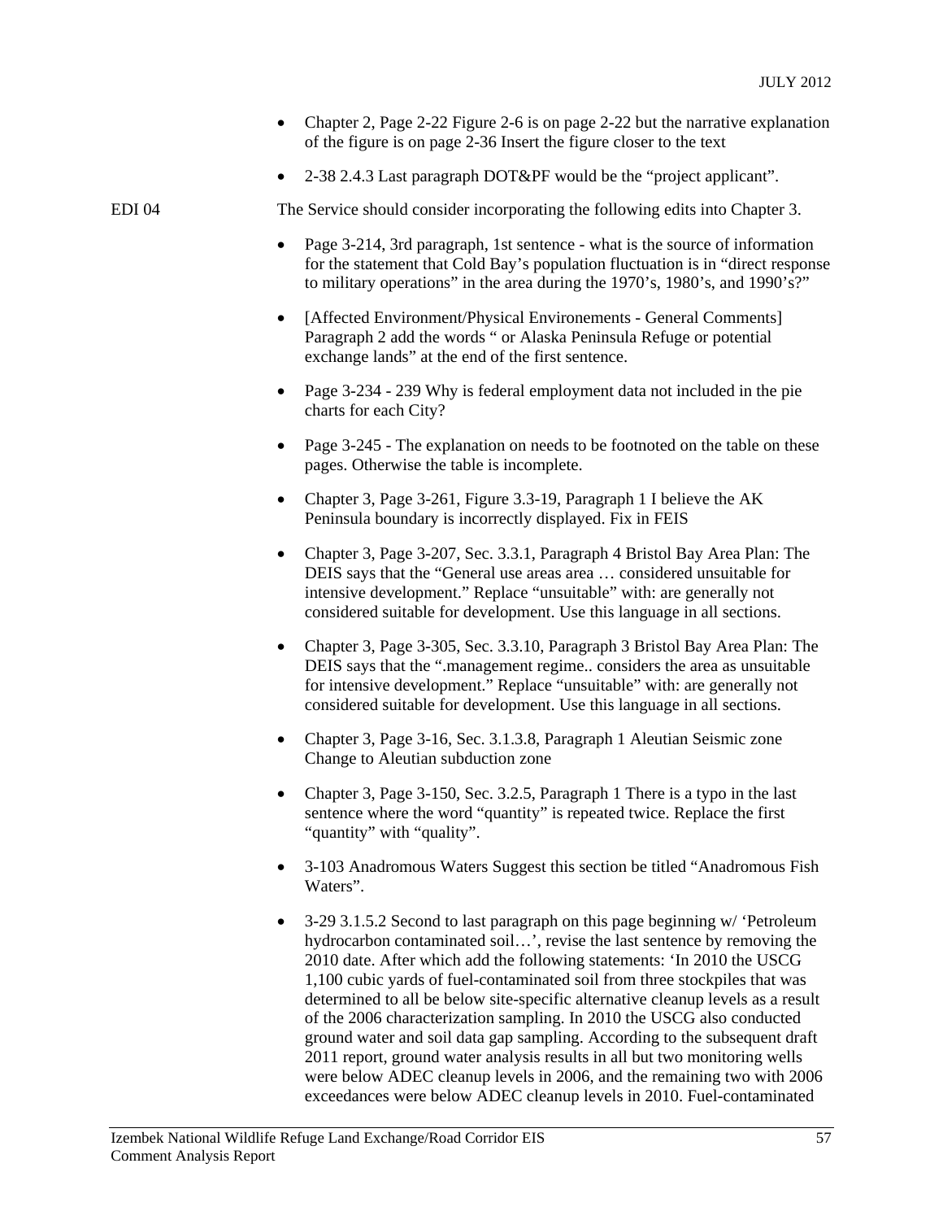- Chapter 2, Page 2-22 Figure 2-6 is on page 2-22 but the narrative explanation of the figure is on page 2-36 Insert the figure closer to the text
- 2-38 2.4.3 Last paragraph DOT&PF would be the "project applicant".

EDI 04 The Service should consider incorporating the following edits into Chapter 3.

- Page 3-214, 3rd paragraph, 1st sentence - what is the source of information for the statement that Cold Bay's population fluctuation is in "direct response to military operations" in the area during the 1970's, 1980's, and 1990's?"
- [Affected Environment/Physical Environements - General Comments] Paragraph 2 add the words " or Alaska Peninsula Refuge or potential exchange lands" at the end of the first sentence.
- Page 3-234 - 239 Why is federal employment data not included in the pie charts for each City?
- Page 3-245 - The explanation on needs to be footnoted on the table on these pages. Otherwise the table is incomplete.
- Chapter 3, Page 3-261, Figure 3.3-19, Paragraph 1 I believe the AK Peninsula boundary is incorrectly displayed. Fix in FEIS
- Chapter 3, Page 3-207, Sec. 3.3.1, Paragraph 4 Bristol Bay Area Plan: The DEIS says that the "General use areas area … considered unsuitable for intensive development." Replace "unsuitable" with: are generally not considered suitable for development. Use this language in all sections.
- Chapter 3, Page 3-305, Sec. 3.3.10, Paragraph 3 Bristol Bay Area Plan: The DEIS says that the ".management regime.. considers the area as unsuitable for intensive development." Replace "unsuitable" with: are generally not considered suitable for development. Use this language in all sections.
- Chapter 3, Page 3-16, Sec. 3.1.3.8, Paragraph 1 Aleutian Seismic zone Change to Aleutian subduction zone
- Chapter 3, Page 3-150, Sec. 3.2.5, Paragraph 1 There is a typo in the last sentence where the word "quantity" is repeated twice. Replace the first "quantity" with "quality".
- 3-103 Anadromous Waters Suggest this section be titled "Anadromous Fish Waters".
- 3-29 3.1.5.2 Second to last paragraph on this page beginning w/ 'Petroleum hydrocarbon contaminated soil…', revise the last sentence by removing the 2010 date. After which add the following statements: 'In 2010 the USCG 1,100 cubic yards of fuel-contaminated soil from three stockpiles that was determined to all be below site-specific alternative cleanup levels as a result of the 2006 characterization sampling. In 2010 the USCG also conducted ground water and soil data gap sampling. According to the subsequent draft 2011 report, ground water analysis results in all but two monitoring wells were below ADEC cleanup levels in 2006, and the remaining two with 2006 exceedances were below ADEC cleanup levels in 2010. Fuel-contaminated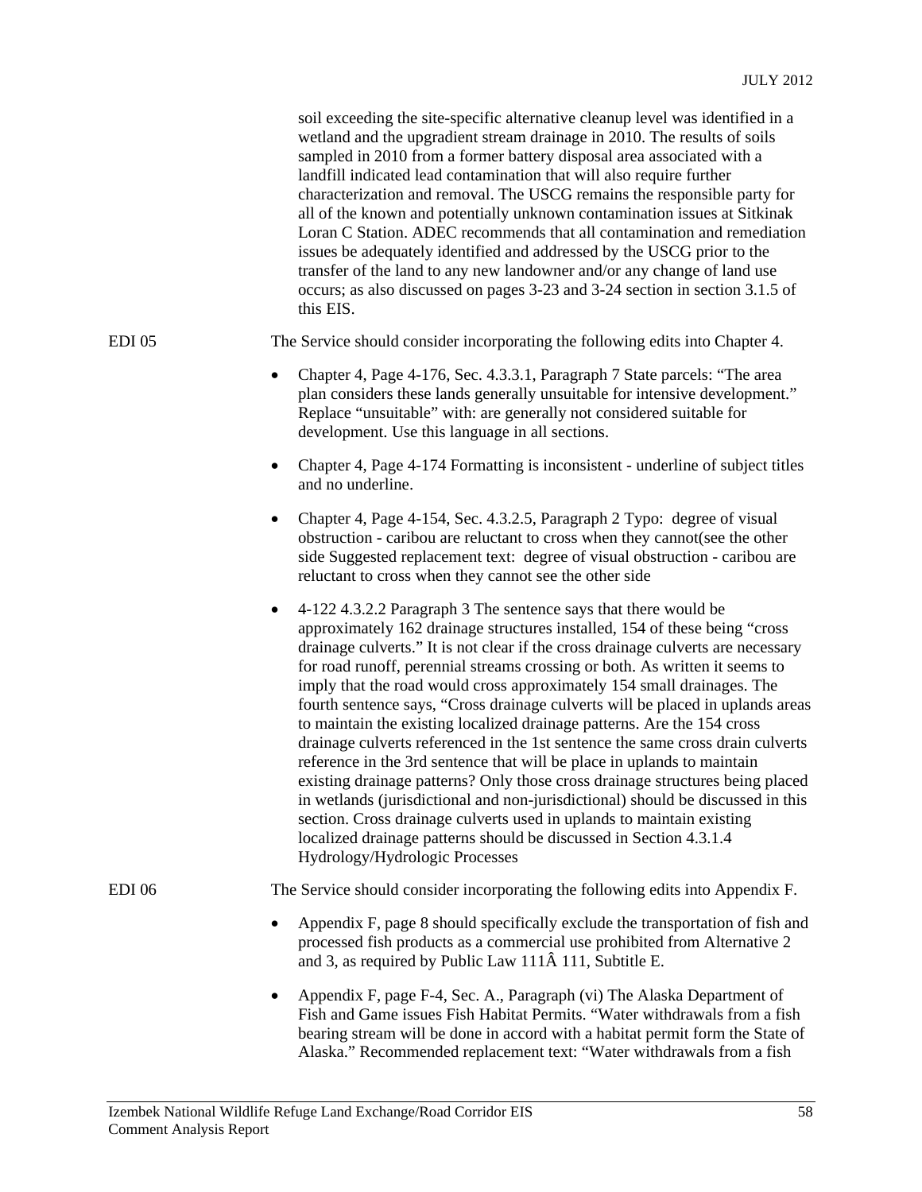soil exceeding the site-specific alternative cleanup level was identified in a wetland and the upgradient stream drainage in 2010. The results of soils sampled in 2010 from a former battery disposal area associated with a landfill indicated lead contamination that will also require further characterization and removal. The USCG remains the responsible party for all of the known and potentially unknown contamination issues at Sitkinak Loran C Station. ADEC recommends that all contamination and remediation issues be adequately identified and addressed by the USCG prior to the transfer of the land to any new landowner and/or any change of land use occurs; as also discussed on pages 3-23 and 3-24 section in section 3.1.5 of this EIS.

EDI 05 — The Service should consider incorporating the following edits into Chapter 4.

- Chapter 4, Page 4-176, Sec. 4.3.3.1, Paragraph 7 State parcels: "The area plan considers these lands generally unsuitable for intensive development." Replace "unsuitable" with: are generally not considered suitable for development. Use this language in all sections.
- Chapter 4, Page 4-174 Formatting is inconsistent - underline of subject titles and no underline.
- Chapter 4, Page 4-154, Sec. 4.3.2.5, Paragraph 2 Typo: degree of visual obstruction - caribou are reluctant to cross when they cannot(see the other side Suggested replacement text: degree of visual obstruction - caribou are reluctant to cross when they cannot see the other side
- 4-122 4.3.2.2 Paragraph 3 The sentence says that there would be approximately 162 drainage structures installed, 154 of these being "cross drainage culverts." It is not clear if the cross drainage culverts are necessary for road runoff, perennial streams crossing or both. As written it seems to imply that the road would cross approximately 154 small drainages. The fourth sentence says, "Cross drainage culverts will be placed in uplands areas to maintain the existing localized drainage patterns. Are the 154 cross drainage culverts referenced in the 1st sentence the same cross drain culverts reference in the 3rd sentence that will be place in uplands to maintain existing drainage patterns? Only those cross drainage structures being placed in wetlands (jurisdictional and non-jurisdictional) should be discussed in this section. Cross drainage culverts used in uplands to maintain existing localized drainage patterns should be discussed in Section 4.3.1.4 Hydrology/Hydrologic Processes

EDI 06 — The Service should consider incorporating the following edits into Appendix F.

- Appendix F, page 8 should specifically exclude the transportation of fish and processed fish products as a commercial use prohibited from Alternative 2 and 3, as required by Public Law 111Â 111, Subtitle E.
- Appendix F, page F-4, Sec. A., Paragraph (vi) The Alaska Department of Fish and Game issues Fish Habitat Permits. "Water withdrawals from a fish bearing stream will be done in accord with a habitat permit form the State of Alaska." Recommended replacement text: "Water withdrawals from a fish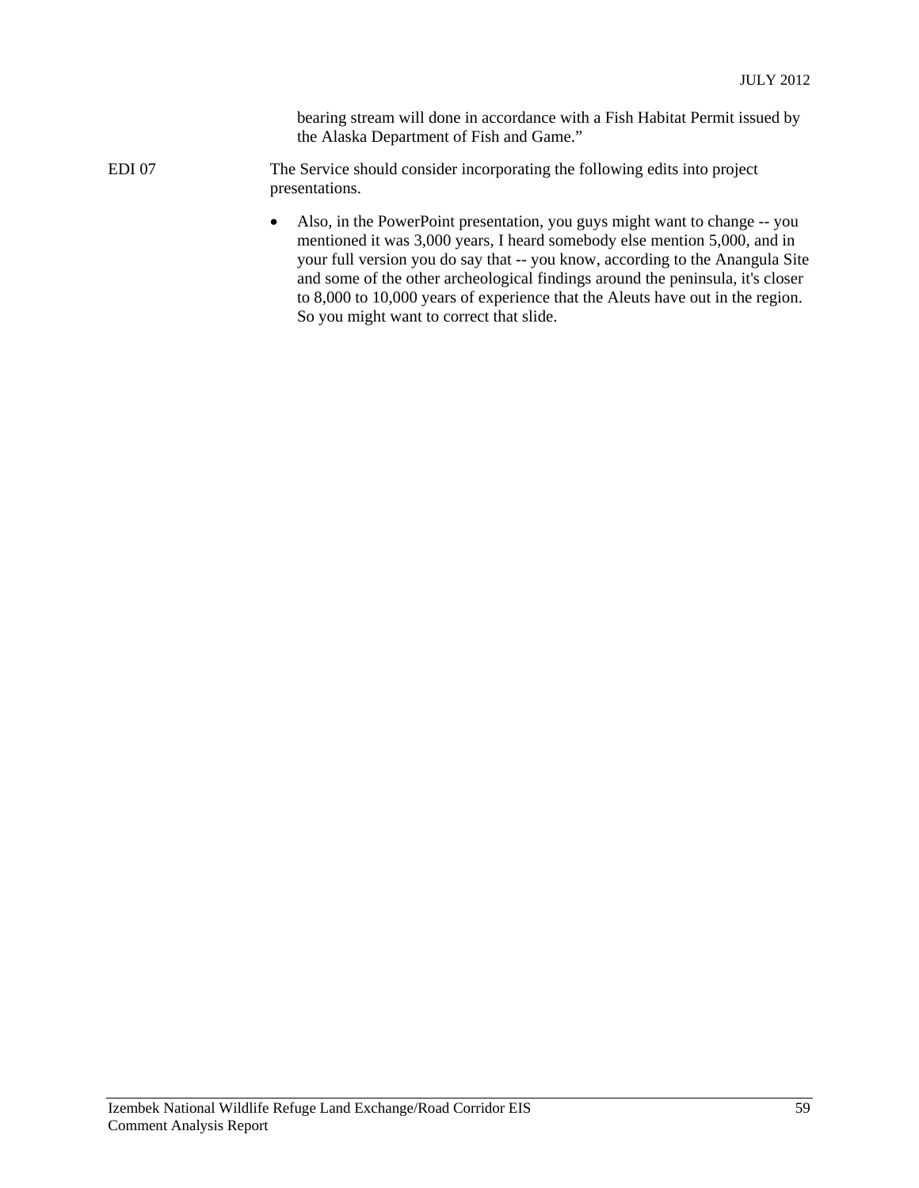bearing stream will done in accordance with a Fish Habitat Permit issued by the Alaska Department of Fish and Game."

EDI 07 The Service should consider incorporating the following edits into project presentations.

- Also, in the PowerPoint presentation, you guys might want to change -- you mentioned it was 3,000 years, I heard somebody else mention 5,000, and in your full version you do say that -- you know, according to the Anangula Site and some of the other archeological findings around the peninsula, it's closer to 8,000 to 10,000 years of experience that the Aleuts have out in the region. So you might want to correct that slide.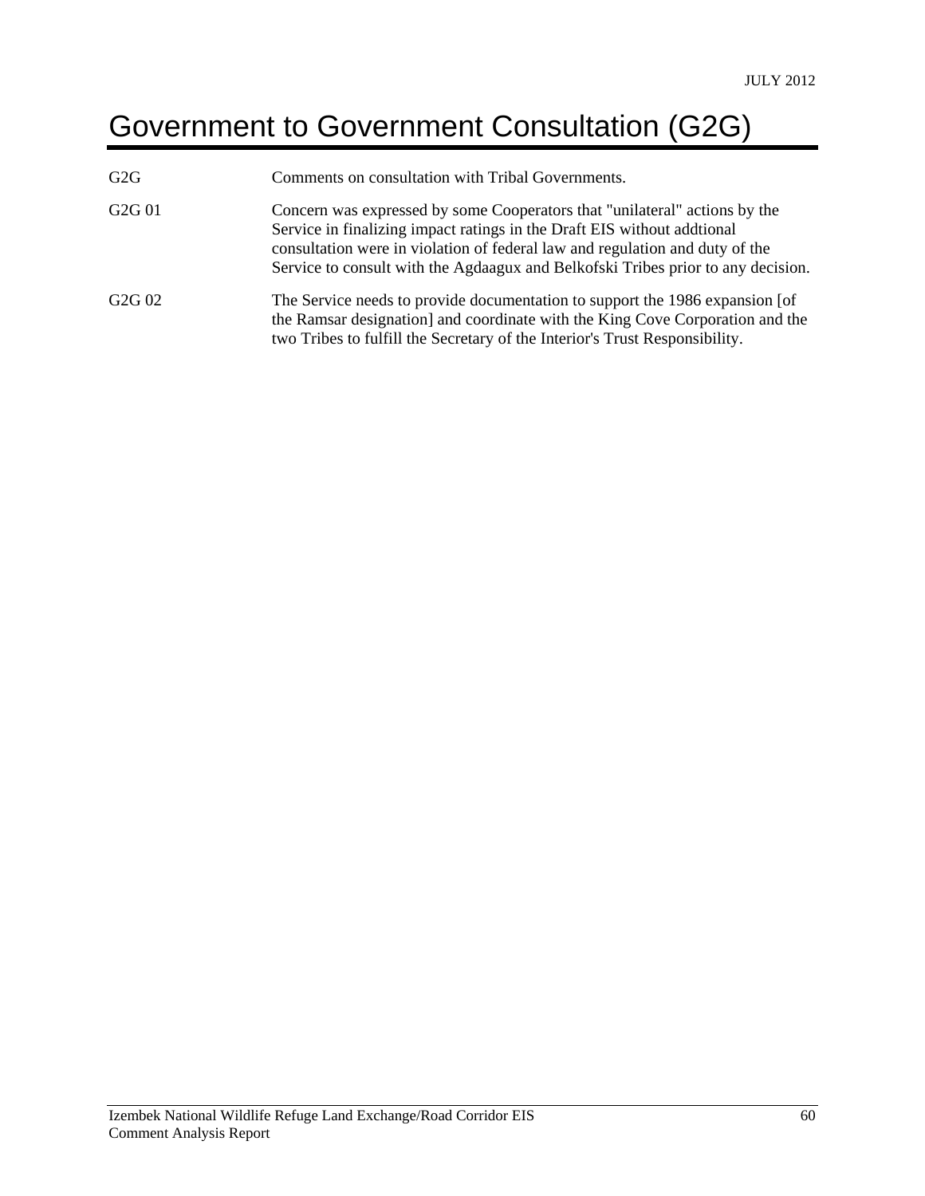# Government to Government Consultation (G2G)

| | |
|---|---|
| G2G | Comments on consultation with Tribal Governments. |
| G2G 01 | Concern was expressed by some Cooperators that "unilateral" actions by the Service in finalizing impact ratings in the Draft EIS without addtional consultation were in violation of federal law and regulation and duty of the Service to consult with the Agdaagux and Belkofski Tribes prior to any decision. |
| G2G 02 | The Service needs to provide documentation to support the 1986 expansion [of the Ramsar designation] and coordinate with the King Cove Corporation and the two Tribes to fulfill the Secretary of the Interior's Trust Responsibility. |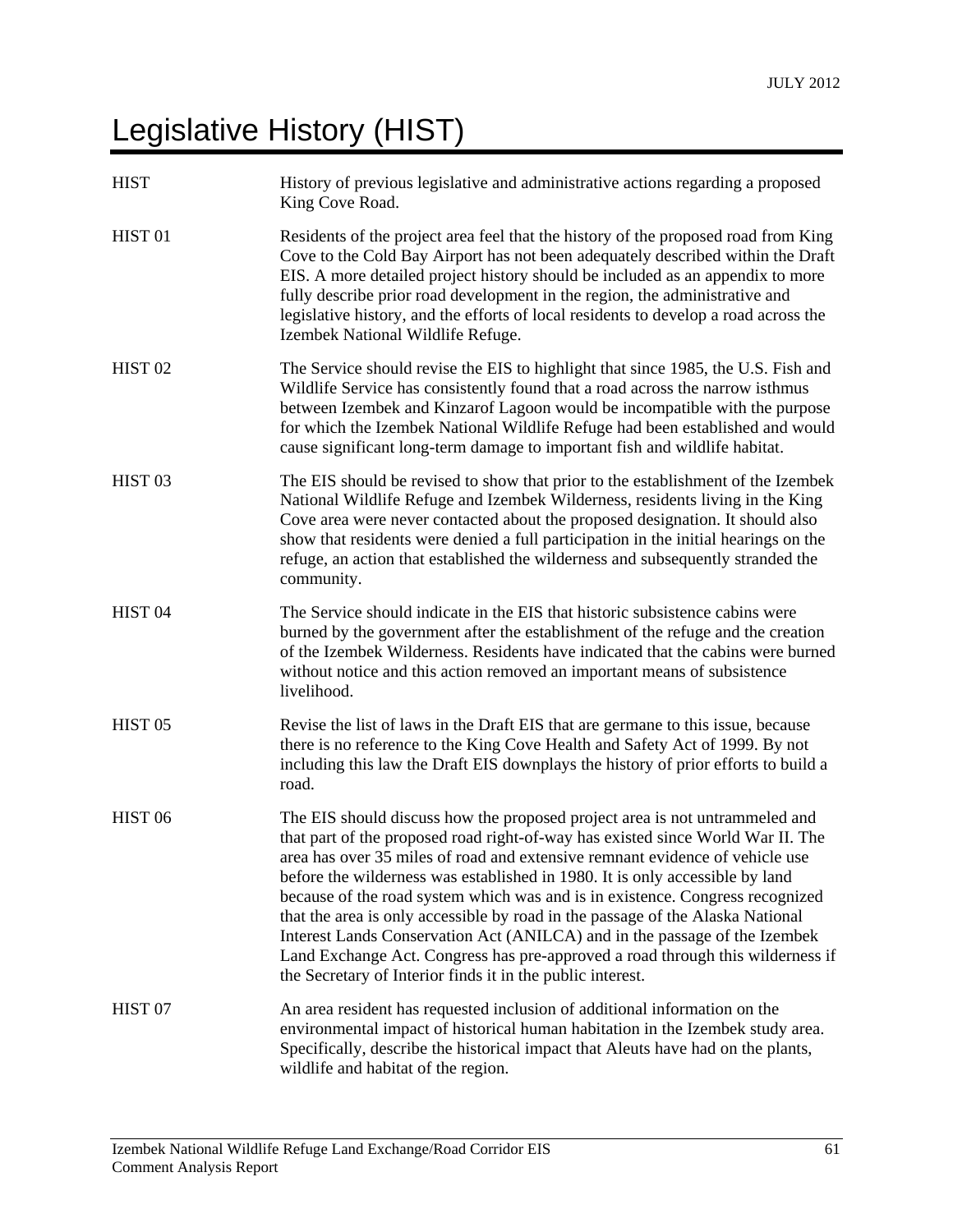# Legislative History (HIST)

| | |
|---|---|
| HIST | History of previous legislative and administrative actions regarding a proposed King Cove Road. |
| HIST 01 | Residents of the project area feel that the history of the proposed road from King Cove to the Cold Bay Airport has not been adequately described within the Draft EIS. A more detailed project history should be included as an appendix to more fully describe prior road development in the region, the administrative and legislative history, and the efforts of local residents to develop a road across the Izembek National Wildlife Refuge. |
| HIST 02 | The Service should revise the EIS to highlight that since 1985, the U.S. Fish and Wildlife Service has consistently found that a road across the narrow isthmus between Izembek and Kinzarof Lagoon would be incompatible with the purpose for which the Izembek National Wildlife Refuge had been established and would cause significant long-term damage to important fish and wildlife habitat. |
| HIST 03 | The EIS should be revised to show that prior to the establishment of the Izembek National Wildlife Refuge and Izembek Wilderness, residents living in the King Cove area were never contacted about the proposed designation. It should also show that residents were denied a full participation in the initial hearings on the refuge, an action that established the wilderness and subsequently stranded the community. |
| HIST 04 | The Service should indicate in the EIS that historic subsistence cabins were burned by the government after the establishment of the refuge and the creation of the Izembek Wilderness. Residents have indicated that the cabins were burned without notice and this action removed an important means of subsistence livelihood. |
| HIST 05 | Revise the list of laws in the Draft EIS that are germane to this issue, because there is no reference to the King Cove Health and Safety Act of 1999. By not including this law the Draft EIS downplays the history of prior efforts to build a road. |
| HIST 06 | The EIS should discuss how the proposed project area is not untrammeled and that part of the proposed road right-of-way has existed since World War II. The area has over 35 miles of road and extensive remnant evidence of vehicle use before the wilderness was established in 1980. It is only accessible by land because of the road system which was and is in existence. Congress recognized that the area is only accessible by road in the passage of the Alaska National Interest Lands Conservation Act (ANILCA) and in the passage of the Izembek Land Exchange Act. Congress has pre-approved a road through this wilderness if the Secretary of Interior finds it in the public interest. |
| HIST 07 | An area resident has requested inclusion of additional information on the environmental impact of historical human habitation in the Izembek study area. Specifically, describe the historical impact that Aleuts have had on the plants, wildlife and habitat of the region. |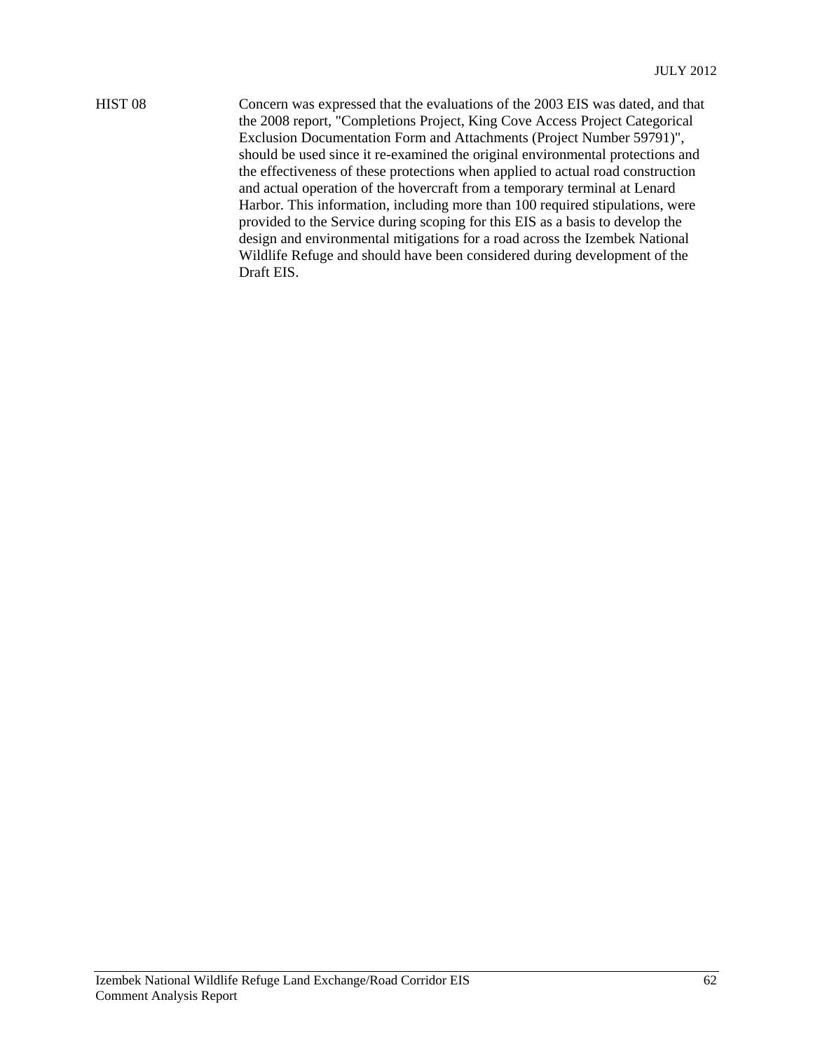| | |
|---|---|
| HIST 08 | Concern was expressed that the evaluations of the 2003 EIS was dated, and that the 2008 report, "Completions Project, King Cove Access Project Categorical Exclusion Documentation Form and Attachments (Project Number 59791)", should be used since it re-examined the original environmental protections and the effectiveness of these protections when applied to actual road construction and actual operation of the hovercraft from a temporary terminal at Lenard Harbor. This information, including more than 100 required stipulations, were provided to the Service during scoping for this EIS as a basis to develop the design and environmental mitigations for a road across the Izembek National Wildlife Refuge and should have been considered during development of the Draft EIS. |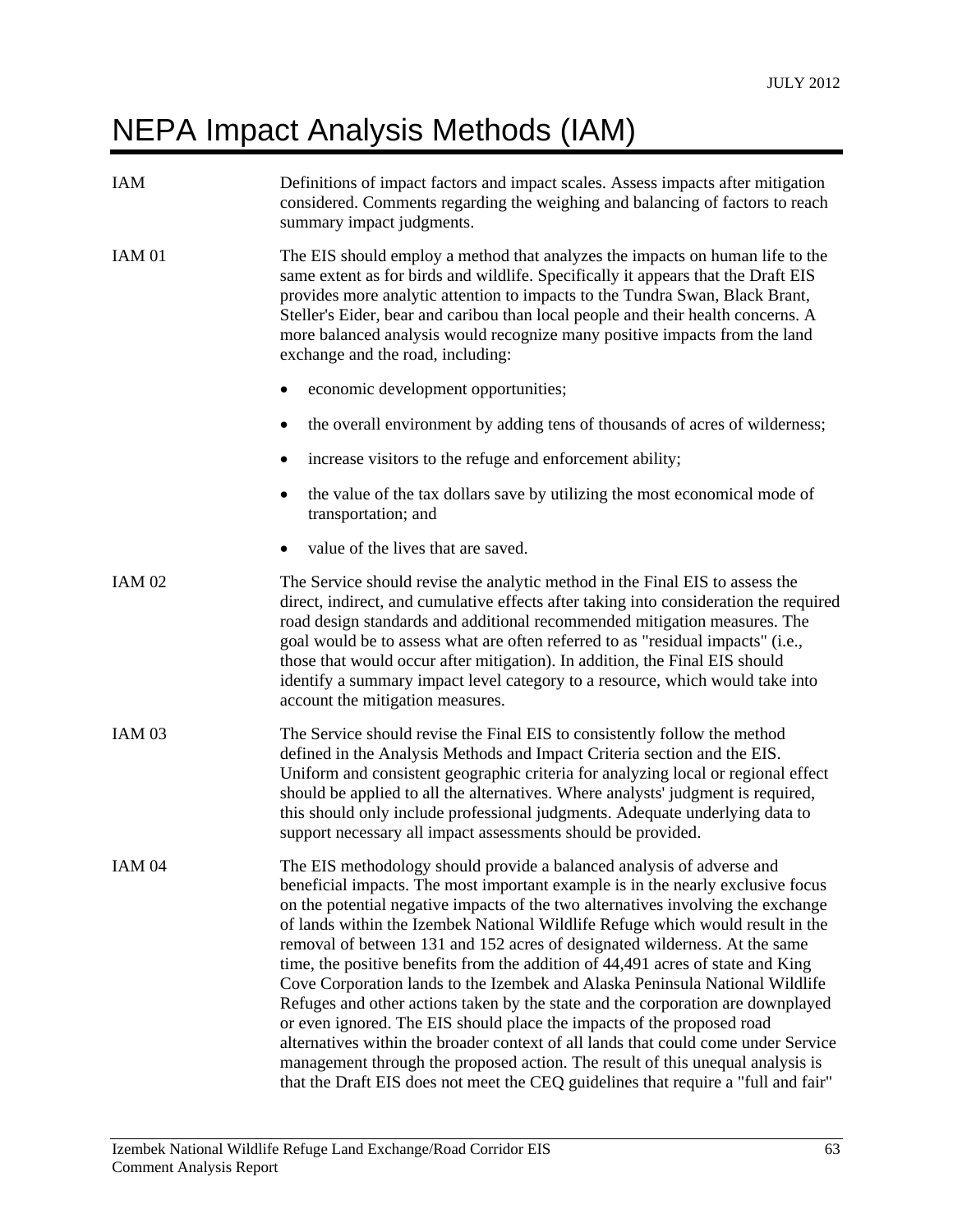# NEPA Impact Analysis Methods (IAM)

| | |
|---|---|
| IAM | Definitions of impact factors and impact scales. Assess impacts after mitigation considered. Comments regarding the weighing and balancing of factors to reach summary impact judgments. |
| IAM 01 | The EIS should employ a method that analyzes the impacts on human life to the same extent as for birds and wildlife. Specifically it appears that the Draft EIS provides more analytic attention to impacts to the Tundra Swan, Black Brant, Steller's Eider, bear and caribou than local people and their health concerns. A more balanced analysis would recognize many positive impacts from the land exchange and the road, including:<br>• economic development opportunities;<br>• the overall environment by adding tens of thousands of acres of wilderness;<br>• increase visitors to the refuge and enforcement ability;<br>• the value of the tax dollars save by utilizing the most economical mode of transportation; and<br>• value of the lives that are saved. |
| IAM 02 | The Service should revise the analytic method in the Final EIS to assess the direct, indirect, and cumulative effects after taking into consideration the required road design standards and additional recommended mitigation measures. The goal would be to assess what are often referred to as "residual impacts" (i.e., those that would occur after mitigation). In addition, the Final EIS should identify a summary impact level category to a resource, which would take into account the mitigation measures. |
| IAM 03 | The Service should revise the Final EIS to consistently follow the method defined in the Analysis Methods and Impact Criteria section and the EIS. Uniform and consistent geographic criteria for analyzing local or regional effect should be applied to all the alternatives. Where analysts' judgment is required, this should only include professional judgments. Adequate underlying data to support necessary all impact assessments should be provided. |
| IAM 04 | The EIS methodology should provide a balanced analysis of adverse and beneficial impacts. The most important example is in the nearly exclusive focus on the potential negative impacts of the two alternatives involving the exchange of lands within the Izembek National Wildlife Refuge which would result in the removal of between 131 and 152 acres of designated wilderness. At the same time, the positive benefits from the addition of 44,491 acres of state and King Cove Corporation lands to the Izembek and Alaska Peninsula National Wildlife Refuges and other actions taken by the state and the corporation are downplayed or even ignored. The EIS should place the impacts of the proposed road alternatives within the broader context of all lands that could come under Service management through the proposed action. The result of this unequal analysis is that the Draft EIS does not meet the CEQ guidelines that require a "full and fair" |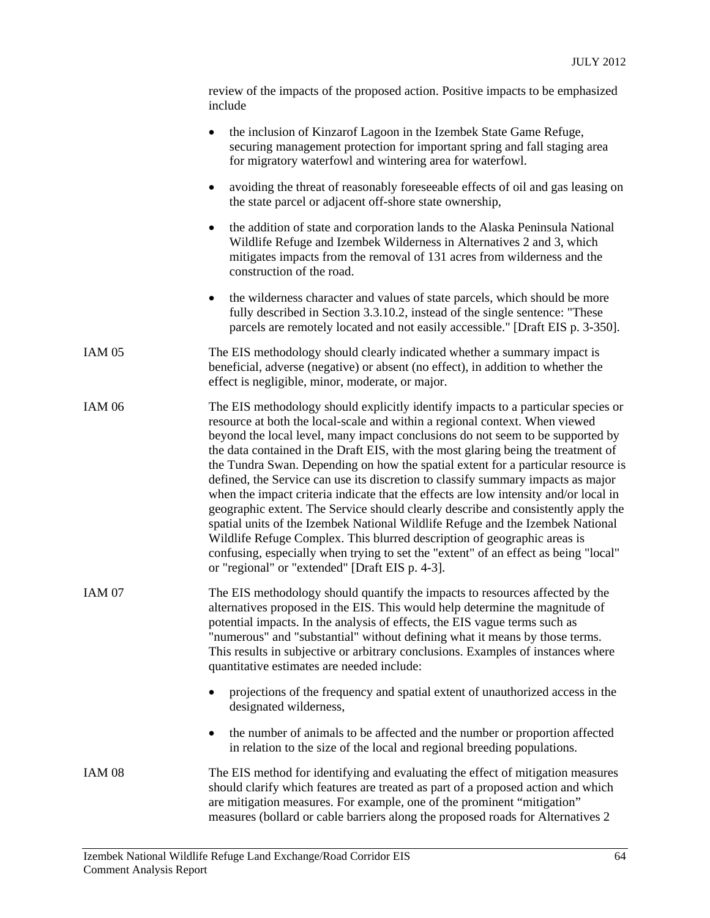review of the impacts of the proposed action. Positive impacts to be emphasized include

- the inclusion of Kinzarof Lagoon in the Izembek State Game Refuge, securing management protection for important spring and fall staging area for migratory waterfowl and wintering area for waterfowl.
- avoiding the threat of reasonably foreseeable effects of oil and gas leasing on the state parcel or adjacent off-shore state ownership,
- the addition of state and corporation lands to the Alaska Peninsula National Wildlife Refuge and Izembek Wilderness in Alternatives 2 and 3, which mitigates impacts from the removal of 131 acres from wilderness and the construction of the road.
- the wilderness character and values of state parcels, which should be more fully described in Section 3.3.10.2, instead of the single sentence: "These parcels are remotely located and not easily accessible." [Draft EIS p. 3-350].

IAM 05 — The EIS methodology should clearly indicated whether a summary impact is beneficial, adverse (negative) or absent (no effect), in addition to whether the effect is negligible, minor, moderate, or major.

IAM 06 — The EIS methodology should explicitly identify impacts to a particular species or resource at both the local-scale and within a regional context. When viewed beyond the local level, many impact conclusions do not seem to be supported by the data contained in the Draft EIS, with the most glaring being the treatment of the Tundra Swan. Depending on how the spatial extent for a particular resource is defined, the Service can use its discretion to classify summary impacts as major when the impact criteria indicate that the effects are low intensity and/or local in geographic extent. The Service should clearly describe and consistently apply the spatial units of the Izembek National Wildlife Refuge and the Izembek National Wildlife Refuge Complex. This blurred description of geographic areas is confusing, especially when trying to set the "extent" of an effect as being "local" or "regional" or "extended" [Draft EIS p. 4-3].

IAM 07 — The EIS methodology should quantify the impacts to resources affected by the alternatives proposed in the EIS. This would help determine the magnitude of potential impacts. In the analysis of effects, the EIS vague terms such as "numerous" and "substantial" without defining what it means by those terms. This results in subjective or arbitrary conclusions. Examples of instances where quantitative estimates are needed include:

- projections of the frequency and spatial extent of unauthorized access in the designated wilderness,
- the number of animals to be affected and the number or proportion affected in relation to the size of the local and regional breeding populations.

IAM 08 — The EIS method for identifying and evaluating the effect of mitigation measures should clarify which features are treated as part of a proposed action and which are mitigation measures. For example, one of the prominent “mitigation” measures (bollard or cable barriers along the proposed roads for Alternatives 2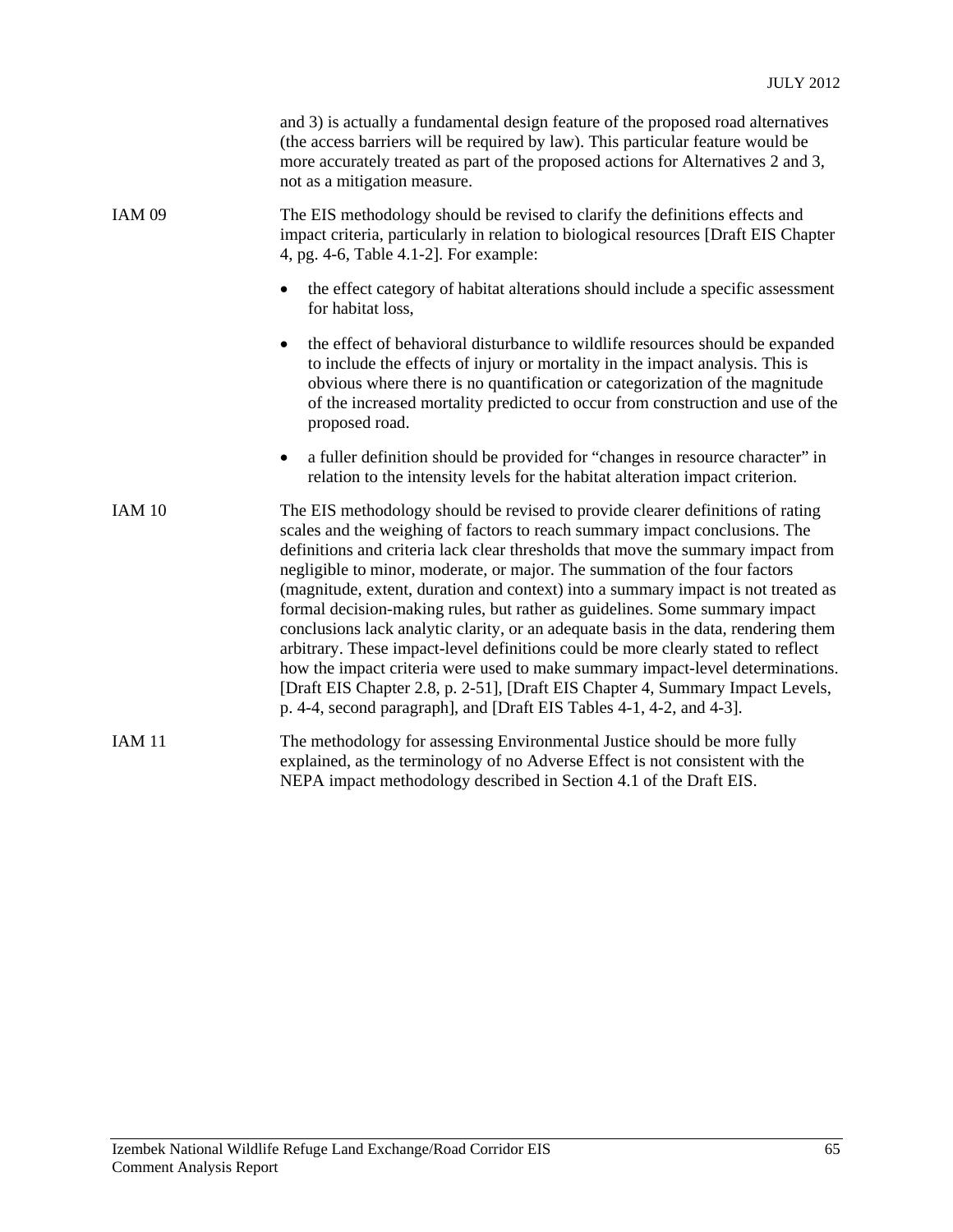and 3) is actually a fundamental design feature of the proposed road alternatives (the access barriers will be required by law). This particular feature would be more accurately treated as part of the proposed actions for Alternatives 2 and 3, not as a mitigation measure.

| | |
|---|---|
| IAM 09 | The EIS methodology should be revised to clarify the definitions effects and impact criteria, particularly in relation to biological resources [Draft EIS Chapter 4, pg. 4-6, Table 4.1-2]. For example:<br><br>• the effect category of habitat alterations should include a specific assessment for habitat loss,<br><br>• the effect of behavioral disturbance to wildlife resources should be expanded to include the effects of injury or mortality in the impact analysis. This is obvious where there is no quantification or categorization of the magnitude of the increased mortality predicted to occur from construction and use of the proposed road.<br><br>• a fuller definition should be provided for "changes in resource character" in relation to the intensity levels for the habitat alteration impact criterion. |
| IAM 10 | The EIS methodology should be revised to provide clearer definitions of rating scales and the weighing of factors to reach summary impact conclusions. The definitions and criteria lack clear thresholds that move the summary impact from negligible to minor, moderate, or major. The summation of the four factors (magnitude, extent, duration and context) into a summary impact is not treated as formal decision-making rules, but rather as guidelines. Some summary impact conclusions lack analytic clarity, or an adequate basis in the data, rendering them arbitrary. These impact-level definitions could be more clearly stated to reflect how the impact criteria were used to make summary impact-level determinations. [Draft EIS Chapter 2.8, p. 2-51], [Draft EIS Chapter 4, Summary Impact Levels, p. 4-4, second paragraph], and [Draft EIS Tables 4-1, 4-2, and 4-3]. |
| IAM 11 | The methodology for assessing Environmental Justice should be more fully explained, as the terminology of no Adverse Effect is not consistent with the NEPA impact methodology described in Section 4.1 of the Draft EIS. |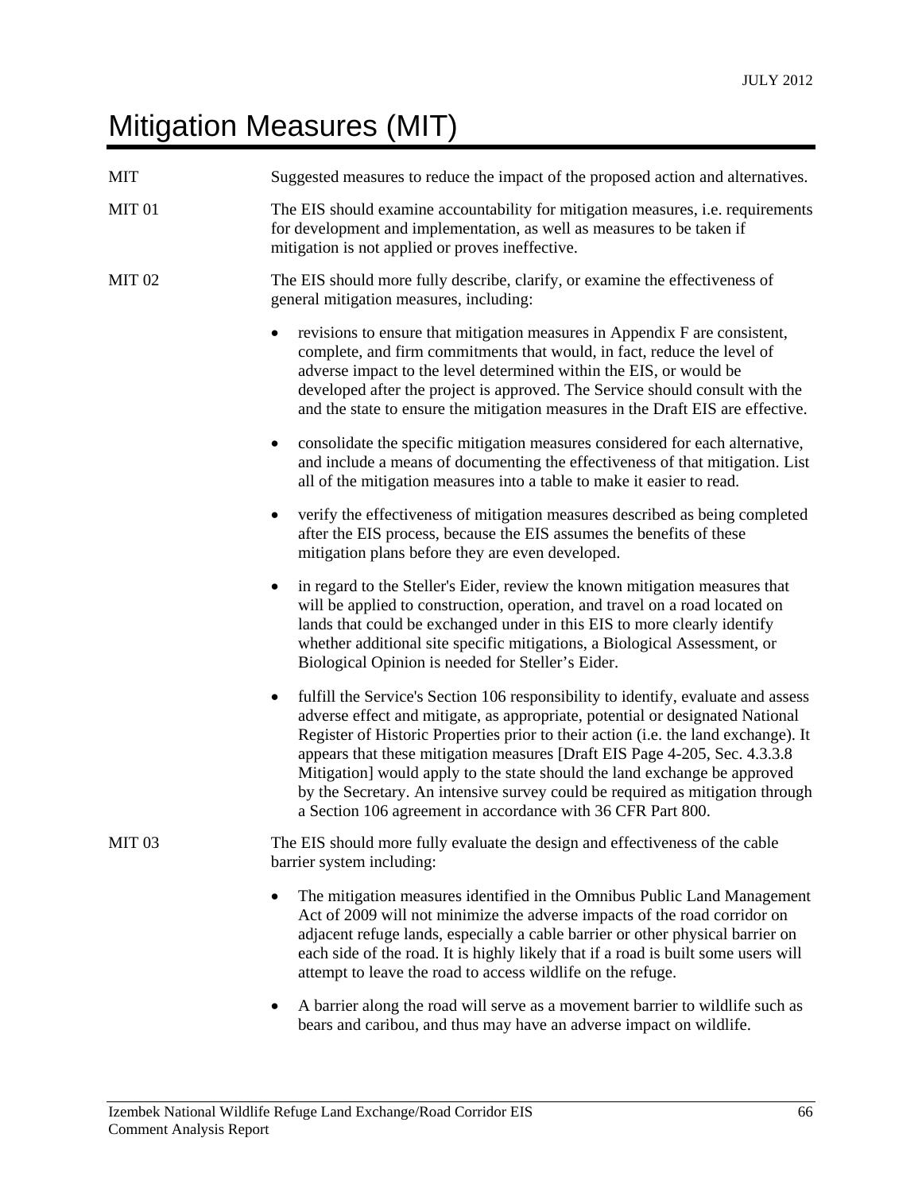# Mitigation Measures (MIT)

| | |
|---|---|
| MIT | Suggested measures to reduce the impact of the proposed action and alternatives. |
| MIT 01 | The EIS should examine accountability for mitigation measures, i.e. requirements for development and implementation, as well as measures to be taken if mitigation is not applied or proves ineffective. |

MIT 02

The EIS should more fully describe, clarify, or examine the effectiveness of general mitigation measures, including:

- revisions to ensure that mitigation measures in Appendix F are consistent, complete, and firm commitments that would, in fact, reduce the level of adverse impact to the level determined within the EIS, or would be developed after the project is approved. The Service should consult with the and the state to ensure the mitigation measures in the Draft EIS are effective.
- consolidate the specific mitigation measures considered for each alternative, and include a means of documenting the effectiveness of that mitigation. List all of the mitigation measures into a table to make it easier to read.
- verify the effectiveness of mitigation measures described as being completed after the EIS process, because the EIS assumes the benefits of these mitigation plans before they are even developed.
- in regard to the Steller's Eider, review the known mitigation measures that will be applied to construction, operation, and travel on a road located on lands that could be exchanged under in this EIS to more clearly identify whether additional site specific mitigations, a Biological Assessment, or Biological Opinion is needed for Steller's Eider.
- fulfill the Service's Section 106 responsibility to identify, evaluate and assess adverse effect and mitigate, as appropriate, potential or designated National Register of Historic Properties prior to their action (i.e. the land exchange). It appears that these mitigation measures [Draft EIS Page 4-205, Sec. 4.3.3.8 Mitigation] would apply to the state should the land exchange be approved by the Secretary. An intensive survey could be required as mitigation through a Section 106 agreement in accordance with 36 CFR Part 800.

MIT 03

The EIS should more fully evaluate the design and effectiveness of the cable barrier system including:

- The mitigation measures identified in the Omnibus Public Land Management Act of 2009 will not minimize the adverse impacts of the road corridor on adjacent refuge lands, especially a cable barrier or other physical barrier on each side of the road. It is highly likely that if a road is built some users will attempt to leave the road to access wildlife on the refuge.
- A barrier along the road will serve as a movement barrier to wildlife such as bears and caribou, and thus may have an adverse impact on wildlife.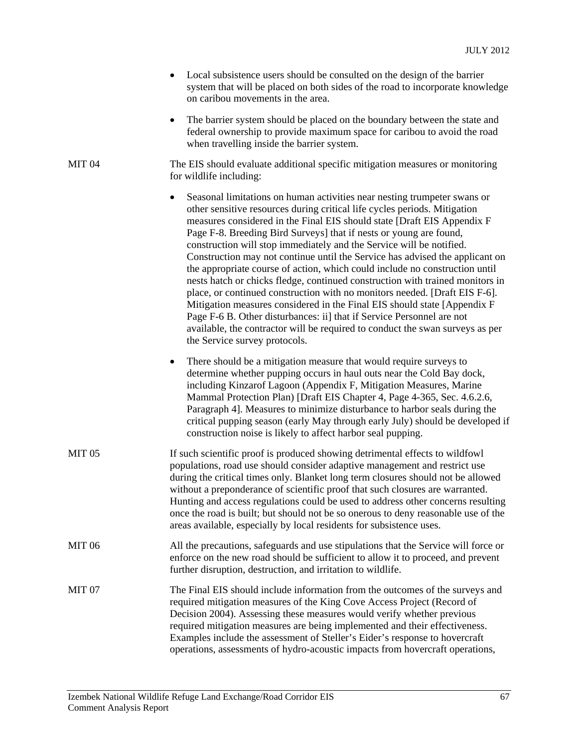- Local subsistence users should be consulted on the design of the barrier system that will be placed on both sides of the road to incorporate knowledge on caribou movements in the area.
- The barrier system should be placed on the boundary between the state and federal ownership to provide maximum space for caribou to avoid the road when travelling inside the barrier system.

MIT 04 The EIS should evaluate additional specific mitigation measures or monitoring for wildlife including:

- Seasonal limitations on human activities near nesting trumpeter swans or other sensitive resources during critical life cycles periods. Mitigation measures considered in the Final EIS should state [Draft EIS Appendix F Page F-8. Breeding Bird Surveys] that if nests or young are found, construction will stop immediately and the Service will be notified. Construction may not continue until the Service has advised the applicant on the appropriate course of action, which could include no construction until nests hatch or chicks fledge, continued construction with trained monitors in place, or continued construction with no monitors needed. [Draft EIS F-6]. Mitigation measures considered in the Final EIS should state [Appendix F Page F-6 B. Other disturbances: ii] that if Service Personnel are not available, the contractor will be required to conduct the swan surveys as per the Service survey protocols.
- There should be a mitigation measure that would require surveys to determine whether pupping occurs in haul outs near the Cold Bay dock, including Kinzarof Lagoon (Appendix F, Mitigation Measures, Marine Mammal Protection Plan) [Draft EIS Chapter 4, Page 4-365, Sec. 4.6.2.6, Paragraph 4]. Measures to minimize disturbance to harbor seals during the critical pupping season (early May through early July) should be developed if construction noise is likely to affect harbor seal pupping.

MIT 05 If such scientific proof is produced showing detrimental effects to wildfowl populations, road use should consider adaptive management and restrict use during the critical times only. Blanket long term closures should not be allowed without a preponderance of scientific proof that such closures are warranted. Hunting and access regulations could be used to address other concerns resulting once the road is built; but should not be so onerous to deny reasonable use of the areas available, especially by local residents for subsistence uses.

MIT 06 All the precautions, safeguards and use stipulations that the Service will force or enforce on the new road should be sufficient to allow it to proceed, and prevent further disruption, destruction, and irritation to wildlife.

MIT 07 The Final EIS should include information from the outcomes of the surveys and required mitigation measures of the King Cove Access Project (Record of Decision 2004). Assessing these measures would verify whether previous required mitigation measures are being implemented and their effectiveness. Examples include the assessment of Steller's Eider's response to hovercraft operations, assessments of hydro-acoustic impacts from hovercraft operations,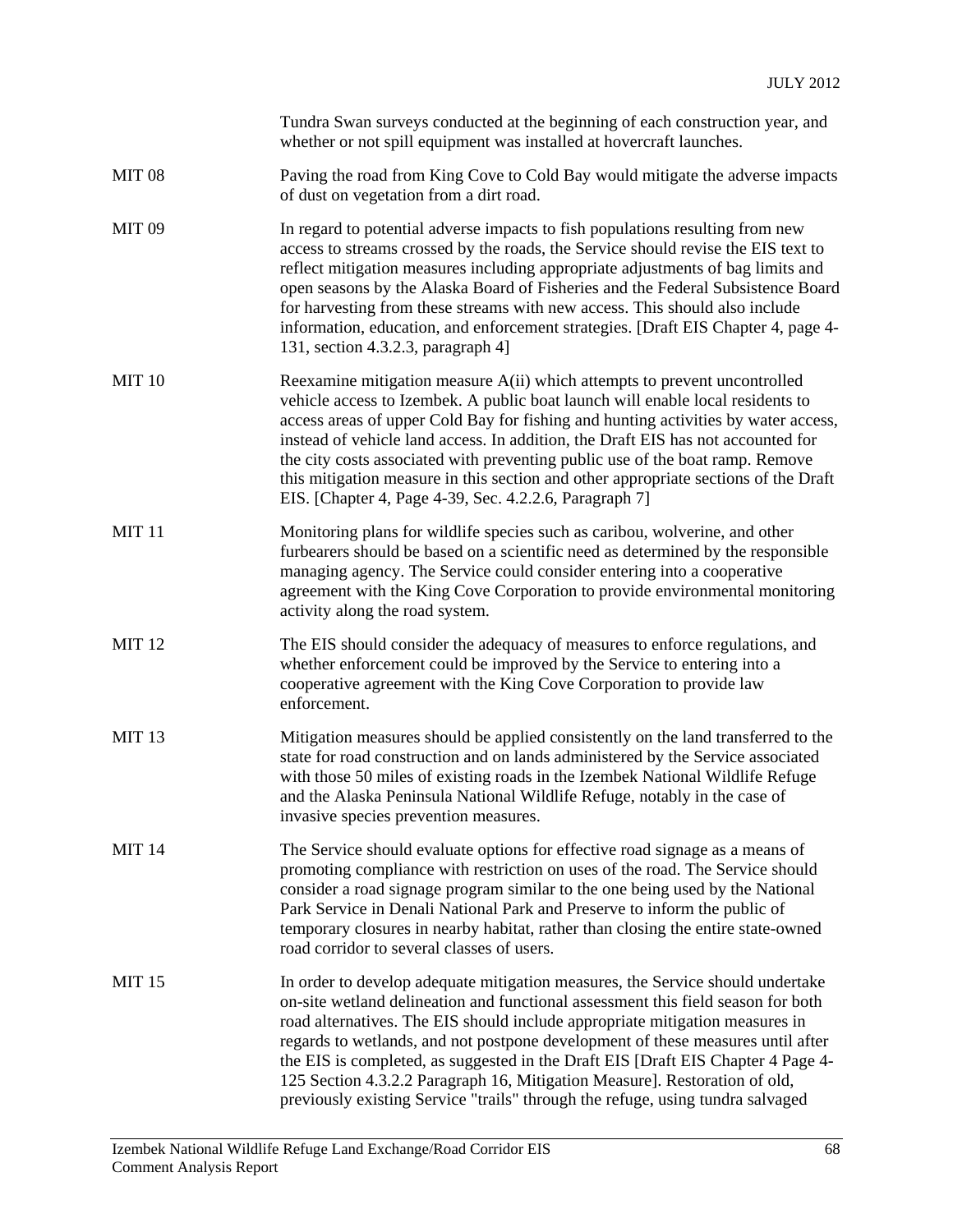Tundra Swan surveys conducted at the beginning of each construction year, and whether or not spill equipment was installed at hovercraft launches.

| | |
|---|---|
| MIT 08 | Paving the road from King Cove to Cold Bay would mitigate the adverse impacts of dust on vegetation from a dirt road. |
| MIT 09 | In regard to potential adverse impacts to fish populations resulting from new access to streams crossed by the roads, the Service should revise the EIS text to reflect mitigation measures including appropriate adjustments of bag limits and open seasons by the Alaska Board of Fisheries and the Federal Subsistence Board for harvesting from these streams with new access. This should also include information, education, and enforcement strategies. [Draft EIS Chapter 4, page 4-131, section 4.3.2.3, paragraph 4] |
| MIT 10 | Reexamine mitigation measure A(ii) which attempts to prevent uncontrolled vehicle access to Izembek. A public boat launch will enable local residents to access areas of upper Cold Bay for fishing and hunting activities by water access, instead of vehicle land access. In addition, the Draft EIS has not accounted for the city costs associated with preventing public use of the boat ramp. Remove this mitigation measure in this section and other appropriate sections of the Draft EIS. [Chapter 4, Page 4-39, Sec. 4.2.2.6, Paragraph 7] |
| MIT 11 | Monitoring plans for wildlife species such as caribou, wolverine, and other furbearers should be based on a scientific need as determined by the responsible managing agency. The Service could consider entering into a cooperative agreement with the King Cove Corporation to provide environmental monitoring activity along the road system. |
| MIT 12 | The EIS should consider the adequacy of measures to enforce regulations, and whether enforcement could be improved by the Service to entering into a cooperative agreement with the King Cove Corporation to provide law enforcement. |
| MIT 13 | Mitigation measures should be applied consistently on the land transferred to the state for road construction and on lands administered by the Service associated with those 50 miles of existing roads in the Izembek National Wildlife Refuge and the Alaska Peninsula National Wildlife Refuge, notably in the case of invasive species prevention measures. |
| MIT 14 | The Service should evaluate options for effective road signage as a means of promoting compliance with restriction on uses of the road. The Service should consider a road signage program similar to the one being used by the National Park Service in Denali National Park and Preserve to inform the public of temporary closures in nearby habitat, rather than closing the entire state-owned road corridor to several classes of users. |
| MIT 15 | In order to develop adequate mitigation measures, the Service should undertake on-site wetland delineation and functional assessment this field season for both road alternatives. The EIS should include appropriate mitigation measures in regards to wetlands, and not postpone development of these measures until after the EIS is completed, as suggested in the Draft EIS [Draft EIS Chapter 4 Page 4-125 Section 4.3.2.2 Paragraph 16, Mitigation Measure]. Restoration of old, previously existing Service "trails" through the refuge, using tundra salvaged |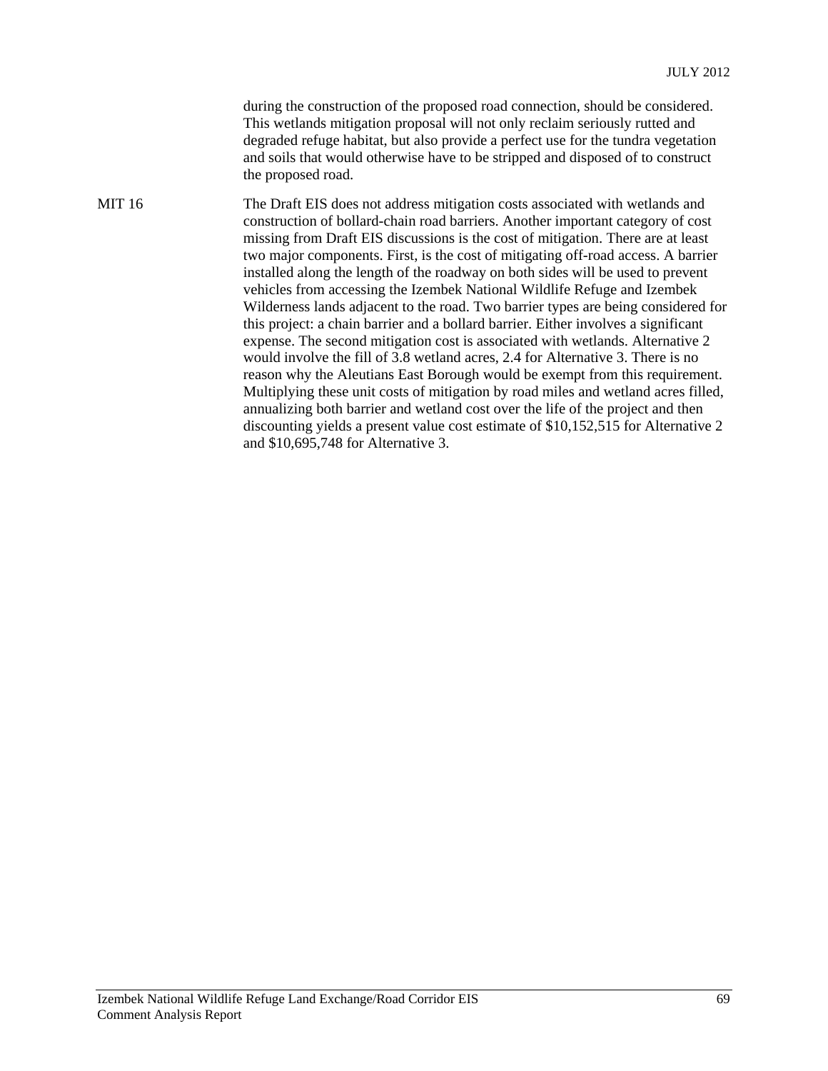during the construction of the proposed road connection, should be considered. This wetlands mitigation proposal will not only reclaim seriously rutted and degraded refuge habitat, but also provide a perfect use for the tundra vegetation and soils that would otherwise have to be stripped and disposed of to construct the proposed road.

MIT 16 The Draft EIS does not address mitigation costs associated with wetlands and construction of bollard-chain road barriers. Another important category of cost missing from Draft EIS discussions is the cost of mitigation. There are at least two major components. First, is the cost of mitigating off-road access. A barrier installed along the length of the roadway on both sides will be used to prevent vehicles from accessing the Izembek National Wildlife Refuge and Izembek Wilderness lands adjacent to the road. Two barrier types are being considered for this project: a chain barrier and a bollard barrier. Either involves a significant expense. The second mitigation cost is associated with wetlands. Alternative 2 would involve the fill of 3.8 wetland acres, 2.4 for Alternative 3. There is no reason why the Aleutians East Borough would be exempt from this requirement. Multiplying these unit costs of mitigation by road miles and wetland acres filled, annualizing both barrier and wetland cost over the life of the project and then discounting yields a present value cost estimate of $10,152,515 for Alternative 2 and $10,695,748 for Alternative 3.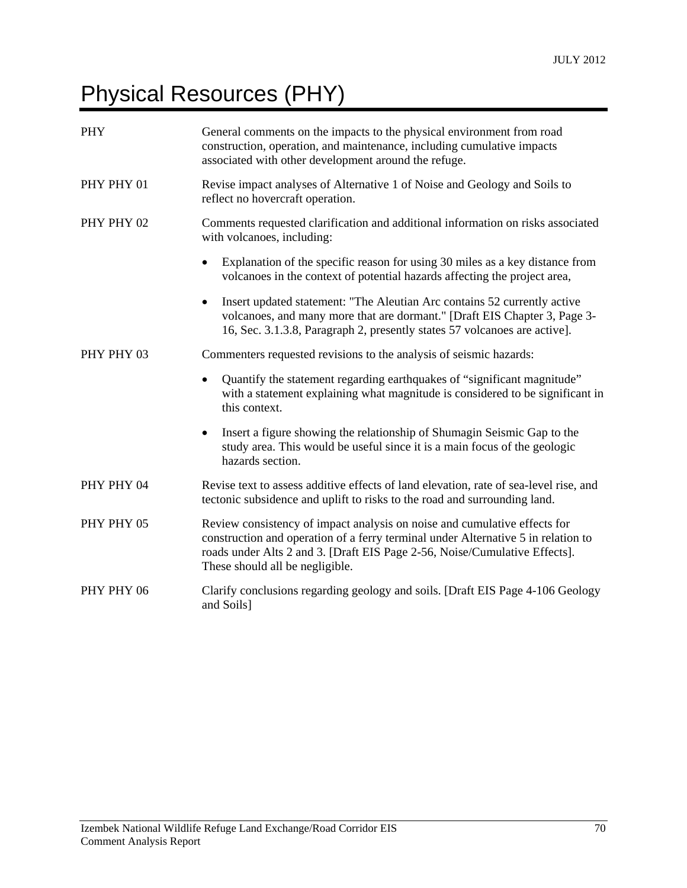# Physical Resources (PHY)

| | |
|---|---|
| PHY | General comments on the impacts to the physical environment from road construction, operation, and maintenance, including cumulative impacts associated with other development around the refuge. |
| PHY PHY 01 | Revise impact analyses of Alternative 1 of Noise and Geology and Soils to reflect no hovercraft operation. |
| PHY PHY 02 | Comments requested clarification and additional information on risks associated with volcanoes, including:<br>• Explanation of the specific reason for using 30 miles as a key distance from volcanoes in the context of potential hazards affecting the project area,<br>• Insert updated statement: "The Aleutian Arc contains 52 currently active volcanoes, and many more that are dormant." [Draft EIS Chapter 3, Page 3-16, Sec. 3.1.3.8, Paragraph 2, presently states 57 volcanoes are active]. |
| PHY PHY 03 | Commenters requested revisions to the analysis of seismic hazards:<br>• Quantify the statement regarding earthquakes of "significant magnitude" with a statement explaining what magnitude is considered to be significant in this context.<br>• Insert a figure showing the relationship of Shumagin Seismic Gap to the study area. This would be useful since it is a main focus of the geologic hazards section. |
| PHY PHY 04 | Revise text to assess additive effects of land elevation, rate of sea-level rise, and tectonic subsidence and uplift to risks to the road and surrounding land. |
| PHY PHY 05 | Review consistency of impact analysis on noise and cumulative effects for construction and operation of a ferry terminal under Alternative 5 in relation to roads under Alts 2 and 3. [Draft EIS Page 2-56, Noise/Cumulative Effects]. These should all be negligible. |
| PHY PHY 06 | Clarify conclusions regarding geology and soils. [Draft EIS Page 4-106 Geology and Soils] |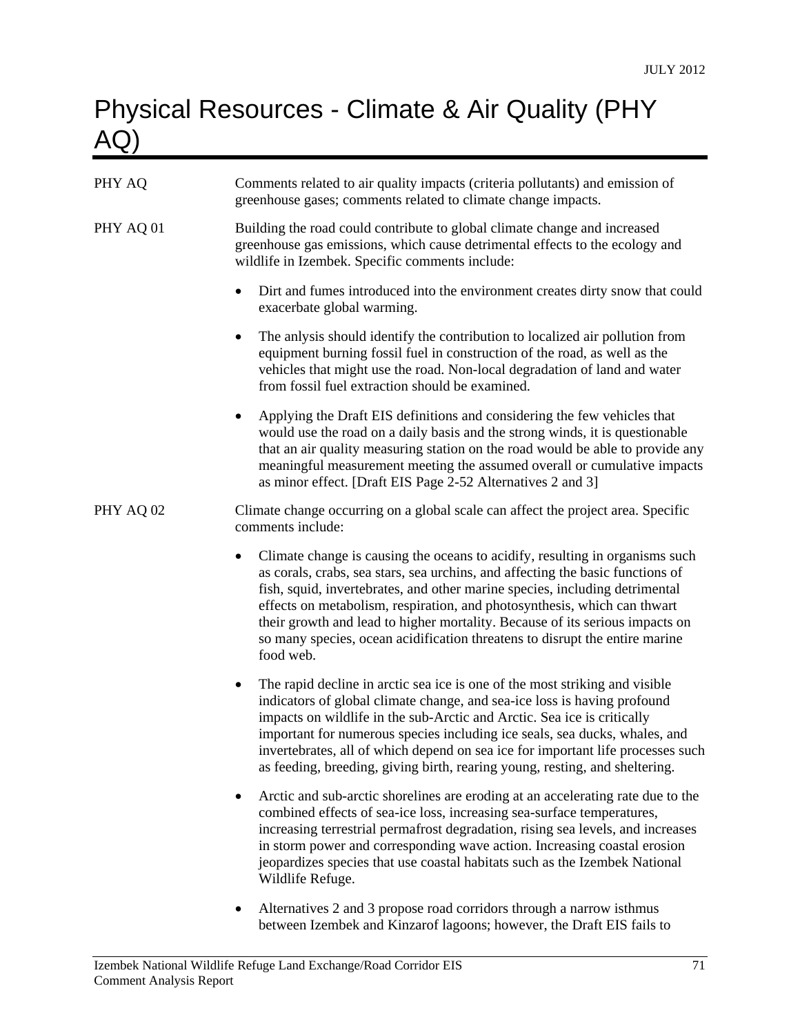# Physical Resources - Climate & Air Quality (PHY AQ)

PHY AQ — Comments related to air quality impacts (criteria pollutants) and emission of greenhouse gases; comments related to climate change impacts.

PHY AQ 01 — Building the road could contribute to global climate change and increased greenhouse gas emissions, which cause detrimental effects to the ecology and wildlife in Izembek. Specific comments include:

- Dirt and fumes introduced into the environment creates dirty snow that could exacerbate global warming.
- The anlysis should identify the contribution to localized air pollution from equipment burning fossil fuel in construction of the road, as well as the vehicles that might use the road. Non-local degradation of land and water from fossil fuel extraction should be examined.
- Applying the Draft EIS definitions and considering the few vehicles that would use the road on a daily basis and the strong winds, it is questionable that an air quality measuring station on the road would be able to provide any meaningful measurement meeting the assumed overall or cumulative impacts as minor effect. [Draft EIS Page 2-52 Alternatives 2 and 3]

PHY AQ 02 — Climate change occurring on a global scale can affect the project area. Specific comments include:

- Climate change is causing the oceans to acidify, resulting in organisms such as corals, crabs, sea stars, sea urchins, and affecting the basic functions of fish, squid, invertebrates, and other marine species, including detrimental effects on metabolism, respiration, and photosynthesis, which can thwart their growth and lead to higher mortality. Because of its serious impacts on so many species, ocean acidification threatens to disrupt the entire marine food web.
- The rapid decline in arctic sea ice is one of the most striking and visible indicators of global climate change, and sea-ice loss is having profound impacts on wildlife in the sub-Arctic and Arctic. Sea ice is critically important for numerous species including ice seals, sea ducks, whales, and invertebrates, all of which depend on sea ice for important life processes such as feeding, breeding, giving birth, rearing young, resting, and sheltering.
- Arctic and sub-arctic shorelines are eroding at an accelerating rate due to the combined effects of sea-ice loss, increasing sea-surface temperatures, increasing terrestrial permafrost degradation, rising sea levels, and increases in storm power and corresponding wave action. Increasing coastal erosion jeopardizes species that use coastal habitats such as the Izembek National Wildlife Refuge.
- Alternatives 2 and 3 propose road corridors through a narrow isthmus between Izembek and Kinzarof lagoons; however, the Draft EIS fails to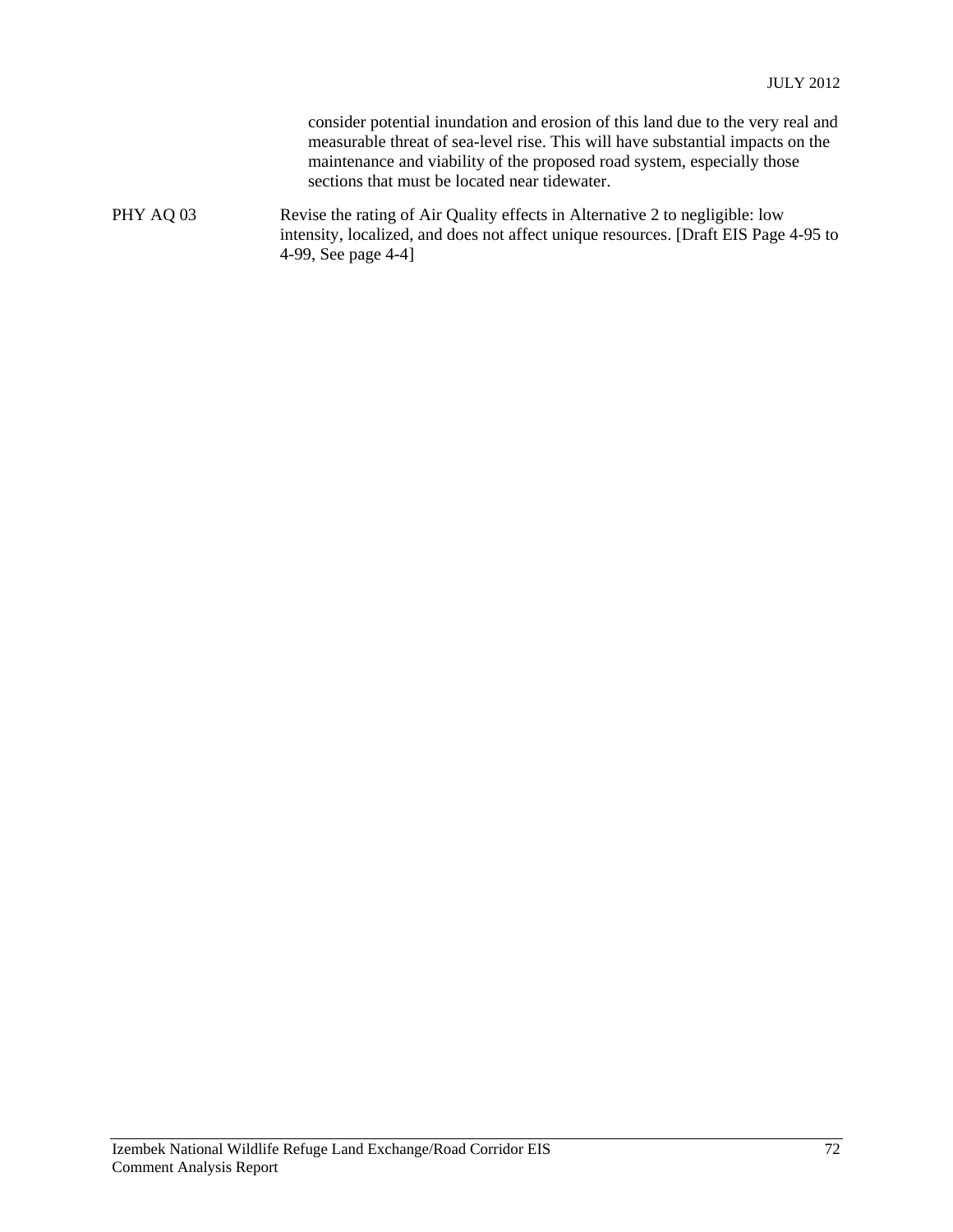> consider potential inundation and erosion of this land due to the very real and measurable threat of sea-level rise. This will have substantial impacts on the maintenance and viability of the proposed road system, especially those sections that must be located near tidewater.

| | |
|---|---|
| PHY AQ 03 | Revise the rating of Air Quality effects in Alternative 2 to negligible: low intensity, localized, and does not affect unique resources. [Draft EIS Page 4-95 to 4-99, See page 4-4] |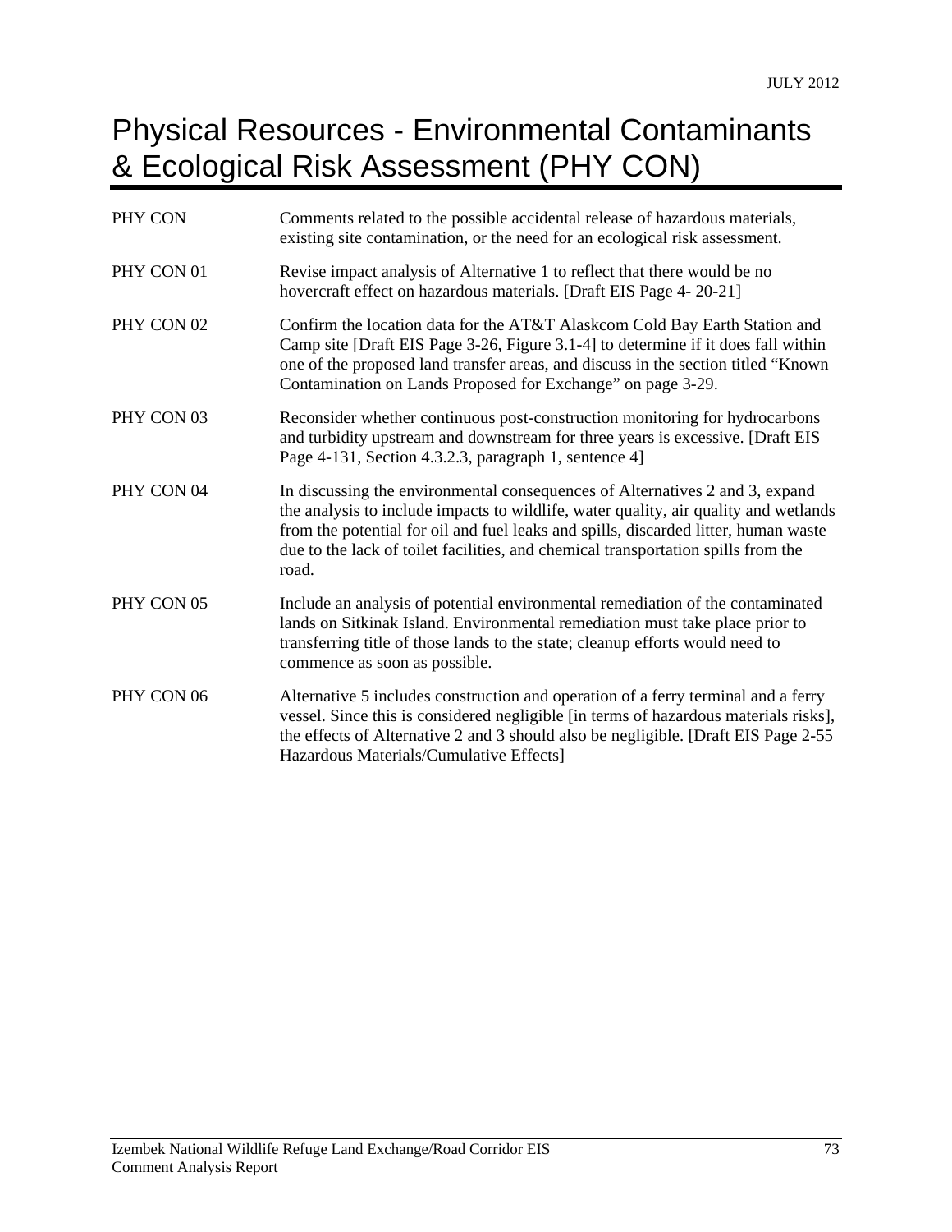# Physical Resources - Environmental Contaminants & Ecological Risk Assessment (PHY CON)

| | |
|---|---|
| PHY CON | Comments related to the possible accidental release of hazardous materials, existing site contamination, or the need for an ecological risk assessment. |
| PHY CON 01 | Revise impact analysis of Alternative 1 to reflect that there would be no hovercraft effect on hazardous materials. [Draft EIS Page 4- 20-21] |
| PHY CON 02 | Confirm the location data for the AT&T Alaskcom Cold Bay Earth Station and Camp site [Draft EIS Page 3-26, Figure 3.1-4] to determine if it does fall within one of the proposed land transfer areas, and discuss in the section titled "Known Contamination on Lands Proposed for Exchange" on page 3-29. |
| PHY CON 03 | Reconsider whether continuous post-construction monitoring for hydrocarbons and turbidity upstream and downstream for three years is excessive. [Draft EIS Page 4-131, Section 4.3.2.3, paragraph 1, sentence 4] |
| PHY CON 04 | In discussing the environmental consequences of Alternatives 2 and 3, expand the analysis to include impacts to wildlife, water quality, air quality and wetlands from the potential for oil and fuel leaks and spills, discarded litter, human waste due to the lack of toilet facilities, and chemical transportation spills from the road. |
| PHY CON 05 | Include an analysis of potential environmental remediation of the contaminated lands on Sitkinak Island. Environmental remediation must take place prior to transferring title of those lands to the state; cleanup efforts would need to commence as soon as possible. |
| PHY CON 06 | Alternative 5 includes construction and operation of a ferry terminal and a ferry vessel. Since this is considered negligible [in terms of hazardous materials risks], the effects of Alternative 2 and 3 should also be negligible. [Draft EIS Page 2-55 Hazardous Materials/Cumulative Effects] |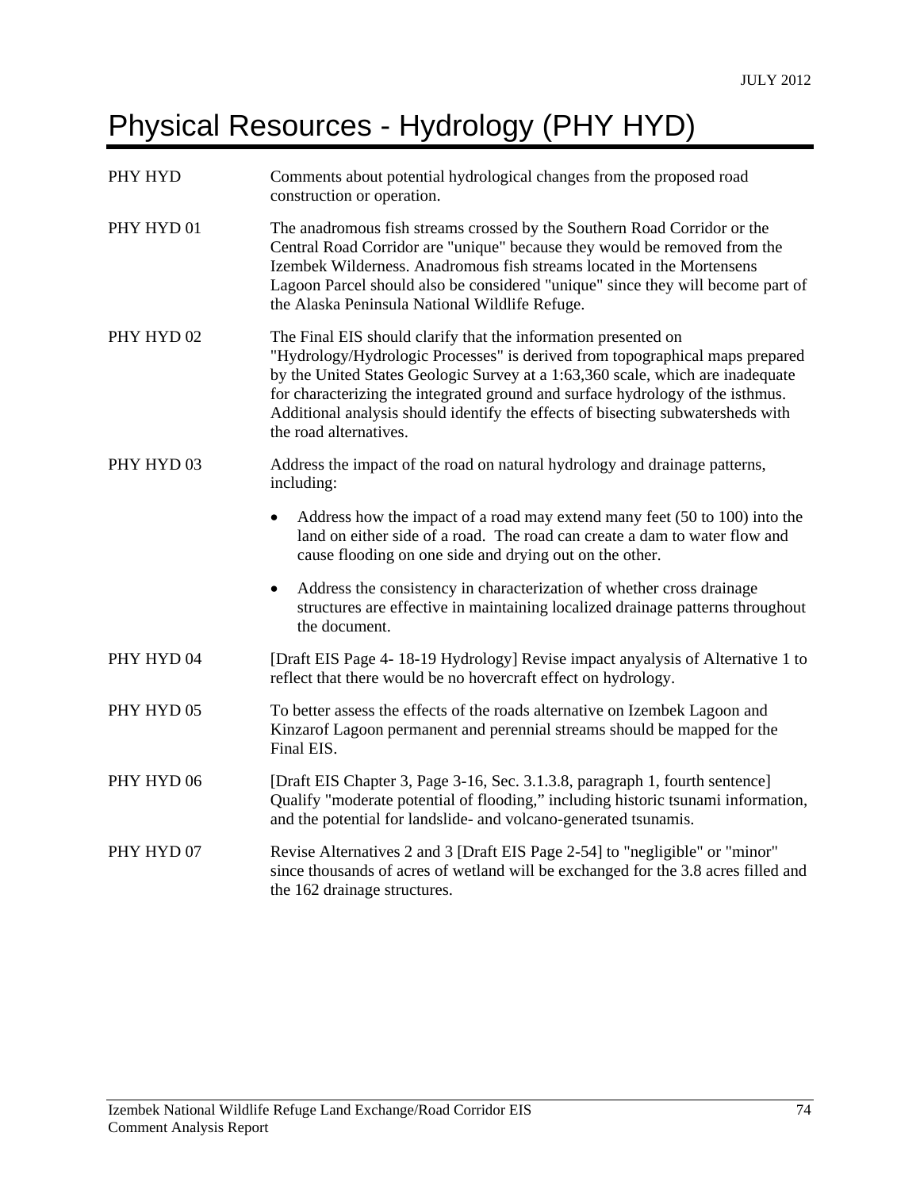# Physical Resources - Hydrology (PHY HYD)

| | |
|---|---|
| PHY HYD | Comments about potential hydrological changes from the proposed road construction or operation. |
| PHY HYD 01 | The anadromous fish streams crossed by the Southern Road Corridor or the Central Road Corridor are "unique" because they would be removed from the Izembek Wilderness. Anadromous fish streams located in the Mortensens Lagoon Parcel should also be considered "unique" since they will become part of the Alaska Peninsula National Wildlife Refuge. |
| PHY HYD 02 | The Final EIS should clarify that the information presented on "Hydrology/Hydrologic Processes" is derived from topographical maps prepared by the United States Geologic Survey at a 1:63,360 scale, which are inadequate for characterizing the integrated ground and surface hydrology of the isthmus. Additional analysis should identify the effects of bisecting subwatersheds with the road alternatives. |
| PHY HYD 03 | Address the impact of the road on natural hydrology and drainage patterns, including:<br>• Address how the impact of a road may extend many feet (50 to 100) into the land on either side of a road. The road can create a dam to water flow and cause flooding on one side and drying out on the other.<br>• Address the consistency in characterization of whether cross drainage structures are effective in maintaining localized drainage patterns throughout the document. |
| PHY HYD 04 | [Draft EIS Page 4- 18-19 Hydrology] Revise impact anyalysis of Alternative 1 to reflect that there would be no hovercraft effect on hydrology. |
| PHY HYD 05 | To better assess the effects of the roads alternative on Izembek Lagoon and Kinzarof Lagoon permanent and perennial streams should be mapped for the Final EIS. |
| PHY HYD 06 | [Draft EIS Chapter 3, Page 3-16, Sec. 3.1.3.8, paragraph 1, fourth sentence] Qualify "moderate potential of flooding," including historic tsunami information, and the potential for landslide- and volcano-generated tsunamis. |
| PHY HYD 07 | Revise Alternatives 2 and 3 [Draft EIS Page 2-54] to "negligible" or "minor" since thousands of acres of wetland will be exchanged for the 3.8 acres filled and the 162 drainage structures. |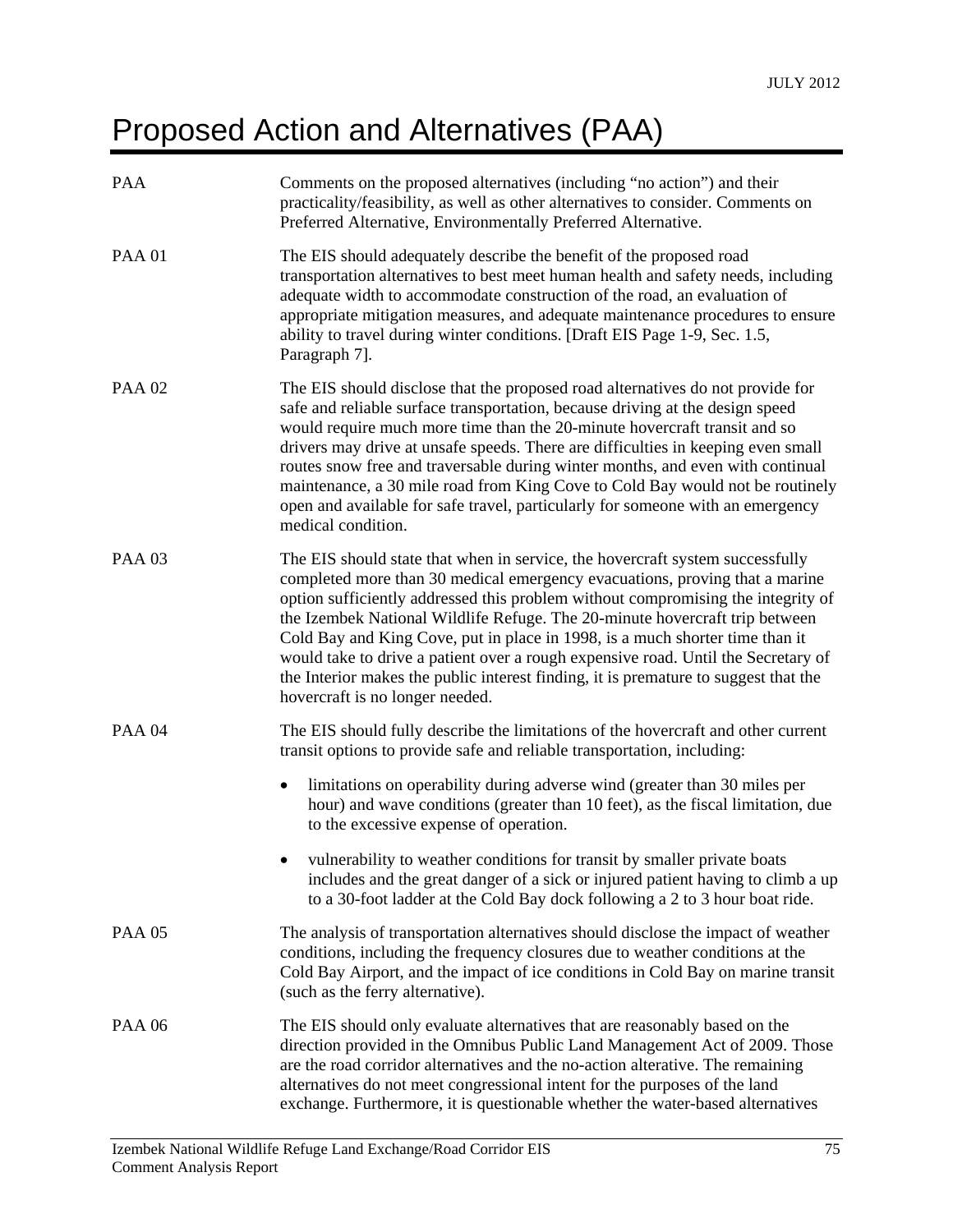# Proposed Action and Alternatives (PAA)

| | |
|---|---|
| PAA | Comments on the proposed alternatives (including "no action") and their practicality/feasibility, as well as other alternatives to consider. Comments on Preferred Alternative, Environmentally Preferred Alternative. |
| PAA 01 | The EIS should adequately describe the benefit of the proposed road transportation alternatives to best meet human health and safety needs, including adequate width to accommodate construction of the road, an evaluation of appropriate mitigation measures, and adequate maintenance procedures to ensure ability to travel during winter conditions. [Draft EIS Page 1-9, Sec. 1.5, Paragraph 7]. |
| PAA 02 | The EIS should disclose that the proposed road alternatives do not provide for safe and reliable surface transportation, because driving at the design speed would require much more time than the 20-minute hovercraft transit and so drivers may drive at unsafe speeds. There are difficulties in keeping even small routes snow free and traversable during winter months, and even with continual maintenance, a 30 mile road from King Cove to Cold Bay would not be routinely open and available for safe travel, particularly for someone with an emergency medical condition. |
| PAA 03 | The EIS should state that when in service, the hovercraft system successfully completed more than 30 medical emergency evacuations, proving that a marine option sufficiently addressed this problem without compromising the integrity of the Izembek National Wildlife Refuge. The 20-minute hovercraft trip between Cold Bay and King Cove, put in place in 1998, is a much shorter time than it would take to drive a patient over a rough expensive road. Until the Secretary of the Interior makes the public interest finding, it is premature to suggest that the hovercraft is no longer needed. |
| PAA 04 | The EIS should fully describe the limitations of the hovercraft and other current transit options to provide safe and reliable transportation, including:<br>• limitations on operability during adverse wind (greater than 30 miles per hour) and wave conditions (greater than 10 feet), as the fiscal limitation, due to the excessive expense of operation.<br>• vulnerability to weather conditions for transit by smaller private boats includes and the great danger of a sick or injured patient having to climb a up to a 30-foot ladder at the Cold Bay dock following a 2 to 3 hour boat ride. |
| PAA 05 | The analysis of transportation alternatives should disclose the impact of weather conditions, including the frequency closures due to weather conditions at the Cold Bay Airport, and the impact of ice conditions in Cold Bay on marine transit (such as the ferry alternative). |
| PAA 06 | The EIS should only evaluate alternatives that are reasonably based on the direction provided in the Omnibus Public Land Management Act of 2009. Those are the road corridor alternatives and the no-action alterative. The remaining alternatives do not meet congressional intent for the purposes of the land exchange. Furthermore, it is questionable whether the water-based alternatives |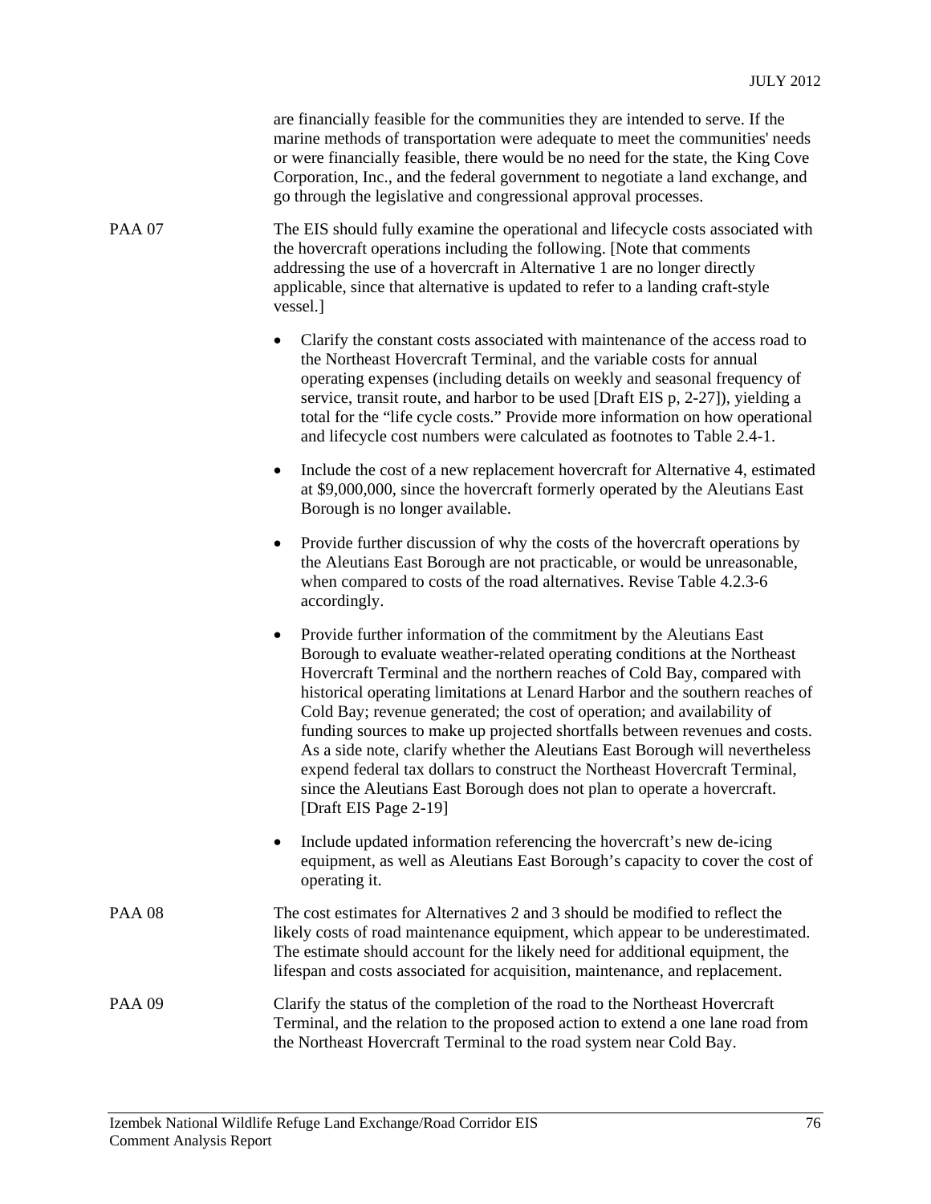are financially feasible for the communities they are intended to serve. If the marine methods of transportation were adequate to meet the communities' needs or were financially feasible, there would be no need for the state, the King Cove Corporation, Inc., and the federal government to negotiate a land exchange, and go through the legislative and congressional approval processes.

PAA 07 The EIS should fully examine the operational and lifecycle costs associated with the hovercraft operations including the following. [Note that comments addressing the use of a hovercraft in Alternative 1 are no longer directly applicable, since that alternative is updated to refer to a landing craft-style vessel.]

- Clarify the constant costs associated with maintenance of the access road to the Northeast Hovercraft Terminal, and the variable costs for annual operating expenses (including details on weekly and seasonal frequency of service, transit route, and harbor to be used [Draft EIS p, 2-27]), yielding a total for the "life cycle costs." Provide more information on how operational and lifecycle cost numbers were calculated as footnotes to Table 2.4-1.
- Include the cost of a new replacement hovercraft for Alternative 4, estimated at $9,000,000, since the hovercraft formerly operated by the Aleutians East Borough is no longer available.
- Provide further discussion of why the costs of the hovercraft operations by the Aleutians East Borough are not practicable, or would be unreasonable, when compared to costs of the road alternatives. Revise Table 4.2.3-6 accordingly.
- Provide further information of the commitment by the Aleutians East Borough to evaluate weather-related operating conditions at the Northeast Hovercraft Terminal and the northern reaches of Cold Bay, compared with historical operating limitations at Lenard Harbor and the southern reaches of Cold Bay; revenue generated; the cost of operation; and availability of funding sources to make up projected shortfalls between revenues and costs. As a side note, clarify whether the Aleutians East Borough will nevertheless expend federal tax dollars to construct the Northeast Hovercraft Terminal, since the Aleutians East Borough does not plan to operate a hovercraft. [Draft EIS Page 2-19]
- Include updated information referencing the hovercraft's new de-icing equipment, as well as Aleutians East Borough's capacity to cover the cost of operating it.

PAA 08 The cost estimates for Alternatives 2 and 3 should be modified to reflect the likely costs of road maintenance equipment, which appear to be underestimated. The estimate should account for the likely need for additional equipment, the lifespan and costs associated for acquisition, maintenance, and replacement.

PAA 09 Clarify the status of the completion of the road to the Northeast Hovercraft Terminal, and the relation to the proposed action to extend a one lane road from the Northeast Hovercraft Terminal to the road system near Cold Bay.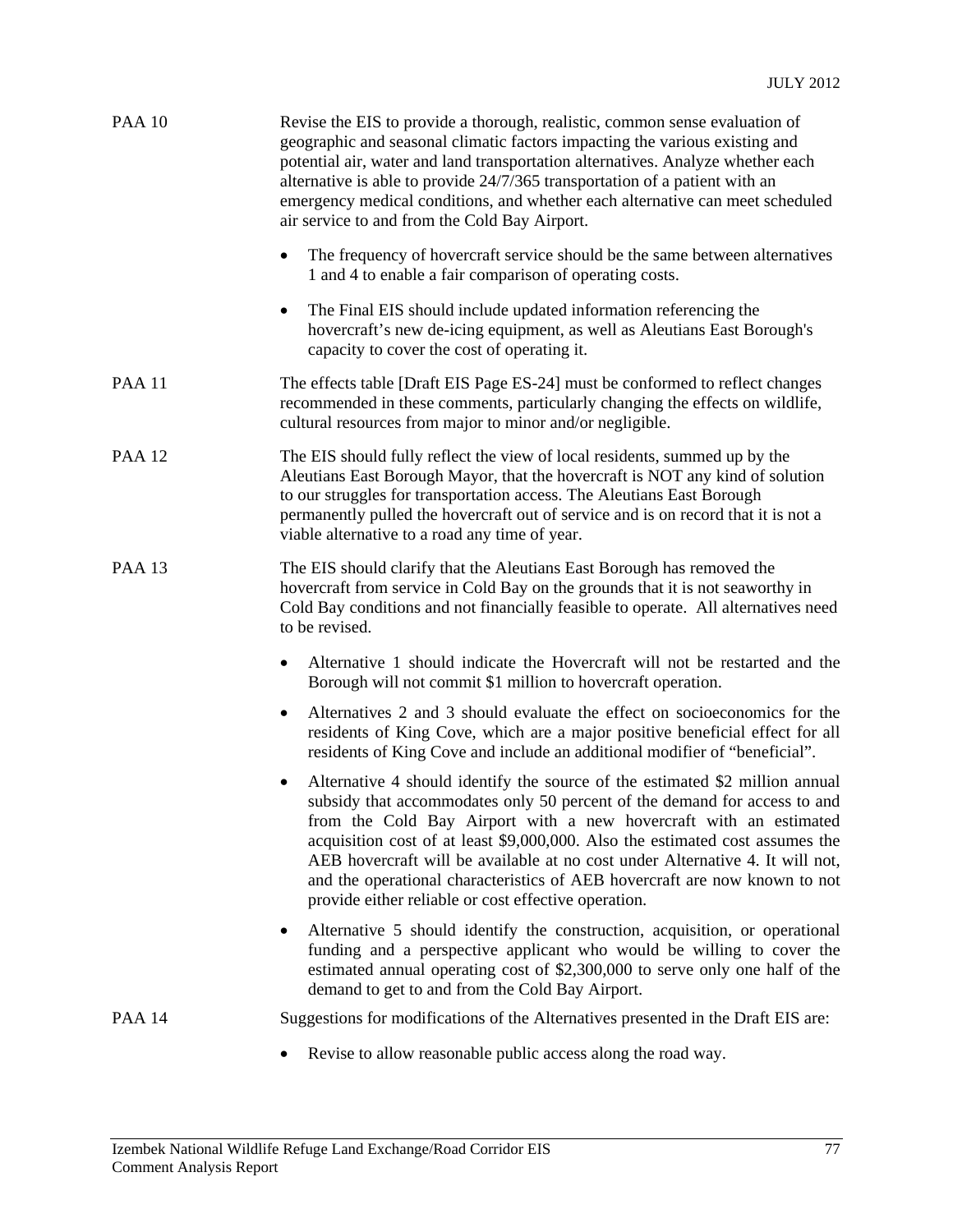PAA 10 Revise the EIS to provide a thorough, realistic, common sense evaluation of geographic and seasonal climatic factors impacting the various existing and potential air, water and land transportation alternatives. Analyze whether each alternative is able to provide 24/7/365 transportation of a patient with an emergency medical conditions, and whether each alternative can meet scheduled air service to and from the Cold Bay Airport.

- The frequency of hovercraft service should be the same between alternatives 1 and 4 to enable a fair comparison of operating costs.
- The Final EIS should include updated information referencing the hovercraft's new de-icing equipment, as well as Aleutians East Borough's capacity to cover the cost of operating it.

PAA 11 The effects table [Draft EIS Page ES-24] must be conformed to reflect changes recommended in these comments, particularly changing the effects on wildlife, cultural resources from major to minor and/or negligible.

PAA 12 The EIS should fully reflect the view of local residents, summed up by the Aleutians East Borough Mayor, that the hovercraft is NOT any kind of solution to our struggles for transportation access. The Aleutians East Borough permanently pulled the hovercraft out of service and is on record that it is not a viable alternative to a road any time of year.

PAA 13 The EIS should clarify that the Aleutians East Borough has removed the hovercraft from service in Cold Bay on the grounds that it is not seaworthy in Cold Bay conditions and not financially feasible to operate. All alternatives need to be revised.

- Alternative 1 should indicate the Hovercraft will not be restarted and the Borough will not commit $1 million to hovercraft operation.
- Alternatives 2 and 3 should evaluate the effect on socioeconomics for the residents of King Cove, which are a major positive beneficial effect for all residents of King Cove and include an additional modifier of "beneficial".
- Alternative 4 should identify the source of the estimated $2 million annual subsidy that accommodates only 50 percent of the demand for access to and from the Cold Bay Airport with a new hovercraft with an estimated acquisition cost of at least $9,000,000. Also the estimated cost assumes the AEB hovercraft will be available at no cost under Alternative 4. It will not, and the operational characteristics of AEB hovercraft are now known to not provide either reliable or cost effective operation.
- Alternative 5 should identify the construction, acquisition, or operational funding and a perspective applicant who would be willing to cover the estimated annual operating cost of $2,300,000 to serve only one half of the demand to get to and from the Cold Bay Airport.

PAA 14 Suggestions for modifications of the Alternatives presented in the Draft EIS are:

- Revise to allow reasonable public access along the road way.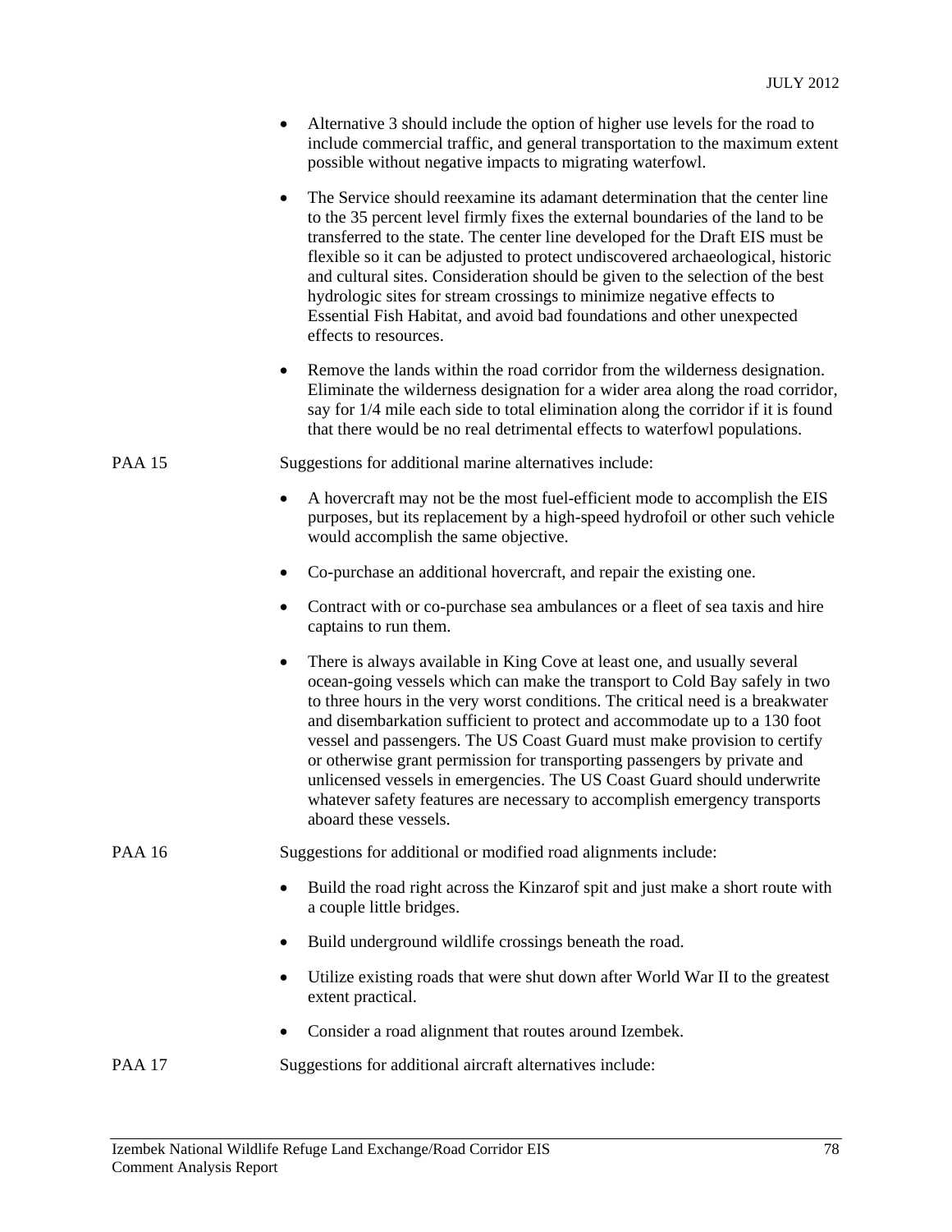- Alternative 3 should include the option of higher use levels for the road to include commercial traffic, and general transportation to the maximum extent possible without negative impacts to migrating waterfowl.

- The Service should reexamine its adamant determination that the center line to the 35 percent level firmly fixes the external boundaries of the land to be transferred to the state. The center line developed for the Draft EIS must be flexible so it can be adjusted to protect undiscovered archaeological, historic and cultural sites. Consideration should be given to the selection of the best hydrologic sites for stream crossings to minimize negative effects to Essential Fish Habitat, and avoid bad foundations and other unexpected effects to resources.

- Remove the lands within the road corridor from the wilderness designation. Eliminate the wilderness designation for a wider area along the road corridor, say for 1/4 mile each side to total elimination along the corridor if it is found that there would be no real detrimental effects to waterfowl populations.

PAA 15 Suggestions for additional marine alternatives include:

- A hovercraft may not be the most fuel-efficient mode to accomplish the EIS purposes, but its replacement by a high-speed hydrofoil or other such vehicle would accomplish the same objective.

- Co-purchase an additional hovercraft, and repair the existing one.

- Contract with or co-purchase sea ambulances or a fleet of sea taxis and hire captains to run them.

- There is always available in King Cove at least one, and usually several ocean-going vessels which can make the transport to Cold Bay safely in two to three hours in the very worst conditions. The critical need is a breakwater and disembarkation sufficient to protect and accommodate up to a 130 foot vessel and passengers. The US Coast Guard must make provision to certify or otherwise grant permission for transporting passengers by private and unlicensed vessels in emergencies. The US Coast Guard should underwrite whatever safety features are necessary to accomplish emergency transports aboard these vessels.

PAA 16 Suggestions for additional or modified road alignments include:

- Build the road right across the Kinzarof spit and just make a short route with a couple little bridges.

- Build underground wildlife crossings beneath the road.

- Utilize existing roads that were shut down after World War II to the greatest extent practical.

- Consider a road alignment that routes around Izembek.

PAA 17 Suggestions for additional aircraft alternatives include: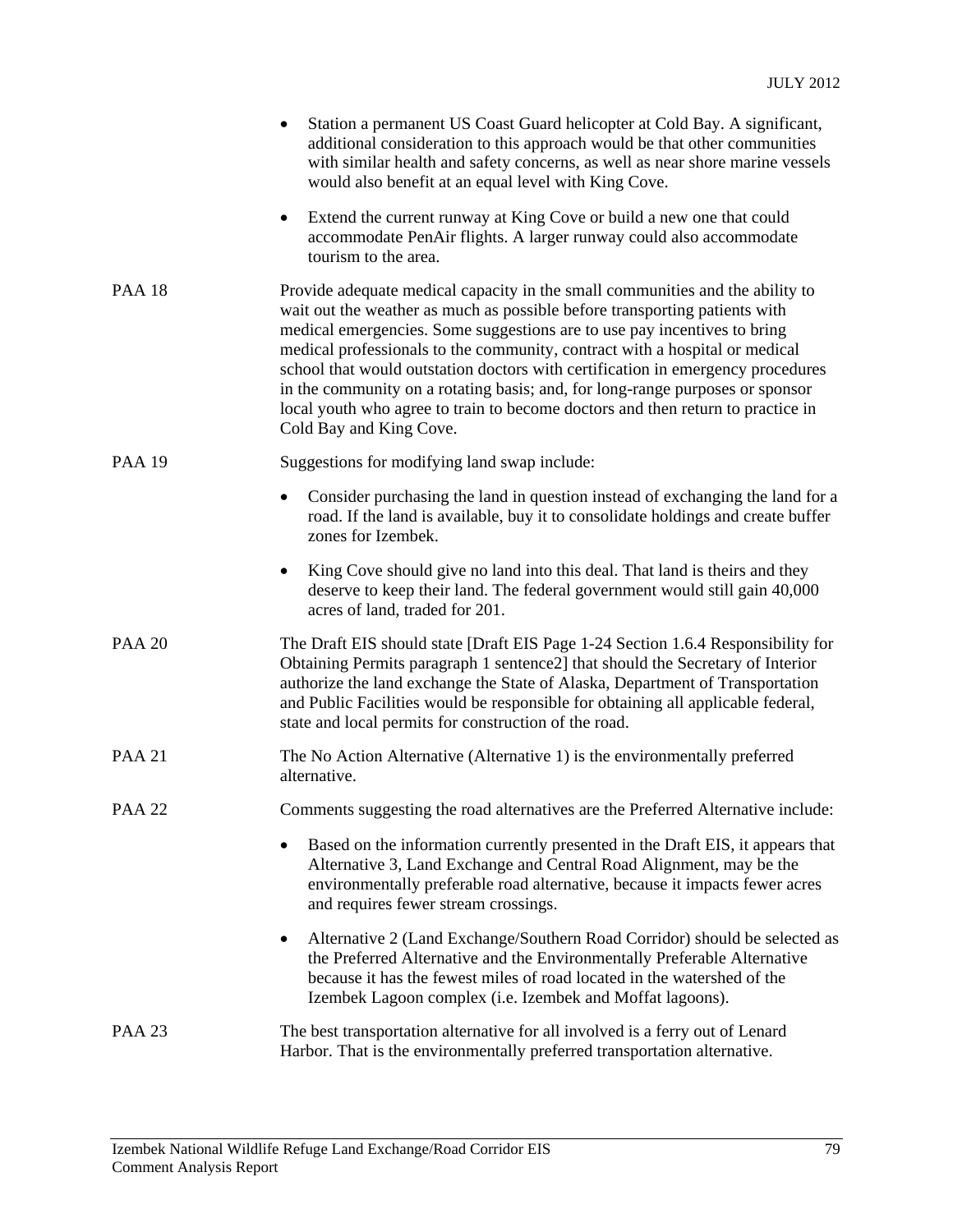- Station a permanent US Coast Guard helicopter at Cold Bay. A significant, additional consideration to this approach would be that other communities with similar health and safety concerns, as well as near shore marine vessels would also benefit at an equal level with King Cove.
- Extend the current runway at King Cove or build a new one that could accommodate PenAir flights. A larger runway could also accommodate tourism to the area.

PAA 18 Provide adequate medical capacity in the small communities and the ability to wait out the weather as much as possible before transporting patients with medical emergencies. Some suggestions are to use pay incentives to bring medical professionals to the community, contract with a hospital or medical school that would outstation doctors with certification in emergency procedures in the community on a rotating basis; and, for long-range purposes or sponsor local youth who agree to train to become doctors and then return to practice in Cold Bay and King Cove.

PAA 19 Suggestions for modifying land swap include:

- Consider purchasing the land in question instead of exchanging the land for a road. If the land is available, buy it to consolidate holdings and create buffer zones for Izembek.
- King Cove should give no land into this deal. That land is theirs and they deserve to keep their land. The federal government would still gain 40,000 acres of land, traded for 201.

PAA 20 The Draft EIS should state [Draft EIS Page 1-24 Section 1.6.4 Responsibility for Obtaining Permits paragraph 1 sentence2] that should the Secretary of Interior authorize the land exchange the State of Alaska, Department of Transportation and Public Facilities would be responsible for obtaining all applicable federal, state and local permits for construction of the road.

PAA 21 The No Action Alternative (Alternative 1) is the environmentally preferred alternative.

PAA 22 Comments suggesting the road alternatives are the Preferred Alternative include:

- Based on the information currently presented in the Draft EIS, it appears that Alternative 3, Land Exchange and Central Road Alignment, may be the environmentally preferable road alternative, because it impacts fewer acres and requires fewer stream crossings.
- Alternative 2 (Land Exchange/Southern Road Corridor) should be selected as the Preferred Alternative and the Environmentally Preferable Alternative because it has the fewest miles of road located in the watershed of the Izembek Lagoon complex (i.e. Izembek and Moffat lagoons).

PAA 23 The best transportation alternative for all involved is a ferry out of Lenard Harbor. That is the environmentally preferred transportation alternative.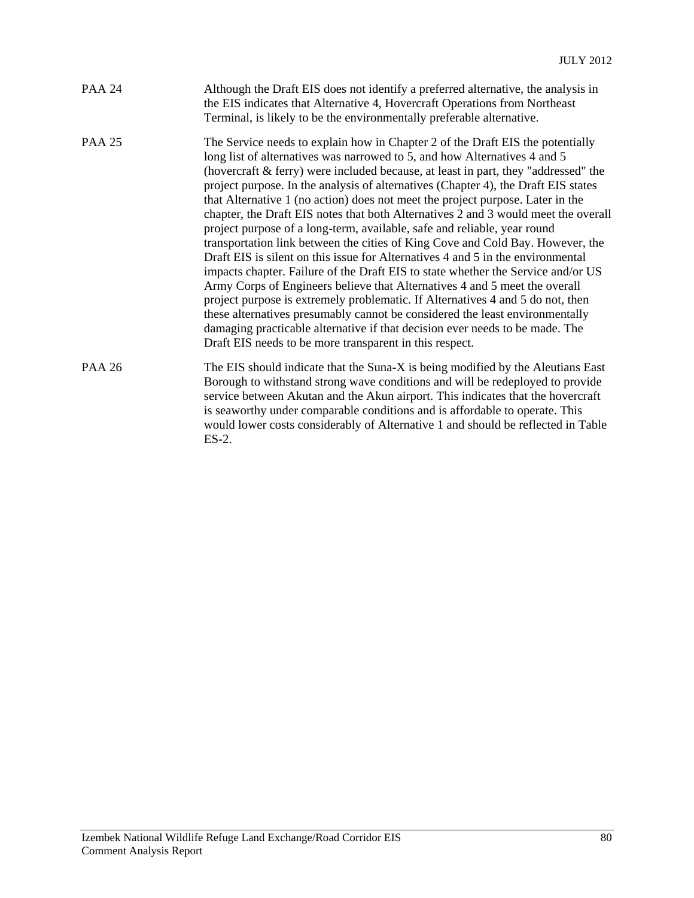| | |
|---|---|
| PAA 24 | Although the Draft EIS does not identify a preferred alternative, the analysis in the EIS indicates that Alternative 4, Hovercraft Operations from Northeast Terminal, is likely to be the environmentally preferable alternative. |
| PAA 25 | The Service needs to explain how in Chapter 2 of the Draft EIS the potentially long list of alternatives was narrowed to 5, and how Alternatives 4 and 5 (hovercraft & ferry) were included because, at least in part, they "addressed" the project purpose. In the analysis of alternatives (Chapter 4), the Draft EIS states that Alternative 1 (no action) does not meet the project purpose. Later in the chapter, the Draft EIS notes that both Alternatives 2 and 3 would meet the overall project purpose of a long-term, available, safe and reliable, year round transportation link between the cities of King Cove and Cold Bay. However, the Draft EIS is silent on this issue for Alternatives 4 and 5 in the environmental impacts chapter. Failure of the Draft EIS to state whether the Service and/or US Army Corps of Engineers believe that Alternatives 4 and 5 meet the overall project purpose is extremely problematic. If Alternatives 4 and 5 do not, then these alternatives presumably cannot be considered the least environmentally damaging practicable alternative if that decision ever needs to be made. The Draft EIS needs to be more transparent in this respect. |
| PAA 26 | The EIS should indicate that the Suna-X is being modified by the Aleutians East Borough to withstand strong wave conditions and will be redeployed to provide service between Akutan and the Akun airport. This indicates that the hovercraft is seaworthy under comparable conditions and is affordable to operate. This would lower costs considerably of Alternative 1 and should be reflected in Table ES-2. |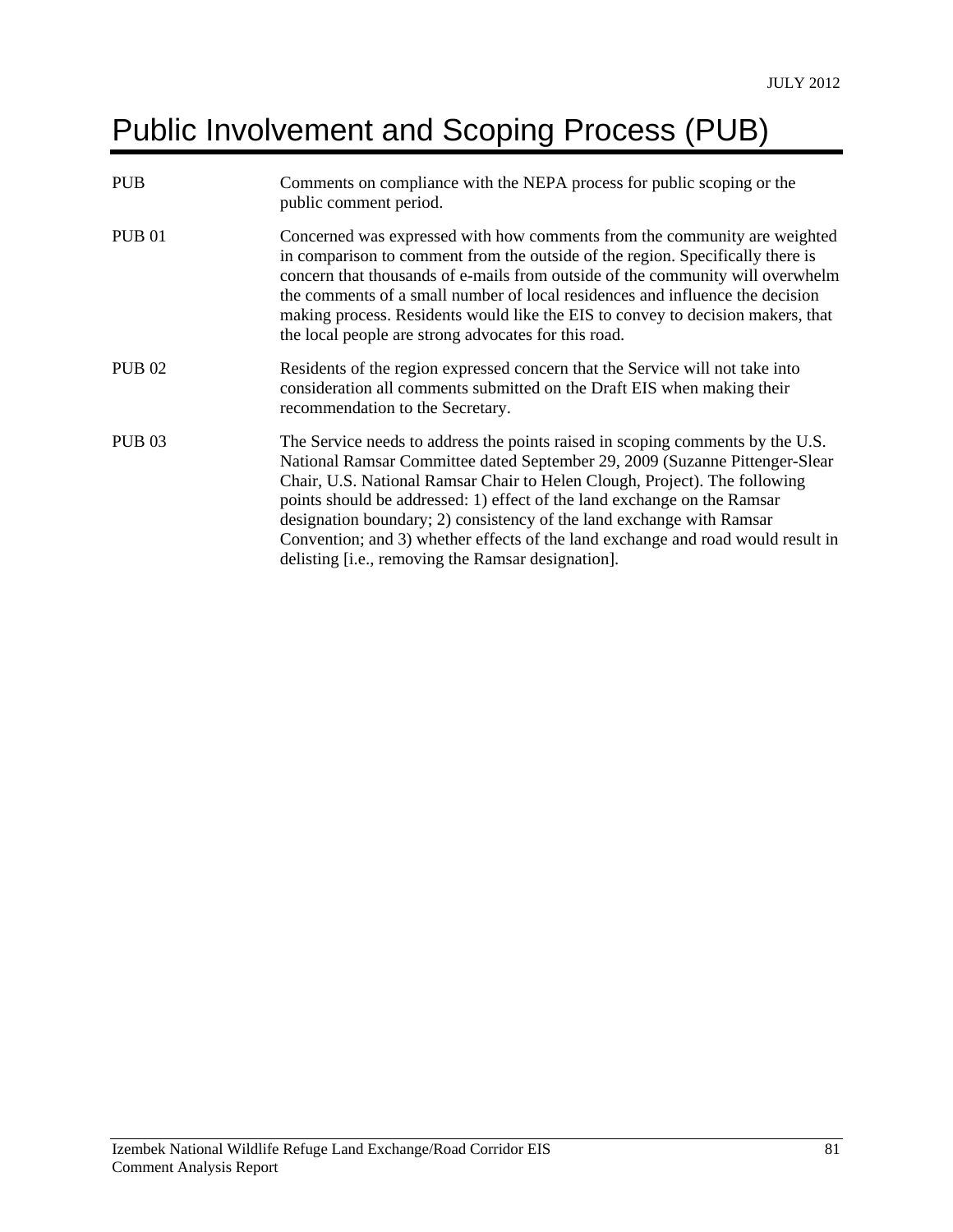# Public Involvement and Scoping Process (PUB)

| | |
|---|---|
| PUB | Comments on compliance with the NEPA process for public scoping or the public comment period. |
| PUB 01 | Concerned was expressed with how comments from the community are weighted in comparison to comment from the outside of the region. Specifically there is concern that thousands of e-mails from outside of the community will overwhelm the comments of a small number of local residences and influence the decision making process. Residents would like the EIS to convey to decision makers, that the local people are strong advocates for this road. |
| PUB 02 | Residents of the region expressed concern that the Service will not take into consideration all comments submitted on the Draft EIS when making their recommendation to the Secretary. |
| PUB 03 | The Service needs to address the points raised in scoping comments by the U.S. National Ramsar Committee dated September 29, 2009 (Suzanne Pittenger-Slear Chair, U.S. National Ramsar Chair to Helen Clough, Project). The following points should be addressed: 1) effect of the land exchange on the Ramsar designation boundary; 2) consistency of the land exchange with Ramsar Convention; and 3) whether effects of the land exchange and road would result in delisting [i.e., removing the Ramsar designation]. |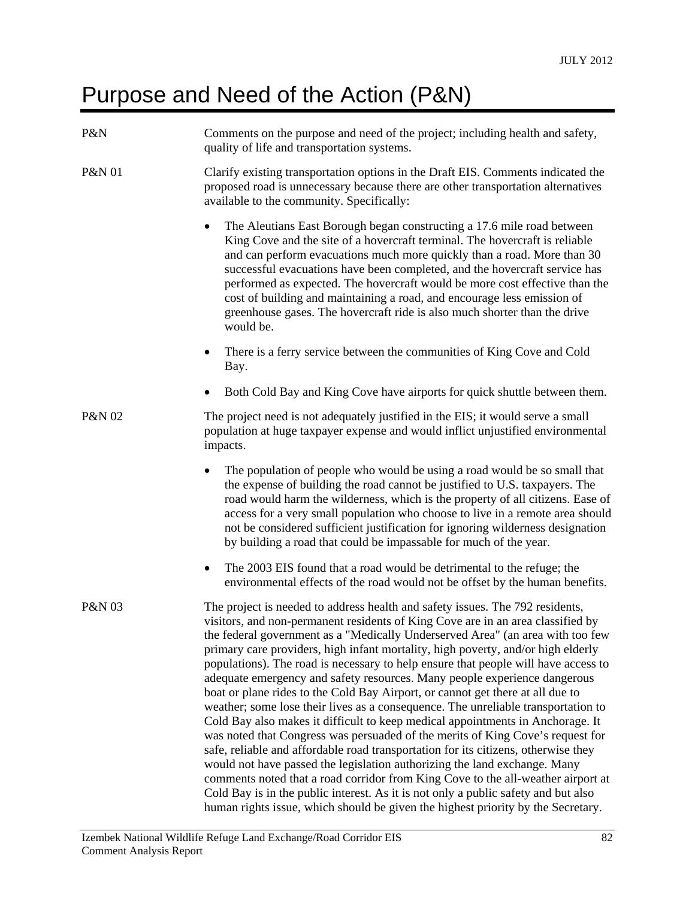# Purpose and Need of the Action (P&N)

| | |
|---|---|
| P&N | Comments on the purpose and need of the project; including health and safety, quality of life and transportation systems. |
| P&N 01 | Clarify existing transportation options in the Draft EIS. Comments indicated the proposed road is unnecessary because there are other transportation alternatives available to the community. Specifically: |

- The Aleutians East Borough began constructing a 17.6 mile road between King Cove and the site of a hovercraft terminal. The hovercraft is reliable and can perform evacuations much more quickly than a road. More than 30 successful evacuations have been completed, and the hovercraft service has performed as expected. The hovercraft would be more cost effective than the cost of building and maintaining a road, and encourage less emission of greenhouse gases. The hovercraft ride is also much shorter than the drive would be.
- There is a ferry service between the communities of King Cove and Cold Bay.
- Both Cold Bay and King Cove have airports for quick shuttle between them.

| | |
|---|---|
| P&N 02 | The project need is not adequately justified in the EIS; it would serve a small population at huge taxpayer expense and would inflict unjustified environmental impacts. |

- The population of people who would be using a road would be so small that the expense of building the road cannot be justified to U.S. taxpayers. The road would harm the wilderness, which is the property of all citizens. Ease of access for a very small population who choose to live in a remote area should not be considered sufficient justification for ignoring wilderness designation by building a road that could be impassable for much of the year.
- The 2003 EIS found that a road would be detrimental to the refuge; the environmental effects of the road would not be offset by the human benefits.

| | |
|---|---|
| P&N 03 | The project is needed to address health and safety issues. The 792 residents, visitors, and non-permanent residents of King Cove are in an area classified by the federal government as a "Medically Underserved Area" (an area with too few primary care providers, high infant mortality, high poverty, and/or high elderly populations). The road is necessary to help ensure that people will have access to adequate emergency and safety resources. Many people experience dangerous boat or plane rides to the Cold Bay Airport, or cannot get there at all due to weather; some lose their lives as a consequence. The unreliable transportation to Cold Bay also makes it difficult to keep medical appointments in Anchorage. It was noted that Congress was persuaded of the merits of King Cove's request for safe, reliable and affordable road transportation for its citizens, otherwise they would not have passed the legislation authorizing the land exchange. Many comments noted that a road corridor from King Cove to the all-weather airport at Cold Bay is in the public interest. As it is not only a public safety and but also human rights issue, which should be given the highest priority by the Secretary. |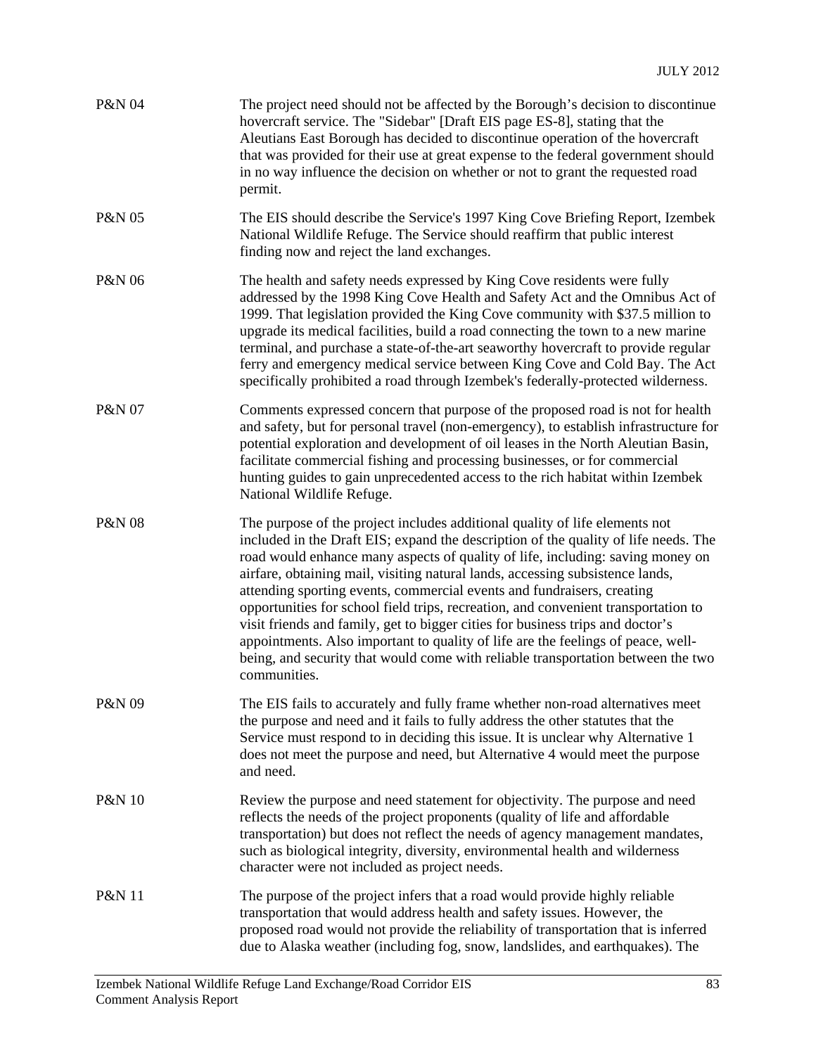| | |
|---|---|
| P&N 04 | The project need should not be affected by the Borough's decision to discontinue hovercraft service. The "Sidebar" [Draft EIS page ES-8], stating that the Aleutians East Borough has decided to discontinue operation of the hovercraft that was provided for their use at great expense to the federal government should in no way influence the decision on whether or not to grant the requested road permit. |
| P&N 05 | The EIS should describe the Service's 1997 King Cove Briefing Report, Izembek National Wildlife Refuge. The Service should reaffirm that public interest finding now and reject the land exchanges. |
| P&N 06 | The health and safety needs expressed by King Cove residents were fully addressed by the 1998 King Cove Health and Safety Act and the Omnibus Act of 1999. That legislation provided the King Cove community with $37.5 million to upgrade its medical facilities, build a road connecting the town to a new marine terminal, and purchase a state-of-the-art seaworthy hovercraft to provide regular ferry and emergency medical service between King Cove and Cold Bay. The Act specifically prohibited a road through Izembek's federally-protected wilderness. |
| P&N 07 | Comments expressed concern that purpose of the proposed road is not for health and safety, but for personal travel (non-emergency), to establish infrastructure for potential exploration and development of oil leases in the North Aleutian Basin, facilitate commercial fishing and processing businesses, or for commercial hunting guides to gain unprecedented access to the rich habitat within Izembek National Wildlife Refuge. |
| P&N 08 | The purpose of the project includes additional quality of life elements not included in the Draft EIS; expand the description of the quality of life needs. The road would enhance many aspects of quality of life, including: saving money on airfare, obtaining mail, visiting natural lands, accessing subsistence lands, attending sporting events, commercial events and fundraisers, creating opportunities for school field trips, recreation, and convenient transportation to visit friends and family, get to bigger cities for business trips and doctor's appointments. Also important to quality of life are the feelings of peace, well-being, and security that would come with reliable transportation between the two communities. |
| P&N 09 | The EIS fails to accurately and fully frame whether non-road alternatives meet the purpose and need and it fails to fully address the other statutes that the Service must respond to in deciding this issue. It is unclear why Alternative 1 does not meet the purpose and need, but Alternative 4 would meet the purpose and need. |
| P&N 10 | Review the purpose and need statement for objectivity. The purpose and need reflects the needs of the project proponents (quality of life and affordable transportation) but does not reflect the needs of agency management mandates, such as biological integrity, diversity, environmental health and wilderness character were not included as project needs. |
| P&N 11 | The purpose of the project infers that a road would provide highly reliable transportation that would address health and safety issues. However, the proposed road would not provide the reliability of transportation that is inferred due to Alaska weather (including fog, snow, landslides, and earthquakes). The |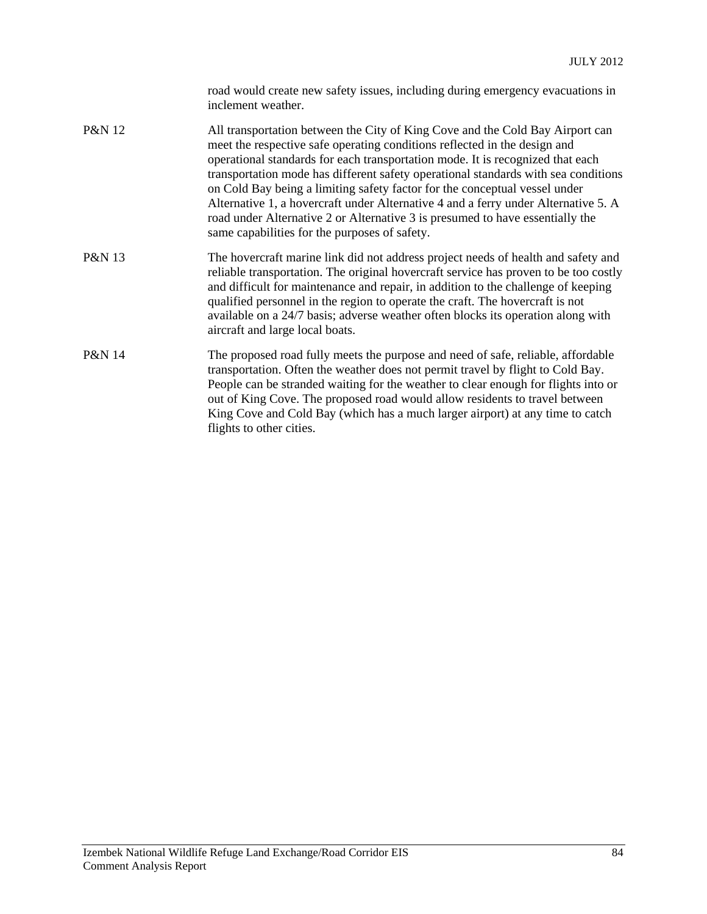| | |
|---|---|
| | road would create new safety issues, including during emergency evacuations in inclement weather. |
| P&N 12 | All transportation between the City of King Cove and the Cold Bay Airport can meet the respective safe operating conditions reflected in the design and operational standards for each transportation mode. It is recognized that each transportation mode has different safety operational standards with sea conditions on Cold Bay being a limiting safety factor for the conceptual vessel under Alternative 1, a hovercraft under Alternative 4 and a ferry under Alternative 5. A road under Alternative 2 or Alternative 3 is presumed to have essentially the same capabilities for the purposes of safety. |
| P&N 13 | The hovercraft marine link did not address project needs of health and safety and reliable transportation. The original hovercraft service has proven to be too costly and difficult for maintenance and repair, in addition to the challenge of keeping qualified personnel in the region to operate the craft. The hovercraft is not available on a 24/7 basis; adverse weather often blocks its operation along with aircraft and large local boats. |
| P&N 14 | The proposed road fully meets the purpose and need of safe, reliable, affordable transportation. Often the weather does not permit travel by flight to Cold Bay. People can be stranded waiting for the weather to clear enough for flights into or out of King Cove. The proposed road would allow residents to travel between King Cove and Cold Bay (which has a much larger airport) at any time to catch flights to other cities. |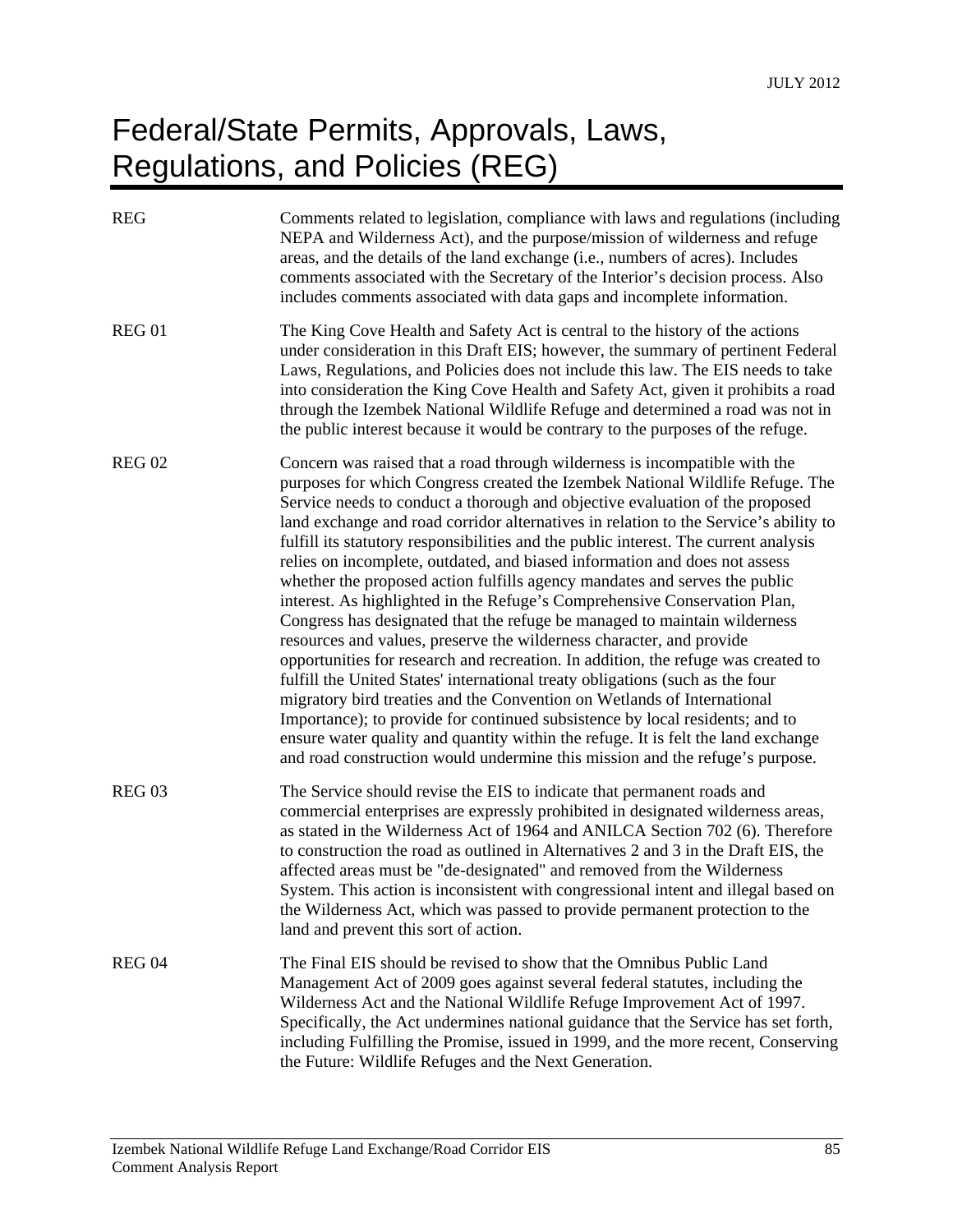# Federal/State Permits, Approvals, Laws, Regulations, and Policies (REG)

| | |
|---|---|
| REG | Comments related to legislation, compliance with laws and regulations (including NEPA and Wilderness Act), and the purpose/mission of wilderness and refuge areas, and the details of the land exchange (i.e., numbers of acres). Includes comments associated with the Secretary of the Interior's decision process. Also includes comments associated with data gaps and incomplete information. |
| REG 01 | The King Cove Health and Safety Act is central to the history of the actions under consideration in this Draft EIS; however, the summary of pertinent Federal Laws, Regulations, and Policies does not include this law. The EIS needs to take into consideration the King Cove Health and Safety Act, given it prohibits a road through the Izembek National Wildlife Refuge and determined a road was not in the public interest because it would be contrary to the purposes of the refuge. |
| REG 02 | Concern was raised that a road through wilderness is incompatible with the purposes for which Congress created the Izembek National Wildlife Refuge. The Service needs to conduct a thorough and objective evaluation of the proposed land exchange and road corridor alternatives in relation to the Service's ability to fulfill its statutory responsibilities and the public interest. The current analysis relies on incomplete, outdated, and biased information and does not assess whether the proposed action fulfills agency mandates and serves the public interest. As highlighted in the Refuge's Comprehensive Conservation Plan, Congress has designated that the refuge be managed to maintain wilderness resources and values, preserve the wilderness character, and provide opportunities for research and recreation. In addition, the refuge was created to fulfill the United States' international treaty obligations (such as the four migratory bird treaties and the Convention on Wetlands of International Importance); to provide for continued subsistence by local residents; and to ensure water quality and quantity within the refuge. It is felt the land exchange and road construction would undermine this mission and the refuge's purpose. |
| REG 03 | The Service should revise the EIS to indicate that permanent roads and commercial enterprises are expressly prohibited in designated wilderness areas, as stated in the Wilderness Act of 1964 and ANILCA Section 702 (6). Therefore to construction the road as outlined in Alternatives 2 and 3 in the Draft EIS, the affected areas must be "de-designated" and removed from the Wilderness System. This action is inconsistent with congressional intent and illegal based on the Wilderness Act, which was passed to provide permanent protection to the land and prevent this sort of action. |
| REG 04 | The Final EIS should be revised to show that the Omnibus Public Land Management Act of 2009 goes against several federal statutes, including the Wilderness Act and the National Wildlife Refuge Improvement Act of 1997. Specifically, the Act undermines national guidance that the Service has set forth, including Fulfilling the Promise, issued in 1999, and the more recent, Conserving the Future: Wildlife Refuges and the Next Generation. |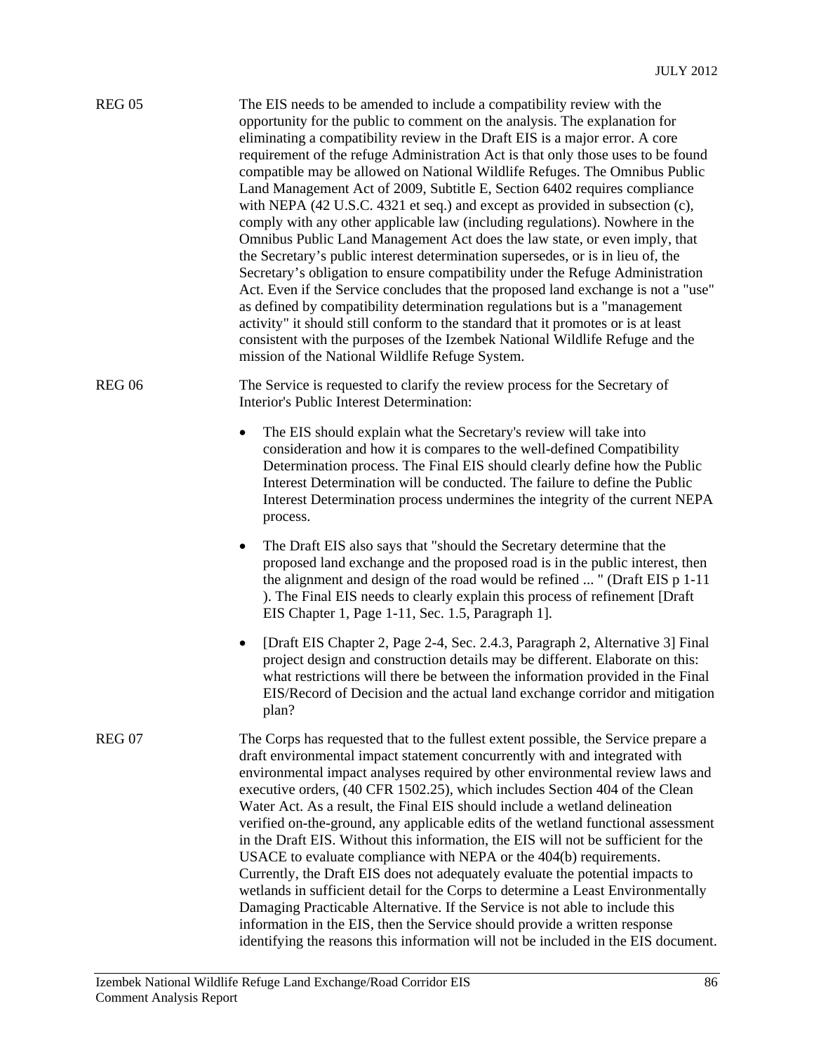REG 05

The EIS needs to be amended to include a compatibility review with the opportunity for the public to comment on the analysis. The explanation for eliminating a compatibility review in the Draft EIS is a major error. A core requirement of the refuge Administration Act is that only those uses to be found compatible may be allowed on National Wildlife Refuges. The Omnibus Public Land Management Act of 2009, Subtitle E, Section 6402 requires compliance with NEPA (42 U.S.C. 4321 et seq.) and except as provided in subsection (c), comply with any other applicable law (including regulations). Nowhere in the Omnibus Public Land Management Act does the law state, or even imply, that the Secretary's public interest determination supersedes, or is in lieu of, the Secretary's obligation to ensure compatibility under the Refuge Administration Act. Even if the Service concludes that the proposed land exchange is not a "use" as defined by compatibility determination regulations but is a "management activity" it should still conform to the standard that it promotes or is at least consistent with the purposes of the Izembek National Wildlife Refuge and the mission of the National Wildlife Refuge System.

REG 06

The Service is requested to clarify the review process for the Secretary of Interior's Public Interest Determination:

- The EIS should explain what the Secretary's review will take into consideration and how it is compares to the well-defined Compatibility Determination process. The Final EIS should clearly define how the Public Interest Determination will be conducted. The failure to define the Public Interest Determination process undermines the integrity of the current NEPA process.
- The Draft EIS also says that "should the Secretary determine that the proposed land exchange and the proposed road is in the public interest, then the alignment and design of the road would be refined ... " (Draft EIS p 1-11 ). The Final EIS needs to clearly explain this process of refinement [Draft EIS Chapter 1, Page 1-11, Sec. 1.5, Paragraph 1].
- [Draft EIS Chapter 2, Page 2-4, Sec. 2.4.3, Paragraph 2, Alternative 3] Final project design and construction details may be different. Elaborate on this: what restrictions will there be between the information provided in the Final EIS/Record of Decision and the actual land exchange corridor and mitigation plan?

REG 07

The Corps has requested that to the fullest extent possible, the Service prepare a draft environmental impact statement concurrently with and integrated with environmental impact analyses required by other environmental review laws and executive orders, (40 CFR 1502.25), which includes Section 404 of the Clean Water Act. As a result, the Final EIS should include a wetland delineation verified on-the-ground, any applicable edits of the wetland functional assessment in the Draft EIS. Without this information, the EIS will not be sufficient for the USACE to evaluate compliance with NEPA or the 404(b) requirements. Currently, the Draft EIS does not adequately evaluate the potential impacts to wetlands in sufficient detail for the Corps to determine a Least Environmentally Damaging Practicable Alternative. If the Service is not able to include this information in the EIS, then the Service should provide a written response identifying the reasons this information will not be included in the EIS document.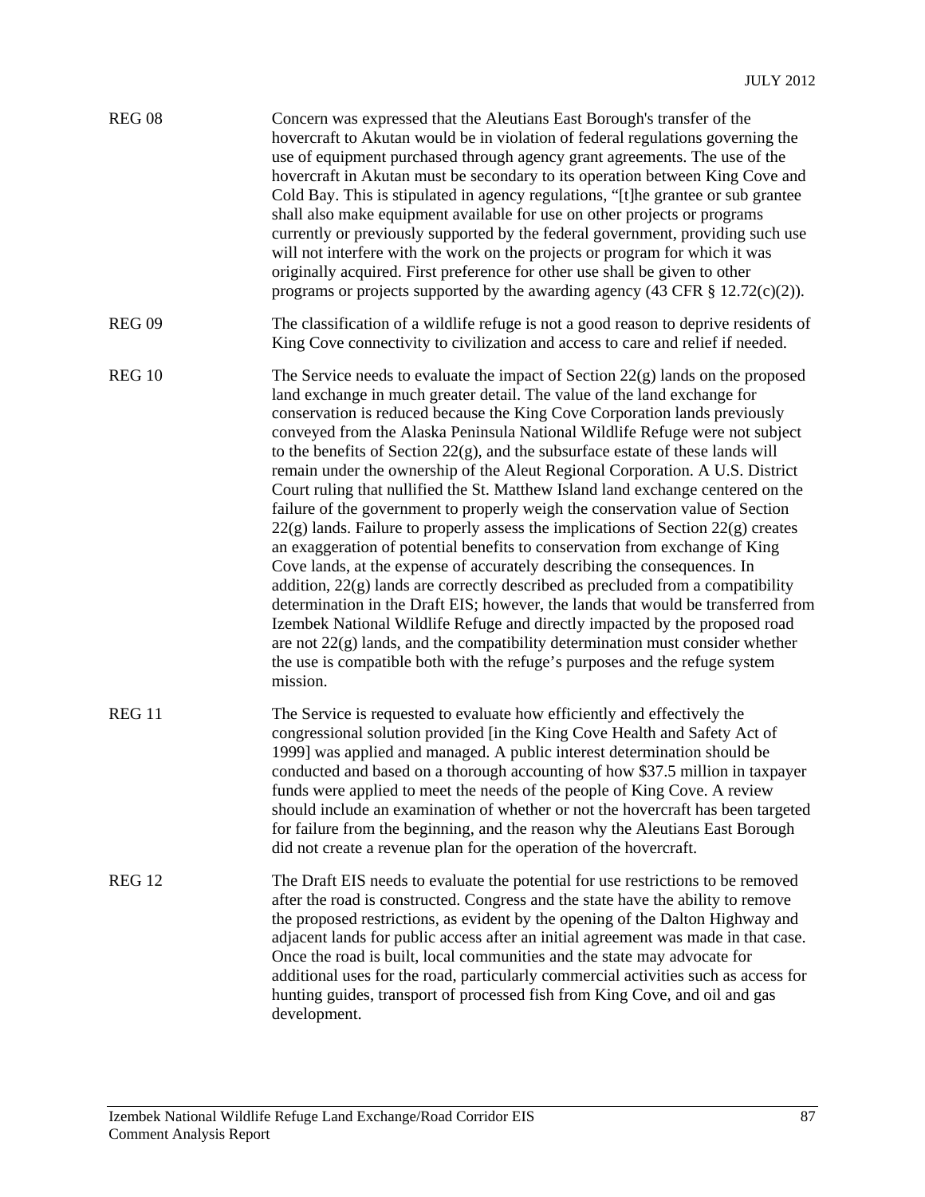| | |
|---|---|
| REG 08 | Concern was expressed that the Aleutians East Borough's transfer of the hovercraft to Akutan would be in violation of federal regulations governing the use of equipment purchased through agency grant agreements. The use of the hovercraft in Akutan must be secondary to its operation between King Cove and Cold Bay. This is stipulated in agency regulations, "[t]he grantee or sub grantee shall also make equipment available for use on other projects or programs currently or previously supported by the federal government, providing such use will not interfere with the work on the projects or program for which it was originally acquired. First preference for other use shall be given to other programs or projects supported by the awarding agency (43 CFR § 12.72(c)(2)). |
| REG 09 | The classification of a wildlife refuge is not a good reason to deprive residents of King Cove connectivity to civilization and access to care and relief if needed. |
| REG 10 | The Service needs to evaluate the impact of Section 22(g) lands on the proposed land exchange in much greater detail. The value of the land exchange for conservation is reduced because the King Cove Corporation lands previously conveyed from the Alaska Peninsula National Wildlife Refuge were not subject to the benefits of Section 22(g), and the subsurface estate of these lands will remain under the ownership of the Aleut Regional Corporation. A U.S. District Court ruling that nullified the St. Matthew Island land exchange centered on the failure of the government to properly weigh the conservation value of Section 22(g) lands. Failure to properly assess the implications of Section 22(g) creates an exaggeration of potential benefits to conservation from exchange of King Cove lands, at the expense of accurately describing the consequences. In addition, 22(g) lands are correctly described as precluded from a compatibility determination in the Draft EIS; however, the lands that would be transferred from Izembek National Wildlife Refuge and directly impacted by the proposed road are not 22(g) lands, and the compatibility determination must consider whether the use is compatible both with the refuge's purposes and the refuge system mission. |
| REG 11 | The Service is requested to evaluate how efficiently and effectively the congressional solution provided [in the King Cove Health and Safety Act of 1999] was applied and managed. A public interest determination should be conducted and based on a thorough accounting of how $37.5 million in taxpayer funds were applied to meet the needs of the people of King Cove. A review should include an examination of whether or not the hovercraft has been targeted for failure from the beginning, and the reason why the Aleutians East Borough did not create a revenue plan for the operation of the hovercraft. |
| REG 12 | The Draft EIS needs to evaluate the potential for use restrictions to be removed after the road is constructed. Congress and the state have the ability to remove the proposed restrictions, as evident by the opening of the Dalton Highway and adjacent lands for public access after an initial agreement was made in that case. Once the road is built, local communities and the state may advocate for additional uses for the road, particularly commercial activities such as access for hunting guides, transport of processed fish from King Cove, and oil and gas development. |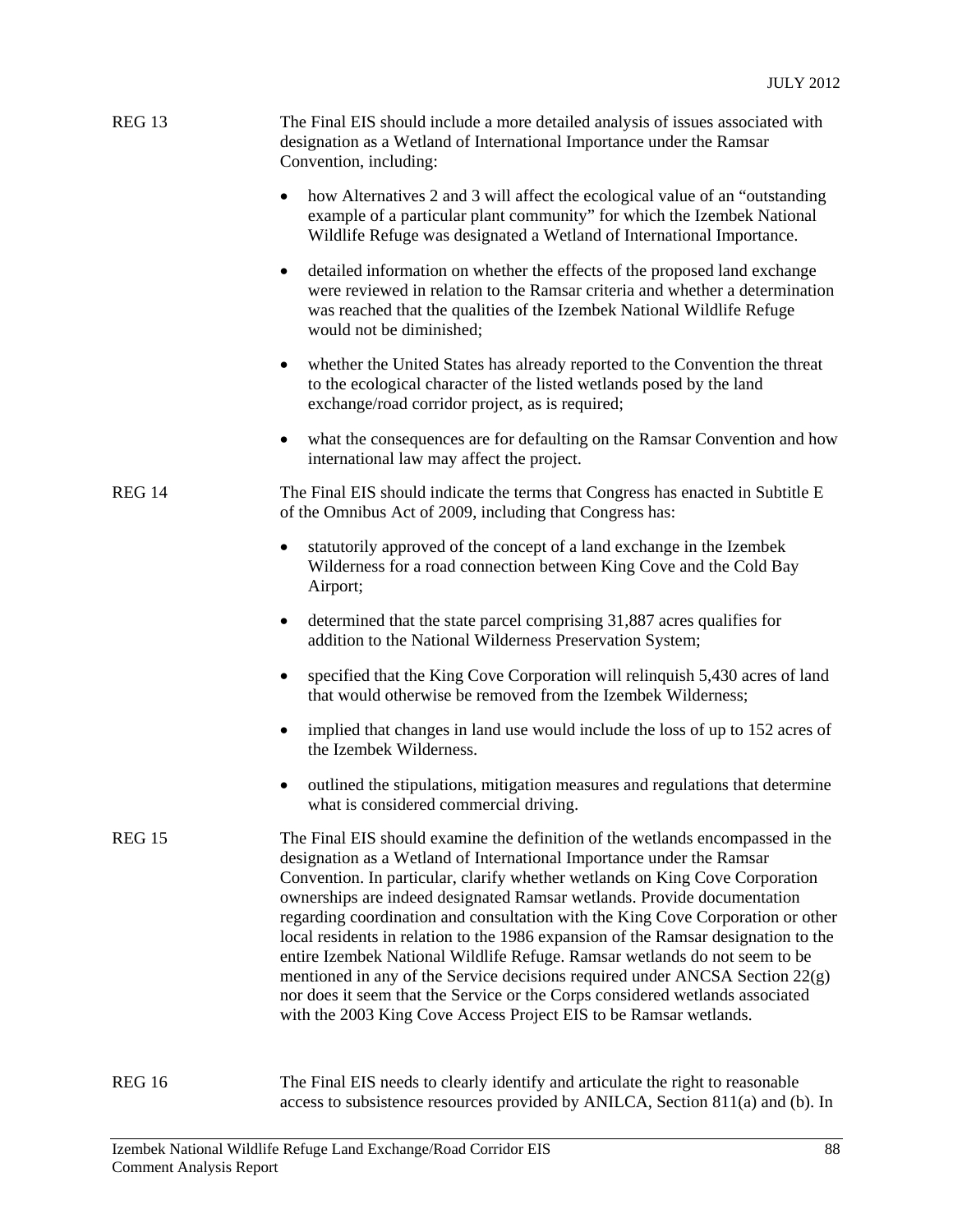REG 13 The Final EIS should include a more detailed analysis of issues associated with designation as a Wetland of International Importance under the Ramsar Convention, including:

- how Alternatives 2 and 3 will affect the ecological value of an "outstanding example of a particular plant community" for which the Izembek National Wildlife Refuge was designated a Wetland of International Importance.
- detailed information on whether the effects of the proposed land exchange were reviewed in relation to the Ramsar criteria and whether a determination was reached that the qualities of the Izembek National Wildlife Refuge would not be diminished;
- whether the United States has already reported to the Convention the threat to the ecological character of the listed wetlands posed by the land exchange/road corridor project, as is required;
- what the consequences are for defaulting on the Ramsar Convention and how international law may affect the project.

REG 14 The Final EIS should indicate the terms that Congress has enacted in Subtitle E of the Omnibus Act of 2009, including that Congress has:

- statutorily approved of the concept of a land exchange in the Izembek Wilderness for a road connection between King Cove and the Cold Bay Airport;
- determined that the state parcel comprising 31,887 acres qualifies for addition to the National Wilderness Preservation System;
- specified that the King Cove Corporation will relinquish 5,430 acres of land that would otherwise be removed from the Izembek Wilderness;
- implied that changes in land use would include the loss of up to 152 acres of the Izembek Wilderness.
- outlined the stipulations, mitigation measures and regulations that determine what is considered commercial driving.

REG 15 The Final EIS should examine the definition of the wetlands encompassed in the designation as a Wetland of International Importance under the Ramsar Convention. In particular, clarify whether wetlands on King Cove Corporation ownerships are indeed designated Ramsar wetlands. Provide documentation regarding coordination and consultation with the King Cove Corporation or other local residents in relation to the 1986 expansion of the Ramsar designation to the entire Izembek National Wildlife Refuge. Ramsar wetlands do not seem to be mentioned in any of the Service decisions required under ANCSA Section 22(g) nor does it seem that the Service or the Corps considered wetlands associated with the 2003 King Cove Access Project EIS to be Ramsar wetlands.

REG 16 The Final EIS needs to clearly identify and articulate the right to reasonable access to subsistence resources provided by ANILCA, Section 811(a) and (b). In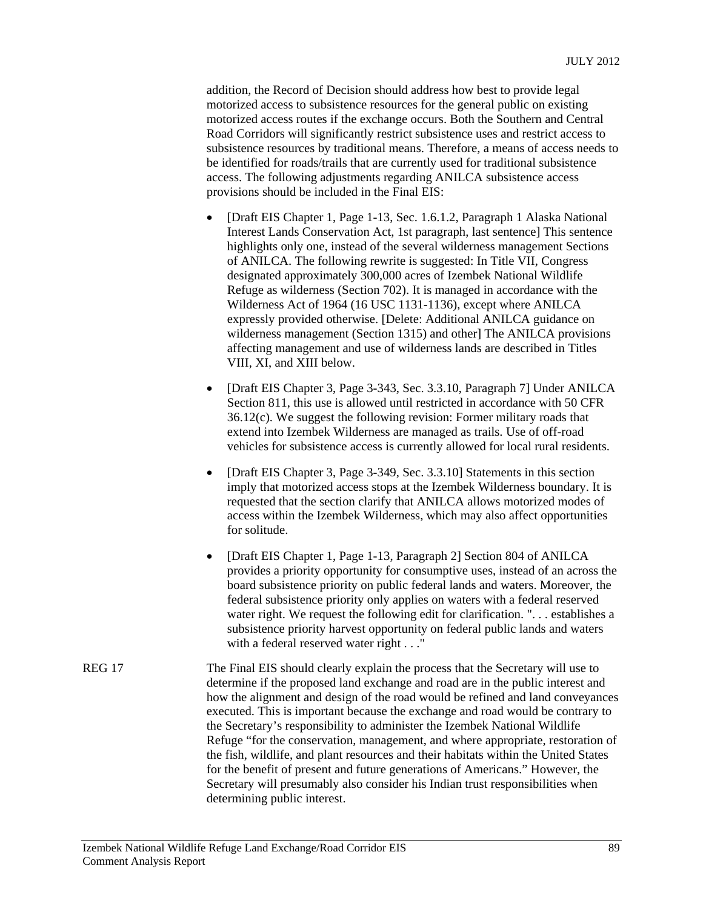addition, the Record of Decision should address how best to provide legal motorized access to subsistence resources for the general public on existing motorized access routes if the exchange occurs. Both the Southern and Central Road Corridors will significantly restrict subsistence uses and restrict access to subsistence resources by traditional means. Therefore, a means of access needs to be identified for roads/trails that are currently used for traditional subsistence access. The following adjustments regarding ANILCA subsistence access provisions should be included in the Final EIS:

- [Draft EIS Chapter 1, Page 1-13, Sec. 1.6.1.2, Paragraph 1 Alaska National Interest Lands Conservation Act, 1st paragraph, last sentence] This sentence highlights only one, instead of the several wilderness management Sections of ANILCA. The following rewrite is suggested: In Title VII, Congress designated approximately 300,000 acres of Izembek National Wildlife Refuge as wilderness (Section 702). It is managed in accordance with the Wilderness Act of 1964 (16 USC 1131-1136), except where ANILCA expressly provided otherwise. [Delete: Additional ANILCA guidance on wilderness management (Section 1315) and other] The ANILCA provisions affecting management and use of wilderness lands are described in Titles VIII, XI, and XIII below.
- [Draft EIS Chapter 3, Page 3-343, Sec. 3.3.10, Paragraph 7] Under ANILCA Section 811, this use is allowed until restricted in accordance with 50 CFR 36.12(c). We suggest the following revision: Former military roads that extend into Izembek Wilderness are managed as trails. Use of off-road vehicles for subsistence access is currently allowed for local rural residents.
- [Draft EIS Chapter 3, Page 3-349, Sec. 3.3.10] Statements in this section imply that motorized access stops at the Izembek Wilderness boundary. It is requested that the section clarify that ANILCA allows motorized modes of access within the Izembek Wilderness, which may also affect opportunities for solitude.
- [Draft EIS Chapter 1, Page 1-13, Paragraph 2] Section 804 of ANILCA provides a priority opportunity for consumptive uses, instead of an across the board subsistence priority on public federal lands and waters. Moreover, the federal subsistence priority only applies on waters with a federal reserved water right. We request the following edit for clarification. ". . . establishes a subsistence priority harvest opportunity on federal public lands and waters with a federal reserved water right . . ."

REG 17 — The Final EIS should clearly explain the process that the Secretary will use to determine if the proposed land exchange and road are in the public interest and how the alignment and design of the road would be refined and land conveyances executed. This is important because the exchange and road would be contrary to the Secretary's responsibility to administer the Izembek National Wildlife Refuge "for the conservation, management, and where appropriate, restoration of the fish, wildlife, and plant resources and their habitats within the United States for the benefit of present and future generations of Americans." However, the Secretary will presumably also consider his Indian trust responsibilities when determining public interest.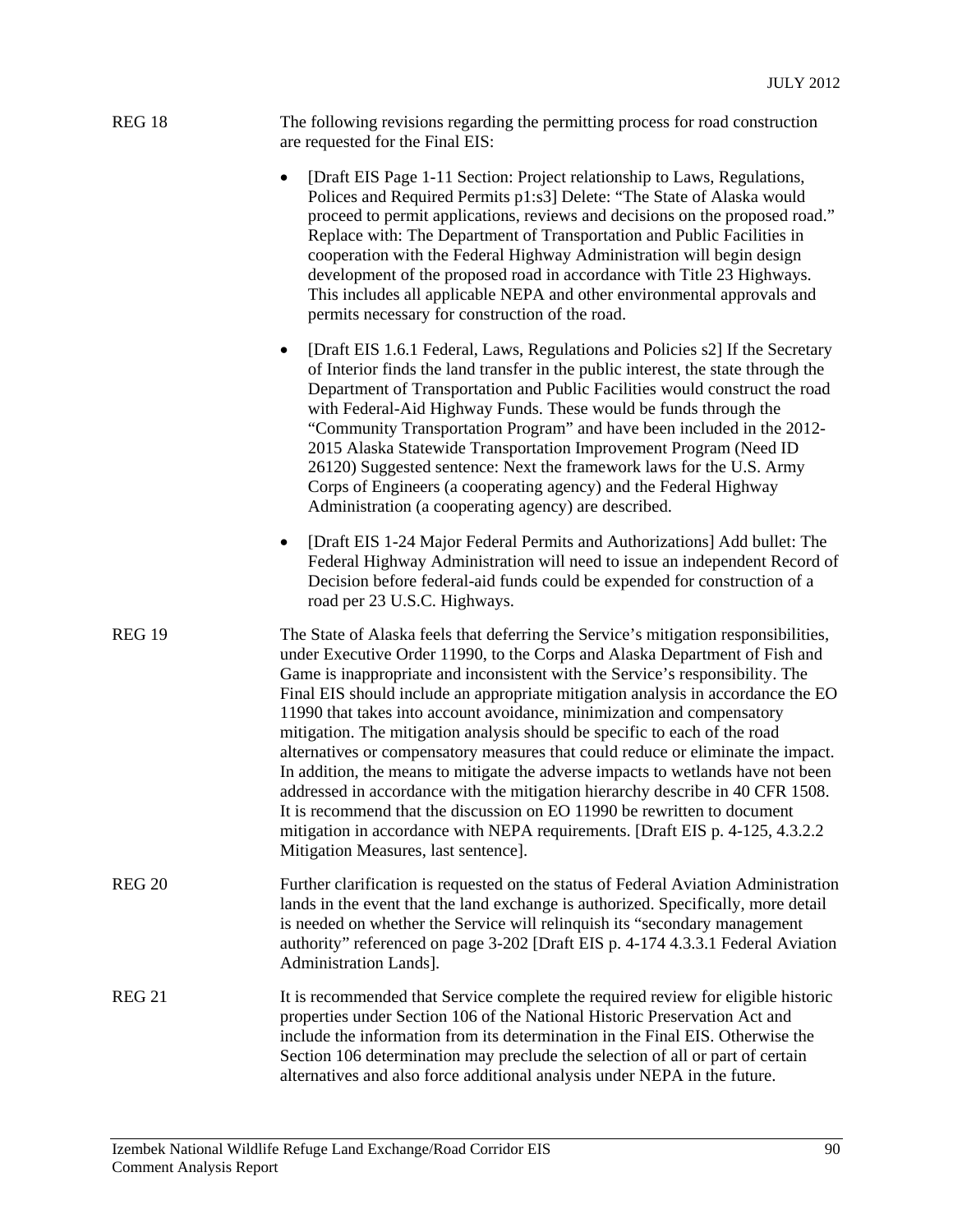REG 18

The following revisions regarding the permitting process for road construction are requested for the Final EIS:

- [Draft EIS Page 1-11 Section: Project relationship to Laws, Regulations, Polices and Required Permits p1:s3] Delete: "The State of Alaska would proceed to permit applications, reviews and decisions on the proposed road." Replace with: The Department of Transportation and Public Facilities in cooperation with the Federal Highway Administration will begin design development of the proposed road in accordance with Title 23 Highways. This includes all applicable NEPA and other environmental approvals and permits necessary for construction of the road.
- [Draft EIS 1.6.1 Federal, Laws, Regulations and Policies s2] If the Secretary of Interior finds the land transfer in the public interest, the state through the Department of Transportation and Public Facilities would construct the road with Federal-Aid Highway Funds. These would be funds through the "Community Transportation Program" and have been included in the 2012-2015 Alaska Statewide Transportation Improvement Program (Need ID 26120) Suggested sentence: Next the framework laws for the U.S. Army Corps of Engineers (a cooperating agency) and the Federal Highway Administration (a cooperating agency) are described.
- [Draft EIS 1-24 Major Federal Permits and Authorizations] Add bullet: The Federal Highway Administration will need to issue an independent Record of Decision before federal-aid funds could be expended for construction of a road per 23 U.S.C. Highways.

REG 19

The State of Alaska feels that deferring the Service's mitigation responsibilities, under Executive Order 11990, to the Corps and Alaska Department of Fish and Game is inappropriate and inconsistent with the Service's responsibility. The Final EIS should include an appropriate mitigation analysis in accordance the EO 11990 that takes into account avoidance, minimization and compensatory mitigation. The mitigation analysis should be specific to each of the road alternatives or compensatory measures that could reduce or eliminate the impact. In addition, the means to mitigate the adverse impacts to wetlands have not been addressed in accordance with the mitigation hierarchy describe in 40 CFR 1508. It is recommend that the discussion on EO 11990 be rewritten to document mitigation in accordance with NEPA requirements. [Draft EIS p. 4-125, 4.3.2.2 Mitigation Measures, last sentence].

REG 20

Further clarification is requested on the status of Federal Aviation Administration lands in the event that the land exchange is authorized. Specifically, more detail is needed on whether the Service will relinquish its "secondary management authority" referenced on page 3-202 [Draft EIS p. 4-174 4.3.3.1 Federal Aviation Administration Lands].

REG 21

It is recommended that Service complete the required review for eligible historic properties under Section 106 of the National Historic Preservation Act and include the information from its determination in the Final EIS. Otherwise the Section 106 determination may preclude the selection of all or part of certain alternatives and also force additional analysis under NEPA in the future.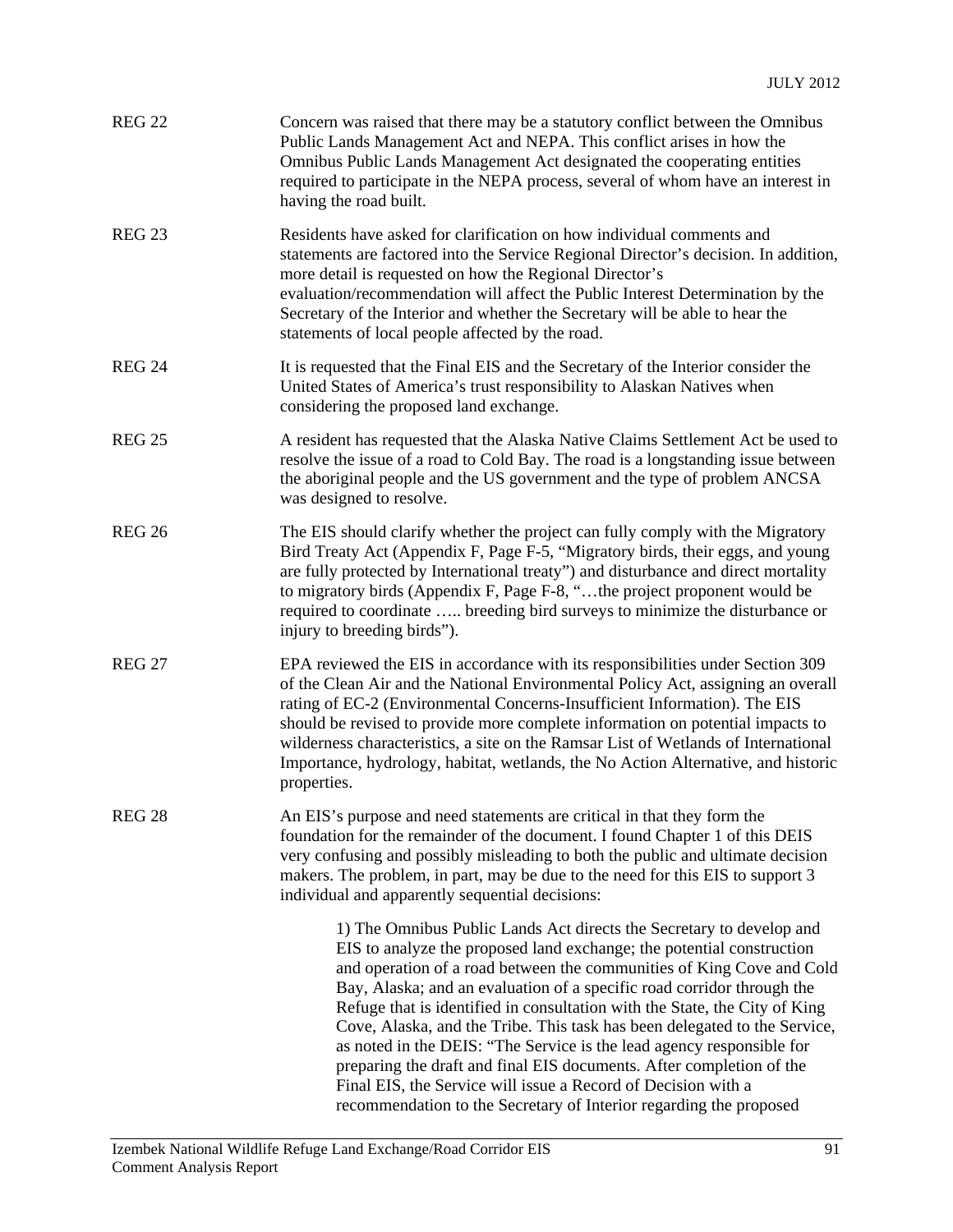| | |
|---|---|
| REG 22 | Concern was raised that there may be a statutory conflict between the Omnibus Public Lands Management Act and NEPA. This conflict arises in how the Omnibus Public Lands Management Act designated the cooperating entities required to participate in the NEPA process, several of whom have an interest in having the road built. |
| REG 23 | Residents have asked for clarification on how individual comments and statements are factored into the Service Regional Director's decision. In addition, more detail is requested on how the Regional Director's evaluation/recommendation will affect the Public Interest Determination by the Secretary of the Interior and whether the Secretary will be able to hear the statements of local people affected by the road. |
| REG 24 | It is requested that the Final EIS and the Secretary of the Interior consider the United States of America's trust responsibility to Alaskan Natives when considering the proposed land exchange. |
| REG 25 | A resident has requested that the Alaska Native Claims Settlement Act be used to resolve the issue of a road to Cold Bay. The road is a longstanding issue between the aboriginal people and the US government and the type of problem ANCSA was designed to resolve. |
| REG 26 | The EIS should clarify whether the project can fully comply with the Migratory Bird Treaty Act (Appendix F, Page F-5, "Migratory birds, their eggs, and young are fully protected by International treaty") and disturbance and direct mortality to migratory birds (Appendix F, Page F-8, "…the project proponent would be required to coordinate ….. breeding bird surveys to minimize the disturbance or injury to breeding birds"). |
| REG 27 | EPA reviewed the EIS in accordance with its responsibilities under Section 309 of the Clean Air and the National Environmental Policy Act, assigning an overall rating of EC-2 (Environmental Concerns-Insufficient Information). The EIS should be revised to provide more complete information on potential impacts to wilderness characteristics, a site on the Ramsar List of Wetlands of International Importance, hydrology, habitat, wetlands, the No Action Alternative, and historic properties. |
| REG 28 | An EIS's purpose and need statements are critical in that they form the foundation for the remainder of the document. I found Chapter 1 of this DEIS very confusing and possibly misleading to both the public and ultimate decision makers. The problem, in part, may be due to the need for this EIS to support 3 individual and apparently sequential decisions:<br><br>1) The Omnibus Public Lands Act directs the Secretary to develop and EIS to analyze the proposed land exchange; the potential construction and operation of a road between the communities of King Cove and Cold Bay, Alaska; and an evaluation of a specific road corridor through the Refuge that is identified in consultation with the State, the City of King Cove, Alaska, and the Tribe. This task has been delegated to the Service, as noted in the DEIS: "The Service is the lead agency responsible for preparing the draft and final EIS documents. After completion of the Final EIS, the Service will issue a Record of Decision with a recommendation to the Secretary of Interior regarding the proposed |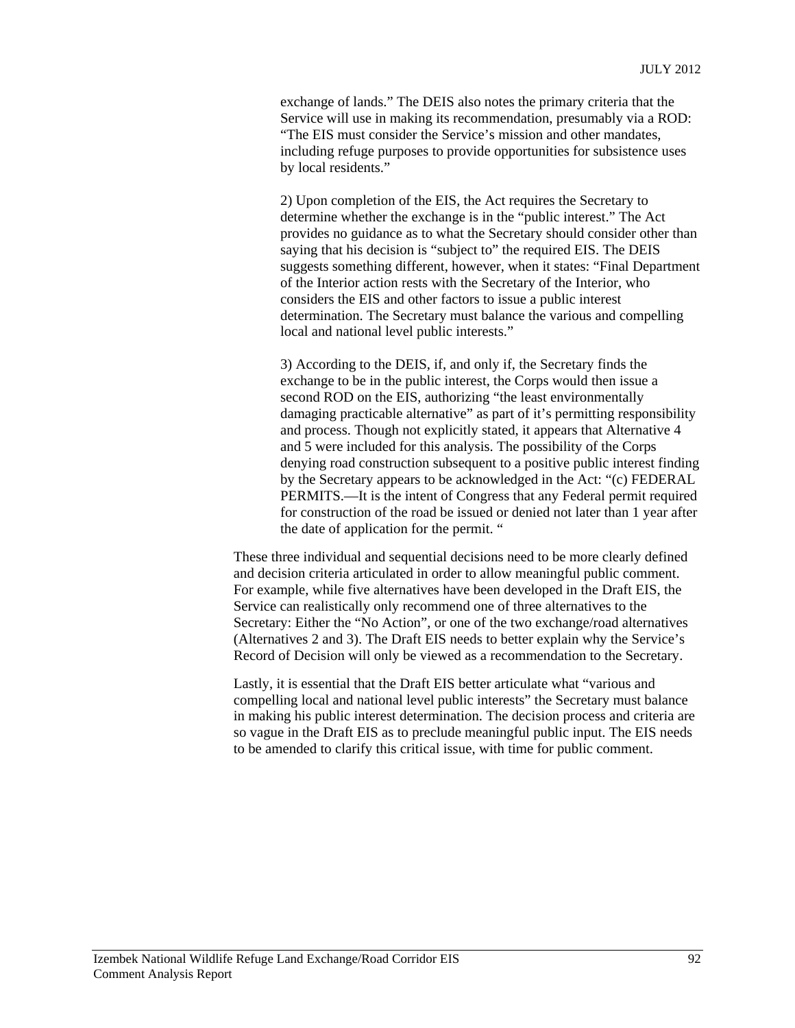exchange of lands." The DEIS also notes the primary criteria that the Service will use in making its recommendation, presumably via a ROD: "The EIS must consider the Service's mission and other mandates, including refuge purposes to provide opportunities for subsistence uses by local residents."

2) Upon completion of the EIS, the Act requires the Secretary to determine whether the exchange is in the "public interest." The Act provides no guidance as to what the Secretary should consider other than saying that his decision is "subject to" the required EIS. The DEIS suggests something different, however, when it states: "Final Department of the Interior action rests with the Secretary of the Interior, who considers the EIS and other factors to issue a public interest determination. The Secretary must balance the various and compelling local and national level public interests."

3) According to the DEIS, if, and only if, the Secretary finds the exchange to be in the public interest, the Corps would then issue a second ROD on the EIS, authorizing "the least environmentally damaging practicable alternative" as part of it's permitting responsibility and process. Though not explicitly stated, it appears that Alternative 4 and 5 were included for this analysis. The possibility of the Corps denying road construction subsequent to a positive public interest finding by the Secretary appears to be acknowledged in the Act: "(c) FEDERAL PERMITS.—It is the intent of Congress that any Federal permit required for construction of the road be issued or denied not later than 1 year after the date of application for the permit. "

These three individual and sequential decisions need to be more clearly defined and decision criteria articulated in order to allow meaningful public comment. For example, while five alternatives have been developed in the Draft EIS, the Service can realistically only recommend one of three alternatives to the Secretary: Either the "No Action", or one of the two exchange/road alternatives (Alternatives 2 and 3). The Draft EIS needs to better explain why the Service's Record of Decision will only be viewed as a recommendation to the Secretary.

Lastly, it is essential that the Draft EIS better articulate what "various and compelling local and national level public interests" the Secretary must balance in making his public interest determination. The decision process and criteria are so vague in the Draft EIS as to preclude meaningful public input. The EIS needs to be amended to clarify this critical issue, with time for public comment.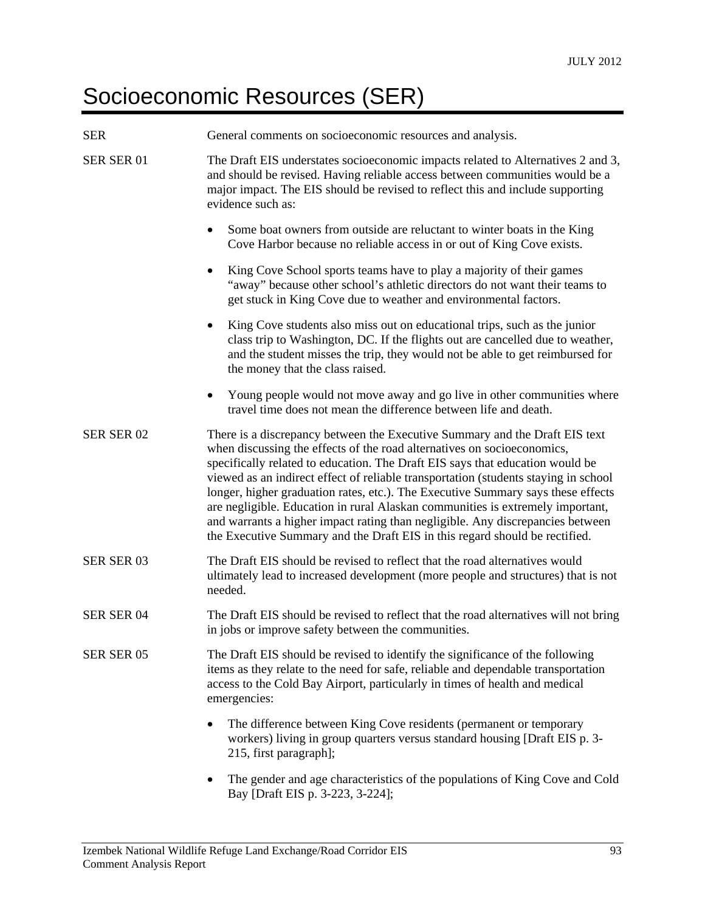# Socioeconomic Resources (SER)

| | |
|---|---|
| SER | General comments on socioeconomic resources and analysis. |
| SER SER 01 | The Draft EIS understates socioeconomic impacts related to Alternatives 2 and 3, and should be revised. Having reliable access between communities would be a major impact. The EIS should be revised to reflect this and include supporting evidence such as: <br>• Some boat owners from outside are reluctant to winter boats in the King Cove Harbor because no reliable access in or out of King Cove exists. <br>• King Cove School sports teams have to play a majority of their games "away" because other school's athletic directors do not want their teams to get stuck in King Cove due to weather and environmental factors. <br>• King Cove students also miss out on educational trips, such as the junior class trip to Washington, DC. If the flights out are cancelled due to weather, and the student misses the trip, they would not be able to get reimbursed for the money that the class raised. <br>• Young people would not move away and go live in other communities where travel time does not mean the difference between life and death. |
| SER SER 02 | There is a discrepancy between the Executive Summary and the Draft EIS text when discussing the effects of the road alternatives on socioeconomics, specifically related to education. The Draft EIS says that education would be viewed as an indirect effect of reliable transportation (students staying in school longer, higher graduation rates, etc.). The Executive Summary says these effects are negligible. Education in rural Alaskan communities is extremely important, and warrants a higher impact rating than negligible. Any discrepancies between the Executive Summary and the Draft EIS in this regard should be rectified. |
| SER SER 03 | The Draft EIS should be revised to reflect that the road alternatives would ultimately lead to increased development (more people and structures) that is not needed. |
| SER SER 04 | The Draft EIS should be revised to reflect that the road alternatives will not bring in jobs or improve safety between the communities. |
| SER SER 05 | The Draft EIS should be revised to identify the significance of the following items as they relate to the need for safe, reliable and dependable transportation access to the Cold Bay Airport, particularly in times of health and medical emergencies: <br>• The difference between King Cove residents (permanent or temporary workers) living in group quarters versus standard housing [Draft EIS p. 3-215, first paragraph]; <br>• The gender and age characteristics of the populations of King Cove and Cold Bay [Draft EIS p. 3-223, 3-224]; |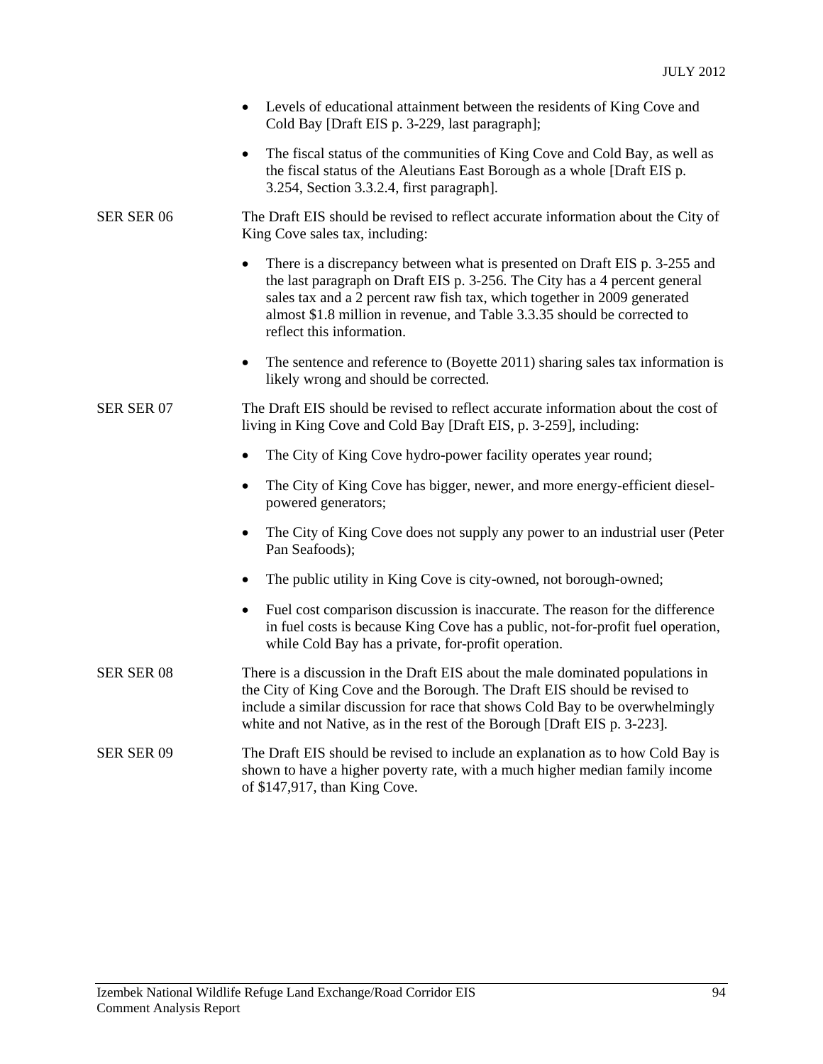- Levels of educational attainment between the residents of King Cove and Cold Bay [Draft EIS p. 3-229, last paragraph];
- The fiscal status of the communities of King Cove and Cold Bay, as well as the fiscal status of the Aleutians East Borough as a whole [Draft EIS p. 3.254, Section 3.3.2.4, first paragraph].

SER SER 06 The Draft EIS should be revised to reflect accurate information about the City of King Cove sales tax, including:

- There is a discrepancy between what is presented on Draft EIS p. 3-255 and the last paragraph on Draft EIS p. 3-256. The City has a 4 percent general sales tax and a 2 percent raw fish tax, which together in 2009 generated almost $1.8 million in revenue, and Table 3.3.35 should be corrected to reflect this information.
- The sentence and reference to (Boyette 2011) sharing sales tax information is likely wrong and should be corrected.

SER SER 07 The Draft EIS should be revised to reflect accurate information about the cost of living in King Cove and Cold Bay [Draft EIS, p. 3-259], including:

- The City of King Cove hydro-power facility operates year round;
- The City of King Cove has bigger, newer, and more energy-efficient diesel-powered generators;
- The City of King Cove does not supply any power to an industrial user (Peter Pan Seafoods);
- The public utility in King Cove is city-owned, not borough-owned;
- Fuel cost comparison discussion is inaccurate. The reason for the difference in fuel costs is because King Cove has a public, not-for-profit fuel operation, while Cold Bay has a private, for-profit operation.

SER SER 08 There is a discussion in the Draft EIS about the male dominated populations in the City of King Cove and the Borough. The Draft EIS should be revised to include a similar discussion for race that shows Cold Bay to be overwhelmingly white and not Native, as in the rest of the Borough [Draft EIS p. 3-223].

SER SER 09 The Draft EIS should be revised to include an explanation as to how Cold Bay is shown to have a higher poverty rate, with a much higher median family income of $147,917, than King Cove.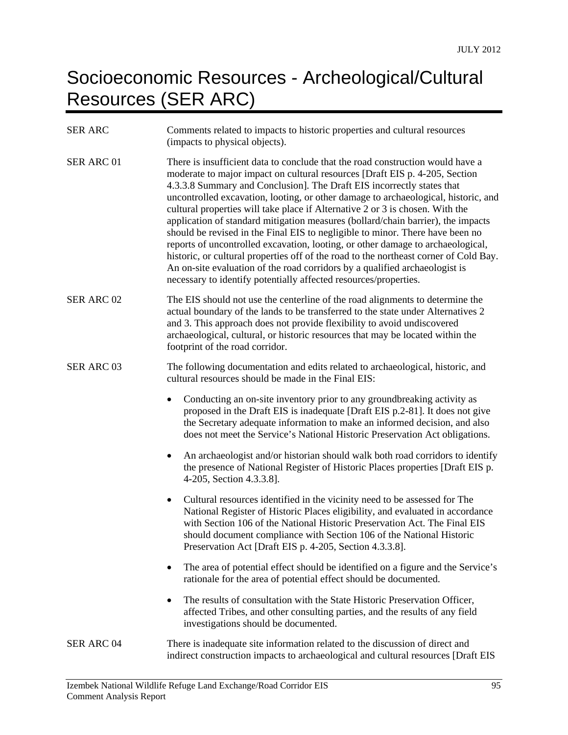# Socioeconomic Resources - Archeological/Cultural Resources (SER ARC)

SER ARC Comments related to impacts to historic properties and cultural resources (impacts to physical objects).

SER ARC 01 There is insufficient data to conclude that the road construction would have a moderate to major impact on cultural resources [Draft EIS p. 4-205, Section 4.3.3.8 Summary and Conclusion]. The Draft EIS incorrectly states that uncontrolled excavation, looting, or other damage to archaeological, historic, and cultural properties will take place if Alternative 2 or 3 is chosen. With the application of standard mitigation measures (bollard/chain barrier), the impacts should be revised in the Final EIS to negligible to minor. There have been no reports of uncontrolled excavation, looting, or other damage to archaeological, historic, or cultural properties off of the road to the northeast corner of Cold Bay. An on-site evaluation of the road corridors by a qualified archaeologist is necessary to identify potentially affected resources/properties.

SER ARC 02 The EIS should not use the centerline of the road alignments to determine the actual boundary of the lands to be transferred to the state under Alternatives 2 and 3. This approach does not provide flexibility to avoid undiscovered archaeological, cultural, or historic resources that may be located within the footprint of the road corridor.

SER ARC 03 The following documentation and edits related to archaeological, historic, and cultural resources should be made in the Final EIS:

- Conducting an on-site inventory prior to any groundbreaking activity as proposed in the Draft EIS is inadequate [Draft EIS p.2-81]. It does not give the Secretary adequate information to make an informed decision, and also does not meet the Service's National Historic Preservation Act obligations.
- An archaeologist and/or historian should walk both road corridors to identify the presence of National Register of Historic Places properties [Draft EIS p. 4-205, Section 4.3.3.8].
- Cultural resources identified in the vicinity need to be assessed for The National Register of Historic Places eligibility, and evaluated in accordance with Section 106 of the National Historic Preservation Act. The Final EIS should document compliance with Section 106 of the National Historic Preservation Act [Draft EIS p. 4-205, Section 4.3.3.8].
- The area of potential effect should be identified on a figure and the Service's rationale for the area of potential effect should be documented.
- The results of consultation with the State Historic Preservation Officer, affected Tribes, and other consulting parties, and the results of any field investigations should be documented.

SER ARC 04 There is inadequate site information related to the discussion of direct and indirect construction impacts to archaeological and cultural resources [Draft EIS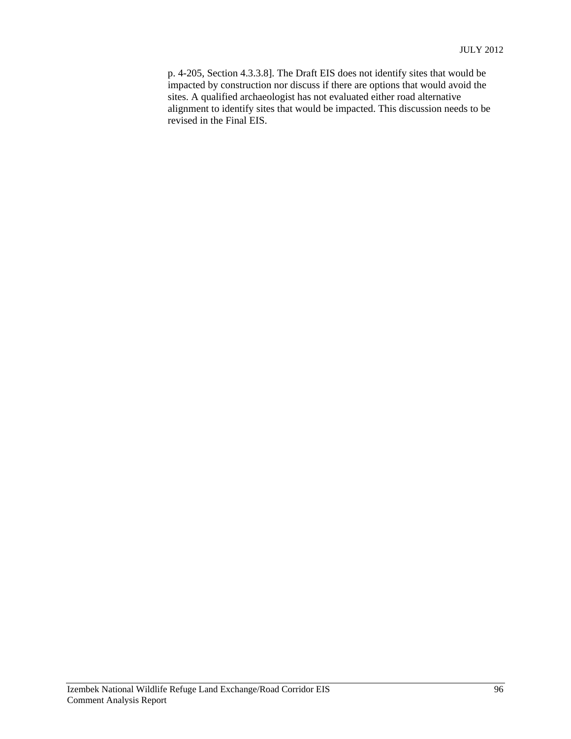p. 4-205, Section 4.3.3.8]. The Draft EIS does not identify sites that would be impacted by construction nor discuss if there are options that would avoid the sites. A qualified archaeologist has not evaluated either road alternative alignment to identify sites that would be impacted. This discussion needs to be revised in the Final EIS.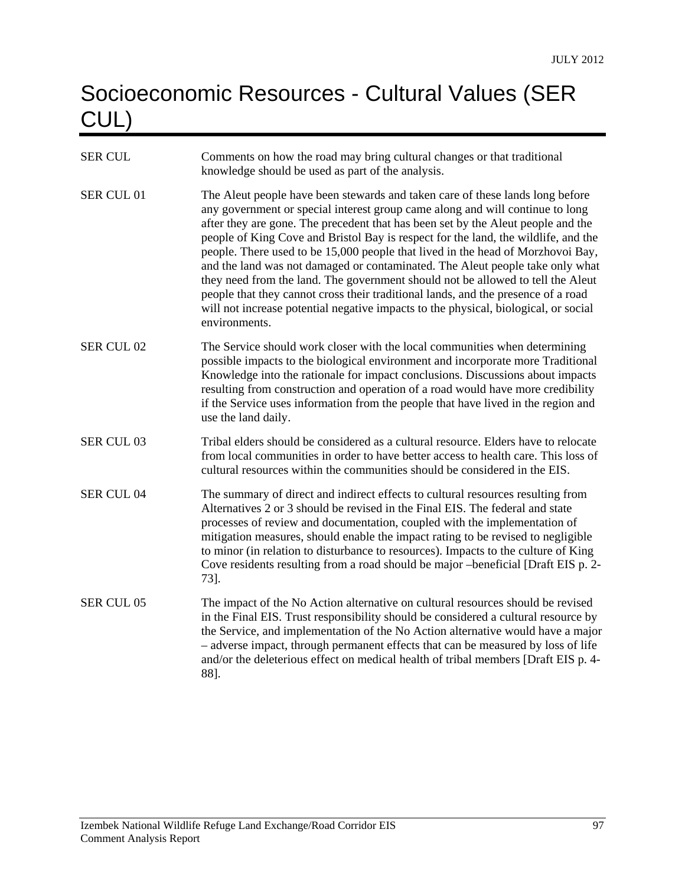# Socioeconomic Resources - Cultural Values (SER CUL)

| | |
|---|---|
| SER CUL | Comments on how the road may bring cultural changes or that traditional knowledge should be used as part of the analysis. |
| SER CUL 01 | The Aleut people have been stewards and taken care of these lands long before any government or special interest group came along and will continue to long after they are gone. The precedent that has been set by the Aleut people and the people of King Cove and Bristol Bay is respect for the land, the wildlife, and the people. There used to be 15,000 people that lived in the head of Morzhovoi Bay, and the land was not damaged or contaminated. The Aleut people take only what they need from the land. The government should not be allowed to tell the Aleut people that they cannot cross their traditional lands, and the presence of a road will not increase potential negative impacts to the physical, biological, or social environments. |
| SER CUL 02 | The Service should work closer with the local communities when determining possible impacts to the biological environment and incorporate more Traditional Knowledge into the rationale for impact conclusions. Discussions about impacts resulting from construction and operation of a road would have more credibility if the Service uses information from the people that have lived in the region and use the land daily. |
| SER CUL 03 | Tribal elders should be considered as a cultural resource. Elders have to relocate from local communities in order to have better access to health care. This loss of cultural resources within the communities should be considered in the EIS. |
| SER CUL 04 | The summary of direct and indirect effects to cultural resources resulting from Alternatives 2 or 3 should be revised in the Final EIS. The federal and state processes of review and documentation, coupled with the implementation of mitigation measures, should enable the impact rating to be revised to negligible to minor (in relation to disturbance to resources). Impacts to the culture of King Cove residents resulting from a road should be major –beneficial [Draft EIS p. 2-73]. |
| SER CUL 05 | The impact of the No Action alternative on cultural resources should be revised in the Final EIS. Trust responsibility should be considered a cultural resource by the Service, and implementation of the No Action alternative would have a major – adverse impact, through permanent effects that can be measured by loss of life and/or the deleterious effect on medical health of tribal members [Draft EIS p. 4-88]. |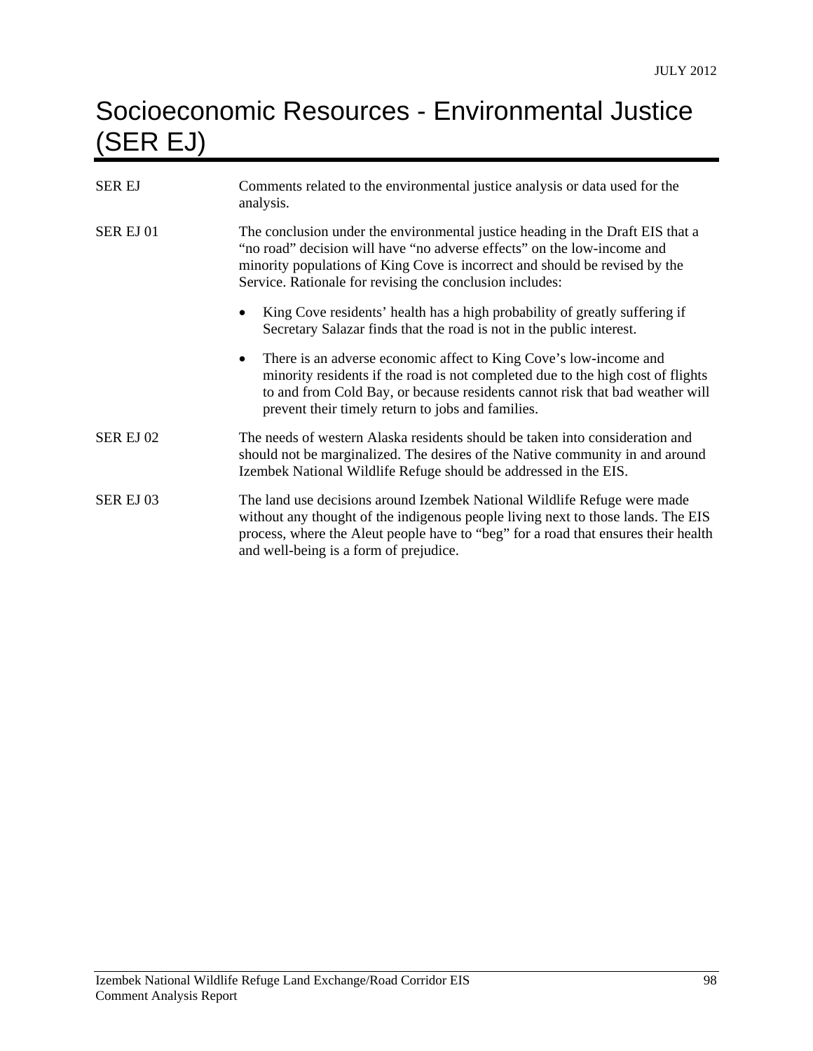# Socioeconomic Resources - Environmental Justice (SER EJ)

| | |
|---|---|
| SER EJ | Comments related to the environmental justice analysis or data used for the analysis. |
| SER EJ 01 | The conclusion under the environmental justice heading in the Draft EIS that a "no road" decision will have "no adverse effects" on the low-income and minority populations of King Cove is incorrect and should be revised by the Service. Rationale for revising the conclusion includes:<br>• King Cove residents' health has a high probability of greatly suffering if Secretary Salazar finds that the road is not in the public interest.<br>• There is an adverse economic affect to King Cove's low-income and minority residents if the road is not completed due to the high cost of flights to and from Cold Bay, or because residents cannot risk that bad weather will prevent their timely return to jobs and families. |
| SER EJ 02 | The needs of western Alaska residents should be taken into consideration and should not be marginalized. The desires of the Native community in and around Izembek National Wildlife Refuge should be addressed in the EIS. |
| SER EJ 03 | The land use decisions around Izembek National Wildlife Refuge were made without any thought of the indigenous people living next to those lands. The EIS process, where the Aleut people have to "beg" for a road that ensures their health and well-being is a form of prejudice. |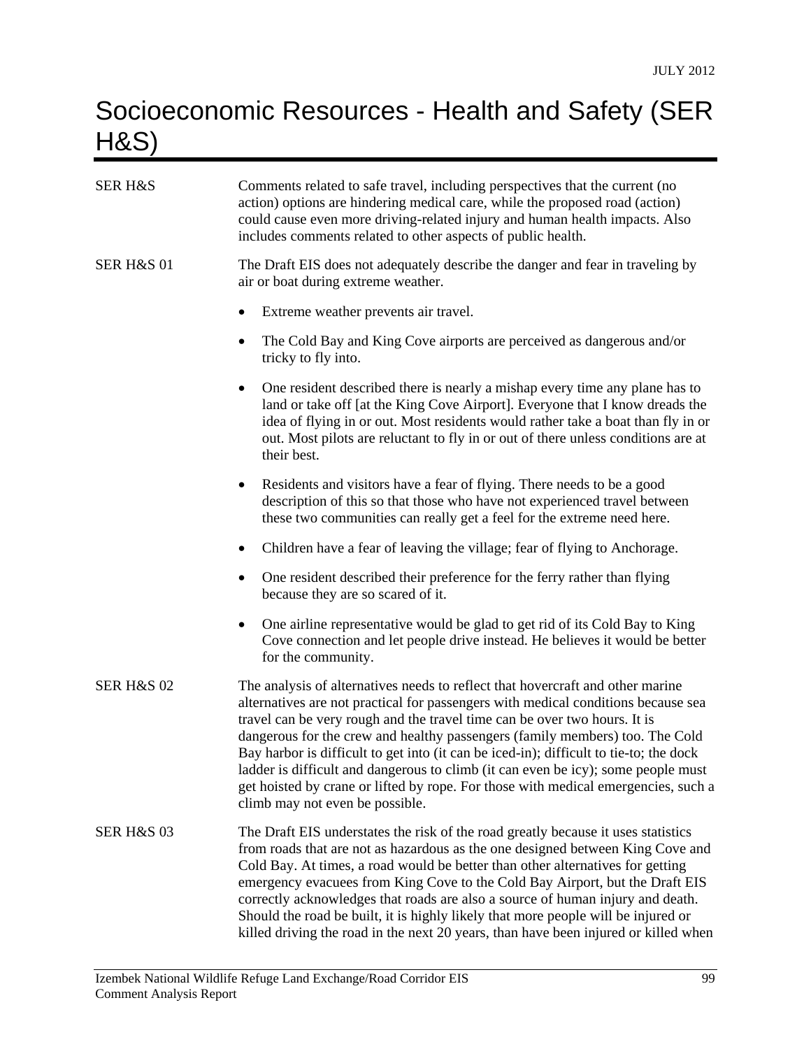# Socioeconomic Resources - Health and Safety (SER H&S)

| | |
|---|---|
| SER H&S | Comments related to safe travel, including perspectives that the current (no action) options are hindering medical care, while the proposed road (action) could cause even more driving-related injury and human health impacts. Also includes comments related to other aspects of public health. |

**SER H&S 01**

The Draft EIS does not adequately describe the danger and fear in traveling by air or boat during extreme weather.

- Extreme weather prevents air travel.
- The Cold Bay and King Cove airports are perceived as dangerous and/or tricky to fly into.
- One resident described there is nearly a mishap every time any plane has to land or take off [at the King Cove Airport]. Everyone that I know dreads the idea of flying in or out. Most residents would rather take a boat than fly in or out. Most pilots are reluctant to fly in or out of there unless conditions are at their best.
- Residents and visitors have a fear of flying. There needs to be a good description of this so that those who have not experienced travel between these two communities can really get a feel for the extreme need here.
- Children have a fear of leaving the village; fear of flying to Anchorage.
- One resident described their preference for the ferry rather than flying because they are so scared of it.
- One airline representative would be glad to get rid of its Cold Bay to King Cove connection and let people drive instead. He believes it would be better for the community.

**SER H&S 02**

The analysis of alternatives needs to reflect that hovercraft and other marine alternatives are not practical for passengers with medical conditions because sea travel can be very rough and the travel time can be over two hours. It is dangerous for the crew and healthy passengers (family members) too. The Cold Bay harbor is difficult to get into (it can be iced-in); difficult to tie-to; the dock ladder is difficult and dangerous to climb (it can even be icy); some people must get hoisted by crane or lifted by rope. For those with medical emergencies, such a climb may not even be possible.

**SER H&S 03**

The Draft EIS understates the risk of the road greatly because it uses statistics from roads that are not as hazardous as the one designed between King Cove and Cold Bay. At times, a road would be better than other alternatives for getting emergency evacuees from King Cove to the Cold Bay Airport, but the Draft EIS correctly acknowledges that roads are also a source of human injury and death. Should the road be built, it is highly likely that more people will be injured or killed driving the road in the next 20 years, than have been injured or killed when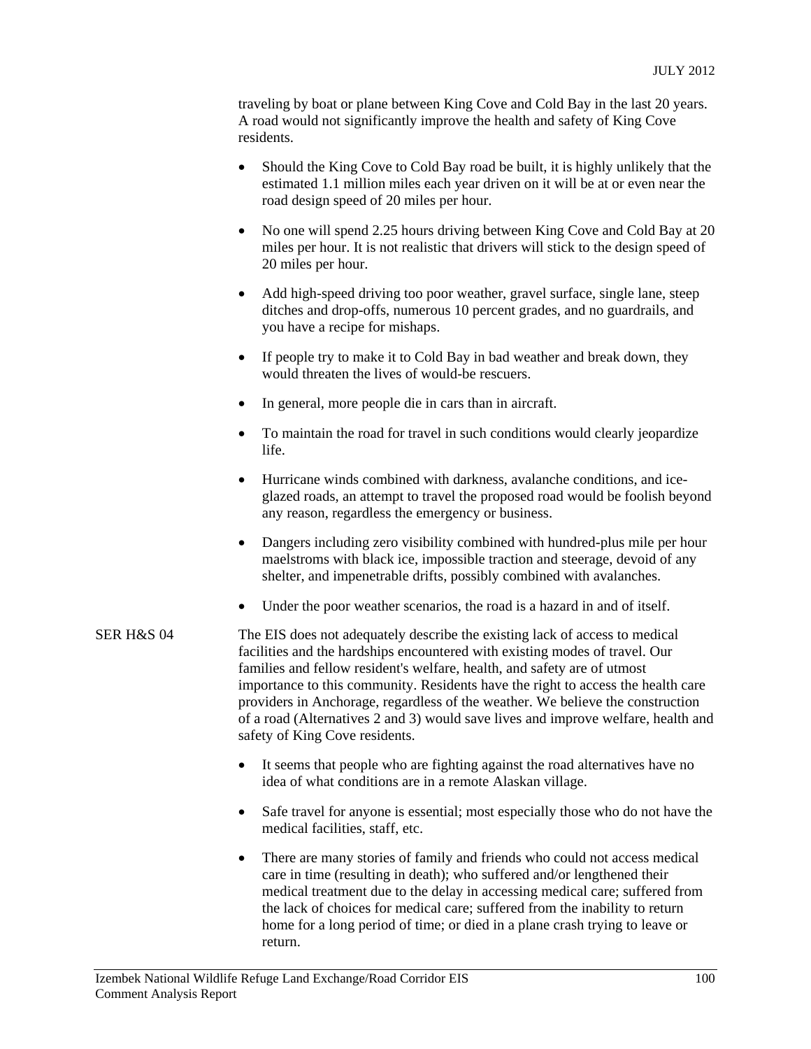traveling by boat or plane between King Cove and Cold Bay in the last 20 years. A road would not significantly improve the health and safety of King Cove residents.

- Should the King Cove to Cold Bay road be built, it is highly unlikely that the estimated 1.1 million miles each year driven on it will be at or even near the road design speed of 20 miles per hour.
- No one will spend 2.25 hours driving between King Cove and Cold Bay at 20 miles per hour. It is not realistic that drivers will stick to the design speed of 20 miles per hour.
- Add high-speed driving too poor weather, gravel surface, single lane, steep ditches and drop-offs, numerous 10 percent grades, and no guardrails, and you have a recipe for mishaps.
- If people try to make it to Cold Bay in bad weather and break down, they would threaten the lives of would-be rescuers.
- In general, more people die in cars than in aircraft.
- To maintain the road for travel in such conditions would clearly jeopardize life.
- Hurricane winds combined with darkness, avalanche conditions, and ice-glazed roads, an attempt to travel the proposed road would be foolish beyond any reason, regardless the emergency or business.
- Dangers including zero visibility combined with hundred-plus mile per hour maelstroms with black ice, impossible traction and steerage, devoid of any shelter, and impenetrable drifts, possibly combined with avalanches.
- Under the poor weather scenarios, the road is a hazard in and of itself.

SER H&S 04

The EIS does not adequately describe the existing lack of access to medical facilities and the hardships encountered with existing modes of travel. Our families and fellow resident's welfare, health, and safety are of utmost importance to this community. Residents have the right to access the health care providers in Anchorage, regardless of the weather. We believe the construction of a road (Alternatives 2 and 3) would save lives and improve welfare, health and safety of King Cove residents.

- It seems that people who are fighting against the road alternatives have no idea of what conditions are in a remote Alaskan village.
- Safe travel for anyone is essential; most especially those who do not have the medical facilities, staff, etc.
- There are many stories of family and friends who could not access medical care in time (resulting in death); who suffered and/or lengthened their medical treatment due to the delay in accessing medical care; suffered from the lack of choices for medical care; suffered from the inability to return home for a long period of time; or died in a plane crash trying to leave or return.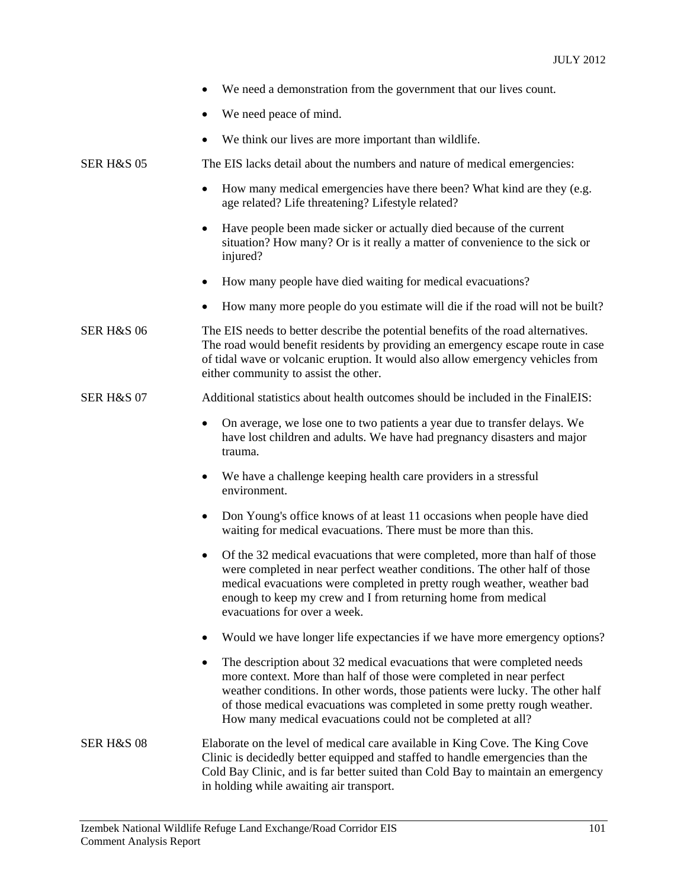- We need a demonstration from the government that our lives count.
- We need peace of mind.
- We think our lives are more important than wildlife.

SER H&S 05 — The EIS lacks detail about the numbers and nature of medical emergencies:

- How many medical emergencies have there been? What kind are they (e.g. age related? Life threatening? Lifestyle related?
- Have people been made sicker or actually died because of the current situation? How many? Or is it really a matter of convenience to the sick or injured?
- How many people have died waiting for medical evacuations?
- How many more people do you estimate will die if the road will not be built?

SER H&S 06 — The EIS needs to better describe the potential benefits of the road alternatives. The road would benefit residents by providing an emergency escape route in case of tidal wave or volcanic eruption. It would also allow emergency vehicles from either community to assist the other.

SER H&S 07 — Additional statistics about health outcomes should be included in the FinalEIS:

- On average, we lose one to two patients a year due to transfer delays. We have lost children and adults. We have had pregnancy disasters and major trauma.
- We have a challenge keeping health care providers in a stressful environment.
- Don Young's office knows of at least 11 occasions when people have died waiting for medical evacuations. There must be more than this.
- Of the 32 medical evacuations that were completed, more than half of those were completed in near perfect weather conditions. The other half of those medical evacuations were completed in pretty rough weather, weather bad enough to keep my crew and I from returning home from medical evacuations for over a week.
- Would we have longer life expectancies if we have more emergency options?
- The description about 32 medical evacuations that were completed needs more context. More than half of those were completed in near perfect weather conditions. In other words, those patients were lucky. The other half of those medical evacuations was completed in some pretty rough weather. How many medical evacuations could not be completed at all?

SER H&S 08 — Elaborate on the level of medical care available in King Cove. The King Cove Clinic is decidedly better equipped and staffed to handle emergencies than the Cold Bay Clinic, and is far better suited than Cold Bay to maintain an emergency in holding while awaiting air transport.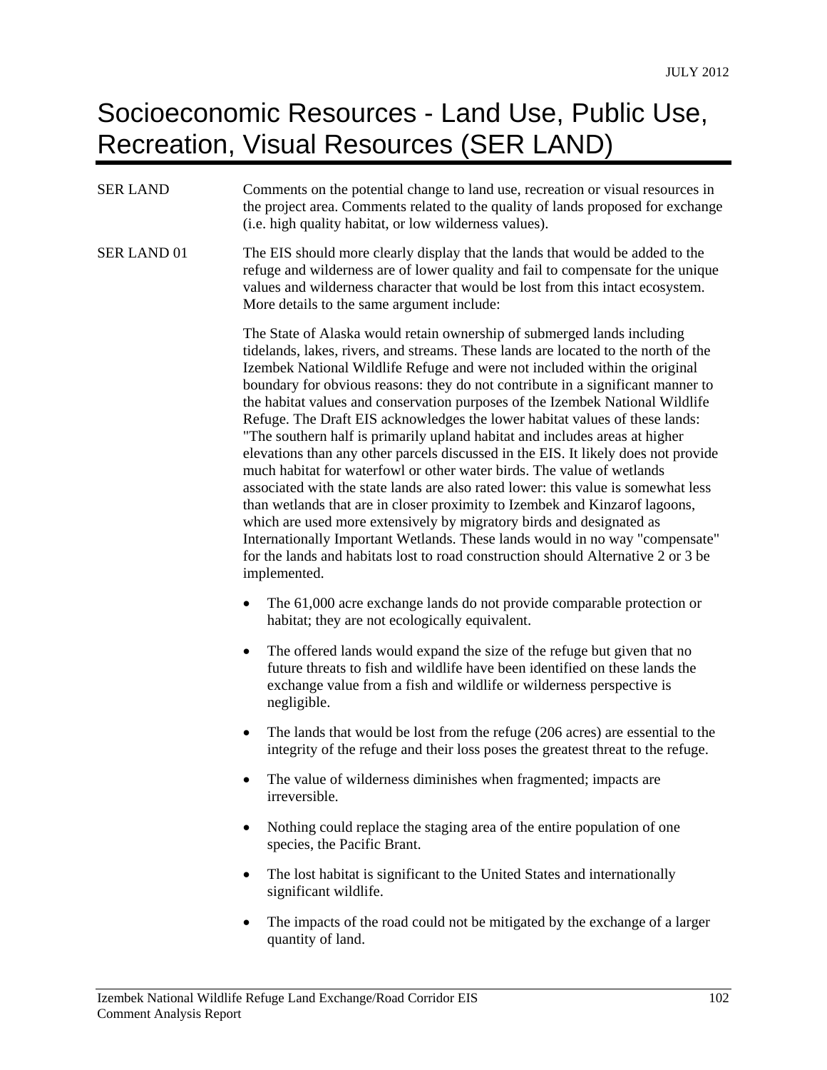# Socioeconomic Resources - Land Use, Public Use, Recreation, Visual Resources (SER LAND)

SER LAND

Comments on the potential change to land use, recreation or visual resources in the project area. Comments related to the quality of lands proposed for exchange (i.e. high quality habitat, or low wilderness values).

SER LAND 01

The EIS should more clearly display that the lands that would be added to the refuge and wilderness are of lower quality and fail to compensate for the unique values and wilderness character that would be lost from this intact ecosystem. More details to the same argument include:

The State of Alaska would retain ownership of submerged lands including tidelands, lakes, rivers, and streams. These lands are located to the north of the Izembek National Wildlife Refuge and were not included within the original boundary for obvious reasons: they do not contribute in a significant manner to the habitat values and conservation purposes of the Izembek National Wildlife Refuge. The Draft EIS acknowledges the lower habitat values of these lands: "The southern half is primarily upland habitat and includes areas at higher elevations than any other parcels discussed in the EIS. It likely does not provide much habitat for waterfowl or other water birds. The value of wetlands associated with the state lands are also rated lower: this value is somewhat less than wetlands that are in closer proximity to Izembek and Kinzarof lagoons, which are used more extensively by migratory birds and designated as Internationally Important Wetlands. These lands would in no way "compensate" for the lands and habitats lost to road construction should Alternative 2 or 3 be implemented.

- The 61,000 acre exchange lands do not provide comparable protection or habitat; they are not ecologically equivalent.
- The offered lands would expand the size of the refuge but given that no future threats to fish and wildlife have been identified on these lands the exchange value from a fish and wildlife or wilderness perspective is negligible.
- The lands that would be lost from the refuge (206 acres) are essential to the integrity of the refuge and their loss poses the greatest threat to the refuge.
- The value of wilderness diminishes when fragmented; impacts are irreversible.
- Nothing could replace the staging area of the entire population of one species, the Pacific Brant.
- The lost habitat is significant to the United States and internationally significant wildlife.
- The impacts of the road could not be mitigated by the exchange of a larger quantity of land.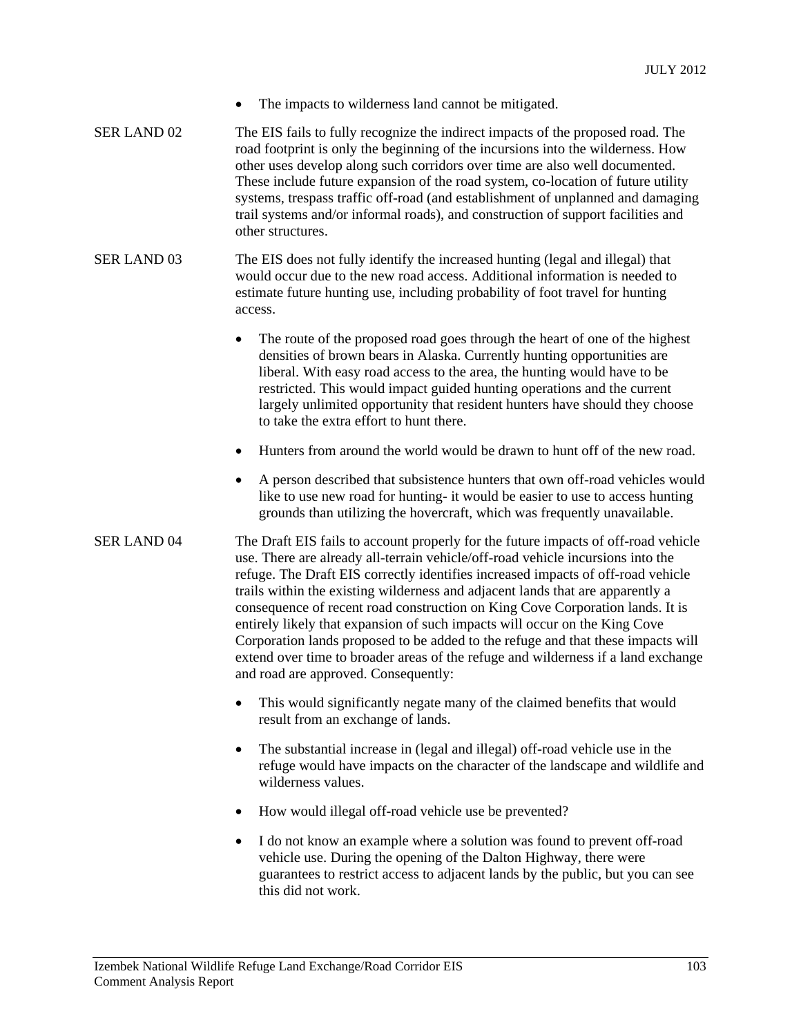- The impacts to wilderness land cannot be mitigated.

SER LAND 02 The EIS fails to fully recognize the indirect impacts of the proposed road. The road footprint is only the beginning of the incursions into the wilderness. How other uses develop along such corridors over time are also well documented. These include future expansion of the road system, co-location of future utility systems, trespass traffic off-road (and establishment of unplanned and damaging trail systems and/or informal roads), and construction of support facilities and other structures.

SER LAND 03 The EIS does not fully identify the increased hunting (legal and illegal) that would occur due to the new road access. Additional information is needed to estimate future hunting use, including probability of foot travel for hunting access.

- The route of the proposed road goes through the heart of one of the highest densities of brown bears in Alaska. Currently hunting opportunities are liberal. With easy road access to the area, the hunting would have to be restricted. This would impact guided hunting operations and the current largely unlimited opportunity that resident hunters have should they choose to take the extra effort to hunt there.
- Hunters from around the world would be drawn to hunt off of the new road.
- A person described that subsistence hunters that own off-road vehicles would like to use new road for hunting- it would be easier to use to access hunting grounds than utilizing the hovercraft, which was frequently unavailable.

SER LAND 04 The Draft EIS fails to account properly for the future impacts of off-road vehicle use. There are already all-terrain vehicle/off-road vehicle incursions into the refuge. The Draft EIS correctly identifies increased impacts of off-road vehicle trails within the existing wilderness and adjacent lands that are apparently a consequence of recent road construction on King Cove Corporation lands. It is entirely likely that expansion of such impacts will occur on the King Cove Corporation lands proposed to be added to the refuge and that these impacts will extend over time to broader areas of the refuge and wilderness if a land exchange and road are approved. Consequently:

- This would significantly negate many of the claimed benefits that would result from an exchange of lands.
- The substantial increase in (legal and illegal) off-road vehicle use in the refuge would have impacts on the character of the landscape and wildlife and wilderness values.
- How would illegal off-road vehicle use be prevented?
- I do not know an example where a solution was found to prevent off-road vehicle use. During the opening of the Dalton Highway, there were guarantees to restrict access to adjacent lands by the public, but you can see this did not work.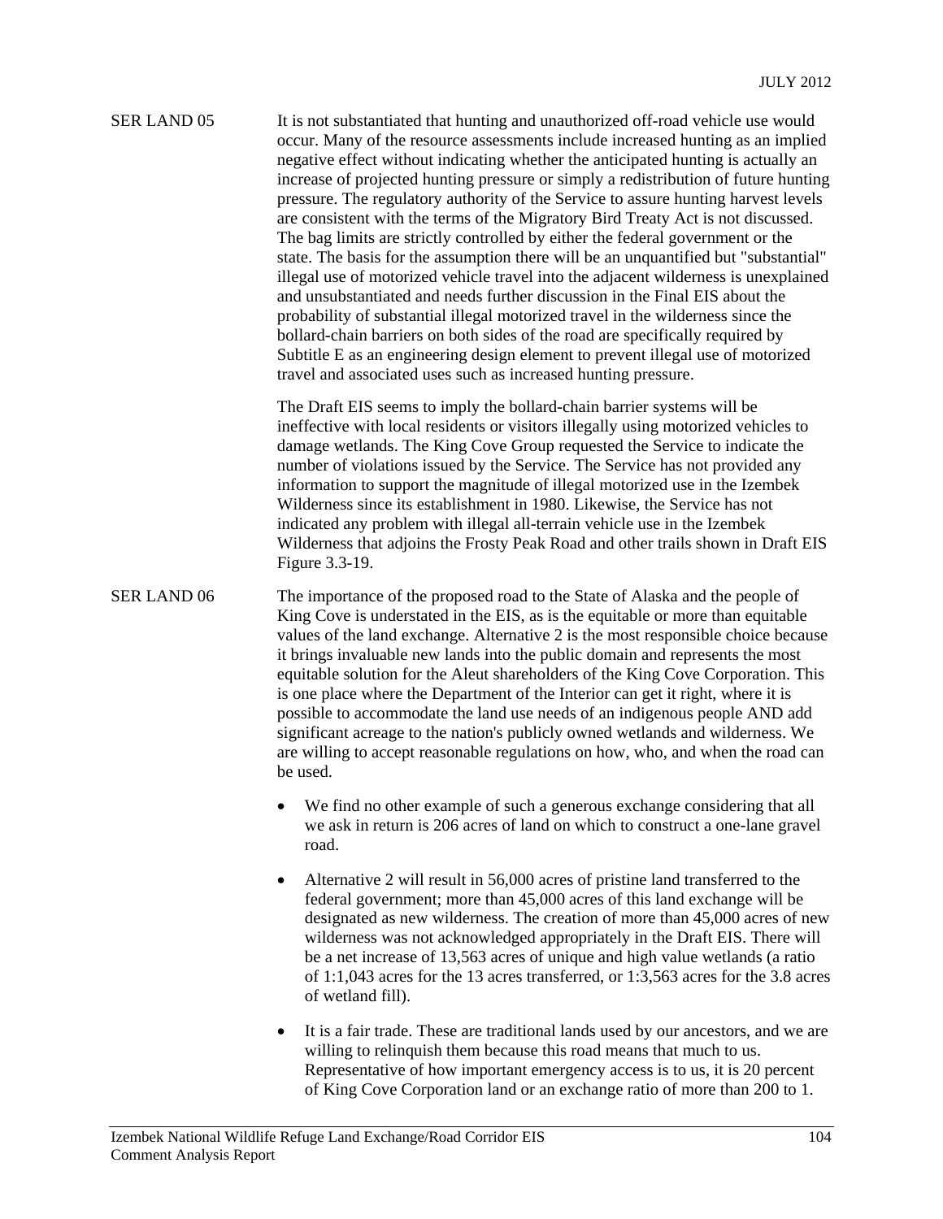SER LAND 05 It is not substantiated that hunting and unauthorized off-road vehicle use would occur. Many of the resource assessments include increased hunting as an implied negative effect without indicating whether the anticipated hunting is actually an increase of projected hunting pressure or simply a redistribution of future hunting pressure. The regulatory authority of the Service to assure hunting harvest levels are consistent with the terms of the Migratory Bird Treaty Act is not discussed. The bag limits are strictly controlled by either the federal government or the state. The basis for the assumption there will be an unquantified but "substantial" illegal use of motorized vehicle travel into the adjacent wilderness is unexplained and unsubstantiated and needs further discussion in the Final EIS about the probability of substantial illegal motorized travel in the wilderness since the bollard-chain barriers on both sides of the road are specifically required by Subtitle E as an engineering design element to prevent illegal use of motorized travel and associated uses such as increased hunting pressure.

The Draft EIS seems to imply the bollard-chain barrier systems will be ineffective with local residents or visitors illegally using motorized vehicles to damage wetlands. The King Cove Group requested the Service to indicate the number of violations issued by the Service. The Service has not provided any information to support the magnitude of illegal motorized use in the Izembek Wilderness since its establishment in 1980. Likewise, the Service has not indicated any problem with illegal all-terrain vehicle use in the Izembek Wilderness that adjoins the Frosty Peak Road and other trails shown in Draft EIS Figure 3.3-19.

SER LAND 06 The importance of the proposed road to the State of Alaska and the people of King Cove is understated in the EIS, as is the equitable or more than equitable values of the land exchange. Alternative 2 is the most responsible choice because it brings invaluable new lands into the public domain and represents the most equitable solution for the Aleut shareholders of the King Cove Corporation. This is one place where the Department of the Interior can get it right, where it is possible to accommodate the land use needs of an indigenous people AND add significant acreage to the nation's publicly owned wetlands and wilderness. We are willing to accept reasonable regulations on how, who, and when the road can be used.

- We find no other example of such a generous exchange considering that all we ask in return is 206 acres of land on which to construct a one-lane gravel road.
- Alternative 2 will result in 56,000 acres of pristine land transferred to the federal government; more than 45,000 acres of this land exchange will be designated as new wilderness. The creation of more than 45,000 acres of new wilderness was not acknowledged appropriately in the Draft EIS. There will be a net increase of 13,563 acres of unique and high value wetlands (a ratio of 1:1,043 acres for the 13 acres transferred, or 1:3,563 acres for the 3.8 acres of wetland fill).
- It is a fair trade. These are traditional lands used by our ancestors, and we are willing to relinquish them because this road means that much to us. Representative of how important emergency access is to us, it is 20 percent of King Cove Corporation land or an exchange ratio of more than 200 to 1.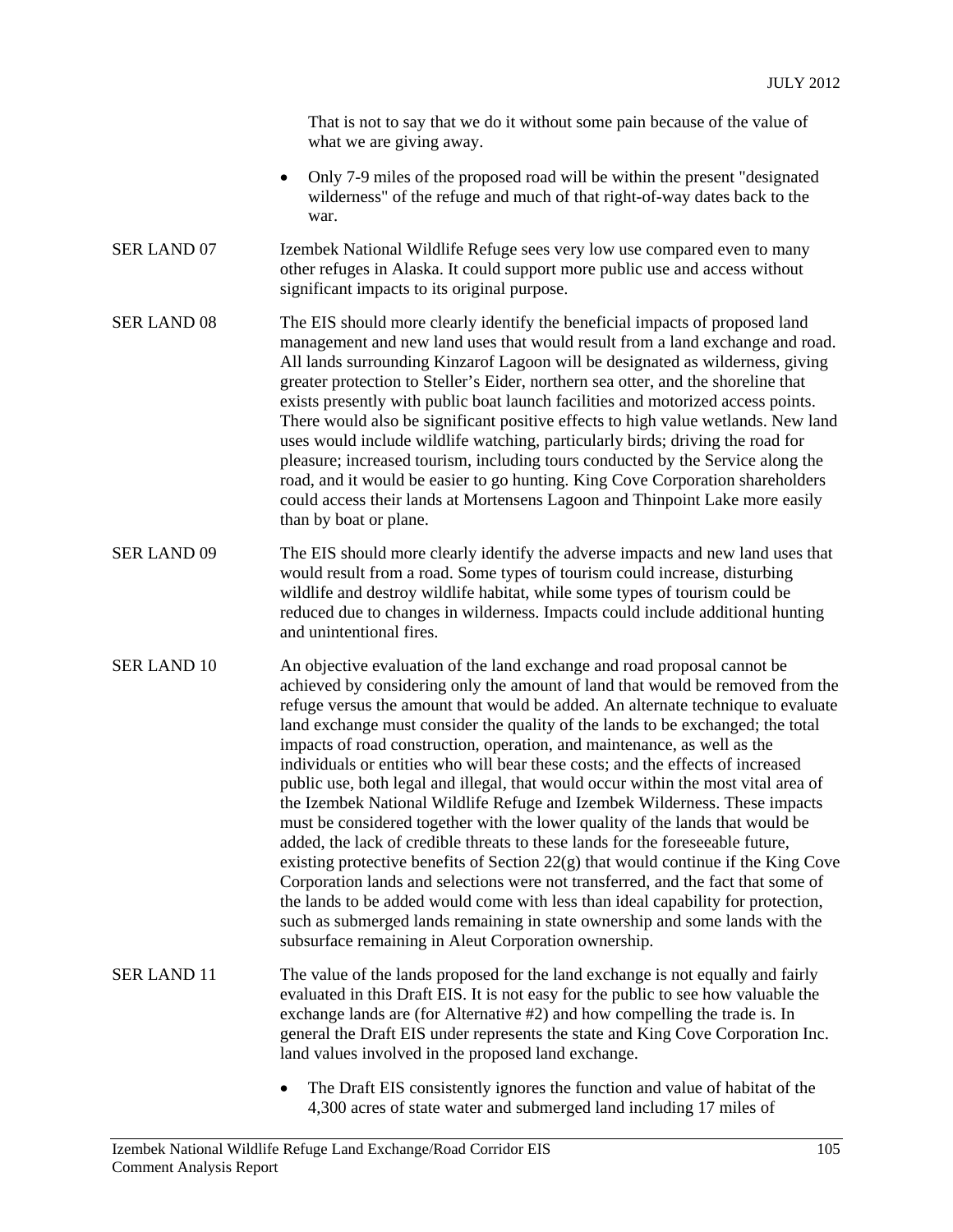That is not to say that we do it without some pain because of the value of what we are giving away.

- Only 7-9 miles of the proposed road will be within the present "designated wilderness" of the refuge and much of that right-of-way dates back to the war.

SER LAND 07 — Izembek National Wildlife Refuge sees very low use compared even to many other refuges in Alaska. It could support more public use and access without significant impacts to its original purpose.

SER LAND 08 — The EIS should more clearly identify the beneficial impacts of proposed land management and new land uses that would result from a land exchange and road. All lands surrounding Kinzarof Lagoon will be designated as wilderness, giving greater protection to Steller's Eider, northern sea otter, and the shoreline that exists presently with public boat launch facilities and motorized access points. There would also be significant positive effects to high value wetlands. New land uses would include wildlife watching, particularly birds; driving the road for pleasure; increased tourism, including tours conducted by the Service along the road, and it would be easier to go hunting. King Cove Corporation shareholders could access their lands at Mortensens Lagoon and Thinpoint Lake more easily than by boat or plane.

SER LAND 09 — The EIS should more clearly identify the adverse impacts and new land uses that would result from a road. Some types of tourism could increase, disturbing wildlife and destroy wildlife habitat, while some types of tourism could be reduced due to changes in wilderness. Impacts could include additional hunting and unintentional fires.

SER LAND 10 — An objective evaluation of the land exchange and road proposal cannot be achieved by considering only the amount of land that would be removed from the refuge versus the amount that would be added. An alternate technique to evaluate land exchange must consider the quality of the lands to be exchanged; the total impacts of road construction, operation, and maintenance, as well as the individuals or entities who will bear these costs; and the effects of increased public use, both legal and illegal, that would occur within the most vital area of the Izembek National Wildlife Refuge and Izembek Wilderness. These impacts must be considered together with the lower quality of the lands that would be added, the lack of credible threats to these lands for the foreseeable future, existing protective benefits of Section 22(g) that would continue if the King Cove Corporation lands and selections were not transferred, and the fact that some of the lands to be added would come with less than ideal capability for protection, such as submerged lands remaining in state ownership and some lands with the subsurface remaining in Aleut Corporation ownership.

SER LAND 11 — The value of the lands proposed for the land exchange is not equally and fairly evaluated in this Draft EIS. It is not easy for the public to see how valuable the exchange lands are (for Alternative #2) and how compelling the trade is. In general the Draft EIS under represents the state and King Cove Corporation Inc. land values involved in the proposed land exchange.

- The Draft EIS consistently ignores the function and value of habitat of the 4,300 acres of state water and submerged land including 17 miles of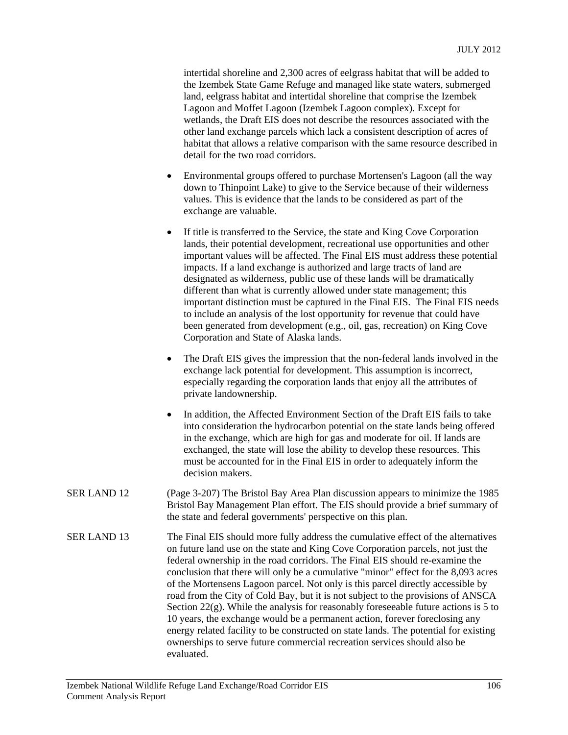intertidal shoreline and 2,300 acres of eelgrass habitat that will be added to the Izembek State Game Refuge and managed like state waters, submerged land, eelgrass habitat and intertidal shoreline that comprise the Izembek Lagoon and Moffet Lagoon (Izembek Lagoon complex). Except for wetlands, the Draft EIS does not describe the resources associated with the other land exchange parcels which lack a consistent description of acres of habitat that allows a relative comparison with the same resource described in detail for the two road corridors.

- Environmental groups offered to purchase Mortensen's Lagoon (all the way down to Thinpoint Lake) to give to the Service because of their wilderness values. This is evidence that the lands to be considered as part of the exchange are valuable.
- If title is transferred to the Service, the state and King Cove Corporation lands, their potential development, recreational use opportunities and other important values will be affected. The Final EIS must address these potential impacts. If a land exchange is authorized and large tracts of land are designated as wilderness, public use of these lands will be dramatically different than what is currently allowed under state management; this important distinction must be captured in the Final EIS. The Final EIS needs to include an analysis of the lost opportunity for revenue that could have been generated from development (e.g., oil, gas, recreation) on King Cove Corporation and State of Alaska lands.
- The Draft EIS gives the impression that the non-federal lands involved in the exchange lack potential for development. This assumption is incorrect, especially regarding the corporation lands that enjoy all the attributes of private landownership.
- In addition, the Affected Environment Section of the Draft EIS fails to take into consideration the hydrocarbon potential on the state lands being offered in the exchange, which are high for gas and moderate for oil. If lands are exchanged, the state will lose the ability to develop these resources. This must be accounted for in the Final EIS in order to adequately inform the decision makers.

SER LAND 12 — (Page 3-207) The Bristol Bay Area Plan discussion appears to minimize the 1985 Bristol Bay Management Plan effort. The EIS should provide a brief summary of the state and federal governments' perspective on this plan.

SER LAND 13 — The Final EIS should more fully address the cumulative effect of the alternatives on future land use on the state and King Cove Corporation parcels, not just the federal ownership in the road corridors. The Final EIS should re-examine the conclusion that there will only be a cumulative "minor" effect for the 8,093 acres of the Mortensens Lagoon parcel. Not only is this parcel directly accessible by road from the City of Cold Bay, but it is not subject to the provisions of ANSCA Section 22(g). While the analysis for reasonably foreseeable future actions is 5 to 10 years, the exchange would be a permanent action, forever foreclosing any energy related facility to be constructed on state lands. The potential for existing ownerships to serve future commercial recreation services should also be evaluated.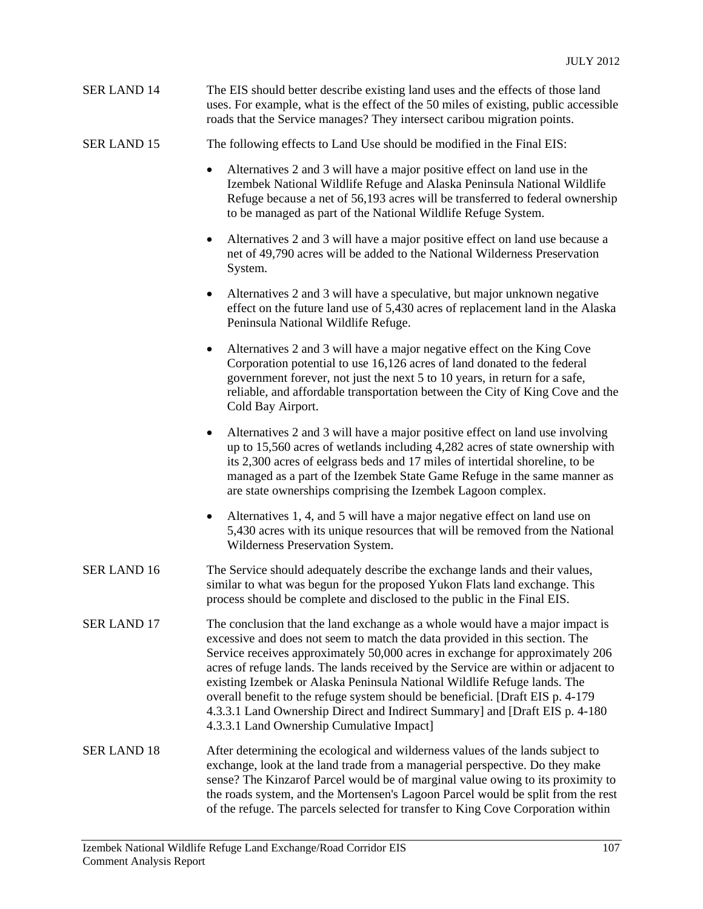SER LAND 14 The EIS should better describe existing land uses and the effects of those land uses. For example, what is the effect of the 50 miles of existing, public accessible roads that the Service manages? They intersect caribou migration points.

SER LAND 15 The following effects to Land Use should be modified in the Final EIS:

- Alternatives 2 and 3 will have a major positive effect on land use in the Izembek National Wildlife Refuge and Alaska Peninsula National Wildlife Refuge because a net of 56,193 acres will be transferred to federal ownership to be managed as part of the National Wildlife Refuge System.
- Alternatives 2 and 3 will have a major positive effect on land use because a net of 49,790 acres will be added to the National Wilderness Preservation System.
- Alternatives 2 and 3 will have a speculative, but major unknown negative effect on the future land use of 5,430 acres of replacement land in the Alaska Peninsula National Wildlife Refuge.
- Alternatives 2 and 3 will have a major negative effect on the King Cove Corporation potential to use 16,126 acres of land donated to the federal government forever, not just the next 5 to 10 years, in return for a safe, reliable, and affordable transportation between the City of King Cove and the Cold Bay Airport.
- Alternatives 2 and 3 will have a major positive effect on land use involving up to 15,560 acres of wetlands including 4,282 acres of state ownership with its 2,300 acres of eelgrass beds and 17 miles of intertidal shoreline, to be managed as a part of the Izembek State Game Refuge in the same manner as are state ownerships comprising the Izembek Lagoon complex.
- Alternatives 1, 4, and 5 will have a major negative effect on land use on 5,430 acres with its unique resources that will be removed from the National Wilderness Preservation System.

SER LAND 16 The Service should adequately describe the exchange lands and their values, similar to what was begun for the proposed Yukon Flats land exchange. This process should be complete and disclosed to the public in the Final EIS.

SER LAND 17 The conclusion that the land exchange as a whole would have a major impact is excessive and does not seem to match the data provided in this section. The Service receives approximately 50,000 acres in exchange for approximately 206 acres of refuge lands. The lands received by the Service are within or adjacent to existing Izembek or Alaska Peninsula National Wildlife Refuge lands. The overall benefit to the refuge system should be beneficial. [Draft EIS p. 4-179 4.3.3.1 Land Ownership Direct and Indirect Summary] and [Draft EIS p. 4-180 4.3.3.1 Land Ownership Cumulative Impact]

SER LAND 18 After determining the ecological and wilderness values of the lands subject to exchange, look at the land trade from a managerial perspective. Do they make sense? The Kinzarof Parcel would be of marginal value owing to its proximity to the roads system, and the Mortensen's Lagoon Parcel would be split from the rest of the refuge. The parcels selected for transfer to King Cove Corporation within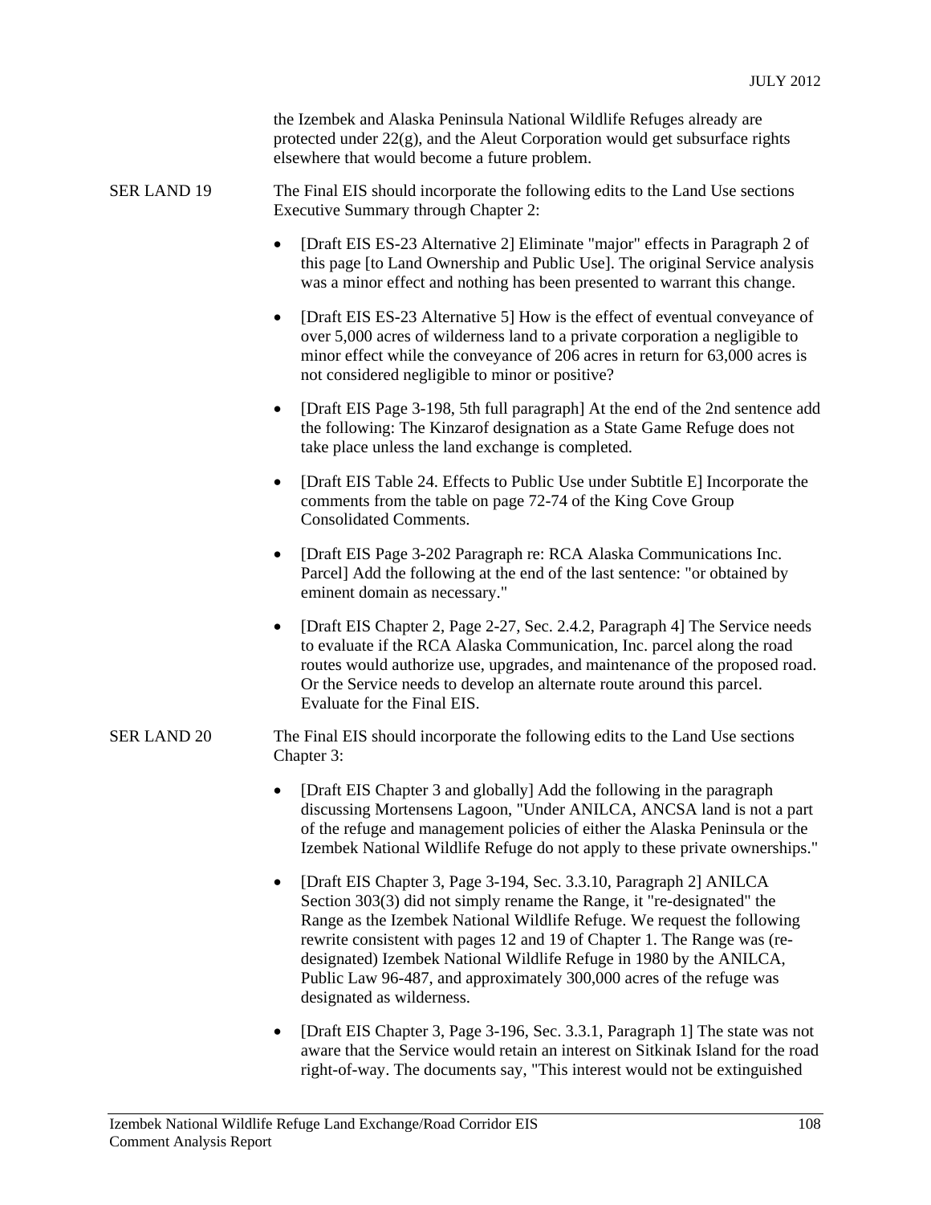the Izembek and Alaska Peninsula National Wildlife Refuges already are protected under 22(g), and the Aleut Corporation would get subsurface rights elsewhere that would become a future problem.

SER LAND 19 The Final EIS should incorporate the following edits to the Land Use sections Executive Summary through Chapter 2:

- [Draft EIS ES-23 Alternative 2] Eliminate "major" effects in Paragraph 2 of this page [to Land Ownership and Public Use]. The original Service analysis was a minor effect and nothing has been presented to warrant this change.
- [Draft EIS ES-23 Alternative 5] How is the effect of eventual conveyance of over 5,000 acres of wilderness land to a private corporation a negligible to minor effect while the conveyance of 206 acres in return for 63,000 acres is not considered negligible to minor or positive?
- [Draft EIS Page 3-198, 5th full paragraph] At the end of the 2nd sentence add the following: The Kinzarof designation as a State Game Refuge does not take place unless the land exchange is completed.
- [Draft EIS Table 24. Effects to Public Use under Subtitle E] Incorporate the comments from the table on page 72-74 of the King Cove Group Consolidated Comments.
- [Draft EIS Page 3-202 Paragraph re: RCA Alaska Communications Inc. Parcel] Add the following at the end of the last sentence: "or obtained by eminent domain as necessary."
- [Draft EIS Chapter 2, Page 2-27, Sec. 2.4.2, Paragraph 4] The Service needs to evaluate if the RCA Alaska Communication, Inc. parcel along the road routes would authorize use, upgrades, and maintenance of the proposed road. Or the Service needs to develop an alternate route around this parcel. Evaluate for the Final EIS.

SER LAND 20 The Final EIS should incorporate the following edits to the Land Use sections Chapter 3:

- [Draft EIS Chapter 3 and globally] Add the following in the paragraph discussing Mortensens Lagoon, "Under ANILCA, ANCSA land is not a part of the refuge and management policies of either the Alaska Peninsula or the Izembek National Wildlife Refuge do not apply to these private ownerships."
- [Draft EIS Chapter 3, Page 3-194, Sec. 3.3.10, Paragraph 2] ANILCA Section 303(3) did not simply rename the Range, it "re-designated" the Range as the Izembek National Wildlife Refuge. We request the following rewrite consistent with pages 12 and 19 of Chapter 1. The Range was (re-designated) Izembek National Wildlife Refuge in 1980 by the ANILCA, Public Law 96-487, and approximately 300,000 acres of the refuge was designated as wilderness.
- [Draft EIS Chapter 3, Page 3-196, Sec. 3.3.1, Paragraph 1] The state was not aware that the Service would retain an interest on Sitkinak Island for the road right-of-way. The documents say, "This interest would not be extinguished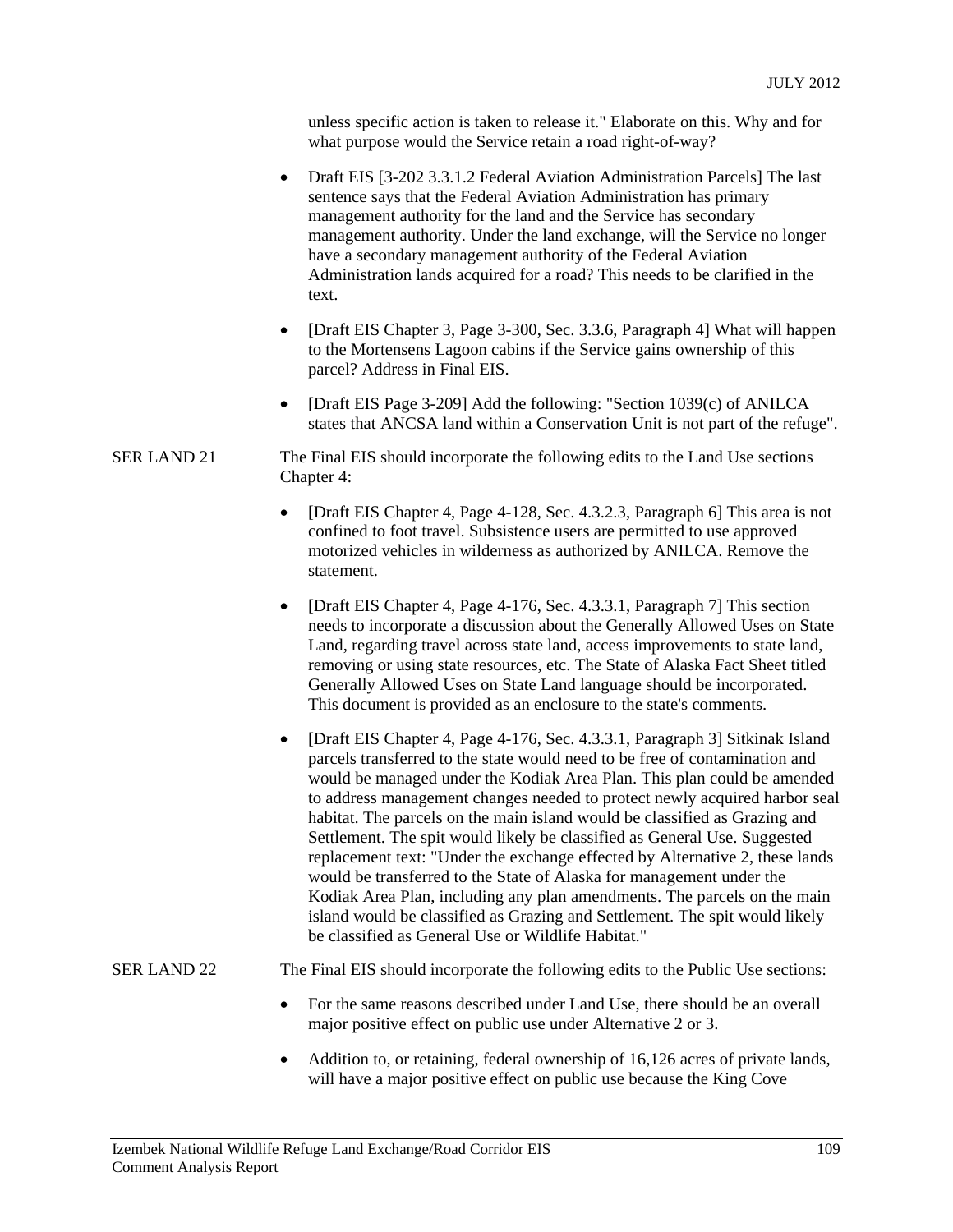unless specific action is taken to release it." Elaborate on this. Why and for what purpose would the Service retain a road right-of-way?

- Draft EIS [3-202 3.3.1.2 Federal Aviation Administration Parcels] The last sentence says that the Federal Aviation Administration has primary management authority for the land and the Service has secondary management authority. Under the land exchange, will the Service no longer have a secondary management authority of the Federal Aviation Administration lands acquired for a road? This needs to be clarified in the text.
- [Draft EIS Chapter 3, Page 3-300, Sec. 3.3.6, Paragraph 4] What will happen to the Mortensens Lagoon cabins if the Service gains ownership of this parcel? Address in Final EIS.
- [Draft EIS Page 3-209] Add the following: "Section 1039(c) of ANILCA states that ANCSA land within a Conservation Unit is not part of the refuge".

SER LAND 21 The Final EIS should incorporate the following edits to the Land Use sections Chapter 4:

- [Draft EIS Chapter 4, Page 4-128, Sec. 4.3.2.3, Paragraph 6] This area is not confined to foot travel. Subsistence users are permitted to use approved motorized vehicles in wilderness as authorized by ANILCA. Remove the statement.
- [Draft EIS Chapter 4, Page 4-176, Sec. 4.3.3.1, Paragraph 7] This section needs to incorporate a discussion about the Generally Allowed Uses on State Land, regarding travel across state land, access improvements to state land, removing or using state resources, etc. The State of Alaska Fact Sheet titled Generally Allowed Uses on State Land language should be incorporated. This document is provided as an enclosure to the state's comments.
- [Draft EIS Chapter 4, Page 4-176, Sec. 4.3.3.1, Paragraph 3] Sitkinak Island parcels transferred to the state would need to be free of contamination and would be managed under the Kodiak Area Plan. This plan could be amended to address management changes needed to protect newly acquired harbor seal habitat. The parcels on the main island would be classified as Grazing and Settlement. The spit would likely be classified as General Use. Suggested replacement text: "Under the exchange effected by Alternative 2, these lands would be transferred to the State of Alaska for management under the Kodiak Area Plan, including any plan amendments. The parcels on the main island would be classified as Grazing and Settlement. The spit would likely be classified as General Use or Wildlife Habitat."

SER LAND 22 The Final EIS should incorporate the following edits to the Public Use sections:

- For the same reasons described under Land Use, there should be an overall major positive effect on public use under Alternative 2 or 3.
- Addition to, or retaining, federal ownership of 16,126 acres of private lands, will have a major positive effect on public use because the King Cove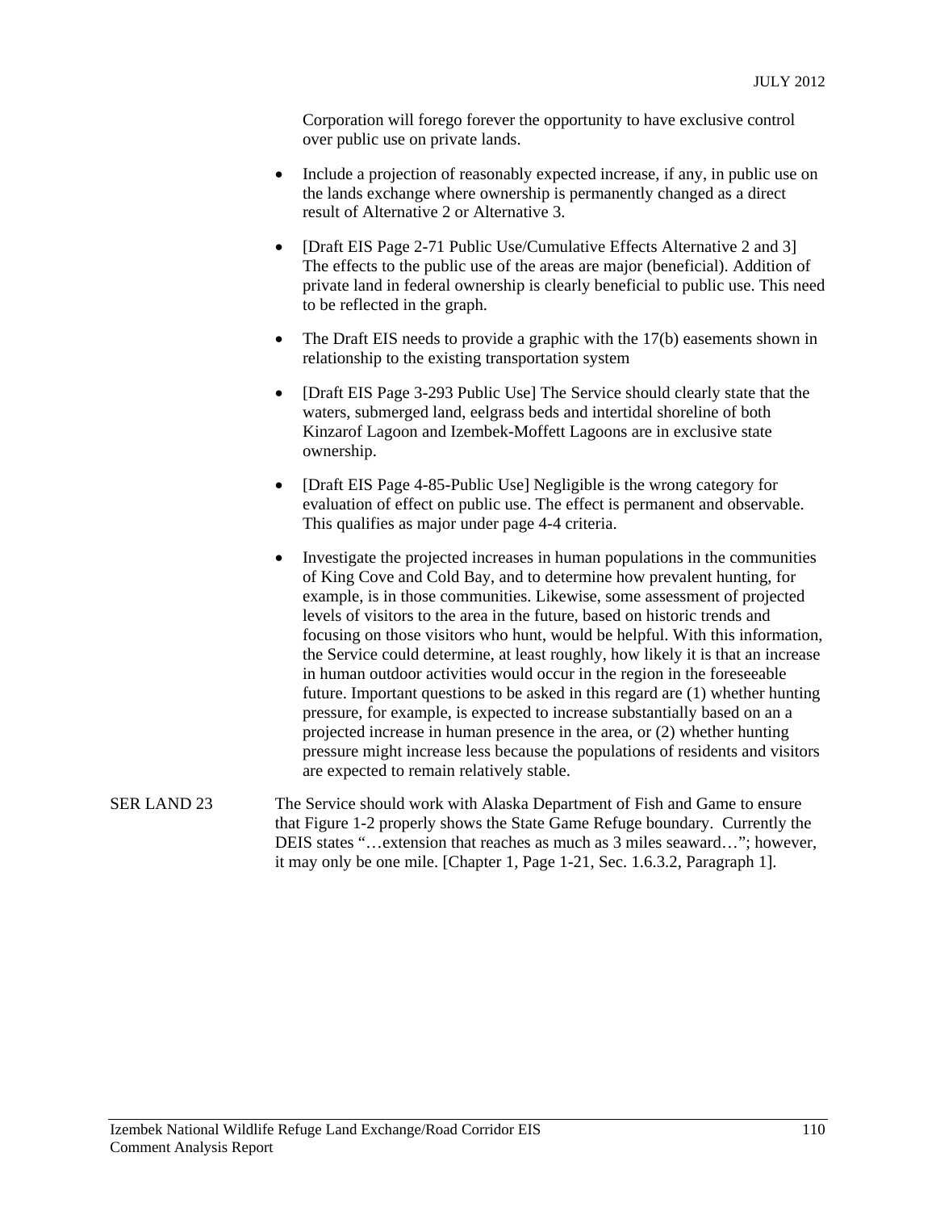Corporation will forego forever the opportunity to have exclusive control over public use on private lands.

- Include a projection of reasonably expected increase, if any, in public use on the lands exchange where ownership is permanently changed as a direct result of Alternative 2 or Alternative 3.
- [Draft EIS Page 2-71 Public Use/Cumulative Effects Alternative 2 and 3] The effects to the public use of the areas are major (beneficial). Addition of private land in federal ownership is clearly beneficial to public use. This need to be reflected in the graph.
- The Draft EIS needs to provide a graphic with the 17(b) easements shown in relationship to the existing transportation system
- [Draft EIS Page 3-293 Public Use] The Service should clearly state that the waters, submerged land, eelgrass beds and intertidal shoreline of both Kinzarof Lagoon and Izembek-Moffett Lagoons are in exclusive state ownership.
- [Draft EIS Page 4-85-Public Use] Negligible is the wrong category for evaluation of effect on public use. The effect is permanent and observable. This qualifies as major under page 4-4 criteria.
- Investigate the projected increases in human populations in the communities of King Cove and Cold Bay, and to determine how prevalent hunting, for example, is in those communities. Likewise, some assessment of projected levels of visitors to the area in the future, based on historic trends and focusing on those visitors who hunt, would be helpful. With this information, the Service could determine, at least roughly, how likely it is that an increase in human outdoor activities would occur in the region in the foreseeable future. Important questions to be asked in this regard are (1) whether hunting pressure, for example, is expected to increase substantially based on an projected increase in human presence in the area, or (2) whether hunting pressure might increase less because the populations of residents and visitors are expected to remain relatively stable.

SER LAND 23 The Service should work with Alaska Department of Fish and Game to ensure that Figure 1-2 properly shows the State Game Refuge boundary. Currently the DEIS states "…extension that reaches as much as 3 miles seaward…"; however, it may only be one mile. [Chapter 1, Page 1-21, Sec. 1.6.3.2, Paragraph 1].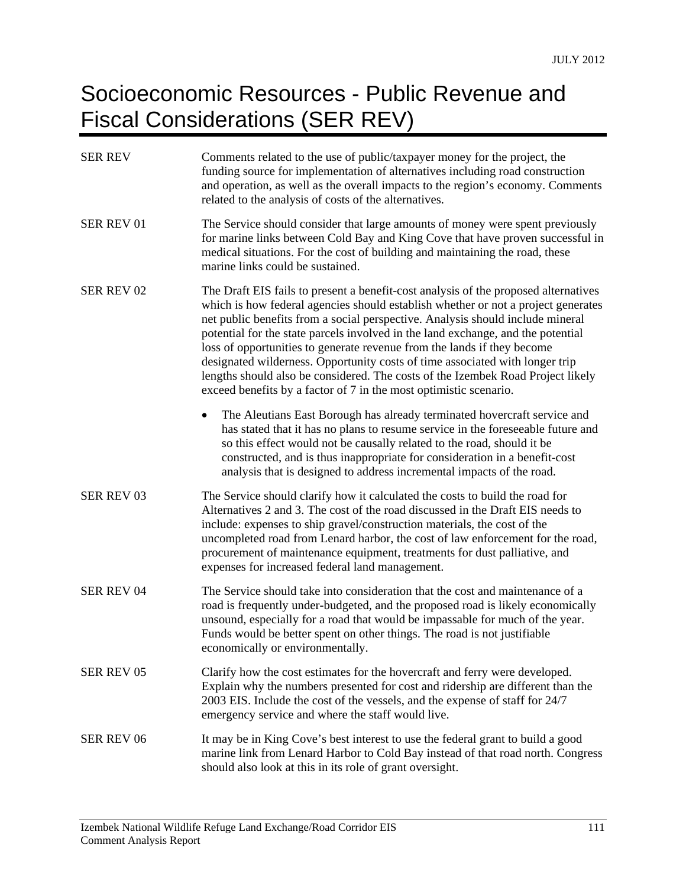# Socioeconomic Resources - Public Revenue and Fiscal Considerations (SER REV)

| | |
|---|---|
| SER REV | Comments related to the use of public/taxpayer money for the project, the funding source for implementation of alternatives including road construction and operation, as well as the overall impacts to the region's economy. Comments related to the analysis of costs of the alternatives. |
| SER REV 01 | The Service should consider that large amounts of money were spent previously for marine links between Cold Bay and King Cove that have proven successful in medical situations. For the cost of building and maintaining the road, these marine links could be sustained. |
| SER REV 02 | The Draft EIS fails to present a benefit-cost analysis of the proposed alternatives which is how federal agencies should establish whether or not a project generates net public benefits from a social perspective. Analysis should include mineral potential for the state parcels involved in the land exchange, and the potential loss of opportunities to generate revenue from the lands if they become designated wilderness. Opportunity costs of time associated with longer trip lengths should also be considered. The costs of the Izembek Road Project likely exceed benefits by a factor of 7 in the most optimistic scenario.<br><br>• The Aleutians East Borough has already terminated hovercraft service and has stated that it has no plans to resume service in the foreseeable future and so this effect would not be causally related to the road, should it be constructed, and is thus inappropriate for consideration in a benefit-cost analysis that is designed to address incremental impacts of the road. |
| SER REV 03 | The Service should clarify how it calculated the costs to build the road for Alternatives 2 and 3. The cost of the road discussed in the Draft EIS needs to include: expenses to ship gravel/construction materials, the cost of the uncompleted road from Lenard harbor, the cost of law enforcement for the road, procurement of maintenance equipment, treatments for dust palliative, and expenses for increased federal land management. |
| SER REV 04 | The Service should take into consideration that the cost and maintenance of a road is frequently under-budgeted, and the proposed road is likely economically unsound, especially for a road that would be impassable for much of the year. Funds would be better spent on other things. The road is not justifiable economically or environmentally. |
| SER REV 05 | Clarify how the cost estimates for the hovercraft and ferry were developed. Explain why the numbers presented for cost and ridership are different than the 2003 EIS. Include the cost of the vessels, and the expense of staff for 24/7 emergency service and where the staff would live. |
| SER REV 06 | It may be in King Cove's best interest to use the federal grant to build a good marine link from Lenard Harbor to Cold Bay instead of that road north. Congress should also look at this in its role of grant oversight. |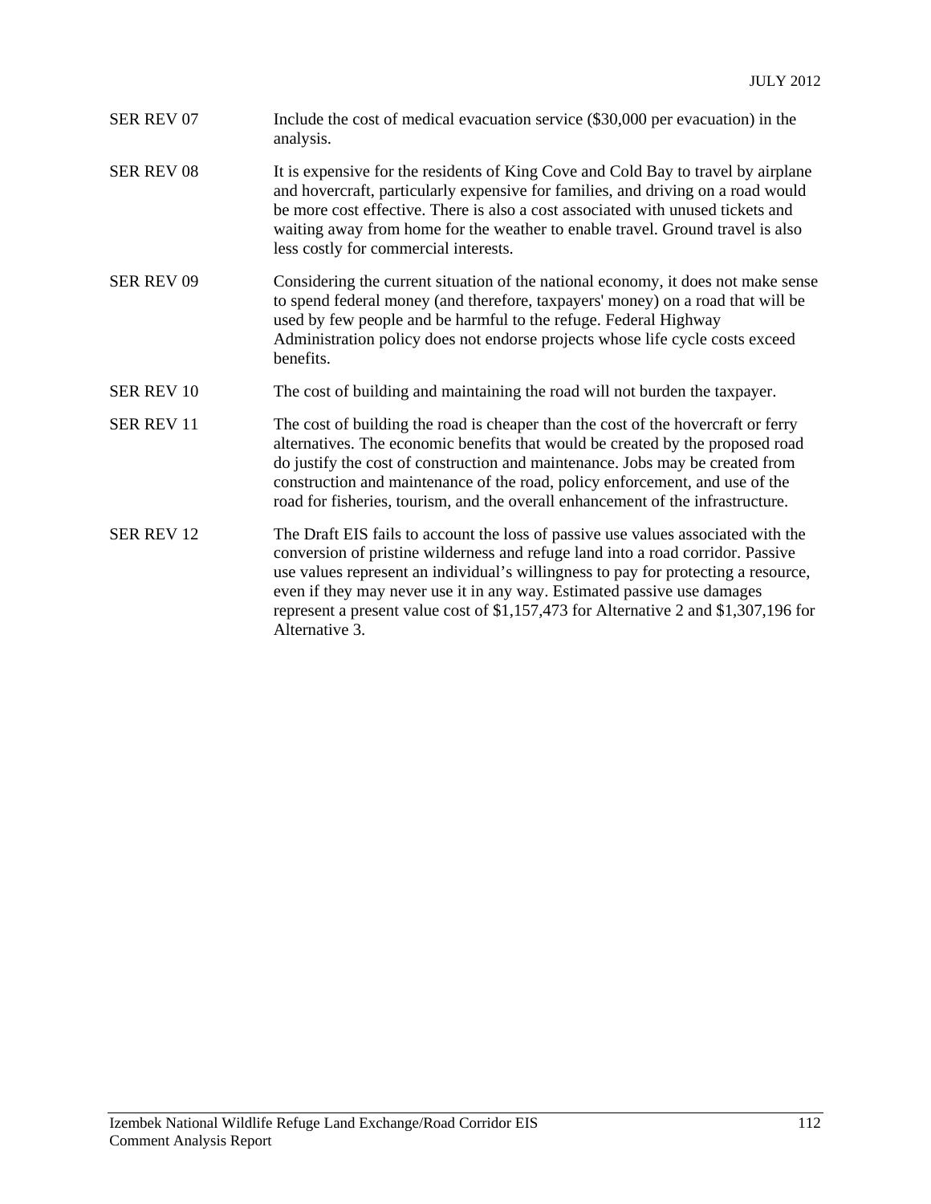| | |
|---|---|
| SER REV 07 | Include the cost of medical evacuation service ($30,000 per evacuation) in the analysis. |
| SER REV 08 | It is expensive for the residents of King Cove and Cold Bay to travel by airplane and hovercraft, particularly expensive for families, and driving on a road would be more cost effective. There is also a cost associated with unused tickets and waiting away from home for the weather to enable travel. Ground travel is also less costly for commercial interests. |
| SER REV 09 | Considering the current situation of the national economy, it does not make sense to spend federal money (and therefore, taxpayers' money) on a road that will be used by few people and be harmful to the refuge. Federal Highway Administration policy does not endorse projects whose life cycle costs exceed benefits. |
| SER REV 10 | The cost of building and maintaining the road will not burden the taxpayer. |
| SER REV 11 | The cost of building the road is cheaper than the cost of the hovercraft or ferry alternatives. The economic benefits that would be created by the proposed road do justify the cost of construction and maintenance. Jobs may be created from construction and maintenance of the road, policy enforcement, and use of the road for fisheries, tourism, and the overall enhancement of the infrastructure. |
| SER REV 12 | The Draft EIS fails to account the loss of passive use values associated with the conversion of pristine wilderness and refuge land into a road corridor. Passive use values represent an individual's willingness to pay for protecting a resource, even if they may never use it in any way. Estimated passive use damages represent a present value cost of $1,157,473 for Alternative 2 and $1,307,196 for Alternative 3. |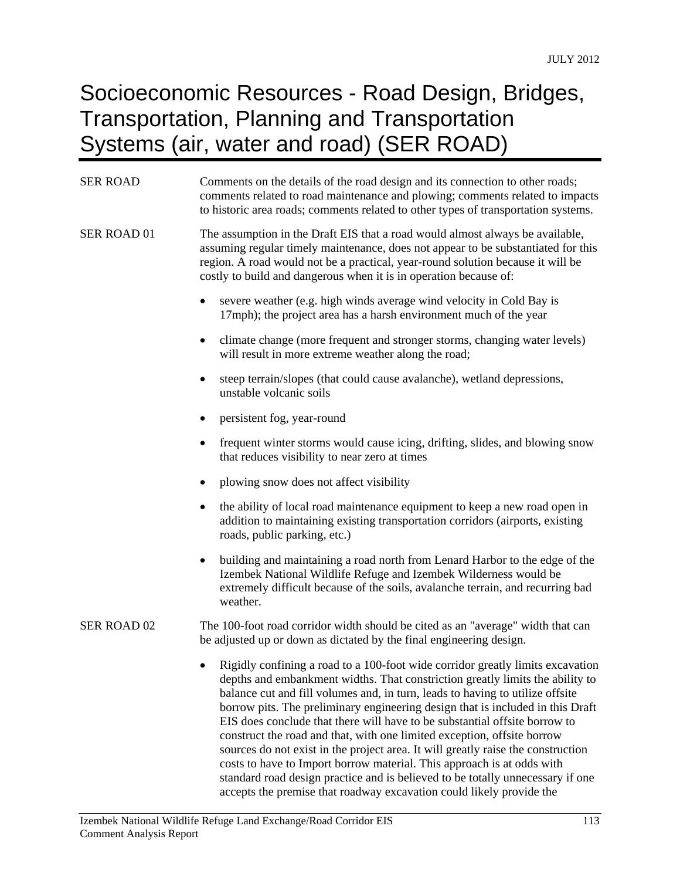# Socioeconomic Resources - Road Design, Bridges, Transportation, Planning and Transportation Systems (air, water and road) (SER ROAD)

SER ROAD — Comments on the details of the road design and its connection to other roads; comments related to road maintenance and plowing; comments related to impacts to historic area roads; comments related to other types of transportation systems.

SER ROAD 01 — The assumption in the Draft EIS that a road would almost always be available, assuming regular timely maintenance, does not appear to be substantiated for this region. A road would not be a practical, year-round solution because it will be costly to build and dangerous when it is in operation because of:

- severe weather (e.g. high winds average wind velocity in Cold Bay is 17mph); the project area has a harsh environment much of the year
- climate change (more frequent and stronger storms, changing water levels) will result in more extreme weather along the road;
- steep terrain/slopes (that could cause avalanche), wetland depressions, unstable volcanic soils
- persistent fog, year-round
- frequent winter storms would cause icing, drifting, slides, and blowing snow that reduces visibility to near zero at times
- plowing snow does not affect visibility
- the ability of local road maintenance equipment to keep a new road open in addition to maintaining existing transportation corridors (airports, existing roads, public parking, etc.)
- building and maintaining a road north from Lenard Harbor to the edge of the Izembek National Wildlife Refuge and Izembek Wilderness would be extremely difficult because of the soils, avalanche terrain, and recurring bad weather.

SER ROAD 02 — The 100-foot road corridor width should be cited as an "average" width that can be adjusted up or down as dictated by the final engineering design.

- Rigidly confining a road to a 100-foot wide corridor greatly limits excavation depths and embankment widths. That constriction greatly limits the ability to balance cut and fill volumes and, in turn, leads to having to utilize offsite borrow pits. The preliminary engineering design that is included in this Draft EIS does conclude that there will have to be substantial offsite borrow to construct the road and that, with one limited exception, offsite borrow sources do not exist in the project area. It will greatly raise the construction costs to have to Import borrow material. This approach is at odds with standard road design practice and is believed to be totally unnecessary if one accepts the premise that roadway excavation could likely provide the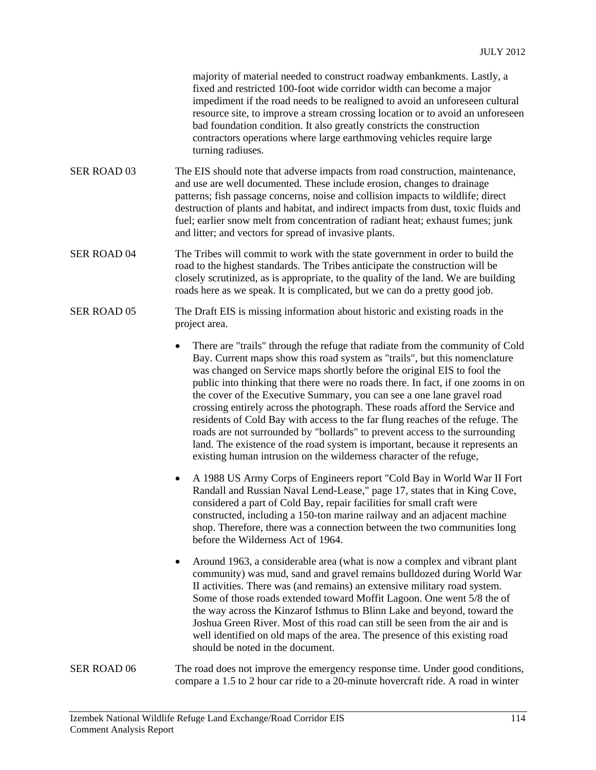majority of material needed to construct roadway embankments. Lastly, a fixed and restricted 100-foot wide corridor width can become a major impediment if the road needs to be realigned to avoid an unforeseen cultural resource site, to improve a stream crossing location or to avoid an unforeseen bad foundation condition. It also greatly constricts the construction contractors operations where large earthmoving vehicles require large turning radiuses.

SER ROAD 03 The EIS should note that adverse impacts from road construction, maintenance, and use are well documented. These include erosion, changes to drainage patterns; fish passage concerns, noise and collision impacts to wildlife; direct destruction of plants and habitat, and indirect impacts from dust, toxic fluids and fuel; earlier snow melt from concentration of radiant heat; exhaust fumes; junk and litter; and vectors for spread of invasive plants.

SER ROAD 04 The Tribes will commit to work with the state government in order to build the road to the highest standards. The Tribes anticipate the construction will be closely scrutinized, as is appropriate, to the quality of the land. We are building roads here as we speak. It is complicated, but we can do a pretty good job.

SER ROAD 05 The Draft EIS is missing information about historic and existing roads in the project area.

- There are "trails" through the refuge that radiate from the community of Cold Bay. Current maps show this road system as "trails", but this nomenclature was changed on Service maps shortly before the original EIS to fool the public into thinking that there were no roads there. In fact, if one zooms in on the cover of the Executive Summary, you can see a one lane gravel road crossing entirely across the photograph. These roads afford the Service and residents of Cold Bay with access to the far flung reaches of the refuge. The roads are not surrounded by "bollards" to prevent access to the surrounding land. The existence of the road system is important, because it represents an existing human intrusion on the wilderness character of the refuge,
- A 1988 US Army Corps of Engineers report "Cold Bay in World War II Fort Randall and Russian Naval Lend-Lease," page 17, states that in King Cove, considered a part of Cold Bay, repair facilities for small craft were constructed, including a 150-ton marine railway and an adjacent machine shop. Therefore, there was a connection between the two communities long before the Wilderness Act of 1964.
- Around 1963, a considerable area (what is now a complex and vibrant plant community) was mud, sand and gravel remains bulldozed during World War II activities. There was (and remains) an extensive military road system. Some of those roads extended toward Moffit Lagoon. One went 5/8 the of the way across the Kinzarof Isthmus to Blinn Lake and beyond, toward the Joshua Green River. Most of this road can still be seen from the air and is well identified on old maps of the area. The presence of this existing road should be noted in the document.

SER ROAD 06 The road does not improve the emergency response time. Under good conditions, compare a 1.5 to 2 hour car ride to a 20-minute hovercraft ride. A road in winter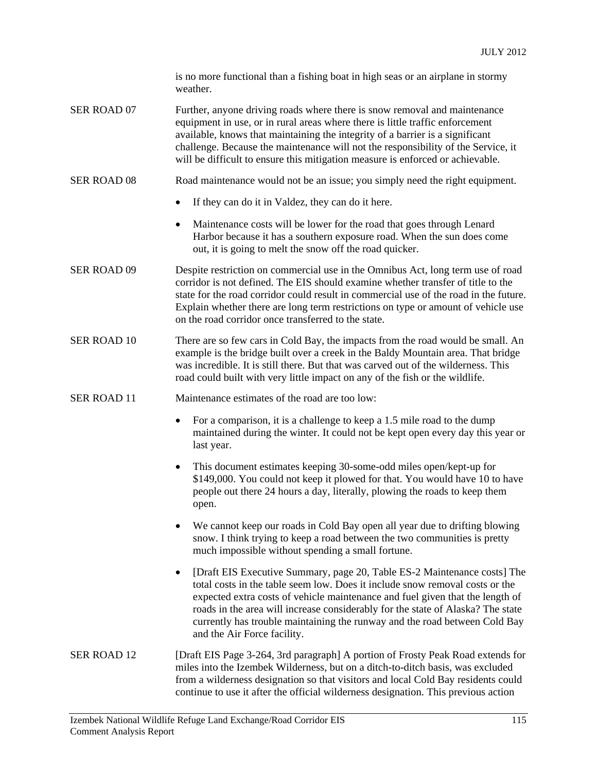is no more functional than a fishing boat in high seas or an airplane in stormy weather.

SER ROAD 07 Further, anyone driving roads where there is snow removal and maintenance equipment in use, or in rural areas where there is little traffic enforcement available, knows that maintaining the integrity of a barrier is a significant challenge. Because the maintenance will not the responsibility of the Service, it will be difficult to ensure this mitigation measure is enforced or achievable.

SER ROAD 08 Road maintenance would not be an issue; you simply need the right equipment.

- If they can do it in Valdez, they can do it here.
- Maintenance costs will be lower for the road that goes through Lenard Harbor because it has a southern exposure road. When the sun does come out, it is going to melt the snow off the road quicker.

SER ROAD 09 Despite restriction on commercial use in the Omnibus Act, long term use of road corridor is not defined. The EIS should examine whether transfer of title to the state for the road corridor could result in commercial use of the road in the future. Explain whether there are long term restrictions on type or amount of vehicle use on the road corridor once transferred to the state.

SER ROAD 10 There are so few cars in Cold Bay, the impacts from the road would be small. An example is the bridge built over a creek in the Baldy Mountain area. That bridge was incredible. It is still there. But that was carved out of the wilderness. This road could built with very little impact on any of the fish or the wildlife.

SER ROAD 11 Maintenance estimates of the road are too low:

- For a comparison, it is a challenge to keep a 1.5 mile road to the dump maintained during the winter. It could not be kept open every day this year or last year.
- This document estimates keeping 30-some-odd miles open/kept-up for $149,000. You could not keep it plowed for that. You would have 10 to have people out there 24 hours a day, literally, plowing the roads to keep them open.
- We cannot keep our roads in Cold Bay open all year due to drifting blowing snow. I think trying to keep a road between the two communities is pretty much impossible without spending a small fortune.
- [Draft EIS Executive Summary, page 20, Table ES-2 Maintenance costs] The total costs in the table seem low. Does it include snow removal costs or the expected extra costs of vehicle maintenance and fuel given that the length of roads in the area will increase considerably for the state of Alaska? The state currently has trouble maintaining the runway and the road between Cold Bay and the Air Force facility.

SER ROAD 12 [Draft EIS Page 3-264, 3rd paragraph] A portion of Frosty Peak Road extends for miles into the Izembek Wilderness, but on a ditch-to-ditch basis, was excluded from a wilderness designation so that visitors and local Cold Bay residents could continue to use it after the official wilderness designation. This previous action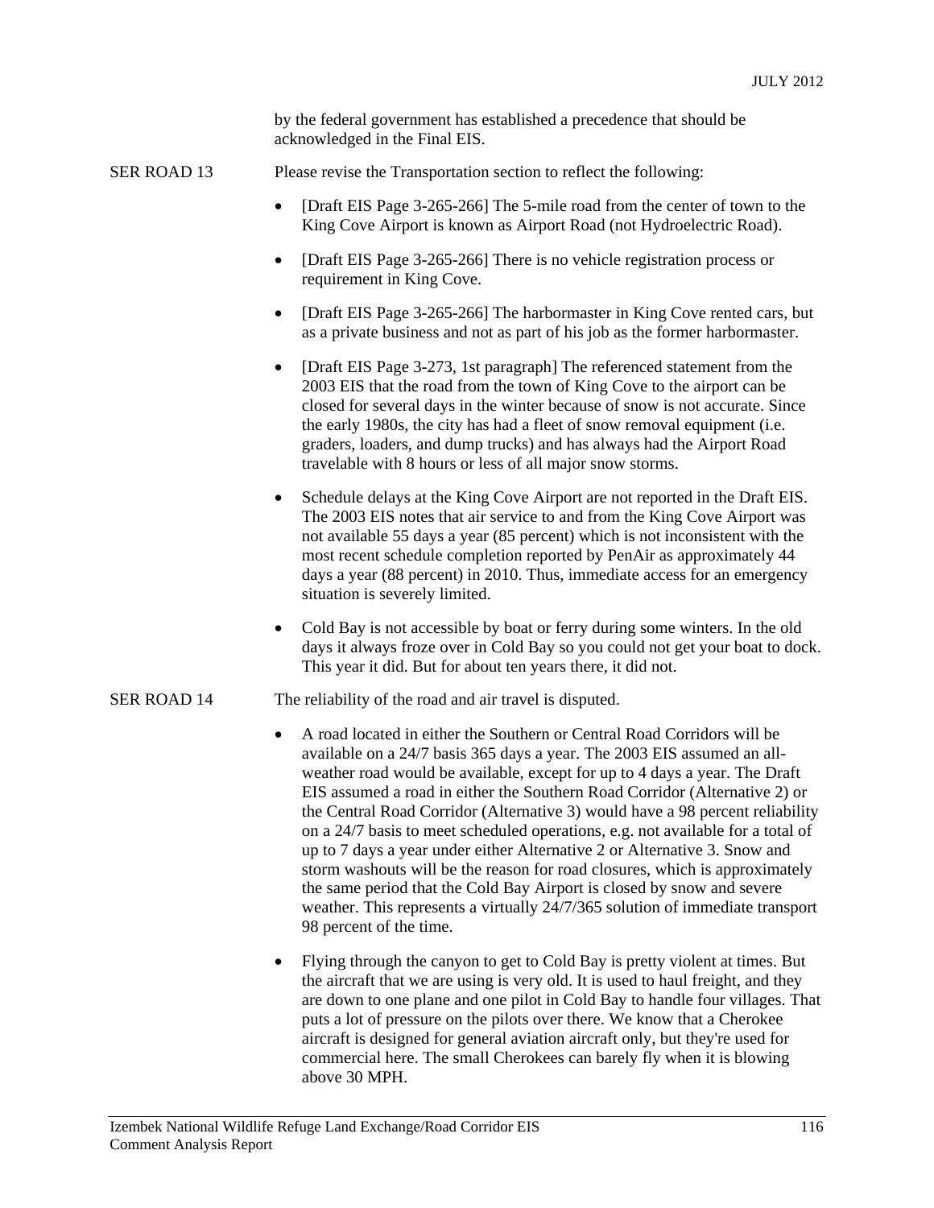by the federal government has established a precedence that should be acknowledged in the Final EIS.

SER ROAD 13 Please revise the Transportation section to reflect the following:

- [Draft EIS Page 3-265-266] The 5-mile road from the center of town to the King Cove Airport is known as Airport Road (not Hydroelectric Road).
- [Draft EIS Page 3-265-266] There is no vehicle registration process or requirement in King Cove.
- [Draft EIS Page 3-265-266] The harbormaster in King Cove rented cars, but as a private business and not as part of his job as the former harbormaster.
- [Draft EIS Page 3-273, 1st paragraph] The referenced statement from the 2003 EIS that the road from the town of King Cove to the airport can be closed for several days in the winter because of snow is not accurate. Since the early 1980s, the city has had a fleet of snow removal equipment (i.e. graders, loaders, and dump trucks) and has always had the Airport Road travelable with 8 hours or less of all major snow storms.
- Schedule delays at the King Cove Airport are not reported in the Draft EIS. The 2003 EIS notes that air service to and from the King Cove Airport was not available 55 days a year (85 percent) which is not inconsistent with the most recent schedule completion reported by PenAir as approximately 44 days a year (88 percent) in 2010. Thus, immediate access for an emergency situation is severely limited.
- Cold Bay is not accessible by boat or ferry during some winters. In the old days it always froze over in Cold Bay so you could not get your boat to dock. This year it did. But for about ten years there, it did not.

SER ROAD 14 The reliability of the road and air travel is disputed.

- A road located in either the Southern or Central Road Corridors will be available on a 24/7 basis 365 days a year. The 2003 EIS assumed an all-weather road would be available, except for up to 4 days a year. The Draft EIS assumed a road in either the Southern Road Corridor (Alternative 2) or the Central Road Corridor (Alternative 3) would have a 98 percent reliability on a 24/7 basis to meet scheduled operations, e.g. not available for a total of up to 7 days a year under either Alternative 2 or Alternative 3. Snow and storm washouts will be the reason for road closures, which is approximately the same period that the Cold Bay Airport is closed by snow and severe weather. This represents a virtually 24/7/365 solution of immediate transport 98 percent of the time.
- Flying through the canyon to get to Cold Bay is pretty violent at times. But the aircraft that we are using is very old. It is used to haul freight, and they are down to one plane and one pilot in Cold Bay to handle four villages. That puts a lot of pressure on the pilots over there. We know that a Cherokee aircraft is designed for general aviation aircraft only, but they're used for commercial here. The small Cherokees can barely fly when it is blowing above 30 MPH.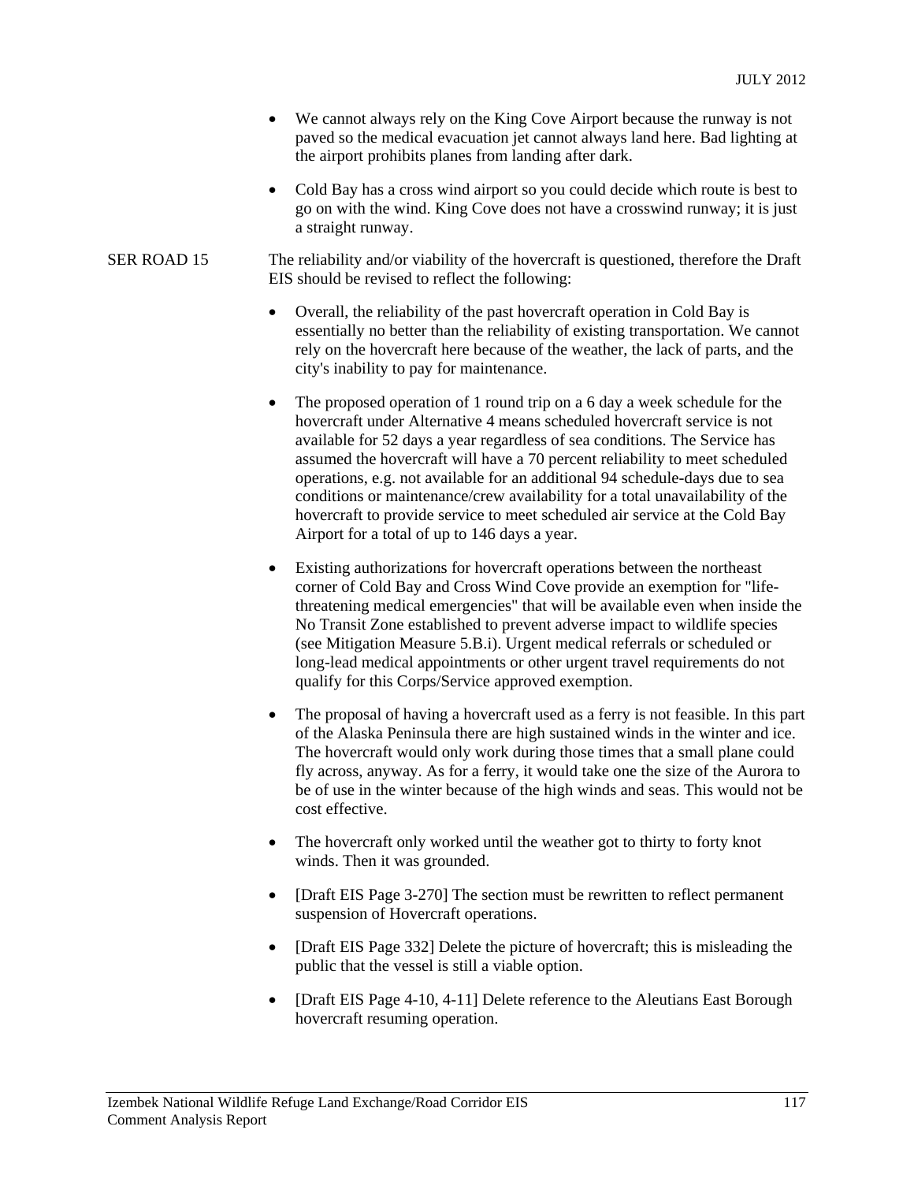- We cannot always rely on the King Cove Airport because the runway is not paved so the medical evacuation jet cannot always land here. Bad lighting at the airport prohibits planes from landing after dark.
- Cold Bay has a cross wind airport so you could decide which route is best to go on with the wind. King Cove does not have a crosswind runway; it is just a straight runway.

SER ROAD 15 The reliability and/or viability of the hovercraft is questioned, therefore the Draft EIS should be revised to reflect the following:

- Overall, the reliability of the past hovercraft operation in Cold Bay is essentially no better than the reliability of existing transportation. We cannot rely on the hovercraft here because of the weather, the lack of parts, and the city's inability to pay for maintenance.
- The proposed operation of 1 round trip on a 6 day a week schedule for the hovercraft under Alternative 4 means scheduled hovercraft service is not available for 52 days a year regardless of sea conditions. The Service has assumed the hovercraft will have a 70 percent reliability to meet scheduled operations, e.g. not available for an additional 94 schedule-days due to sea conditions or maintenance/crew availability for a total unavailability of the hovercraft to provide service to meet scheduled air service at the Cold Bay Airport for a total of up to 146 days a year.
- Existing authorizations for hovercraft operations between the northeast corner of Cold Bay and Cross Wind Cove provide an exemption for "life-threatening medical emergencies" that will be available even when inside the No Transit Zone established to prevent adverse impact to wildlife species (see Mitigation Measure 5.B.i). Urgent medical referrals or scheduled or long-lead medical appointments or other urgent travel requirements do not qualify for this Corps/Service approved exemption.
- The proposal of having a hovercraft used as a ferry is not feasible. In this part of the Alaska Peninsula there are high sustained winds in the winter and ice. The hovercraft would only work during those times that a small plane could fly across, anyway. As for a ferry, it would take one the size of the Aurora to be of use in the winter because of the high winds and seas. This would not be cost effective.
- The hovercraft only worked until the weather got to thirty to forty knot winds. Then it was grounded.
- [Draft EIS Page 3-270] The section must be rewritten to reflect permanent suspension of Hovercraft operations.
- [Draft EIS Page 332] Delete the picture of hovercraft; this is misleading the public that the vessel is still a viable option.
- [Draft EIS Page 4-10, 4-11] Delete reference to the Aleutians East Borough hovercraft resuming operation.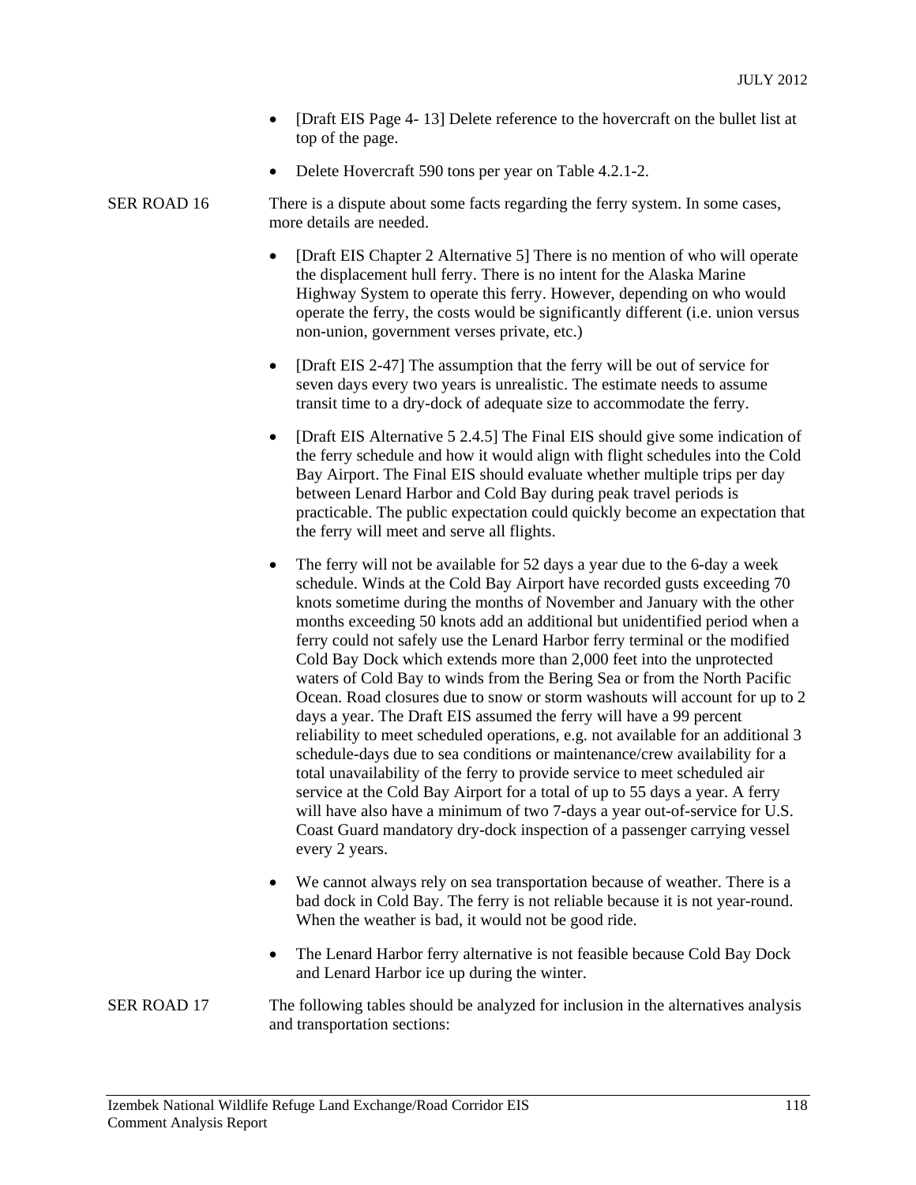- [Draft EIS Page 4- 13] Delete reference to the hovercraft on the bullet list at top of the page.
- Delete Hovercraft 590 tons per year on Table 4.2.1-2.

SER ROAD 16 There is a dispute about some facts regarding the ferry system. In some cases, more details are needed.

- [Draft EIS Chapter 2 Alternative 5] There is no mention of who will operate the displacement hull ferry. There is no intent for the Alaska Marine Highway System to operate this ferry. However, depending on who would operate the ferry, the costs would be significantly different (i.e. union versus non-union, government verses private, etc.)
- [Draft EIS 2-47] The assumption that the ferry will be out of service for seven days every two years is unrealistic. The estimate needs to assume transit time to a dry-dock of adequate size to accommodate the ferry.
- [Draft EIS Alternative 5 2.4.5] The Final EIS should give some indication of the ferry schedule and how it would align with flight schedules into the Cold Bay Airport. The Final EIS should evaluate whether multiple trips per day between Lenard Harbor and Cold Bay during peak travel periods is practicable. The public expectation could quickly become an expectation that the ferry will meet and serve all flights.
- The ferry will not be available for 52 days a year due to the 6-day a week schedule. Winds at the Cold Bay Airport have recorded gusts exceeding 70 knots sometime during the months of November and January with the other months exceeding 50 knots add an additional but unidentified period when a ferry could not safely use the Lenard Harbor ferry terminal or the modified Cold Bay Dock which extends more than 2,000 feet into the unprotected waters of Cold Bay to winds from the Bering Sea or from the North Pacific Ocean. Road closures due to snow or storm washouts will account for up to 2 days a year. The Draft EIS assumed the ferry will have a 99 percent reliability to meet scheduled operations, e.g. not available for an additional 3 schedule-days due to sea conditions or maintenance/crew availability for a total unavailability of the ferry to provide service to meet scheduled air service at the Cold Bay Airport for a total of up to 55 days a year. A ferry will have also have a minimum of two 7-days a year out-of-service for U.S. Coast Guard mandatory dry-dock inspection of a passenger carrying vessel every 2 years.
- We cannot always rely on sea transportation because of weather. There is a bad dock in Cold Bay. The ferry is not reliable because it is not year-round. When the weather is bad, it would not be good ride.
- The Lenard Harbor ferry alternative is not feasible because Cold Bay Dock and Lenard Harbor ice up during the winter.

SER ROAD 17 The following tables should be analyzed for inclusion in the alternatives analysis and transportation sections: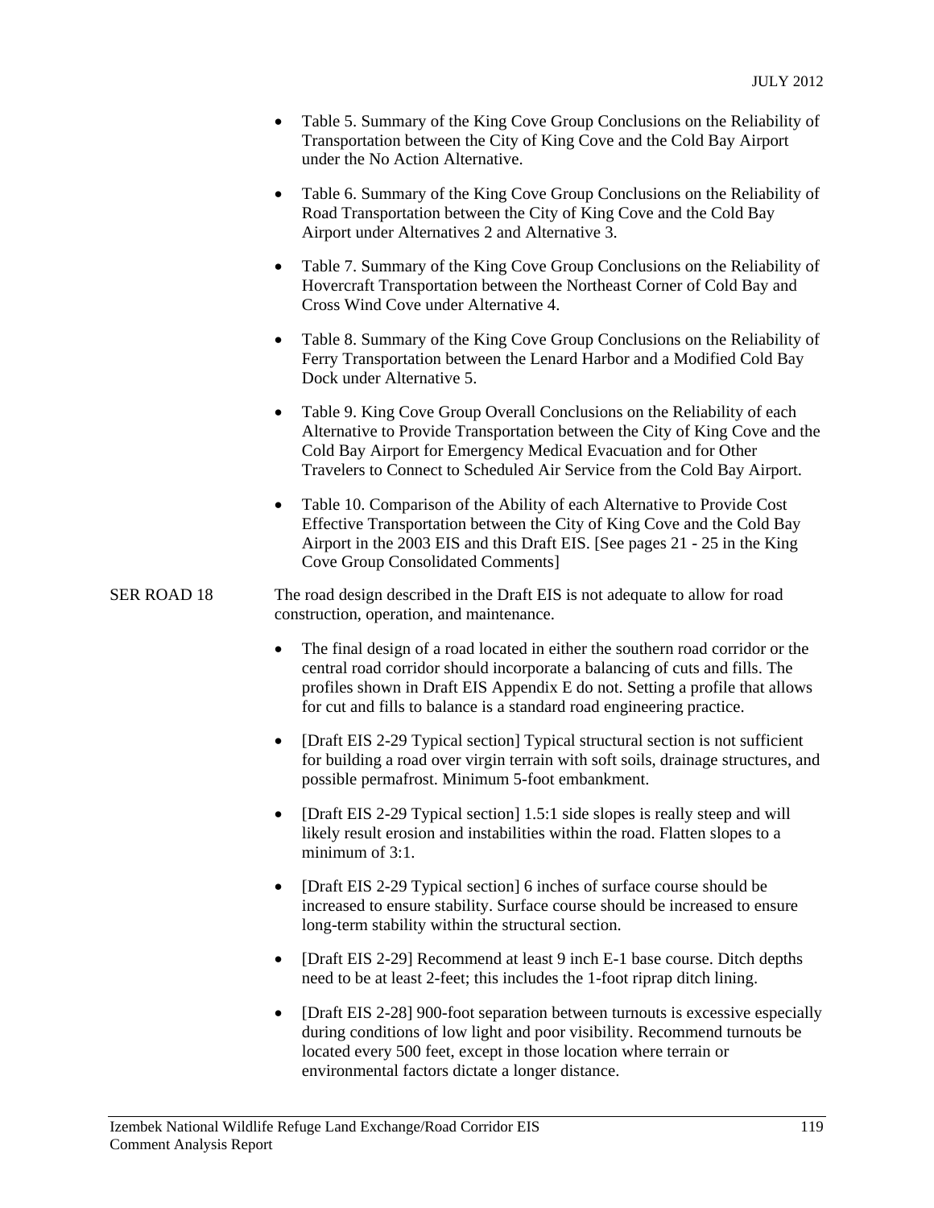- Table 5. Summary of the King Cove Group Conclusions on the Reliability of Transportation between the City of King Cove and the Cold Bay Airport under the No Action Alternative.
- Table 6. Summary of the King Cove Group Conclusions on the Reliability of Road Transportation between the City of King Cove and the Cold Bay Airport under Alternatives 2 and Alternative 3.
- Table 7. Summary of the King Cove Group Conclusions on the Reliability of Hovercraft Transportation between the Northeast Corner of Cold Bay and Cross Wind Cove under Alternative 4.
- Table 8. Summary of the King Cove Group Conclusions on the Reliability of Ferry Transportation between the Lenard Harbor and a Modified Cold Bay Dock under Alternative 5.
- Table 9. King Cove Group Overall Conclusions on the Reliability of each Alternative to Provide Transportation between the City of King Cove and the Cold Bay Airport for Emergency Medical Evacuation and for Other Travelers to Connect to Scheduled Air Service from the Cold Bay Airport.
- Table 10. Comparison of the Ability of each Alternative to Provide Cost Effective Transportation between the City of King Cove and the Cold Bay Airport in the 2003 EIS and this Draft EIS. [See pages 21 - 25 in the King Cove Group Consolidated Comments]

SER ROAD 18 The road design described in the Draft EIS is not adequate to allow for road construction, operation, and maintenance.

- The final design of a road located in either the southern road corridor or the central road corridor should incorporate a balancing of cuts and fills. The profiles shown in Draft EIS Appendix E do not. Setting a profile that allows for cut and fills to balance is a standard road engineering practice.
- [Draft EIS 2-29 Typical section] Typical structural section is not sufficient for building a road over virgin terrain with soft soils, drainage structures, and possible permafrost. Minimum 5-foot embankment.
- [Draft EIS 2-29 Typical section] 1.5:1 side slopes is really steep and will likely result erosion and instabilities within the road. Flatten slopes to a minimum of 3:1.
- [Draft EIS 2-29 Typical section] 6 inches of surface course should be increased to ensure stability. Surface course should be increased to ensure long-term stability within the structural section.
- [Draft EIS 2-29] Recommend at least 9 inch E-1 base course. Ditch depths need to be at least 2-feet; this includes the 1-foot riprap ditch lining.
- [Draft EIS 2-28] 900-foot separation between turnouts is excessive especially during conditions of low light and poor visibility. Recommend turnouts be located every 500 feet, except in those location where terrain or environmental factors dictate a longer distance.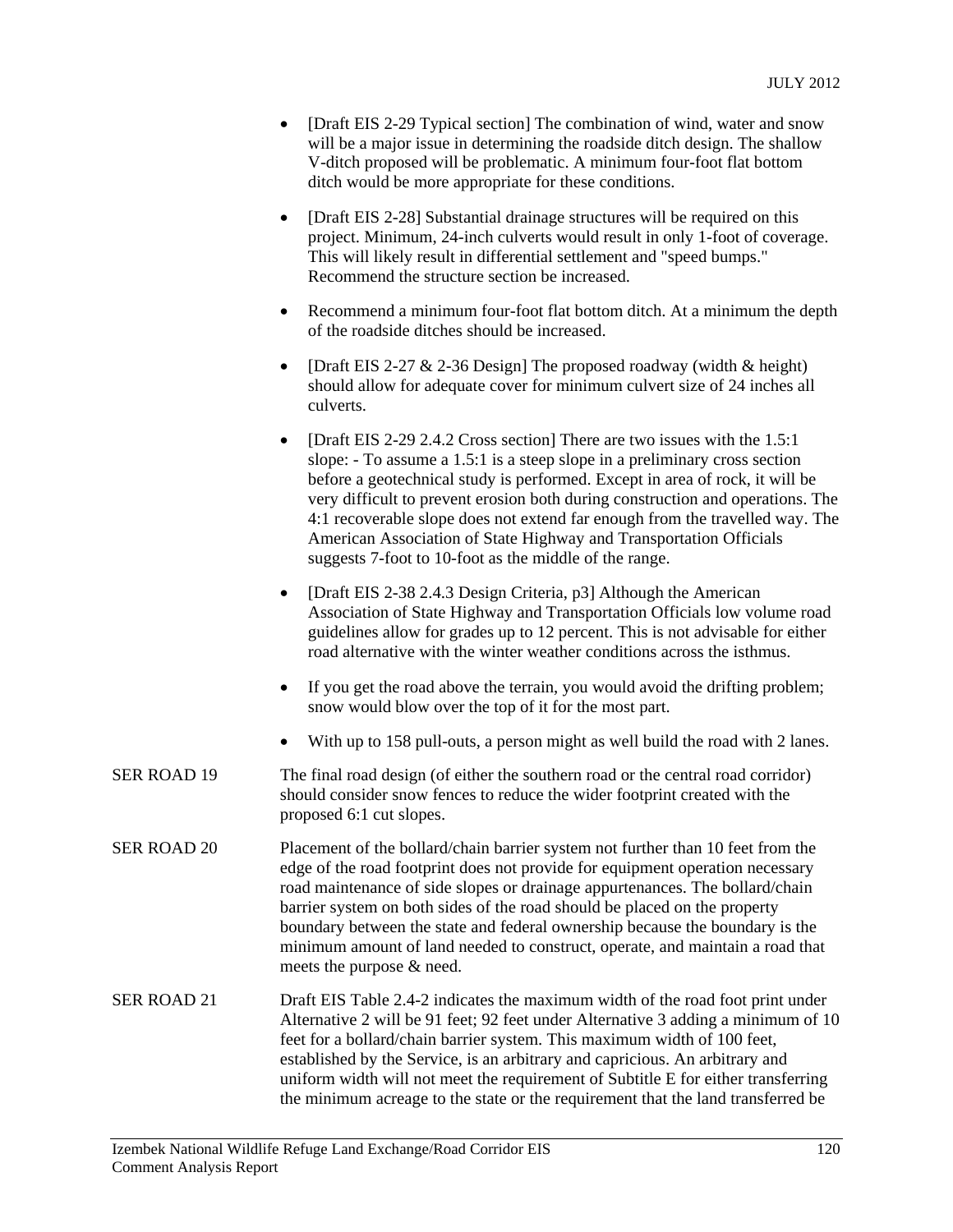- [Draft EIS 2-29 Typical section] The combination of wind, water and snow will be a major issue in determining the roadside ditch design. The shallow V-ditch proposed will be problematic. A minimum four-foot flat bottom ditch would be more appropriate for these conditions.
- [Draft EIS 2-28] Substantial drainage structures will be required on this project. Minimum, 24-inch culverts would result in only 1-foot of coverage. This will likely result in differential settlement and "speed bumps." Recommend the structure section be increased.
- Recommend a minimum four-foot flat bottom ditch. At a minimum the depth of the roadside ditches should be increased.
- [Draft EIS 2-27 & 2-36 Design] The proposed roadway (width & height) should allow for adequate cover for minimum culvert size of 24 inches all culverts.
- [Draft EIS 2-29 2.4.2 Cross section] There are two issues with the 1.5:1 slope: - To assume a 1.5:1 is a steep slope in a preliminary cross section before a geotechnical study is performed. Except in area of rock, it will be very difficult to prevent erosion both during construction and operations. The 4:1 recoverable slope does not extend far enough from the travelled way. The American Association of State Highway and Transportation Officials suggests 7-foot to 10-foot as the middle of the range.
- [Draft EIS 2-38 2.4.3 Design Criteria, p3] Although the American Association of State Highway and Transportation Officials low volume road guidelines allow for grades up to 12 percent. This is not advisable for either road alternative with the winter weather conditions across the isthmus.
- If you get the road above the terrain, you would avoid the drifting problem; snow would blow over the top of it for the most part.
- With up to 158 pull-outs, a person might as well build the road with 2 lanes.

SER ROAD 19 The final road design (of either the southern road or the central road corridor) should consider snow fences to reduce the wider footprint created with the proposed 6:1 cut slopes.

SER ROAD 20 Placement of the bollard/chain barrier system not further than 10 feet from the edge of the road footprint does not provide for equipment operation necessary road maintenance of side slopes or drainage appurtenances. The bollard/chain barrier system on both sides of the road should be placed on the property boundary between the state and federal ownership because the boundary is the minimum amount of land needed to construct, operate, and maintain a road that meets the purpose & need.

SER ROAD 21 Draft EIS Table 2.4-2 indicates the maximum width of the road foot print under Alternative 2 will be 91 feet; 92 feet under Alternative 3 adding a minimum of 10 feet for a bollard/chain barrier system. This maximum width of 100 feet, established by the Service, is an arbitrary and capricious. An arbitrary and uniform width will not meet the requirement of Subtitle E for either transferring the minimum acreage to the state or the requirement that the land transferred be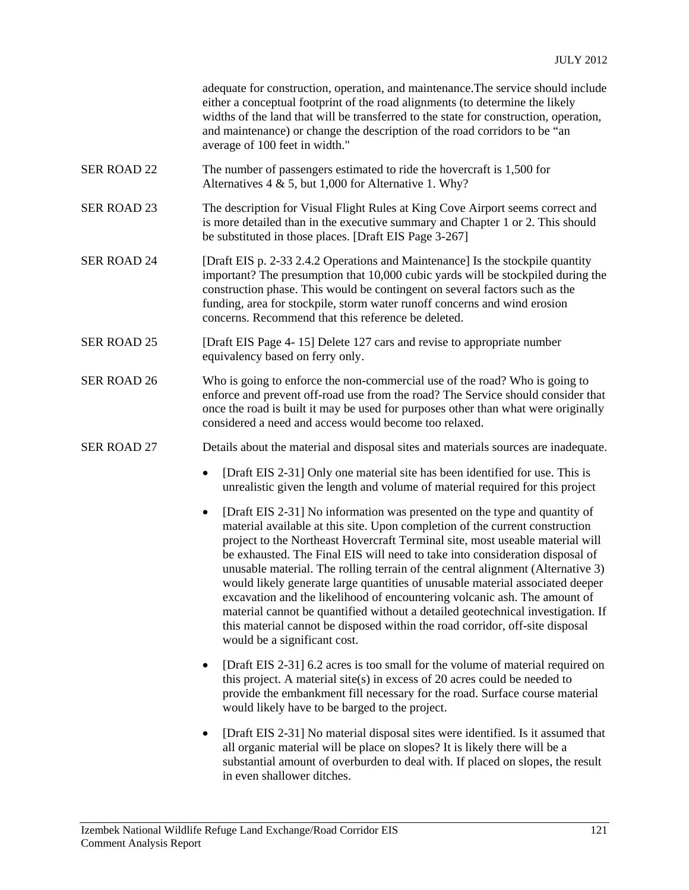adequate for construction, operation, and maintenance.The service should include either a conceptual footprint of the road alignments (to determine the likely widths of the land that will be transferred to the state for construction, operation, and maintenance) or change the description of the road corridors to be "an average of 100 feet in width."

SER ROAD 22 The number of passengers estimated to ride the hovercraft is 1,500 for Alternatives 4 & 5, but 1,000 for Alternative 1. Why?

SER ROAD 23 The description for Visual Flight Rules at King Cove Airport seems correct and is more detailed than in the executive summary and Chapter 1 or 2. This should be substituted in those places. [Draft EIS Page 3-267]

SER ROAD 24 [Draft EIS p. 2-33 2.4.2 Operations and Maintenance] Is the stockpile quantity important? The presumption that 10,000 cubic yards will be stockpiled during the construction phase. This would be contingent on several factors such as the funding, area for stockpile, storm water runoff concerns and wind erosion concerns. Recommend that this reference be deleted.

SER ROAD 25 [Draft EIS Page 4- 15] Delete 127 cars and revise to appropriate number equivalency based on ferry only.

SER ROAD 26 Who is going to enforce the non-commercial use of the road? Who is going to enforce and prevent off-road use from the road? The Service should consider that once the road is built it may be used for purposes other than what were originally considered a need and access would become too relaxed.

SER ROAD 27 Details about the material and disposal sites and materials sources are inadequate.

- [Draft EIS 2-31] Only one material site has been identified for use. This is unrealistic given the length and volume of material required for this project
- [Draft EIS 2-31] No information was presented on the type and quantity of material available at this site. Upon completion of the current construction project to the Northeast Hovercraft Terminal site, most useable material will be exhausted. The Final EIS will need to take into consideration disposal of unusable material. The rolling terrain of the central alignment (Alternative 3) would likely generate large quantities of unusable material associated deeper excavation and the likelihood of encountering volcanic ash. The amount of material cannot be quantified without a detailed geotechnical investigation. If this material cannot be disposed within the road corridor, off-site disposal would be a significant cost.
- [Draft EIS 2-31] 6.2 acres is too small for the volume of material required on this project. A material site(s) in excess of 20 acres could be needed to provide the embankment fill necessary for the road. Surface course material would likely have to be barged to the project.
- [Draft EIS 2-31] No material disposal sites were identified. Is it assumed that all organic material will be place on slopes? It is likely there will be a substantial amount of overburden to deal with. If placed on slopes, the result in even shallower ditches.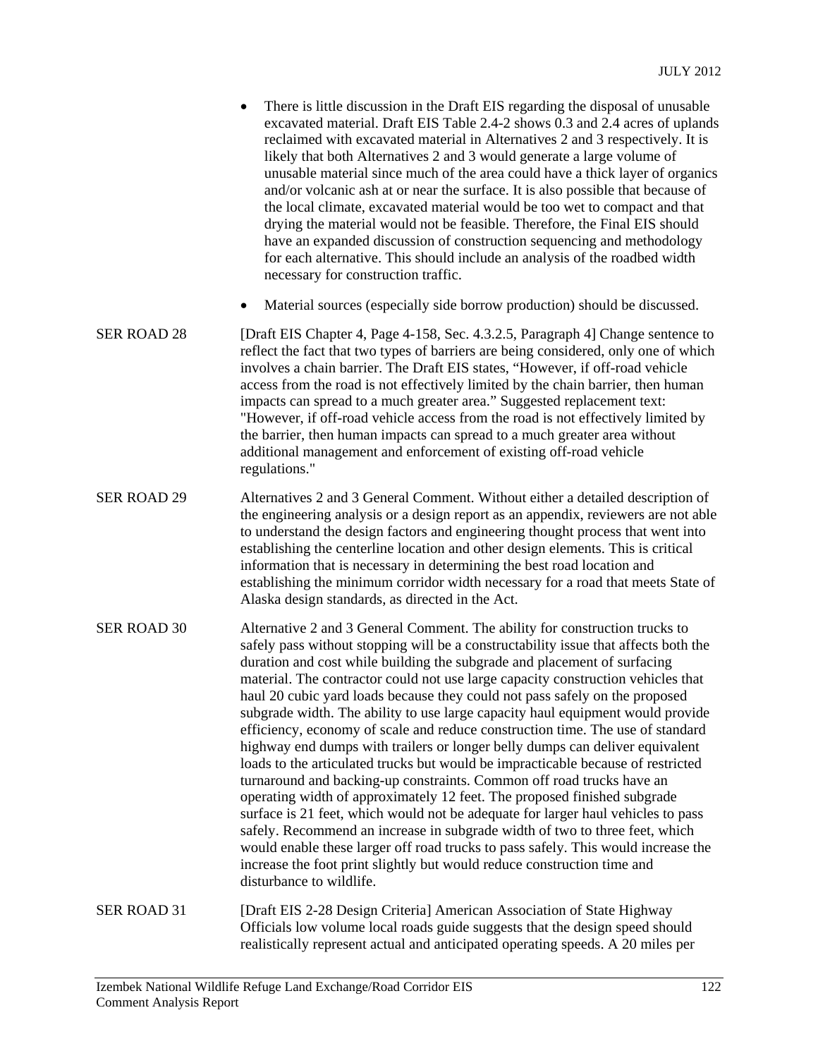- There is little discussion in the Draft EIS regarding the disposal of unusable excavated material. Draft EIS Table 2.4-2 shows 0.3 and 2.4 acres of uplands reclaimed with excavated material in Alternatives 2 and 3 respectively. It is likely that both Alternatives 2 and 3 would generate a large volume of unusable material since much of the area could have a thick layer of organics and/or volcanic ash at or near the surface. It is also possible that because of the local climate, excavated material would be too wet to compact and that drying the material would not be feasible. Therefore, the Final EIS should have an expanded discussion of construction sequencing and methodology for each alternative. This should include an analysis of the roadbed width necessary for construction traffic.
- Material sources (especially side borrow production) should be discussed.

| | |
|---|---|
| SER ROAD 28 | [Draft EIS Chapter 4, Page 4-158, Sec. 4.3.2.5, Paragraph 4] Change sentence to reflect the fact that two types of barriers are being considered, only one of which involves a chain barrier. The Draft EIS states, "However, if off-road vehicle access from the road is not effectively limited by the chain barrier, then human impacts can spread to a much greater area." Suggested replacement text: "However, if off-road vehicle access from the road is not effectively limited by the barrier, then human impacts can spread to a much greater area without additional management and enforcement of existing off-road vehicle regulations." |
| SER ROAD 29 | Alternatives 2 and 3 General Comment. Without either a detailed description of the engineering analysis or a design report as an appendix, reviewers are not able to understand the design factors and engineering thought process that went into establishing the centerline location and other design elements. This is critical information that is necessary in determining the best road location and establishing the minimum corridor width necessary for a road that meets State of Alaska design standards, as directed in the Act. |
| SER ROAD 30 | Alternative 2 and 3 General Comment. The ability for construction trucks to safely pass without stopping will be a constructability issue that affects both the duration and cost while building the subgrade and placement of surfacing material. The contractor could not use large capacity construction vehicles that haul 20 cubic yard loads because they could not pass safely on the proposed subgrade width. The ability to use large capacity haul equipment would provide efficiency, economy of scale and reduce construction time. The use of standard highway end dumps with trailers or longer belly dumps can deliver equivalent loads to the articulated trucks but would be impracticable because of restricted turnaround and backing-up constraints. Common off road trucks have an operating width of approximately 12 feet. The proposed finished subgrade surface is 21 feet, which would not be adequate for larger haul vehicles to pass safely. Recommend an increase in subgrade width of two to three feet, which would enable these larger off road trucks to pass safely. This would increase the increase the foot print slightly but would reduce construction time and disturbance to wildlife. |
| SER ROAD 31 | [Draft EIS 2-28 Design Criteria] American Association of State Highway Officials low volume local roads guide suggests that the design speed should realistically represent actual and anticipated operating speeds. A 20 miles per |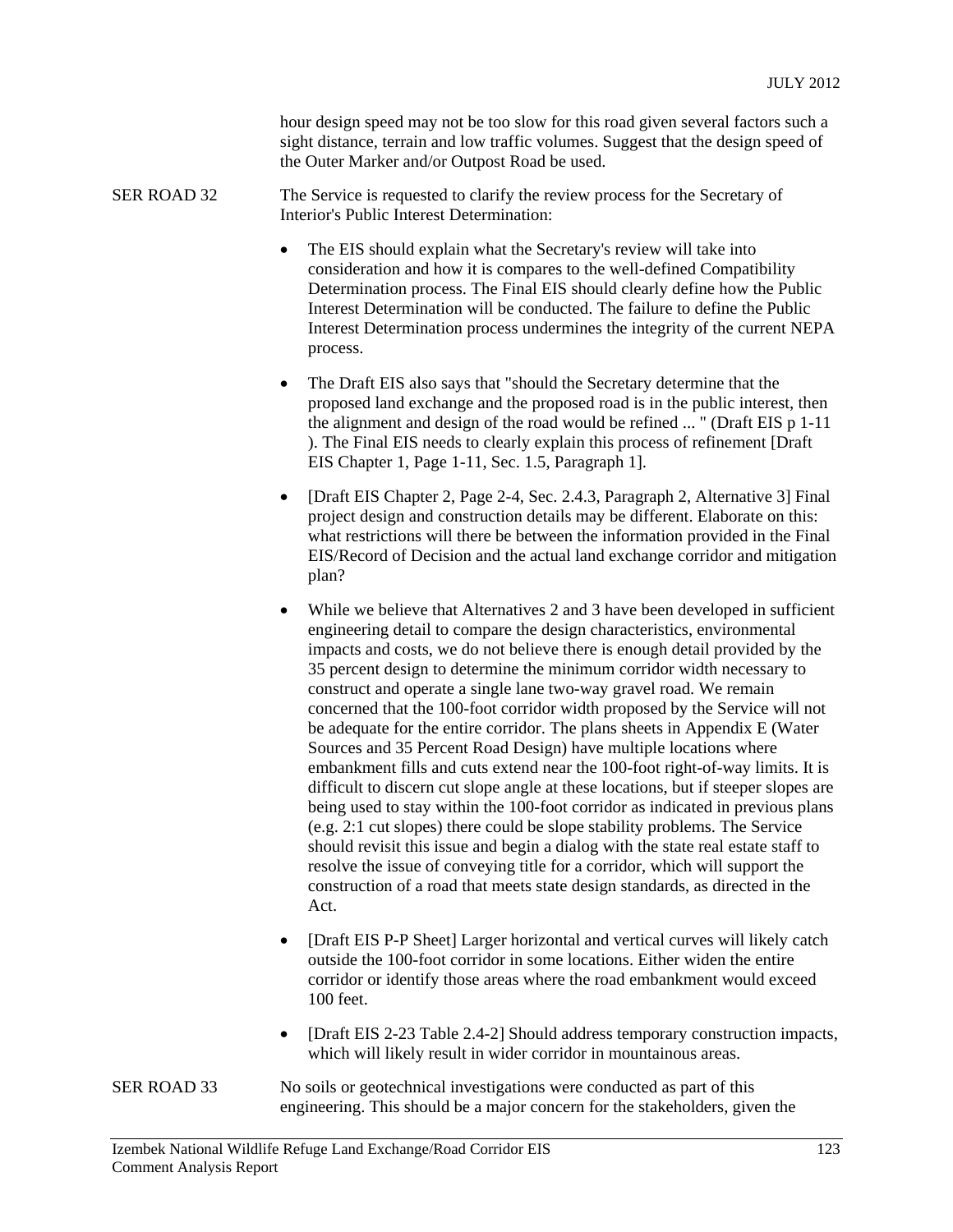hour design speed may not be too slow for this road given several factors such a sight distance, terrain and low traffic volumes. Suggest that the design speed of the Outer Marker and/or Outpost Road be used.

SER ROAD 32 The Service is requested to clarify the review process for the Secretary of Interior's Public Interest Determination:

- The EIS should explain what the Secretary's review will take into consideration and how it is compares to the well-defined Compatibility Determination process. The Final EIS should clearly define how the Public Interest Determination will be conducted. The failure to define the Public Interest Determination process undermines the integrity of the current NEPA process.

- The Draft EIS also says that "should the Secretary determine that the proposed land exchange and the proposed road is in the public interest, then the alignment and design of the road would be refined ... " (Draft EIS p 1-11 ). The Final EIS needs to clearly explain this process of refinement [Draft EIS Chapter 1, Page 1-11, Sec. 1.5, Paragraph 1].

- [Draft EIS Chapter 2, Page 2-4, Sec. 2.4.3, Paragraph 2, Alternative 3] Final project design and construction details may be different. Elaborate on this: what restrictions will there be between the information provided in the Final EIS/Record of Decision and the actual land exchange corridor and mitigation plan?

- While we believe that Alternatives 2 and 3 have been developed in sufficient engineering detail to compare the design characteristics, environmental impacts and costs, we do not believe there is enough detail provided by the 35 percent design to determine the minimum corridor width necessary to construct and operate a single lane two-way gravel road. We remain concerned that the 100-foot corridor width proposed by the Service will not be adequate for the entire corridor. The plans sheets in Appendix E (Water Sources and 35 Percent Road Design) have multiple locations where embankment fills and cuts extend near the 100-foot right-of-way limits. It is difficult to discern cut slope angle at these locations, but if steeper slopes are being used to stay within the 100-foot corridor as indicated in previous plans (e.g. 2:1 cut slopes) there could be slope stability problems. The Service should revisit this issue and begin a dialog with the state real estate staff to resolve the issue of conveying title for a corridor, which will support the construction of a road that meets state design standards, as directed in the Act.

- [Draft EIS P-P Sheet] Larger horizontal and vertical curves will likely catch outside the 100-foot corridor in some locations. Either widen the entire corridor or identify those areas where the road embankment would exceed 100 feet.

- [Draft EIS 2-23 Table 2.4-2] Should address temporary construction impacts, which will likely result in wider corridor in mountainous areas.

SER ROAD 33 No soils or geotechnical investigations were conducted as part of this engineering. This should be a major concern for the stakeholders, given the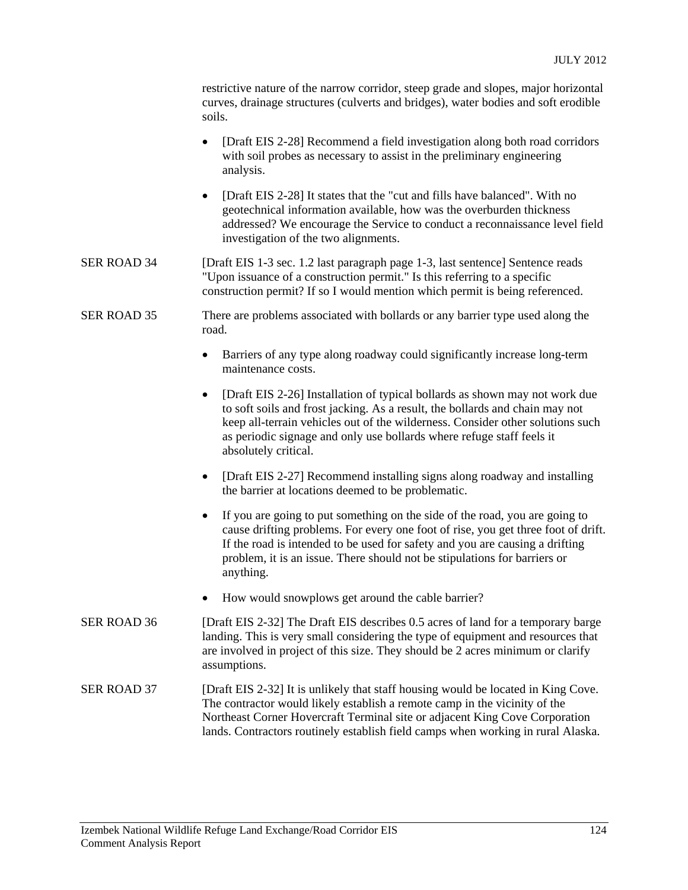restrictive nature of the narrow corridor, steep grade and slopes, major horizontal curves, drainage structures (culverts and bridges), water bodies and soft erodible soils.

- [Draft EIS 2-28] Recommend a field investigation along both road corridors with soil probes as necessary to assist in the preliminary engineering analysis.
- [Draft EIS 2-28] It states that the "cut and fills have balanced". With no geotechnical information available, how was the overburden thickness addressed? We encourage the Service to conduct a reconnaissance level field investigation of the two alignments.

SER ROAD 34 — [Draft EIS 1-3 sec. 1.2 last paragraph page 1-3, last sentence] Sentence reads "Upon issuance of a construction permit." Is this referring to a specific construction permit? If so I would mention which permit is being referenced.

SER ROAD 35 — There are problems associated with bollards or any barrier type used along the road.

- Barriers of any type along roadway could significantly increase long-term maintenance costs.
- [Draft EIS 2-26] Installation of typical bollards as shown may not work due to soft soils and frost jacking. As a result, the bollards and chain may not keep all-terrain vehicles out of the wilderness. Consider other solutions such as periodic signage and only use bollards where refuge staff feels it absolutely critical.
- [Draft EIS 2-27] Recommend installing signs along roadway and installing the barrier at locations deemed to be problematic.
- If you are going to put something on the side of the road, you are going to cause drifting problems. For every one foot of rise, you get three foot of drift. If the road is intended to be used for safety and you are causing a drifting problem, it is an issue. There should not be stipulations for barriers or anything.
- How would snowplows get around the cable barrier?

SER ROAD 36 — [Draft EIS 2-32] The Draft EIS describes 0.5 acres of land for a temporary barge landing. This is very small considering the type of equipment and resources that are involved in project of this size. They should be 2 acres minimum or clarify assumptions.

SER ROAD 37 — [Draft EIS 2-32] It is unlikely that staff housing would be located in King Cove. The contractor would likely establish a remote camp in the vicinity of the Northeast Corner Hovercraft Terminal site or adjacent King Cove Corporation lands. Contractors routinely establish field camps when working in rural Alaska.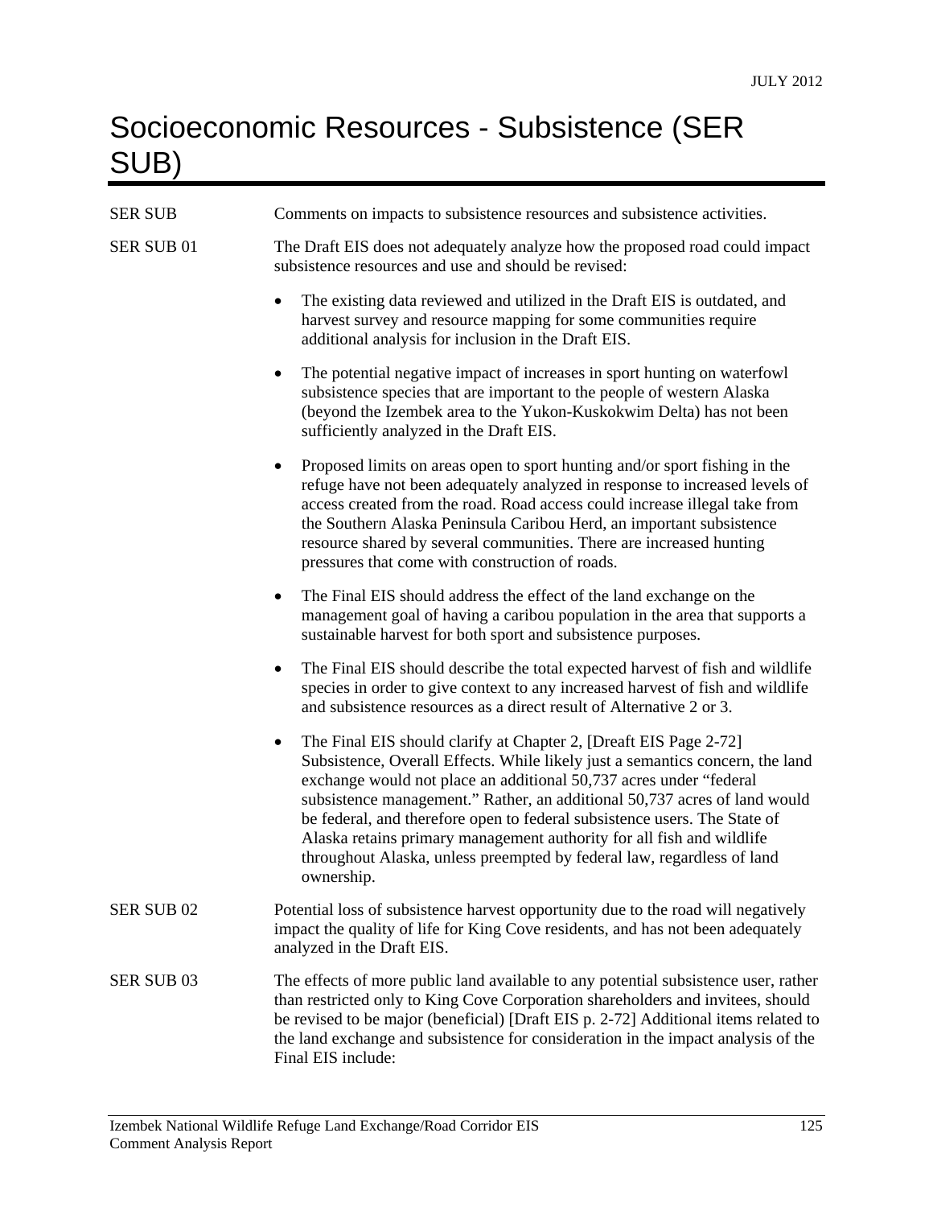# Socioeconomic Resources - Subsistence (SER SUB)

| | |
|---|---|
| SER SUB | Comments on impacts to subsistence resources and subsistence activities. |
| SER SUB 01 | The Draft EIS does not adequately analyze how the proposed road could impact subsistence resources and use and should be revised: |

- The existing data reviewed and utilized in the Draft EIS is outdated, and harvest survey and resource mapping for some communities require additional analysis for inclusion in the Draft EIS.
- The potential negative impact of increases in sport hunting on waterfowl subsistence species that are important to the people of western Alaska (beyond the Izembek area to the Yukon-Kuskokwim Delta) has not been sufficiently analyzed in the Draft EIS.
- Proposed limits on areas open to sport hunting and/or sport fishing in the refuge have not been adequately analyzed in response to increased levels of access created from the road. Road access could increase illegal take from the Southern Alaska Peninsula Caribou Herd, an important subsistence resource shared by several communities. There are increased hunting pressures that come with construction of roads.
- The Final EIS should address the effect of the land exchange on the management goal of having a caribou population in the area that supports a sustainable harvest for both sport and subsistence purposes.
- The Final EIS should describe the total expected harvest of fish and wildlife species in order to give context to any increased harvest of fish and wildlife and subsistence resources as a direct result of Alternative 2 or 3.
- The Final EIS should clarify at Chapter 2, [Dreaft EIS Page 2-72] Subsistence, Overall Effects. While likely just a semantics concern, the land exchange would not place an additional 50,737 acres under "federal subsistence management." Rather, an additional 50,737 acres of land would be federal, and therefore open to federal subsistence users. The State of Alaska retains primary management authority for all fish and wildlife throughout Alaska, unless preempted by federal law, regardless of land ownership.

| | |
|---|---|
| SER SUB 02 | Potential loss of subsistence harvest opportunity due to the road will negatively impact the quality of life for King Cove residents, and has not been adequately analyzed in the Draft EIS. |
| SER SUB 03 | The effects of more public land available to any potential subsistence user, rather than restricted only to King Cove Corporation shareholders and invitees, should be revised to be major (beneficial) [Draft EIS p. 2-72] Additional items related to the land exchange and subsistence for consideration in the impact analysis of the Final EIS include: |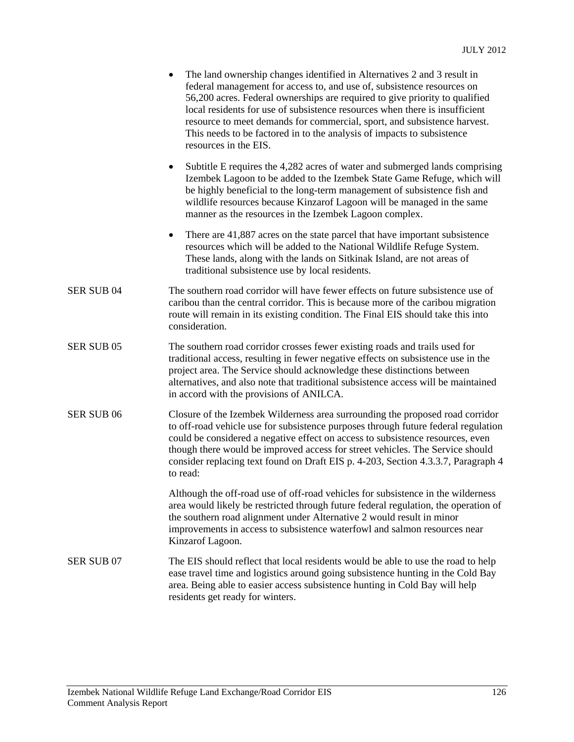- The land ownership changes identified in Alternatives 2 and 3 result in federal management for access to, and use of, subsistence resources on 56,200 acres. Federal ownerships are required to give priority to qualified local residents for use of subsistence resources when there is insufficient resource to meet demands for commercial, sport, and subsistence harvest. This needs to be factored in to the analysis of impacts to subsistence resources in the EIS.
- Subtitle E requires the 4,282 acres of water and submerged lands comprising Izembek Lagoon to be added to the Izembek State Game Refuge, which will be highly beneficial to the long-term management of subsistence fish and wildlife resources because Kinzarof Lagoon will be managed in the same manner as the resources in the Izembek Lagoon complex.
- There are 41,887 acres on the state parcel that have important subsistence resources which will be added to the National Wildlife Refuge System. These lands, along with the lands on Sitkinak Island, are not areas of traditional subsistence use by local residents.

| | |
|---|---|
| SER SUB 04 | The southern road corridor will have fewer effects on future subsistence use of caribou than the central corridor. This is because more of the caribou migration route will remain in its existing condition. The Final EIS should take this into consideration. |
| SER SUB 05 | The southern road corridor crosses fewer existing roads and trails used for traditional access, resulting in fewer negative effects on subsistence use in the project area. The Service should acknowledge these distinctions between alternatives, and also note that traditional subsistence access will be maintained in accord with the provisions of ANILCA. |
| SER SUB 06 | Closure of the Izembek Wilderness area surrounding the proposed road corridor to off-road vehicle use for subsistence purposes through future federal regulation could be considered a negative effect on access to subsistence resources, even though there would be improved access for street vehicles. The Service should consider replacing text found on Draft EIS p. 4-203, Section 4.3.3.7, Paragraph 4 to read: <br><br> Although the off-road use of off-road vehicles for subsistence in the wilderness area would likely be restricted through future federal regulation, the operation of the southern road alignment under Alternative 2 would result in minor improvements in access to subsistence waterfowl and salmon resources near Kinzarof Lagoon. |
| SER SUB 07 | The EIS should reflect that local residents would be able to use the road to help ease travel time and logistics around going subsistence hunting in the Cold Bay area. Being able to easier access subsistence hunting in Cold Bay will help residents get ready for winters. |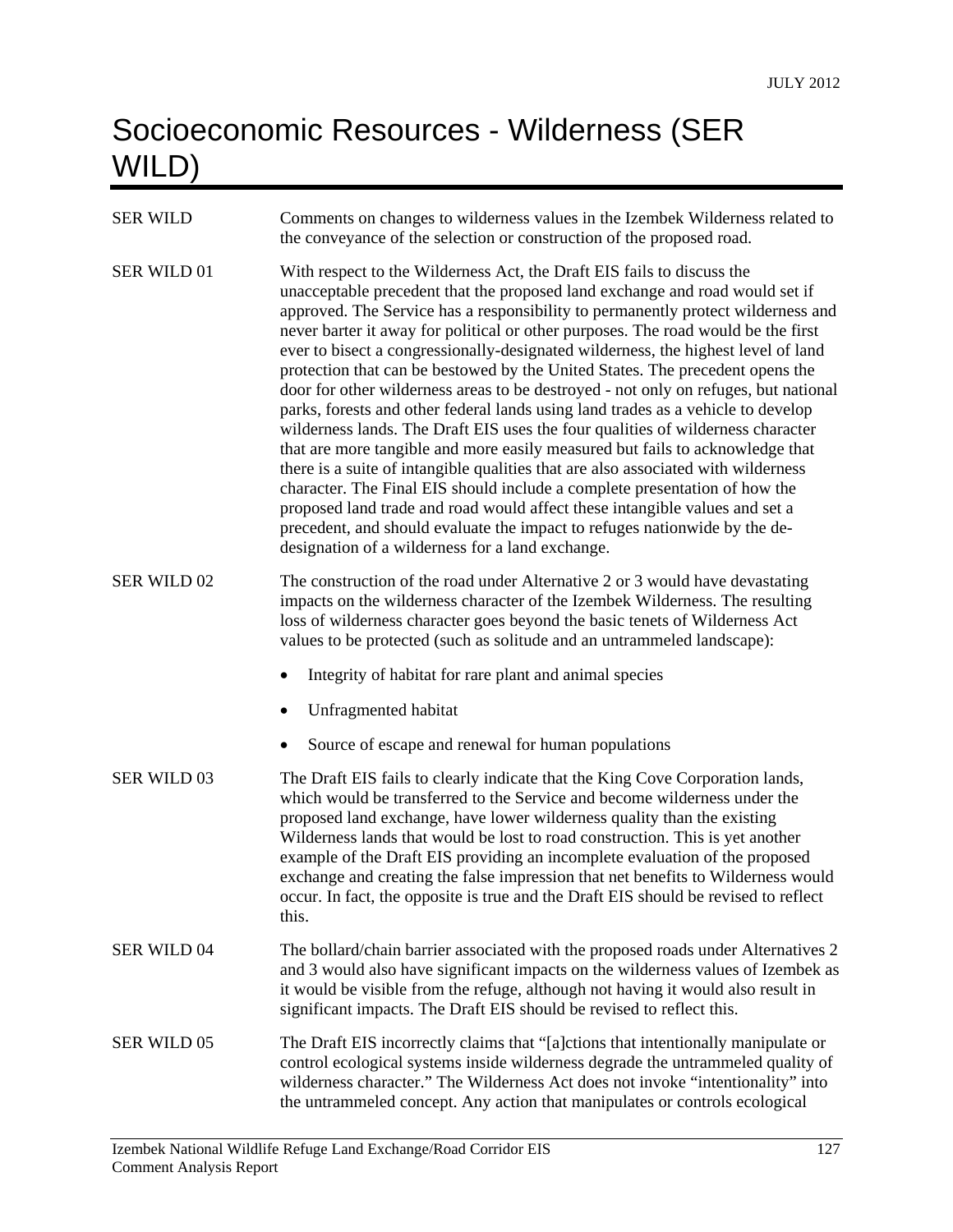# Socioeconomic Resources - Wilderness (SER WILD)

| | |
|---|---|
| SER WILD | Comments on changes to wilderness values in the Izembek Wilderness related to the conveyance of the selection or construction of the proposed road. |
| SER WILD 01 | With respect to the Wilderness Act, the Draft EIS fails to discuss the unacceptable precedent that the proposed land exchange and road would set if approved. The Service has a responsibility to permanently protect wilderness and never barter it away for political or other purposes. The road would be the first ever to bisect a congressionally-designated wilderness, the highest level of land protection that can be bestowed by the United States. The precedent opens the door for other wilderness areas to be destroyed - not only on refuges, but national parks, forests and other federal lands using land trades as a vehicle to develop wilderness lands. The Draft EIS uses the four qualities of wilderness character that are more tangible and more easily measured but fails to acknowledge that there is a suite of intangible qualities that are also associated with wilderness character. The Final EIS should include a complete presentation of how the proposed land trade and road would affect these intangible values and set a precedent, and should evaluate the impact to refuges nationwide by the de-designation of a wilderness for a land exchange. |
| SER WILD 02 | The construction of the road under Alternative 2 or 3 would have devastating impacts on the wilderness character of the Izembek Wilderness. The resulting loss of wilderness character goes beyond the basic tenets of Wilderness Act values to be protected (such as solitude and an untrammeled landscape):<br>• Integrity of habitat for rare plant and animal species<br>• Unfragmented habitat<br>• Source of escape and renewal for human populations |
| SER WILD 03 | The Draft EIS fails to clearly indicate that the King Cove Corporation lands, which would be transferred to the Service and become wilderness under the proposed land exchange, have lower wilderness quality than the existing Wilderness lands that would be lost to road construction. This is yet another example of the Draft EIS providing an incomplete evaluation of the proposed exchange and creating the false impression that net benefits to Wilderness would occur. In fact, the opposite is true and the Draft EIS should be revised to reflect this. |
| SER WILD 04 | The bollard/chain barrier associated with the proposed roads under Alternatives 2 and 3 would also have significant impacts on the wilderness values of Izembek as it would be visible from the refuge, although not having it would also result in significant impacts. The Draft EIS should be revised to reflect this. |
| SER WILD 05 | The Draft EIS incorrectly claims that "[a]ctions that intentionally manipulate or control ecological systems inside wilderness degrade the untrammeled quality of wilderness character." The Wilderness Act does not invoke "intentionality" into the untrammeled concept. Any action that manipulates or controls ecological |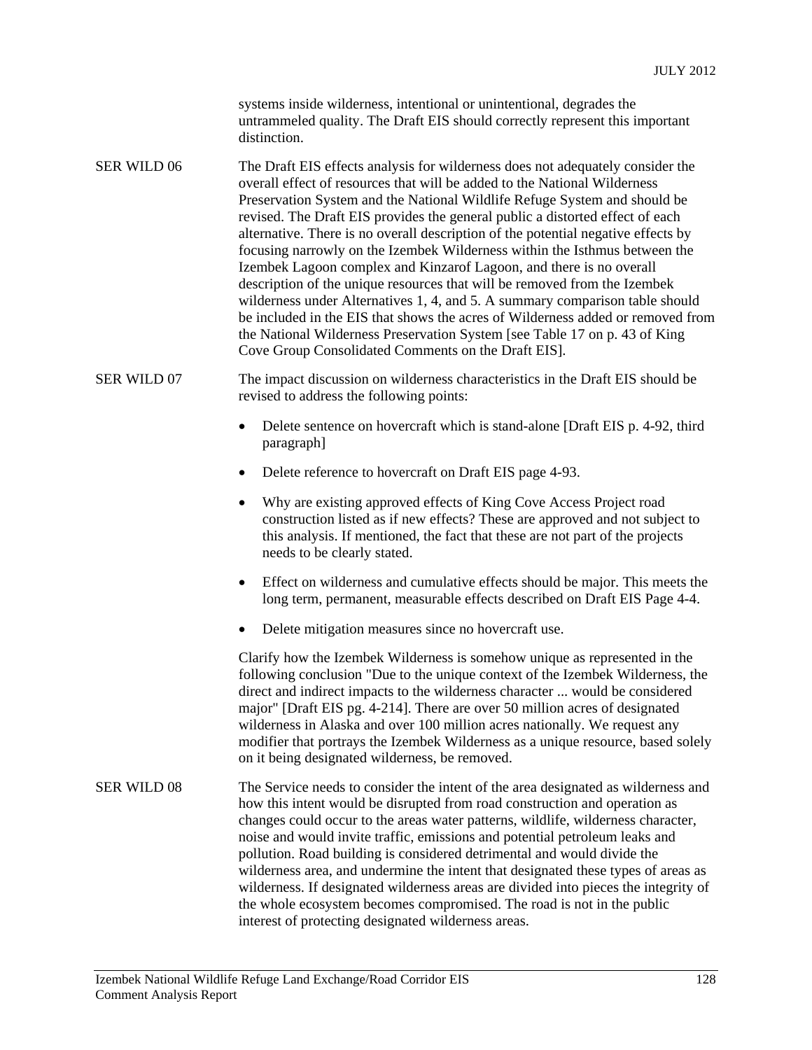systems inside wilderness, intentional or unintentional, degrades the untrammeled quality. The Draft EIS should correctly represent this important distinction.

SER WILD 06 The Draft EIS effects analysis for wilderness does not adequately consider the overall effect of resources that will be added to the National Wilderness Preservation System and the National Wildlife Refuge System and should be revised. The Draft EIS provides the general public a distorted effect of each alternative. There is no overall description of the potential negative effects by focusing narrowly on the Izembek Wilderness within the Isthmus between the Izembek Lagoon complex and Kinzarof Lagoon, and there is no overall description of the unique resources that will be removed from the Izembek wilderness under Alternatives 1, 4, and 5. A summary comparison table should be included in the EIS that shows the acres of Wilderness added or removed from the National Wilderness Preservation System [see Table 17 on p. 43 of King Cove Group Consolidated Comments on the Draft EIS].

SER WILD 07 The impact discussion on wilderness characteristics in the Draft EIS should be revised to address the following points:

- Delete sentence on hovercraft which is stand-alone [Draft EIS p. 4-92, third paragraph]
- Delete reference to hovercraft on Draft EIS page 4-93.
- Why are existing approved effects of King Cove Access Project road construction listed as if new effects? These are approved and not subject to this analysis. If mentioned, the fact that these are not part of the projects needs to be clearly stated.
- Effect on wilderness and cumulative effects should be major. This meets the long term, permanent, measurable effects described on Draft EIS Page 4-4.
- Delete mitigation measures since no hovercraft use.

Clarify how the Izembek Wilderness is somehow unique as represented in the following conclusion "Due to the unique context of the Izembek Wilderness, the direct and indirect impacts to the wilderness character ... would be considered major" [Draft EIS pg. 4-214]. There are over 50 million acres of designated wilderness in Alaska and over 100 million acres nationally. We request any modifier that portrays the Izembek Wilderness as a unique resource, based solely on it being designated wilderness, be removed.

SER WILD 08 The Service needs to consider the intent of the area designated as wilderness and how this intent would be disrupted from road construction and operation as changes could occur to the areas water patterns, wildlife, wilderness character, noise and would invite traffic, emissions and potential petroleum leaks and pollution. Road building is considered detrimental and would divide the wilderness area, and undermine the intent that designated these types of areas as wilderness. If designated wilderness areas are divided into pieces the integrity of the whole ecosystem becomes compromised. The road is not in the public interest of protecting designated wilderness areas.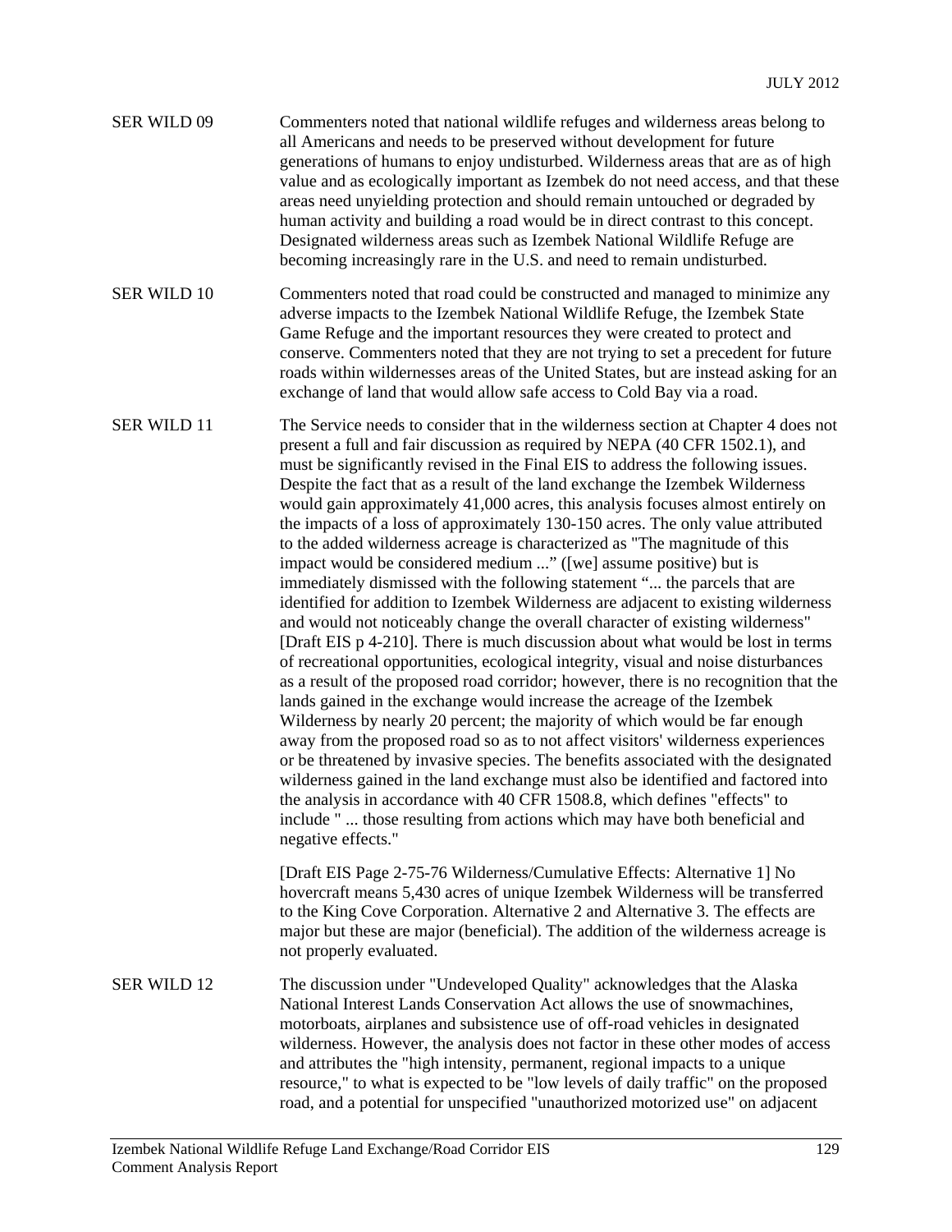SER WILD 09 Commenters noted that national wildlife refuges and wilderness areas belong to all Americans and needs to be preserved without development for future generations of humans to enjoy undisturbed. Wilderness areas that are as of high value and as ecologically important as Izembek do not need access, and that these areas need unyielding protection and should remain untouched or degraded by human activity and building a road would be in direct contrast to this concept. Designated wilderness areas such as Izembek National Wildlife Refuge are becoming increasingly rare in the U.S. and need to remain undisturbed.

SER WILD 10 Commenters noted that road could be constructed and managed to minimize any adverse impacts to the Izembek National Wildlife Refuge, the Izembek State Game Refuge and the important resources they were created to protect and conserve. Commenters noted that they are not trying to set a precedent for future roads within wildernesses areas of the United States, but are instead asking for an exchange of land that would allow safe access to Cold Bay via a road.

SER WILD 11 The Service needs to consider that in the wilderness section at Chapter 4 does not present a full and fair discussion as required by NEPA (40 CFR 1502.1), and must be significantly revised in the Final EIS to address the following issues. Despite the fact that as a result of the land exchange the Izembek Wilderness would gain approximately 41,000 acres, this analysis focuses almost entirely on the impacts of a loss of approximately 130-150 acres. The only value attributed to the added wilderness acreage is characterized as "The magnitude of this impact would be considered medium ..." ([we] assume positive) but is immediately dismissed with the following statement "... the parcels that are identified for addition to Izembek Wilderness are adjacent to existing wilderness and would not noticeably change the overall character of existing wilderness" [Draft EIS p 4-210]. There is much discussion about what would be lost in terms of recreational opportunities, ecological integrity, visual and noise disturbances as a result of the proposed road corridor; however, there is no recognition that the lands gained in the exchange would increase the acreage of the Izembek Wilderness by nearly 20 percent; the majority of which would be far enough away from the proposed road so as to not affect visitors' wilderness experiences or be threatened by invasive species. The benefits associated with the designated wilderness gained in the land exchange must also be identified and factored into the analysis in accordance with 40 CFR 1508.8, which defines "effects" to include " ... those resulting from actions which may have both beneficial and negative effects."

[Draft EIS Page 2-75-76 Wilderness/Cumulative Effects: Alternative 1] No hovercraft means 5,430 acres of unique Izembek Wilderness will be transferred to the King Cove Corporation. Alternative 2 and Alternative 3. The effects are major but these are major (beneficial). The addition of the wilderness acreage is not properly evaluated.

SER WILD 12 The discussion under "Undeveloped Quality" acknowledges that the Alaska National Interest Lands Conservation Act allows the use of snowmachines, motorboats, airplanes and subsistence use of off-road vehicles in designated wilderness. However, the analysis does not factor in these other modes of access and attributes the "high intensity, permanent, regional impacts to a unique resource," to what is expected to be "low levels of daily traffic" on the proposed road, and a potential for unspecified "unauthorized motorized use" on adjacent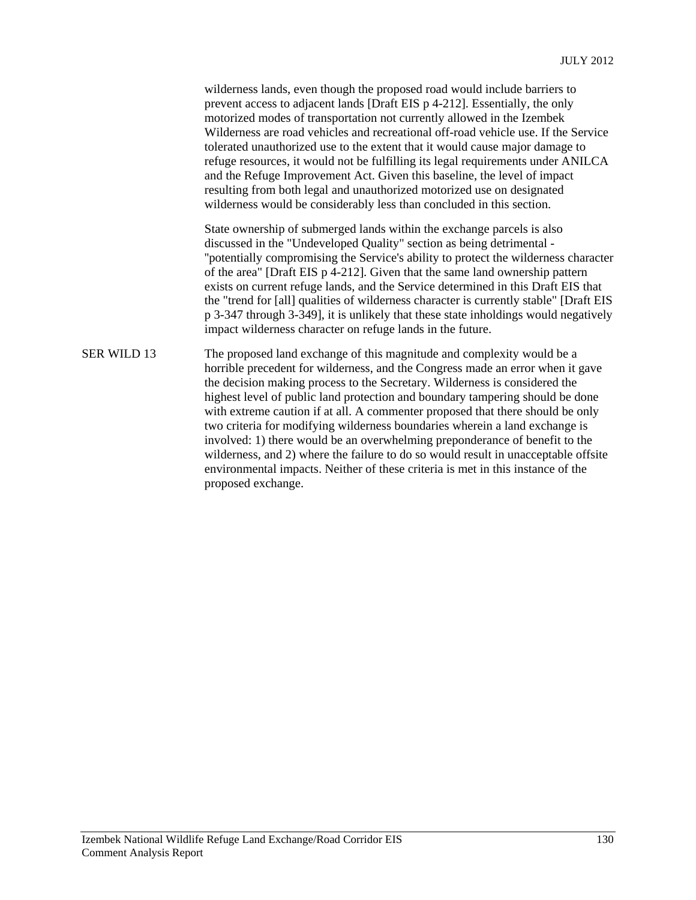wilderness lands, even though the proposed road would include barriers to prevent access to adjacent lands [Draft EIS p 4-212]. Essentially, the only motorized modes of transportation not currently allowed in the Izembek Wilderness are road vehicles and recreational off-road vehicle use. If the Service tolerated unauthorized use to the extent that it would cause major damage to refuge resources, it would not be fulfilling its legal requirements under ANILCA and the Refuge Improvement Act. Given this baseline, the level of impact resulting from both legal and unauthorized motorized use on designated wilderness would be considerably less than concluded in this section.

State ownership of submerged lands within the exchange parcels is also discussed in the "Undeveloped Quality" section as being detrimental - "potentially compromising the Service's ability to protect the wilderness character of the area" [Draft EIS p 4-212]. Given that the same land ownership pattern exists on current refuge lands, and the Service determined in this Draft EIS that the "trend for [all] qualities of wilderness character is currently stable" [Draft EIS p 3-347 through 3-349], it is unlikely that these state inholdings would negatively impact wilderness character on refuge lands in the future.

SER WILD 13 The proposed land exchange of this magnitude and complexity would be a horrible precedent for wilderness, and the Congress made an error when it gave the decision making process to the Secretary. Wilderness is considered the highest level of public land protection and boundary tampering should be done with extreme caution if at all. A commenter proposed that there should be only two criteria for modifying wilderness boundaries wherein a land exchange is involved: 1) there would be an overwhelming preponderance of benefit to the wilderness, and 2) where the failure to do so would result in unacceptable offsite environmental impacts. Neither of these criteria is met in this instance of the proposed exchange.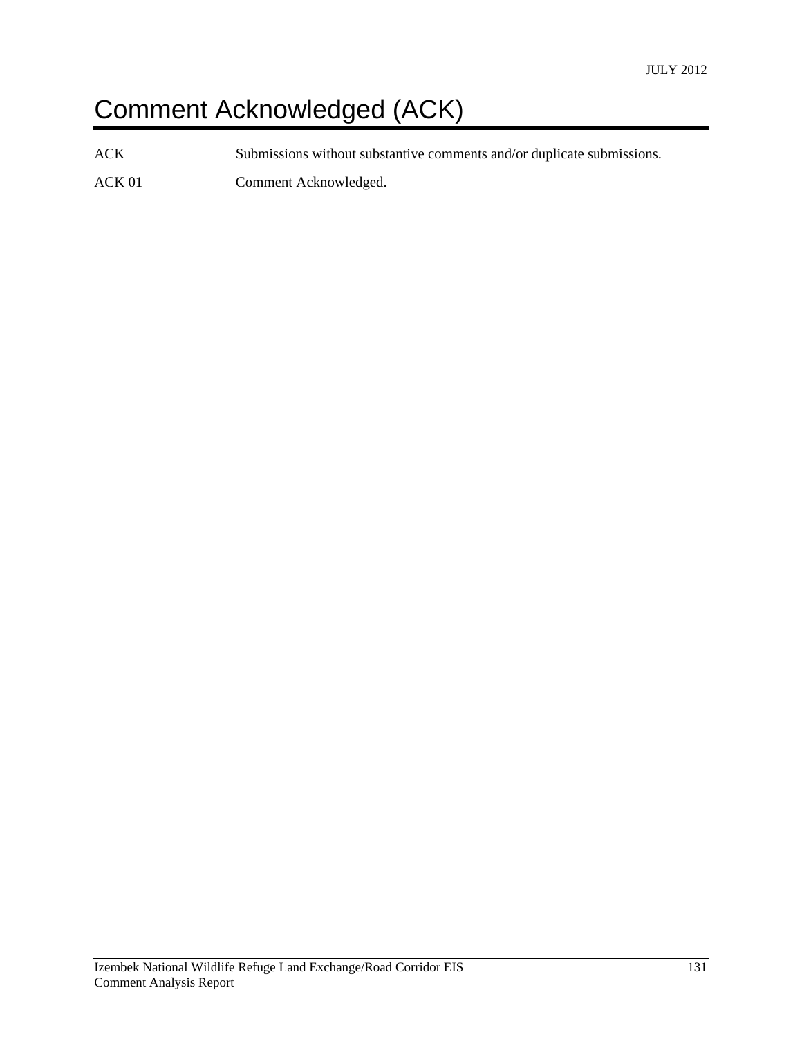# Comment Acknowledged (ACK)

| | |
|---|---|
| ACK | Submissions without substantive comments and/or duplicate submissions. |
| ACK 01 | Comment Acknowledged. |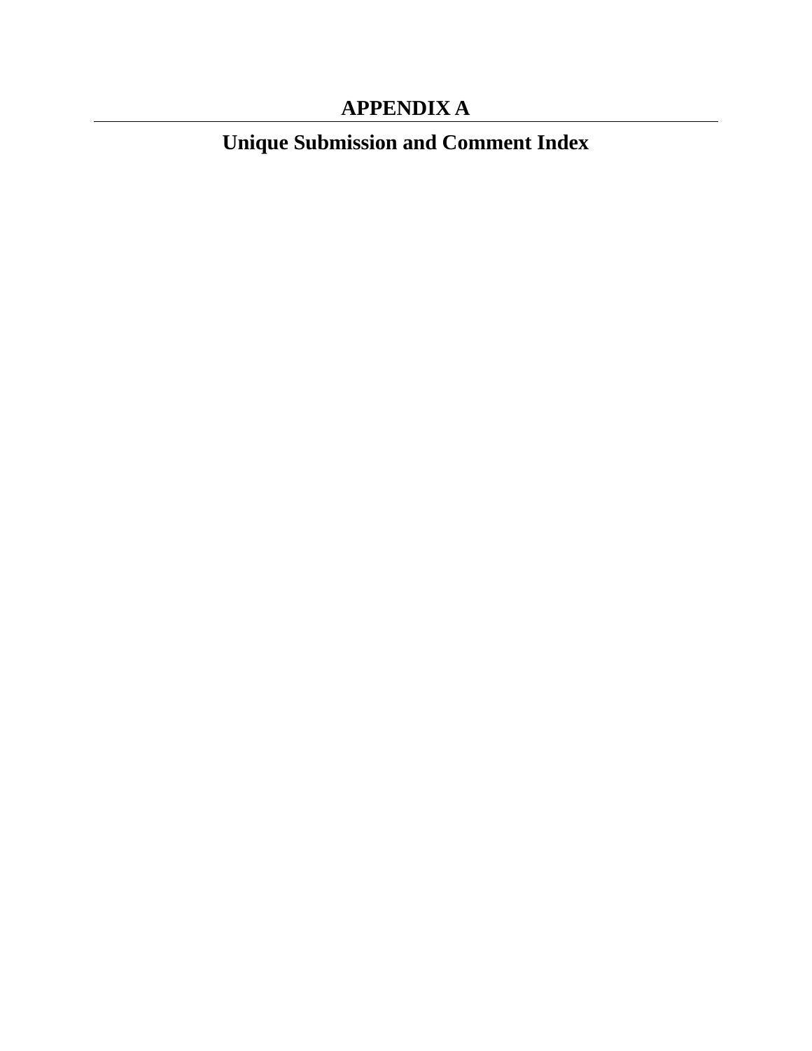# APPENDIX A

## Unique Submission and Comment Index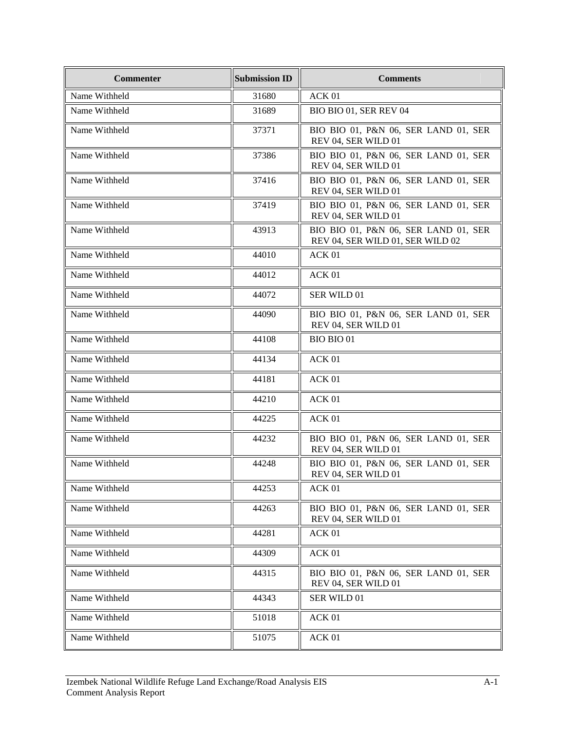| Commenter | Submission ID | Comments |
| --- | --- | --- |
| Name Withheld | 31680 | ACK 01 |
| Name Withheld | 31689 | BIO BIO 01, SER REV 04 |
| Name Withheld | 37371 | BIO BIO 01, P&N 06, SER LAND 01, SER REV 04, SER WILD 01 |
| Name Withheld | 37386 | BIO BIO 01, P&N 06, SER LAND 01, SER REV 04, SER WILD 01 |
| Name Withheld | 37416 | BIO BIO 01, P&N 06, SER LAND 01, SER REV 04, SER WILD 01 |
| Name Withheld | 37419 | BIO BIO 01, P&N 06, SER LAND 01, SER REV 04, SER WILD 01 |
| Name Withheld | 43913 | BIO BIO 01, P&N 06, SER LAND 01, SER REV 04, SER WILD 01, SER WILD 02 |
| Name Withheld | 44010 | ACK 01 |
| Name Withheld | 44012 | ACK 01 |
| Name Withheld | 44072 | SER WILD 01 |
| Name Withheld | 44090 | BIO BIO 01, P&N 06, SER LAND 01, SER REV 04, SER WILD 01 |
| Name Withheld | 44108 | BIO BIO 01 |
| Name Withheld | 44134 | ACK 01 |
| Name Withheld | 44181 | ACK 01 |
| Name Withheld | 44210 | ACK 01 |
| Name Withheld | 44225 | ACK 01 |
| Name Withheld | 44232 | BIO BIO 01, P&N 06, SER LAND 01, SER REV 04, SER WILD 01 |
| Name Withheld | 44248 | BIO BIO 01, P&N 06, SER LAND 01, SER REV 04, SER WILD 01 |
| Name Withheld | 44253 | ACK 01 |
| Name Withheld | 44263 | BIO BIO 01, P&N 06, SER LAND 01, SER REV 04, SER WILD 01 |
| Name Withheld | 44281 | ACK 01 |
| Name Withheld | 44309 | ACK 01 |
| Name Withheld | 44315 | BIO BIO 01, P&N 06, SER LAND 01, SER REV 04, SER WILD 01 |
| Name Withheld | 44343 | SER WILD 01 |
| Name Withheld | 51018 | ACK 01 |
| Name Withheld | 51075 | ACK 01 |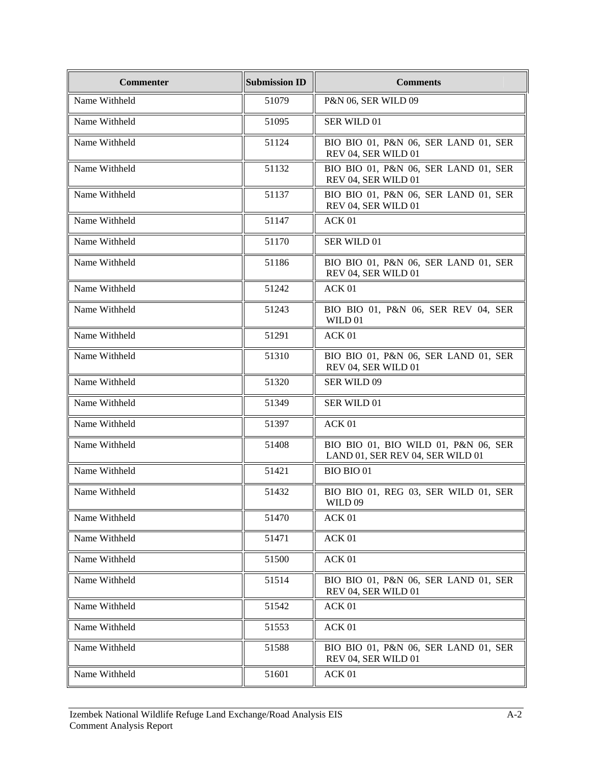| Commenter | Submission ID | Comments |
|---|---|---|
| Name Withheld | 51079 | P&N 06, SER WILD 09 |
| Name Withheld | 51095 | SER WILD 01 |
| Name Withheld | 51124 | BIO BIO 01, P&N 06, SER LAND 01, SER REV 04, SER WILD 01 |
| Name Withheld | 51132 | BIO BIO 01, P&N 06, SER LAND 01, SER REV 04, SER WILD 01 |
| Name Withheld | 51137 | BIO BIO 01, P&N 06, SER LAND 01, SER REV 04, SER WILD 01 |
| Name Withheld | 51147 | ACK 01 |
| Name Withheld | 51170 | SER WILD 01 |
| Name Withheld | 51186 | BIO BIO 01, P&N 06, SER LAND 01, SER REV 04, SER WILD 01 |
| Name Withheld | 51242 | ACK 01 |
| Name Withheld | 51243 | BIO BIO 01, P&N 06, SER REV 04, SER WILD 01 |
| Name Withheld | 51291 | ACK 01 |
| Name Withheld | 51310 | BIO BIO 01, P&N 06, SER LAND 01, SER REV 04, SER WILD 01 |
| Name Withheld | 51320 | SER WILD 09 |
| Name Withheld | 51349 | SER WILD 01 |
| Name Withheld | 51397 | ACK 01 |
| Name Withheld | 51408 | BIO BIO 01, BIO WILD 01, P&N 06, SER LAND 01, SER REV 04, SER WILD 01 |
| Name Withheld | 51421 | BIO BIO 01 |
| Name Withheld | 51432 | BIO BIO 01, REG 03, SER WILD 01, SER WILD 09 |
| Name Withheld | 51470 | ACK 01 |
| Name Withheld | 51471 | ACK 01 |
| Name Withheld | 51500 | ACK 01 |
| Name Withheld | 51514 | BIO BIO 01, P&N 06, SER LAND 01, SER REV 04, SER WILD 01 |
| Name Withheld | 51542 | ACK 01 |
| Name Withheld | 51553 | ACK 01 |
| Name Withheld | 51588 | BIO BIO 01, P&N 06, SER LAND 01, SER REV 04, SER WILD 01 |
| Name Withheld | 51601 | ACK 01 |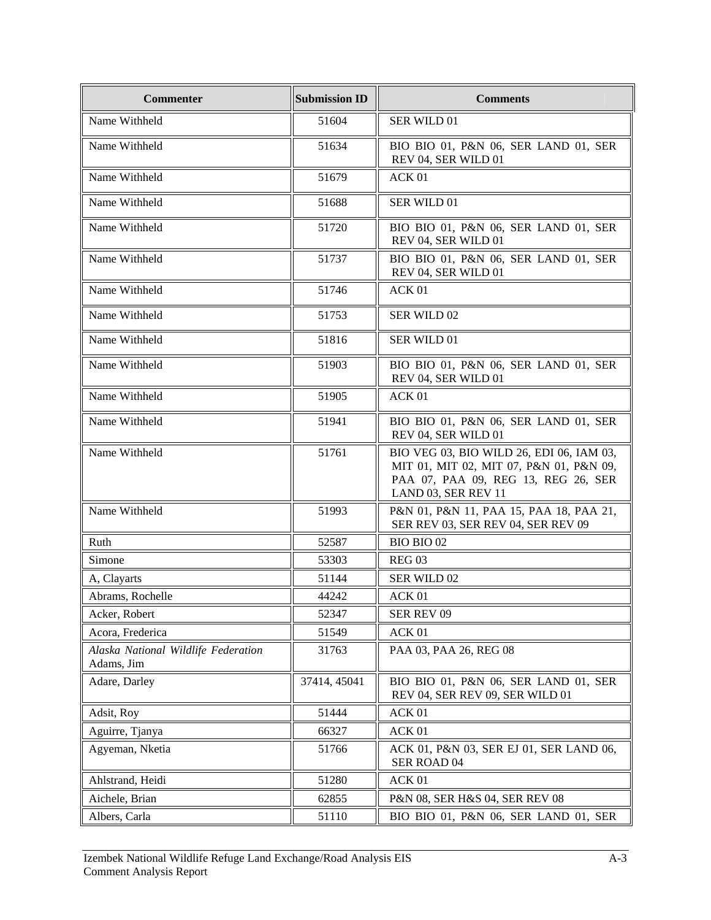| Commenter | Submission ID | Comments |
|---|---|---|
| Name Withheld | 51604 | SER WILD 01 |
| Name Withheld | 51634 | BIO BIO 01, P&N 06, SER LAND 01, SER REV 04, SER WILD 01 |
| Name Withheld | 51679 | ACK 01 |
| Name Withheld | 51688 | SER WILD 01 |
| Name Withheld | 51720 | BIO BIO 01, P&N 06, SER LAND 01, SER REV 04, SER WILD 01 |
| Name Withheld | 51737 | BIO BIO 01, P&N 06, SER LAND 01, SER REV 04, SER WILD 01 |
| Name Withheld | 51746 | ACK 01 |
| Name Withheld | 51753 | SER WILD 02 |
| Name Withheld | 51816 | SER WILD 01 |
| Name Withheld | 51903 | BIO BIO 01, P&N 06, SER LAND 01, SER REV 04, SER WILD 01 |
| Name Withheld | 51905 | ACK 01 |
| Name Withheld | 51941 | BIO BIO 01, P&N 06, SER LAND 01, SER REV 04, SER WILD 01 |
| Name Withheld | 51761 | BIO VEG 03, BIO WILD 26, EDI 06, IAM 03, MIT 01, MIT 02, MIT 07, P&N 01, P&N 09, PAA 07, PAA 09, REG 13, REG 26, SER LAND 03, SER REV 11 |
| Name Withheld | 51993 | P&N 01, P&N 11, PAA 15, PAA 18, PAA 21, SER REV 03, SER REV 04, SER REV 09 |
| Ruth | 52587 | BIO BIO 02 |
| Simone | 53303 | REG 03 |
| A, Clayarts | 51144 | SER WILD 02 |
| Abrams, Rochelle | 44242 | ACK 01 |
| Acker, Robert | 52347 | SER REV 09 |
| Acora, Frederica | 51549 | ACK 01 |
| *Alaska National Wildlife Federation* Adams, Jim | 31763 | PAA 03, PAA 26, REG 08 |
| Adare, Darley | 37414, 45041 | BIO BIO 01, P&N 06, SER LAND 01, SER REV 04, SER REV 09, SER WILD 01 |
| Adsit, Roy | 51444 | ACK 01 |
| Aguirre, Tjanya | 66327 | ACK 01 |
| Agyeman, Nketia | 51766 | ACK 01, P&N 03, SER EJ 01, SER LAND 06, SER ROAD 04 |
| Ahlstrand, Heidi | 51280 | ACK 01 |
| Aichele, Brian | 62855 | P&N 08, SER H&S 04, SER REV 08 |
| Albers, Carla | 51110 | BIO BIO 01, P&N 06, SER LAND 01, SER |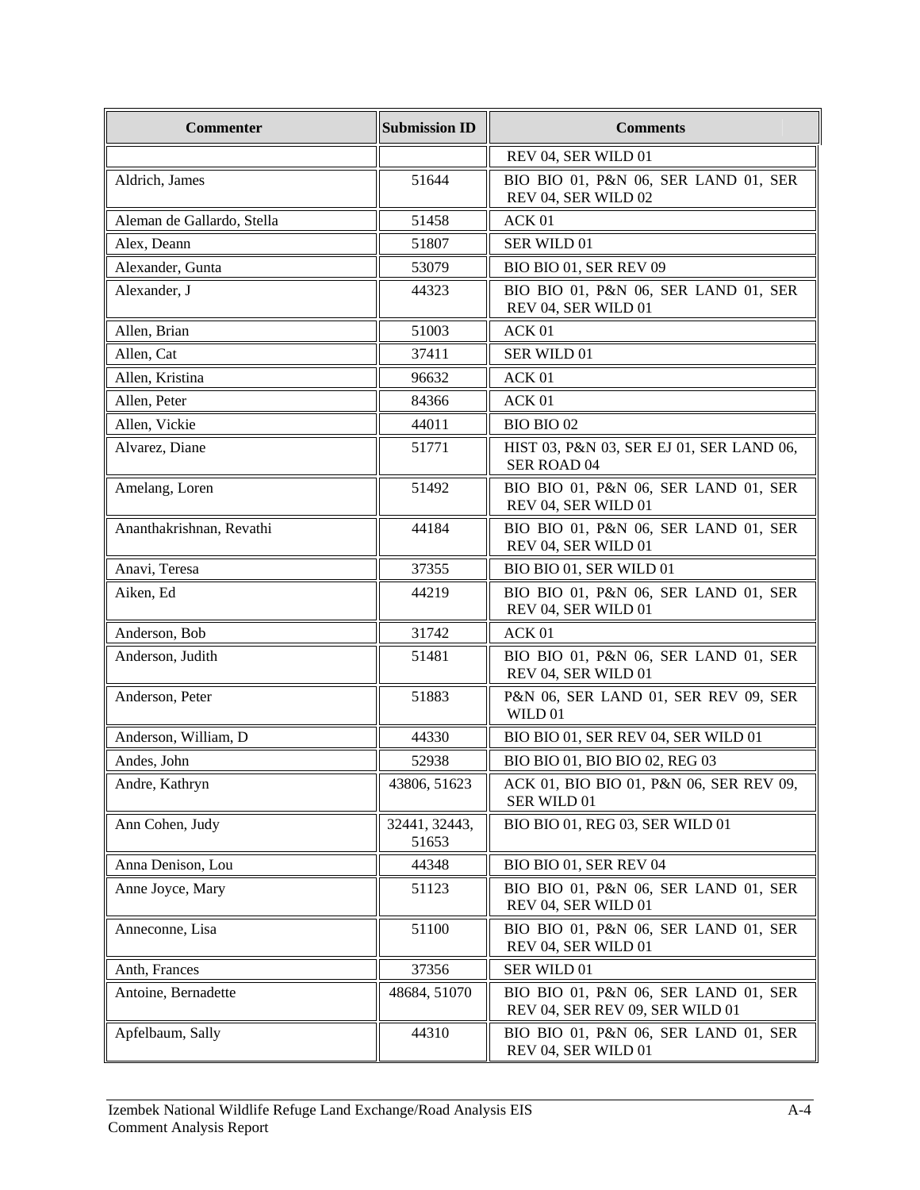| Commenter | Submission ID | Comments |
|---|---|---|
| | | REV 04, SER WILD 01 |
| Aldrich, James | 51644 | BIO BIO 01, P&N 06, SER LAND 01, SER REV 04, SER WILD 02 |
| Aleman de Gallardo, Stella | 51458 | ACK 01 |
| Alex, Deann | 51807 | SER WILD 01 |
| Alexander, Gunta | 53079 | BIO BIO 01, SER REV 09 |
| Alexander, J | 44323 | BIO BIO 01, P&N 06, SER LAND 01, SER REV 04, SER WILD 01 |
| Allen, Brian | 51003 | ACK 01 |
| Allen, Cat | 37411 | SER WILD 01 |
| Allen, Kristina | 96632 | ACK 01 |
| Allen, Peter | 84366 | ACK 01 |
| Allen, Vickie | 44011 | BIO BIO 02 |
| Alvarez, Diane | 51771 | HIST 03, P&N 03, SER EJ 01, SER LAND 06, SER ROAD 04 |
| Amelang, Loren | 51492 | BIO BIO 01, P&N 06, SER LAND 01, SER REV 04, SER WILD 01 |
| Ananthakrishnan, Revathi | 44184 | BIO BIO 01, P&N 06, SER LAND 01, SER REV 04, SER WILD 01 |
| Anavi, Teresa | 37355 | BIO BIO 01, SER WILD 01 |
| Aiken, Ed | 44219 | BIO BIO 01, P&N 06, SER LAND 01, SER REV 04, SER WILD 01 |
| Anderson, Bob | 31742 | ACK 01 |
| Anderson, Judith | 51481 | BIO BIO 01, P&N 06, SER LAND 01, SER REV 04, SER WILD 01 |
| Anderson, Peter | 51883 | P&N 06, SER LAND 01, SER REV 09, SER WILD 01 |
| Anderson, William, D | 44330 | BIO BIO 01, SER REV 04, SER WILD 01 |
| Andes, John | 52938 | BIO BIO 01, BIO BIO 02, REG 03 |
| Andre, Kathryn | 43806, 51623 | ACK 01, BIO BIO 01, P&N 06, SER REV 09, SER WILD 01 |
| Ann Cohen, Judy | 32441, 32443, 51653 | BIO BIO 01, REG 03, SER WILD 01 |
| Anna Denison, Lou | 44348 | BIO BIO 01, SER REV 04 |
| Anne Joyce, Mary | 51123 | BIO BIO 01, P&N 06, SER LAND 01, SER REV 04, SER WILD 01 |
| Anneconne, Lisa | 51100 | BIO BIO 01, P&N 06, SER LAND 01, SER REV 04, SER WILD 01 |
| Anth, Frances | 37356 | SER WILD 01 |
| Antoine, Bernadette | 48684, 51070 | BIO BIO 01, P&N 06, SER LAND 01, SER REV 04, SER REV 09, SER WILD 01 |
| Apfelbaum, Sally | 44310 | BIO BIO 01, P&N 06, SER LAND 01, SER REV 04, SER WILD 01 |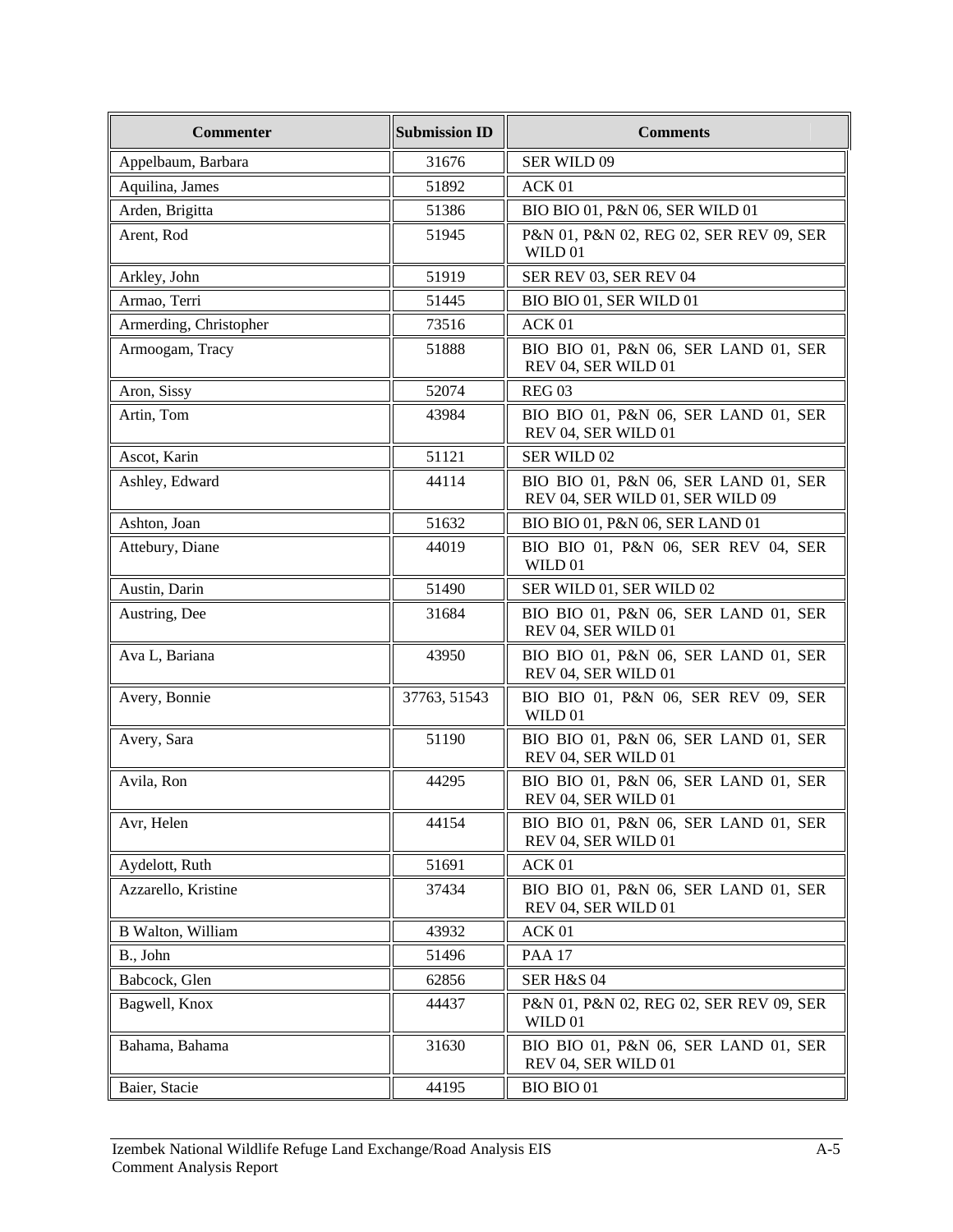| Commenter | Submission ID | Comments |
|---|---|---|
| Appelbaum, Barbara | 31676 | SER WILD 09 |
| Aquilina, James | 51892 | ACK 01 |
| Arden, Brigitta | 51386 | BIO BIO 01, P&N 06, SER WILD 01 |
| Arent, Rod | 51945 | P&N 01, P&N 02, REG 02, SER REV 09, SER WILD 01 |
| Arkley, John | 51919 | SER REV 03, SER REV 04 |
| Armao, Terri | 51445 | BIO BIO 01, SER WILD 01 |
| Armerding, Christopher | 73516 | ACK 01 |
| Armoogam, Tracy | 51888 | BIO BIO 01, P&N 06, SER LAND 01, SER REV 04, SER WILD 01 |
| Aron, Sissy | 52074 | REG 03 |
| Artin, Tom | 43984 | BIO BIO 01, P&N 06, SER LAND 01, SER REV 04, SER WILD 01 |
| Ascot, Karin | 51121 | SER WILD 02 |
| Ashley, Edward | 44114 | BIO BIO 01, P&N 06, SER LAND 01, SER REV 04, SER WILD 01, SER WILD 09 |
| Ashton, Joan | 51632 | BIO BIO 01, P&N 06, SER LAND 01 |
| Attebury, Diane | 44019 | BIO BIO 01, P&N 06, SER REV 04, SER WILD 01 |
| Austin, Darin | 51490 | SER WILD 01, SER WILD 02 |
| Austring, Dee | 31684 | BIO BIO 01, P&N 06, SER LAND 01, SER REV 04, SER WILD 01 |
| Ava L, Bariana | 43950 | BIO BIO 01, P&N 06, SER LAND 01, SER REV 04, SER WILD 01 |
| Avery, Bonnie | 37763, 51543 | BIO BIO 01, P&N 06, SER REV 09, SER WILD 01 |
| Avery, Sara | 51190 | BIO BIO 01, P&N 06, SER LAND 01, SER REV 04, SER WILD 01 |
| Avila, Ron | 44295 | BIO BIO 01, P&N 06, SER LAND 01, SER REV 04, SER WILD 01 |
| Avr, Helen | 44154 | BIO BIO 01, P&N 06, SER LAND 01, SER REV 04, SER WILD 01 |
| Aydelott, Ruth | 51691 | ACK 01 |
| Azzarello, Kristine | 37434 | BIO BIO 01, P&N 06, SER LAND 01, SER REV 04, SER WILD 01 |
| B Walton, William | 43932 | ACK 01 |
| B., John | 51496 | PAA 17 |
| Babcock, Glen | 62856 | SER H&S 04 |
| Bagwell, Knox | 44437 | P&N 01, P&N 02, REG 02, SER REV 09, SER WILD 01 |
| Bahama, Bahama | 31630 | BIO BIO 01, P&N 06, SER LAND 01, SER REV 04, SER WILD 01 |
| Baier, Stacie | 44195 | BIO BIO 01 |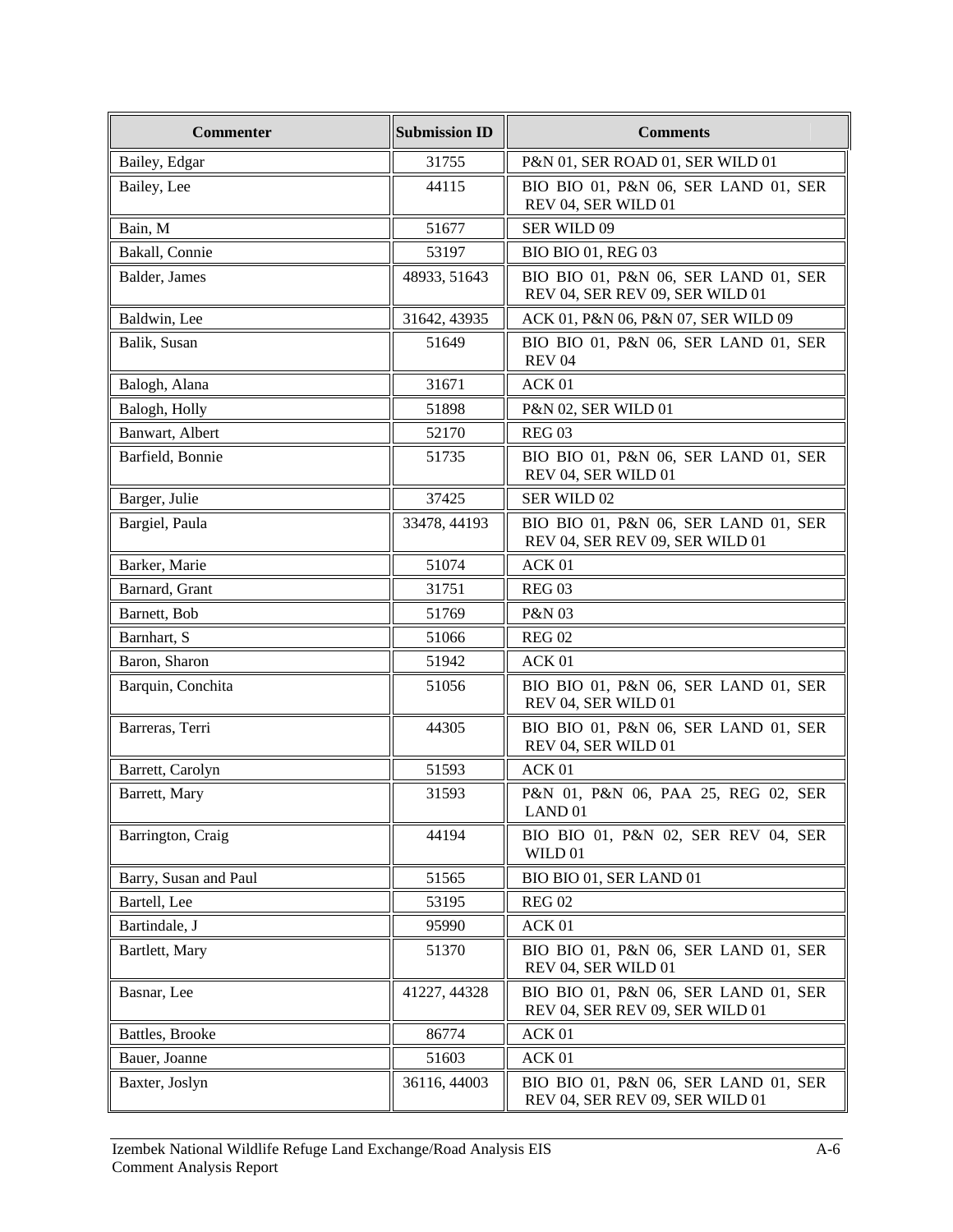| Commenter | Submission ID | Comments |
|---|---|---|
| Bailey, Edgar | 31755 | P&N 01, SER ROAD 01, SER WILD 01 |
| Bailey, Lee | 44115 | BIO BIO 01, P&N 06, SER LAND 01, SER REV 04, SER WILD 01 |
| Bain, M | 51677 | SER WILD 09 |
| Bakall, Connie | 53197 | BIO BIO 01, REG 03 |
| Balder, James | 48933, 51643 | BIO BIO 01, P&N 06, SER LAND 01, SER REV 04, SER REV 09, SER WILD 01 |
| Baldwin, Lee | 31642, 43935 | ACK 01, P&N 06, P&N 07, SER WILD 09 |
| Balik, Susan | 51649 | BIO BIO 01, P&N 06, SER LAND 01, SER REV 04 |
| Balogh, Alana | 31671 | ACK 01 |
| Balogh, Holly | 51898 | P&N 02, SER WILD 01 |
| Banwart, Albert | 52170 | REG 03 |
| Barfield, Bonnie | 51735 | BIO BIO 01, P&N 06, SER LAND 01, SER REV 04, SER WILD 01 |
| Barger, Julie | 37425 | SER WILD 02 |
| Bargiel, Paula | 33478, 44193 | BIO BIO 01, P&N 06, SER LAND 01, SER REV 04, SER REV 09, SER WILD 01 |
| Barker, Marie | 51074 | ACK 01 |
| Barnard, Grant | 31751 | REG 03 |
| Barnett, Bob | 51769 | P&N 03 |
| Barnhart, S | 51066 | REG 02 |
| Baron, Sharon | 51942 | ACK 01 |
| Barquin, Conchita | 51056 | BIO BIO 01, P&N 06, SER LAND 01, SER REV 04, SER WILD 01 |
| Barreras, Terri | 44305 | BIO BIO 01, P&N 06, SER LAND 01, SER REV 04, SER WILD 01 |
| Barrett, Carolyn | 51593 | ACK 01 |
| Barrett, Mary | 31593 | P&N 01, P&N 06, PAA 25, REG 02, SER LAND 01 |
| Barrington, Craig | 44194 | BIO BIO 01, P&N 02, SER REV 04, SER WILD 01 |
| Barry, Susan and Paul | 51565 | BIO BIO 01, SER LAND 01 |
| Bartell, Lee | 53195 | REG 02 |
| Bartindale, J | 95990 | ACK 01 |
| Bartlett, Mary | 51370 | BIO BIO 01, P&N 06, SER LAND 01, SER REV 04, SER WILD 01 |
| Basnar, Lee | 41227, 44328 | BIO BIO 01, P&N 06, SER LAND 01, SER REV 04, SER REV 09, SER WILD 01 |
| Battles, Brooke | 86774 | ACK 01 |
| Bauer, Joanne | 51603 | ACK 01 |
| Baxter, Joslyn | 36116, 44003 | BIO BIO 01, P&N 06, SER LAND 01, SER REV 04, SER REV 09, SER WILD 01 |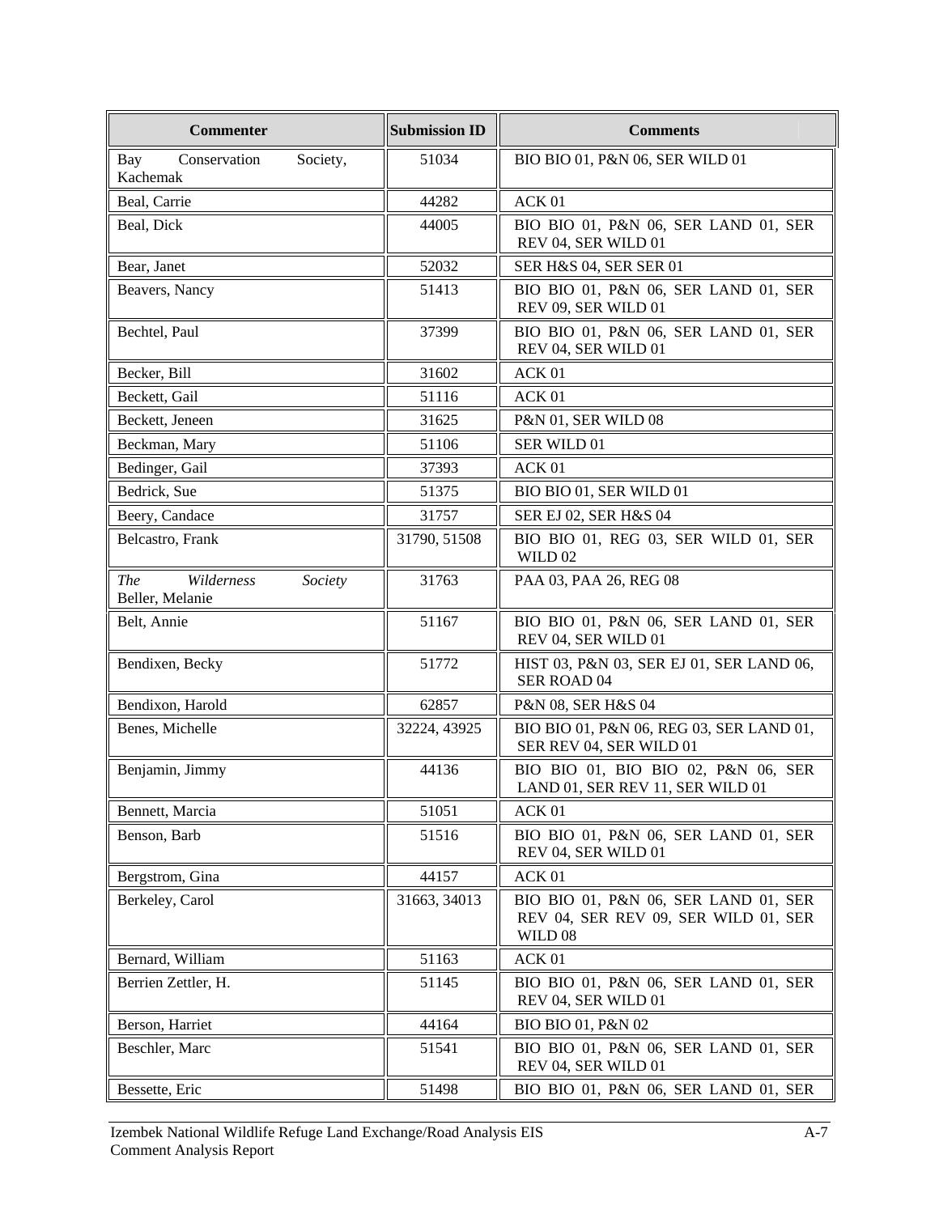| Commenter | Submission ID | Comments |
|---|---|---|
| Bay Conservation Society, Kachemak | 51034 | BIO BIO 01, P&N 06, SER WILD 01 |
| Beal, Carrie | 44282 | ACK 01 |
| Beal, Dick | 44005 | BIO BIO 01, P&N 06, SER LAND 01, SER REV 04, SER WILD 01 |
| Bear, Janet | 52032 | SER H&S 04, SER SER 01 |
| Beavers, Nancy | 51413 | BIO BIO 01, P&N 06, SER LAND 01, SER REV 09, SER WILD 01 |
| Bechtel, Paul | 37399 | BIO BIO 01, P&N 06, SER LAND 01, SER REV 04, SER WILD 01 |
| Becker, Bill | 31602 | ACK 01 |
| Beckett, Gail | 51116 | ACK 01 |
| Beckett, Jeneen | 31625 | P&N 01, SER WILD 08 |
| Beckman, Mary | 51106 | SER WILD 01 |
| Bedinger, Gail | 37393 | ACK 01 |
| Bedrick, Sue | 51375 | BIO BIO 01, SER WILD 01 |
| Beery, Candace | 31757 | SER EJ 02, SER H&S 04 |
| Belcastro, Frank | 31790, 51508 | BIO BIO 01, REG 03, SER WILD 01, SER WILD 02 |
| *The Wilderness Society* Beller, Melanie | 31763 | PAA 03, PAA 26, REG 08 |
| Belt, Annie | 51167 | BIO BIO 01, P&N 06, SER LAND 01, SER REV 04, SER WILD 01 |
| Bendixen, Becky | 51772 | HIST 03, P&N 03, SER EJ 01, SER LAND 06, SER ROAD 04 |
| Bendixon, Harold | 62857 | P&N 08, SER H&S 04 |
| Benes, Michelle | 32224, 43925 | BIO BIO 01, P&N 06, REG 03, SER LAND 01, SER REV 04, SER WILD 01 |
| Benjamin, Jimmy | 44136 | BIO BIO 01, BIO BIO 02, P&N 06, SER LAND 01, SER REV 11, SER WILD 01 |
| Bennett, Marcia | 51051 | ACK 01 |
| Benson, Barb | 51516 | BIO BIO 01, P&N 06, SER LAND 01, SER REV 04, SER WILD 01 |
| Bergstrom, Gina | 44157 | ACK 01 |
| Berkeley, Carol | 31663, 34013 | BIO BIO 01, P&N 06, SER LAND 01, SER REV 04, SER REV 09, SER WILD 01, SER WILD 08 |
| Bernard, William | 51163 | ACK 01 |
| Berrien Zettler, H. | 51145 | BIO BIO 01, P&N 06, SER LAND 01, SER REV 04, SER WILD 01 |
| Berson, Harriet | 44164 | BIO BIO 01, P&N 02 |
| Beschler, Marc | 51541 | BIO BIO 01, P&N 06, SER LAND 01, SER REV 04, SER WILD 01 |
| Bessette, Eric | 51498 | BIO BIO 01, P&N 06, SER LAND 01, SER |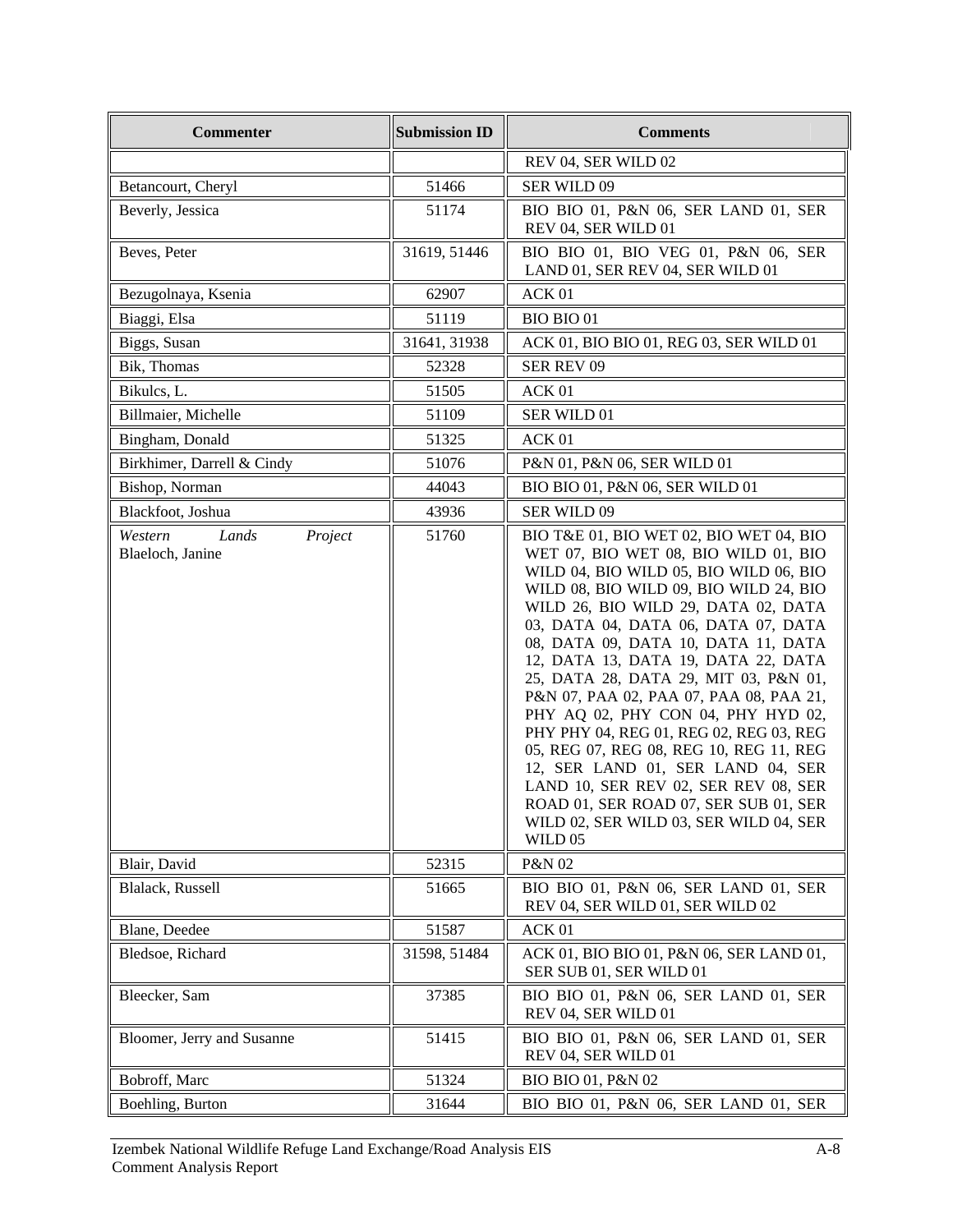| Commenter | Submission ID | Comments |
|---|---|---|
| | | REV 04, SER WILD 02 |
| Betancourt, Cheryl | 51466 | SER WILD 09 |
| Beverly, Jessica | 51174 | BIO BIO 01, P&N 06, SER LAND 01, SER REV 04, SER WILD 01 |
| Beves, Peter | 31619, 51446 | BIO BIO 01, BIO VEG 01, P&N 06, SER LAND 01, SER REV 04, SER WILD 01 |
| Bezugolnaya, Ksenia | 62907 | ACK 01 |
| Biaggi, Elsa | 51119 | BIO BIO 01 |
| Biggs, Susan | 31641, 31938 | ACK 01, BIO BIO 01, REG 03, SER WILD 01 |
| Bik, Thomas | 52328 | SER REV 09 |
| Bikulcs, L. | 51505 | ACK 01 |
| Billmaier, Michelle | 51109 | SER WILD 01 |
| Bingham, Donald | 51325 | ACK 01 |
| Birkhimer, Darrell & Cindy | 51076 | P&N 01, P&N 06, SER WILD 01 |
| Bishop, Norman | 44043 | BIO BIO 01, P&N 06, SER WILD 01 |
| Blackfoot, Joshua | 43936 | SER WILD 09 |
| *Western Lands Project* Blaeloch, Janine | 51760 | BIO T&E 01, BIO WET 02, BIO WET 04, BIO WET 07, BIO WET 08, BIO WILD 01, BIO WILD 04, BIO WILD 05, BIO WILD 06, BIO WILD 08, BIO WILD 09, BIO WILD 24, BIO WILD 26, BIO WILD 29, DATA 02, DATA 03, DATA 04, DATA 06, DATA 07, DATA 08, DATA 09, DATA 10, DATA 11, DATA 12, DATA 13, DATA 19, DATA 22, DATA 25, DATA 28, DATA 29, MIT 03, P&N 01, P&N 07, PAA 02, PAA 07, PAA 08, PAA 21, PHY AQ 02, PHY CON 04, PHY HYD 02, PHY PHY 04, REG 01, REG 02, REG 03, REG 05, REG 07, REG 08, REG 10, REG 11, REG 12, SER LAND 01, SER LAND 04, SER LAND 10, SER REV 02, SER REV 08, SER ROAD 01, SER ROAD 07, SER SUB 01, SER WILD 02, SER WILD 03, SER WILD 04, SER WILD 05 |
| Blair, David | 52315 | P&N 02 |
| Blalack, Russell | 51665 | BIO BIO 01, P&N 06, SER LAND 01, SER REV 04, SER WILD 01, SER WILD 02 |
| Blane, Deedee | 51587 | ACK 01 |
| Bledsoe, Richard | 31598, 51484 | ACK 01, BIO BIO 01, P&N 06, SER LAND 01, SER SUB 01, SER WILD 01 |
| Bleecker, Sam | 37385 | BIO BIO 01, P&N 06, SER LAND 01, SER REV 04, SER WILD 01 |
| Bloomer, Jerry and Susanne | 51415 | BIO BIO 01, P&N 06, SER LAND 01, SER REV 04, SER WILD 01 |
| Bobroff, Marc | 51324 | BIO BIO 01, P&N 02 |
| Boehling, Burton | 31644 | BIO BIO 01, P&N 06, SER LAND 01, SER |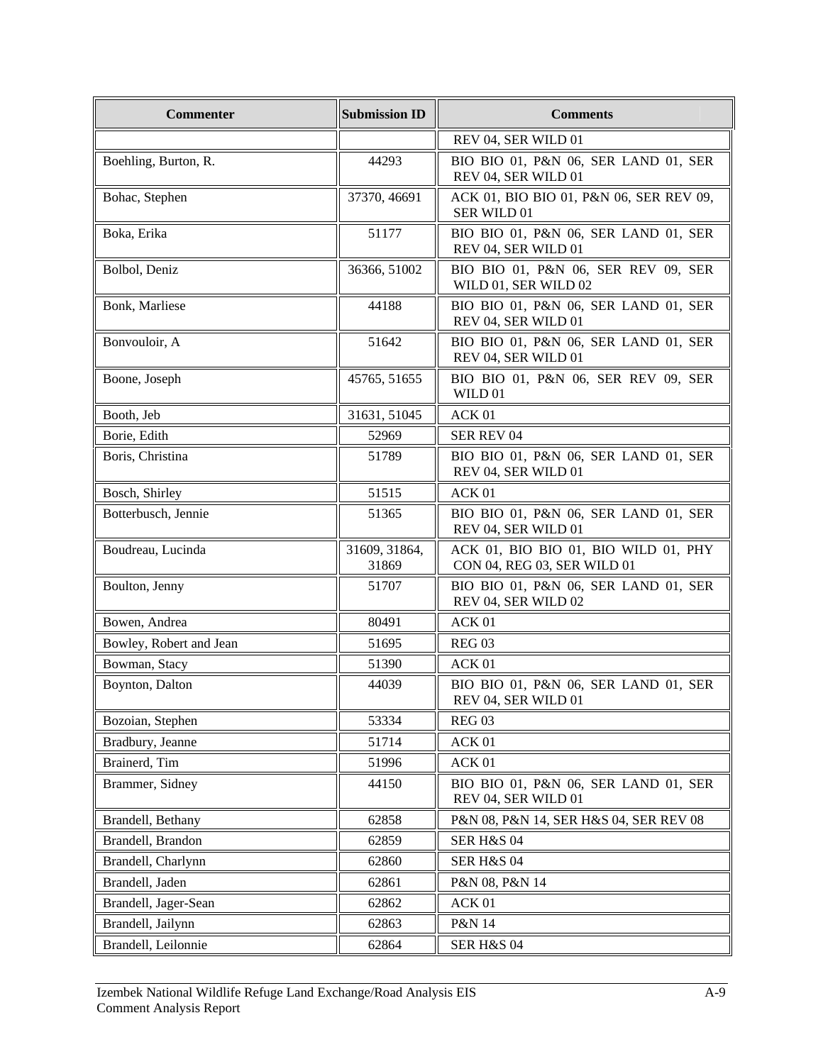| Commenter | Submission ID | Comments |
|---|---|---|
| | | REV 04, SER WILD 01 |
| Boehling, Burton, R. | 44293 | BIO BIO 01, P&N 06, SER LAND 01, SER REV 04, SER WILD 01 |
| Bohac, Stephen | 37370, 46691 | ACK 01, BIO BIO 01, P&N 06, SER REV 09, SER WILD 01 |
| Boka, Erika | 51177 | BIO BIO 01, P&N 06, SER LAND 01, SER REV 04, SER WILD 01 |
| Bolbol, Deniz | 36366, 51002 | BIO BIO 01, P&N 06, SER REV 09, SER WILD 01, SER WILD 02 |
| Bonk, Marliese | 44188 | BIO BIO 01, P&N 06, SER LAND 01, SER REV 04, SER WILD 01 |
| Bonvouloir, A | 51642 | BIO BIO 01, P&N 06, SER LAND 01, SER REV 04, SER WILD 01 |
| Boone, Joseph | 45765, 51655 | BIO BIO 01, P&N 06, SER REV 09, SER WILD 01 |
| Booth, Jeb | 31631, 51045 | ACK 01 |
| Borie, Edith | 52969 | SER REV 04 |
| Boris, Christina | 51789 | BIO BIO 01, P&N 06, SER LAND 01, SER REV 04, SER WILD 01 |
| Bosch, Shirley | 51515 | ACK 01 |
| Botterbusch, Jennie | 51365 | BIO BIO 01, P&N 06, SER LAND 01, SER REV 04, SER WILD 01 |
| Boudreau, Lucinda | 31609, 31864, 31869 | ACK 01, BIO BIO 01, BIO WILD 01, PHY CON 04, REG 03, SER WILD 01 |
| Boulton, Jenny | 51707 | BIO BIO 01, P&N 06, SER LAND 01, SER REV 04, SER WILD 02 |
| Bowen, Andrea | 80491 | ACK 01 |
| Bowley, Robert and Jean | 51695 | REG 03 |
| Bowman, Stacy | 51390 | ACK 01 |
| Boynton, Dalton | 44039 | BIO BIO 01, P&N 06, SER LAND 01, SER REV 04, SER WILD 01 |
| Bozoian, Stephen | 53334 | REG 03 |
| Bradbury, Jeanne | 51714 | ACK 01 |
| Brainerd, Tim | 51996 | ACK 01 |
| Brammer, Sidney | 44150 | BIO BIO 01, P&N 06, SER LAND 01, SER REV 04, SER WILD 01 |
| Brandell, Bethany | 62858 | P&N 08, P&N 14, SER H&S 04, SER REV 08 |
| Brandell, Brandon | 62859 | SER H&S 04 |
| Brandell, Charlynn | 62860 | SER H&S 04 |
| Brandell, Jaden | 62861 | P&N 08, P&N 14 |
| Brandell, Jager-Sean | 62862 | ACK 01 |
| Brandell, Jailynn | 62863 | P&N 14 |
| Brandell, Leilonnie | 62864 | SER H&S 04 |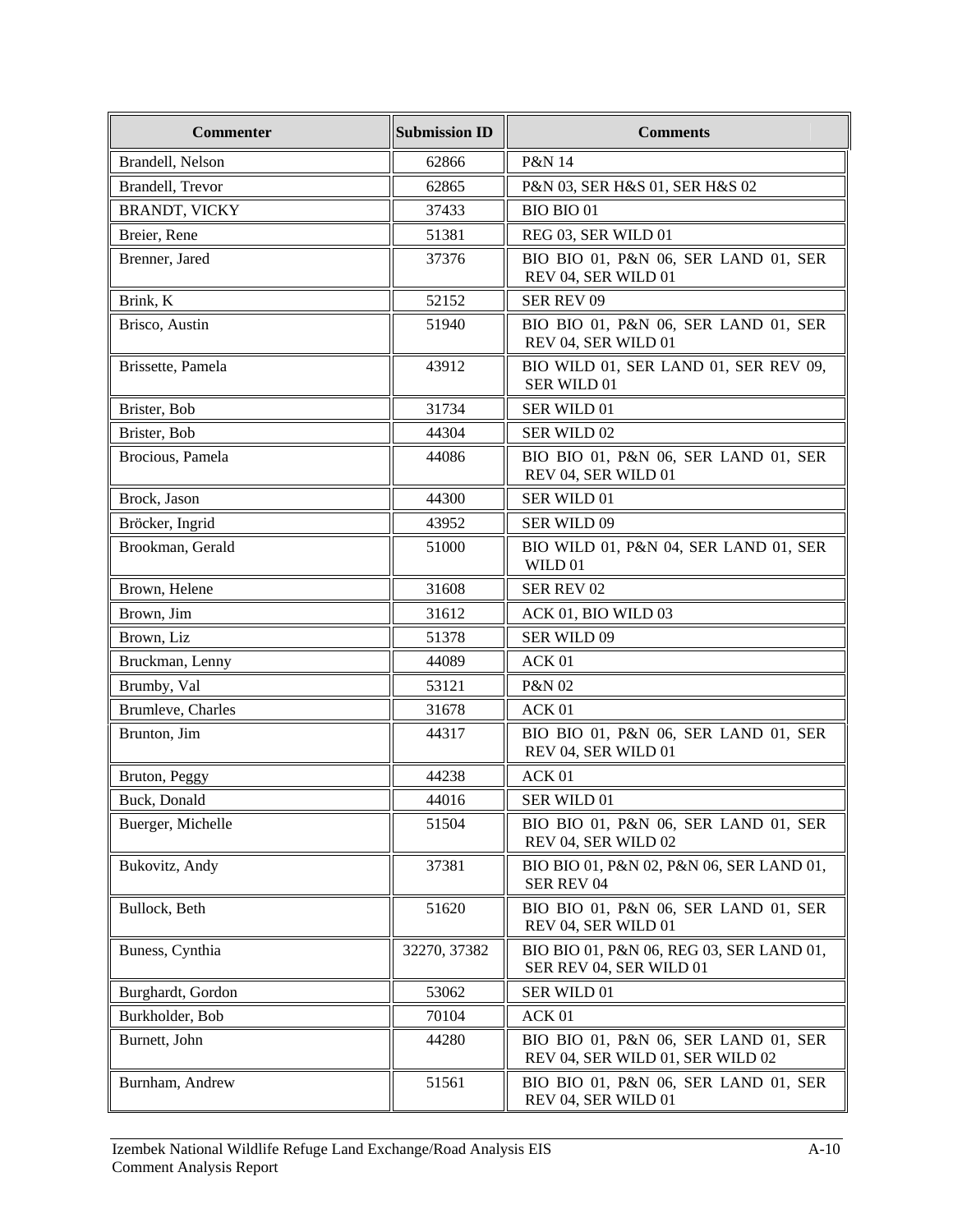| Commenter | Submission ID | Comments |
| --- | --- | --- |
| Brandell, Nelson | 62866 | P&N 14 |
| Brandell, Trevor | 62865 | P&N 03, SER H&S 01, SER H&S 02 |
| BRANDT, VICKY | 37433 | BIO BIO 01 |
| Breier, Rene | 51381 | REG 03, SER WILD 01 |
| Brenner, Jared | 37376 | BIO BIO 01, P&N 06, SER LAND 01, SER REV 04, SER WILD 01 |
| Brink, K | 52152 | SER REV 09 |
| Brisco, Austin | 51940 | BIO BIO 01, P&N 06, SER LAND 01, SER REV 04, SER WILD 01 |
| Brissette, Pamela | 43912 | BIO WILD 01, SER LAND 01, SER REV 09, SER WILD 01 |
| Brister, Bob | 31734 | SER WILD 01 |
| Brister, Bob | 44304 | SER WILD 02 |
| Brocious, Pamela | 44086 | BIO BIO 01, P&N 06, SER LAND 01, SER REV 04, SER WILD 01 |
| Brock, Jason | 44300 | SER WILD 01 |
| Bröcker, Ingrid | 43952 | SER WILD 09 |
| Brookman, Gerald | 51000 | BIO WILD 01, P&N 04, SER LAND 01, SER WILD 01 |
| Brown, Helene | 31608 | SER REV 02 |
| Brown, Jim | 31612 | ACK 01, BIO WILD 03 |
| Brown, Liz | 51378 | SER WILD 09 |
| Bruckman, Lenny | 44089 | ACK 01 |
| Brumby, Val | 53121 | P&N 02 |
| Brumleve, Charles | 31678 | ACK 01 |
| Brunton, Jim | 44317 | BIO BIO 01, P&N 06, SER LAND 01, SER REV 04, SER WILD 01 |
| Bruton, Peggy | 44238 | ACK 01 |
| Buck, Donald | 44016 | SER WILD 01 |
| Buerger, Michelle | 51504 | BIO BIO 01, P&N 06, SER LAND 01, SER REV 04, SER WILD 02 |
| Bukovitz, Andy | 37381 | BIO BIO 01, P&N 02, P&N 06, SER LAND 01, SER REV 04 |
| Bullock, Beth | 51620 | BIO BIO 01, P&N 06, SER LAND 01, SER REV 04, SER WILD 01 |
| Buness, Cynthia | 32270, 37382 | BIO BIO 01, P&N 06, REG 03, SER LAND 01, SER REV 04, SER WILD 01 |
| Burghardt, Gordon | 53062 | SER WILD 01 |
| Burkholder, Bob | 70104 | ACK 01 |
| Burnett, John | 44280 | BIO BIO 01, P&N 06, SER LAND 01, SER REV 04, SER WILD 01, SER WILD 02 |
| Burnham, Andrew | 51561 | BIO BIO 01, P&N 06, SER LAND 01, SER REV 04, SER WILD 01 |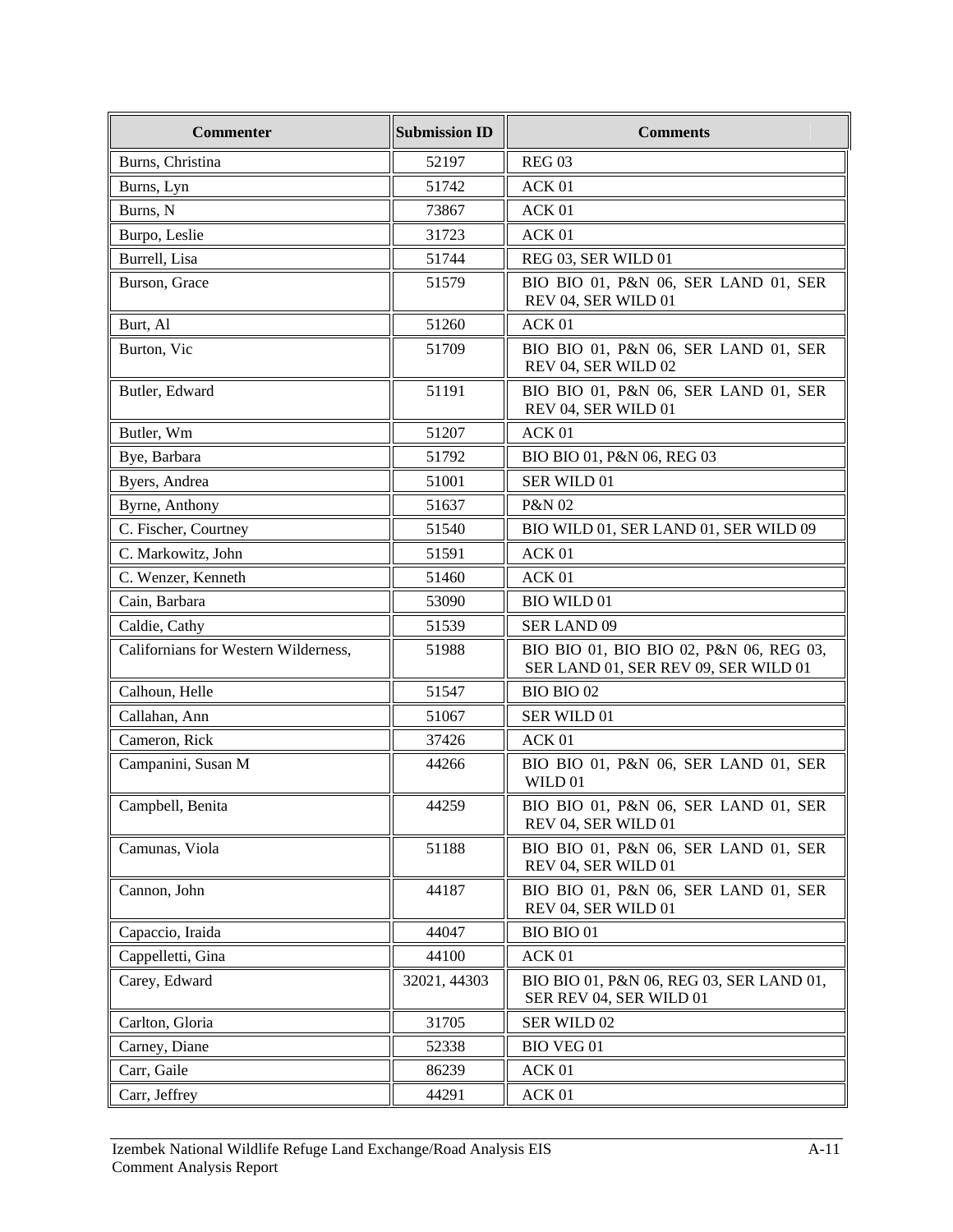| Commenter | Submission ID | Comments |
|---|---|---|
| Burns, Christina | 52197 | REG 03 |
| Burns, Lyn | 51742 | ACK 01 |
| Burns, N | 73867 | ACK 01 |
| Burpo, Leslie | 31723 | ACK 01 |
| Burrell, Lisa | 51744 | REG 03, SER WILD 01 |
| Burson, Grace | 51579 | BIO BIO 01, P&N 06, SER LAND 01, SER REV 04, SER WILD 01 |
| Burt, Al | 51260 | ACK 01 |
| Burton, Vic | 51709 | BIO BIO 01, P&N 06, SER LAND 01, SER REV 04, SER WILD 02 |
| Butler, Edward | 51191 | BIO BIO 01, P&N 06, SER LAND 01, SER REV 04, SER WILD 01 |
| Butler, Wm | 51207 | ACK 01 |
| Bye, Barbara | 51792 | BIO BIO 01, P&N 06, REG 03 |
| Byers, Andrea | 51001 | SER WILD 01 |
| Byrne, Anthony | 51637 | P&N 02 |
| C. Fischer, Courtney | 51540 | BIO WILD 01, SER LAND 01, SER WILD 09 |
| C. Markowitz, John | 51591 | ACK 01 |
| C. Wenzer, Kenneth | 51460 | ACK 01 |
| Cain, Barbara | 53090 | BIO WILD 01 |
| Caldie, Cathy | 51539 | SER LAND 09 |
| Californians for Western Wilderness, | 51988 | BIO BIO 01, BIO BIO 02, P&N 06, REG 03, SER LAND 01, SER REV 09, SER WILD 01 |
| Calhoun, Helle | 51547 | BIO BIO 02 |
| Callahan, Ann | 51067 | SER WILD 01 |
| Cameron, Rick | 37426 | ACK 01 |
| Campanini, Susan M | 44266 | BIO BIO 01, P&N 06, SER LAND 01, SER WILD 01 |
| Campbell, Benita | 44259 | BIO BIO 01, P&N 06, SER LAND 01, SER REV 04, SER WILD 01 |
| Camunas, Viola | 51188 | BIO BIO 01, P&N 06, SER LAND 01, SER REV 04, SER WILD 01 |
| Cannon, John | 44187 | BIO BIO 01, P&N 06, SER LAND 01, SER REV 04, SER WILD 01 |
| Capaccio, Iraida | 44047 | BIO BIO 01 |
| Cappelletti, Gina | 44100 | ACK 01 |
| Carey, Edward | 32021, 44303 | BIO BIO 01, P&N 06, REG 03, SER LAND 01, SER REV 04, SER WILD 01 |
| Carlton, Gloria | 31705 | SER WILD 02 |
| Carney, Diane | 52338 | BIO VEG 01 |
| Carr, Gaile | 86239 | ACK 01 |
| Carr, Jeffrey | 44291 | ACK 01 |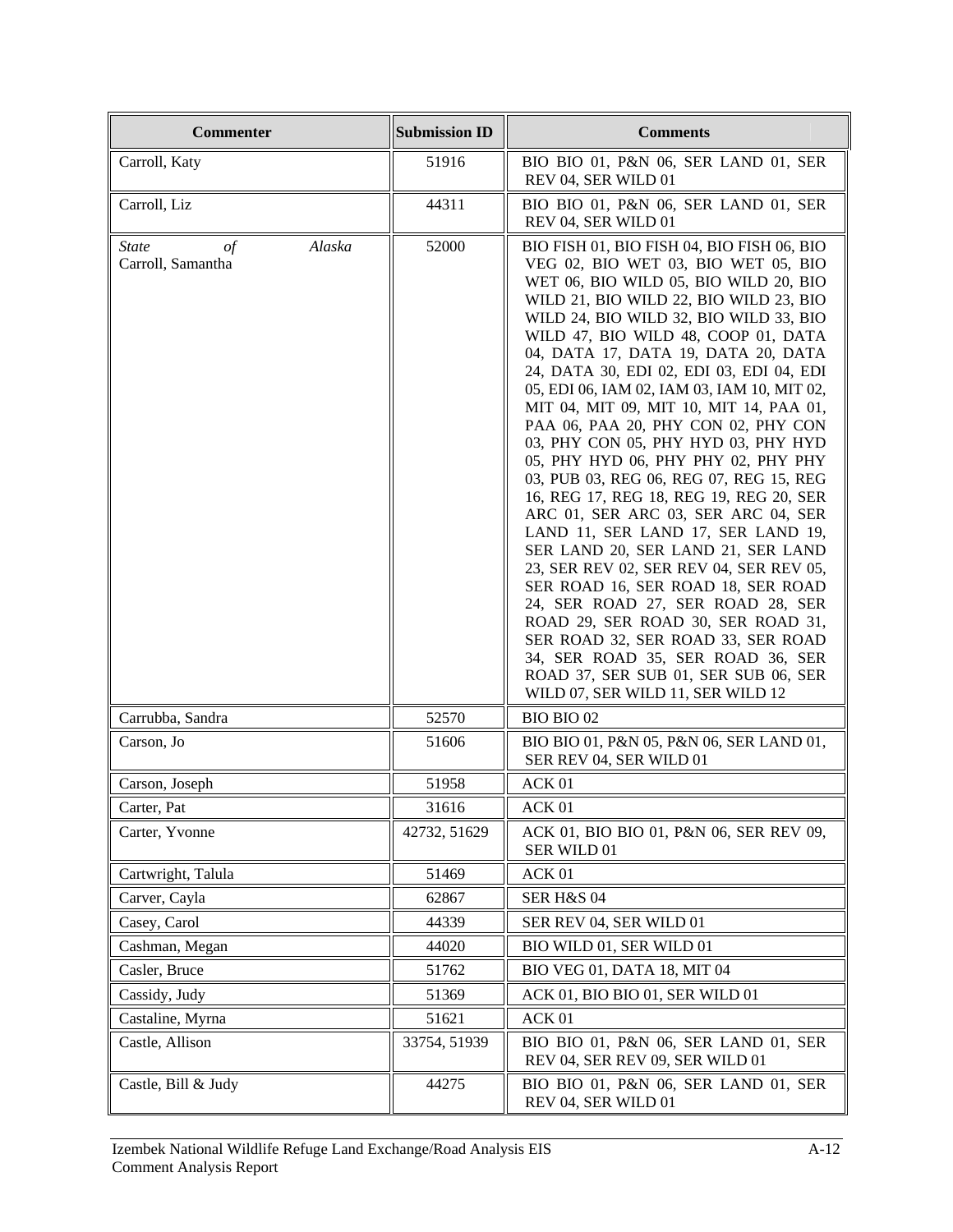| Commenter | Submission ID | Comments |
|---|---|---|
| Carroll, Katy | 51916 | BIO BIO 01, P&N 06, SER LAND 01, SER REV 04, SER WILD 01 |
| Carroll, Liz | 44311 | BIO BIO 01, P&N 06, SER LAND 01, SER REV 04, SER WILD 01 |
| *State of Alaska* Carroll, Samantha | 52000 | BIO FISH 01, BIO FISH 04, BIO FISH 06, BIO VEG 02, BIO WET 03, BIO WET 05, BIO WET 06, BIO WILD 05, BIO WILD 20, BIO WILD 21, BIO WILD 22, BIO WILD 23, BIO WILD 24, BIO WILD 32, BIO WILD 33, BIO WILD 47, BIO WILD 48, COOP 01, DATA 04, DATA 17, DATA 19, DATA 20, DATA 24, DATA 30, EDI 02, EDI 03, EDI 04, EDI 05, EDI 06, IAM 02, IAM 03, IAM 10, MIT 02, MIT 04, MIT 09, MIT 10, MIT 14, PAA 01, PAA 06, PAA 20, PHY CON 02, PHY CON 03, PHY CON 05, PHY HYD 03, PHY HYD 05, PHY HYD 06, PHY PHY 02, PHY PHY 03, PUB 03, REG 06, REG 07, REG 15, REG 16, REG 17, REG 18, REG 19, REG 20, SER ARC 01, SER ARC 03, SER ARC 04, SER LAND 11, SER LAND 17, SER LAND 19, SER LAND 20, SER LAND 21, SER LAND 23, SER REV 02, SER REV 04, SER REV 05, SER ROAD 16, SER ROAD 18, SER ROAD 24, SER ROAD 27, SER ROAD 28, SER ROAD 29, SER ROAD 30, SER ROAD 31, SER ROAD 32, SER ROAD 33, SER ROAD 34, SER ROAD 35, SER ROAD 36, SER ROAD 37, SER SUB 01, SER SUB 06, SER WILD 07, SER WILD 11, SER WILD 12 |
| Carrubba, Sandra | 52570 | BIO BIO 02 |
| Carson, Jo | 51606 | BIO BIO 01, P&N 05, P&N 06, SER LAND 01, SER REV 04, SER WILD 01 |
| Carson, Joseph | 51958 | ACK 01 |
| Carter, Pat | 31616 | ACK 01 |
| Carter, Yvonne | 42732, 51629 | ACK 01, BIO BIO 01, P&N 06, SER REV 09, SER WILD 01 |
| Cartwright, Talula | 51469 | ACK 01 |
| Carver, Cayla | 62867 | SER H&S 04 |
| Casey, Carol | 44339 | SER REV 04, SER WILD 01 |
| Cashman, Megan | 44020 | BIO WILD 01, SER WILD 01 |
| Casler, Bruce | 51762 | BIO VEG 01, DATA 18, MIT 04 |
| Cassidy, Judy | 51369 | ACK 01, BIO BIO 01, SER WILD 01 |
| Castaline, Myrna | 51621 | ACK 01 |
| Castle, Allison | 33754, 51939 | BIO BIO 01, P&N 06, SER LAND 01, SER REV 04, SER REV 09, SER WILD 01 |
| Castle, Bill & Judy | 44275 | BIO BIO 01, P&N 06, SER LAND 01, SER REV 04, SER WILD 01 |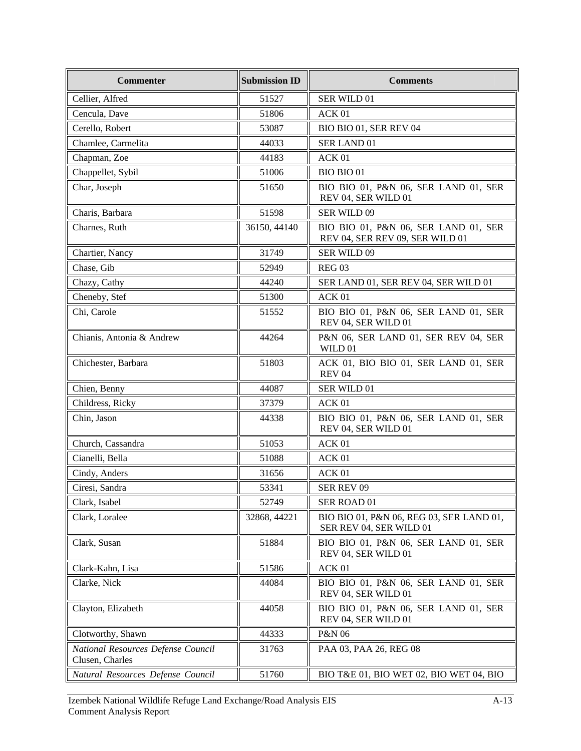| Commenter | Submission ID | Comments |
|---|---|---|
| Cellier, Alfred | 51527 | SER WILD 01 |
| Cencula, Dave | 51806 | ACK 01 |
| Cerello, Robert | 53087 | BIO BIO 01, SER REV 04 |
| Chamlee, Carmelita | 44033 | SER LAND 01 |
| Chapman, Zoe | 44183 | ACK 01 |
| Chappellet, Sybil | 51006 | BIO BIO 01 |
| Char, Joseph | 51650 | BIO BIO 01, P&N 06, SER LAND 01, SER REV 04, SER WILD 01 |
| Charis, Barbara | 51598 | SER WILD 09 |
| Charnes, Ruth | 36150, 44140 | BIO BIO 01, P&N 06, SER LAND 01, SER REV 04, SER REV 09, SER WILD 01 |
| Chartier, Nancy | 31749 | SER WILD 09 |
| Chase, Gib | 52949 | REG 03 |
| Chazy, Cathy | 44240 | SER LAND 01, SER REV 04, SER WILD 01 |
| Cheneby, Stef | 51300 | ACK 01 |
| Chi, Carole | 51552 | BIO BIO 01, P&N 06, SER LAND 01, SER REV 04, SER WILD 01 |
| Chianis, Antonia & Andrew | 44264 | P&N 06, SER LAND 01, SER REV 04, SER WILD 01 |
| Chichester, Barbara | 51803 | ACK 01, BIO BIO 01, SER LAND 01, SER REV 04 |
| Chien, Benny | 44087 | SER WILD 01 |
| Childress, Ricky | 37379 | ACK 01 |
| Chin, Jason | 44338 | BIO BIO 01, P&N 06, SER LAND 01, SER REV 04, SER WILD 01 |
| Church, Cassandra | 51053 | ACK 01 |
| Cianelli, Bella | 51088 | ACK 01 |
| Cindy, Anders | 31656 | ACK 01 |
| Ciresi, Sandra | 53341 | SER REV 09 |
| Clark, Isabel | 52749 | SER ROAD 01 |
| Clark, Loralee | 32868, 44221 | BIO BIO 01, P&N 06, REG 03, SER LAND 01, SER REV 04, SER WILD 01 |
| Clark, Susan | 51884 | BIO BIO 01, P&N 06, SER LAND 01, SER REV 04, SER WILD 01 |
| Clark-Kahn, Lisa | 51586 | ACK 01 |
| Clarke, Nick | 44084 | BIO BIO 01, P&N 06, SER LAND 01, SER REV 04, SER WILD 01 |
| Clayton, Elizabeth | 44058 | BIO BIO 01, P&N 06, SER LAND 01, SER REV 04, SER WILD 01 |
| Clotworthy, Shawn | 44333 | P&N 06 |
| *National Resources Defense Council* Clusen, Charles | 31763 | PAA 03, PAA 26, REG 08 |
| *Natural Resources Defense Council* | 51760 | BIO T&E 01, BIO WET 02, BIO WET 04, BIO |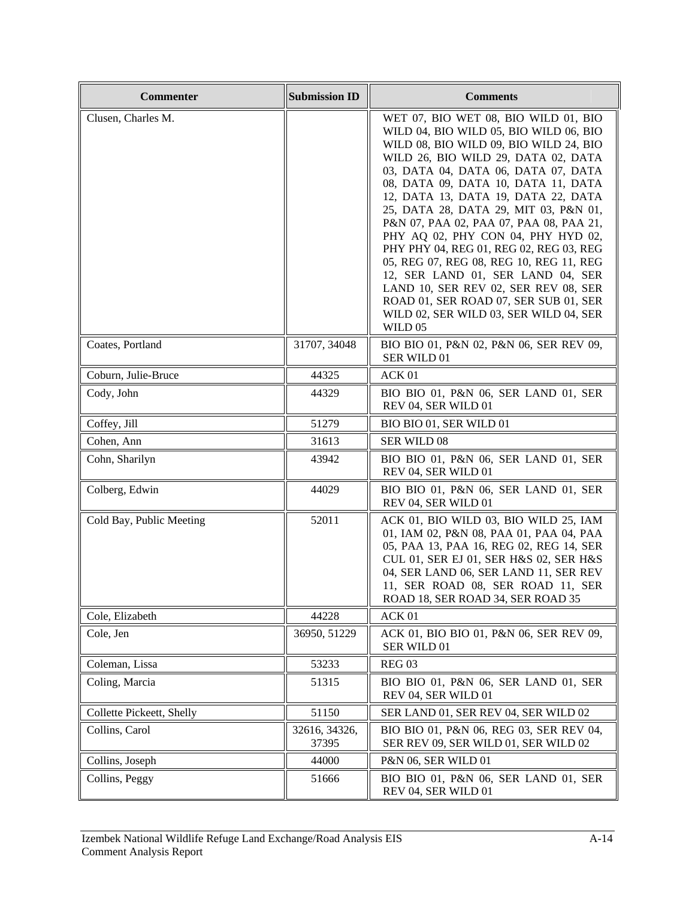| Commenter | Submission ID | Comments |
|---|---|---|
| Clusen, Charles M. | | WET 07, BIO WET 08, BIO WILD 01, BIO WILD 04, BIO WILD 05, BIO WILD 06, BIO WILD 08, BIO WILD 09, BIO WILD 24, BIO WILD 26, BIO WILD 29, DATA 02, DATA 03, DATA 04, DATA 06, DATA 07, DATA 08, DATA 09, DATA 10, DATA 11, DATA 12, DATA 13, DATA 19, DATA 22, DATA 25, DATA 28, DATA 29, MIT 03, P&N 01, P&N 07, PAA 02, PAA 07, PAA 08, PAA 21, PHY AQ 02, PHY CON 04, PHY HYD 02, PHY PHY 04, REG 01, REG 02, REG 03, REG 05, REG 07, REG 08, REG 10, REG 11, REG 12, SER LAND 01, SER LAND 04, SER LAND 10, SER REV 02, SER REV 08, SER ROAD 01, SER ROAD 07, SER SUB 01, SER WILD 02, SER WILD 03, SER WILD 04, SER WILD 05 |
| Coates, Portland | 31707, 34048 | BIO BIO 01, P&N 02, P&N 06, SER REV 09, SER WILD 01 |
| Coburn, Julie-Bruce | 44325 | ACK 01 |
| Cody, John | 44329 | BIO BIO 01, P&N 06, SER LAND 01, SER REV 04, SER WILD 01 |
| Coffey, Jill | 51279 | BIO BIO 01, SER WILD 01 |
| Cohen, Ann | 31613 | SER WILD 08 |
| Cohn, Sharilyn | 43942 | BIO BIO 01, P&N 06, SER LAND 01, SER REV 04, SER WILD 01 |
| Colberg, Edwin | 44029 | BIO BIO 01, P&N 06, SER LAND 01, SER REV 04, SER WILD 01 |
| Cold Bay, Public Meeting | 52011 | ACK 01, BIO WILD 03, BIO WILD 25, IAM 01, IAM 02, P&N 08, PAA 01, PAA 04, PAA 05, PAA 13, PAA 16, REG 02, REG 14, SER CUL 01, SER EJ 01, SER H&S 02, SER H&S 04, SER LAND 06, SER LAND 11, SER REV 11, SER ROAD 08, SER ROAD 11, SER ROAD 18, SER ROAD 34, SER ROAD 35 |
| Cole, Elizabeth | 44228 | ACK 01 |
| Cole, Jen | 36950, 51229 | ACK 01, BIO BIO 01, P&N 06, SER REV 09, SER WILD 01 |
| Coleman, Lissa | 53233 | REG 03 |
| Coling, Marcia | 51315 | BIO BIO 01, P&N 06, SER LAND 01, SER REV 04, SER WILD 01 |
| Collette Pickeett, Shelly | 51150 | SER LAND 01, SER REV 04, SER WILD 02 |
| Collins, Carol | 32616, 34326, 37395 | BIO BIO 01, P&N 06, REG 03, SER REV 04, SER REV 09, SER WILD 01, SER WILD 02 |
| Collins, Joseph | 44000 | P&N 06, SER WILD 01 |
| Collins, Peggy | 51666 | BIO BIO 01, P&N 06, SER LAND 01, SER REV 04, SER WILD 01 |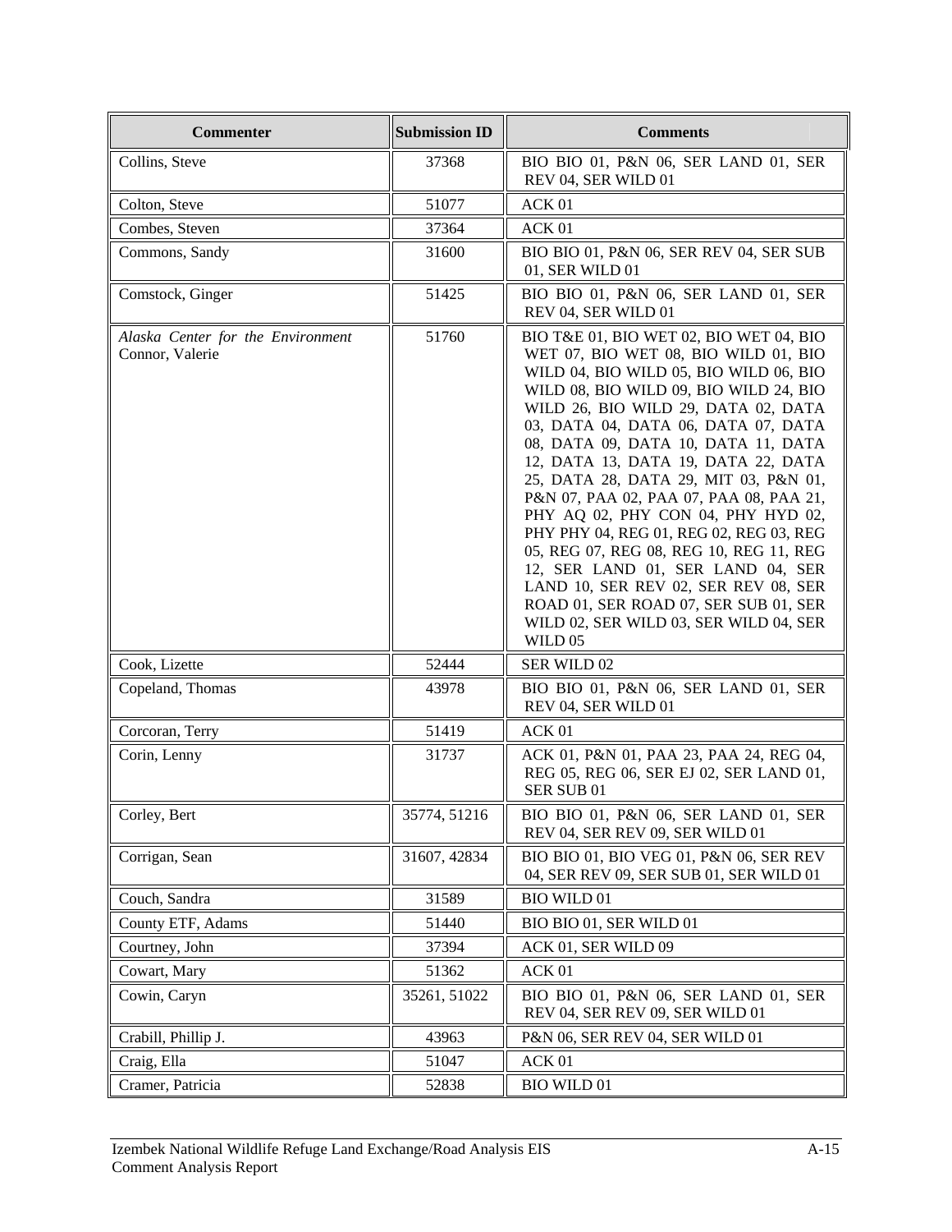| Commenter | Submission ID | Comments |
|---|---|---|
| Collins, Steve | 37368 | BIO BIO 01, P&N 06, SER LAND 01, SER REV 04, SER WILD 01 |
| Colton, Steve | 51077 | ACK 01 |
| Combes, Steven | 37364 | ACK 01 |
| Commons, Sandy | 31600 | BIO BIO 01, P&N 06, SER REV 04, SER SUB 01, SER WILD 01 |
| Comstock, Ginger | 51425 | BIO BIO 01, P&N 06, SER LAND 01, SER REV 04, SER WILD 01 |
| *Alaska Center for the Environment* Connor, Valerie | 51760 | BIO T&E 01, BIO WET 02, BIO WET 04, BIO WET 07, BIO WET 08, BIO WILD 01, BIO WILD 04, BIO WILD 05, BIO WILD 06, BIO WILD 08, BIO WILD 09, BIO WILD 24, BIO WILD 26, BIO WILD 29, DATA 02, DATA 03, DATA 04, DATA 06, DATA 07, DATA 08, DATA 09, DATA 10, DATA 11, DATA 12, DATA 13, DATA 19, DATA 22, DATA 25, DATA 28, DATA 29, MIT 03, P&N 01, P&N 07, PAA 02, PAA 07, PAA 08, PAA 21, PHY AQ 02, PHY CON 04, PHY HYD 02, PHY PHY 04, REG 01, REG 02, REG 03, REG 05, REG 07, REG 08, REG 10, REG 11, REG 12, SER LAND 01, SER LAND 04, SER LAND 10, SER REV 02, SER REV 08, SER ROAD 01, SER ROAD 07, SER SUB 01, SER WILD 02, SER WILD 03, SER WILD 04, SER WILD 05 |
| Cook, Lizette | 52444 | SER WILD 02 |
| Copeland, Thomas | 43978 | BIO BIO 01, P&N 06, SER LAND 01, SER REV 04, SER WILD 01 |
| Corcoran, Terry | 51419 | ACK 01 |
| Corin, Lenny | 31737 | ACK 01, P&N 01, PAA 23, PAA 24, REG 04, REG 05, REG 06, SER EJ 02, SER LAND 01, SER SUB 01 |
| Corley, Bert | 35774, 51216 | BIO BIO 01, P&N 06, SER LAND 01, SER REV 04, SER REV 09, SER WILD 01 |
| Corrigan, Sean | 31607, 42834 | BIO BIO 01, BIO VEG 01, P&N 06, SER REV 04, SER REV 09, SER SUB 01, SER WILD 01 |
| Couch, Sandra | 31589 | BIO WILD 01 |
| County ETF, Adams | 51440 | BIO BIO 01, SER WILD 01 |
| Courtney, John | 37394 | ACK 01, SER WILD 09 |
| Cowart, Mary | 51362 | ACK 01 |
| Cowin, Caryn | 35261, 51022 | BIO BIO 01, P&N 06, SER LAND 01, SER REV 04, SER REV 09, SER WILD 01 |
| Crabill, Phillip J. | 43963 | P&N 06, SER REV 04, SER WILD 01 |
| Craig, Ella | 51047 | ACK 01 |
| Cramer, Patricia | 52838 | BIO WILD 01 |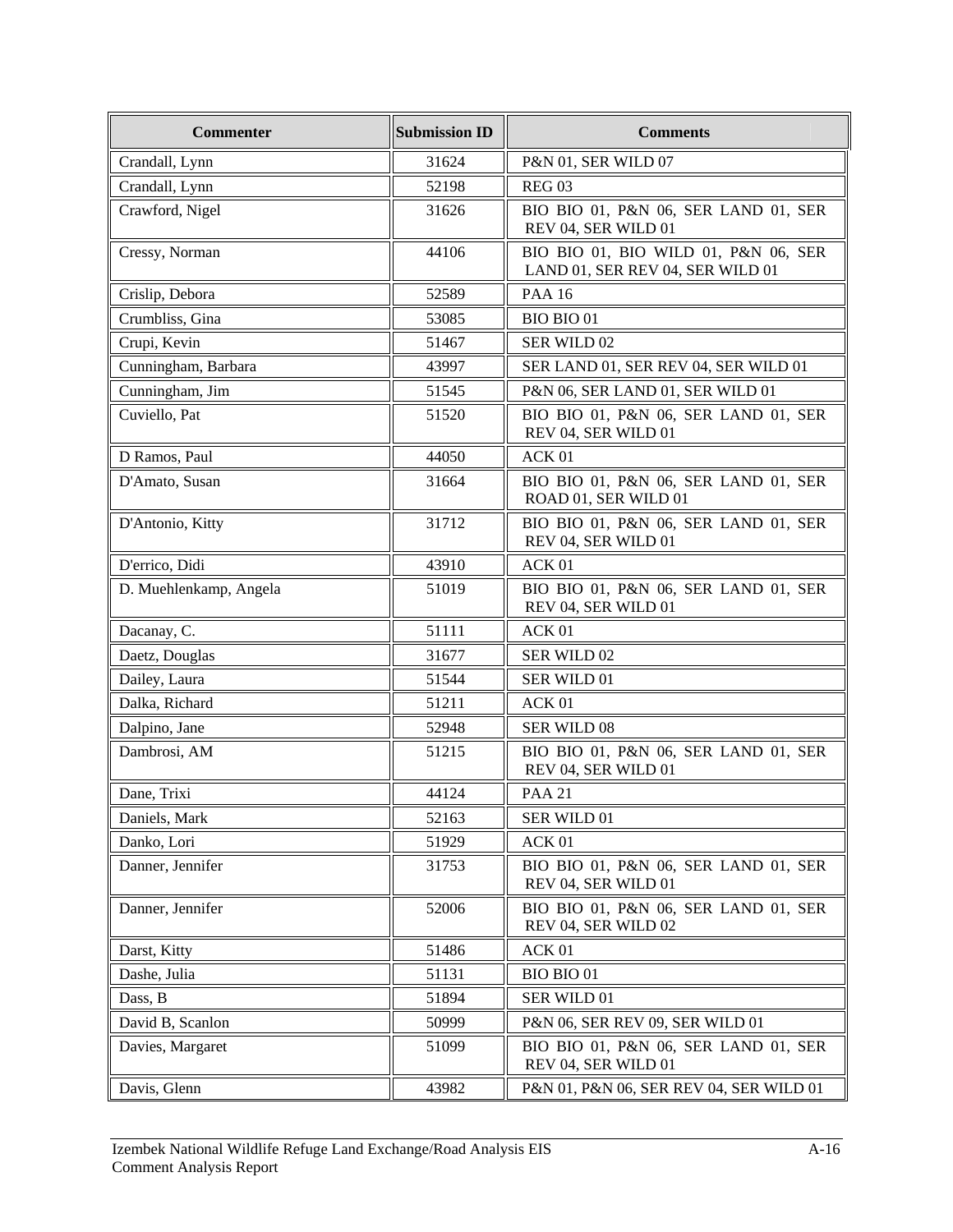| Commenter | Submission ID | Comments |
|---|---|---|
| Crandall, Lynn | 31624 | P&N 01, SER WILD 07 |
| Crandall, Lynn | 52198 | REG 03 |
| Crawford, Nigel | 31626 | BIO BIO 01, P&N 06, SER LAND 01, SER REV 04, SER WILD 01 |
| Cressy, Norman | 44106 | BIO BIO 01, BIO WILD 01, P&N 06, SER LAND 01, SER REV 04, SER WILD 01 |
| Crislip, Debora | 52589 | PAA 16 |
| Crumbliss, Gina | 53085 | BIO BIO 01 |
| Crupi, Kevin | 51467 | SER WILD 02 |
| Cunningham, Barbara | 43997 | SER LAND 01, SER REV 04, SER WILD 01 |
| Cunningham, Jim | 51545 | P&N 06, SER LAND 01, SER WILD 01 |
| Cuviello, Pat | 51520 | BIO BIO 01, P&N 06, SER LAND 01, SER REV 04, SER WILD 01 |
| D Ramos, Paul | 44050 | ACK 01 |
| D'Amato, Susan | 31664 | BIO BIO 01, P&N 06, SER LAND 01, SER ROAD 01, SER WILD 01 |
| D'Antonio, Kitty | 31712 | BIO BIO 01, P&N 06, SER LAND 01, SER REV 04, SER WILD 01 |
| D'errico, Didi | 43910 | ACK 01 |
| D. Muehlenkamp, Angela | 51019 | BIO BIO 01, P&N 06, SER LAND 01, SER REV 04, SER WILD 01 |
| Dacanay, C. | 51111 | ACK 01 |
| Daetz, Douglas | 31677 | SER WILD 02 |
| Dailey, Laura | 51544 | SER WILD 01 |
| Dalka, Richard | 51211 | ACK 01 |
| Dalpino, Jane | 52948 | SER WILD 08 |
| Dambrosi, AM | 51215 | BIO BIO 01, P&N 06, SER LAND 01, SER REV 04, SER WILD 01 |
| Dane, Trixi | 44124 | PAA 21 |
| Daniels, Mark | 52163 | SER WILD 01 |
| Danko, Lori | 51929 | ACK 01 |
| Danner, Jennifer | 31753 | BIO BIO 01, P&N 06, SER LAND 01, SER REV 04, SER WILD 01 |
| Danner, Jennifer | 52006 | BIO BIO 01, P&N 06, SER LAND 01, SER REV 04, SER WILD 02 |
| Darst, Kitty | 51486 | ACK 01 |
| Dashe, Julia | 51131 | BIO BIO 01 |
| Dass, B | 51894 | SER WILD 01 |
| David B, Scanlon | 50999 | P&N 06, SER REV 09, SER WILD 01 |
| Davies, Margaret | 51099 | BIO BIO 01, P&N 06, SER LAND 01, SER REV 04, SER WILD 01 |
| Davis, Glenn | 43982 | P&N 01, P&N 06, SER REV 04, SER WILD 01 |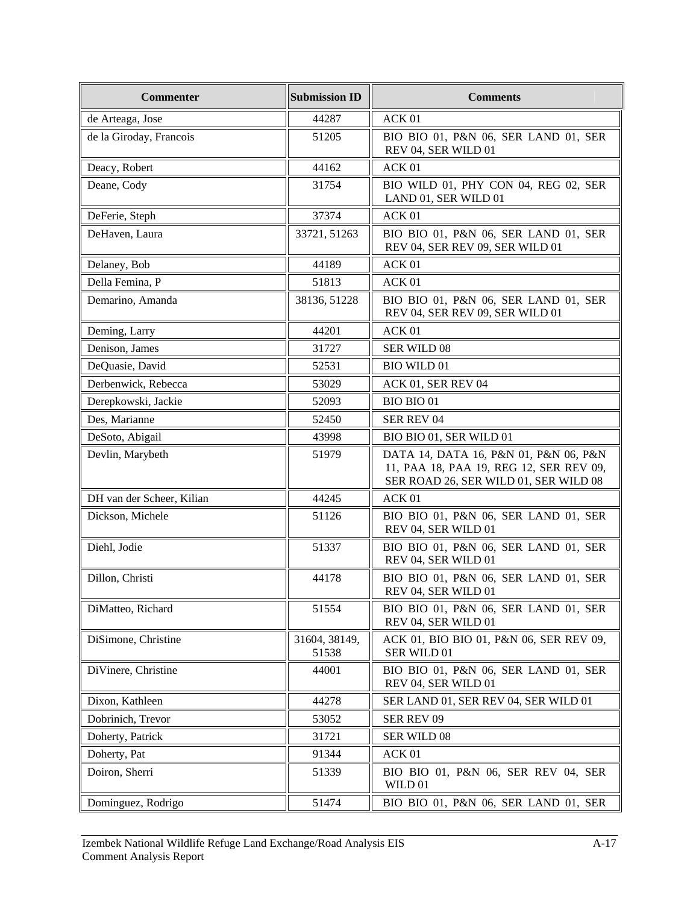| Commenter | Submission ID | Comments |
|---|---|---|
| de Arteaga, Jose | 44287 | ACK 01 |
| de la Giroday, Francois | 51205 | BIO BIO 01, P&N 06, SER LAND 01, SER REV 04, SER WILD 01 |
| Deacy, Robert | 44162 | ACK 01 |
| Deane, Cody | 31754 | BIO WILD 01, PHY CON 04, REG 02, SER LAND 01, SER WILD 01 |
| DeFerie, Steph | 37374 | ACK 01 |
| DeHaven, Laura | 33721, 51263 | BIO BIO 01, P&N 06, SER LAND 01, SER REV 04, SER REV 09, SER WILD 01 |
| Delaney, Bob | 44189 | ACK 01 |
| Della Femina, P | 51813 | ACK 01 |
| Demarino, Amanda | 38136, 51228 | BIO BIO 01, P&N 06, SER LAND 01, SER REV 04, SER REV 09, SER WILD 01 |
| Deming, Larry | 44201 | ACK 01 |
| Denison, James | 31727 | SER WILD 08 |
| DeQuasie, David | 52531 | BIO WILD 01 |
| Derbenwick, Rebecca | 53029 | ACK 01, SER REV 04 |
| Derepkowski, Jackie | 52093 | BIO BIO 01 |
| Des, Marianne | 52450 | SER REV 04 |
| DeSoto, Abigail | 43998 | BIO BIO 01, SER WILD 01 |
| Devlin, Marybeth | 51979 | DATA 14, DATA 16, P&N 01, P&N 06, P&N 11, PAA 18, PAA 19, REG 12, SER REV 09, SER ROAD 26, SER WILD 01, SER WILD 08 |
| DH van der Scheer, Kilian | 44245 | ACK 01 |
| Dickson, Michele | 51126 | BIO BIO 01, P&N 06, SER LAND 01, SER REV 04, SER WILD 01 |
| Diehl, Jodie | 51337 | BIO BIO 01, P&N 06, SER LAND 01, SER REV 04, SER WILD 01 |
| Dillon, Christi | 44178 | BIO BIO 01, P&N 06, SER LAND 01, SER REV 04, SER WILD 01 |
| DiMatteo, Richard | 51554 | BIO BIO 01, P&N 06, SER LAND 01, SER REV 04, SER WILD 01 |
| DiSimone, Christine | 31604, 38149, 51538 | ACK 01, BIO BIO 01, P&N 06, SER REV 09, SER WILD 01 |
| DiVinere, Christine | 44001 | BIO BIO 01, P&N 06, SER LAND 01, SER REV 04, SER WILD 01 |
| Dixon, Kathleen | 44278 | SER LAND 01, SER REV 04, SER WILD 01 |
| Dobrinich, Trevor | 53052 | SER REV 09 |
| Doherty, Patrick | 31721 | SER WILD 08 |
| Doherty, Pat | 91344 | ACK 01 |
| Doiron, Sherri | 51339 | BIO BIO 01, P&N 06, SER REV 04, SER WILD 01 |
| Dominguez, Rodrigo | 51474 | BIO BIO 01, P&N 06, SER LAND 01, SER |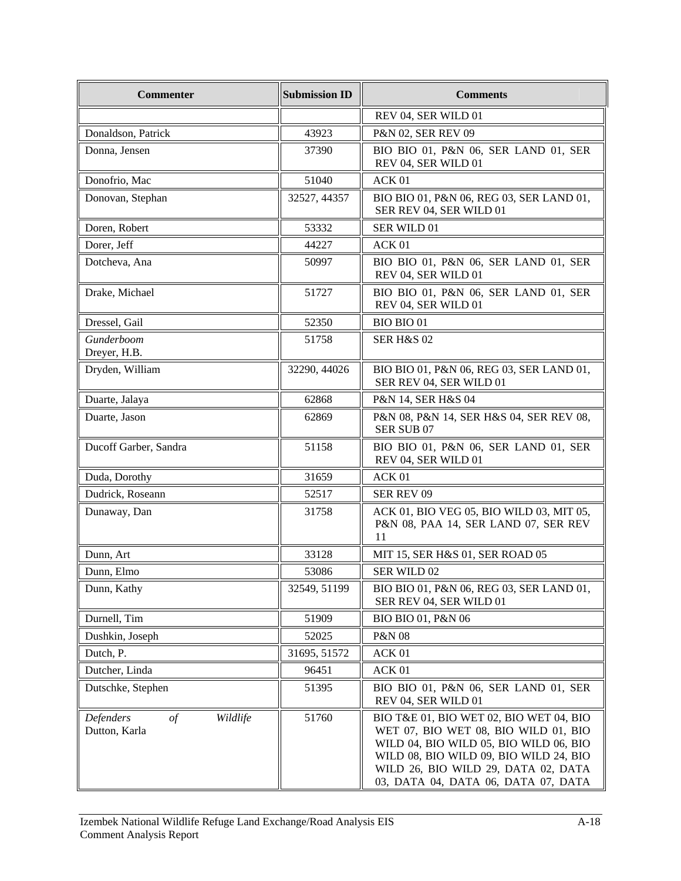| Commenter | Submission ID | Comments |
|---|---|---|
| | | REV 04, SER WILD 01 |
| Donaldson, Patrick | 43923 | P&N 02, SER REV 09 |
| Donna, Jensen | 37390 | BIO BIO 01, P&N 06, SER LAND 01, SER REV 04, SER WILD 01 |
| Donofrio, Mac | 51040 | ACK 01 |
| Donovan, Stephan | 32527, 44357 | BIO BIO 01, P&N 06, REG 03, SER LAND 01, SER REV 04, SER WILD 01 |
| Doren, Robert | 53332 | SER WILD 01 |
| Dorer, Jeff | 44227 | ACK 01 |
| Dotcheva, Ana | 50997 | BIO BIO 01, P&N 06, SER LAND 01, SER REV 04, SER WILD 01 |
| Drake, Michael | 51727 | BIO BIO 01, P&N 06, SER LAND 01, SER REV 04, SER WILD 01 |
| Dressel, Gail | 52350 | BIO BIO 01 |
| *Gunderboom* Dreyer, H.B. | 51758 | SER H&S 02 |
| Dryden, William | 32290, 44026 | BIO BIO 01, P&N 06, REG 03, SER LAND 01, SER REV 04, SER WILD 01 |
| Duarte, Jalaya | 62868 | P&N 14, SER H&S 04 |
| Duarte, Jason | 62869 | P&N 08, P&N 14, SER H&S 04, SER REV 08, SER SUB 07 |
| Ducoff Garber, Sandra | 51158 | BIO BIO 01, P&N 06, SER LAND 01, SER REV 04, SER WILD 01 |
| Duda, Dorothy | 31659 | ACK 01 |
| Dudrick, Roseann | 52517 | SER REV 09 |
| Dunaway, Dan | 31758 | ACK 01, BIO VEG 05, BIO WILD 03, MIT 05, P&N 08, PAA 14, SER LAND 07, SER REV 11 |
| Dunn, Art | 33128 | MIT 15, SER H&S 01, SER ROAD 05 |
| Dunn, Elmo | 53086 | SER WILD 02 |
| Dunn, Kathy | 32549, 51199 | BIO BIO 01, P&N 06, REG 03, SER LAND 01, SER REV 04, SER WILD 01 |
| Durnell, Tim | 51909 | BIO BIO 01, P&N 06 |
| Dushkin, Joseph | 52025 | P&N 08 |
| Dutch, P. | 31695, 51572 | ACK 01 |
| Dutcher, Linda | 96451 | ACK 01 |
| Dutschke, Stephen | 51395 | BIO BIO 01, P&N 06, SER LAND 01, SER REV 04, SER WILD 01 |
| *Defenders of Wildlife* Dutton, Karla | 51760 | BIO T&E 01, BIO WET 02, BIO WET 04, BIO WET 07, BIO WET 08, BIO WILD 01, BIO WILD 04, BIO WILD 05, BIO WILD 06, BIO WILD 08, BIO WILD 09, BIO WILD 24, BIO WILD 26, BIO WILD 29, DATA 02, DATA 03, DATA 04, DATA 06, DATA 07, DATA |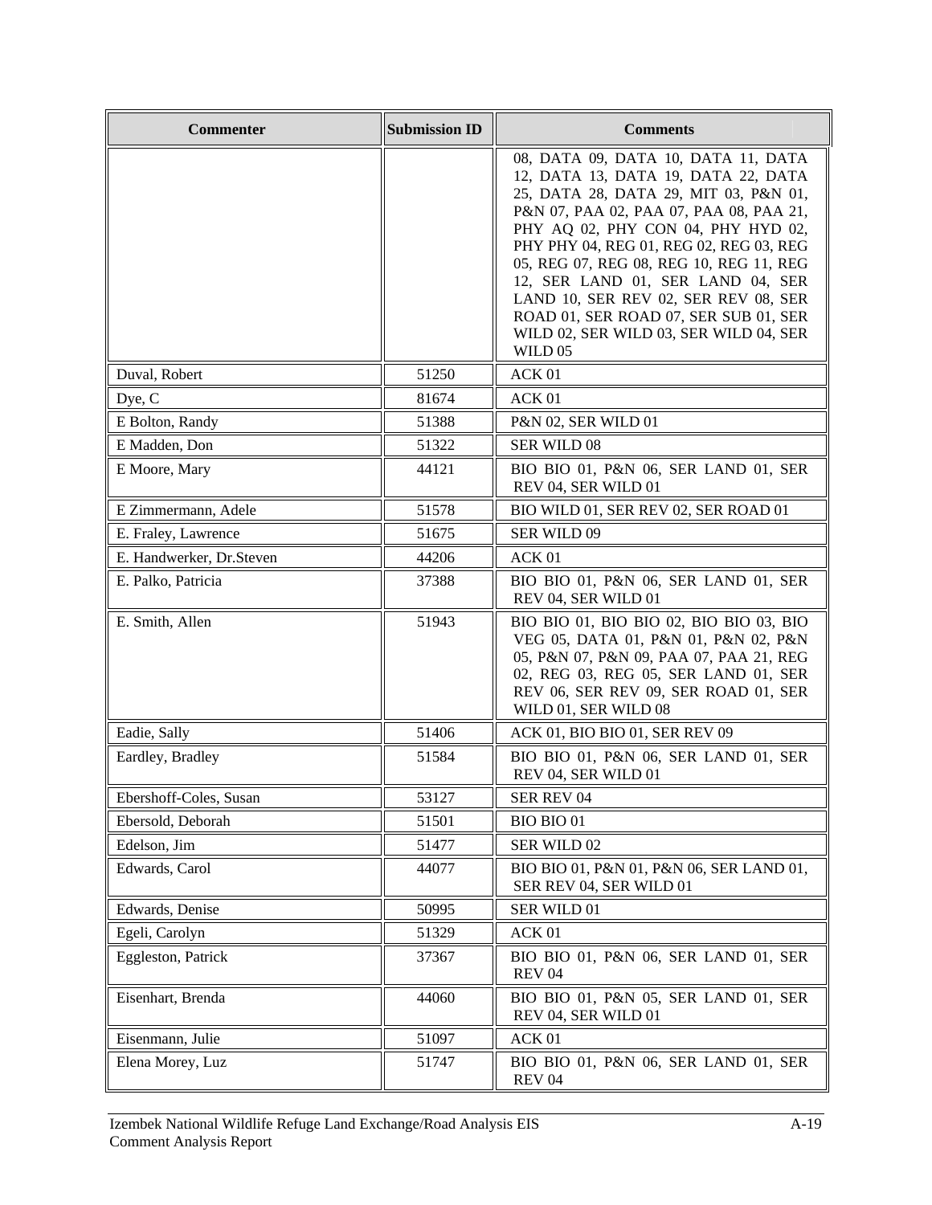| Commenter | Submission ID | Comments |
|---|---|---|
| | | 08, DATA 09, DATA 10, DATA 11, DATA 12, DATA 13, DATA 19, DATA 22, DATA 25, DATA 28, DATA 29, MIT 03, P&N 01, P&N 07, PAA 02, PAA 07, PAA 08, PAA 21, PHY AQ 02, PHY CON 04, PHY HYD 02, PHY PHY 04, REG 01, REG 02, REG 03, REG 05, REG 07, REG 08, REG 10, REG 11, REG 12, SER LAND 01, SER LAND 04, SER LAND 10, SER REV 02, SER REV 08, SER ROAD 01, SER ROAD 07, SER SUB 01, SER WILD 02, SER WILD 03, SER WILD 04, SER WILD 05 |
| Duval, Robert | 51250 | ACK 01 |
| Dye, C | 81674 | ACK 01 |
| E Bolton, Randy | 51388 | P&N 02, SER WILD 01 |
| E Madden, Don | 51322 | SER WILD 08 |
| E Moore, Mary | 44121 | BIO BIO 01, P&N 06, SER LAND 01, SER REV 04, SER WILD 01 |
| E Zimmermann, Adele | 51578 | BIO WILD 01, SER REV 02, SER ROAD 01 |
| E. Fraley, Lawrence | 51675 | SER WILD 09 |
| E. Handwerker, Dr.Steven | 44206 | ACK 01 |
| E. Palko, Patricia | 37388 | BIO BIO 01, P&N 06, SER LAND 01, SER REV 04, SER WILD 01 |
| E. Smith, Allen | 51943 | BIO BIO 01, BIO BIO 02, BIO BIO 03, BIO VEG 05, DATA 01, P&N 01, P&N 02, P&N 05, P&N 07, P&N 09, PAA 07, PAA 21, REG 02, REG 03, REG 05, SER LAND 01, SER REV 06, SER REV 09, SER ROAD 01, SER WILD 01, SER WILD 08 |
| Eadie, Sally | 51406 | ACK 01, BIO BIO 01, SER REV 09 |
| Eardley, Bradley | 51584 | BIO BIO 01, P&N 06, SER LAND 01, SER REV 04, SER WILD 01 |
| Ebershoff-Coles, Susan | 53127 | SER REV 04 |
| Ebersold, Deborah | 51501 | BIO BIO 01 |
| Edelson, Jim | 51477 | SER WILD 02 |
| Edwards, Carol | 44077 | BIO BIO 01, P&N 01, P&N 06, SER LAND 01, SER REV 04, SER WILD 01 |
| Edwards, Denise | 50995 | SER WILD 01 |
| Egeli, Carolyn | 51329 | ACK 01 |
| Eggleston, Patrick | 37367 | BIO BIO 01, P&N 06, SER LAND 01, SER REV 04 |
| Eisenhart, Brenda | 44060 | BIO BIO 01, P&N 05, SER LAND 01, SER REV 04, SER WILD 01 |
| Eisenmann, Julie | 51097 | ACK 01 |
| Elena Morey, Luz | 51747 | BIO BIO 01, P&N 06, SER LAND 01, SER REV 04 |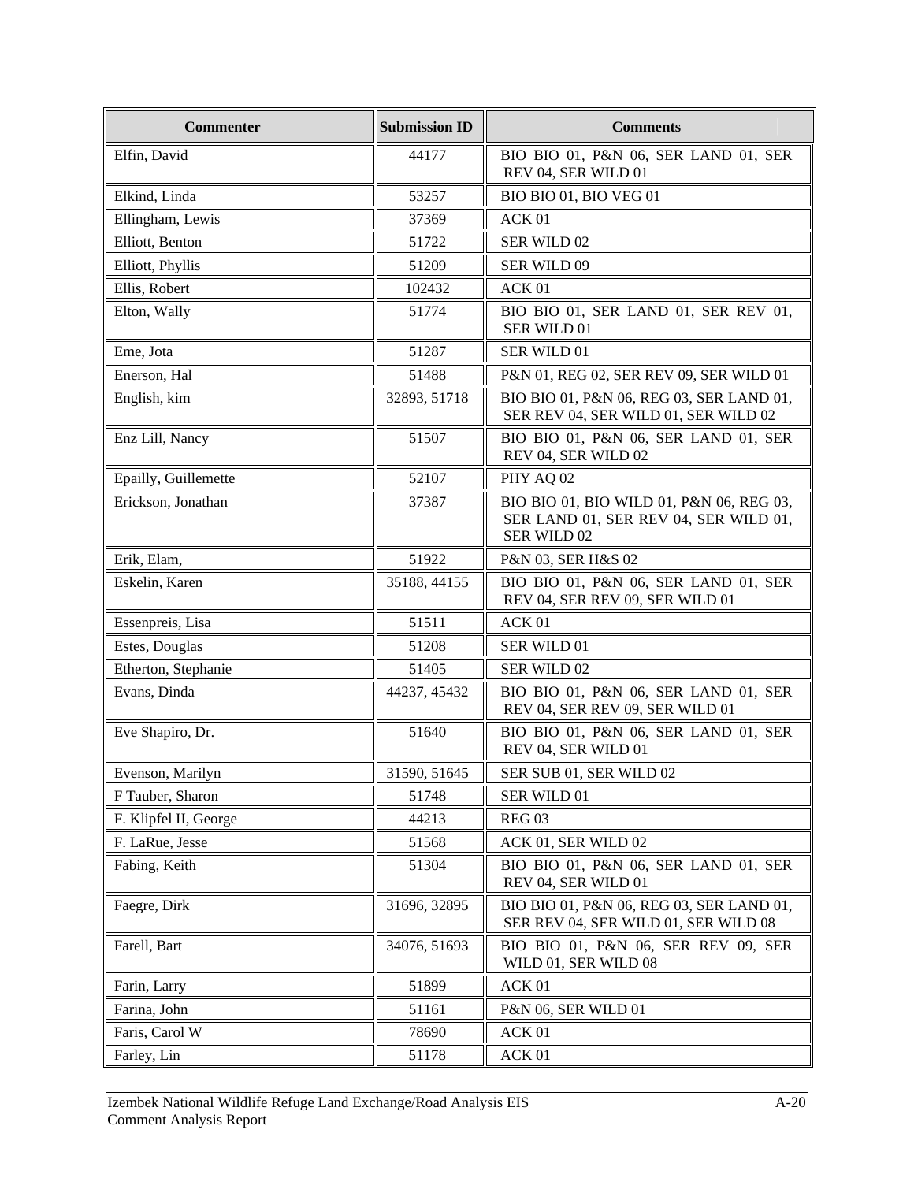| Commenter | Submission ID | Comments |
|---|---|---|
| Elfin, David | 44177 | BIO BIO 01, P&N 06, SER LAND 01, SER REV 04, SER WILD 01 |
| Elkind, Linda | 53257 | BIO BIO 01, BIO VEG 01 |
| Ellingham, Lewis | 37369 | ACK 01 |
| Elliott, Benton | 51722 | SER WILD 02 |
| Elliott, Phyllis | 51209 | SER WILD 09 |
| Ellis, Robert | 102432 | ACK 01 |
| Elton, Wally | 51774 | BIO BIO 01, SER LAND 01, SER REV 01, SER WILD 01 |
| Eme, Jota | 51287 | SER WILD 01 |
| Enerson, Hal | 51488 | P&N 01, REG 02, SER REV 09, SER WILD 01 |
| English, kim | 32893, 51718 | BIO BIO 01, P&N 06, REG 03, SER LAND 01, SER REV 04, SER WILD 01, SER WILD 02 |
| Enz Lill, Nancy | 51507 | BIO BIO 01, P&N 06, SER LAND 01, SER REV 04, SER WILD 02 |
| Epailly, Guillemette | 52107 | PHY AQ 02 |
| Erickson, Jonathan | 37387 | BIO BIO 01, BIO WILD 01, P&N 06, REG 03, SER LAND 01, SER REV 04, SER WILD 01, SER WILD 02 |
| Erik, Elam, | 51922 | P&N 03, SER H&S 02 |
| Eskelin, Karen | 35188, 44155 | BIO BIO 01, P&N 06, SER LAND 01, SER REV 04, SER REV 09, SER WILD 01 |
| Essenpreis, Lisa | 51511 | ACK 01 |
| Estes, Douglas | 51208 | SER WILD 01 |
| Etherton, Stephanie | 51405 | SER WILD 02 |
| Evans, Dinda | 44237, 45432 | BIO BIO 01, P&N 06, SER LAND 01, SER REV 04, SER REV 09, SER WILD 01 |
| Eve Shapiro, Dr. | 51640 | BIO BIO 01, P&N 06, SER LAND 01, SER REV 04, SER WILD 01 |
| Evenson, Marilyn | 31590, 51645 | SER SUB 01, SER WILD 02 |
| F Tauber, Sharon | 51748 | SER WILD 01 |
| F. Klipfel II, George | 44213 | REG 03 |
| F. LaRue, Jesse | 51568 | ACK 01, SER WILD 02 |
| Fabing, Keith | 51304 | BIO BIO 01, P&N 06, SER LAND 01, SER REV 04, SER WILD 01 |
| Faegre, Dirk | 31696, 32895 | BIO BIO 01, P&N 06, REG 03, SER LAND 01, SER REV 04, SER WILD 01, SER WILD 08 |
| Farell, Bart | 34076, 51693 | BIO BIO 01, P&N 06, SER REV 09, SER WILD 01, SER WILD 08 |
| Farin, Larry | 51899 | ACK 01 |
| Farina, John | 51161 | P&N 06, SER WILD 01 |
| Faris, Carol W | 78690 | ACK 01 |
| Farley, Lin | 51178 | ACK 01 |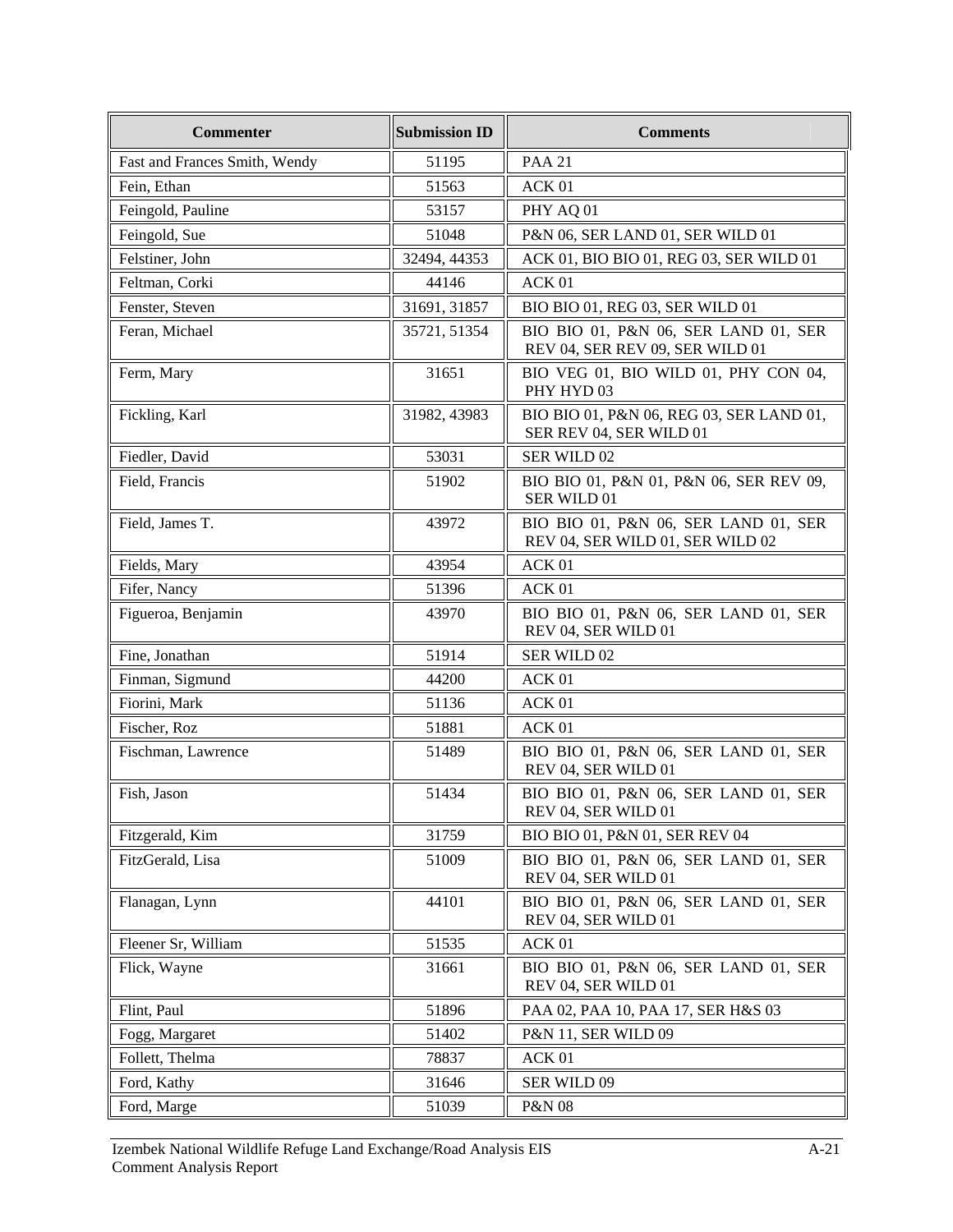| Commenter | Submission ID | Comments |
|---|---|---|
| Fast and Frances Smith, Wendy | 51195 | PAA 21 |
| Fein, Ethan | 51563 | ACK 01 |
| Feingold, Pauline | 53157 | PHY AQ 01 |
| Feingold, Sue | 51048 | P&N 06, SER LAND 01, SER WILD 01 |
| Felstiner, John | 32494, 44353 | ACK 01, BIO BIO 01, REG 03, SER WILD 01 |
| Feltman, Corki | 44146 | ACK 01 |
| Fenster, Steven | 31691, 31857 | BIO BIO 01, REG 03, SER WILD 01 |
| Feran, Michael | 35721, 51354 | BIO BIO 01, P&N 06, SER LAND 01, SER REV 04, SER REV 09, SER WILD 01 |
| Ferm, Mary | 31651 | BIO VEG 01, BIO WILD 01, PHY CON 04, PHY HYD 03 |
| Fickling, Karl | 31982, 43983 | BIO BIO 01, P&N 06, REG 03, SER LAND 01, SER REV 04, SER WILD 01 |
| Fiedler, David | 53031 | SER WILD 02 |
| Field, Francis | 51902 | BIO BIO 01, P&N 01, P&N 06, SER REV 09, SER WILD 01 |
| Field, James T. | 43972 | BIO BIO 01, P&N 06, SER LAND 01, SER REV 04, SER WILD 01, SER WILD 02 |
| Fields, Mary | 43954 | ACK 01 |
| Fifer, Nancy | 51396 | ACK 01 |
| Figueroa, Benjamin | 43970 | BIO BIO 01, P&N 06, SER LAND 01, SER REV 04, SER WILD 01 |
| Fine, Jonathan | 51914 | SER WILD 02 |
| Finman, Sigmund | 44200 | ACK 01 |
| Fiorini, Mark | 51136 | ACK 01 |
| Fischer, Roz | 51881 | ACK 01 |
| Fischman, Lawrence | 51489 | BIO BIO 01, P&N 06, SER LAND 01, SER REV 04, SER WILD 01 |
| Fish, Jason | 51434 | BIO BIO 01, P&N 06, SER LAND 01, SER REV 04, SER WILD 01 |
| Fitzgerald, Kim | 31759 | BIO BIO 01, P&N 01, SER REV 04 |
| FitzGerald, Lisa | 51009 | BIO BIO 01, P&N 06, SER LAND 01, SER REV 04, SER WILD 01 |
| Flanagan, Lynn | 44101 | BIO BIO 01, P&N 06, SER LAND 01, SER REV 04, SER WILD 01 |
| Fleener Sr, William | 51535 | ACK 01 |
| Flick, Wayne | 31661 | BIO BIO 01, P&N 06, SER LAND 01, SER REV 04, SER WILD 01 |
| Flint, Paul | 51896 | PAA 02, PAA 10, PAA 17, SER H&S 03 |
| Fogg, Margaret | 51402 | P&N 11, SER WILD 09 |
| Follett, Thelma | 78837 | ACK 01 |
| Ford, Kathy | 31646 | SER WILD 09 |
| Ford, Marge | 51039 | P&N 08 |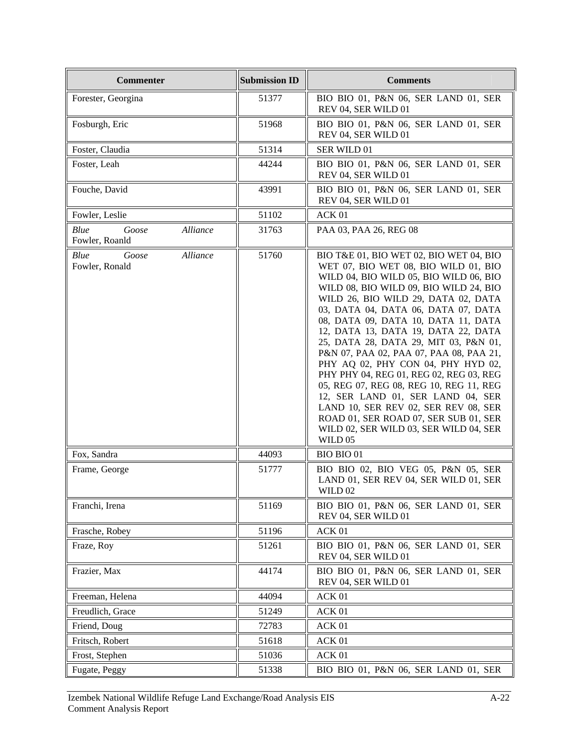| Commenter | Submission ID | Comments |
|---|---|---|
| Forester, Georgina | 51377 | BIO BIO 01, P&N 06, SER LAND 01, SER REV 04, SER WILD 01 |
| Fosburgh, Eric | 51968 | BIO BIO 01, P&N 06, SER LAND 01, SER REV 04, SER WILD 01 |
| Foster, Claudia | 51314 | SER WILD 01 |
| Foster, Leah | 44244 | BIO BIO 01, P&N 06, SER LAND 01, SER REV 04, SER WILD 01 |
| Fouche, David | 43991 | BIO BIO 01, P&N 06, SER LAND 01, SER REV 04, SER WILD 01 |
| Fowler, Leslie | 51102 | ACK 01 |
| *Blue Goose Alliance* Fowler, Roanld | 31763 | PAA 03, PAA 26, REG 08 |
| *Blue Goose Alliance* Fowler, Ronald | 51760 | BIO T&E 01, BIO WET 02, BIO WET 04, BIO WET 07, BIO WET 08, BIO WILD 01, BIO WILD 04, BIO WILD 05, BIO WILD 06, BIO WILD 08, BIO WILD 09, BIO WILD 24, BIO WILD 26, BIO WILD 29, DATA 02, DATA 03, DATA 04, DATA 06, DATA 07, DATA 08, DATA 09, DATA 10, DATA 11, DATA 12, DATA 13, DATA 19, DATA 22, DATA 25, DATA 28, DATA 29, MIT 03, P&N 01, P&N 07, PAA 02, PAA 07, PAA 08, PAA 21, PHY AQ 02, PHY CON 04, PHY HYD 02, PHY PHY 04, REG 01, REG 02, REG 03, REG 05, REG 07, REG 08, REG 10, REG 11, REG 12, SER LAND 01, SER LAND 04, SER LAND 10, SER REV 02, SER REV 08, SER ROAD 01, SER ROAD 07, SER SUB 01, SER WILD 02, SER WILD 03, SER WILD 04, SER WILD 05 |
| Fox, Sandra | 44093 | BIO BIO 01 |
| Frame, George | 51777 | BIO BIO 02, BIO VEG 05, P&N 05, SER LAND 01, SER REV 04, SER WILD 01, SER WILD 02 |
| Franchi, Irena | 51169 | BIO BIO 01, P&N 06, SER LAND 01, SER REV 04, SER WILD 01 |
| Frasche, Robey | 51196 | ACK 01 |
| Fraze, Roy | 51261 | BIO BIO 01, P&N 06, SER LAND 01, SER REV 04, SER WILD 01 |
| Frazier, Max | 44174 | BIO BIO 01, P&N 06, SER LAND 01, SER REV 04, SER WILD 01 |
| Freeman, Helena | 44094 | ACK 01 |
| Freudlich, Grace | 51249 | ACK 01 |
| Friend, Doug | 72783 | ACK 01 |
| Fritsch, Robert | 51618 | ACK 01 |
| Frost, Stephen | 51036 | ACK 01 |
| Fugate, Peggy | 51338 | BIO BIO 01, P&N 06, SER LAND 01, SER |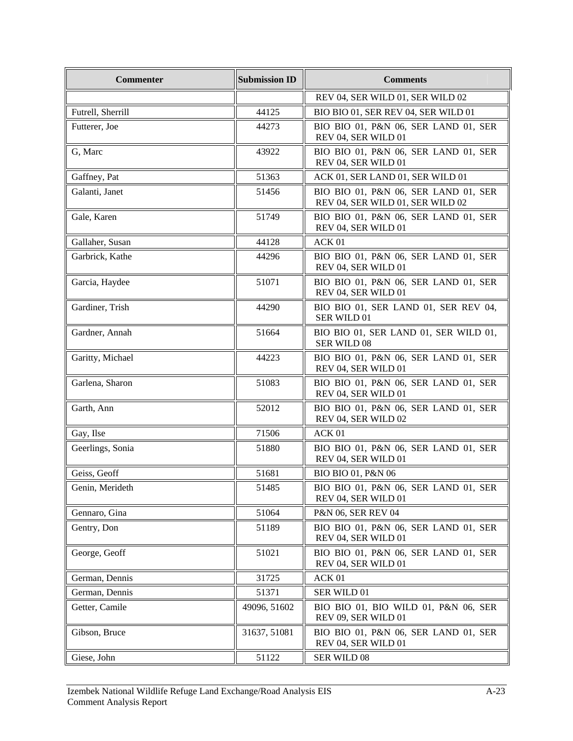| Commenter | Submission ID | Comments |
|---|---|---|
| | | REV 04, SER WILD 01, SER WILD 02 |
| Futrell, Sherrill | 44125 | BIO BIO 01, SER REV 04, SER WILD 01 |
| Futterer, Joe | 44273 | BIO BIO 01, P&N 06, SER LAND 01, SER REV 04, SER WILD 01 |
| G, Marc | 43922 | BIO BIO 01, P&N 06, SER LAND 01, SER REV 04, SER WILD 01 |
| Gaffney, Pat | 51363 | ACK 01, SER LAND 01, SER WILD 01 |
| Galanti, Janet | 51456 | BIO BIO 01, P&N 06, SER LAND 01, SER REV 04, SER WILD 01, SER WILD 02 |
| Gale, Karen | 51749 | BIO BIO 01, P&N 06, SER LAND 01, SER REV 04, SER WILD 01 |
| Gallaher, Susan | 44128 | ACK 01 |
| Garbrick, Kathe | 44296 | BIO BIO 01, P&N 06, SER LAND 01, SER REV 04, SER WILD 01 |
| Garcia, Haydee | 51071 | BIO BIO 01, P&N 06, SER LAND 01, SER REV 04, SER WILD 01 |
| Gardiner, Trish | 44290 | BIO BIO 01, SER LAND 01, SER REV 04, SER WILD 01 |
| Gardner, Annah | 51664 | BIO BIO 01, SER LAND 01, SER WILD 01, SER WILD 08 |
| Garitty, Michael | 44223 | BIO BIO 01, P&N 06, SER LAND 01, SER REV 04, SER WILD 01 |
| Garlena, Sharon | 51083 | BIO BIO 01, P&N 06, SER LAND 01, SER REV 04, SER WILD 01 |
| Garth, Ann | 52012 | BIO BIO 01, P&N 06, SER LAND 01, SER REV 04, SER WILD 02 |
| Gay, Ilse | 71506 | ACK 01 |
| Geerlings, Sonia | 51880 | BIO BIO 01, P&N 06, SER LAND 01, SER REV 04, SER WILD 01 |
| Geiss, Geoff | 51681 | BIO BIO 01, P&N 06 |
| Genin, Merideth | 51485 | BIO BIO 01, P&N 06, SER LAND 01, SER REV 04, SER WILD 01 |
| Gennaro, Gina | 51064 | P&N 06, SER REV 04 |
| Gentry, Don | 51189 | BIO BIO 01, P&N 06, SER LAND 01, SER REV 04, SER WILD 01 |
| George, Geoff | 51021 | BIO BIO 01, P&N 06, SER LAND 01, SER REV 04, SER WILD 01 |
| German, Dennis | 31725 | ACK 01 |
| German, Dennis | 51371 | SER WILD 01 |
| Getter, Camile | 49096, 51602 | BIO BIO 01, BIO WILD 01, P&N 06, SER REV 09, SER WILD 01 |
| Gibson, Bruce | 31637, 51081 | BIO BIO 01, P&N 06, SER LAND 01, SER REV 04, SER WILD 01 |
| Giese, John | 51122 | SER WILD 08 |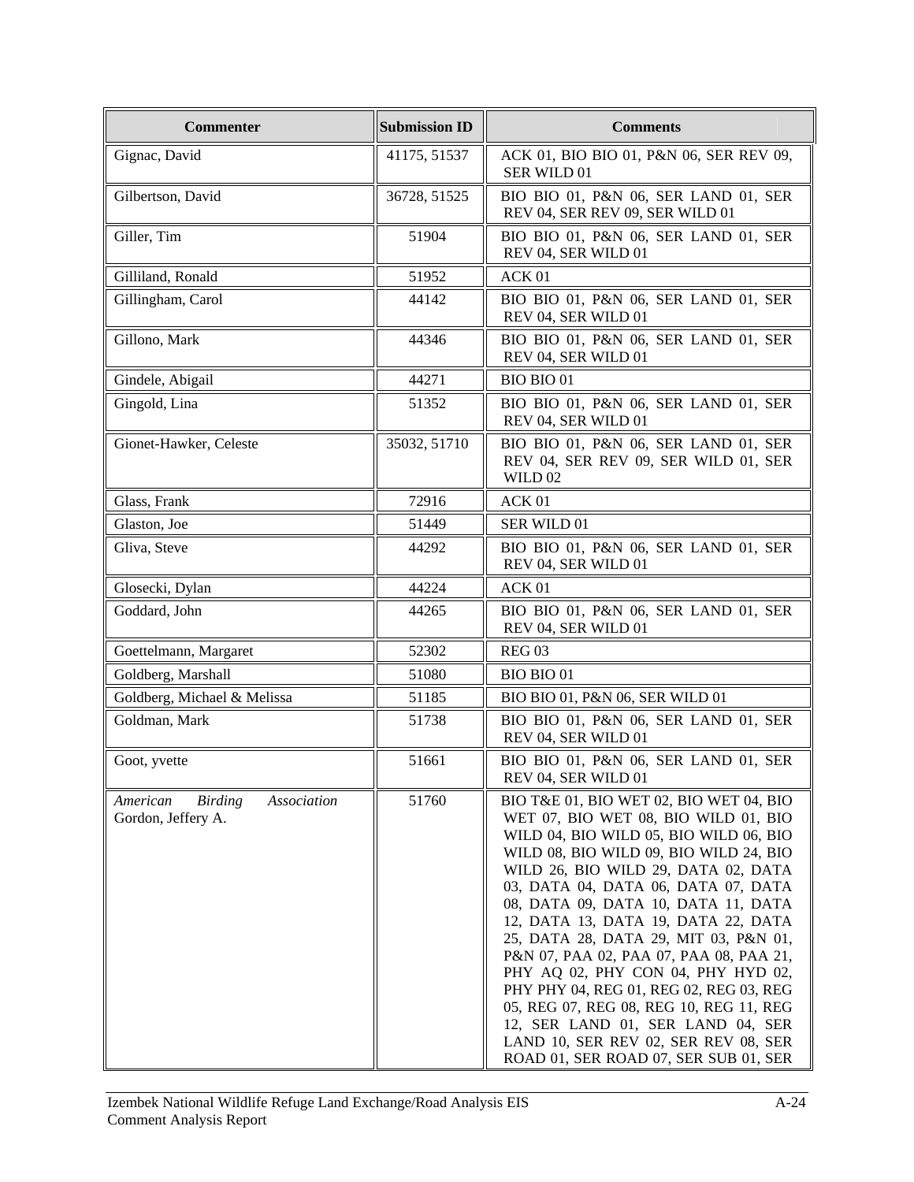| Commenter | Submission ID | Comments |
|---|---|---|
| Gignac, David | 41175, 51537 | ACK 01, BIO BIO 01, P&N 06, SER REV 09, SER WILD 01 |
| Gilbertson, David | 36728, 51525 | BIO BIO 01, P&N 06, SER LAND 01, SER REV 04, SER REV 09, SER WILD 01 |
| Giller, Tim | 51904 | BIO BIO 01, P&N 06, SER LAND 01, SER REV 04, SER WILD 01 |
| Gilliland, Ronald | 51952 | ACK 01 |
| Gillingham, Carol | 44142 | BIO BIO 01, P&N 06, SER LAND 01, SER REV 04, SER WILD 01 |
| Gillono, Mark | 44346 | BIO BIO 01, P&N 06, SER LAND 01, SER REV 04, SER WILD 01 |
| Gindele, Abigail | 44271 | BIO BIO 01 |
| Gingold, Lina | 51352 | BIO BIO 01, P&N 06, SER LAND 01, SER REV 04, SER WILD 01 |
| Gionet-Hawker, Celeste | 35032, 51710 | BIO BIO 01, P&N 06, SER LAND 01, SER REV 04, SER REV 09, SER WILD 01, SER WILD 02 |
| Glass, Frank | 72916 | ACK 01 |
| Glaston, Joe | 51449 | SER WILD 01 |
| Gliva, Steve | 44292 | BIO BIO 01, P&N 06, SER LAND 01, SER REV 04, SER WILD 01 |
| Glosecki, Dylan | 44224 | ACK 01 |
| Goddard, John | 44265 | BIO BIO 01, P&N 06, SER LAND 01, SER REV 04, SER WILD 01 |
| Goettelmann, Margaret | 52302 | REG 03 |
| Goldberg, Marshall | 51080 | BIO BIO 01 |
| Goldberg, Michael & Melissa | 51185 | BIO BIO 01, P&N 06, SER WILD 01 |
| Goldman, Mark | 51738 | BIO BIO 01, P&N 06, SER LAND 01, SER REV 04, SER WILD 01 |
| Goot, yvette | 51661 | BIO BIO 01, P&N 06, SER LAND 01, SER REV 04, SER WILD 01 |
| *American Birding Association* Gordon, Jeffery A. | 51760 | BIO T&E 01, BIO WET 02, BIO WET 04, BIO WET 07, BIO WET 08, BIO WILD 01, BIO WILD 04, BIO WILD 05, BIO WILD 06, BIO WILD 08, BIO WILD 09, BIO WILD 24, BIO WILD 26, BIO WILD 29, DATA 02, DATA 03, DATA 04, DATA 06, DATA 07, DATA 08, DATA 09, DATA 10, DATA 11, DATA 12, DATA 13, DATA 19, DATA 22, DATA 25, DATA 28, DATA 29, MIT 03, P&N 01, P&N 07, PAA 02, PAA 07, PAA 08, PAA 21, PHY AQ 02, PHY CON 04, PHY HYD 02, PHY PHY 04, REG 01, REG 02, REG 03, REG 05, REG 07, REG 08, REG 10, REG 11, REG 12, SER LAND 01, SER LAND 04, SER LAND 10, SER REV 02, SER REV 08, SER ROAD 01, SER ROAD 07, SER SUB 01, SER |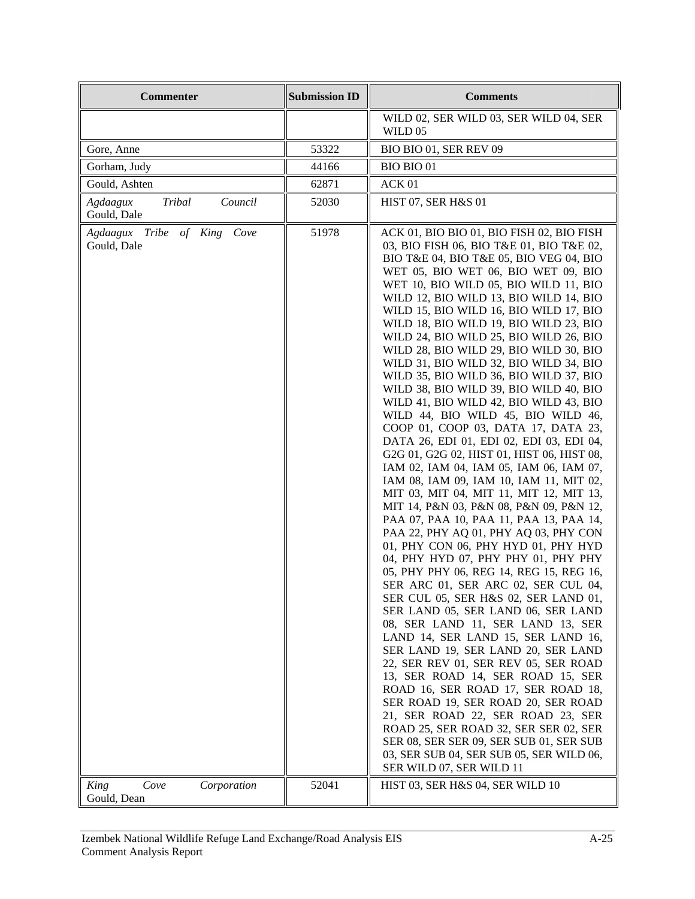| Commenter | Submission ID | Comments |
|---|---|---|
| | | WILD 02, SER WILD 03, SER WILD 04, SER WILD 05 |
| Gore, Anne | 53322 | BIO BIO 01, SER REV 09 |
| Gorham, Judy | 44166 | BIO BIO 01 |
| Gould, Ashten | 62871 | ACK 01 |
| *Agdaagux Tribal Council* Gould, Dale | 52030 | HIST 07, SER H&S 01 |
| *Agdaagux Tribe of King Cove* Gould, Dale | 51978 | ACK 01, BIO BIO 01, BIO FISH 02, BIO FISH 03, BIO FISH 06, BIO T&E 01, BIO T&E 02, BIO T&E 04, BIO T&E 05, BIO VEG 04, BIO WET 05, BIO WET 06, BIO WET 09, BIO WET 10, BIO WILD 05, BIO WILD 11, BIO WILD 12, BIO WILD 13, BIO WILD 14, BIO WILD 15, BIO WILD 16, BIO WILD 17, BIO WILD 18, BIO WILD 19, BIO WILD 23, BIO WILD 24, BIO WILD 25, BIO WILD 26, BIO WILD 28, BIO WILD 29, BIO WILD 30, BIO WILD 31, BIO WILD 32, BIO WILD 34, BIO WILD 35, BIO WILD 36, BIO WILD 37, BIO WILD 38, BIO WILD 39, BIO WILD 40, BIO WILD 41, BIO WILD 42, BIO WILD 43, BIO WILD 44, BIO WILD 45, BIO WILD 46, COOP 01, COOP 03, DATA 17, DATA 23, DATA 26, EDI 01, EDI 02, EDI 03, EDI 04, G2G 01, G2G 02, HIST 01, HIST 06, HIST 08, IAM 02, IAM 04, IAM 05, IAM 06, IAM 07, IAM 08, IAM 09, IAM 10, IAM 11, MIT 02, MIT 03, MIT 04, MIT 11, MIT 12, MIT 13, MIT 14, P&N 03, P&N 08, P&N 09, P&N 12, PAA 07, PAA 10, PAA 11, PAA 13, PAA 14, PAA 22, PHY AQ 01, PHY AQ 03, PHY CON 01, PHY CON 06, PHY HYD 01, PHY HYD 04, PHY HYD 07, PHY PHY 01, PHY PHY 05, PHY PHY 06, REG 14, REG 15, REG 16, SER ARC 01, SER ARC 02, SER CUL 04, SER CUL 05, SER H&S 02, SER LAND 01, SER LAND 05, SER LAND 06, SER LAND 08, SER LAND 11, SER LAND 13, SER LAND 14, SER LAND 15, SER LAND 16, SER LAND 19, SER LAND 20, SER LAND 22, SER REV 01, SER REV 05, SER ROAD 13, SER ROAD 14, SER ROAD 15, SER ROAD 16, SER ROAD 17, SER ROAD 18, SER ROAD 19, SER ROAD 20, SER ROAD 21, SER ROAD 22, SER ROAD 23, SER ROAD 25, SER ROAD 32, SER SER 02, SER SER 08, SER SER 09, SER SUB 01, SER SUB 03, SER SUB 04, SER SUB 05, SER WILD 06, SER WILD 07, SER WILD 11 |
| *King Cove Corporation* Gould, Dean | 52041 | HIST 03, SER H&S 04, SER WILD 10 |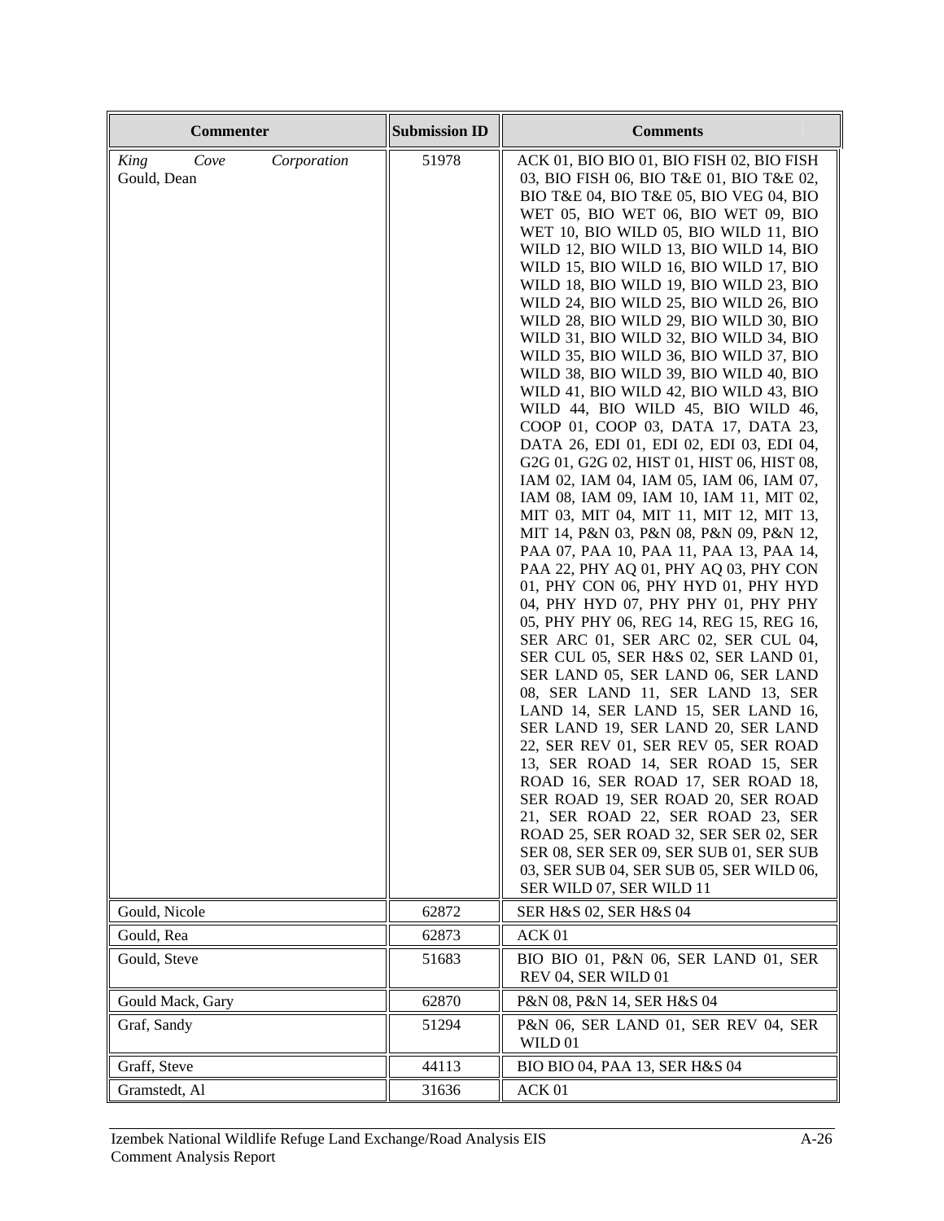| Commenter | Submission ID | Comments |
|---|---|---|
| *King Cove Corporation* Gould, Dean | 51978 | ACK 01, BIO BIO 01, BIO FISH 02, BIO FISH 03, BIO FISH 06, BIO T&E 01, BIO T&E 02, BIO T&E 04, BIO T&E 05, BIO VEG 04, BIO WET 05, BIO WET 06, BIO WET 09, BIO WET 10, BIO WILD 05, BIO WILD 11, BIO WILD 12, BIO WILD 13, BIO WILD 14, BIO WILD 15, BIO WILD 16, BIO WILD 17, BIO WILD 18, BIO WILD 19, BIO WILD 23, BIO WILD 24, BIO WILD 25, BIO WILD 26, BIO WILD 28, BIO WILD 29, BIO WILD 30, BIO WILD 31, BIO WILD 32, BIO WILD 34, BIO WILD 35, BIO WILD 36, BIO WILD 37, BIO WILD 38, BIO WILD 39, BIO WILD 40, BIO WILD 41, BIO WILD 42, BIO WILD 43, BIO WILD 44, BIO WILD 45, BIO WILD 46, COOP 01, COOP 03, DATA 17, DATA 23, DATA 26, EDI 01, EDI 02, EDI 03, EDI 04, G2G 01, G2G 02, HIST 01, HIST 06, HIST 08, IAM 02, IAM 04, IAM 05, IAM 06, IAM 07, IAM 08, IAM 09, IAM 10, IAM 11, MIT 02, MIT 03, MIT 04, MIT 11, MIT 12, MIT 13, MIT 14, P&N 03, P&N 08, P&N 09, P&N 12, PAA 07, PAA 10, PAA 11, PAA 13, PAA 14, PAA 22, PHY AQ 01, PHY AQ 03, PHY CON 01, PHY CON 06, PHY HYD 01, PHY HYD 04, PHY HYD 07, PHY PHY 01, PHY PHY 05, PHY PHY 06, REG 14, REG 15, REG 16, SER ARC 01, SER ARC 02, SER CUL 04, SER CUL 05, SER H&S 02, SER LAND 01, SER LAND 05, SER LAND 06, SER LAND 08, SER LAND 11, SER LAND 13, SER LAND 14, SER LAND 15, SER LAND 16, SER LAND 19, SER LAND 20, SER LAND 22, SER REV 01, SER REV 05, SER ROAD 13, SER ROAD 14, SER ROAD 15, SER ROAD 16, SER ROAD 17, SER ROAD 18, SER ROAD 19, SER ROAD 20, SER ROAD 21, SER ROAD 22, SER ROAD 23, SER ROAD 25, SER ROAD 32, SER SER 02, SER SER 08, SER SER 09, SER SUB 01, SER SUB 03, SER SUB 04, SER SUB 05, SER WILD 06, SER WILD 07, SER WILD 11 |
| Gould, Nicole | 62872 | SER H&S 02, SER H&S 04 |
| Gould, Rea | 62873 | ACK 01 |
| Gould, Steve | 51683 | BIO BIO 01, P&N 06, SER LAND 01, SER REV 04, SER WILD 01 |
| Gould Mack, Gary | 62870 | P&N 08, P&N 14, SER H&S 04 |
| Graf, Sandy | 51294 | P&N 06, SER LAND 01, SER REV 04, SER WILD 01 |
| Graff, Steve | 44113 | BIO BIO 04, PAA 13, SER H&S 04 |
| Gramstedt, Al | 31636 | ACK 01 |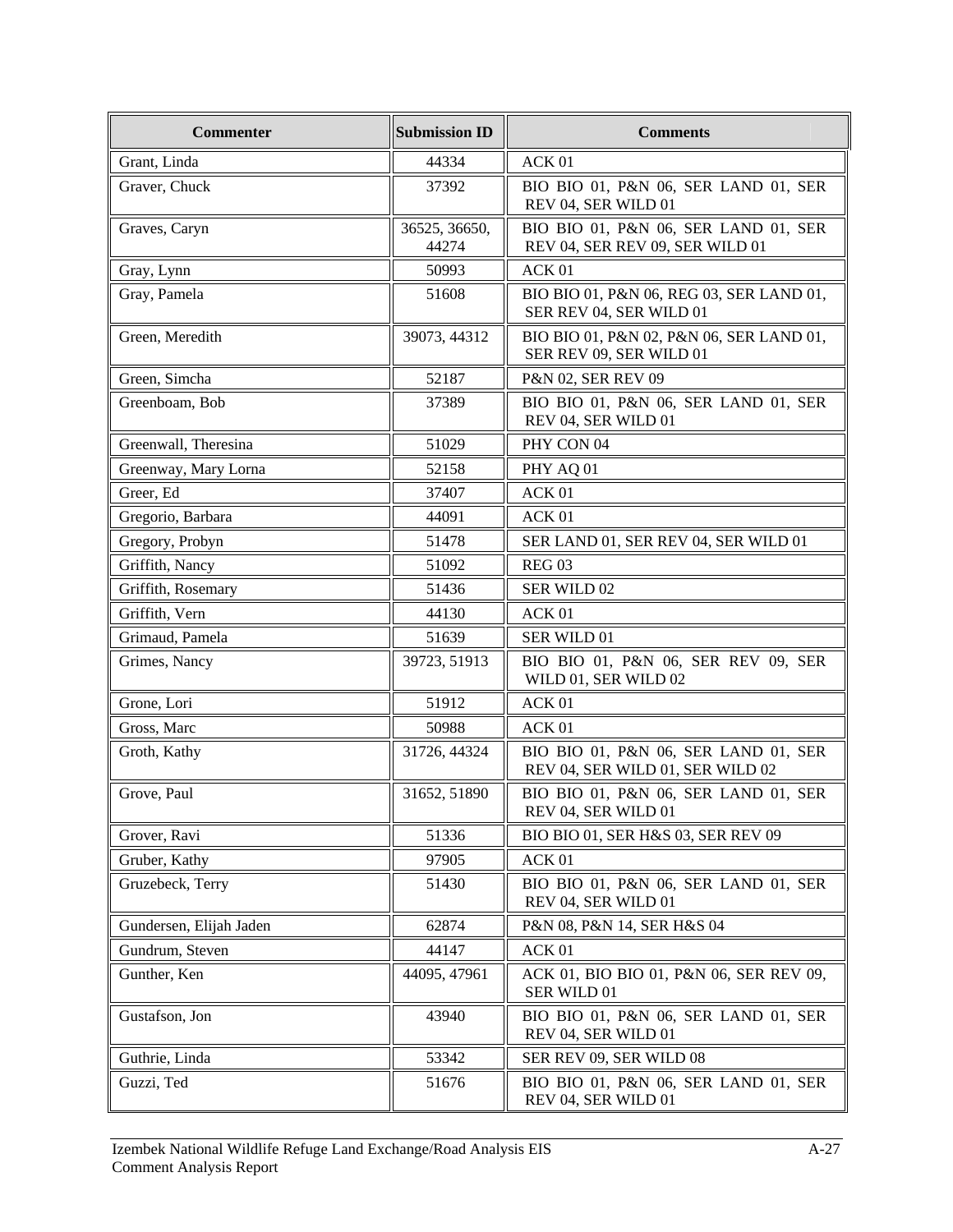| Commenter | Submission ID | Comments |
|---|---|---|
| Grant, Linda | 44334 | ACK 01 |
| Graver, Chuck | 37392 | BIO BIO 01, P&N 06, SER LAND 01, SER REV 04, SER WILD 01 |
| Graves, Caryn | 36525, 36650, 44274 | BIO BIO 01, P&N 06, SER LAND 01, SER REV 04, SER REV 09, SER WILD 01 |
| Gray, Lynn | 50993 | ACK 01 |
| Gray, Pamela | 51608 | BIO BIO 01, P&N 06, REG 03, SER LAND 01, SER REV 04, SER WILD 01 |
| Green, Meredith | 39073, 44312 | BIO BIO 01, P&N 02, P&N 06, SER LAND 01, SER REV 09, SER WILD 01 |
| Green, Simcha | 52187 | P&N 02, SER REV 09 |
| Greenboam, Bob | 37389 | BIO BIO 01, P&N 06, SER LAND 01, SER REV 04, SER WILD 01 |
| Greenwall, Theresina | 51029 | PHY CON 04 |
| Greenway, Mary Lorna | 52158 | PHY AQ 01 |
| Greer, Ed | 37407 | ACK 01 |
| Gregorio, Barbara | 44091 | ACK 01 |
| Gregory, Probyn | 51478 | SER LAND 01, SER REV 04, SER WILD 01 |
| Griffith, Nancy | 51092 | REG 03 |
| Griffith, Rosemary | 51436 | SER WILD 02 |
| Griffith, Vern | 44130 | ACK 01 |
| Grimaud, Pamela | 51639 | SER WILD 01 |
| Grimes, Nancy | 39723, 51913 | BIO BIO 01, P&N 06, SER REV 09, SER WILD 01, SER WILD 02 |
| Grone, Lori | 51912 | ACK 01 |
| Gross, Marc | 50988 | ACK 01 |
| Groth, Kathy | 31726, 44324 | BIO BIO 01, P&N 06, SER LAND 01, SER REV 04, SER WILD 01, SER WILD 02 |
| Grove, Paul | 31652, 51890 | BIO BIO 01, P&N 06, SER LAND 01, SER REV 04, SER WILD 01 |
| Grover, Ravi | 51336 | BIO BIO 01, SER H&S 03, SER REV 09 |
| Gruber, Kathy | 97905 | ACK 01 |
| Gruzebeck, Terry | 51430 | BIO BIO 01, P&N 06, SER LAND 01, SER REV 04, SER WILD 01 |
| Gundersen, Elijah Jaden | 62874 | P&N 08, P&N 14, SER H&S 04 |
| Gundrum, Steven | 44147 | ACK 01 |
| Gunther, Ken | 44095, 47961 | ACK 01, BIO BIO 01, P&N 06, SER REV 09, SER WILD 01 |
| Gustafson, Jon | 43940 | BIO BIO 01, P&N 06, SER LAND 01, SER REV 04, SER WILD 01 |
| Guthrie, Linda | 53342 | SER REV 09, SER WILD 08 |
| Guzzi, Ted | 51676 | BIO BIO 01, P&N 06, SER LAND 01, SER REV 04, SER WILD 01 |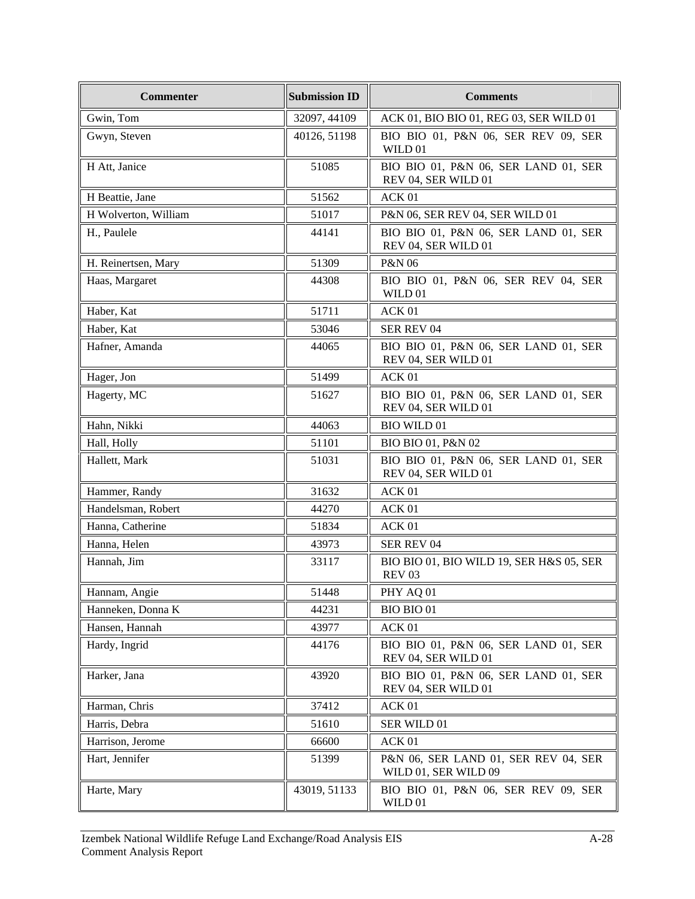| Commenter | Submission ID | Comments |
|---|---|---|
| Gwin, Tom | 32097, 44109 | ACK 01, BIO BIO 01, REG 03, SER WILD 01 |
| Gwyn, Steven | 40126, 51198 | BIO BIO 01, P&N 06, SER REV 09, SER WILD 01 |
| H Att, Janice | 51085 | BIO BIO 01, P&N 06, SER LAND 01, SER REV 04, SER WILD 01 |
| H Beattie, Jane | 51562 | ACK 01 |
| H Wolverton, William | 51017 | P&N 06, SER REV 04, SER WILD 01 |
| H., Paulele | 44141 | BIO BIO 01, P&N 06, SER LAND 01, SER REV 04, SER WILD 01 |
| H. Reinertsen, Mary | 51309 | P&N 06 |
| Haas, Margaret | 44308 | BIO BIO 01, P&N 06, SER REV 04, SER WILD 01 |
| Haber, Kat | 51711 | ACK 01 |
| Haber, Kat | 53046 | SER REV 04 |
| Hafner, Amanda | 44065 | BIO BIO 01, P&N 06, SER LAND 01, SER REV 04, SER WILD 01 |
| Hager, Jon | 51499 | ACK 01 |
| Hagerty, MC | 51627 | BIO BIO 01, P&N 06, SER LAND 01, SER REV 04, SER WILD 01 |
| Hahn, Nikki | 44063 | BIO WILD 01 |
| Hall, Holly | 51101 | BIO BIO 01, P&N 02 |
| Hallett, Mark | 51031 | BIO BIO 01, P&N 06, SER LAND 01, SER REV 04, SER WILD 01 |
| Hammer, Randy | 31632 | ACK 01 |
| Handelsman, Robert | 44270 | ACK 01 |
| Hanna, Catherine | 51834 | ACK 01 |
| Hanna, Helen | 43973 | SER REV 04 |
| Hannah, Jim | 33117 | BIO BIO 01, BIO WILD 19, SER H&S 05, SER REV 03 |
| Hannam, Angie | 51448 | PHY AQ 01 |
| Hanneken, Donna K | 44231 | BIO BIO 01 |
| Hansen, Hannah | 43977 | ACK 01 |
| Hardy, Ingrid | 44176 | BIO BIO 01, P&N 06, SER LAND 01, SER REV 04, SER WILD 01 |
| Harker, Jana | 43920 | BIO BIO 01, P&N 06, SER LAND 01, SER REV 04, SER WILD 01 |
| Harman, Chris | 37412 | ACK 01 |
| Harris, Debra | 51610 | SER WILD 01 |
| Harrison, Jerome | 66600 | ACK 01 |
| Hart, Jennifer | 51399 | P&N 06, SER LAND 01, SER REV 04, SER WILD 01, SER WILD 09 |
| Harte, Mary | 43019, 51133 | BIO BIO 01, P&N 06, SER REV 09, SER WILD 01 |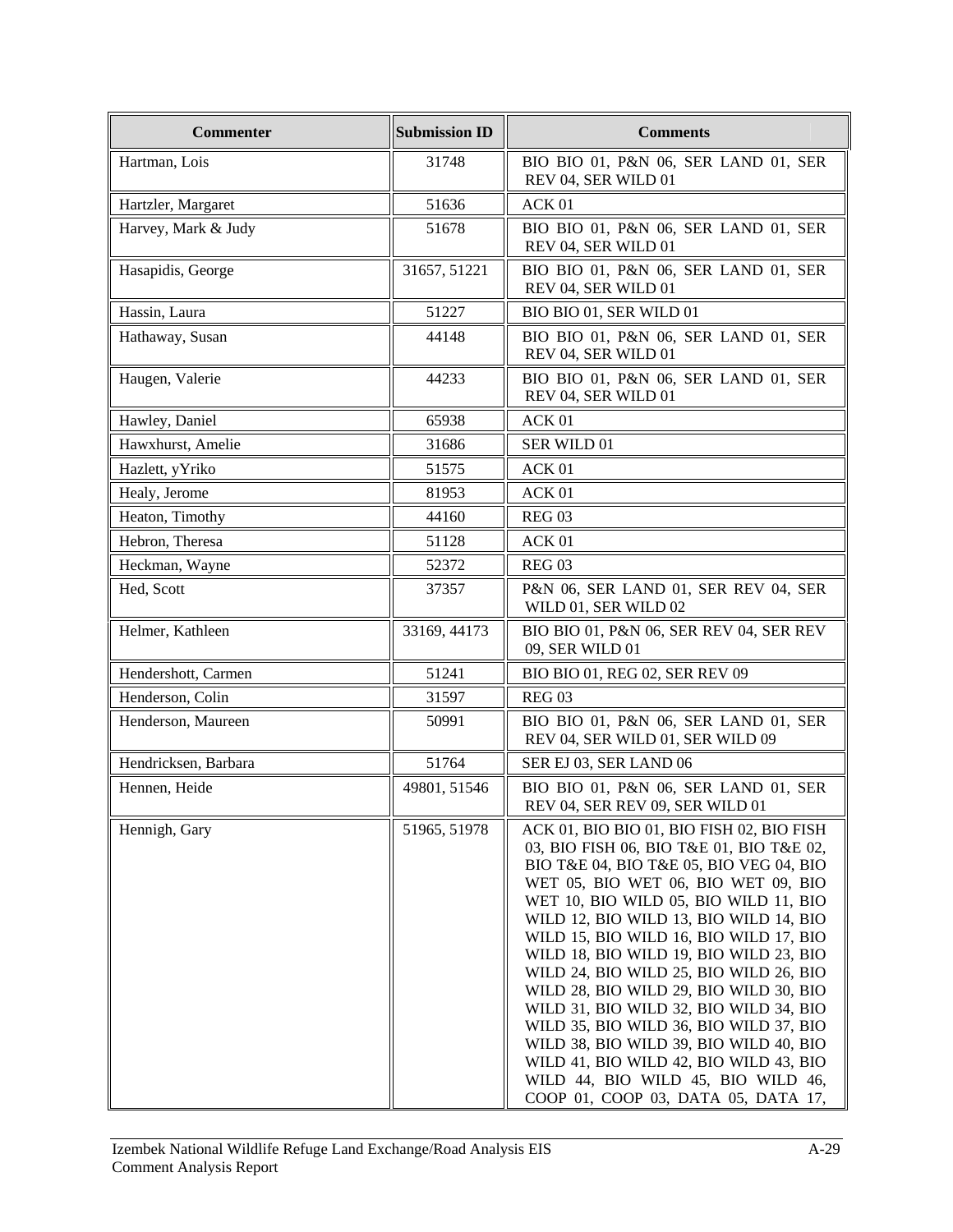| Commenter | Submission ID | Comments |
|---|---|---|
| Hartman, Lois | 31748 | BIO BIO 01, P&N 06, SER LAND 01, SER REV 04, SER WILD 01 |
| Hartzler, Margaret | 51636 | ACK 01 |
| Harvey, Mark & Judy | 51678 | BIO BIO 01, P&N 06, SER LAND 01, SER REV 04, SER WILD 01 |
| Hasapidis, George | 31657, 51221 | BIO BIO 01, P&N 06, SER LAND 01, SER REV 04, SER WILD 01 |
| Hassin, Laura | 51227 | BIO BIO 01, SER WILD 01 |
| Hathaway, Susan | 44148 | BIO BIO 01, P&N 06, SER LAND 01, SER REV 04, SER WILD 01 |
| Haugen, Valerie | 44233 | BIO BIO 01, P&N 06, SER LAND 01, SER REV 04, SER WILD 01 |
| Hawley, Daniel | 65938 | ACK 01 |
| Hawxhurst, Amelie | 31686 | SER WILD 01 |
| Hazlett, yYriko | 51575 | ACK 01 |
| Healy, Jerome | 81953 | ACK 01 |
| Heaton, Timothy | 44160 | REG 03 |
| Hebron, Theresa | 51128 | ACK 01 |
| Heckman, Wayne | 52372 | REG 03 |
| Hed, Scott | 37357 | P&N 06, SER LAND 01, SER REV 04, SER WILD 01, SER WILD 02 |
| Helmer, Kathleen | 33169, 44173 | BIO BIO 01, P&N 06, SER REV 04, SER REV 09, SER WILD 01 |
| Hendershott, Carmen | 51241 | BIO BIO 01, REG 02, SER REV 09 |
| Henderson, Colin | 31597 | REG 03 |
| Henderson, Maureen | 50991 | BIO BIO 01, P&N 06, SER LAND 01, SER REV 04, SER WILD 01, SER WILD 09 |
| Hendricksen, Barbara | 51764 | SER EJ 03, SER LAND 06 |
| Hennen, Heide | 49801, 51546 | BIO BIO 01, P&N 06, SER LAND 01, SER REV 04, SER REV 09, SER WILD 01 |
| Hennigh, Gary | 51965, 51978 | ACK 01, BIO BIO 01, BIO FISH 02, BIO FISH 03, BIO FISH 06, BIO T&E 01, BIO T&E 02, BIO T&E 04, BIO T&E 05, BIO VEG 04, BIO WET 05, BIO WET 06, BIO WET 09, BIO WET 10, BIO WILD 05, BIO WILD 11, BIO WILD 12, BIO WILD 13, BIO WILD 14, BIO WILD 15, BIO WILD 16, BIO WILD 17, BIO WILD 18, BIO WILD 19, BIO WILD 23, BIO WILD 24, BIO WILD 25, BIO WILD 26, BIO WILD 28, BIO WILD 29, BIO WILD 30, BIO WILD 31, BIO WILD 32, BIO WILD 34, BIO WILD 35, BIO WILD 36, BIO WILD 37, BIO WILD 38, BIO WILD 39, BIO WILD 40, BIO WILD 41, BIO WILD 42, BIO WILD 43, BIO WILD 44, BIO WILD 45, BIO WILD 46, COOP 01, COOP 03, DATA 05, DATA 17, |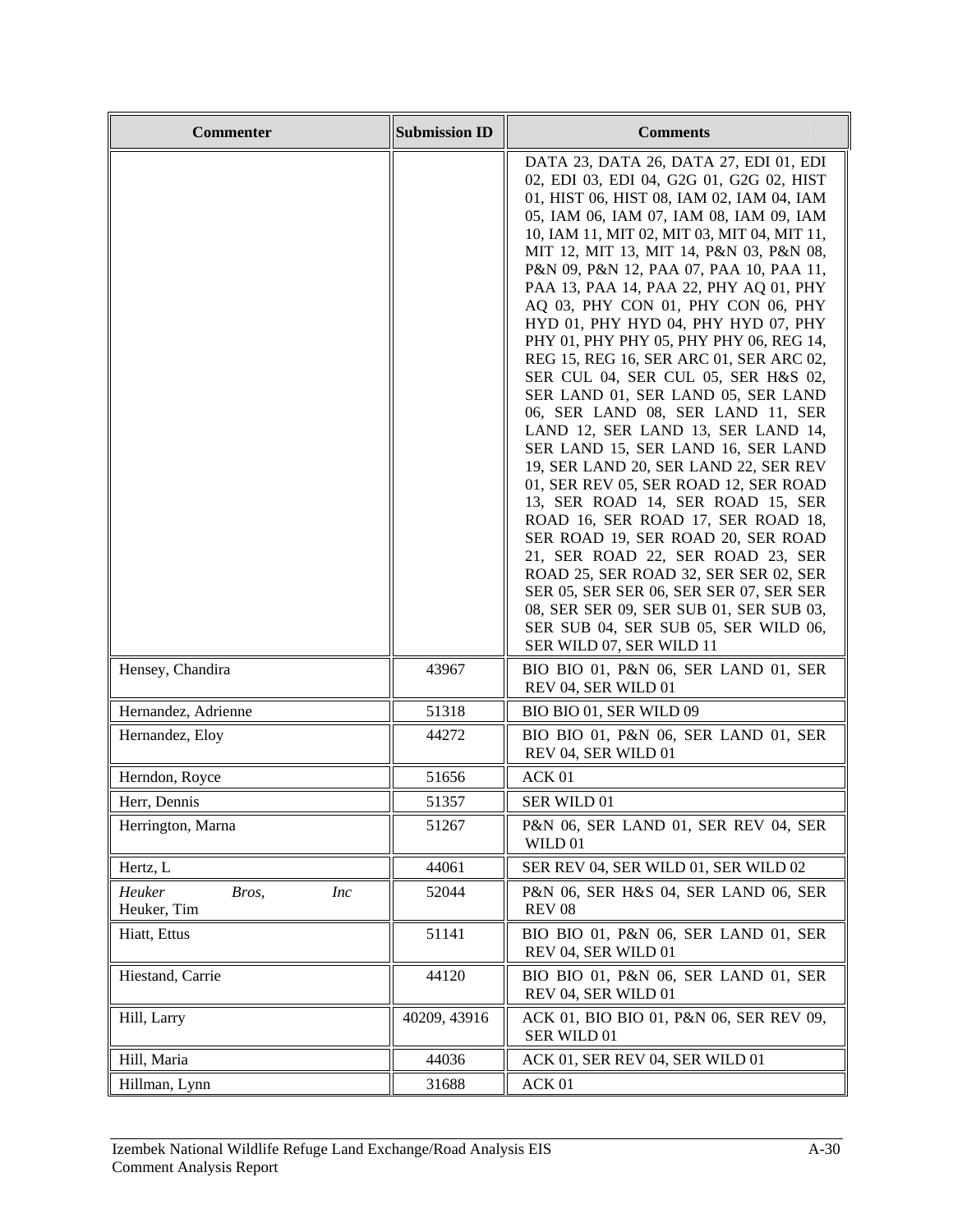| Commenter | Submission ID | Comments |
| --- | --- | --- |
| | | DATA 23, DATA 26, DATA 27, EDI 01, EDI 02, EDI 03, EDI 04, G2G 01, G2G 02, HIST 01, HIST 06, HIST 08, IAM 02, IAM 04, IAM 05, IAM 06, IAM 07, IAM 08, IAM 09, IAM 10, IAM 11, MIT 02, MIT 03, MIT 04, MIT 11, MIT 12, MIT 13, MIT 14, P&N 03, P&N 08, P&N 09, P&N 12, PAA 07, PAA 10, PAA 11, PAA 13, PAA 14, PAA 22, PHY AQ 01, PHY AQ 03, PHY CON 01, PHY CON 06, PHY HYD 01, PHY HYD 04, PHY HYD 07, PHY PHY 01, PHY PHY 05, PHY PHY 06, REG 14, REG 15, REG 16, SER ARC 01, SER ARC 02, SER CUL 04, SER CUL 05, SER H&S 02, SER LAND 01, SER LAND 05, SER LAND 06, SER LAND 08, SER LAND 11, SER LAND 12, SER LAND 13, SER LAND 14, SER LAND 15, SER LAND 16, SER LAND 19, SER LAND 20, SER LAND 22, SER REV 01, SER REV 05, SER ROAD 12, SER ROAD 13, SER ROAD 14, SER ROAD 15, SER ROAD 16, SER ROAD 17, SER ROAD 18, SER ROAD 19, SER ROAD 20, SER ROAD 21, SER ROAD 22, SER ROAD 23, SER ROAD 25, SER ROAD 32, SER SER 02, SER SER 05, SER SER 06, SER SER 07, SER SER 08, SER SER 09, SER SUB 01, SER SUB 03, SER SUB 04, SER SUB 05, SER WILD 06, SER WILD 07, SER WILD 11 |
| Hensey, Chandira | 43967 | BIO BIO 01, P&N 06, SER LAND 01, SER REV 04, SER WILD 01 |
| Hernandez, Adrienne | 51318 | BIO BIO 01, SER WILD 09 |
| Hernandez, Eloy | 44272 | BIO BIO 01, P&N 06, SER LAND 01, SER REV 04, SER WILD 01 |
| Herndon, Royce | 51656 | ACK 01 |
| Herr, Dennis | 51357 | SER WILD 01 |
| Herrington, Marna | 51267 | P&N 06, SER LAND 01, SER REV 04, SER WILD 01 |
| Hertz, L | 44061 | SER REV 04, SER WILD 01, SER WILD 02 |
| *Heuker Bros, Inc* Heuker, Tim | 52044 | P&N 06, SER H&S 04, SER LAND 06, SER REV 08 |
| Hiatt, Ettus | 51141 | BIO BIO 01, P&N 06, SER LAND 01, SER REV 04, SER WILD 01 |
| Hiestand, Carrie | 44120 | BIO BIO 01, P&N 06, SER LAND 01, SER REV 04, SER WILD 01 |
| Hill, Larry | 40209, 43916 | ACK 01, BIO BIO 01, P&N 06, SER REV 09, SER WILD 01 |
| Hill, Maria | 44036 | ACK 01, SER REV 04, SER WILD 01 |
| Hillman, Lynn | 31688 | ACK 01 |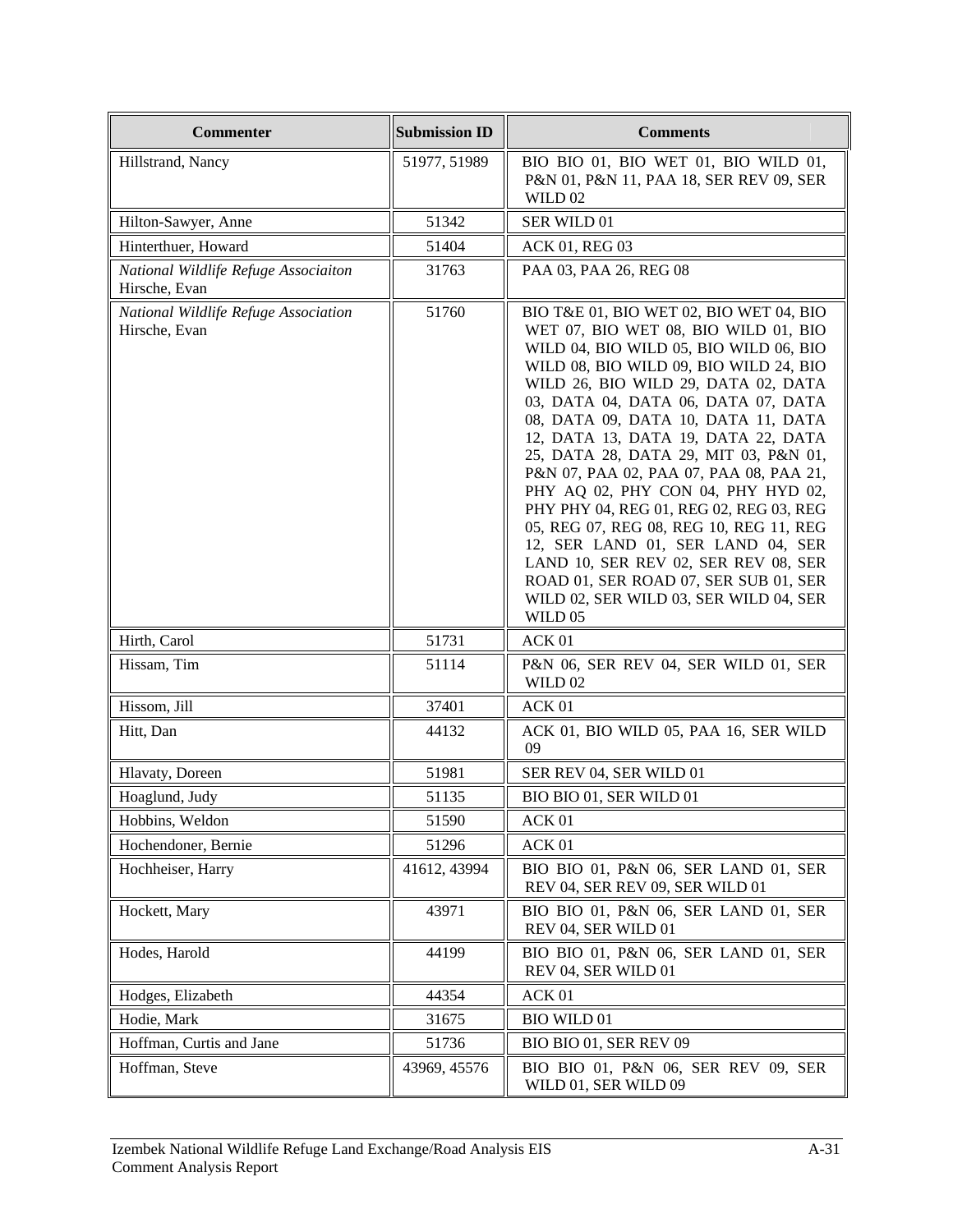| Commenter | Submission ID | Comments |
|---|---|---|
| Hillstrand, Nancy | 51977, 51989 | BIO BIO 01, BIO WET 01, BIO WILD 01, P&N 01, P&N 11, PAA 18, SER REV 09, SER WILD 02 |
| Hilton-Sawyer, Anne | 51342 | SER WILD 01 |
| Hinterthuer, Howard | 51404 | ACK 01, REG 03 |
| *National Wildlife Refuge Associaiton* Hirsche, Evan | 31763 | PAA 03, PAA 26, REG 08 |
| *National Wildlife Refuge Association* Hirsche, Evan | 51760 | BIO T&E 01, BIO WET 02, BIO WET 04, BIO WET 07, BIO WET 08, BIO WILD 01, BIO WILD 04, BIO WILD 05, BIO WILD 06, BIO WILD 08, BIO WILD 09, BIO WILD 24, BIO WILD 26, BIO WILD 29, DATA 02, DATA 03, DATA 04, DATA 06, DATA 07, DATA 08, DATA 09, DATA 10, DATA 11, DATA 12, DATA 13, DATA 19, DATA 22, DATA 25, DATA 28, DATA 29, MIT 03, P&N 01, P&N 07, PAA 02, PAA 07, PAA 08, PAA 21, PHY AQ 02, PHY CON 04, PHY HYD 02, PHY PHY 04, REG 01, REG 02, REG 03, REG 05, REG 07, REG 08, REG 10, REG 11, REG 12, SER LAND 01, SER LAND 04, SER LAND 10, SER REV 02, SER REV 08, SER ROAD 01, SER ROAD 07, SER SUB 01, SER WILD 02, SER WILD 03, SER WILD 04, SER WILD 05 |
| Hirth, Carol | 51731 | ACK 01 |
| Hissam, Tim | 51114 | P&N 06, SER REV 04, SER WILD 01, SER WILD 02 |
| Hissom, Jill | 37401 | ACK 01 |
| Hitt, Dan | 44132 | ACK 01, BIO WILD 05, PAA 16, SER WILD 09 |
| Hlavaty, Doreen | 51981 | SER REV 04, SER WILD 01 |
| Hoaglund, Judy | 51135 | BIO BIO 01, SER WILD 01 |
| Hobbins, Weldon | 51590 | ACK 01 |
| Hochendoner, Bernie | 51296 | ACK 01 |
| Hochheiser, Harry | 41612, 43994 | BIO BIO 01, P&N 06, SER LAND 01, SER REV 04, SER REV 09, SER WILD 01 |
| Hockett, Mary | 43971 | BIO BIO 01, P&N 06, SER LAND 01, SER REV 04, SER WILD 01 |
| Hodes, Harold | 44199 | BIO BIO 01, P&N 06, SER LAND 01, SER REV 04, SER WILD 01 |
| Hodges, Elizabeth | 44354 | ACK 01 |
| Hodie, Mark | 31675 | BIO WILD 01 |
| Hoffman, Curtis and Jane | 51736 | BIO BIO 01, SER REV 09 |
| Hoffman, Steve | 43969, 45576 | BIO BIO 01, P&N 06, SER REV 09, SER WILD 01, SER WILD 09 |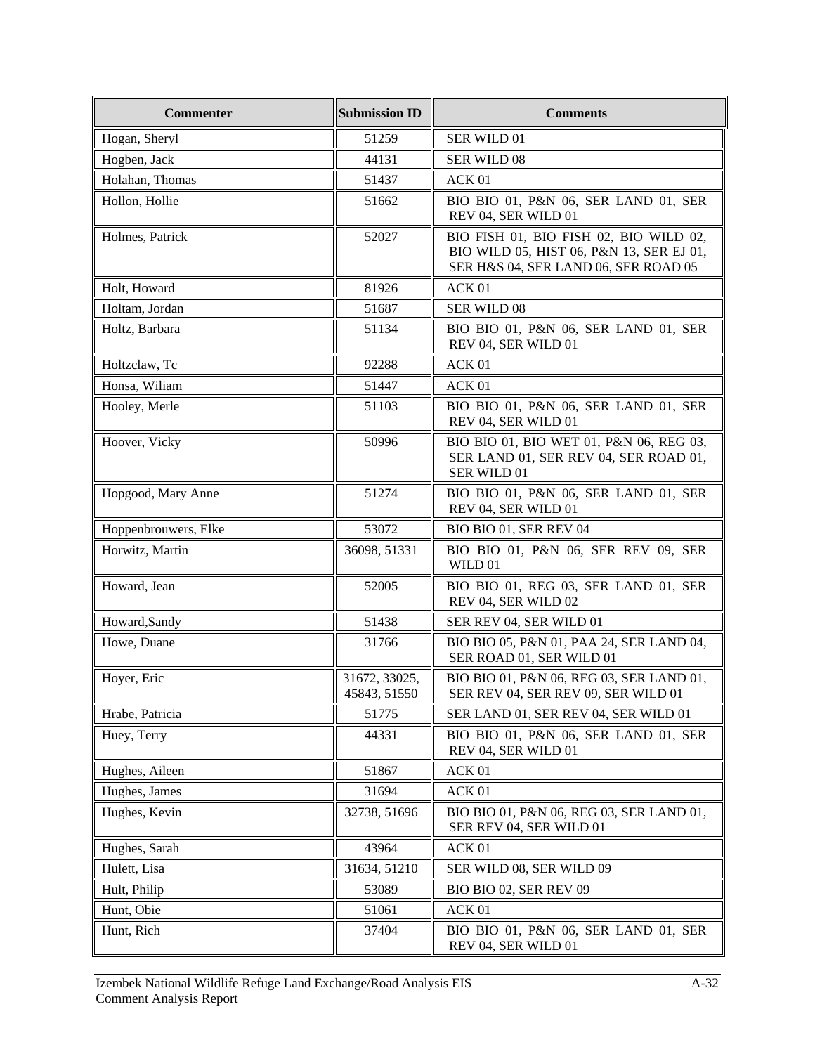| Commenter | Submission ID | Comments |
|---|---|---|
| Hogan, Sheryl | 51259 | SER WILD 01 |
| Hogben, Jack | 44131 | SER WILD 08 |
| Holahan, Thomas | 51437 | ACK 01 |
| Hollon, Hollie | 51662 | BIO BIO 01, P&N 06, SER LAND 01, SER REV 04, SER WILD 01 |
| Holmes, Patrick | 52027 | BIO FISH 01, BIO FISH 02, BIO WILD 02, BIO WILD 05, HIST 06, P&N 13, SER EJ 01, SER H&S 04, SER LAND 06, SER ROAD 05 |
| Holt, Howard | 81926 | ACK 01 |
| Holtam, Jordan | 51687 | SER WILD 08 |
| Holtz, Barbara | 51134 | BIO BIO 01, P&N 06, SER LAND 01, SER REV 04, SER WILD 01 |
| Holtzclaw, Tc | 92288 | ACK 01 |
| Honsa, Wiliam | 51447 | ACK 01 |
| Hooley, Merle | 51103 | BIO BIO 01, P&N 06, SER LAND 01, SER REV 04, SER WILD 01 |
| Hoover, Vicky | 50996 | BIO BIO 01, BIO WET 01, P&N 06, REG 03, SER LAND 01, SER REV 04, SER ROAD 01, SER WILD 01 |
| Hopgood, Mary Anne | 51274 | BIO BIO 01, P&N 06, SER LAND 01, SER REV 04, SER WILD 01 |
| Hoppenbrouwers, Elke | 53072 | BIO BIO 01, SER REV 04 |
| Horwitz, Martin | 36098, 51331 | BIO BIO 01, P&N 06, SER REV 09, SER WILD 01 |
| Howard, Jean | 52005 | BIO BIO 01, REG 03, SER LAND 01, SER REV 04, SER WILD 02 |
| Howard,Sandy | 51438 | SER REV 04, SER WILD 01 |
| Howe, Duane | 31766 | BIO BIO 05, P&N 01, PAA 24, SER LAND 04, SER ROAD 01, SER WILD 01 |
| Hoyer, Eric | 31672, 33025, 45843, 51550 | BIO BIO 01, P&N 06, REG 03, SER LAND 01, SER REV 04, SER REV 09, SER WILD 01 |
| Hrabe, Patricia | 51775 | SER LAND 01, SER REV 04, SER WILD 01 |
| Huey, Terry | 44331 | BIO BIO 01, P&N 06, SER LAND 01, SER REV 04, SER WILD 01 |
| Hughes, Aileen | 51867 | ACK 01 |
| Hughes, James | 31694 | ACK 01 |
| Hughes, Kevin | 32738, 51696 | BIO BIO 01, P&N 06, REG 03, SER LAND 01, SER REV 04, SER WILD 01 |
| Hughes, Sarah | 43964 | ACK 01 |
| Hulett, Lisa | 31634, 51210 | SER WILD 08, SER WILD 09 |
| Hult, Philip | 53089 | BIO BIO 02, SER REV 09 |
| Hunt, Obie | 51061 | ACK 01 |
| Hunt, Rich | 37404 | BIO BIO 01, P&N 06, SER LAND 01, SER REV 04, SER WILD 01 |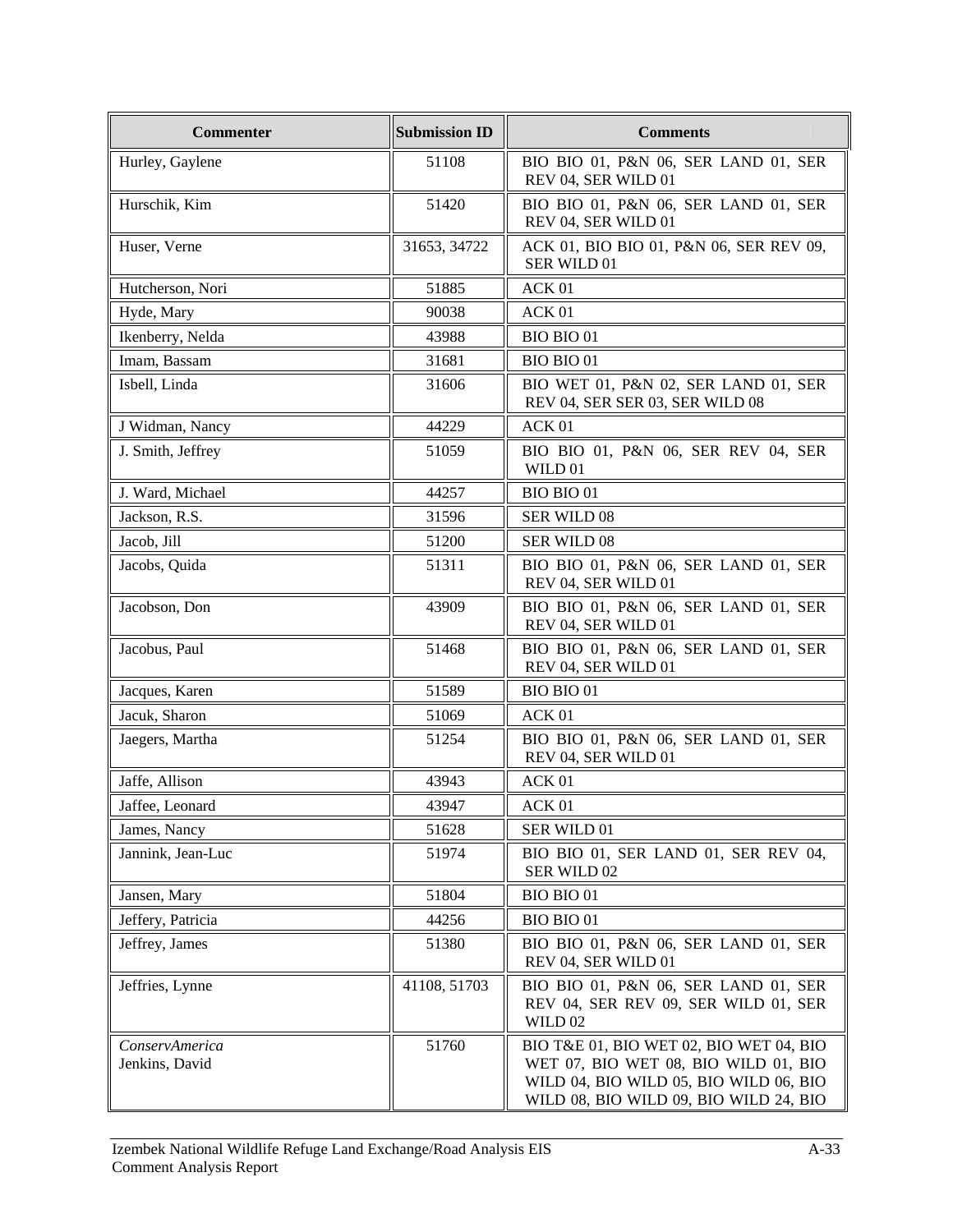| Commenter | Submission ID | Comments |
|---|---|---|
| Hurley, Gaylene | 51108 | BIO BIO 01, P&N 06, SER LAND 01, SER REV 04, SER WILD 01 |
| Hurschik, Kim | 51420 | BIO BIO 01, P&N 06, SER LAND 01, SER REV 04, SER WILD 01 |
| Huser, Verne | 31653, 34722 | ACK 01, BIO BIO 01, P&N 06, SER REV 09, SER WILD 01 |
| Hutcherson, Nori | 51885 | ACK 01 |
| Hyde, Mary | 90038 | ACK 01 |
| Ikenberry, Nelda | 43988 | BIO BIO 01 |
| Imam, Bassam | 31681 | BIO BIO 01 |
| Isbell, Linda | 31606 | BIO WET 01, P&N 02, SER LAND 01, SER REV 04, SER SER 03, SER WILD 08 |
| J Widman, Nancy | 44229 | ACK 01 |
| J. Smith, Jeffrey | 51059 | BIO BIO 01, P&N 06, SER REV 04, SER WILD 01 |
| J. Ward, Michael | 44257 | BIO BIO 01 |
| Jackson, R.S. | 31596 | SER WILD 08 |
| Jacob, Jill | 51200 | SER WILD 08 |
| Jacobs, Quida | 51311 | BIO BIO 01, P&N 06, SER LAND 01, SER REV 04, SER WILD 01 |
| Jacobson, Don | 43909 | BIO BIO 01, P&N 06, SER LAND 01, SER REV 04, SER WILD 01 |
| Jacobus, Paul | 51468 | BIO BIO 01, P&N 06, SER LAND 01, SER REV 04, SER WILD 01 |
| Jacques, Karen | 51589 | BIO BIO 01 |
| Jacuk, Sharon | 51069 | ACK 01 |
| Jaegers, Martha | 51254 | BIO BIO 01, P&N 06, SER LAND 01, SER REV 04, SER WILD 01 |
| Jaffe, Allison | 43943 | ACK 01 |
| Jaffee, Leonard | 43947 | ACK 01 |
| James, Nancy | 51628 | SER WILD 01 |
| Jannink, Jean-Luc | 51974 | BIO BIO 01, SER LAND 01, SER REV 04, SER WILD 02 |
| Jansen, Mary | 51804 | BIO BIO 01 |
| Jeffery, Patricia | 44256 | BIO BIO 01 |
| Jeffrey, James | 51380 | BIO BIO 01, P&N 06, SER LAND 01, SER REV 04, SER WILD 01 |
| Jeffries, Lynne | 41108, 51703 | BIO BIO 01, P&N 06, SER LAND 01, SER REV 04, SER REV 09, SER WILD 01, SER WILD 02 |
| *ConservAmerica* Jenkins, David | 51760 | BIO T&E 01, BIO WET 02, BIO WET 04, BIO WET 07, BIO WET 08, BIO WILD 01, BIO WILD 04, BIO WILD 05, BIO WILD 06, BIO WILD 08, BIO WILD 09, BIO WILD 24, BIO |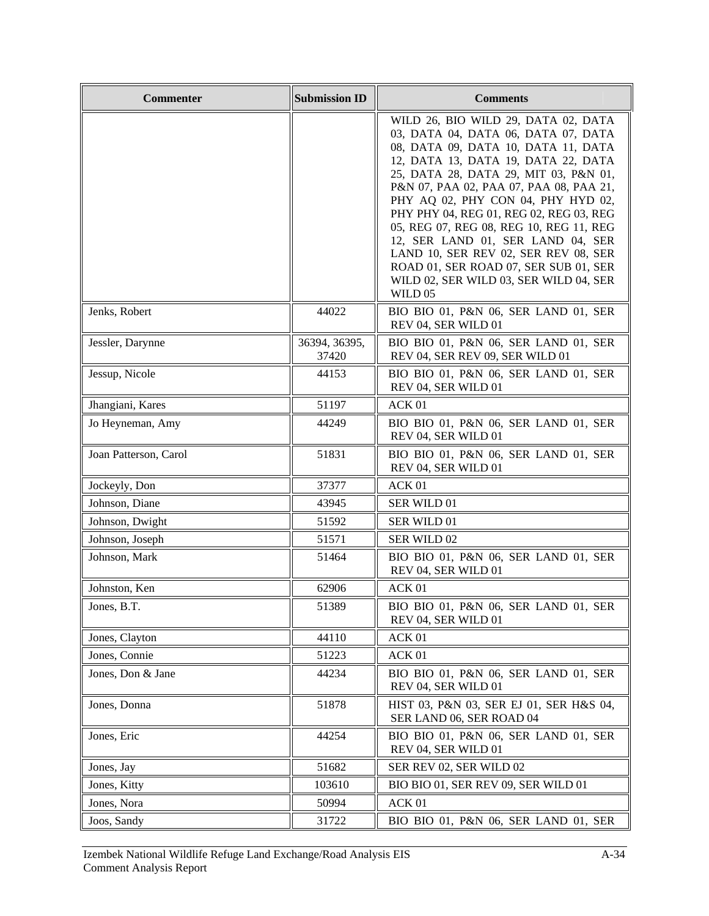| Commenter | Submission ID | Comments |
|---|---|---|
| | | WILD 26, BIO WILD 29, DATA 02, DATA 03, DATA 04, DATA 06, DATA 07, DATA 08, DATA 09, DATA 10, DATA 11, DATA 12, DATA 13, DATA 19, DATA 22, DATA 25, DATA 28, DATA 29, MIT 03, P&N 01, P&N 07, PAA 02, PAA 07, PAA 08, PAA 21, PHY AQ 02, PHY CON 04, PHY HYD 02, PHY PHY 04, REG 01, REG 02, REG 03, REG 05, REG 07, REG 08, REG 10, REG 11, REG 12, SER LAND 01, SER LAND 04, SER LAND 10, SER REV 02, SER REV 08, SER ROAD 01, SER ROAD 07, SER SUB 01, SER WILD 02, SER WILD 03, SER WILD 04, SER WILD 05 |
| Jenks, Robert | 44022 | BIO BIO 01, P&N 06, SER LAND 01, SER REV 04, SER WILD 01 |
| Jessler, Darynne | 36394, 36395, 37420 | BIO BIO 01, P&N 06, SER LAND 01, SER REV 04, SER REV 09, SER WILD 01 |
| Jessup, Nicole | 44153 | BIO BIO 01, P&N 06, SER LAND 01, SER REV 04, SER WILD 01 |
| Jhangiani, Kares | 51197 | ACK 01 |
| Jo Heyneman, Amy | 44249 | BIO BIO 01, P&N 06, SER LAND 01, SER REV 04, SER WILD 01 |
| Joan Patterson, Carol | 51831 | BIO BIO 01, P&N 06, SER LAND 01, SER REV 04, SER WILD 01 |
| Jockeyly, Don | 37377 | ACK 01 |
| Johnson, Diane | 43945 | SER WILD 01 |
| Johnson, Dwight | 51592 | SER WILD 01 |
| Johnson, Joseph | 51571 | SER WILD 02 |
| Johnson, Mark | 51464 | BIO BIO 01, P&N 06, SER LAND 01, SER REV 04, SER WILD 01 |
| Johnston, Ken | 62906 | ACK 01 |
| Jones, B.T. | 51389 | BIO BIO 01, P&N 06, SER LAND 01, SER REV 04, SER WILD 01 |
| Jones, Clayton | 44110 | ACK 01 |
| Jones, Connie | 51223 | ACK 01 |
| Jones, Don & Jane | 44234 | BIO BIO 01, P&N 06, SER LAND 01, SER REV 04, SER WILD 01 |
| Jones, Donna | 51878 | HIST 03, P&N 03, SER EJ 01, SER H&S 04, SER LAND 06, SER ROAD 04 |
| Jones, Eric | 44254 | BIO BIO 01, P&N 06, SER LAND 01, SER REV 04, SER WILD 01 |
| Jones, Jay | 51682 | SER REV 02, SER WILD 02 |
| Jones, Kitty | 103610 | BIO BIO 01, SER REV 09, SER WILD 01 |
| Jones, Nora | 50994 | ACK 01 |
| Joos, Sandy | 31722 | BIO BIO 01, P&N 06, SER LAND 01, SER |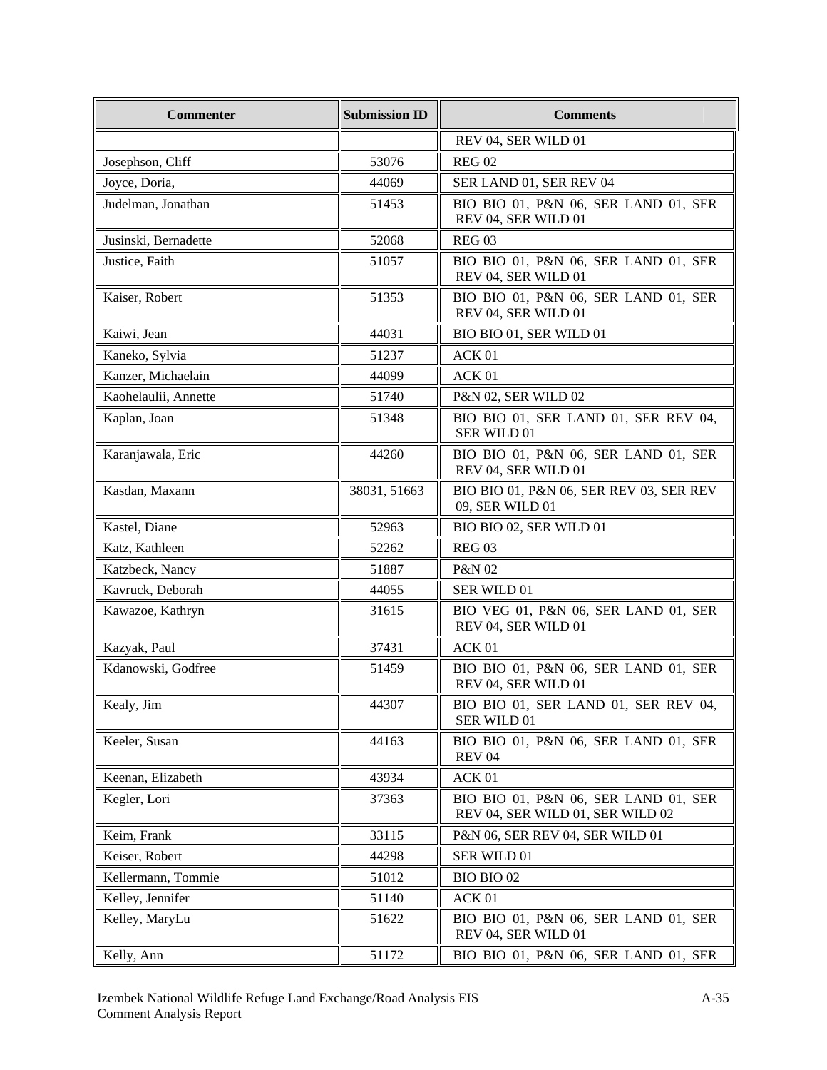| Commenter | Submission ID | Comments |
|---|---|---|
| | | REV 04, SER WILD 01 |
| Josephson, Cliff | 53076 | REG 02 |
| Joyce, Doria, | 44069 | SER LAND 01, SER REV 04 |
| Judelman, Jonathan | 51453 | BIO BIO 01, P&N 06, SER LAND 01, SER REV 04, SER WILD 01 |
| Jusinski, Bernadette | 52068 | REG 03 |
| Justice, Faith | 51057 | BIO BIO 01, P&N 06, SER LAND 01, SER REV 04, SER WILD 01 |
| Kaiser, Robert | 51353 | BIO BIO 01, P&N 06, SER LAND 01, SER REV 04, SER WILD 01 |
| Kaiwi, Jean | 44031 | BIO BIO 01, SER WILD 01 |
| Kaneko, Sylvia | 51237 | ACK 01 |
| Kanzer, Michaelain | 44099 | ACK 01 |
| Kaohelaulii, Annette | 51740 | P&N 02, SER WILD 02 |
| Kaplan, Joan | 51348 | BIO BIO 01, SER LAND 01, SER REV 04, SER WILD 01 |
| Karanjawala, Eric | 44260 | BIO BIO 01, P&N 06, SER LAND 01, SER REV 04, SER WILD 01 |
| Kasdan, Maxann | 38031, 51663 | BIO BIO 01, P&N 06, SER REV 03, SER REV 09, SER WILD 01 |
| Kastel, Diane | 52963 | BIO BIO 02, SER WILD 01 |
| Katz, Kathleen | 52262 | REG 03 |
| Katzbeck, Nancy | 51887 | P&N 02 |
| Kavruck, Deborah | 44055 | SER WILD 01 |
| Kawazoe, Kathryn | 31615 | BIO VEG 01, P&N 06, SER LAND 01, SER REV 04, SER WILD 01 |
| Kazyak, Paul | 37431 | ACK 01 |
| Kdanowski, Godfree | 51459 | BIO BIO 01, P&N 06, SER LAND 01, SER REV 04, SER WILD 01 |
| Kealy, Jim | 44307 | BIO BIO 01, SER LAND 01, SER REV 04, SER WILD 01 |
| Keeler, Susan | 44163 | BIO BIO 01, P&N 06, SER LAND 01, SER REV 04 |
| Keenan, Elizabeth | 43934 | ACK 01 |
| Kegler, Lori | 37363 | BIO BIO 01, P&N 06, SER LAND 01, SER REV 04, SER WILD 01, SER WILD 02 |
| Keim, Frank | 33115 | P&N 06, SER REV 04, SER WILD 01 |
| Keiser, Robert | 44298 | SER WILD 01 |
| Kellermann, Tommie | 51012 | BIO BIO 02 |
| Kelley, Jennifer | 51140 | ACK 01 |
| Kelley, MaryLu | 51622 | BIO BIO 01, P&N 06, SER LAND 01, SER REV 04, SER WILD 01 |
| Kelly, Ann | 51172 | BIO BIO 01, P&N 06, SER LAND 01, SER |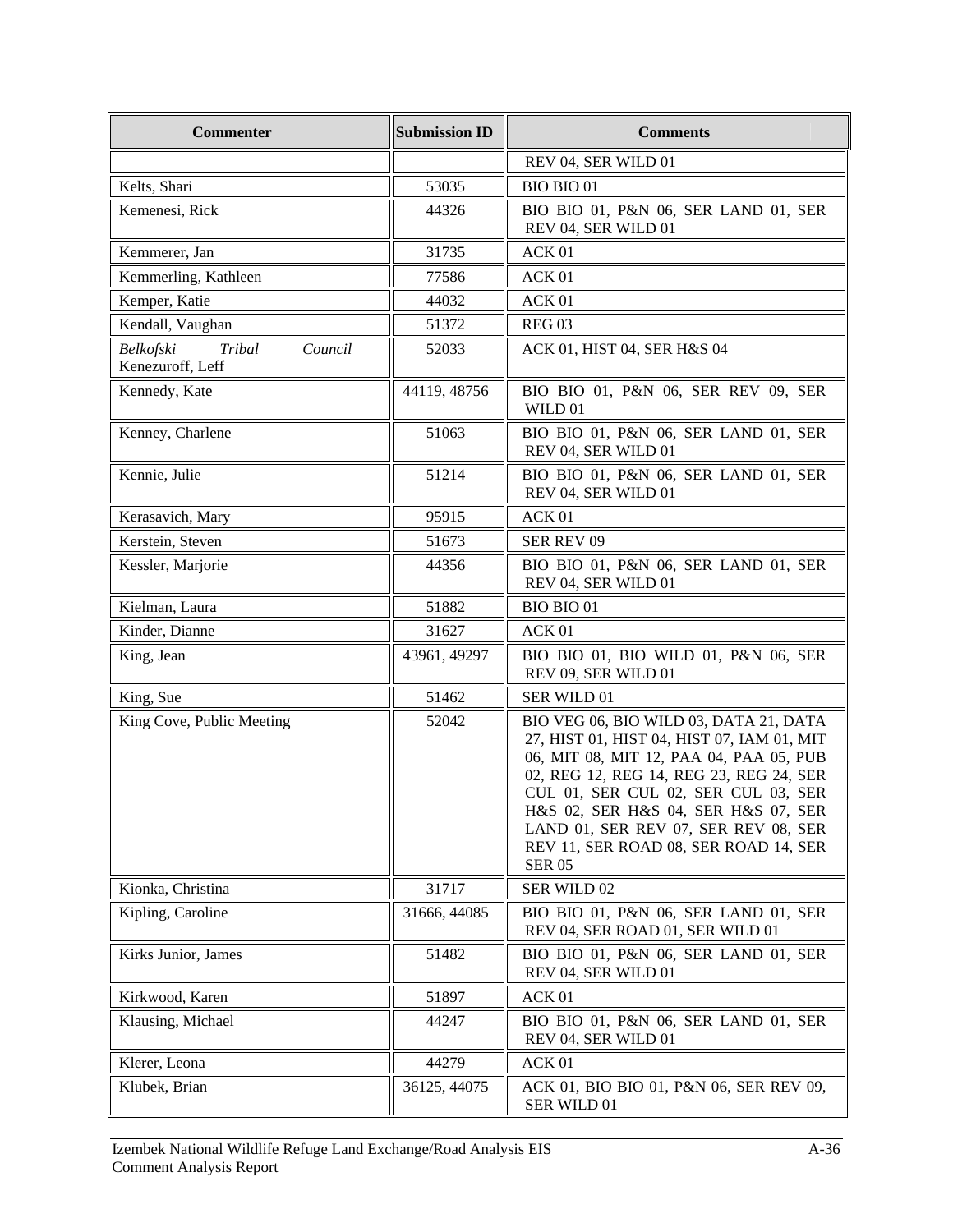| Commenter | Submission ID | Comments |
|---|---|---|
| | | REV 04, SER WILD 01 |
| Kelts, Shari | 53035 | BIO BIO 01 |
| Kemenesi, Rick | 44326 | BIO BIO 01, P&N 06, SER LAND 01, SER REV 04, SER WILD 01 |
| Kemmerer, Jan | 31735 | ACK 01 |
| Kemmerling, Kathleen | 77586 | ACK 01 |
| Kemper, Katie | 44032 | ACK 01 |
| Kendall, Vaughan | 51372 | REG 03 |
| *Belkofski Tribal Council* Kenezuroff, Leff | 52033 | ACK 01, HIST 04, SER H&S 04 |
| Kennedy, Kate | 44119, 48756 | BIO BIO 01, P&N 06, SER REV 09, SER WILD 01 |
| Kenney, Charlene | 51063 | BIO BIO 01, P&N 06, SER LAND 01, SER REV 04, SER WILD 01 |
| Kennie, Julie | 51214 | BIO BIO 01, P&N 06, SER LAND 01, SER REV 04, SER WILD 01 |
| Kerasavich, Mary | 95915 | ACK 01 |
| Kerstein, Steven | 51673 | SER REV 09 |
| Kessler, Marjorie | 44356 | BIO BIO 01, P&N 06, SER LAND 01, SER REV 04, SER WILD 01 |
| Kielman, Laura | 51882 | BIO BIO 01 |
| Kinder, Dianne | 31627 | ACK 01 |
| King, Jean | 43961, 49297 | BIO BIO 01, BIO WILD 01, P&N 06, SER REV 09, SER WILD 01 |
| King, Sue | 51462 | SER WILD 01 |
| King Cove, Public Meeting | 52042 | BIO VEG 06, BIO WILD 03, DATA 21, DATA 27, HIST 01, HIST 04, HIST 07, IAM 01, MIT 06, MIT 08, MIT 12, PAA 04, PAA 05, PUB 02, REG 12, REG 14, REG 23, REG 24, SER CUL 01, SER CUL 02, SER CUL 03, SER H&S 02, SER H&S 04, SER H&S 07, SER LAND 01, SER REV 07, SER REV 08, SER REV 11, SER ROAD 08, SER ROAD 14, SER SER 05 |
| Kionka, Christina | 31717 | SER WILD 02 |
| Kipling, Caroline | 31666, 44085 | BIO BIO 01, P&N 06, SER LAND 01, SER REV 04, SER ROAD 01, SER WILD 01 |
| Kirks Junior, James | 51482 | BIO BIO 01, P&N 06, SER LAND 01, SER REV 04, SER WILD 01 |
| Kirkwood, Karen | 51897 | ACK 01 |
| Klausing, Michael | 44247 | BIO BIO 01, P&N 06, SER LAND 01, SER REV 04, SER WILD 01 |
| Klerer, Leona | 44279 | ACK 01 |
| Klubek, Brian | 36125, 44075 | ACK 01, BIO BIO 01, P&N 06, SER REV 09, SER WILD 01 |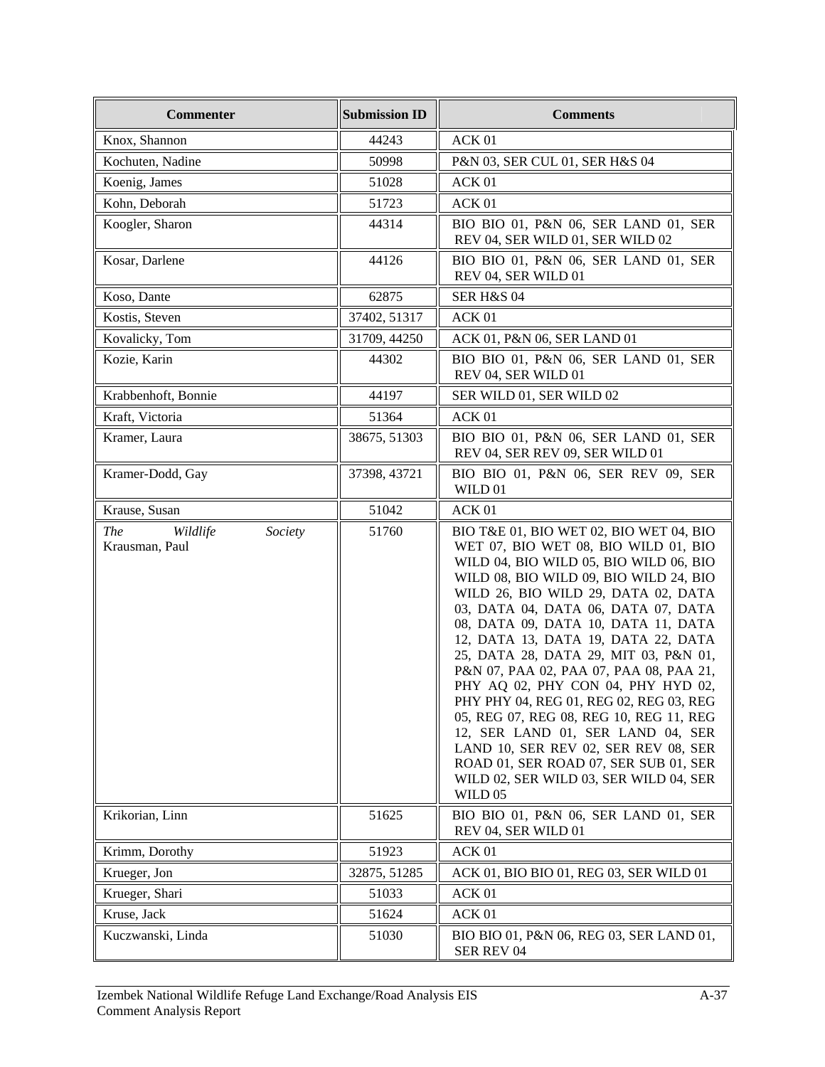| Commenter | Submission ID | Comments |
|---|---|---|
| Knox, Shannon | 44243 | ACK 01 |
| Kochuten, Nadine | 50998 | P&N 03, SER CUL 01, SER H&S 04 |
| Koenig, James | 51028 | ACK 01 |
| Kohn, Deborah | 51723 | ACK 01 |
| Koogler, Sharon | 44314 | BIO BIO 01, P&N 06, SER LAND 01, SER REV 04, SER WILD 01, SER WILD 02 |
| Kosar, Darlene | 44126 | BIO BIO 01, P&N 06, SER LAND 01, SER REV 04, SER WILD 01 |
| Koso, Dante | 62875 | SER H&S 04 |
| Kostis, Steven | 37402, 51317 | ACK 01 |
| Kovalicky, Tom | 31709, 44250 | ACK 01, P&N 06, SER LAND 01 |
| Kozie, Karin | 44302 | BIO BIO 01, P&N 06, SER LAND 01, SER REV 04, SER WILD 01 |
| Krabbenhoft, Bonnie | 44197 | SER WILD 01, SER WILD 02 |
| Kraft, Victoria | 51364 | ACK 01 |
| Kramer, Laura | 38675, 51303 | BIO BIO 01, P&N 06, SER LAND 01, SER REV 04, SER REV 09, SER WILD 01 |
| Kramer-Dodd, Gay | 37398, 43721 | BIO BIO 01, P&N 06, SER REV 09, SER WILD 01 |
| Krause, Susan | 51042 | ACK 01 |
| *The Wildlife Society* Krausman, Paul | 51760 | BIO T&E 01, BIO WET 02, BIO WET 04, BIO WET 07, BIO WET 08, BIO WILD 01, BIO WILD 04, BIO WILD 05, BIO WILD 06, BIO WILD 08, BIO WILD 09, BIO WILD 24, BIO WILD 26, BIO WILD 29, DATA 02, DATA 03, DATA 04, DATA 06, DATA 07, DATA 08, DATA 09, DATA 10, DATA 11, DATA 12, DATA 13, DATA 19, DATA 22, DATA 25, DATA 28, DATA 29, MIT 03, P&N 01, P&N 07, PAA 02, PAA 07, PAA 08, PAA 21, PHY AQ 02, PHY CON 04, PHY HYD 02, PHY PHY 04, REG 01, REG 02, REG 03, REG 05, REG 07, REG 08, REG 10, REG 11, REG 12, SER LAND 01, SER LAND 04, SER LAND 10, SER REV 02, SER REV 08, SER ROAD 01, SER ROAD 07, SER SUB 01, SER WILD 02, SER WILD 03, SER WILD 04, SER WILD 05 |
| Krikorian, Linn | 51625 | BIO BIO 01, P&N 06, SER LAND 01, SER REV 04, SER WILD 01 |
| Krimm, Dorothy | 51923 | ACK 01 |
| Krueger, Jon | 32875, 51285 | ACK 01, BIO BIO 01, REG 03, SER WILD 01 |
| Krueger, Shari | 51033 | ACK 01 |
| Kruse, Jack | 51624 | ACK 01 |
| Kuczwanski, Linda | 51030 | BIO BIO 01, P&N 06, REG 03, SER LAND 01, SER REV 04 |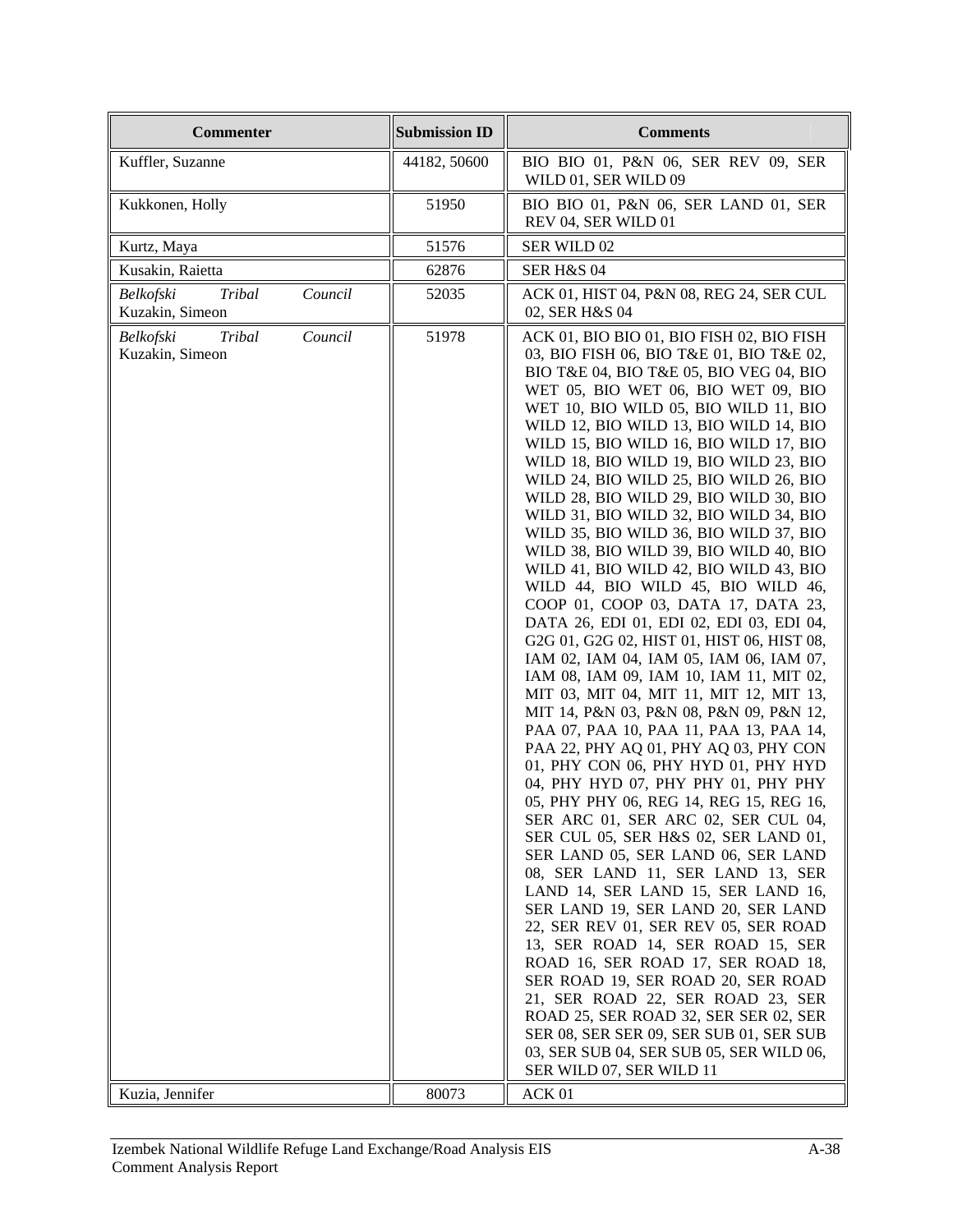| Commenter | Submission ID | Comments |
|---|---|---|
| Kuffler, Suzanne | 44182, 50600 | BIO BIO 01, P&N 06, SER REV 09, SER WILD 01, SER WILD 09 |
| Kukkonen, Holly | 51950 | BIO BIO 01, P&N 06, SER LAND 01, SER REV 04, SER WILD 01 |
| Kurtz, Maya | 51576 | SER WILD 02 |
| Kusakin, Raietta | 62876 | SER H&S 04 |
| *Belkofski Tribal Council* Kuzakin, Simeon | 52035 | ACK 01, HIST 04, P&N 08, REG 24, SER CUL 02, SER H&S 04 |
| *Belkofski Tribal Council* Kuzakin, Simeon | 51978 | ACK 01, BIO BIO 01, BIO FISH 02, BIO FISH 03, BIO FISH 06, BIO T&E 01, BIO T&E 02, BIO T&E 04, BIO T&E 05, BIO VEG 04, BIO WET 05, BIO WET 06, BIO WET 09, BIO WET 10, BIO WILD 05, BIO WILD 11, BIO WILD 12, BIO WILD 13, BIO WILD 14, BIO WILD 15, BIO WILD 16, BIO WILD 17, BIO WILD 18, BIO WILD 19, BIO WILD 23, BIO WILD 24, BIO WILD 25, BIO WILD 26, BIO WILD 28, BIO WILD 29, BIO WILD 30, BIO WILD 31, BIO WILD 32, BIO WILD 34, BIO WILD 35, BIO WILD 36, BIO WILD 37, BIO WILD 38, BIO WILD 39, BIO WILD 40, BIO WILD 41, BIO WILD 42, BIO WILD 43, BIO WILD 44, BIO WILD 45, BIO WILD 46, COOP 01, COOP 03, DATA 17, DATA 23, DATA 26, EDI 01, EDI 02, EDI 03, EDI 04, G2G 01, G2G 02, HIST 01, HIST 06, HIST 08, IAM 02, IAM 04, IAM 05, IAM 06, IAM 07, IAM 08, IAM 09, IAM 10, IAM 11, MIT 02, MIT 03, MIT 04, MIT 11, MIT 12, MIT 13, MIT 14, P&N 03, P&N 08, P&N 09, P&N 12, PAA 07, PAA 10, PAA 11, PAA 13, PAA 14, PAA 22, PHY AQ 01, PHY AQ 03, PHY CON 01, PHY CON 06, PHY HYD 01, PHY HYD 04, PHY HYD 07, PHY PHY 01, PHY PHY 05, PHY PHY 06, REG 14, REG 15, REG 16, SER ARC 01, SER ARC 02, SER CUL 04, SER CUL 05, SER H&S 02, SER LAND 01, SER LAND 05, SER LAND 06, SER LAND 08, SER LAND 11, SER LAND 13, SER LAND 14, SER LAND 15, SER LAND 16, SER LAND 19, SER LAND 20, SER LAND 22, SER REV 01, SER REV 05, SER ROAD 13, SER ROAD 14, SER ROAD 15, SER ROAD 16, SER ROAD 17, SER ROAD 18, SER ROAD 19, SER ROAD 20, SER ROAD 21, SER ROAD 22, SER ROAD 23, SER ROAD 25, SER ROAD 32, SER SER 02, SER SER 08, SER SER 09, SER SUB 01, SER SUB 03, SER SUB 04, SER SUB 05, SER WILD 06, SER WILD 07, SER WILD 11 |
| Kuzia, Jennifer | 80073 | ACK 01 |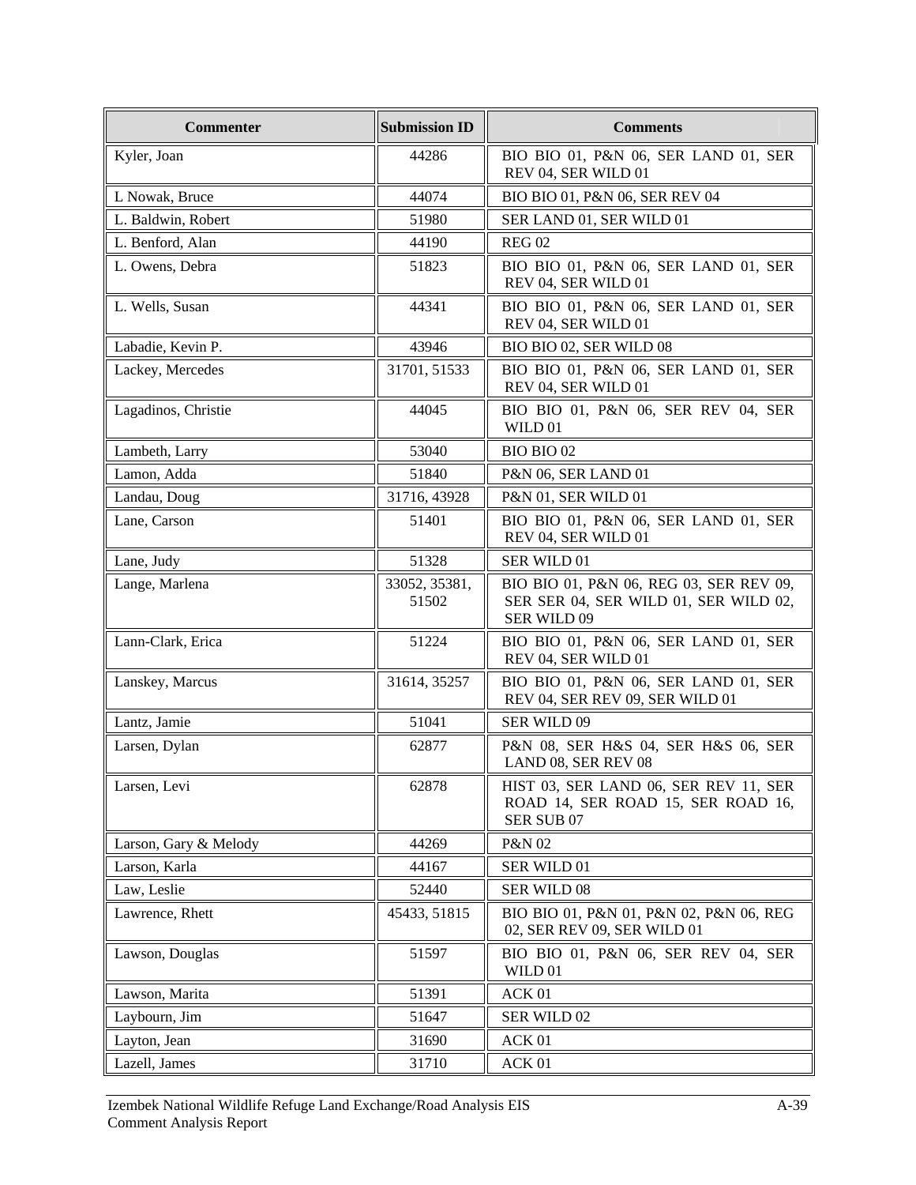| Commenter | Submission ID | Comments |
|---|---|---|
| Kyler, Joan | 44286 | BIO BIO 01, P&N 06, SER LAND 01, SER REV 04, SER WILD 01 |
| L Nowak, Bruce | 44074 | BIO BIO 01, P&N 06, SER REV 04 |
| L. Baldwin, Robert | 51980 | SER LAND 01, SER WILD 01 |
| L. Benford, Alan | 44190 | REG 02 |
| L. Owens, Debra | 51823 | BIO BIO 01, P&N 06, SER LAND 01, SER REV 04, SER WILD 01 |
| L. Wells, Susan | 44341 | BIO BIO 01, P&N 06, SER LAND 01, SER REV 04, SER WILD 01 |
| Labadie, Kevin P. | 43946 | BIO BIO 02, SER WILD 08 |
| Lackey, Mercedes | 31701, 51533 | BIO BIO 01, P&N 06, SER LAND 01, SER REV 04, SER WILD 01 |
| Lagadinos, Christie | 44045 | BIO BIO 01, P&N 06, SER REV 04, SER WILD 01 |
| Lambeth, Larry | 53040 | BIO BIO 02 |
| Lamon, Adda | 51840 | P&N 06, SER LAND 01 |
| Landau, Doug | 31716, 43928 | P&N 01, SER WILD 01 |
| Lane, Carson | 51401 | BIO BIO 01, P&N 06, SER LAND 01, SER REV 04, SER WILD 01 |
| Lane, Judy | 51328 | SER WILD 01 |
| Lange, Marlena | 33052, 35381, 51502 | BIO BIO 01, P&N 06, REG 03, SER REV 09, SER SER 04, SER WILD 01, SER WILD 02, SER WILD 09 |
| Lann-Clark, Erica | 51224 | BIO BIO 01, P&N 06, SER LAND 01, SER REV 04, SER WILD 01 |
| Lanskey, Marcus | 31614, 35257 | BIO BIO 01, P&N 06, SER LAND 01, SER REV 04, SER REV 09, SER WILD 01 |
| Lantz, Jamie | 51041 | SER WILD 09 |
| Larsen, Dylan | 62877 | P&N 08, SER H&S 04, SER H&S 06, SER LAND 08, SER REV 08 |
| Larsen, Levi | 62878 | HIST 03, SER LAND 06, SER REV 11, SER ROAD 14, SER ROAD 15, SER ROAD 16, SER SUB 07 |
| Larson, Gary & Melody | 44269 | P&N 02 |
| Larson, Karla | 44167 | SER WILD 01 |
| Law, Leslie | 52440 | SER WILD 08 |
| Lawrence, Rhett | 45433, 51815 | BIO BIO 01, P&N 01, P&N 02, P&N 06, REG 02, SER REV 09, SER WILD 01 |
| Lawson, Douglas | 51597 | BIO BIO 01, P&N 06, SER REV 04, SER WILD 01 |
| Lawson, Marita | 51391 | ACK 01 |
| Laybourn, Jim | 51647 | SER WILD 02 |
| Layton, Jean | 31690 | ACK 01 |
| Lazell, James | 31710 | ACK 01 |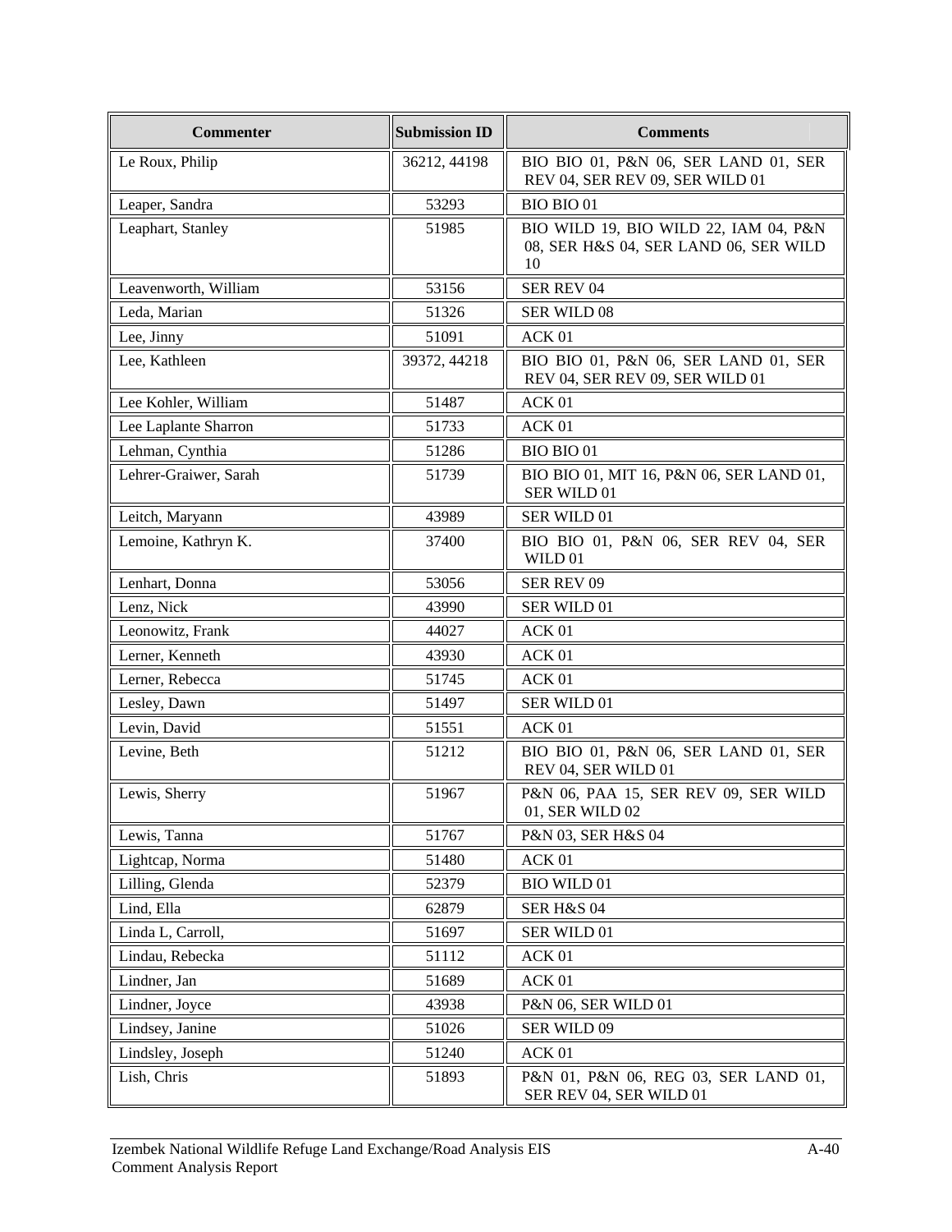| Commenter | Submission ID | Comments |
| --- | --- | --- |
| Le Roux, Philip | 36212, 44198 | BIO BIO 01, P&N 06, SER LAND 01, SER REV 04, SER REV 09, SER WILD 01 |
| Leaper, Sandra | 53293 | BIO BIO 01 |
| Leaphart, Stanley | 51985 | BIO WILD 19, BIO WILD 22, IAM 04, P&N 08, SER H&S 04, SER LAND 06, SER WILD 10 |
| Leavenworth, William | 53156 | SER REV 04 |
| Leda, Marian | 51326 | SER WILD 08 |
| Lee, Jinny | 51091 | ACK 01 |
| Lee, Kathleen | 39372, 44218 | BIO BIO 01, P&N 06, SER LAND 01, SER REV 04, SER REV 09, SER WILD 01 |
| Lee Kohler, William | 51487 | ACK 01 |
| Lee Laplante Sharron | 51733 | ACK 01 |
| Lehman, Cynthia | 51286 | BIO BIO 01 |
| Lehrer-Graiwer, Sarah | 51739 | BIO BIO 01, MIT 16, P&N 06, SER LAND 01, SER WILD 01 |
| Leitch, Maryann | 43989 | SER WILD 01 |
| Lemoine, Kathryn K. | 37400 | BIO BIO 01, P&N 06, SER REV 04, SER WILD 01 |
| Lenhart, Donna | 53056 | SER REV 09 |
| Lenz, Nick | 43990 | SER WILD 01 |
| Leonowitz, Frank | 44027 | ACK 01 |
| Lerner, Kenneth | 43930 | ACK 01 |
| Lerner, Rebecca | 51745 | ACK 01 |
| Lesley, Dawn | 51497 | SER WILD 01 |
| Levin, David | 51551 | ACK 01 |
| Levine, Beth | 51212 | BIO BIO 01, P&N 06, SER LAND 01, SER REV 04, SER WILD 01 |
| Lewis, Sherry | 51967 | P&N 06, PAA 15, SER REV 09, SER WILD 01, SER WILD 02 |
| Lewis, Tanna | 51767 | P&N 03, SER H&S 04 |
| Lightcap, Norma | 51480 | ACK 01 |
| Lilling, Glenda | 52379 | BIO WILD 01 |
| Lind, Ella | 62879 | SER H&S 04 |
| Linda L, Carroll, | 51697 | SER WILD 01 |
| Lindau, Rebecka | 51112 | ACK 01 |
| Lindner, Jan | 51689 | ACK 01 |
| Lindner, Joyce | 43938 | P&N 06, SER WILD 01 |
| Lindsey, Janine | 51026 | SER WILD 09 |
| Lindsley, Joseph | 51240 | ACK 01 |
| Lish, Chris | 51893 | P&N 01, P&N 06, REG 03, SER LAND 01, SER REV 04, SER WILD 01 |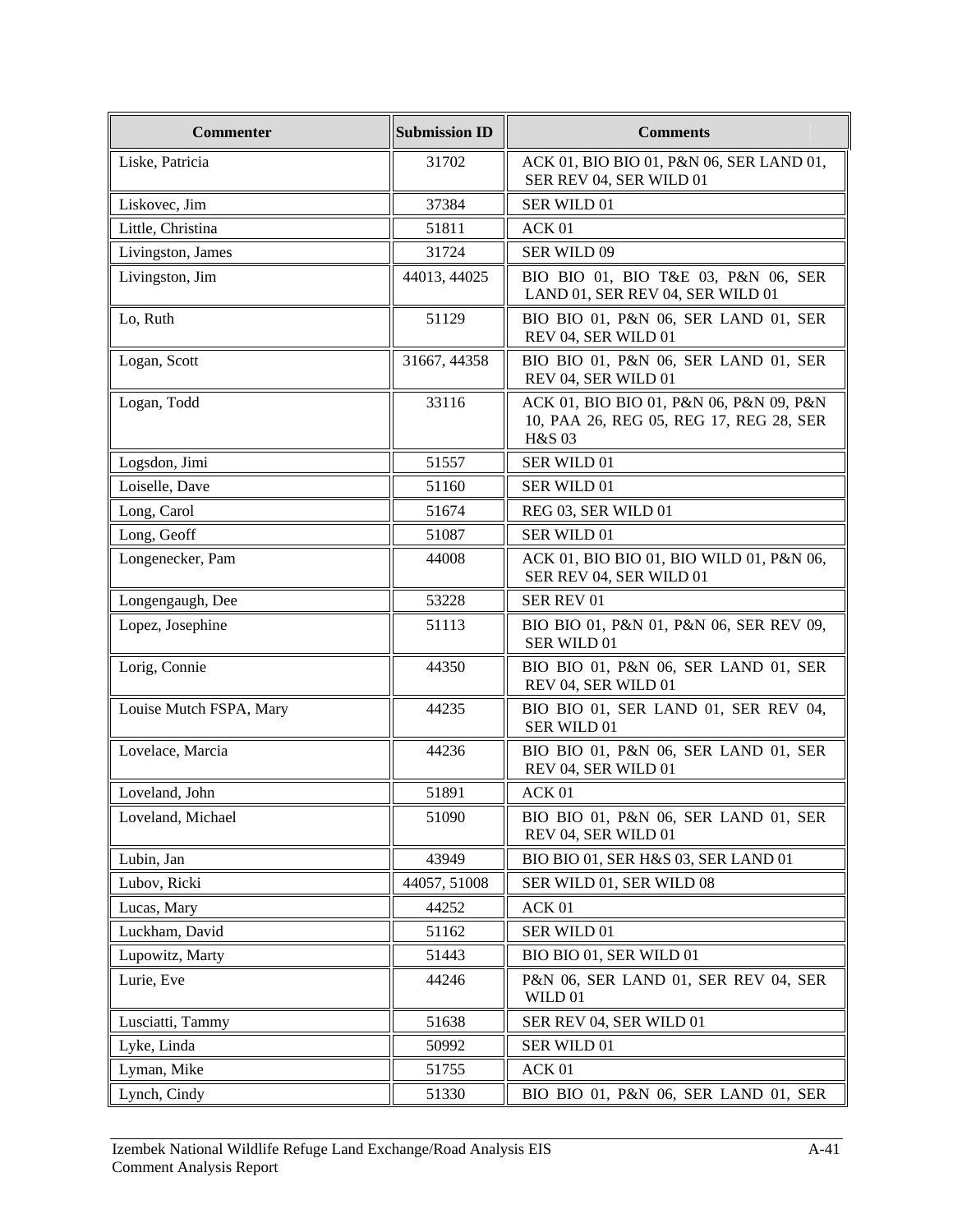| Commenter | Submission ID | Comments |
|---|---|---|
| Liske, Patricia | 31702 | ACK 01, BIO BIO 01, P&N 06, SER LAND 01, SER REV 04, SER WILD 01 |
| Liskovec, Jim | 37384 | SER WILD 01 |
| Little, Christina | 51811 | ACK 01 |
| Livingston, James | 31724 | SER WILD 09 |
| Livingston, Jim | 44013, 44025 | BIO BIO 01, BIO T&E 03, P&N 06, SER LAND 01, SER REV 04, SER WILD 01 |
| Lo, Ruth | 51129 | BIO BIO 01, P&N 06, SER LAND 01, SER REV 04, SER WILD 01 |
| Logan, Scott | 31667, 44358 | BIO BIO 01, P&N 06, SER LAND 01, SER REV 04, SER WILD 01 |
| Logan, Todd | 33116 | ACK 01, BIO BIO 01, P&N 06, P&N 09, P&N 10, PAA 26, REG 05, REG 17, REG 28, SER H&S 03 |
| Logsdon, Jimi | 51557 | SER WILD 01 |
| Loiselle, Dave | 51160 | SER WILD 01 |
| Long, Carol | 51674 | REG 03, SER WILD 01 |
| Long, Geoff | 51087 | SER WILD 01 |
| Longenecker, Pam | 44008 | ACK 01, BIO BIO 01, BIO WILD 01, P&N 06, SER REV 04, SER WILD 01 |
| Longengaugh, Dee | 53228 | SER REV 01 |
| Lopez, Josephine | 51113 | BIO BIO 01, P&N 01, P&N 06, SER REV 09, SER WILD 01 |
| Lorig, Connie | 44350 | BIO BIO 01, P&N 06, SER LAND 01, SER REV 04, SER WILD 01 |
| Louise Mutch FSPA, Mary | 44235 | BIO BIO 01, SER LAND 01, SER REV 04, SER WILD 01 |
| Lovelace, Marcia | 44236 | BIO BIO 01, P&N 06, SER LAND 01, SER REV 04, SER WILD 01 |
| Loveland, John | 51891 | ACK 01 |
| Loveland, Michael | 51090 | BIO BIO 01, P&N 06, SER LAND 01, SER REV 04, SER WILD 01 |
| Lubin, Jan | 43949 | BIO BIO 01, SER H&S 03, SER LAND 01 |
| Lubov, Ricki | 44057, 51008 | SER WILD 01, SER WILD 08 |
| Lucas, Mary | 44252 | ACK 01 |
| Luckham, David | 51162 | SER WILD 01 |
| Lupowitz, Marty | 51443 | BIO BIO 01, SER WILD 01 |
| Lurie, Eve | 44246 | P&N 06, SER LAND 01, SER REV 04, SER WILD 01 |
| Lusciatti, Tammy | 51638 | SER REV 04, SER WILD 01 |
| Lyke, Linda | 50992 | SER WILD 01 |
| Lyman, Mike | 51755 | ACK 01 |
| Lynch, Cindy | 51330 | BIO BIO 01, P&N 06, SER LAND 01, SER |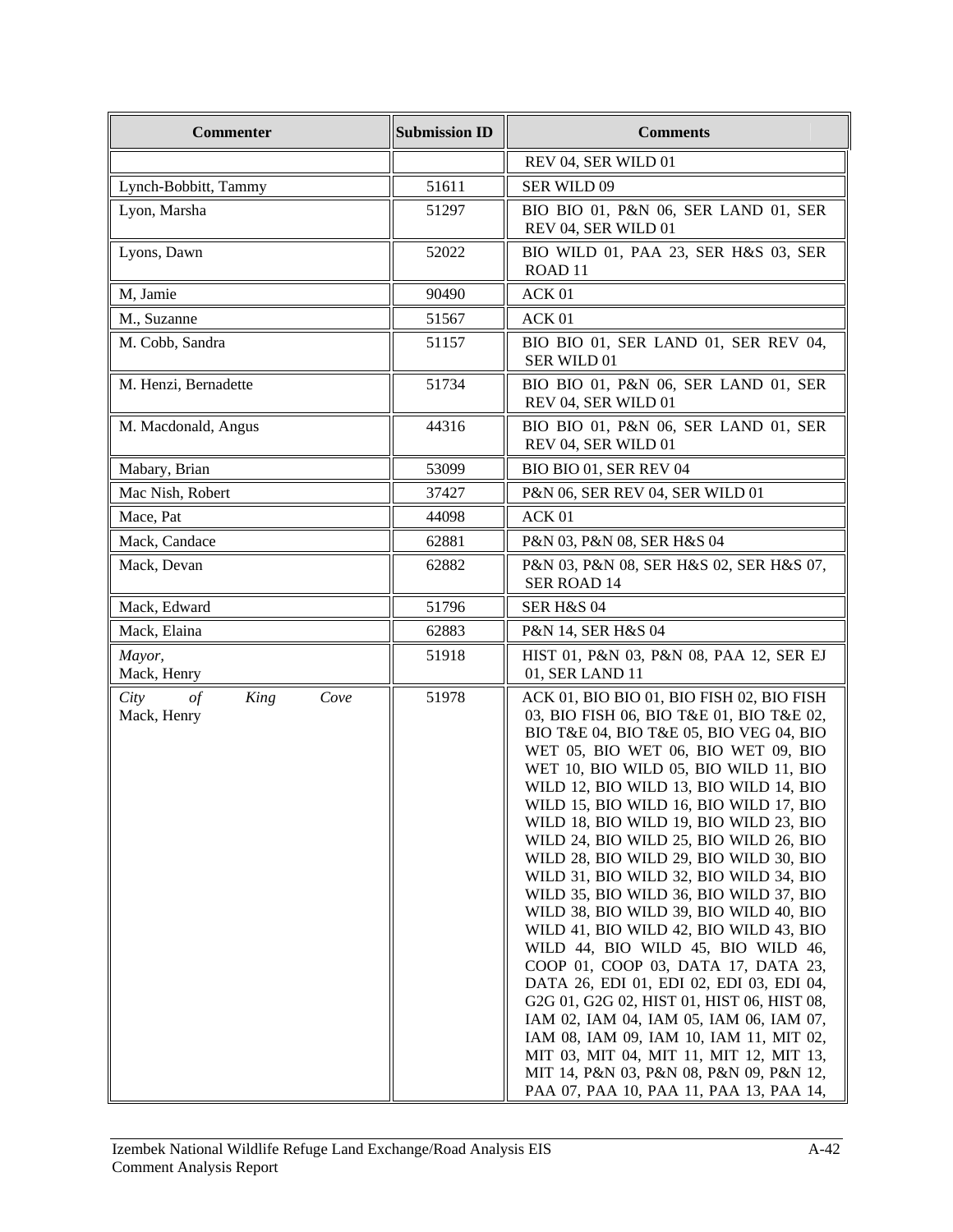| Commenter | Submission ID | Comments |
|---|---|---|
| | | REV 04, SER WILD 01 |
| Lynch-Bobbitt, Tammy | 51611 | SER WILD 09 |
| Lyon, Marsha | 51297 | BIO BIO 01, P&N 06, SER LAND 01, SER REV 04, SER WILD 01 |
| Lyons, Dawn | 52022 | BIO WILD 01, PAA 23, SER H&S 03, SER ROAD 11 |
| M, Jamie | 90490 | ACK 01 |
| M., Suzanne | 51567 | ACK 01 |
| M. Cobb, Sandra | 51157 | BIO BIO 01, SER LAND 01, SER REV 04, SER WILD 01 |
| M. Henzi, Bernadette | 51734 | BIO BIO 01, P&N 06, SER LAND 01, SER REV 04, SER WILD 01 |
| M. Macdonald, Angus | 44316 | BIO BIO 01, P&N 06, SER LAND 01, SER REV 04, SER WILD 01 |
| Mabary, Brian | 53099 | BIO BIO 01, SER REV 04 |
| Mac Nish, Robert | 37427 | P&N 06, SER REV 04, SER WILD 01 |
| Mace, Pat | 44098 | ACK 01 |
| Mack, Candace | 62881 | P&N 03, P&N 08, SER H&S 04 |
| Mack, Devan | 62882 | P&N 03, P&N 08, SER H&S 02, SER H&S 07, SER ROAD 14 |
| Mack, Edward | 51796 | SER H&S 04 |
| Mack, Elaina | 62883 | P&N 14, SER H&S 04 |
| *Mayor,* Mack, Henry | 51918 | HIST 01, P&N 03, P&N 08, PAA 12, SER EJ 01, SER LAND 11 |
| *City of King Cove* Mack, Henry | 51978 | ACK 01, BIO BIO 01, BIO FISH 02, BIO FISH 03, BIO FISH 06, BIO T&E 01, BIO T&E 02, BIO T&E 04, BIO T&E 05, BIO VEG 04, BIO WET 05, BIO WET 06, BIO WET 09, BIO WET 10, BIO WILD 05, BIO WILD 11, BIO WILD 12, BIO WILD 13, BIO WILD 14, BIO WILD 15, BIO WILD 16, BIO WILD 17, BIO WILD 18, BIO WILD 19, BIO WILD 23, BIO WILD 24, BIO WILD 25, BIO WILD 26, BIO WILD 28, BIO WILD 29, BIO WILD 30, BIO WILD 31, BIO WILD 32, BIO WILD 34, BIO WILD 35, BIO WILD 36, BIO WILD 37, BIO WILD 38, BIO WILD 39, BIO WILD 40, BIO WILD 41, BIO WILD 42, BIO WILD 43, BIO WILD 44, BIO WILD 45, BIO WILD 46, COOP 01, COOP 03, DATA 17, DATA 23, DATA 26, EDI 01, EDI 02, EDI 03, EDI 04, G2G 01, G2G 02, HIST 01, HIST 06, HIST 08, IAM 02, IAM 04, IAM 05, IAM 06, IAM 07, IAM 08, IAM 09, IAM 10, IAM 11, MIT 02, MIT 03, MIT 04, MIT 11, MIT 12, MIT 13, MIT 14, P&N 03, P&N 08, P&N 09, P&N 12, PAA 07, PAA 10, PAA 11, PAA 13, PAA 14, |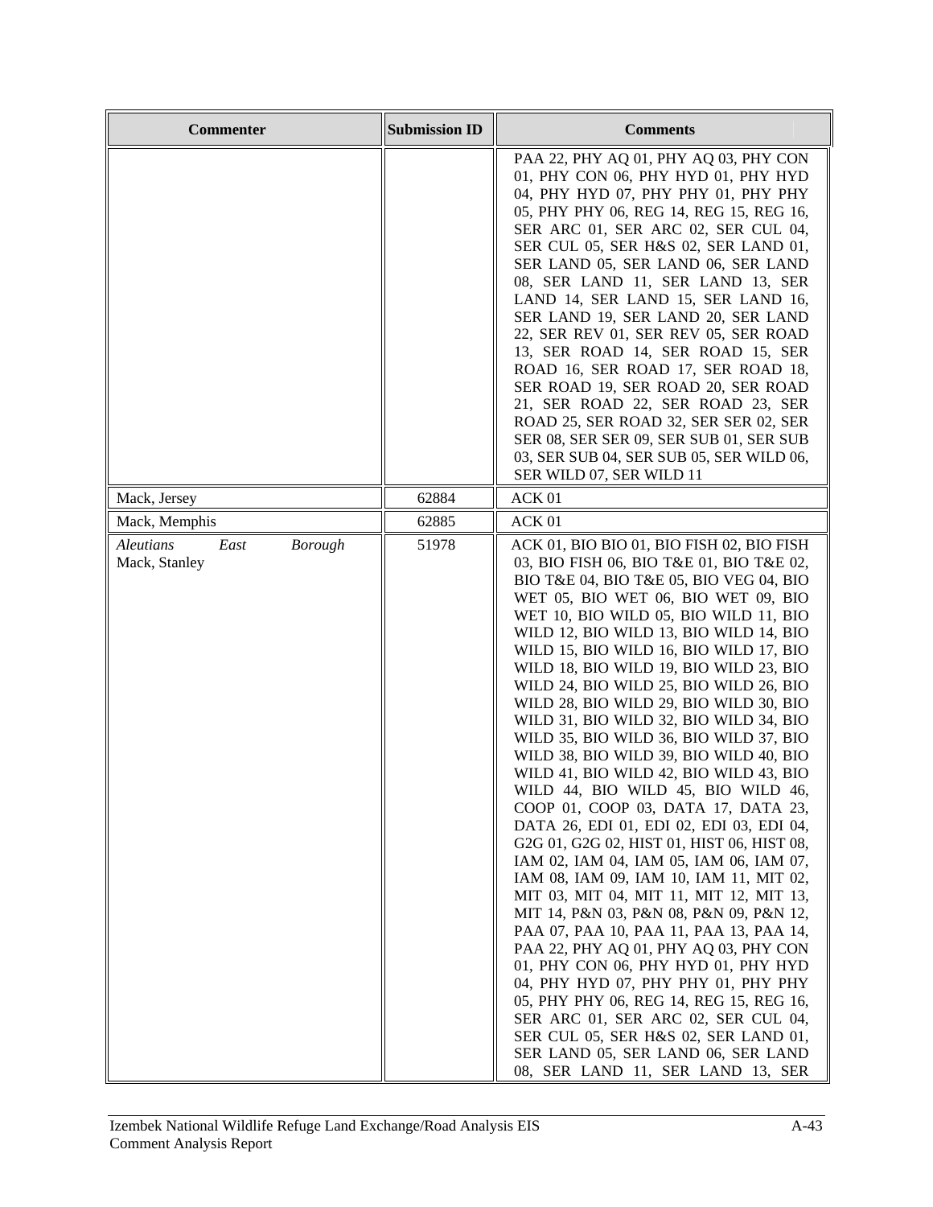| Commenter | Submission ID | Comments |
|---|---|---|
| | | PAA 22, PHY AQ 01, PHY AQ 03, PHY CON 01, PHY CON 06, PHY HYD 01, PHY HYD 04, PHY HYD 07, PHY PHY 01, PHY PHY 05, PHY PHY 06, REG 14, REG 15, REG 16, SER ARC 01, SER ARC 02, SER CUL 04, SER CUL 05, SER H&S 02, SER LAND 01, SER LAND 05, SER LAND 06, SER LAND 08, SER LAND 11, SER LAND 13, SER LAND 14, SER LAND 15, SER LAND 16, SER LAND 19, SER LAND 20, SER LAND 22, SER REV 01, SER REV 05, SER ROAD 13, SER ROAD 14, SER ROAD 15, SER ROAD 16, SER ROAD 17, SER ROAD 18, SER ROAD 19, SER ROAD 20, SER ROAD 21, SER ROAD 22, SER ROAD 23, SER ROAD 25, SER ROAD 32, SER SER 02, SER SER 08, SER SER 09, SER SUB 01, SER SUB 03, SER SUB 04, SER SUB 05, SER WILD 06, SER WILD 07, SER WILD 11 |
| Mack, Jersey | 62884 | ACK 01 |
| Mack, Memphis | 62885 | ACK 01 |
| *Aleutians East Borough* Mack, Stanley | 51978 | ACK 01, BIO BIO 01, BIO FISH 02, BIO FISH 03, BIO FISH 06, BIO T&E 01, BIO T&E 02, BIO T&E 04, BIO T&E 05, BIO VEG 04, BIO WET 05, BIO WET 06, BIO WET 09, BIO WET 10, BIO WILD 05, BIO WILD 11, BIO WILD 12, BIO WILD 13, BIO WILD 14, BIO WILD 15, BIO WILD 16, BIO WILD 17, BIO WILD 18, BIO WILD 19, BIO WILD 23, BIO WILD 24, BIO WILD 25, BIO WILD 26, BIO WILD 28, BIO WILD 29, BIO WILD 30, BIO WILD 31, BIO WILD 32, BIO WILD 34, BIO WILD 35, BIO WILD 36, BIO WILD 37, BIO WILD 38, BIO WILD 39, BIO WILD 40, BIO WILD 41, BIO WILD 42, BIO WILD 43, BIO WILD 44, BIO WILD 45, BIO WILD 46, COOP 01, COOP 03, DATA 17, DATA 23, DATA 26, EDI 01, EDI 02, EDI 03, EDI 04, G2G 01, G2G 02, HIST 01, HIST 06, HIST 08, IAM 02, IAM 04, IAM 05, IAM 06, IAM 07, IAM 08, IAM 09, IAM 10, IAM 11, MIT 02, MIT 03, MIT 04, MIT 11, MIT 12, MIT 13, MIT 14, P&N 03, P&N 08, P&N 09, P&N 12, PAA 07, PAA 10, PAA 11, PAA 13, PAA 14, PAA 22, PHY AQ 01, PHY AQ 03, PHY CON 01, PHY CON 06, PHY HYD 01, PHY HYD 04, PHY HYD 07, PHY PHY 01, PHY PHY 05, PHY PHY 06, REG 14, REG 15, REG 16, SER ARC 01, SER ARC 02, SER CUL 04, SER CUL 05, SER H&S 02, SER LAND 01, SER LAND 05, SER LAND 06, SER LAND 08, SER LAND 11, SER LAND 13, SER |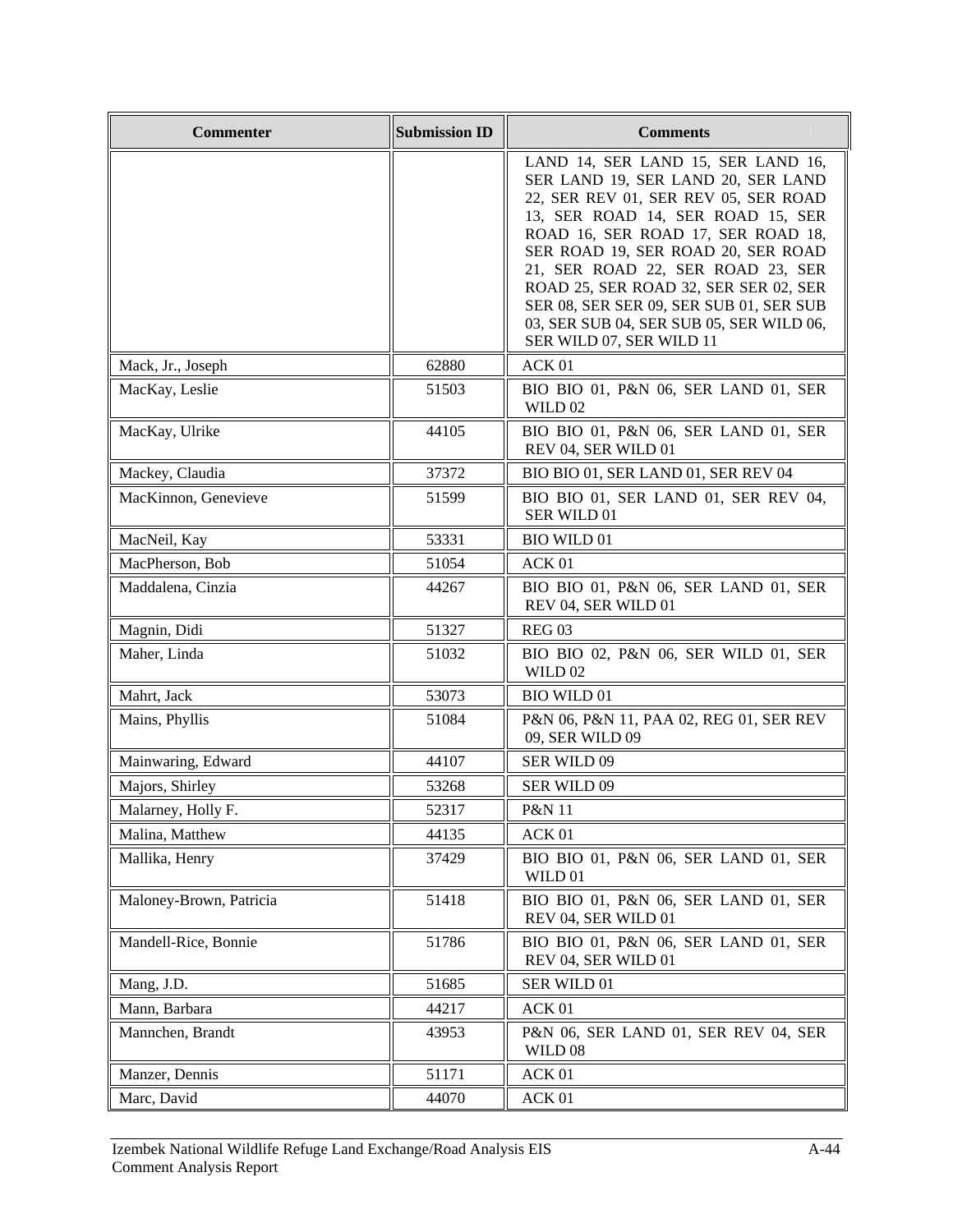| Commenter | Submission ID | Comments |
|---|---|---|
| | | LAND 14, SER LAND 15, SER LAND 16, SER LAND 19, SER LAND 20, SER LAND 22, SER REV 01, SER REV 05, SER ROAD 13, SER ROAD 14, SER ROAD 15, SER ROAD 16, SER ROAD 17, SER ROAD 18, SER ROAD 19, SER ROAD 20, SER ROAD 21, SER ROAD 22, SER ROAD 23, SER ROAD 25, SER ROAD 32, SER SER 02, SER SER 08, SER SER 09, SER SUB 01, SER SUB 03, SER SUB 04, SER SUB 05, SER WILD 06, SER WILD 07, SER WILD 11 |
| Mack, Jr., Joseph | 62880 | ACK 01 |
| MacKay, Leslie | 51503 | BIO BIO 01, P&N 06, SER LAND 01, SER WILD 02 |
| MacKay, Ulrike | 44105 | BIO BIO 01, P&N 06, SER LAND 01, SER REV 04, SER WILD 01 |
| Mackey, Claudia | 37372 | BIO BIO 01, SER LAND 01, SER REV 04 |
| MacKinnon, Genevieve | 51599 | BIO BIO 01, SER LAND 01, SER REV 04, SER WILD 01 |
| MacNeil, Kay | 53331 | BIO WILD 01 |
| MacPherson, Bob | 51054 | ACK 01 |
| Maddalena, Cinzia | 44267 | BIO BIO 01, P&N 06, SER LAND 01, SER REV 04, SER WILD 01 |
| Magnin, Didi | 51327 | REG 03 |
| Maher, Linda | 51032 | BIO BIO 02, P&N 06, SER WILD 01, SER WILD 02 |
| Mahrt, Jack | 53073 | BIO WILD 01 |
| Mains, Phyllis | 51084 | P&N 06, P&N 11, PAA 02, REG 01, SER REV 09, SER WILD 09 |
| Mainwaring, Edward | 44107 | SER WILD 09 |
| Majors, Shirley | 53268 | SER WILD 09 |
| Malarney, Holly F. | 52317 | P&N 11 |
| Malina, Matthew | 44135 | ACK 01 |
| Mallika, Henry | 37429 | BIO BIO 01, P&N 06, SER LAND 01, SER WILD 01 |
| Maloney-Brown, Patricia | 51418 | BIO BIO 01, P&N 06, SER LAND 01, SER REV 04, SER WILD 01 |
| Mandell-Rice, Bonnie | 51786 | BIO BIO 01, P&N 06, SER LAND 01, SER REV 04, SER WILD 01 |
| Mang, J.D. | 51685 | SER WILD 01 |
| Mann, Barbara | 44217 | ACK 01 |
| Mannchen, Brandt | 43953 | P&N 06, SER LAND 01, SER REV 04, SER WILD 08 |
| Manzer, Dennis | 51171 | ACK 01 |
| Marc, David | 44070 | ACK 01 |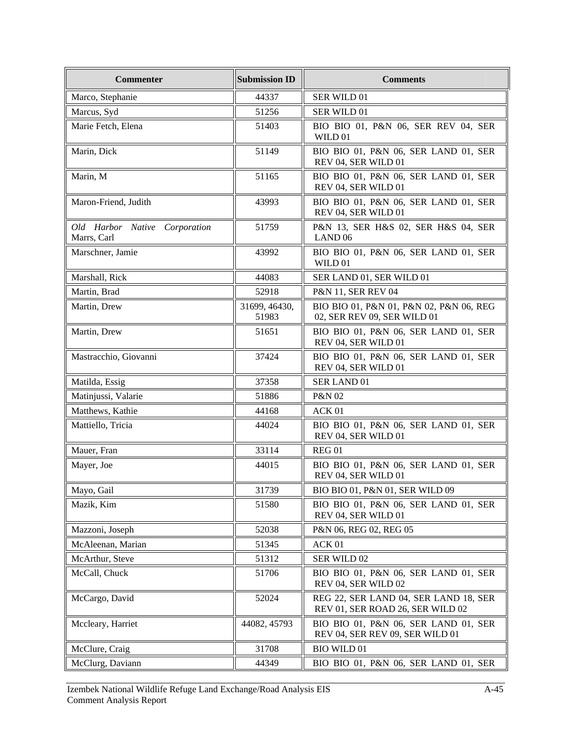| Commenter | Submission ID | Comments |
|---|---|---|
| Marco, Stephanie | 44337 | SER WILD 01 |
| Marcus, Syd | 51256 | SER WILD 01 |
| Marie Fetch, Elena | 51403 | BIO BIO 01, P&N 06, SER REV 04, SER WILD 01 |
| Marin, Dick | 51149 | BIO BIO 01, P&N 06, SER LAND 01, SER REV 04, SER WILD 01 |
| Marin, M | 51165 | BIO BIO 01, P&N 06, SER LAND 01, SER REV 04, SER WILD 01 |
| Maron-Friend, Judith | 43993 | BIO BIO 01, P&N 06, SER LAND 01, SER REV 04, SER WILD 01 |
| *Old Harbor Native Corporation* Marrs, Carl | 51759 | P&N 13, SER H&S 02, SER H&S 04, SER LAND 06 |
| Marschner, Jamie | 43992 | BIO BIO 01, P&N 06, SER LAND 01, SER WILD 01 |
| Marshall, Rick | 44083 | SER LAND 01, SER WILD 01 |
| Martin, Brad | 52918 | P&N 11, SER REV 04 |
| Martin, Drew | 31699, 46430, 51983 | BIO BIO 01, P&N 01, P&N 02, P&N 06, REG 02, SER REV 09, SER WILD 01 |
| Martin, Drew | 51651 | BIO BIO 01, P&N 06, SER LAND 01, SER REV 04, SER WILD 01 |
| Mastracchio, Giovanni | 37424 | BIO BIO 01, P&N 06, SER LAND 01, SER REV 04, SER WILD 01 |
| Matilda, Essig | 37358 | SER LAND 01 |
| Matinjussi, Valarie | 51886 | P&N 02 |
| Matthews, Kathie | 44168 | ACK 01 |
| Mattiello, Tricia | 44024 | BIO BIO 01, P&N 06, SER LAND 01, SER REV 04, SER WILD 01 |
| Mauer, Fran | 33114 | REG 01 |
| Mayer, Joe | 44015 | BIO BIO 01, P&N 06, SER LAND 01, SER REV 04, SER WILD 01 |
| Mayo, Gail | 31739 | BIO BIO 01, P&N 01, SER WILD 09 |
| Mazik, Kim | 51580 | BIO BIO 01, P&N 06, SER LAND 01, SER REV 04, SER WILD 01 |
| Mazzoni, Joseph | 52038 | P&N 06, REG 02, REG 05 |
| McAleenan, Marian | 51345 | ACK 01 |
| McArthur, Steve | 51312 | SER WILD 02 |
| McCall, Chuck | 51706 | BIO BIO 01, P&N 06, SER LAND 01, SER REV 04, SER WILD 02 |
| McCargo, David | 52024 | REG 22, SER LAND 04, SER LAND 18, SER REV 01, SER ROAD 26, SER WILD 02 |
| Mccleary, Harriet | 44082, 45793 | BIO BIO 01, P&N 06, SER LAND 01, SER REV 04, SER REV 09, SER WILD 01 |
| McClure, Craig | 31708 | BIO WILD 01 |
| McClurg, Daviann | 44349 | BIO BIO 01, P&N 06, SER LAND 01, SER |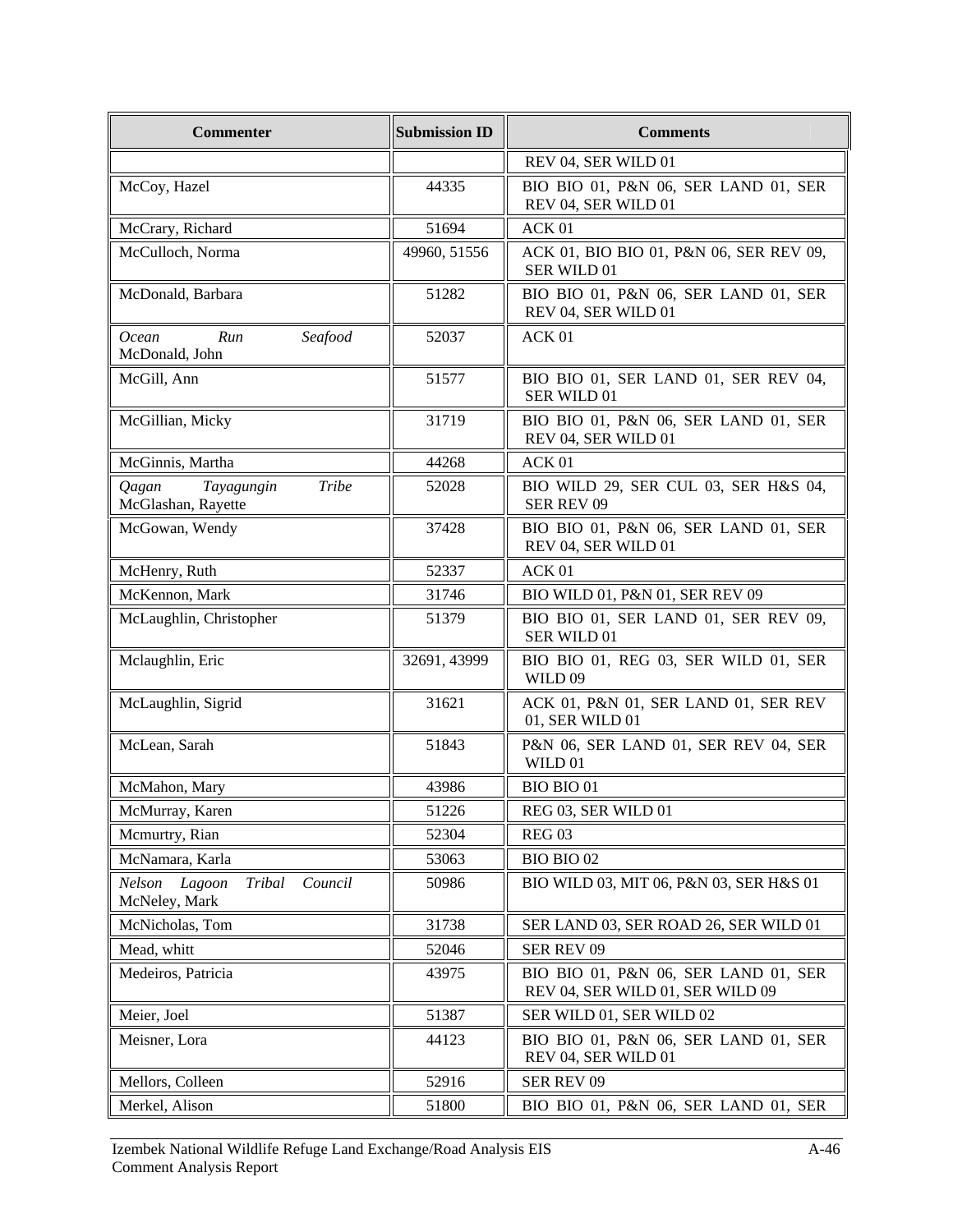| Commenter | Submission ID | Comments |
|---|---|---|
| | | REV 04, SER WILD 01 |
| McCoy, Hazel | 44335 | BIO BIO 01, P&N 06, SER LAND 01, SER REV 04, SER WILD 01 |
| McCrary, Richard | 51694 | ACK 01 |
| McCulloch, Norma | 49960, 51556 | ACK 01, BIO BIO 01, P&N 06, SER REV 09, SER WILD 01 |
| McDonald, Barbara | 51282 | BIO BIO 01, P&N 06, SER LAND 01, SER REV 04, SER WILD 01 |
| *Ocean Run Seafood* McDonald, John | 52037 | ACK 01 |
| McGill, Ann | 51577 | BIO BIO 01, SER LAND 01, SER REV 04, SER WILD 01 |
| McGillian, Micky | 31719 | BIO BIO 01, P&N 06, SER LAND 01, SER REV 04, SER WILD 01 |
| McGinnis, Martha | 44268 | ACK 01 |
| *Qagan Tayagungin Tribe* McGlashan, Rayette | 52028 | BIO WILD 29, SER CUL 03, SER H&S 04, SER REV 09 |
| McGowan, Wendy | 37428 | BIO BIO 01, P&N 06, SER LAND 01, SER REV 04, SER WILD 01 |
| McHenry, Ruth | 52337 | ACK 01 |
| McKennon, Mark | 31746 | BIO WILD 01, P&N 01, SER REV 09 |
| McLaughlin, Christopher | 51379 | BIO BIO 01, SER LAND 01, SER REV 09, SER WILD 01 |
| Mclaughlin, Eric | 32691, 43999 | BIO BIO 01, REG 03, SER WILD 01, SER WILD 09 |
| McLaughlin, Sigrid | 31621 | ACK 01, P&N 01, SER LAND 01, SER REV 01, SER WILD 01 |
| McLean, Sarah | 51843 | P&N 06, SER LAND 01, SER REV 04, SER WILD 01 |
| McMahon, Mary | 43986 | BIO BIO 01 |
| McMurray, Karen | 51226 | REG 03, SER WILD 01 |
| Mcmurtry, Rian | 52304 | REG 03 |
| McNamara, Karla | 53063 | BIO BIO 02 |
| *Nelson Lagoon Tribal Council* McNeley, Mark | 50986 | BIO WILD 03, MIT 06, P&N 03, SER H&S 01 |
| McNicholas, Tom | 31738 | SER LAND 03, SER ROAD 26, SER WILD 01 |
| Mead, whitt | 52046 | SER REV 09 |
| Medeiros, Patricia | 43975 | BIO BIO 01, P&N 06, SER LAND 01, SER REV 04, SER WILD 01, SER WILD 09 |
| Meier, Joel | 51387 | SER WILD 01, SER WILD 02 |
| Meisner, Lora | 44123 | BIO BIO 01, P&N 06, SER LAND 01, SER REV 04, SER WILD 01 |
| Mellors, Colleen | 52916 | SER REV 09 |
| Merkel, Alison | 51800 | BIO BIO 01, P&N 06, SER LAND 01, SER |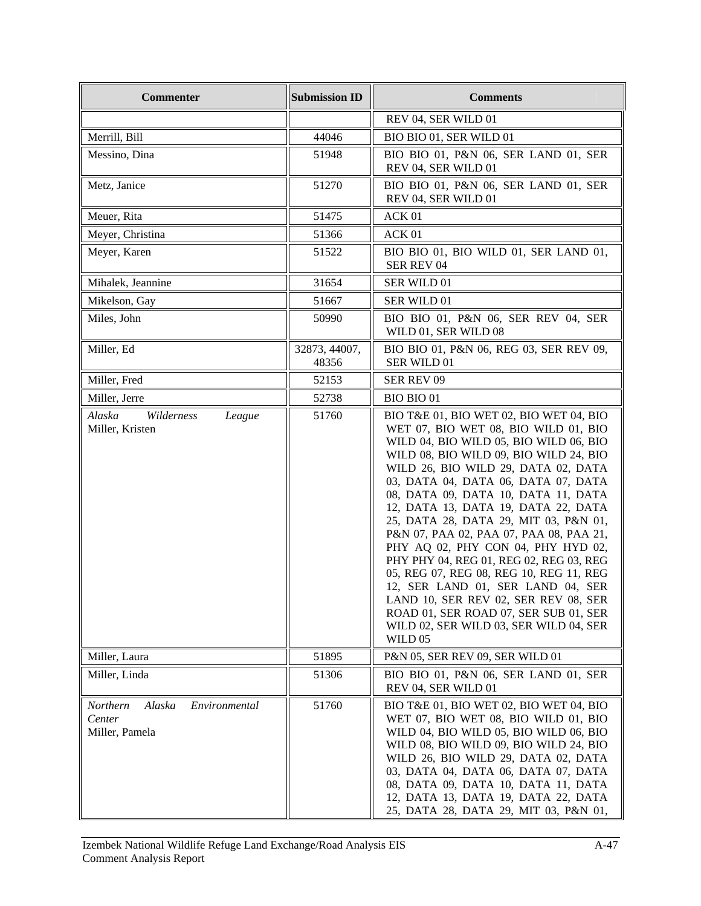| Commenter | Submission ID | Comments |
|---|---|---|
| | | REV 04, SER WILD 01 |
| Merrill, Bill | 44046 | BIO BIO 01, SER WILD 01 |
| Messino, Dina | 51948 | BIO BIO 01, P&N 06, SER LAND 01, SER REV 04, SER WILD 01 |
| Metz, Janice | 51270 | BIO BIO 01, P&N 06, SER LAND 01, SER REV 04, SER WILD 01 |
| Meuer, Rita | 51475 | ACK 01 |
| Meyer, Christina | 51366 | ACK 01 |
| Meyer, Karen | 51522 | BIO BIO 01, BIO WILD 01, SER LAND 01, SER REV 04 |
| Mihalek, Jeannine | 31654 | SER WILD 01 |
| Mikelson, Gay | 51667 | SER WILD 01 |
| Miles, John | 50990 | BIO BIO 01, P&N 06, SER REV 04, SER WILD 01, SER WILD 08 |
| Miller, Ed | 32873, 44007, 48356 | BIO BIO 01, P&N 06, REG 03, SER REV 09, SER WILD 01 |
| Miller, Fred | 52153 | SER REV 09 |
| Miller, Jerre | 52738 | BIO BIO 01 |
| *Alaska Wilderness League* Miller, Kristen | 51760 | BIO T&E 01, BIO WET 02, BIO WET 04, BIO WET 07, BIO WET 08, BIO WILD 01, BIO WILD 04, BIO WILD 05, BIO WILD 06, BIO WILD 08, BIO WILD 09, BIO WILD 24, BIO WILD 26, BIO WILD 29, DATA 02, DATA 03, DATA 04, DATA 06, DATA 07, DATA 08, DATA 09, DATA 10, DATA 11, DATA 12, DATA 13, DATA 19, DATA 22, DATA 25, DATA 28, DATA 29, MIT 03, P&N 01, P&N 07, PAA 02, PAA 07, PAA 08, PAA 21, PHY AQ 02, PHY CON 04, PHY HYD 02, PHY PHY 04, REG 01, REG 02, REG 03, REG 05, REG 07, REG 08, REG 10, REG 11, REG 12, SER LAND 01, SER LAND 04, SER LAND 10, SER REV 02, SER REV 08, SER ROAD 01, SER ROAD 07, SER SUB 01, SER WILD 02, SER WILD 03, SER WILD 04, SER WILD 05 |
| Miller, Laura | 51895 | P&N 05, SER REV 09, SER WILD 01 |
| Miller, Linda | 51306 | BIO BIO 01, P&N 06, SER LAND 01, SER REV 04, SER WILD 01 |
| *Northern Alaska Environmental Center* Miller, Pamela | 51760 | BIO T&E 01, BIO WET 02, BIO WET 04, BIO WET 07, BIO WET 08, BIO WILD 01, BIO WILD 04, BIO WILD 05, BIO WILD 06, BIO WILD 08, BIO WILD 09, BIO WILD 24, BIO WILD 26, BIO WILD 29, DATA 02, DATA 03, DATA 04, DATA 06, DATA 07, DATA 08, DATA 09, DATA 10, DATA 11, DATA 12, DATA 13, DATA 19, DATA 22, DATA 25, DATA 28, DATA 29, MIT 03, P&N 01, |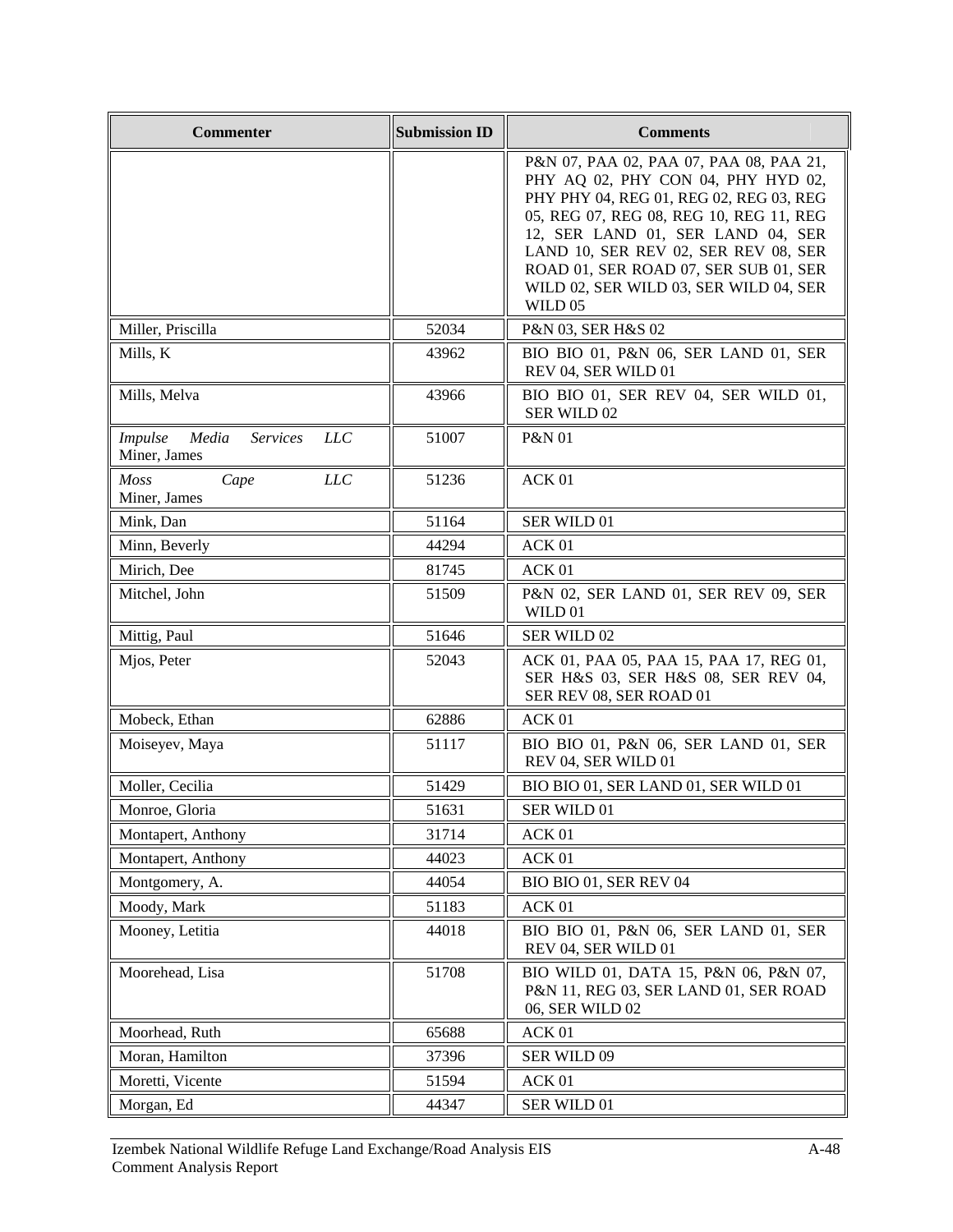| Commenter | Submission ID | Comments |
| --- | --- | --- |
| | | P&N 07, PAA 02, PAA 07, PAA 08, PAA 21, PHY AQ 02, PHY CON 04, PHY HYD 02, PHY PHY 04, REG 01, REG 02, REG 03, REG 05, REG 07, REG 08, REG 10, REG 11, REG 12, SER LAND 01, SER LAND 04, SER LAND 10, SER REV 02, SER REV 08, SER ROAD 01, SER ROAD 07, SER SUB 01, SER WILD 02, SER WILD 03, SER WILD 04, SER WILD 05 |
| Miller, Priscilla | 52034 | P&N 03, SER H&S 02 |
| Mills, K | 43962 | BIO BIO 01, P&N 06, SER LAND 01, SER REV 04, SER WILD 01 |
| Mills, Melva | 43966 | BIO BIO 01, SER REV 04, SER WILD 01, SER WILD 02 |
| *Impulse Media Services LLC* Miner, James | 51007 | P&N 01 |
| *Moss Cape LLC* Miner, James | 51236 | ACK 01 |
| Mink, Dan | 51164 | SER WILD 01 |
| Minn, Beverly | 44294 | ACK 01 |
| Mirich, Dee | 81745 | ACK 01 |
| Mitchel, John | 51509 | P&N 02, SER LAND 01, SER REV 09, SER WILD 01 |
| Mittig, Paul | 51646 | SER WILD 02 |
| Mjos, Peter | 52043 | ACK 01, PAA 05, PAA 15, PAA 17, REG 01, SER H&S 03, SER H&S 08, SER REV 04, SER REV 08, SER ROAD 01 |
| Mobeck, Ethan | 62886 | ACK 01 |
| Moiseyev, Maya | 51117 | BIO BIO 01, P&N 06, SER LAND 01, SER REV 04, SER WILD 01 |
| Moller, Cecilia | 51429 | BIO BIO 01, SER LAND 01, SER WILD 01 |
| Monroe, Gloria | 51631 | SER WILD 01 |
| Montapert, Anthony | 31714 | ACK 01 |
| Montapert, Anthony | 44023 | ACK 01 |
| Montgomery, A. | 44054 | BIO BIO 01, SER REV 04 |
| Moody, Mark | 51183 | ACK 01 |
| Mooney, Letitia | 44018 | BIO BIO 01, P&N 06, SER LAND 01, SER REV 04, SER WILD 01 |
| Moorehead, Lisa | 51708 | BIO WILD 01, DATA 15, P&N 06, P&N 07, P&N 11, REG 03, SER LAND 01, SER ROAD 06, SER WILD 02 |
| Moorhead, Ruth | 65688 | ACK 01 |
| Moran, Hamilton | 37396 | SER WILD 09 |
| Moretti, Vicente | 51594 | ACK 01 |
| Morgan, Ed | 44347 | SER WILD 01 |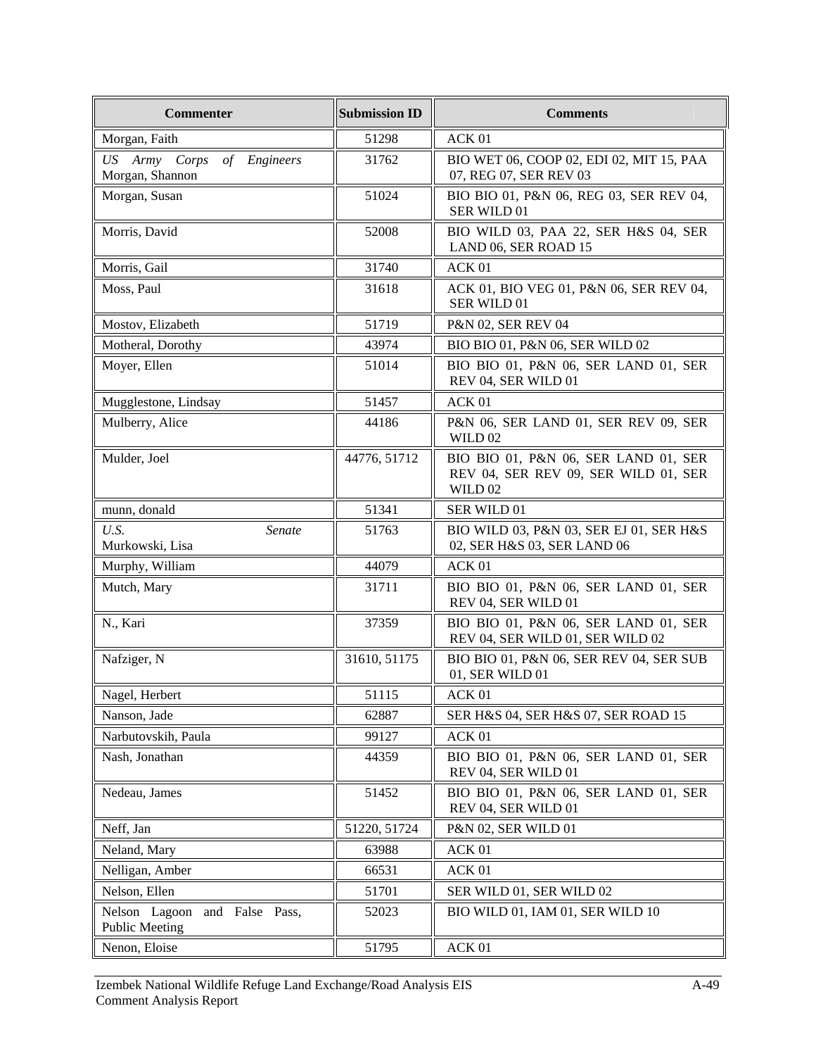| Commenter | Submission ID | Comments |
|---|---|---|
| Morgan, Faith | 51298 | ACK 01 |
| *US Army Corps of Engineers* Morgan, Shannon | 31762 | BIO WET 06, COOP 02, EDI 02, MIT 15, PAA 07, REG 07, SER REV 03 |
| Morgan, Susan | 51024 | BIO BIO 01, P&N 06, REG 03, SER REV 04, SER WILD 01 |
| Morris, David | 52008 | BIO WILD 03, PAA 22, SER H&S 04, SER LAND 06, SER ROAD 15 |
| Morris, Gail | 31740 | ACK 01 |
| Moss, Paul | 31618 | ACK 01, BIO VEG 01, P&N 06, SER REV 04, SER WILD 01 |
| Mostov, Elizabeth | 51719 | P&N 02, SER REV 04 |
| Motheral, Dorothy | 43974 | BIO BIO 01, P&N 06, SER WILD 02 |
| Moyer, Ellen | 51014 | BIO BIO 01, P&N 06, SER LAND 01, SER REV 04, SER WILD 01 |
| Mugglestone, Lindsay | 51457 | ACK 01 |
| Mulberry, Alice | 44186 | P&N 06, SER LAND 01, SER REV 09, SER WILD 02 |
| Mulder, Joel | 44776, 51712 | BIO BIO 01, P&N 06, SER LAND 01, SER REV 04, SER REV 09, SER WILD 01, SER WILD 02 |
| munn, donald | 51341 | SER WILD 01 |
| *U.S. Senate* Murkowski, Lisa | 51763 | BIO WILD 03, P&N 03, SER EJ 01, SER H&S 02, SER H&S 03, SER LAND 06 |
| Murphy, William | 44079 | ACK 01 |
| Mutch, Mary | 31711 | BIO BIO 01, P&N 06, SER LAND 01, SER REV 04, SER WILD 01 |
| N., Kari | 37359 | BIO BIO 01, P&N 06, SER LAND 01, SER REV 04, SER WILD 01, SER WILD 02 |
| Nafziger, N | 31610, 51175 | BIO BIO 01, P&N 06, SER REV 04, SER SUB 01, SER WILD 01 |
| Nagel, Herbert | 51115 | ACK 01 |
| Nanson, Jade | 62887 | SER H&S 04, SER H&S 07, SER ROAD 15 |
| Narbutovskih, Paula | 99127 | ACK 01 |
| Nash, Jonathan | 44359 | BIO BIO 01, P&N 06, SER LAND 01, SER REV 04, SER WILD 01 |
| Nedeau, James | 51452 | BIO BIO 01, P&N 06, SER LAND 01, SER REV 04, SER WILD 01 |
| Neff, Jan | 51220, 51724 | P&N 02, SER WILD 01 |
| Neland, Mary | 63988 | ACK 01 |
| Nelligan, Amber | 66531 | ACK 01 |
| Nelson, Ellen | 51701 | SER WILD 01, SER WILD 02 |
| Nelson Lagoon and False Pass, Public Meeting | 52023 | BIO WILD 01, IAM 01, SER WILD 10 |
| Nenon, Eloise | 51795 | ACK 01 |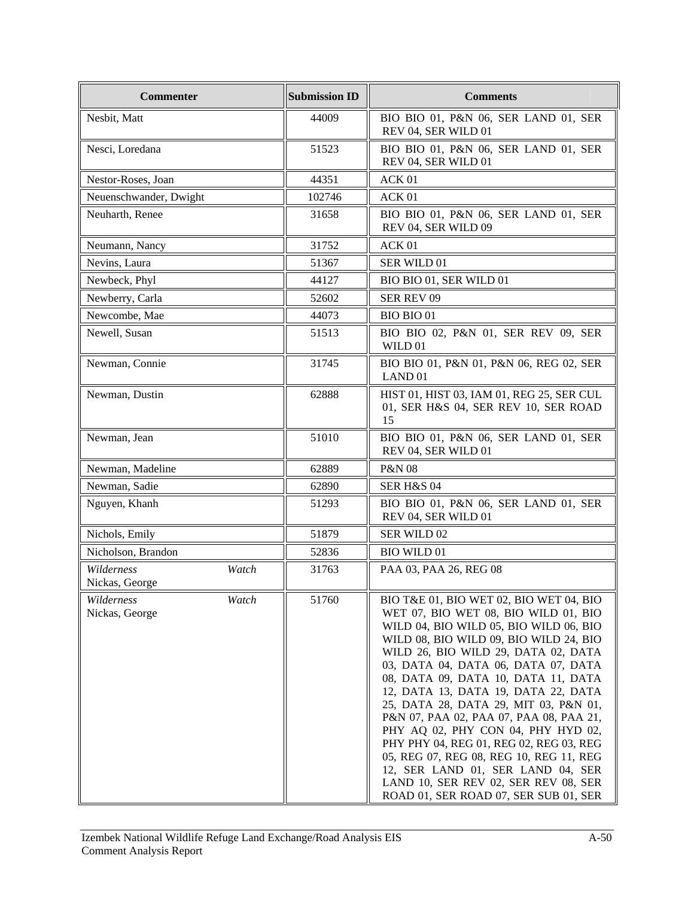| Commenter | Submission ID | Comments |
|---|---|---|
| Nesbit, Matt | 44009 | BIO BIO 01, P&N 06, SER LAND 01, SER REV 04, SER WILD 01 |
| Nesci, Loredana | 51523 | BIO BIO 01, P&N 06, SER LAND 01, SER REV 04, SER WILD 01 |
| Nestor-Roses, Joan | 44351 | ACK 01 |
| Neuenschwander, Dwight | 102746 | ACK 01 |
| Neuharth, Renee | 31658 | BIO BIO 01, P&N 06, SER LAND 01, SER REV 04, SER WILD 09 |
| Neumann, Nancy | 31752 | ACK 01 |
| Nevins, Laura | 51367 | SER WILD 01 |
| Newbeck, Phyl | 44127 | BIO BIO 01, SER WILD 01 |
| Newberry, Carla | 52602 | SER REV 09 |
| Newcombe, Mae | 44073 | BIO BIO 01 |
| Newell, Susan | 51513 | BIO BIO 02, P&N 01, SER REV 09, SER WILD 01 |
| Newman, Connie | 31745 | BIO BIO 01, P&N 01, P&N 06, REG 02, SER LAND 01 |
| Newman, Dustin | 62888 | HIST 01, HIST 03, IAM 01, REG 25, SER CUL 01, SER H&S 04, SER REV 10, SER ROAD 15 |
| Newman, Jean | 51010 | BIO BIO 01, P&N 06, SER LAND 01, SER REV 04, SER WILD 01 |
| Newman, Madeline | 62889 | P&N 08 |
| Newman, Sadie | 62890 | SER H&S 04 |
| Nguyen, Khanh | 51293 | BIO BIO 01, P&N 06, SER LAND 01, SER REV 04, SER WILD 01 |
| Nichols, Emily | 51879 | SER WILD 02 |
| Nicholson, Brandon | 52836 | BIO WILD 01 |
| *Wilderness Watch* Nickas, George | 31763 | PAA 03, PAA 26, REG 08 |
| *Wilderness Watch* Nickas, George | 51760 | BIO T&E 01, BIO WET 02, BIO WET 04, BIO WET 07, BIO WET 08, BIO WILD 01, BIO WILD 04, BIO WILD 05, BIO WILD 06, BIO WILD 08, BIO WILD 09, BIO WILD 24, BIO WILD 26, BIO WILD 29, DATA 02, DATA 03, DATA 04, DATA 06, DATA 07, DATA 08, DATA 09, DATA 10, DATA 11, DATA 12, DATA 13, DATA 19, DATA 22, DATA 25, DATA 28, DATA 29, MIT 03, P&N 01, P&N 07, PAA 02, PAA 07, PAA 08, PAA 21, PHY AQ 02, PHY CON 04, PHY HYD 02, PHY PHY 04, REG 01, REG 02, REG 03, REG 05, REG 07, REG 08, REG 10, REG 11, REG 12, SER LAND 01, SER LAND 04, SER LAND 10, SER REV 02, SER REV 08, SER ROAD 01, SER ROAD 07, SER SUB 01, SER |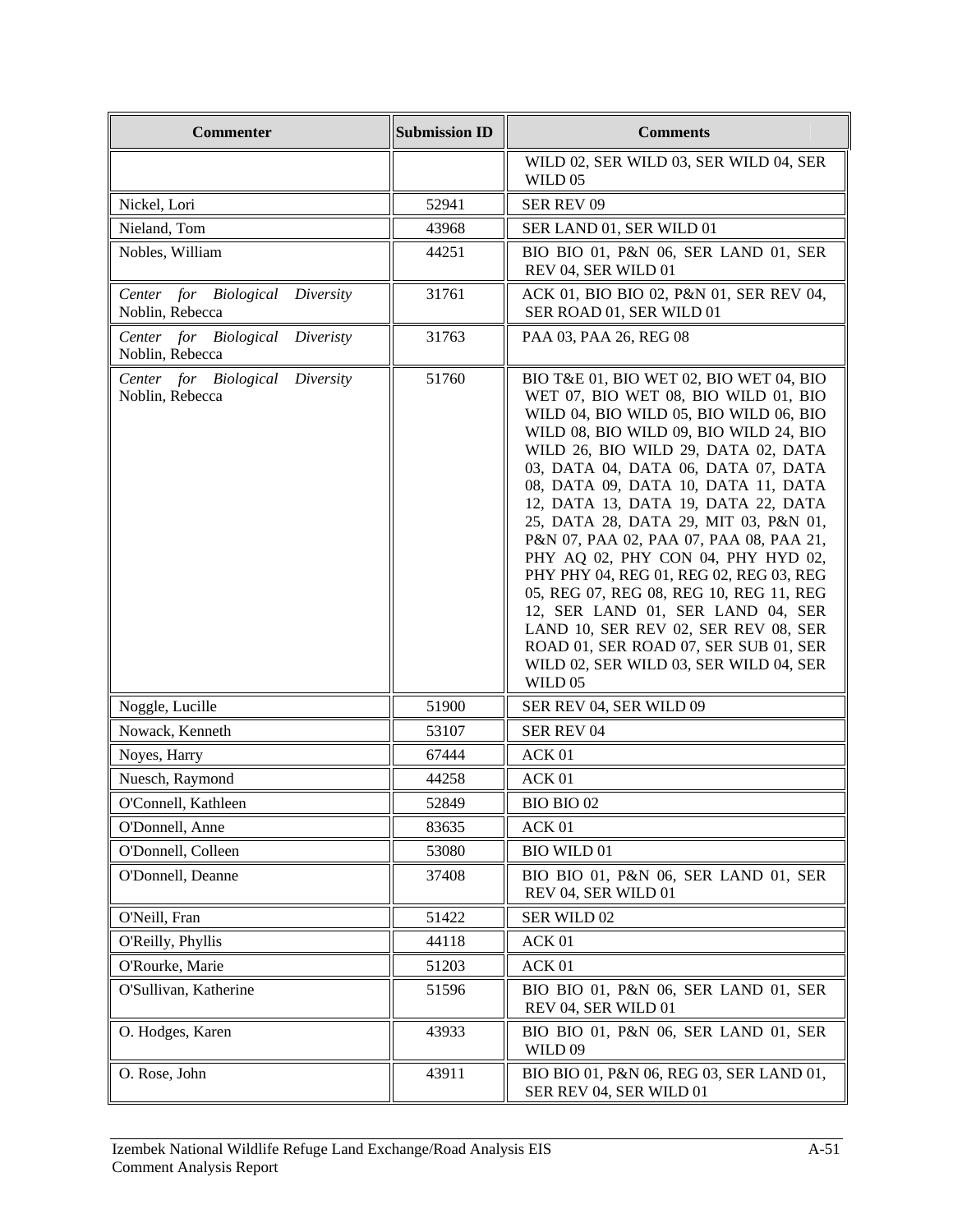| Commenter | Submission ID | Comments |
|---|---|---|
| | | WILD 02, SER WILD 03, SER WILD 04, SER WILD 05 |
| Nickel, Lori | 52941 | SER REV 09 |
| Nieland, Tom | 43968 | SER LAND 01, SER WILD 01 |
| Nobles, William | 44251 | BIO BIO 01, P&N 06, SER LAND 01, SER REV 04, SER WILD 01 |
| *Center for Biological Diversity* Noblin, Rebecca | 31761 | ACK 01, BIO BIO 02, P&N 01, SER REV 04, SER ROAD 01, SER WILD 01 |
| *Center for Biological Diveristy* Noblin, Rebecca | 31763 | PAA 03, PAA 26, REG 08 |
| *Center for Biological Diversity* Noblin, Rebecca | 51760 | BIO T&E 01, BIO WET 02, BIO WET 04, BIO WET 07, BIO WET 08, BIO WILD 01, BIO WILD 04, BIO WILD 05, BIO WILD 06, BIO WILD 08, BIO WILD 09, BIO WILD 24, BIO WILD 26, BIO WILD 29, DATA 02, DATA 03, DATA 04, DATA 06, DATA 07, DATA 08, DATA 09, DATA 10, DATA 11, DATA 12, DATA 13, DATA 19, DATA 22, DATA 25, DATA 28, DATA 29, MIT 03, P&N 01, P&N 07, PAA 02, PAA 07, PAA 08, PAA 21, PHY AQ 02, PHY CON 04, PHY HYD 02, PHY PHY 04, REG 01, REG 02, REG 03, REG 05, REG 07, REG 08, REG 10, REG 11, REG 12, SER LAND 01, SER LAND 04, SER LAND 10, SER REV 02, SER REV 08, SER ROAD 01, SER ROAD 07, SER SUB 01, SER WILD 02, SER WILD 03, SER WILD 04, SER WILD 05 |
| Noggle, Lucille | 51900 | SER REV 04, SER WILD 09 |
| Nowack, Kenneth | 53107 | SER REV 04 |
| Noyes, Harry | 67444 | ACK 01 |
| Nuesch, Raymond | 44258 | ACK 01 |
| O'Connell, Kathleen | 52849 | BIO BIO 02 |
| O'Donnell, Anne | 83635 | ACK 01 |
| O'Donnell, Colleen | 53080 | BIO WILD 01 |
| O'Donnell, Deanne | 37408 | BIO BIO 01, P&N 06, SER LAND 01, SER REV 04, SER WILD 01 |
| O'Neill, Fran | 51422 | SER WILD 02 |
| O'Reilly, Phyllis | 44118 | ACK 01 |
| O'Rourke, Marie | 51203 | ACK 01 |
| O'Sullivan, Katherine | 51596 | BIO BIO 01, P&N 06, SER LAND 01, SER REV 04, SER WILD 01 |
| O. Hodges, Karen | 43933 | BIO BIO 01, P&N 06, SER LAND 01, SER WILD 09 |
| O. Rose, John | 43911 | BIO BIO 01, P&N 06, REG 03, SER LAND 01, SER REV 04, SER WILD 01 |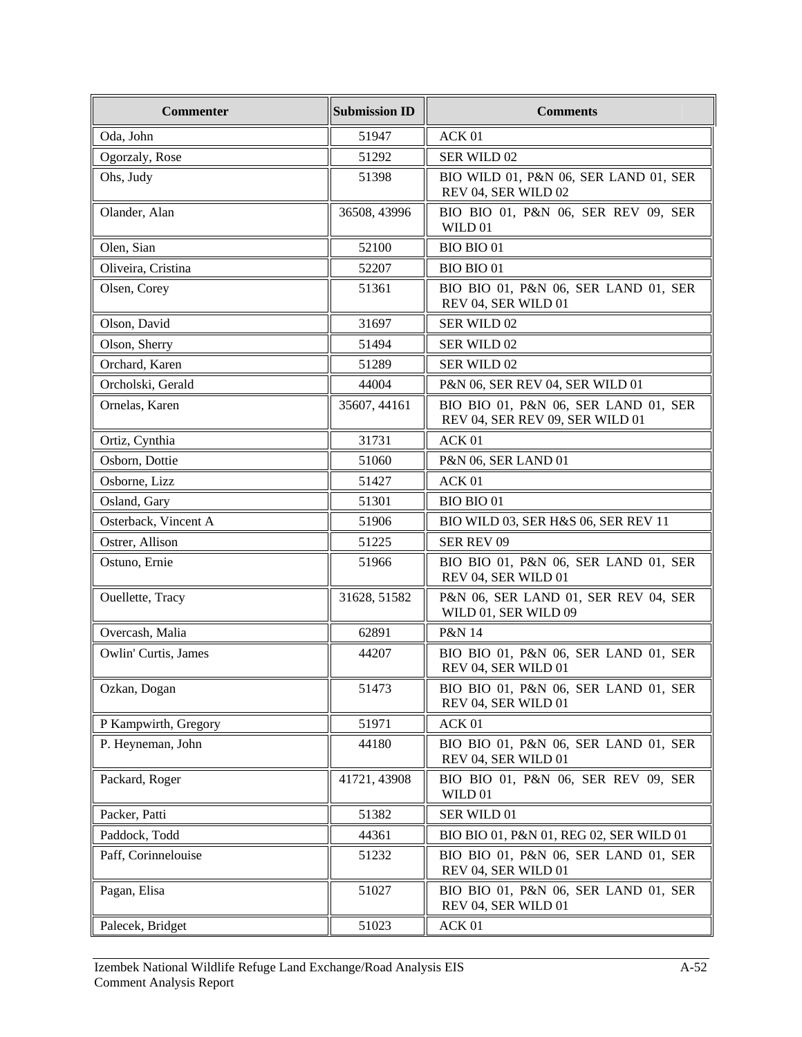| Commenter | Submission ID | Comments |
| --- | --- | --- |
| Oda, John | 51947 | ACK 01 |
| Ogorzaly, Rose | 51292 | SER WILD 02 |
| Ohs, Judy | 51398 | BIO WILD 01, P&N 06, SER LAND 01, SER REV 04, SER WILD 02 |
| Olander, Alan | 36508, 43996 | BIO BIO 01, P&N 06, SER REV 09, SER WILD 01 |
| Olen, Sian | 52100 | BIO BIO 01 |
| Oliveira, Cristina | 52207 | BIO BIO 01 |
| Olsen, Corey | 51361 | BIO BIO 01, P&N 06, SER LAND 01, SER REV 04, SER WILD 01 |
| Olson, David | 31697 | SER WILD 02 |
| Olson, Sherry | 51494 | SER WILD 02 |
| Orchard, Karen | 51289 | SER WILD 02 |
| Orcholski, Gerald | 44004 | P&N 06, SER REV 04, SER WILD 01 |
| Ornelas, Karen | 35607, 44161 | BIO BIO 01, P&N 06, SER LAND 01, SER REV 04, SER REV 09, SER WILD 01 |
| Ortiz, Cynthia | 31731 | ACK 01 |
| Osborn, Dottie | 51060 | P&N 06, SER LAND 01 |
| Osborne, Lizz | 51427 | ACK 01 |
| Osland, Gary | 51301 | BIO BIO 01 |
| Osterback, Vincent A | 51906 | BIO WILD 03, SER H&S 06, SER REV 11 |
| Ostrer, Allison | 51225 | SER REV 09 |
| Ostuno, Ernie | 51966 | BIO BIO 01, P&N 06, SER LAND 01, SER REV 04, SER WILD 01 |
| Ouellette, Tracy | 31628, 51582 | P&N 06, SER LAND 01, SER REV 04, SER WILD 01, SER WILD 09 |
| Overcash, Malia | 62891 | P&N 14 |
| Owlin' Curtis, James | 44207 | BIO BIO 01, P&N 06, SER LAND 01, SER REV 04, SER WILD 01 |
| Ozkan, Dogan | 51473 | BIO BIO 01, P&N 06, SER LAND 01, SER REV 04, SER WILD 01 |
| P Kampwirth, Gregory | 51971 | ACK 01 |
| P. Heyneman, John | 44180 | BIO BIO 01, P&N 06, SER LAND 01, SER REV 04, SER WILD 01 |
| Packard, Roger | 41721, 43908 | BIO BIO 01, P&N 06, SER REV 09, SER WILD 01 |
| Packer, Patti | 51382 | SER WILD 01 |
| Paddock, Todd | 44361 | BIO BIO 01, P&N 01, REG 02, SER WILD 01 |
| Paff, Corinnelouise | 51232 | BIO BIO 01, P&N 06, SER LAND 01, SER REV 04, SER WILD 01 |
| Pagan, Elisa | 51027 | BIO BIO 01, P&N 06, SER LAND 01, SER REV 04, SER WILD 01 |
| Palecek, Bridget | 51023 | ACK 01 |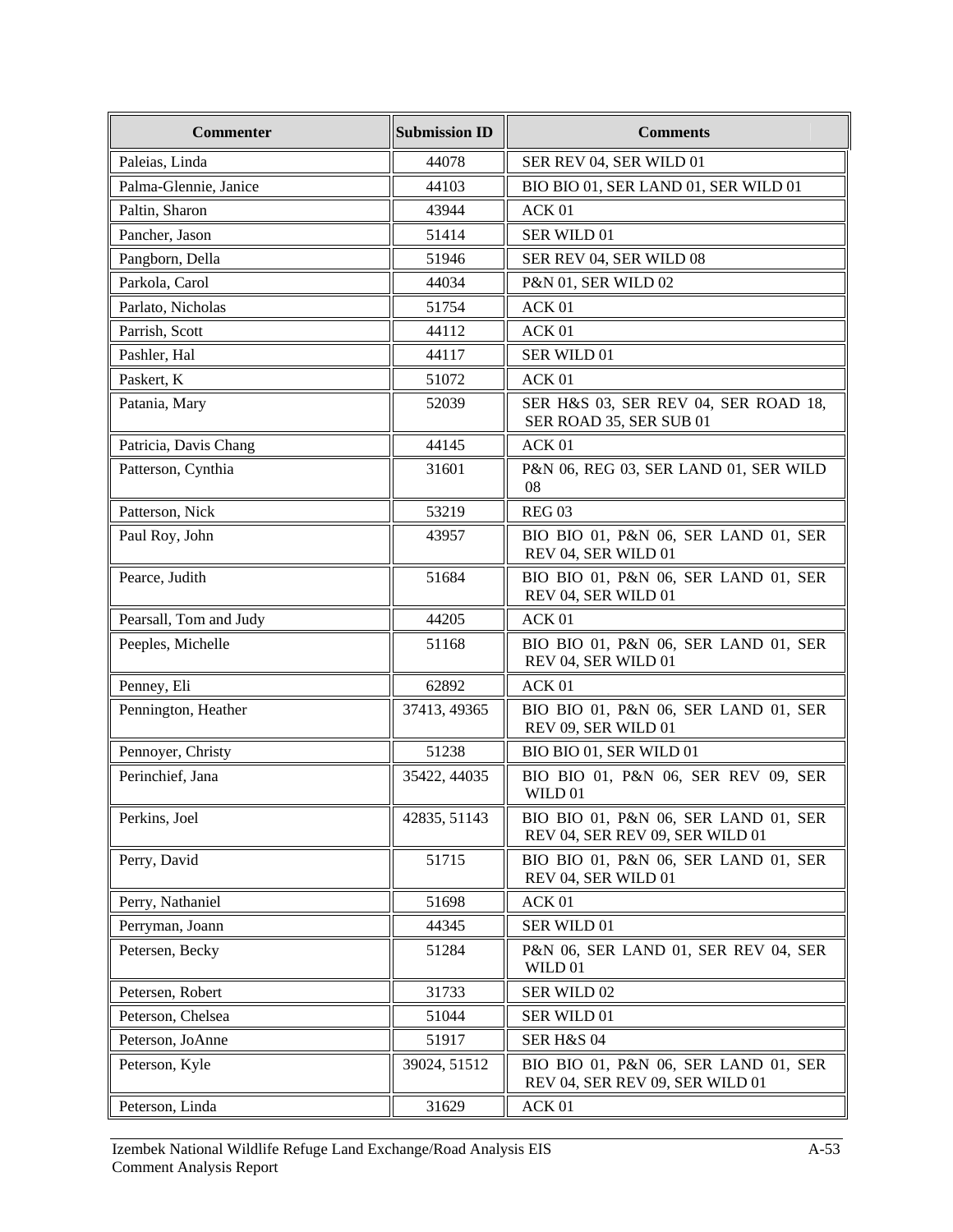| Commenter | Submission ID | Comments |
| --- | --- | --- |
| Paleias, Linda | 44078 | SER REV 04, SER WILD 01 |
| Palma-Glennie, Janice | 44103 | BIO BIO 01, SER LAND 01, SER WILD 01 |
| Paltin, Sharon | 43944 | ACK 01 |
| Pancher, Jason | 51414 | SER WILD 01 |
| Pangborn, Della | 51946 | SER REV 04, SER WILD 08 |
| Parkola, Carol | 44034 | P&N 01, SER WILD 02 |
| Parlato, Nicholas | 51754 | ACK 01 |
| Parrish, Scott | 44112 | ACK 01 |
| Pashler, Hal | 44117 | SER WILD 01 |
| Paskert, K | 51072 | ACK 01 |
| Patania, Mary | 52039 | SER H&S 03, SER REV 04, SER ROAD 18, SER ROAD 35, SER SUB 01 |
| Patricia, Davis Chang | 44145 | ACK 01 |
| Patterson, Cynthia | 31601 | P&N 06, REG 03, SER LAND 01, SER WILD 08 |
| Patterson, Nick | 53219 | REG 03 |
| Paul Roy, John | 43957 | BIO BIO 01, P&N 06, SER LAND 01, SER REV 04, SER WILD 01 |
| Pearce, Judith | 51684 | BIO BIO 01, P&N 06, SER LAND 01, SER REV 04, SER WILD 01 |
| Pearsall, Tom and Judy | 44205 | ACK 01 |
| Peeples, Michelle | 51168 | BIO BIO 01, P&N 06, SER LAND 01, SER REV 04, SER WILD 01 |
| Penney, Eli | 62892 | ACK 01 |
| Pennington, Heather | 37413, 49365 | BIO BIO 01, P&N 06, SER LAND 01, SER REV 09, SER WILD 01 |
| Pennoyer, Christy | 51238 | BIO BIO 01, SER WILD 01 |
| Perinchief, Jana | 35422, 44035 | BIO BIO 01, P&N 06, SER REV 09, SER WILD 01 |
| Perkins, Joel | 42835, 51143 | BIO BIO 01, P&N 06, SER LAND 01, SER REV 04, SER REV 09, SER WILD 01 |
| Perry, David | 51715 | BIO BIO 01, P&N 06, SER LAND 01, SER REV 04, SER WILD 01 |
| Perry, Nathaniel | 51698 | ACK 01 |
| Perryman, Joann | 44345 | SER WILD 01 |
| Petersen, Becky | 51284 | P&N 06, SER LAND 01, SER REV 04, SER WILD 01 |
| Petersen, Robert | 31733 | SER WILD 02 |
| Peterson, Chelsea | 51044 | SER WILD 01 |
| Peterson, JoAnne | 51917 | SER H&S 04 |
| Peterson, Kyle | 39024, 51512 | BIO BIO 01, P&N 06, SER LAND 01, SER REV 04, SER REV 09, SER WILD 01 |
| Peterson, Linda | 31629 | ACK 01 |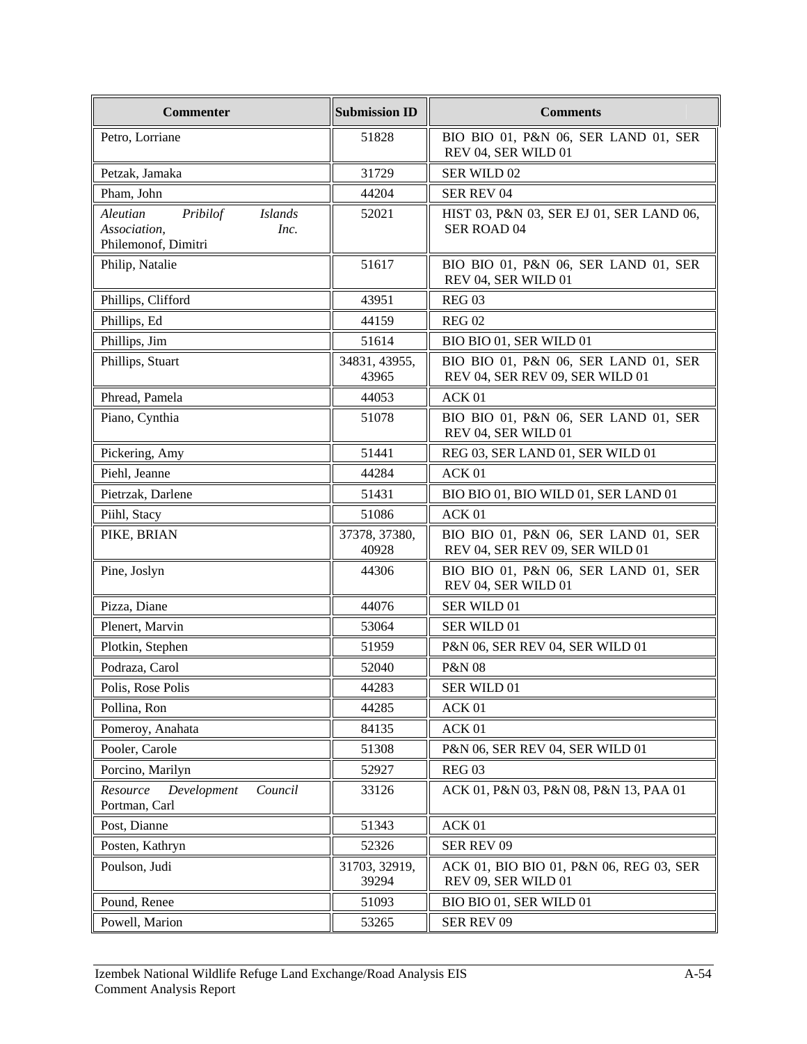| Commenter | Submission ID | Comments |
| --- | --- | --- |
| Petro, Lorriane | 51828 | BIO BIO 01, P&N 06, SER LAND 01, SER REV 04, SER WILD 01 |
| Petzak, Jamaka | 31729 | SER WILD 02 |
| Pham, John | 44204 | SER REV 04 |
| *Aleutian Pribilof Islands Association, Inc.* Philemonof, Dimitri | 52021 | HIST 03, P&N 03, SER EJ 01, SER LAND 06, SER ROAD 04 |
| Philip, Natalie | 51617 | BIO BIO 01, P&N 06, SER LAND 01, SER REV 04, SER WILD 01 |
| Phillips, Clifford | 43951 | REG 03 |
| Phillips, Ed | 44159 | REG 02 |
| Phillips, Jim | 51614 | BIO BIO 01, SER WILD 01 |
| Phillips, Stuart | 34831, 43955, 43965 | BIO BIO 01, P&N 06, SER LAND 01, SER REV 04, SER REV 09, SER WILD 01 |
| Phread, Pamela | 44053 | ACK 01 |
| Piano, Cynthia | 51078 | BIO BIO 01, P&N 06, SER LAND 01, SER REV 04, SER WILD 01 |
| Pickering, Amy | 51441 | REG 03, SER LAND 01, SER WILD 01 |
| Piehl, Jeanne | 44284 | ACK 01 |
| Pietrzak, Darlene | 51431 | BIO BIO 01, BIO WILD 01, SER LAND 01 |
| Piihl, Stacy | 51086 | ACK 01 |
| PIKE, BRIAN | 37378, 37380, 40928 | BIO BIO 01, P&N 06, SER LAND 01, SER REV 04, SER REV 09, SER WILD 01 |
| Pine, Joslyn | 44306 | BIO BIO 01, P&N 06, SER LAND 01, SER REV 04, SER WILD 01 |
| Pizza, Diane | 44076 | SER WILD 01 |
| Plenert, Marvin | 53064 | SER WILD 01 |
| Plotkin, Stephen | 51959 | P&N 06, SER REV 04, SER WILD 01 |
| Podraza, Carol | 52040 | P&N 08 |
| Polis, Rose Polis | 44283 | SER WILD 01 |
| Pollina, Ron | 44285 | ACK 01 |
| Pomeroy, Anahata | 84135 | ACK 01 |
| Pooler, Carole | 51308 | P&N 06, SER REV 04, SER WILD 01 |
| Porcino, Marilyn | 52927 | REG 03 |
| *Resource Development Council* Portman, Carl | 33126 | ACK 01, P&N 03, P&N 08, P&N 13, PAA 01 |
| Post, Dianne | 51343 | ACK 01 |
| Posten, Kathryn | 52326 | SER REV 09 |
| Poulson, Judi | 31703, 32919, 39294 | ACK 01, BIO BIO 01, P&N 06, REG 03, SER REV 09, SER WILD 01 |
| Pound, Renee | 51093 | BIO BIO 01, SER WILD 01 |
| Powell, Marion | 53265 | SER REV 09 |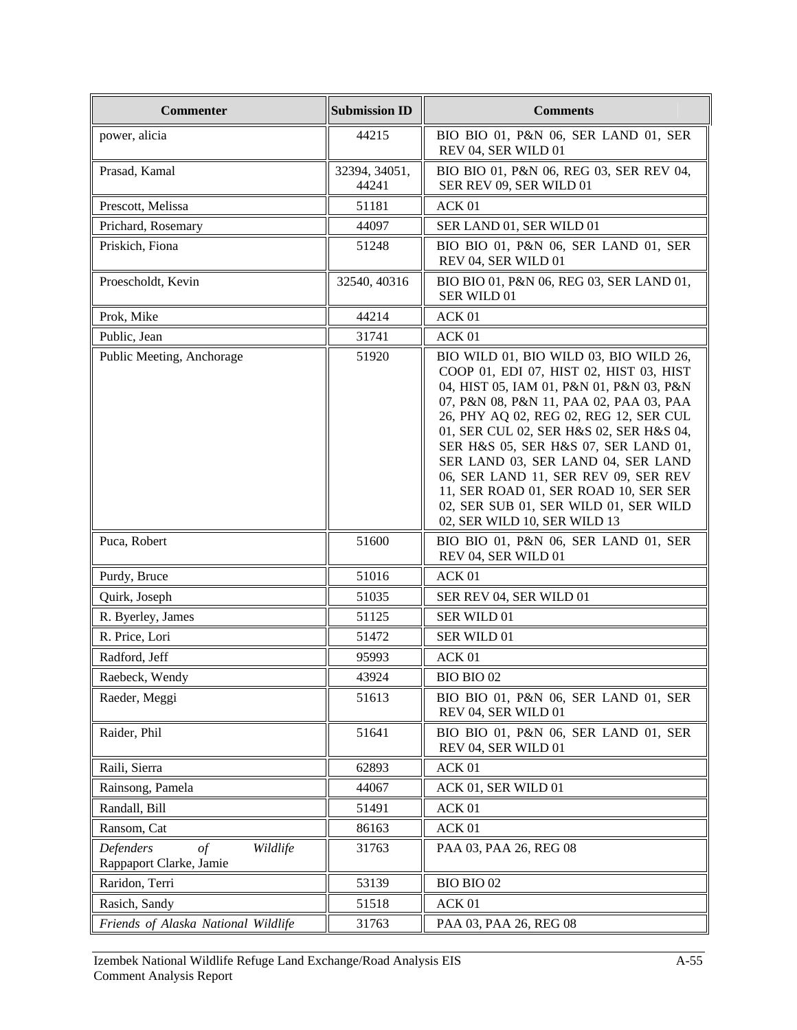| Commenter | Submission ID | Comments |
|---|---|---|
| power, alicia | 44215 | BIO BIO 01, P&N 06, SER LAND 01, SER REV 04, SER WILD 01 |
| Prasad, Kamal | 32394, 34051, 44241 | BIO BIO 01, P&N 06, REG 03, SER REV 04, SER REV 09, SER WILD 01 |
| Prescott, Melissa | 51181 | ACK 01 |
| Prichard, Rosemary | 44097 | SER LAND 01, SER WILD 01 |
| Priskich, Fiona | 51248 | BIO BIO 01, P&N 06, SER LAND 01, SER REV 04, SER WILD 01 |
| Proescholdt, Kevin | 32540, 40316 | BIO BIO 01, P&N 06, REG 03, SER LAND 01, SER WILD 01 |
| Prok, Mike | 44214 | ACK 01 |
| Public, Jean | 31741 | ACK 01 |
| Public Meeting, Anchorage | 51920 | BIO WILD 01, BIO WILD 03, BIO WILD 26, COOP 01, EDI 07, HIST 02, HIST 03, HIST 04, HIST 05, IAM 01, P&N 01, P&N 03, P&N 07, P&N 08, P&N 11, PAA 02, PAA 03, PAA 26, PHY AQ 02, REG 02, REG 12, SER CUL 01, SER CUL 02, SER H&S 02, SER H&S 04, SER H&S 05, SER H&S 07, SER LAND 01, SER LAND 03, SER LAND 04, SER LAND 06, SER LAND 11, SER REV 09, SER REV 11, SER ROAD 01, SER ROAD 10, SER SER 02, SER SUB 01, SER WILD 01, SER WILD 02, SER WILD 10, SER WILD 13 |
| Puca, Robert | 51600 | BIO BIO 01, P&N 06, SER LAND 01, SER REV 04, SER WILD 01 |
| Purdy, Bruce | 51016 | ACK 01 |
| Quirk, Joseph | 51035 | SER REV 04, SER WILD 01 |
| R. Byerley, James | 51125 | SER WILD 01 |
| R. Price, Lori | 51472 | SER WILD 01 |
| Radford, Jeff | 95993 | ACK 01 |
| Raebeck, Wendy | 43924 | BIO BIO 02 |
| Raeder, Meggi | 51613 | BIO BIO 01, P&N 06, SER LAND 01, SER REV 04, SER WILD 01 |
| Raider, Phil | 51641 | BIO BIO 01, P&N 06, SER LAND 01, SER REV 04, SER WILD 01 |
| Raili, Sierra | 62893 | ACK 01 |
| Rainsong, Pamela | 44067 | ACK 01, SER WILD 01 |
| Randall, Bill | 51491 | ACK 01 |
| Ransom, Cat | 86163 | ACK 01 |
| *Defenders of Wildlife* Rappaport Clarke, Jamie | 31763 | PAA 03, PAA 26, REG 08 |
| Raridon, Terri | 53139 | BIO BIO 02 |
| Rasich, Sandy | 51518 | ACK 01 |
| *Friends of Alaska National Wildlife* | 31763 | PAA 03, PAA 26, REG 08 |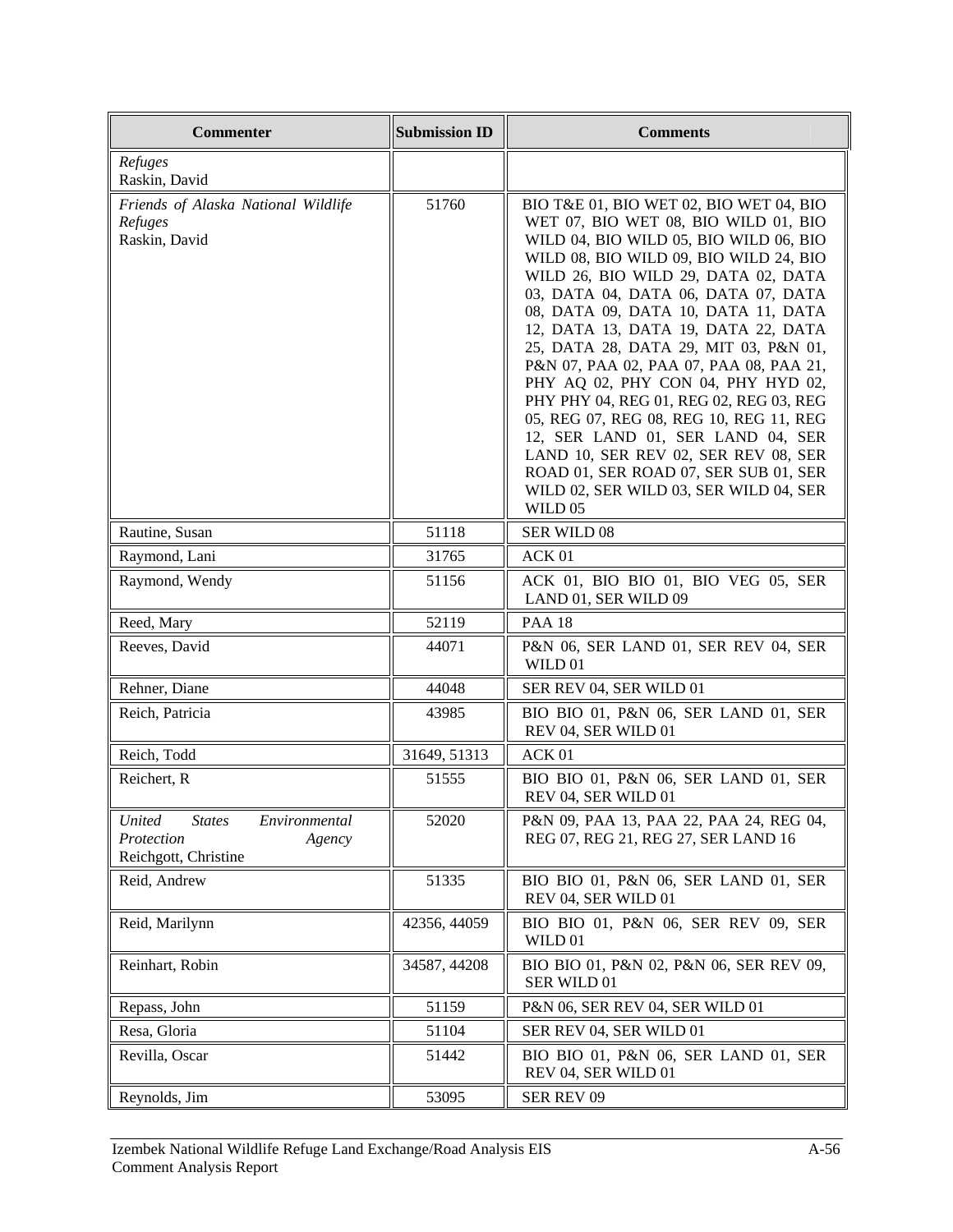| Commenter | Submission ID | Comments |
|---|---|---|
| *Refuges*<br>Raskin, David | | |
| *Friends of Alaska National Wildlife Refuges*<br>Raskin, David | 51760 | BIO T&E 01, BIO WET 02, BIO WET 04, BIO WET 07, BIO WET 08, BIO WILD 01, BIO WILD 04, BIO WILD 05, BIO WILD 06, BIO WILD 08, BIO WILD 09, BIO WILD 24, BIO WILD 26, BIO WILD 29, DATA 02, DATA 03, DATA 04, DATA 06, DATA 07, DATA 08, DATA 09, DATA 10, DATA 11, DATA 12, DATA 13, DATA 19, DATA 22, DATA 25, DATA 28, DATA 29, MIT 03, P&N 01, P&N 07, PAA 02, PAA 07, PAA 08, PAA 21, PHY AQ 02, PHY CON 04, PHY HYD 02, PHY PHY 04, REG 01, REG 02, REG 03, REG 05, REG 07, REG 08, REG 10, REG 11, REG 12, SER LAND 01, SER LAND 04, SER LAND 10, SER REV 02, SER REV 08, SER ROAD 01, SER ROAD 07, SER SUB 01, SER WILD 02, SER WILD 03, SER WILD 04, SER WILD 05 |
| Rautine, Susan | 51118 | SER WILD 08 |
| Raymond, Lani | 31765 | ACK 01 |
| Raymond, Wendy | 51156 | ACK 01, BIO BIO 01, BIO VEG 05, SER LAND 01, SER WILD 09 |
| Reed, Mary | 52119 | PAA 18 |
| Reeves, David | 44071 | P&N 06, SER LAND 01, SER REV 04, SER WILD 01 |
| Rehner, Diane | 44048 | SER REV 04, SER WILD 01 |
| Reich, Patricia | 43985 | BIO BIO 01, P&N 06, SER LAND 01, SER REV 04, SER WILD 01 |
| Reich, Todd | 31649, 51313 | ACK 01 |
| Reichert, R | 51555 | BIO BIO 01, P&N 06, SER LAND 01, SER REV 04, SER WILD 01 |
| *United States Environmental Protection Agency*<br>Reichgott, Christine | 52020 | P&N 09, PAA 13, PAA 22, PAA 24, REG 04, REG 07, REG 21, REG 27, SER LAND 16 |
| Reid, Andrew | 51335 | BIO BIO 01, P&N 06, SER LAND 01, SER REV 04, SER WILD 01 |
| Reid, Marilynn | 42356, 44059 | BIO BIO 01, P&N 06, SER REV 09, SER WILD 01 |
| Reinhart, Robin | 34587, 44208 | BIO BIO 01, P&N 02, P&N 06, SER REV 09, SER WILD 01 |
| Repass, John | 51159 | P&N 06, SER REV 04, SER WILD 01 |
| Resa, Gloria | 51104 | SER REV 04, SER WILD 01 |
| Revilla, Oscar | 51442 | BIO BIO 01, P&N 06, SER LAND 01, SER REV 04, SER WILD 01 |
| Reynolds, Jim | 53095 | SER REV 09 |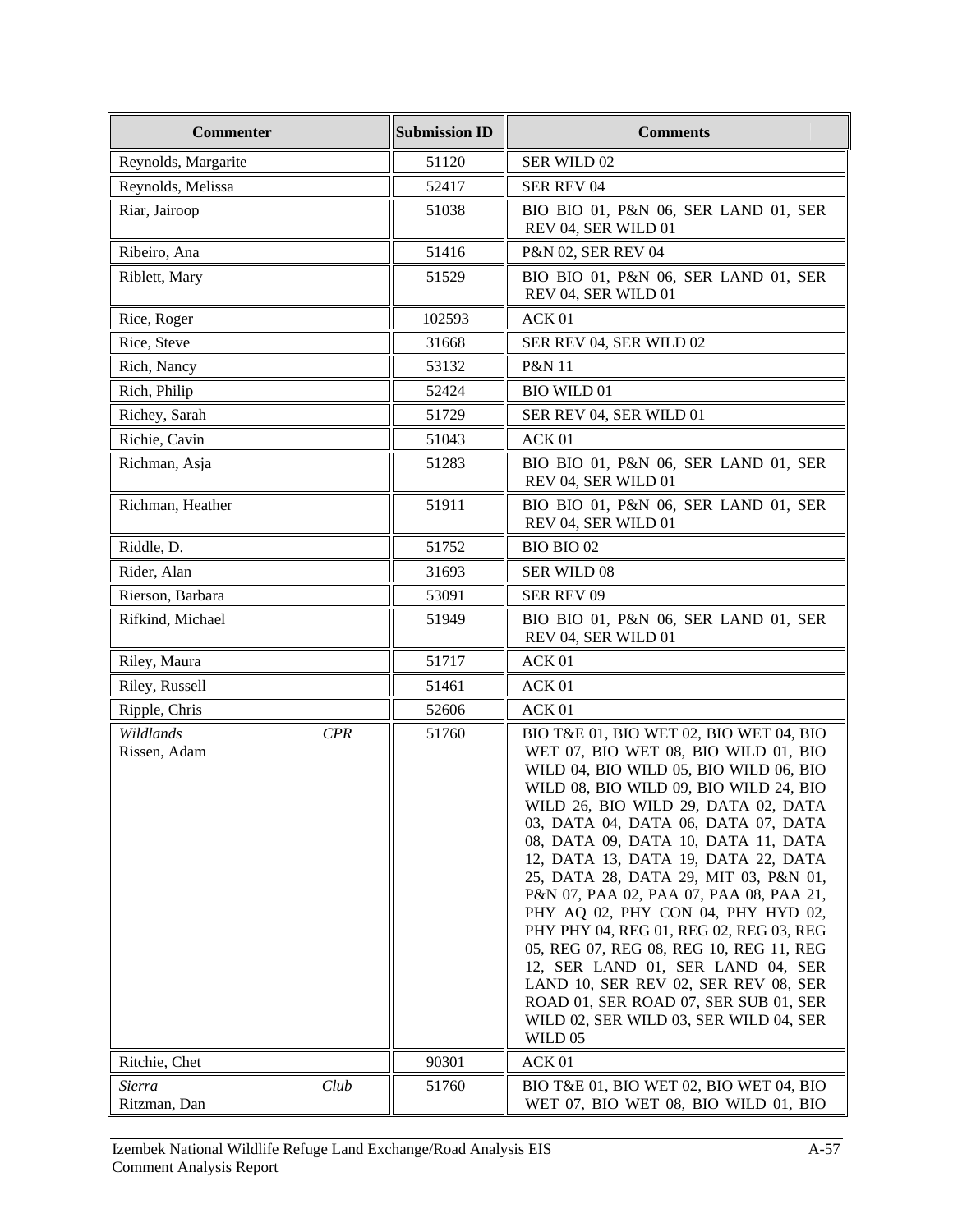| Commenter | Submission ID | Comments |
|---|---|---|
| Reynolds, Margarite | 51120 | SER WILD 02 |
| Reynolds, Melissa | 52417 | SER REV 04 |
| Riar, Jairoop | 51038 | BIO BIO 01, P&N 06, SER LAND 01, SER REV 04, SER WILD 01 |
| Ribeiro, Ana | 51416 | P&N 02, SER REV 04 |
| Riblett, Mary | 51529 | BIO BIO 01, P&N 06, SER LAND 01, SER REV 04, SER WILD 01 |
| Rice, Roger | 102593 | ACK 01 |
| Rice, Steve | 31668 | SER REV 04, SER WILD 02 |
| Rich, Nancy | 53132 | P&N 11 |
| Rich, Philip | 52424 | BIO WILD 01 |
| Richey, Sarah | 51729 | SER REV 04, SER WILD 01 |
| Richie, Cavin | 51043 | ACK 01 |
| Richman, Asja | 51283 | BIO BIO 01, P&N 06, SER LAND 01, SER REV 04, SER WILD 01 |
| Richman, Heather | 51911 | BIO BIO 01, P&N 06, SER LAND 01, SER REV 04, SER WILD 01 |
| Riddle, D. | 51752 | BIO BIO 02 |
| Rider, Alan | 31693 | SER WILD 08 |
| Rierson, Barbara | 53091 | SER REV 09 |
| Rifkind, Michael | 51949 | BIO BIO 01, P&N 06, SER LAND 01, SER REV 04, SER WILD 01 |
| Riley, Maura | 51717 | ACK 01 |
| Riley, Russell | 51461 | ACK 01 |
| Ripple, Chris | 52606 | ACK 01 |
| *Wildlands CPR* Rissen, Adam | 51760 | BIO T&E 01, BIO WET 02, BIO WET 04, BIO WET 07, BIO WET 08, BIO WILD 01, BIO WILD 04, BIO WILD 05, BIO WILD 06, BIO WILD 08, BIO WILD 09, BIO WILD 24, BIO WILD 26, BIO WILD 29, DATA 02, DATA 03, DATA 04, DATA 06, DATA 07, DATA 08, DATA 09, DATA 10, DATA 11, DATA 12, DATA 13, DATA 19, DATA 22, DATA 25, DATA 28, DATA 29, MIT 03, P&N 01, P&N 07, PAA 02, PAA 07, PAA 08, PAA 21, PHY AQ 02, PHY CON 04, PHY HYD 02, PHY PHY 04, REG 01, REG 02, REG 03, REG 05, REG 07, REG 08, REG 10, REG 11, REG 12, SER LAND 01, SER LAND 04, SER LAND 10, SER REV 02, SER REV 08, SER ROAD 01, SER ROAD 07, SER SUB 01, SER WILD 02, SER WILD 03, SER WILD 04, SER WILD 05 |
| Ritchie, Chet | 90301 | ACK 01 |
| *Sierra Club* Ritzman, Dan | 51760 | BIO T&E 01, BIO WET 02, BIO WET 04, BIO WET 07, BIO WET 08, BIO WILD 01, BIO |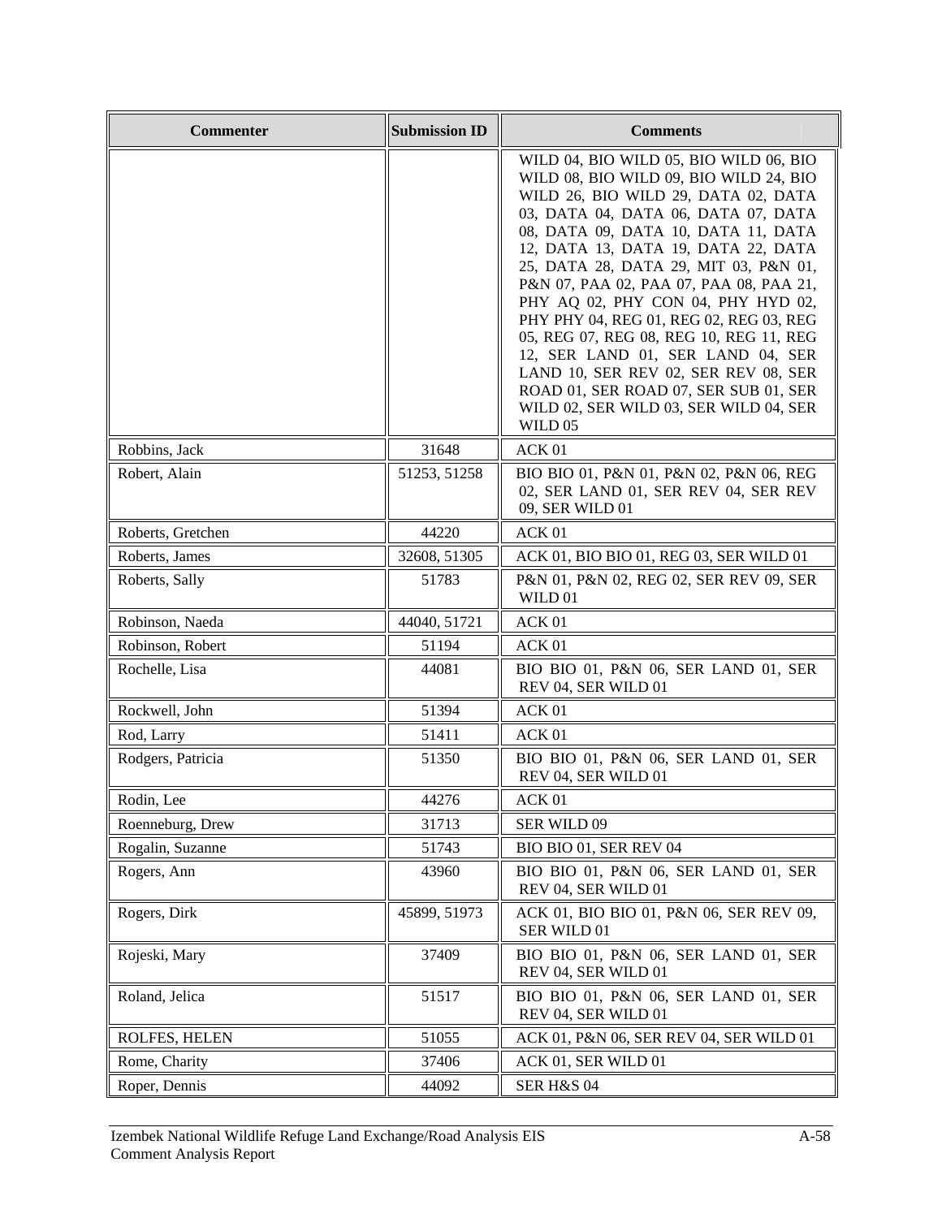| Commenter | Submission ID | Comments |
|---|---|---|
| | | WILD 04, BIO WILD 05, BIO WILD 06, BIO WILD 08, BIO WILD 09, BIO WILD 24, BIO WILD 26, BIO WILD 29, DATA 02, DATA 03, DATA 04, DATA 06, DATA 07, DATA 08, DATA 09, DATA 10, DATA 11, DATA 12, DATA 13, DATA 19, DATA 22, DATA 25, DATA 28, DATA 29, MIT 03, P&N 01, P&N 07, PAA 02, PAA 07, PAA 08, PAA 21, PHY AQ 02, PHY CON 04, PHY HYD 02, PHY PHY 04, REG 01, REG 02, REG 03, REG 05, REG 07, REG 08, REG 10, REG 11, REG 12, SER LAND 01, SER LAND 04, SER LAND 10, SER REV 02, SER REV 08, SER ROAD 01, SER ROAD 07, SER SUB 01, SER WILD 02, SER WILD 03, SER WILD 04, SER WILD 05 |
| Robbins, Jack | 31648 | ACK 01 |
| Robert, Alain | 51253, 51258 | BIO BIO 01, P&N 01, P&N 02, P&N 06, REG 02, SER LAND 01, SER REV 04, SER REV 09, SER WILD 01 |
| Roberts, Gretchen | 44220 | ACK 01 |
| Roberts, James | 32608, 51305 | ACK 01, BIO BIO 01, REG 03, SER WILD 01 |
| Roberts, Sally | 51783 | P&N 01, P&N 02, REG 02, SER REV 09, SER WILD 01 |
| Robinson, Naeda | 44040, 51721 | ACK 01 |
| Robinson, Robert | 51194 | ACK 01 |
| Rochelle, Lisa | 44081 | BIO BIO 01, P&N 06, SER LAND 01, SER REV 04, SER WILD 01 |
| Rockwell, John | 51394 | ACK 01 |
| Rod, Larry | 51411 | ACK 01 |
| Rodgers, Patricia | 51350 | BIO BIO 01, P&N 06, SER LAND 01, SER REV 04, SER WILD 01 |
| Rodin, Lee | 44276 | ACK 01 |
| Roenneburg, Drew | 31713 | SER WILD 09 |
| Rogalin, Suzanne | 51743 | BIO BIO 01, SER REV 04 |
| Rogers, Ann | 43960 | BIO BIO 01, P&N 06, SER LAND 01, SER REV 04, SER WILD 01 |
| Rogers, Dirk | 45899, 51973 | ACK 01, BIO BIO 01, P&N 06, SER REV 09, SER WILD 01 |
| Rojeski, Mary | 37409 | BIO BIO 01, P&N 06, SER LAND 01, SER REV 04, SER WILD 01 |
| Roland, Jelica | 51517 | BIO BIO 01, P&N 06, SER LAND 01, SER REV 04, SER WILD 01 |
| ROLFES, HELEN | 51055 | ACK 01, P&N 06, SER REV 04, SER WILD 01 |
| Rome, Charity | 37406 | ACK 01, SER WILD 01 |
| Roper, Dennis | 44092 | SER H&S 04 |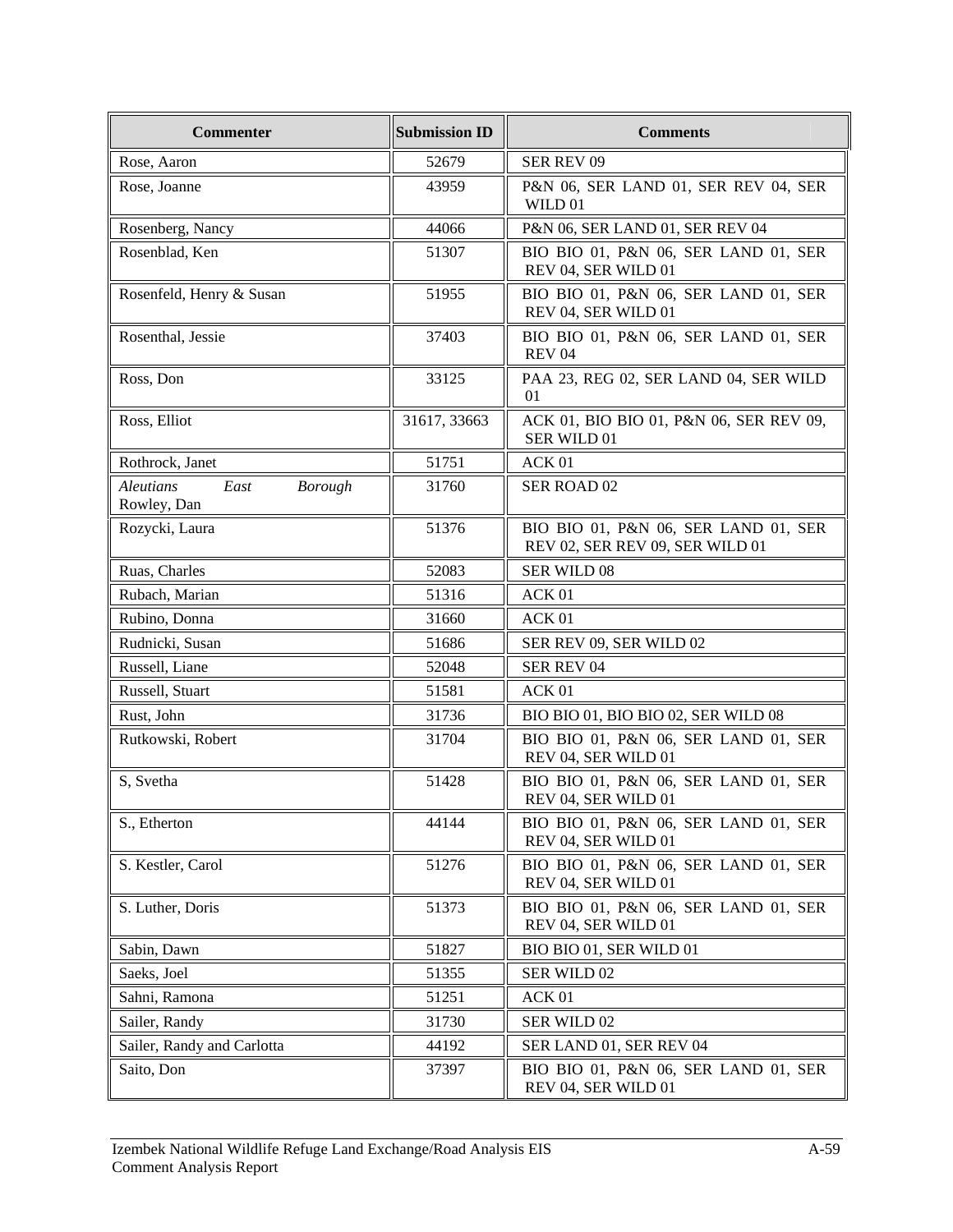| Commenter | Submission ID | Comments |
|---|---|---|
| Rose, Aaron | 52679 | SER REV 09 |
| Rose, Joanne | 43959 | P&N 06, SER LAND 01, SER REV 04, SER WILD 01 |
| Rosenberg, Nancy | 44066 | P&N 06, SER LAND 01, SER REV 04 |
| Rosenblad, Ken | 51307 | BIO BIO 01, P&N 06, SER LAND 01, SER REV 04, SER WILD 01 |
| Rosenfeld, Henry & Susan | 51955 | BIO BIO 01, P&N 06, SER LAND 01, SER REV 04, SER WILD 01 |
| Rosenthal, Jessie | 37403 | BIO BIO 01, P&N 06, SER LAND 01, SER REV 04 |
| Ross, Don | 33125 | PAA 23, REG 02, SER LAND 04, SER WILD 01 |
| Ross, Elliot | 31617, 33663 | ACK 01, BIO BIO 01, P&N 06, SER REV 09, SER WILD 01 |
| Rothrock, Janet | 51751 | ACK 01 |
| *Aleutians East Borough* Rowley, Dan | 31760 | SER ROAD 02 |
| Rozycki, Laura | 51376 | BIO BIO 01, P&N 06, SER LAND 01, SER REV 02, SER REV 09, SER WILD 01 |
| Ruas, Charles | 52083 | SER WILD 08 |
| Rubach, Marian | 51316 | ACK 01 |
| Rubino, Donna | 31660 | ACK 01 |
| Rudnicki, Susan | 51686 | SER REV 09, SER WILD 02 |
| Russell, Liane | 52048 | SER REV 04 |
| Russell, Stuart | 51581 | ACK 01 |
| Rust, John | 31736 | BIO BIO 01, BIO BIO 02, SER WILD 08 |
| Rutkowski, Robert | 31704 | BIO BIO 01, P&N 06, SER LAND 01, SER REV 04, SER WILD 01 |
| S, Svetha | 51428 | BIO BIO 01, P&N 06, SER LAND 01, SER REV 04, SER WILD 01 |
| S., Etherton | 44144 | BIO BIO 01, P&N 06, SER LAND 01, SER REV 04, SER WILD 01 |
| S. Kestler, Carol | 51276 | BIO BIO 01, P&N 06, SER LAND 01, SER REV 04, SER WILD 01 |
| S. Luther, Doris | 51373 | BIO BIO 01, P&N 06, SER LAND 01, SER REV 04, SER WILD 01 |
| Sabin, Dawn | 51827 | BIO BIO 01, SER WILD 01 |
| Saeks, Joel | 51355 | SER WILD 02 |
| Sahni, Ramona | 51251 | ACK 01 |
| Sailer, Randy | 31730 | SER WILD 02 |
| Sailer, Randy and Carlotta | 44192 | SER LAND 01, SER REV 04 |
| Saito, Don | 37397 | BIO BIO 01, P&N 06, SER LAND 01, SER REV 04, SER WILD 01 |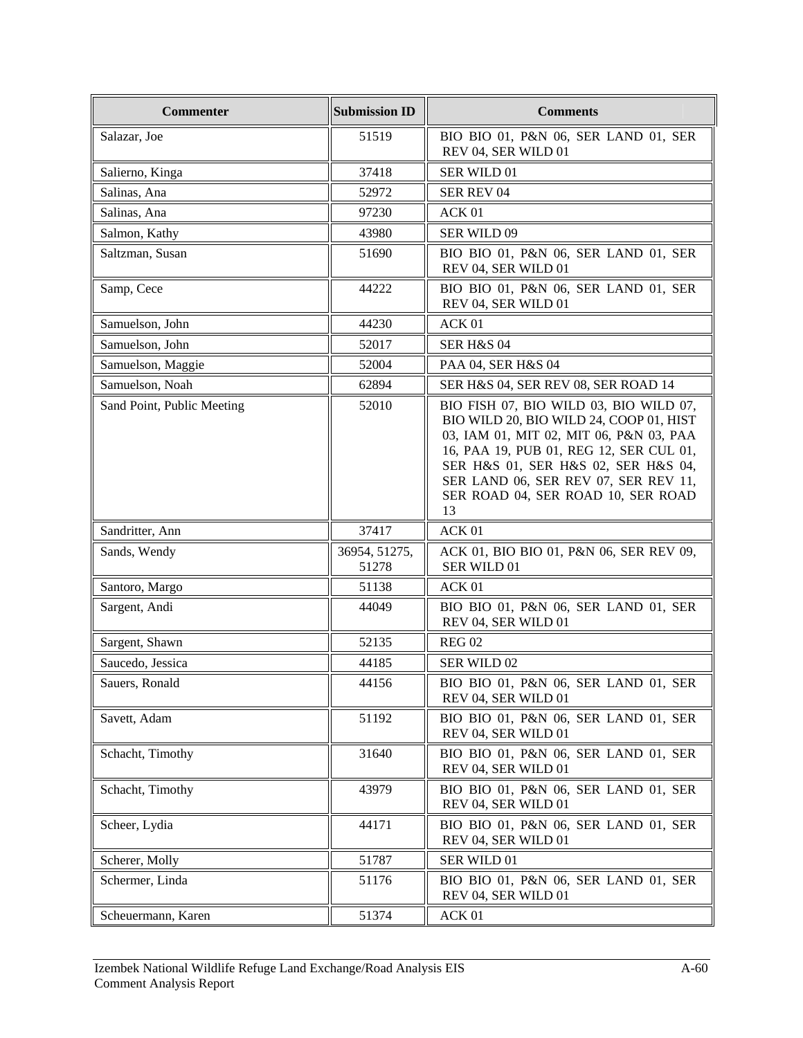| Commenter | Submission ID | Comments |
|---|---|---|
| Salazar, Joe | 51519 | BIO BIO 01, P&N 06, SER LAND 01, SER REV 04, SER WILD 01 |
| Salierno, Kinga | 37418 | SER WILD 01 |
| Salinas, Ana | 52972 | SER REV 04 |
| Salinas, Ana | 97230 | ACK 01 |
| Salmon, Kathy | 43980 | SER WILD 09 |
| Saltzman, Susan | 51690 | BIO BIO 01, P&N 06, SER LAND 01, SER REV 04, SER WILD 01 |
| Samp, Cece | 44222 | BIO BIO 01, P&N 06, SER LAND 01, SER REV 04, SER WILD 01 |
| Samuelson, John | 44230 | ACK 01 |
| Samuelson, John | 52017 | SER H&S 04 |
| Samuelson, Maggie | 52004 | PAA 04, SER H&S 04 |
| Samuelson, Noah | 62894 | SER H&S 04, SER REV 08, SER ROAD 14 |
| Sand Point, Public Meeting | 52010 | BIO FISH 07, BIO WILD 03, BIO WILD 07, BIO WILD 20, BIO WILD 24, COOP 01, HIST 03, IAM 01, MIT 02, MIT 06, P&N 03, PAA 16, PAA 19, PUB 01, REG 12, SER CUL 01, SER H&S 01, SER H&S 02, SER H&S 04, SER LAND 06, SER REV 07, SER REV 11, SER ROAD 04, SER ROAD 10, SER ROAD 13 |
| Sandritter, Ann | 37417 | ACK 01 |
| Sands, Wendy | 36954, 51275, 51278 | ACK 01, BIO BIO 01, P&N 06, SER REV 09, SER WILD 01 |
| Santoro, Margo | 51138 | ACK 01 |
| Sargent, Andi | 44049 | BIO BIO 01, P&N 06, SER LAND 01, SER REV 04, SER WILD 01 |
| Sargent, Shawn | 52135 | REG 02 |
| Saucedo, Jessica | 44185 | SER WILD 02 |
| Sauers, Ronald | 44156 | BIO BIO 01, P&N 06, SER LAND 01, SER REV 04, SER WILD 01 |
| Savett, Adam | 51192 | BIO BIO 01, P&N 06, SER LAND 01, SER REV 04, SER WILD 01 |
| Schacht, Timothy | 31640 | BIO BIO 01, P&N 06, SER LAND 01, SER REV 04, SER WILD 01 |
| Schacht, Timothy | 43979 | BIO BIO 01, P&N 06, SER LAND 01, SER REV 04, SER WILD 01 |
| Scheer, Lydia | 44171 | BIO BIO 01, P&N 06, SER LAND 01, SER REV 04, SER WILD 01 |
| Scherer, Molly | 51787 | SER WILD 01 |
| Schermer, Linda | 51176 | BIO BIO 01, P&N 06, SER LAND 01, SER REV 04, SER WILD 01 |
| Scheuermann, Karen | 51374 | ACK 01 |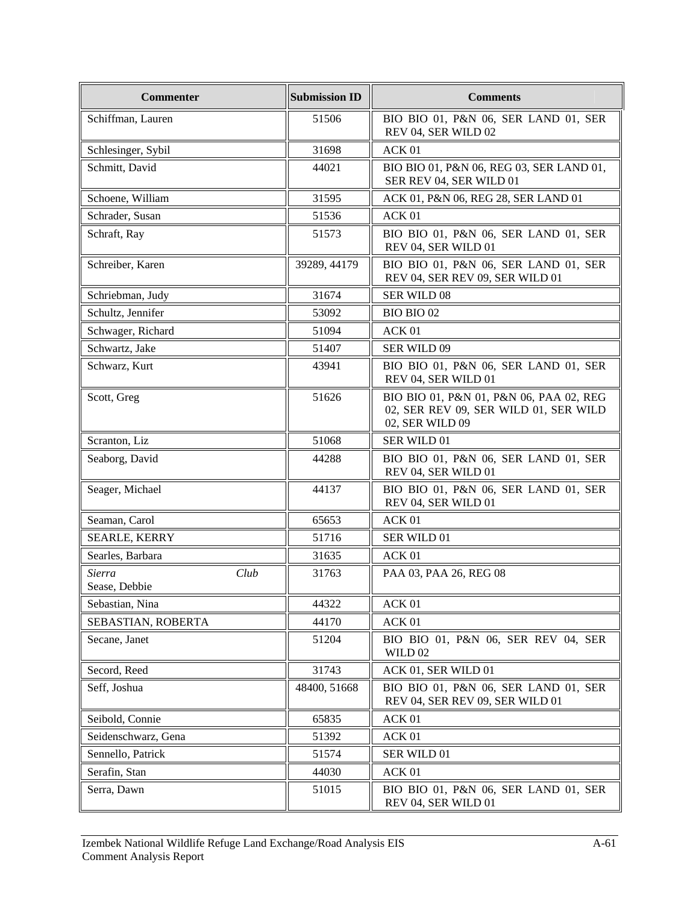| Commenter | Submission ID | Comments |
| --- | --- | --- |
| Schiffman, Lauren | 51506 | BIO BIO 01, P&N 06, SER LAND 01, SER REV 04, SER WILD 02 |
| Schlesinger, Sybil | 31698 | ACK 01 |
| Schmitt, David | 44021 | BIO BIO 01, P&N 06, REG 03, SER LAND 01, SER REV 04, SER WILD 01 |
| Schoene, William | 31595 | ACK 01, P&N 06, REG 28, SER LAND 01 |
| Schrader, Susan | 51536 | ACK 01 |
| Schraft, Ray | 51573 | BIO BIO 01, P&N 06, SER LAND 01, SER REV 04, SER WILD 01 |
| Schreiber, Karen | 39289, 44179 | BIO BIO 01, P&N 06, SER LAND 01, SER REV 04, SER REV 09, SER WILD 01 |
| Schriebman, Judy | 31674 | SER WILD 08 |
| Schultz, Jennifer | 53092 | BIO BIO 02 |
| Schwager, Richard | 51094 | ACK 01 |
| Schwartz, Jake | 51407 | SER WILD 09 |
| Schwarz, Kurt | 43941 | BIO BIO 01, P&N 06, SER LAND 01, SER REV 04, SER WILD 01 |
| Scott, Greg | 51626 | BIO BIO 01, P&N 01, P&N 06, PAA 02, REG 02, SER REV 09, SER WILD 01, SER WILD 02, SER WILD 09 |
| Scranton, Liz | 51068 | SER WILD 01 |
| Seaborg, David | 44288 | BIO BIO 01, P&N 06, SER LAND 01, SER REV 04, SER WILD 01 |
| Seager, Michael | 44137 | BIO BIO 01, P&N 06, SER LAND 01, SER REV 04, SER WILD 01 |
| Seaman, Carol | 65653 | ACK 01 |
| SEARLE, KERRY | 51716 | SER WILD 01 |
| Searles, Barbara | 31635 | ACK 01 |
| *Sierra Club* Sease, Debbie | 31763 | PAA 03, PAA 26, REG 08 |
| Sebastian, Nina | 44322 | ACK 01 |
| SEBASTIAN, ROBERTA | 44170 | ACK 01 |
| Secane, Janet | 51204 | BIO BIO 01, P&N 06, SER REV 04, SER WILD 02 |
| Secord, Reed | 31743 | ACK 01, SER WILD 01 |
| Seff, Joshua | 48400, 51668 | BIO BIO 01, P&N 06, SER LAND 01, SER REV 04, SER REV 09, SER WILD 01 |
| Seibold, Connie | 65835 | ACK 01 |
| Seidenschwarz, Gena | 51392 | ACK 01 |
| Sennello, Patrick | 51574 | SER WILD 01 |
| Serafin, Stan | 44030 | ACK 01 |
| Serra, Dawn | 51015 | BIO BIO 01, P&N 06, SER LAND 01, SER REV 04, SER WILD 01 |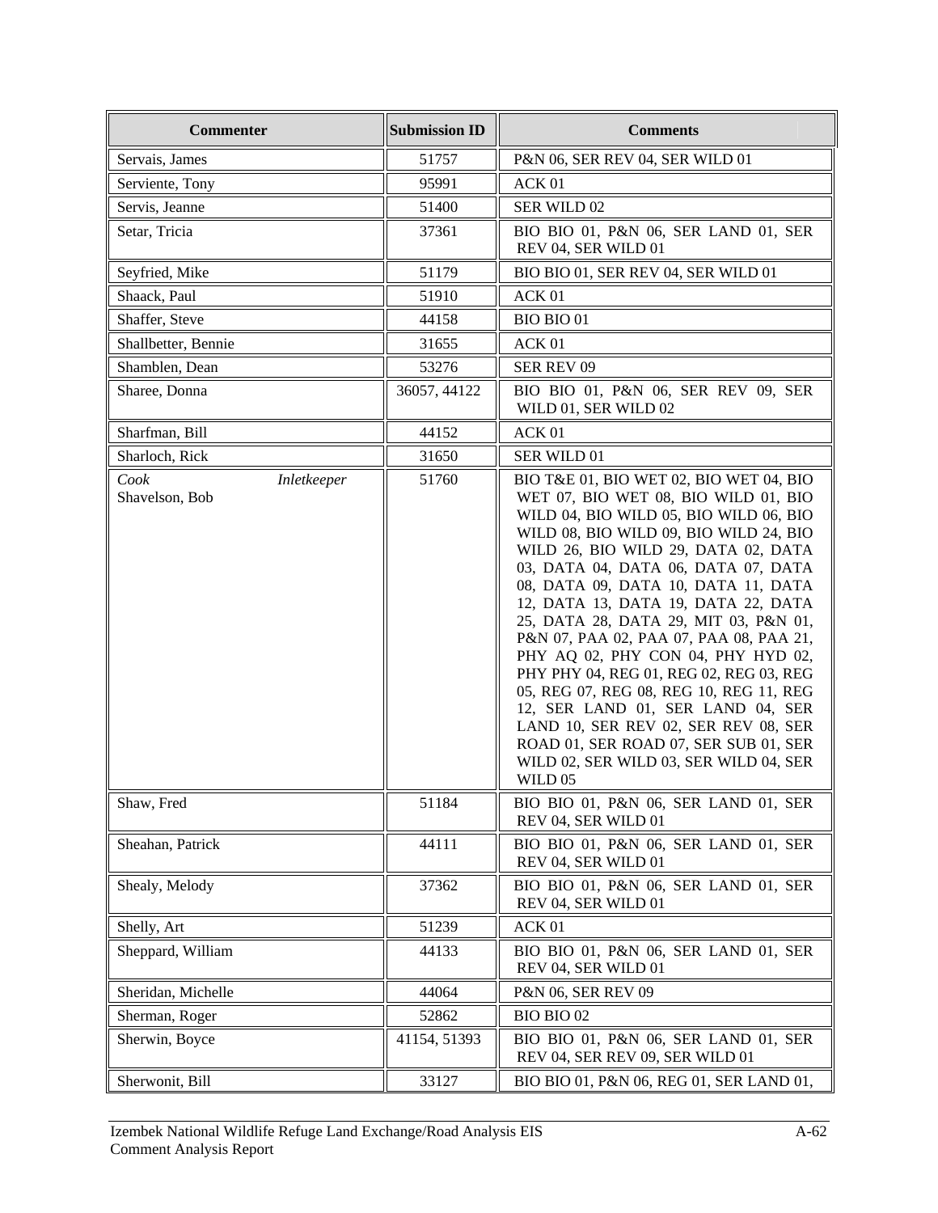| Commenter | Submission ID | Comments |
|---|---|---|
| Servais, James | 51757 | P&N 06, SER REV 04, SER WILD 01 |
| Serviente, Tony | 95991 | ACK 01 |
| Servis, Jeanne | 51400 | SER WILD 02 |
| Setar, Tricia | 37361 | BIO BIO 01, P&N 06, SER LAND 01, SER REV 04, SER WILD 01 |
| Seyfried, Mike | 51179 | BIO BIO 01, SER REV 04, SER WILD 01 |
| Shaack, Paul | 51910 | ACK 01 |
| Shaffer, Steve | 44158 | BIO BIO 01 |
| Shallbetter, Bennie | 31655 | ACK 01 |
| Shamblen, Dean | 53276 | SER REV 09 |
| Sharee, Donna | 36057, 44122 | BIO BIO 01, P&N 06, SER REV 09, SER WILD 01, SER WILD 02 |
| Sharfman, Bill | 44152 | ACK 01 |
| Sharloch, Rick | 31650 | SER WILD 01 |
| *Cook Inletkeeper* Shavelson, Bob | 51760 | BIO T&E 01, BIO WET 02, BIO WET 04, BIO WET 07, BIO WET 08, BIO WILD 01, BIO WILD 04, BIO WILD 05, BIO WILD 06, BIO WILD 08, BIO WILD 09, BIO WILD 24, BIO WILD 26, BIO WILD 29, DATA 02, DATA 03, DATA 04, DATA 06, DATA 07, DATA 08, DATA 09, DATA 10, DATA 11, DATA 12, DATA 13, DATA 19, DATA 22, DATA 25, DATA 28, DATA 29, MIT 03, P&N 01, P&N 07, PAA 02, PAA 07, PAA 08, PAA 21, PHY AQ 02, PHY CON 04, PHY HYD 02, PHY PHY 04, REG 01, REG 02, REG 03, REG 05, REG 07, REG 08, REG 10, REG 11, REG 12, SER LAND 01, SER LAND 04, SER LAND 10, SER REV 02, SER REV 08, SER ROAD 01, SER ROAD 07, SER SUB 01, SER WILD 02, SER WILD 03, SER WILD 04, SER WILD 05 |
| Shaw, Fred | 51184 | BIO BIO 01, P&N 06, SER LAND 01, SER REV 04, SER WILD 01 |
| Sheahan, Patrick | 44111 | BIO BIO 01, P&N 06, SER LAND 01, SER REV 04, SER WILD 01 |
| Shealy, Melody | 37362 | BIO BIO 01, P&N 06, SER LAND 01, SER REV 04, SER WILD 01 |
| Shelly, Art | 51239 | ACK 01 |
| Sheppard, William | 44133 | BIO BIO 01, P&N 06, SER LAND 01, SER REV 04, SER WILD 01 |
| Sheridan, Michelle | 44064 | P&N 06, SER REV 09 |
| Sherman, Roger | 52862 | BIO BIO 02 |
| Sherwin, Boyce | 41154, 51393 | BIO BIO 01, P&N 06, SER LAND 01, SER REV 04, SER REV 09, SER WILD 01 |
| Sherwonit, Bill | 33127 | BIO BIO 01, P&N 06, REG 01, SER LAND 01, |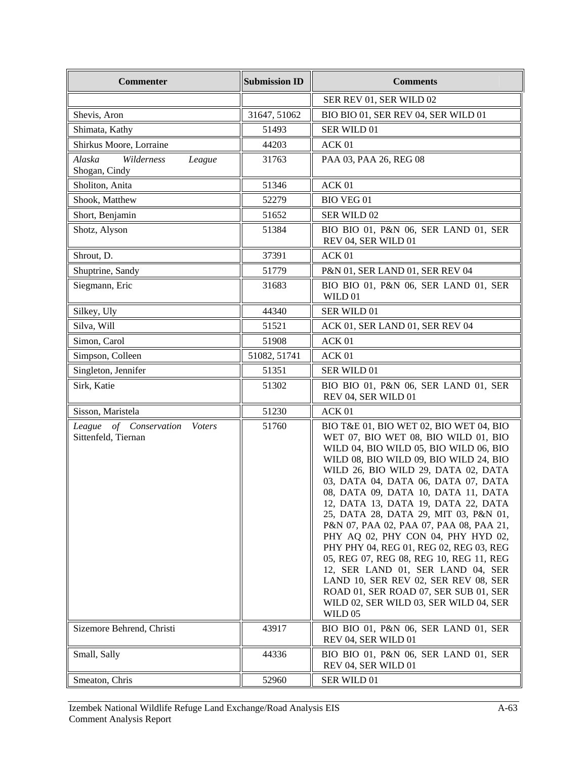| Commenter | Submission ID | Comments |
|---|---|---|
| | | SER REV 01, SER WILD 02 |
| Shevis, Aron | 31647, 51062 | BIO BIO 01, SER REV 04, SER WILD 01 |
| Shimata, Kathy | 51493 | SER WILD 01 |
| Shirkus Moore, Lorraine | 44203 | ACK 01 |
| *Alaska Wilderness League* Shogan, Cindy | 31763 | PAA 03, PAA 26, REG 08 |
| Sholiton, Anita | 51346 | ACK 01 |
| Shook, Matthew | 52279 | BIO VEG 01 |
| Short, Benjamin | 51652 | SER WILD 02 |
| Shotz, Alyson | 51384 | BIO BIO 01, P&N 06, SER LAND 01, SER REV 04, SER WILD 01 |
| Shrout, D. | 37391 | ACK 01 |
| Shuptrine, Sandy | 51779 | P&N 01, SER LAND 01, SER REV 04 |
| Siegmann, Eric | 31683 | BIO BIO 01, P&N 06, SER LAND 01, SER WILD 01 |
| Silkey, Uly | 44340 | SER WILD 01 |
| Silva, Will | 51521 | ACK 01, SER LAND 01, SER REV 04 |
| Simon, Carol | 51908 | ACK 01 |
| Simpson, Colleen | 51082, 51741 | ACK 01 |
| Singleton, Jennifer | 51351 | SER WILD 01 |
| Sirk, Katie | 51302 | BIO BIO 01, P&N 06, SER LAND 01, SER REV 04, SER WILD 01 |
| Sisson, Maristela | 51230 | ACK 01 |
| *League of Conservation Voters* Sittenfeld, Tiernan | 51760 | BIO T&E 01, BIO WET 02, BIO WET 04, BIO WET 07, BIO WET 08, BIO WILD 01, BIO WILD 04, BIO WILD 05, BIO WILD 06, BIO WILD 08, BIO WILD 09, BIO WILD 24, BIO WILD 26, BIO WILD 29, DATA 02, DATA 03, DATA 04, DATA 06, DATA 07, DATA 08, DATA 09, DATA 10, DATA 11, DATA 12, DATA 13, DATA 19, DATA 22, DATA 25, DATA 28, DATA 29, MIT 03, P&N 01, P&N 07, PAA 02, PAA 07, PAA 08, PAA 21, PHY AQ 02, PHY CON 04, PHY HYD 02, PHY PHY 04, REG 01, REG 02, REG 03, REG 05, REG 07, REG 08, REG 10, REG 11, REG 12, SER LAND 01, SER LAND 04, SER LAND 10, SER REV 02, SER REV 08, SER ROAD 01, SER ROAD 07, SER SUB 01, SER WILD 02, SER WILD 03, SER WILD 04, SER WILD 05 |
| Sizemore Behrend, Christi | 43917 | BIO BIO 01, P&N 06, SER LAND 01, SER REV 04, SER WILD 01 |
| Small, Sally | 44336 | BIO BIO 01, P&N 06, SER LAND 01, SER REV 04, SER WILD 01 |
| Smeaton, Chris | 52960 | SER WILD 01 |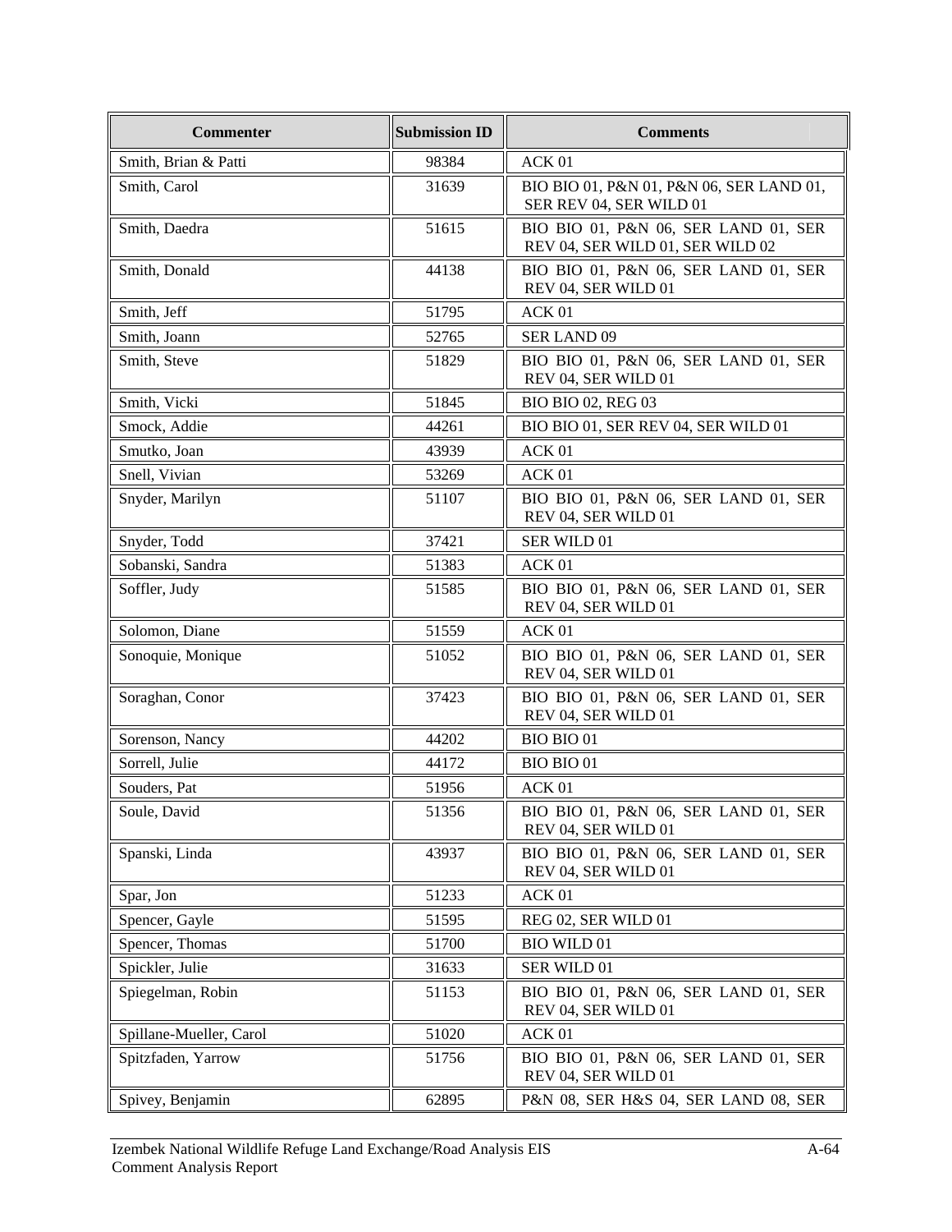| Commenter | Submission ID | Comments |
|---|---|---|
| Smith, Brian & Patti | 98384 | ACK 01 |
| Smith, Carol | 31639 | BIO BIO 01, P&N 01, P&N 06, SER LAND 01, SER REV 04, SER WILD 01 |
| Smith, Daedra | 51615 | BIO BIO 01, P&N 06, SER LAND 01, SER REV 04, SER WILD 01, SER WILD 02 |
| Smith, Donald | 44138 | BIO BIO 01, P&N 06, SER LAND 01, SER REV 04, SER WILD 01 |
| Smith, Jeff | 51795 | ACK 01 |
| Smith, Joann | 52765 | SER LAND 09 |
| Smith, Steve | 51829 | BIO BIO 01, P&N 06, SER LAND 01, SER REV 04, SER WILD 01 |
| Smith, Vicki | 51845 | BIO BIO 02, REG 03 |
| Smock, Addie | 44261 | BIO BIO 01, SER REV 04, SER WILD 01 |
| Smutko, Joan | 43939 | ACK 01 |
| Snell, Vivian | 53269 | ACK 01 |
| Snyder, Marilyn | 51107 | BIO BIO 01, P&N 06, SER LAND 01, SER REV 04, SER WILD 01 |
| Snyder, Todd | 37421 | SER WILD 01 |
| Sobanski, Sandra | 51383 | ACK 01 |
| Soffler, Judy | 51585 | BIO BIO 01, P&N 06, SER LAND 01, SER REV 04, SER WILD 01 |
| Solomon, Diane | 51559 | ACK 01 |
| Sonoquie, Monique | 51052 | BIO BIO 01, P&N 06, SER LAND 01, SER REV 04, SER WILD 01 |
| Soraghan, Conor | 37423 | BIO BIO 01, P&N 06, SER LAND 01, SER REV 04, SER WILD 01 |
| Sorenson, Nancy | 44202 | BIO BIO 01 |
| Sorrell, Julie | 44172 | BIO BIO 01 |
| Souders, Pat | 51956 | ACK 01 |
| Soule, David | 51356 | BIO BIO 01, P&N 06, SER LAND 01, SER REV 04, SER WILD 01 |
| Spanski, Linda | 43937 | BIO BIO 01, P&N 06, SER LAND 01, SER REV 04, SER WILD 01 |
| Spar, Jon | 51233 | ACK 01 |
| Spencer, Gayle | 51595 | REG 02, SER WILD 01 |
| Spencer, Thomas | 51700 | BIO WILD 01 |
| Spickler, Julie | 31633 | SER WILD 01 |
| Spiegelman, Robin | 51153 | BIO BIO 01, P&N 06, SER LAND 01, SER REV 04, SER WILD 01 |
| Spillane-Mueller, Carol | 51020 | ACK 01 |
| Spitzfaden, Yarrow | 51756 | BIO BIO 01, P&N 06, SER LAND 01, SER REV 04, SER WILD 01 |
| Spivey, Benjamin | 62895 | P&N 08, SER H&S 04, SER LAND 08, SER |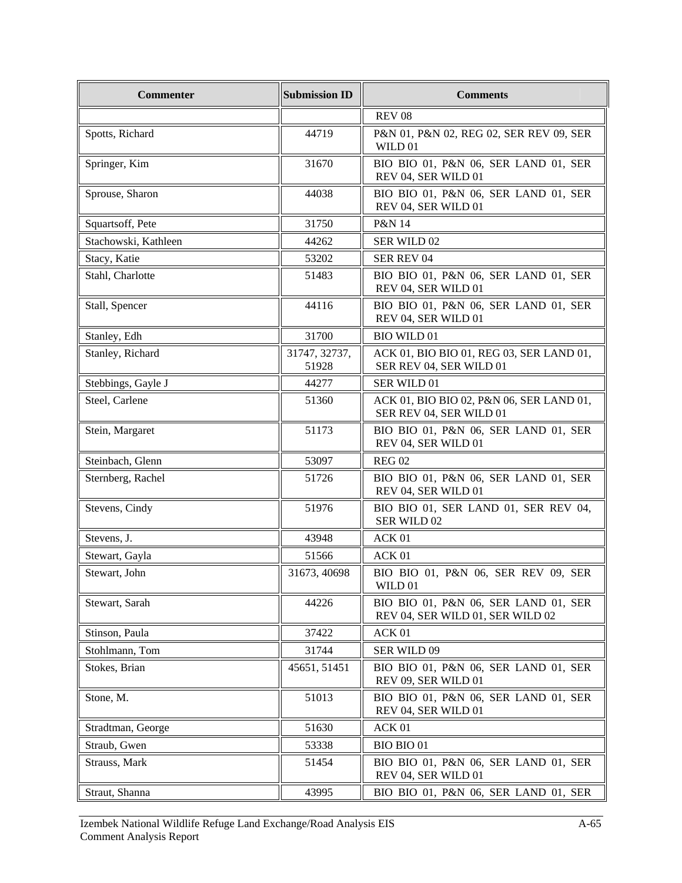| Commenter | Submission ID | Comments |
|---|---|---|
| | | REV 08 |
| Spotts, Richard | 44719 | P&N 01, P&N 02, REG 02, SER REV 09, SER WILD 01 |
| Springer, Kim | 31670 | BIO BIO 01, P&N 06, SER LAND 01, SER REV 04, SER WILD 01 |
| Sprouse, Sharon | 44038 | BIO BIO 01, P&N 06, SER LAND 01, SER REV 04, SER WILD 01 |
| Squartsoff, Pete | 31750 | P&N 14 |
| Stachowski, Kathleen | 44262 | SER WILD 02 |
| Stacy, Katie | 53202 | SER REV 04 |
| Stahl, Charlotte | 51483 | BIO BIO 01, P&N 06, SER LAND 01, SER REV 04, SER WILD 01 |
| Stall, Spencer | 44116 | BIO BIO 01, P&N 06, SER LAND 01, SER REV 04, SER WILD 01 |
| Stanley, Edh | 31700 | BIO WILD 01 |
| Stanley, Richard | 31747, 32737, 51928 | ACK 01, BIO BIO 01, REG 03, SER LAND 01, SER REV 04, SER WILD 01 |
| Stebbings, Gayle J | 44277 | SER WILD 01 |
| Steel, Carlene | 51360 | ACK 01, BIO BIO 02, P&N 06, SER LAND 01, SER REV 04, SER WILD 01 |
| Stein, Margaret | 51173 | BIO BIO 01, P&N 06, SER LAND 01, SER REV 04, SER WILD 01 |
| Steinbach, Glenn | 53097 | REG 02 |
| Sternberg, Rachel | 51726 | BIO BIO 01, P&N 06, SER LAND 01, SER REV 04, SER WILD 01 |
| Stevens, Cindy | 51976 | BIO BIO 01, SER LAND 01, SER REV 04, SER WILD 02 |
| Stevens, J. | 43948 | ACK 01 |
| Stewart, Gayla | 51566 | ACK 01 |
| Stewart, John | 31673, 40698 | BIO BIO 01, P&N 06, SER REV 09, SER WILD 01 |
| Stewart, Sarah | 44226 | BIO BIO 01, P&N 06, SER LAND 01, SER REV 04, SER WILD 01, SER WILD 02 |
| Stinson, Paula | 37422 | ACK 01 |
| Stohlmann, Tom | 31744 | SER WILD 09 |
| Stokes, Brian | 45651, 51451 | BIO BIO 01, P&N 06, SER LAND 01, SER REV 09, SER WILD 01 |
| Stone, M. | 51013 | BIO BIO 01, P&N 06, SER LAND 01, SER REV 04, SER WILD 01 |
| Stradtman, George | 51630 | ACK 01 |
| Straub, Gwen | 53338 | BIO BIO 01 |
| Strauss, Mark | 51454 | BIO BIO 01, P&N 06, SER LAND 01, SER REV 04, SER WILD 01 |
| Straut, Shanna | 43995 | BIO BIO 01, P&N 06, SER LAND 01, SER |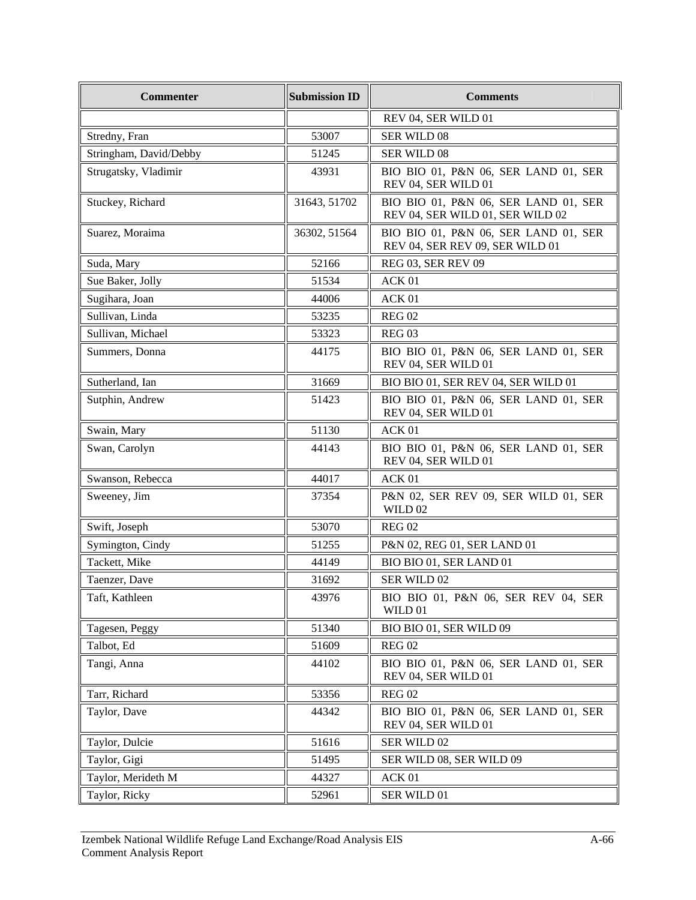| Commenter | Submission ID | Comments |
|---|---|---|
| | | REV 04, SER WILD 01 |
| Stredny, Fran | 53007 | SER WILD 08 |
| Stringham, David/Debby | 51245 | SER WILD 08 |
| Strugatsky, Vladimir | 43931 | BIO BIO 01, P&N 06, SER LAND 01, SER REV 04, SER WILD 01 |
| Stuckey, Richard | 31643, 51702 | BIO BIO 01, P&N 06, SER LAND 01, SER REV 04, SER WILD 01, SER WILD 02 |
| Suarez, Moraima | 36302, 51564 | BIO BIO 01, P&N 06, SER LAND 01, SER REV 04, SER REV 09, SER WILD 01 |
| Suda, Mary | 52166 | REG 03, SER REV 09 |
| Sue Baker, Jolly | 51534 | ACK 01 |
| Sugihara, Joan | 44006 | ACK 01 |
| Sullivan, Linda | 53235 | REG 02 |
| Sullivan, Michael | 53323 | REG 03 |
| Summers, Donna | 44175 | BIO BIO 01, P&N 06, SER LAND 01, SER REV 04, SER WILD 01 |
| Sutherland, Ian | 31669 | BIO BIO 01, SER REV 04, SER WILD 01 |
| Sutphin, Andrew | 51423 | BIO BIO 01, P&N 06, SER LAND 01, SER REV 04, SER WILD 01 |
| Swain, Mary | 51130 | ACK 01 |
| Swan, Carolyn | 44143 | BIO BIO 01, P&N 06, SER LAND 01, SER REV 04, SER WILD 01 |
| Swanson, Rebecca | 44017 | ACK 01 |
| Sweeney, Jim | 37354 | P&N 02, SER REV 09, SER WILD 01, SER WILD 02 |
| Swift, Joseph | 53070 | REG 02 |
| Symington, Cindy | 51255 | P&N 02, REG 01, SER LAND 01 |
| Tackett, Mike | 44149 | BIO BIO 01, SER LAND 01 |
| Taenzer, Dave | 31692 | SER WILD 02 |
| Taft, Kathleen | 43976 | BIO BIO 01, P&N 06, SER REV 04, SER WILD 01 |
| Tagesen, Peggy | 51340 | BIO BIO 01, SER WILD 09 |
| Talbot, Ed | 51609 | REG 02 |
| Tangi, Anna | 44102 | BIO BIO 01, P&N 06, SER LAND 01, SER REV 04, SER WILD 01 |
| Tarr, Richard | 53356 | REG 02 |
| Taylor, Dave | 44342 | BIO BIO 01, P&N 06, SER LAND 01, SER REV 04, SER WILD 01 |
| Taylor, Dulcie | 51616 | SER WILD 02 |
| Taylor, Gigi | 51495 | SER WILD 08, SER WILD 09 |
| Taylor, Merideth M | 44327 | ACK 01 |
| Taylor, Ricky | 52961 | SER WILD 01 |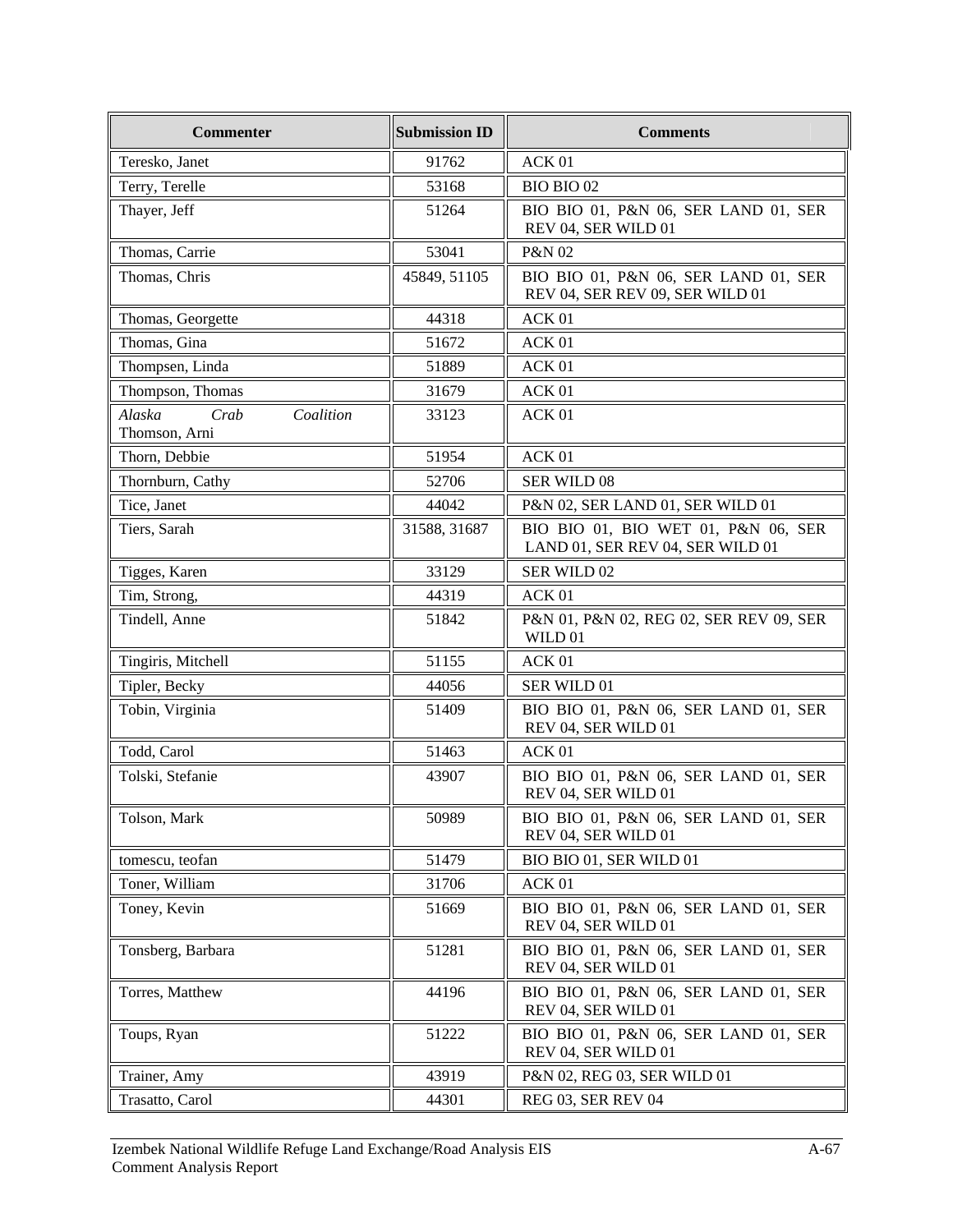| Commenter | Submission ID | Comments |
|---|---|---|
| Teresko, Janet | 91762 | ACK 01 |
| Terry, Terelle | 53168 | BIO BIO 02 |
| Thayer, Jeff | 51264 | BIO BIO 01, P&N 06, SER LAND 01, SER REV 04, SER WILD 01 |
| Thomas, Carrie | 53041 | P&N 02 |
| Thomas, Chris | 45849, 51105 | BIO BIO 01, P&N 06, SER LAND 01, SER REV 04, SER REV 09, SER WILD 01 |
| Thomas, Georgette | 44318 | ACK 01 |
| Thomas, Gina | 51672 | ACK 01 |
| Thompsen, Linda | 51889 | ACK 01 |
| Thompson, Thomas | 31679 | ACK 01 |
| *Alaska Crab Coalition* Thomson, Arni | 33123 | ACK 01 |
| Thorn, Debbie | 51954 | ACK 01 |
| Thornburn, Cathy | 52706 | SER WILD 08 |
| Tice, Janet | 44042 | P&N 02, SER LAND 01, SER WILD 01 |
| Tiers, Sarah | 31588, 31687 | BIO BIO 01, BIO WET 01, P&N 06, SER LAND 01, SER REV 04, SER WILD 01 |
| Tigges, Karen | 33129 | SER WILD 02 |
| Tim, Strong, | 44319 | ACK 01 |
| Tindell, Anne | 51842 | P&N 01, P&N 02, REG 02, SER REV 09, SER WILD 01 |
| Tingiris, Mitchell | 51155 | ACK 01 |
| Tipler, Becky | 44056 | SER WILD 01 |
| Tobin, Virginia | 51409 | BIO BIO 01, P&N 06, SER LAND 01, SER REV 04, SER WILD 01 |
| Todd, Carol | 51463 | ACK 01 |
| Tolski, Stefanie | 43907 | BIO BIO 01, P&N 06, SER LAND 01, SER REV 04, SER WILD 01 |
| Tolson, Mark | 50989 | BIO BIO 01, P&N 06, SER LAND 01, SER REV 04, SER WILD 01 |
| tomescu, teofan | 51479 | BIO BIO 01, SER WILD 01 |
| Toner, William | 31706 | ACK 01 |
| Toney, Kevin | 51669 | BIO BIO 01, P&N 06, SER LAND 01, SER REV 04, SER WILD 01 |
| Tonsberg, Barbara | 51281 | BIO BIO 01, P&N 06, SER LAND 01, SER REV 04, SER WILD 01 |
| Torres, Matthew | 44196 | BIO BIO 01, P&N 06, SER LAND 01, SER REV 04, SER WILD 01 |
| Toups, Ryan | 51222 | BIO BIO 01, P&N 06, SER LAND 01, SER REV 04, SER WILD 01 |
| Trainer, Amy | 43919 | P&N 02, REG 03, SER WILD 01 |
| Trasatto, Carol | 44301 | REG 03, SER REV 04 |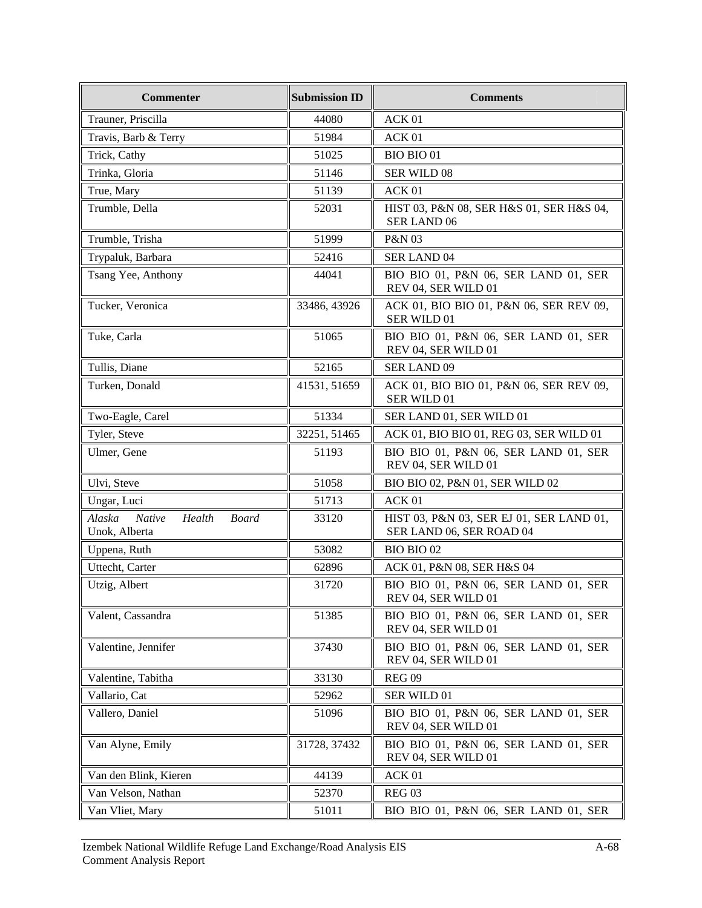| Commenter | Submission ID | Comments |
|---|---|---|
| Trauner, Priscilla | 44080 | ACK 01 |
| Travis, Barb & Terry | 51984 | ACK 01 |
| Trick, Cathy | 51025 | BIO BIO 01 |
| Trinka, Gloria | 51146 | SER WILD 08 |
| True, Mary | 51139 | ACK 01 |
| Trumble, Della | 52031 | HIST 03, P&N 08, SER H&S 01, SER H&S 04, SER LAND 06 |
| Trumble, Trisha | 51999 | P&N 03 |
| Trypaluk, Barbara | 52416 | SER LAND 04 |
| Tsang Yee, Anthony | 44041 | BIO BIO 01, P&N 06, SER LAND 01, SER REV 04, SER WILD 01 |
| Tucker, Veronica | 33486, 43926 | ACK 01, BIO BIO 01, P&N 06, SER REV 09, SER WILD 01 |
| Tuke, Carla | 51065 | BIO BIO 01, P&N 06, SER LAND 01, SER REV 04, SER WILD 01 |
| Tullis, Diane | 52165 | SER LAND 09 |
| Turken, Donald | 41531, 51659 | ACK 01, BIO BIO 01, P&N 06, SER REV 09, SER WILD 01 |
| Two-Eagle, Carel | 51334 | SER LAND 01, SER WILD 01 |
| Tyler, Steve | 32251, 51465 | ACK 01, BIO BIO 01, REG 03, SER WILD 01 |
| Ulmer, Gene | 51193 | BIO BIO 01, P&N 06, SER LAND 01, SER REV 04, SER WILD 01 |
| Ulvi, Steve | 51058 | BIO BIO 02, P&N 01, SER WILD 02 |
| Ungar, Luci | 51713 | ACK 01 |
| *Alaska Native Health Board* Unok, Alberta | 33120 | HIST 03, P&N 03, SER EJ 01, SER LAND 01, SER LAND 06, SER ROAD 04 |
| Uppena, Ruth | 53082 | BIO BIO 02 |
| Uttecht, Carter | 62896 | ACK 01, P&N 08, SER H&S 04 |
| Utzig, Albert | 31720 | BIO BIO 01, P&N 06, SER LAND 01, SER REV 04, SER WILD 01 |
| Valent, Cassandra | 51385 | BIO BIO 01, P&N 06, SER LAND 01, SER REV 04, SER WILD 01 |
| Valentine, Jennifer | 37430 | BIO BIO 01, P&N 06, SER LAND 01, SER REV 04, SER WILD 01 |
| Valentine, Tabitha | 33130 | REG 09 |
| Vallario, Cat | 52962 | SER WILD 01 |
| Vallero, Daniel | 51096 | BIO BIO 01, P&N 06, SER LAND 01, SER REV 04, SER WILD 01 |
| Van Alyne, Emily | 31728, 37432 | BIO BIO 01, P&N 06, SER LAND 01, SER REV 04, SER WILD 01 |
| Van den Blink, Kieren | 44139 | ACK 01 |
| Van Velson, Nathan | 52370 | REG 03 |
| Van Vliet, Mary | 51011 | BIO BIO 01, P&N 06, SER LAND 01, SER |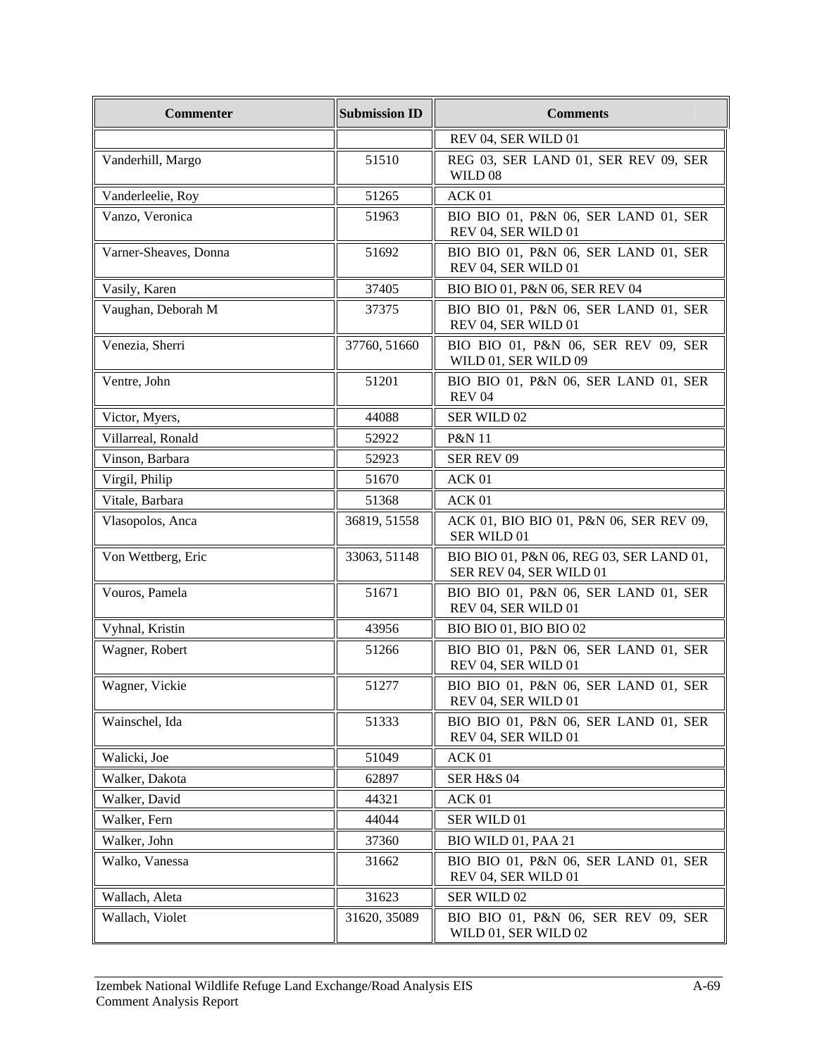| Commenter | Submission ID | Comments |
|---|---|---|
| | | REV 04, SER WILD 01 |
| Vanderhill, Margo | 51510 | REG 03, SER LAND 01, SER REV 09, SER WILD 08 |
| Vanderleelie, Roy | 51265 | ACK 01 |
| Vanzo, Veronica | 51963 | BIO BIO 01, P&N 06, SER LAND 01, SER REV 04, SER WILD 01 |
| Varner-Sheaves, Donna | 51692 | BIO BIO 01, P&N 06, SER LAND 01, SER REV 04, SER WILD 01 |
| Vasily, Karen | 37405 | BIO BIO 01, P&N 06, SER REV 04 |
| Vaughan, Deborah M | 37375 | BIO BIO 01, P&N 06, SER LAND 01, SER REV 04, SER WILD 01 |
| Venezia, Sherri | 37760, 51660 | BIO BIO 01, P&N 06, SER REV 09, SER WILD 01, SER WILD 09 |
| Ventre, John | 51201 | BIO BIO 01, P&N 06, SER LAND 01, SER REV 04 |
| Victor, Myers, | 44088 | SER WILD 02 |
| Villarreal, Ronald | 52922 | P&N 11 |
| Vinson, Barbara | 52923 | SER REV 09 |
| Virgil, Philip | 51670 | ACK 01 |
| Vitale, Barbara | 51368 | ACK 01 |
| Vlasopolos, Anca | 36819, 51558 | ACK 01, BIO BIO 01, P&N 06, SER REV 09, SER WILD 01 |
| Von Wettberg, Eric | 33063, 51148 | BIO BIO 01, P&N 06, REG 03, SER LAND 01, SER REV 04, SER WILD 01 |
| Vouros, Pamela | 51671 | BIO BIO 01, P&N 06, SER LAND 01, SER REV 04, SER WILD 01 |
| Vyhnal, Kristin | 43956 | BIO BIO 01, BIO BIO 02 |
| Wagner, Robert | 51266 | BIO BIO 01, P&N 06, SER LAND 01, SER REV 04, SER WILD 01 |
| Wagner, Vickie | 51277 | BIO BIO 01, P&N 06, SER LAND 01, SER REV 04, SER WILD 01 |
| Wainschel, Ida | 51333 | BIO BIO 01, P&N 06, SER LAND 01, SER REV 04, SER WILD 01 |
| Walicki, Joe | 51049 | ACK 01 |
| Walker, Dakota | 62897 | SER H&S 04 |
| Walker, David | 44321 | ACK 01 |
| Walker, Fern | 44044 | SER WILD 01 |
| Walker, John | 37360 | BIO WILD 01, PAA 21 |
| Walko, Vanessa | 31662 | BIO BIO 01, P&N 06, SER LAND 01, SER REV 04, SER WILD 01 |
| Wallach, Aleta | 31623 | SER WILD 02 |
| Wallach, Violet | 31620, 35089 | BIO BIO 01, P&N 06, SER REV 09, SER WILD 01, SER WILD 02 |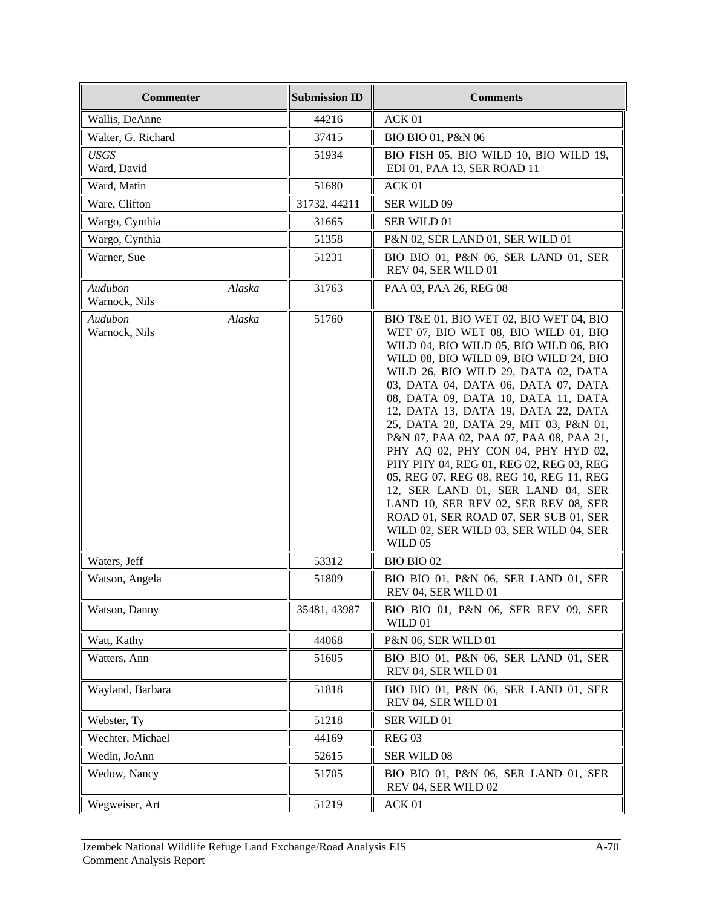| Commenter | Submission ID | Comments |
|---|---|---|
| Wallis, DeAnne | 44216 | ACK 01 |
| Walter, G. Richard | 37415 | BIO BIO 01, P&N 06 |
| *USGS*<br>Ward, David | 51934 | BIO FISH 05, BIO WILD 10, BIO WILD 19, EDI 01, PAA 13, SER ROAD 11 |
| Ward, Matin | 51680 | ACK 01 |
| Ware, Clifton | 31732, 44211 | SER WILD 09 |
| Wargo, Cynthia | 31665 | SER WILD 01 |
| Wargo, Cynthia | 51358 | P&N 02, SER LAND 01, SER WILD 01 |
| Warner, Sue | 51231 | BIO BIO 01, P&N 06, SER LAND 01, SER REV 04, SER WILD 01 |
| *Audubon Alaska*<br>Warnock, Nils | 31763 | PAA 03, PAA 26, REG 08 |
| *Audubon Alaska*<br>Warnock, Nils | 51760 | BIO T&E 01, BIO WET 02, BIO WET 04, BIO WET 07, BIO WET 08, BIO WILD 01, BIO WILD 04, BIO WILD 05, BIO WILD 06, BIO WILD 08, BIO WILD 09, BIO WILD 24, BIO WILD 26, BIO WILD 29, DATA 02, DATA 03, DATA 04, DATA 06, DATA 07, DATA 08, DATA 09, DATA 10, DATA 11, DATA 12, DATA 13, DATA 19, DATA 22, DATA 25, DATA 28, DATA 29, MIT 03, P&N 01, P&N 07, PAA 02, PAA 07, PAA 08, PAA 21, PHY AQ 02, PHY CON 04, PHY HYD 02, PHY PHY 04, REG 01, REG 02, REG 03, REG 05, REG 07, REG 08, REG 10, REG 11, REG 12, SER LAND 01, SER LAND 04, SER LAND 10, SER REV 02, SER REV 08, SER ROAD 01, SER ROAD 07, SER SUB 01, SER WILD 02, SER WILD 03, SER WILD 04, SER WILD 05 |
| Waters, Jeff | 53312 | BIO BIO 02 |
| Watson, Angela | 51809 | BIO BIO 01, P&N 06, SER LAND 01, SER REV 04, SER WILD 01 |
| Watson, Danny | 35481, 43987 | BIO BIO 01, P&N 06, SER REV 09, SER WILD 01 |
| Watt, Kathy | 44068 | P&N 06, SER WILD 01 |
| Watters, Ann | 51605 | BIO BIO 01, P&N 06, SER LAND 01, SER REV 04, SER WILD 01 |
| Wayland, Barbara | 51818 | BIO BIO 01, P&N 06, SER LAND 01, SER REV 04, SER WILD 01 |
| Webster, Ty | 51218 | SER WILD 01 |
| Wechter, Michael | 44169 | REG 03 |
| Wedin, JoAnn | 52615 | SER WILD 08 |
| Wedow, Nancy | 51705 | BIO BIO 01, P&N 06, SER LAND 01, SER REV 04, SER WILD 02 |
| Wegweiser, Art | 51219 | ACK 01 |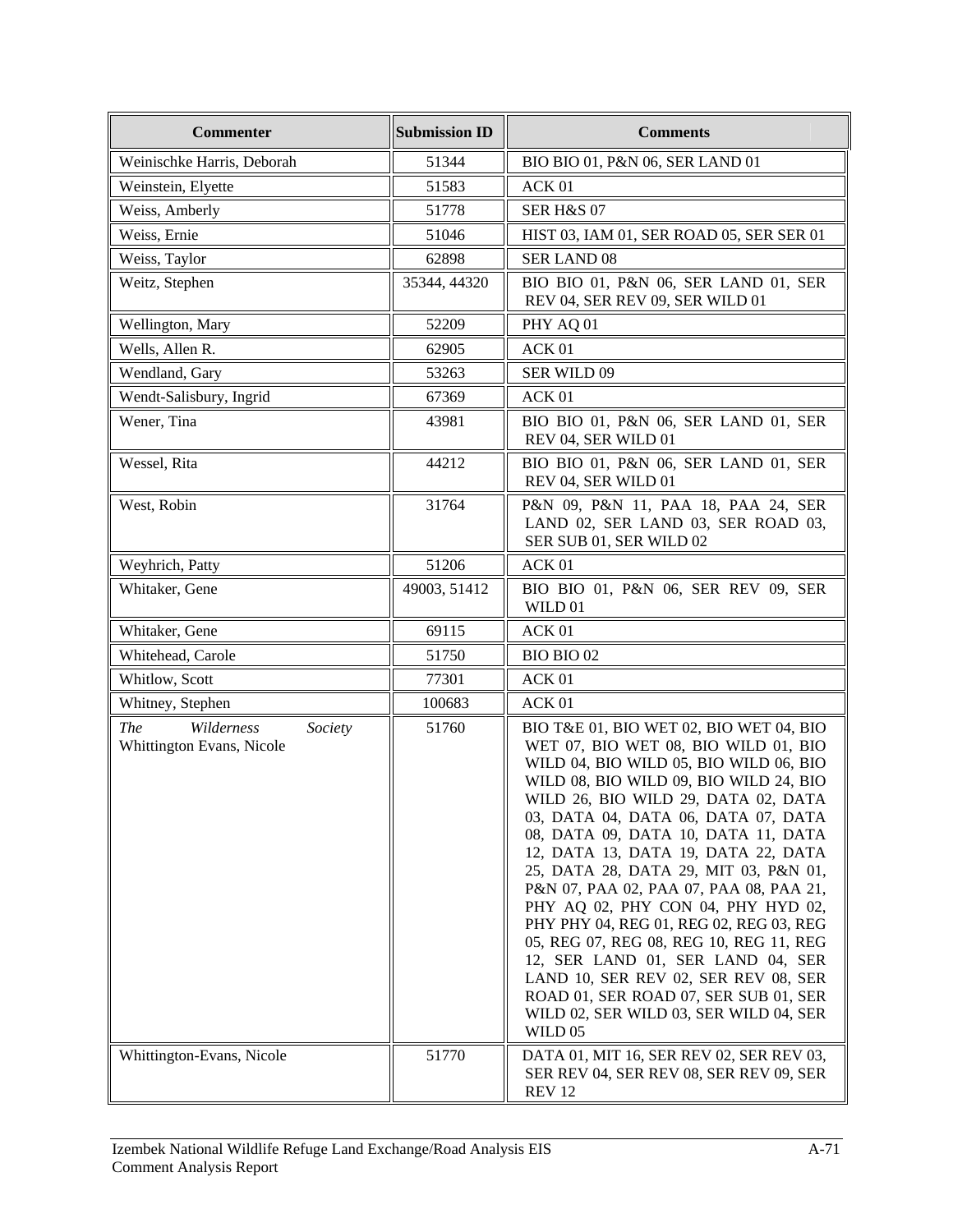| Commenter | Submission ID | Comments |
|---|---|---|
| Weinischke Harris, Deborah | 51344 | BIO BIO 01, P&N 06, SER LAND 01 |
| Weinstein, Elyette | 51583 | ACK 01 |
| Weiss, Amberly | 51778 | SER H&S 07 |
| Weiss, Ernie | 51046 | HIST 03, IAM 01, SER ROAD 05, SER SER 01 |
| Weiss, Taylor | 62898 | SER LAND 08 |
| Weitz, Stephen | 35344, 44320 | BIO BIO 01, P&N 06, SER LAND 01, SER REV 04, SER REV 09, SER WILD 01 |
| Wellington, Mary | 52209 | PHY AQ 01 |
| Wells, Allen R. | 62905 | ACK 01 |
| Wendland, Gary | 53263 | SER WILD 09 |
| Wendt-Salisbury, Ingrid | 67369 | ACK 01 |
| Wener, Tina | 43981 | BIO BIO 01, P&N 06, SER LAND 01, SER REV 04, SER WILD 01 |
| Wessel, Rita | 44212 | BIO BIO 01, P&N 06, SER LAND 01, SER REV 04, SER WILD 01 |
| West, Robin | 31764 | P&N 09, P&N 11, PAA 18, PAA 24, SER LAND 02, SER LAND 03, SER ROAD 03, SER SUB 01, SER WILD 02 |
| Weyhrich, Patty | 51206 | ACK 01 |
| Whitaker, Gene | 49003, 51412 | BIO BIO 01, P&N 06, SER REV 09, SER WILD 01 |
| Whitaker, Gene | 69115 | ACK 01 |
| Whitehead, Carole | 51750 | BIO BIO 02 |
| Whitlow, Scott | 77301 | ACK 01 |
| Whitney, Stephen | 100683 | ACK 01 |
| *The Wilderness Society* Whittington Evans, Nicole | 51760 | BIO T&E 01, BIO WET 02, BIO WET 04, BIO WET 07, BIO WET 08, BIO WILD 01, BIO WILD 04, BIO WILD 05, BIO WILD 06, BIO WILD 08, BIO WILD 09, BIO WILD 24, BIO WILD 26, BIO WILD 29, DATA 02, DATA 03, DATA 04, DATA 06, DATA 07, DATA 08, DATA 09, DATA 10, DATA 11, DATA 12, DATA 13, DATA 19, DATA 22, DATA 25, DATA 28, DATA 29, MIT 03, P&N 01, P&N 07, PAA 02, PAA 07, PAA 08, PAA 21, PHY AQ 02, PHY CON 04, PHY HYD 02, PHY PHY 04, REG 01, REG 02, REG 03, REG 05, REG 07, REG 08, REG 10, REG 11, REG 12, SER LAND 01, SER LAND 04, SER LAND 10, SER REV 02, SER REV 08, SER ROAD 01, SER ROAD 07, SER SUB 01, SER WILD 02, SER WILD 03, SER WILD 04, SER WILD 05 |
| Whittington-Evans, Nicole | 51770 | DATA 01, MIT 16, SER REV 02, SER REV 03, SER REV 04, SER REV 08, SER REV 09, SER REV 12 |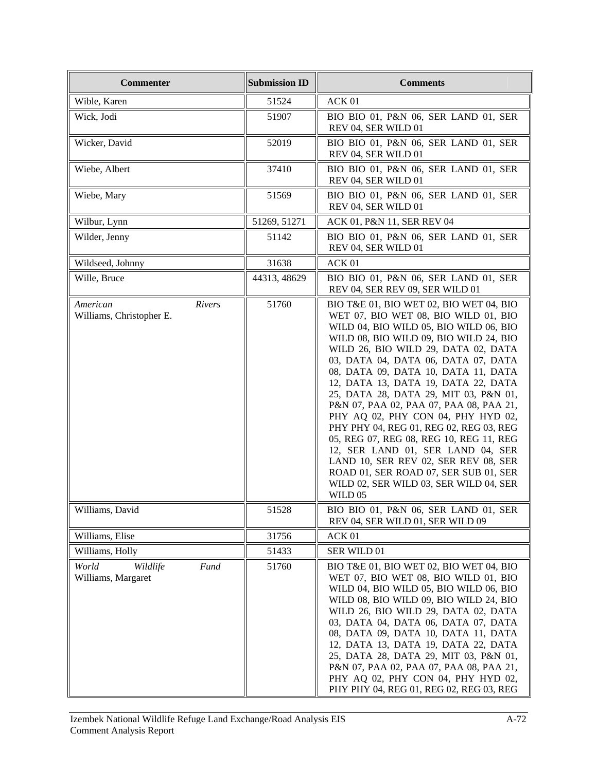| Commenter | Submission ID | Comments |
|---|---|---|
| Wible, Karen | 51524 | ACK 01 |
| Wick, Jodi | 51907 | BIO BIO 01, P&N 06, SER LAND 01, SER REV 04, SER WILD 01 |
| Wicker, David | 52019 | BIO BIO 01, P&N 06, SER LAND 01, SER REV 04, SER WILD 01 |
| Wiebe, Albert | 37410 | BIO BIO 01, P&N 06, SER LAND 01, SER REV 04, SER WILD 01 |
| Wiebe, Mary | 51569 | BIO BIO 01, P&N 06, SER LAND 01, SER REV 04, SER WILD 01 |
| Wilbur, Lynn | 51269, 51271 | ACK 01, P&N 11, SER REV 04 |
| Wilder, Jenny | 51142 | BIO BIO 01, P&N 06, SER LAND 01, SER REV 04, SER WILD 01 |
| Wildseed, Johnny | 31638 | ACK 01 |
| Wille, Bruce | 44313, 48629 | BIO BIO 01, P&N 06, SER LAND 01, SER REV 04, SER REV 09, SER WILD 01 |
| *American Rivers* Williams, Christopher E. | 51760 | BIO T&E 01, BIO WET 02, BIO WET 04, BIO WET 07, BIO WET 08, BIO WILD 01, BIO WILD 04, BIO WILD 05, BIO WILD 06, BIO WILD 08, BIO WILD 09, BIO WILD 24, BIO WILD 26, BIO WILD 29, DATA 02, DATA 03, DATA 04, DATA 06, DATA 07, DATA 08, DATA 09, DATA 10, DATA 11, DATA 12, DATA 13, DATA 19, DATA 22, DATA 25, DATA 28, DATA 29, MIT 03, P&N 01, P&N 07, PAA 02, PAA 07, PAA 08, PAA 21, PHY AQ 02, PHY CON 04, PHY HYD 02, PHY PHY 04, REG 01, REG 02, REG 03, REG 05, REG 07, REG 08, REG 10, REG 11, REG 12, SER LAND 01, SER LAND 04, SER LAND 10, SER REV 02, SER REV 08, SER ROAD 01, SER ROAD 07, SER SUB 01, SER WILD 02, SER WILD 03, SER WILD 04, SER WILD 05 |
| Williams, David | 51528 | BIO BIO 01, P&N 06, SER LAND 01, SER REV 04, SER WILD 01, SER WILD 09 |
| Williams, Elise | 31756 | ACK 01 |
| Williams, Holly | 51433 | SER WILD 01 |
| *World Wildlife Fund* Williams, Margaret | 51760 | BIO T&E 01, BIO WET 02, BIO WET 04, BIO WET 07, BIO WET 08, BIO WILD 01, BIO WILD 04, BIO WILD 05, BIO WILD 06, BIO WILD 08, BIO WILD 09, BIO WILD 24, BIO WILD 26, BIO WILD 29, DATA 02, DATA 03, DATA 04, DATA 06, DATA 07, DATA 08, DATA 09, DATA 10, DATA 11, DATA 12, DATA 13, DATA 19, DATA 22, DATA 25, DATA 28, DATA 29, MIT 03, P&N 01, P&N 07, PAA 02, PAA 07, PAA 08, PAA 21, PHY AQ 02, PHY CON 04, PHY HYD 02, PHY PHY 04, REG 01, REG 02, REG 03, REG |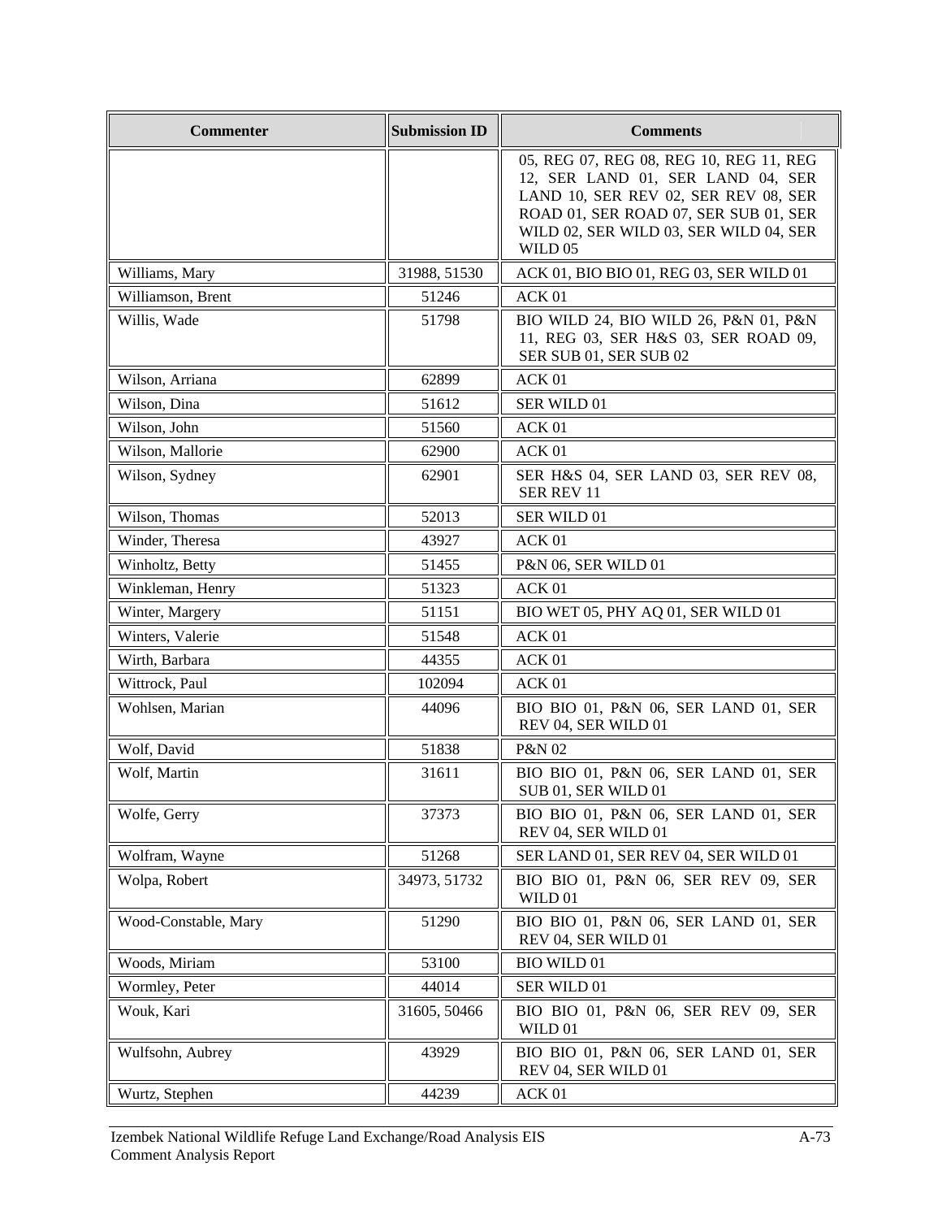| Commenter | Submission ID | Comments |
|---|---|---|
| | | 05, REG 07, REG 08, REG 10, REG 11, REG 12, SER LAND 01, SER LAND 04, SER LAND 10, SER REV 02, SER REV 08, SER ROAD 01, SER ROAD 07, SER SUB 01, SER WILD 02, SER WILD 03, SER WILD 04, SER WILD 05 |
| Williams, Mary | 31988, 51530 | ACK 01, BIO BIO 01, REG 03, SER WILD 01 |
| Williamson, Brent | 51246 | ACK 01 |
| Willis, Wade | 51798 | BIO WILD 24, BIO WILD 26, P&N 01, P&N 11, REG 03, SER H&S 03, SER ROAD 09, SER SUB 01, SER SUB 02 |
| Wilson, Arriana | 62899 | ACK 01 |
| Wilson, Dina | 51612 | SER WILD 01 |
| Wilson, John | 51560 | ACK 01 |
| Wilson, Mallorie | 62900 | ACK 01 |
| Wilson, Sydney | 62901 | SER H&S 04, SER LAND 03, SER REV 08, SER REV 11 |
| Wilson, Thomas | 52013 | SER WILD 01 |
| Winder, Theresa | 43927 | ACK 01 |
| Winholtz, Betty | 51455 | P&N 06, SER WILD 01 |
| Winkleman, Henry | 51323 | ACK 01 |
| Winter, Margery | 51151 | BIO WET 05, PHY AQ 01, SER WILD 01 |
| Winters, Valerie | 51548 | ACK 01 |
| Wirth, Barbara | 44355 | ACK 01 |
| Wittrock, Paul | 102094 | ACK 01 |
| Wohlsen, Marian | 44096 | BIO BIO 01, P&N 06, SER LAND 01, SER REV 04, SER WILD 01 |
| Wolf, David | 51838 | P&N 02 |
| Wolf, Martin | 31611 | BIO BIO 01, P&N 06, SER LAND 01, SER SUB 01, SER WILD 01 |
| Wolfe, Gerry | 37373 | BIO BIO 01, P&N 06, SER LAND 01, SER REV 04, SER WILD 01 |
| Wolfram, Wayne | 51268 | SER LAND 01, SER REV 04, SER WILD 01 |
| Wolpa, Robert | 34973, 51732 | BIO BIO 01, P&N 06, SER REV 09, SER WILD 01 |
| Wood-Constable, Mary | 51290 | BIO BIO 01, P&N 06, SER LAND 01, SER REV 04, SER WILD 01 |
| Woods, Miriam | 53100 | BIO WILD 01 |
| Wormley, Peter | 44014 | SER WILD 01 |
| Wouk, Kari | 31605, 50466 | BIO BIO 01, P&N 06, SER REV 09, SER WILD 01 |
| Wulfsohn, Aubrey | 43929 | BIO BIO 01, P&N 06, SER LAND 01, SER REV 04, SER WILD 01 |
| Wurtz, Stephen | 44239 | ACK 01 |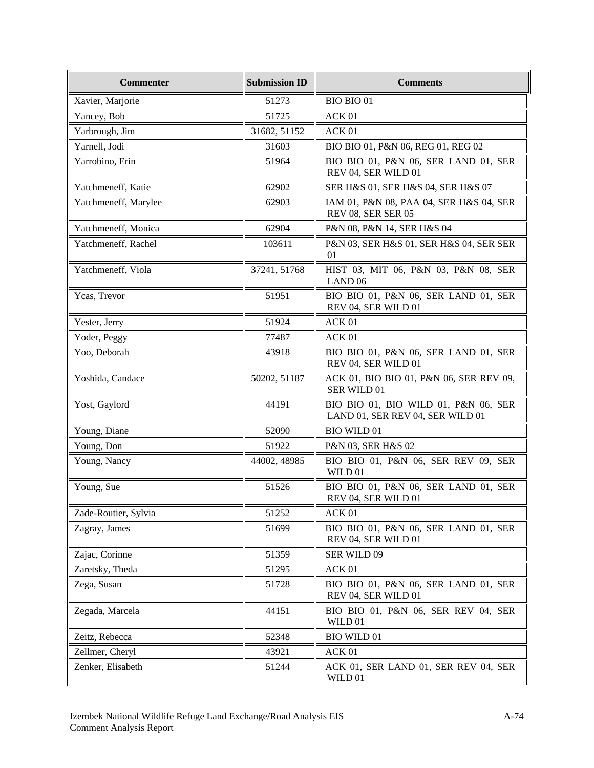| Commenter | Submission ID | Comments |
|---|---|---|
| Xavier, Marjorie | 51273 | BIO BIO 01 |
| Yancey, Bob | 51725 | ACK 01 |
| Yarbrough, Jim | 31682, 51152 | ACK 01 |
| Yarnell, Jodi | 31603 | BIO BIO 01, P&N 06, REG 01, REG 02 |
| Yarrobino, Erin | 51964 | BIO BIO 01, P&N 06, SER LAND 01, SER REV 04, SER WILD 01 |
| Yatchmeneff, Katie | 62902 | SER H&S 01, SER H&S 04, SER H&S 07 |
| Yatchmeneff, Marylee | 62903 | IAM 01, P&N 08, PAA 04, SER H&S 04, SER REV 08, SER SER 05 |
| Yatchmeneff, Monica | 62904 | P&N 08, P&N 14, SER H&S 04 |
| Yatchmeneff, Rachel | 103611 | P&N 03, SER H&S 01, SER H&S 04, SER SER 01 |
| Yatchmeneff, Viola | 37241, 51768 | HIST 03, MIT 06, P&N 03, P&N 08, SER LAND 06 |
| Ycas, Trevor | 51951 | BIO BIO 01, P&N 06, SER LAND 01, SER REV 04, SER WILD 01 |
| Yester, Jerry | 51924 | ACK 01 |
| Yoder, Peggy | 77487 | ACK 01 |
| Yoo, Deborah | 43918 | BIO BIO 01, P&N 06, SER LAND 01, SER REV 04, SER WILD 01 |
| Yoshida, Candace | 50202, 51187 | ACK 01, BIO BIO 01, P&N 06, SER REV 09, SER WILD 01 |
| Yost, Gaylord | 44191 | BIO BIO 01, BIO WILD 01, P&N 06, SER LAND 01, SER REV 04, SER WILD 01 |
| Young, Diane | 52090 | BIO WILD 01 |
| Young, Don | 51922 | P&N 03, SER H&S 02 |
| Young, Nancy | 44002, 48985 | BIO BIO 01, P&N 06, SER REV 09, SER WILD 01 |
| Young, Sue | 51526 | BIO BIO 01, P&N 06, SER LAND 01, SER REV 04, SER WILD 01 |
| Zade-Routier, Sylvia | 51252 | ACK 01 |
| Zagray, James | 51699 | BIO BIO 01, P&N 06, SER LAND 01, SER REV 04, SER WILD 01 |
| Zajac, Corinne | 51359 | SER WILD 09 |
| Zaretsky, Theda | 51295 | ACK 01 |
| Zega, Susan | 51728 | BIO BIO 01, P&N 06, SER LAND 01, SER REV 04, SER WILD 01 |
| Zegada, Marcela | 44151 | BIO BIO 01, P&N 06, SER REV 04, SER WILD 01 |
| Zeitz, Rebecca | 52348 | BIO WILD 01 |
| Zellmer, Cheryl | 43921 | ACK 01 |
| Zenker, Elisabeth | 51244 | ACK 01, SER LAND 01, SER REV 04, SER WILD 01 |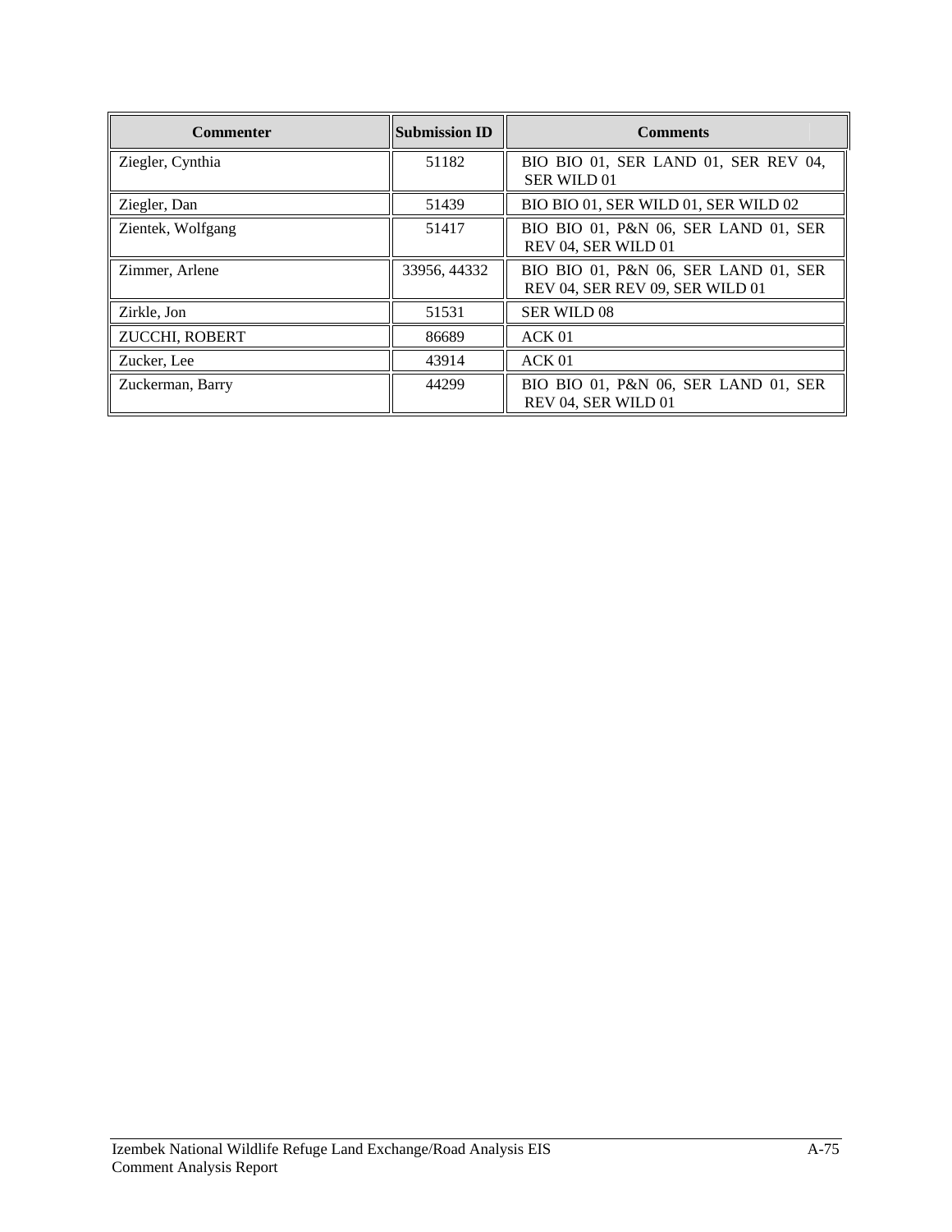| Commenter | Submission ID | Comments |
| --- | --- | --- |
| Ziegler, Cynthia | 51182 | BIO BIO 01, SER LAND 01, SER REV 04, SER WILD 01 |
| Ziegler, Dan | 51439 | BIO BIO 01, SER WILD 01, SER WILD 02 |
| Zientek, Wolfgang | 51417 | BIO BIO 01, P&N 06, SER LAND 01, SER REV 04, SER WILD 01 |
| Zimmer, Arlene | 33956, 44332 | BIO BIO 01, P&N 06, SER LAND 01, SER REV 04, SER REV 09, SER WILD 01 |
| Zirkle, Jon | 51531 | SER WILD 08 |
| ZUCCHI, ROBERT | 86689 | ACK 01 |
| Zucker, Lee | 43914 | ACK 01 |
| Zuckerman, Barry | 44299 | BIO BIO 01, P&N 06, SER LAND 01, SER REV 04, SER WILD 01 |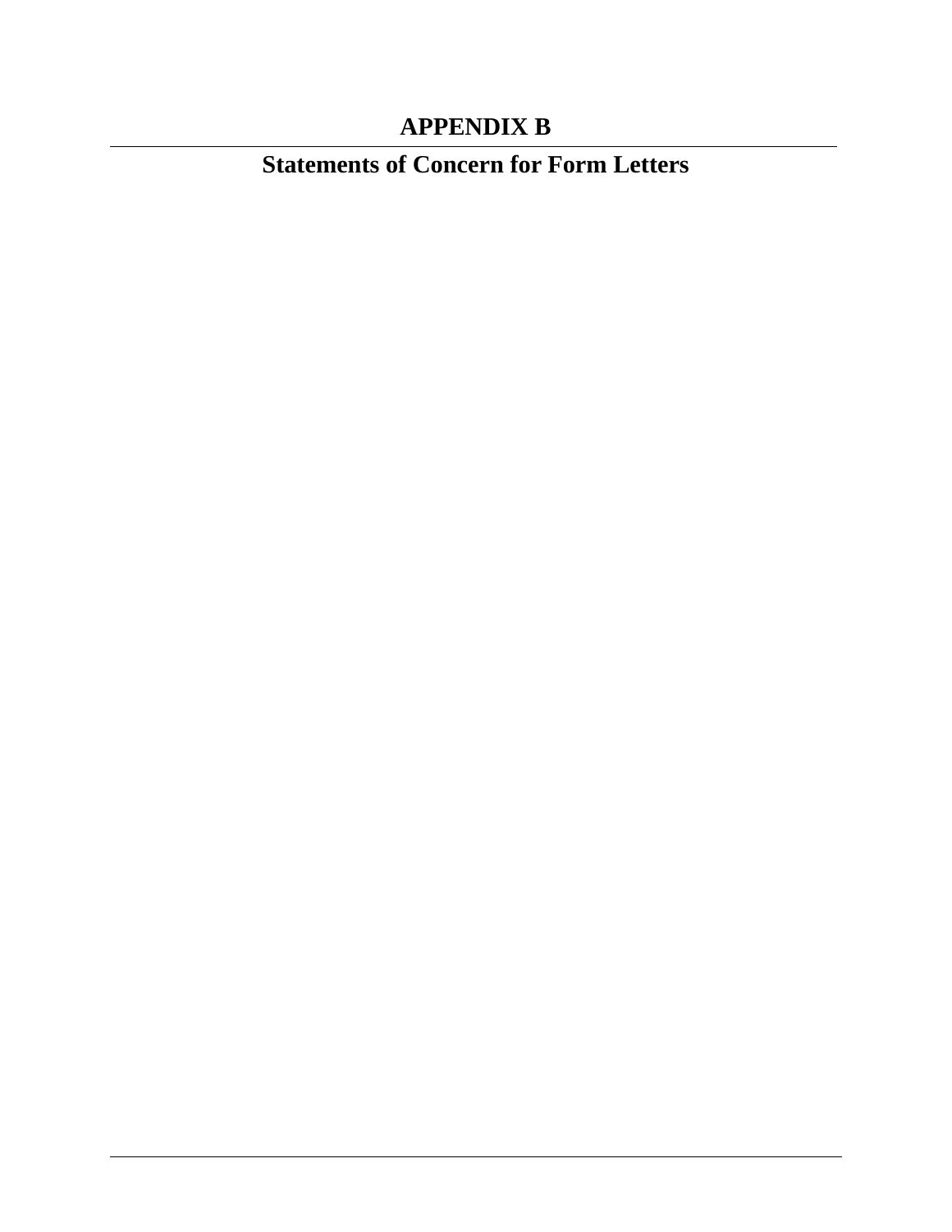# APPENDIX B

## Statements of Concern for Form Letters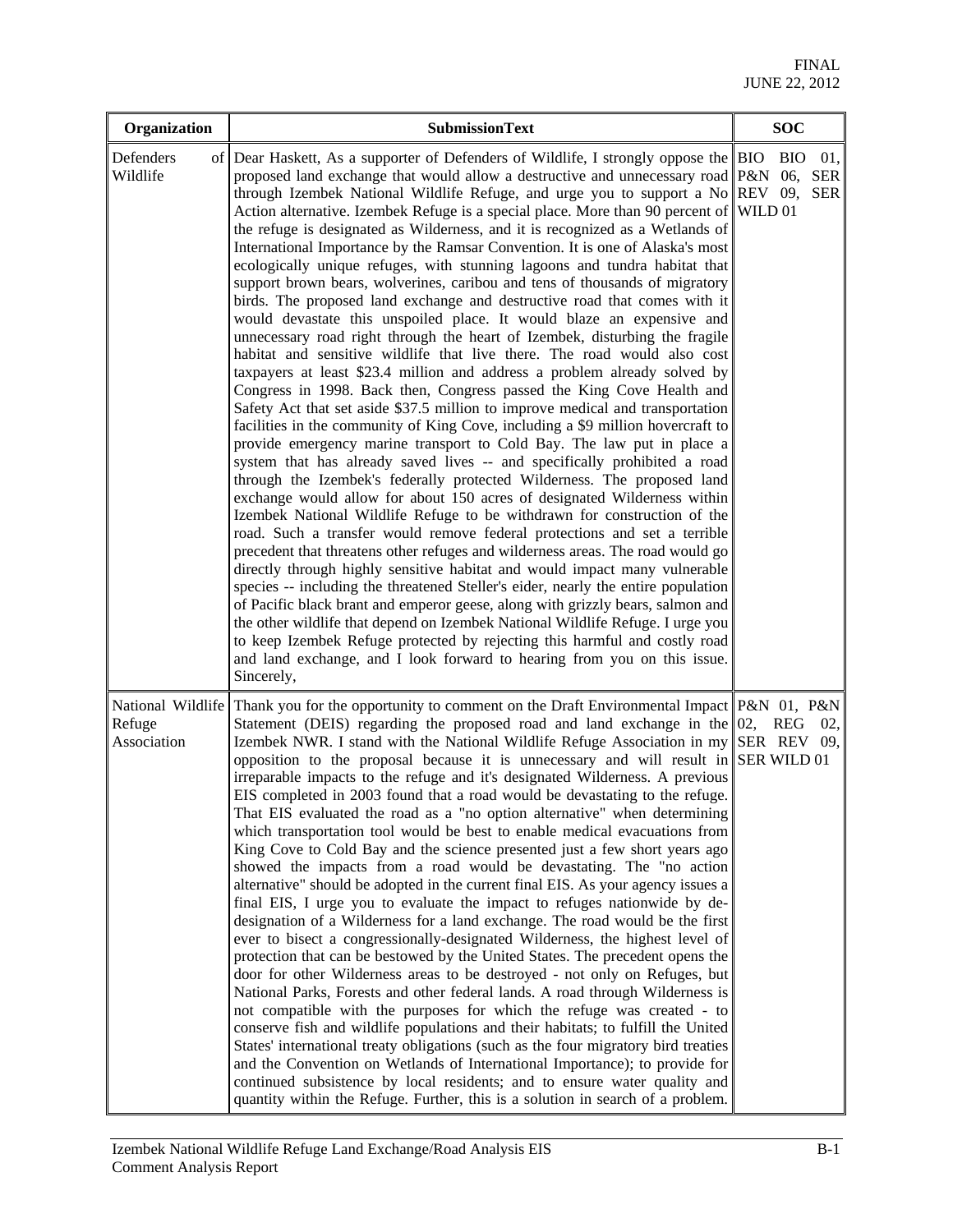| Organization | SubmissionText | SOC |
|---|---|---|
| Defenders of Wildlife | Dear Haskett, As a supporter of Defenders of Wildlife, I strongly oppose the proposed land exchange that would allow a destructive and unnecessary road through Izembek National Wildlife Refuge, and urge you to support a No Action alternative. Izembek Refuge is a special place. More than 90 percent of the refuge is designated as Wilderness, and it is recognized as a Wetlands of International Importance by the Ramsar Convention. It is one of Alaska's most ecologically unique refuges, with stunning lagoons and tundra habitat that support brown bears, wolverines, caribou and tens of thousands of migratory birds. The proposed land exchange and destructive road that comes with it would devastate this unspoiled place. It would blaze an expensive and unnecessary road right through the heart of Izembek, disturbing the fragile habitat and sensitive wildlife that live there. The road would also cost taxpayers at least $23.4 million and address a problem already solved by Congress in 1998. Back then, Congress passed the King Cove Health and Safety Act that set aside $37.5 million to improve medical and transportation facilities in the community of King Cove, including a $9 million hovercraft to provide emergency marine transport to Cold Bay. The law put in place a system that has already saved lives -- and specifically prohibited a road through the Izembek's federally protected Wilderness. The proposed land exchange would allow for about 150 acres of designated Wilderness within Izembek National Wildlife Refuge to be withdrawn for construction of the road. Such a transfer would remove federal protections and set a terrible precedent that threatens other refuges and wilderness areas. The road would go directly through highly sensitive habitat and would impact many vulnerable species -- including the threatened Steller's eider, nearly the entire population of Pacific black brant and emperor geese, along with grizzly bears, salmon and the other wildlife that depend on Izembek National Wildlife Refuge. I urge you to keep Izembek Refuge protected by rejecting this harmful and costly road and land exchange, and I look forward to hearing from you on this issue. Sincerely, | BIO BIO 01, P&N 06, SER REV 09, SER WILD 01 |
| National Wildlife Refuge Association | Thank you for the opportunity to comment on the Draft Environmental Impact Statement (DEIS) regarding the proposed road and land exchange in the Izembek NWR. I stand with the National Wildlife Refuge Association in my opposition to the proposal because it is unnecessary and will result in irreparable impacts to the refuge and it's designated Wilderness. A previous EIS completed in 2003 found that a road would be devastating to the refuge. That EIS evaluated the road as a "no option alternative" when determining which transportation tool would be best to enable medical evacuations from King Cove to Cold Bay and the science presented just a few short years ago showed the impacts from a road would be devastating. The "no action alternative" should be adopted in the current final EIS. As your agency issues a final EIS, I urge you to evaluate the impact to refuges nationwide by de-designation of a Wilderness for a land exchange. The road would be the first ever to bisect a congressionally-designated Wilderness, the highest level of protection that can be bestowed by the United States. The precedent opens the door for other Wilderness areas to be destroyed - not only on Refuges, but National Parks, Forests and other federal lands. A road through Wilderness is not compatible with the purposes for which the refuge was created - to conserve fish and wildlife populations and their habitats; to fulfill the United States' international treaty obligations (such as the four migratory bird treaties and the Convention on Wetlands of International Importance); to provide for continued subsistence by local residents; and to ensure water quality and quantity within the Refuge. Further, this is a solution in search of a problem. | P&N 01, P&N 02, REG 02, SER REV 09, SER WILD 01 |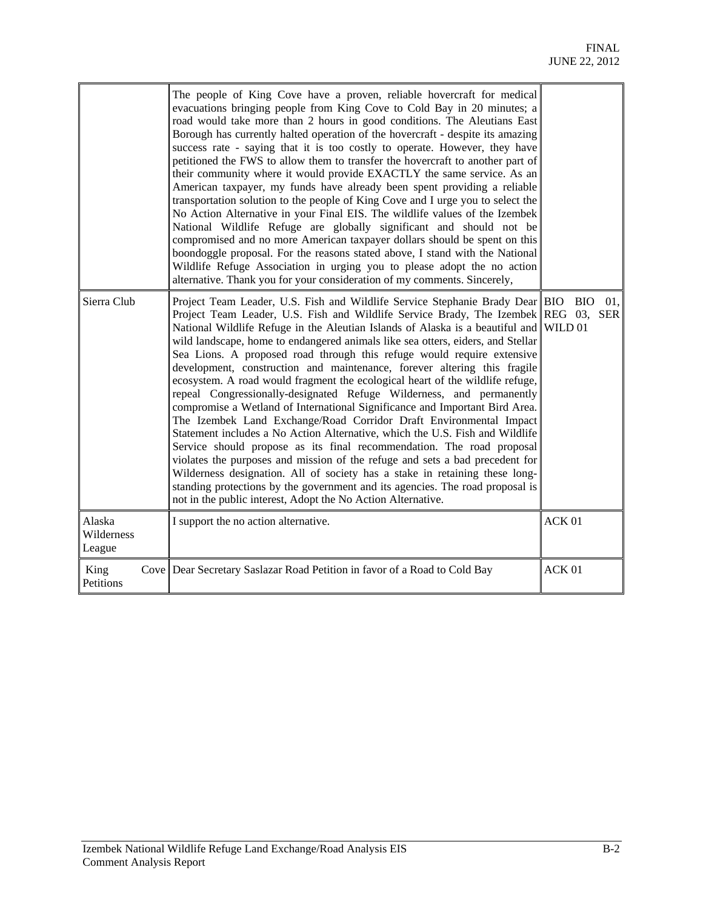| | | |
|---|---|---|
| | The people of King Cove have a proven, reliable hovercraft for medical evacuations bringing people from King Cove to Cold Bay in 20 minutes; a road would take more than 2 hours in good conditions. The Aleutians East Borough has currently halted operation of the hovercraft - despite its amazing success rate - saying that it is too costly to operate. However, they have petitioned the FWS to allow them to transfer the hovercraft to another part of their community where it would provide EXACTLY the same service. As an American taxpayer, my funds have already been spent providing a reliable transportation solution to the people of King Cove and I urge you to select the No Action Alternative in your Final EIS. The wildlife values of the Izembek National Wildlife Refuge are globally significant and should not be compromised and no more American taxpayer dollars should be spent on this boondoggle proposal. For the reasons stated above, I stand with the National Wildlife Refuge Association in urging you to please adopt the no action alternative. Thank you for your consideration of my comments. Sincerely, | |
| Sierra Club | Project Team Leader, U.S. Fish and Wildlife Service Stephanie Brady Dear Project Team Leader, U.S. Fish and Wildlife Service Brady, The Izembek National Wildlife Refuge in the Aleutian Islands of Alaska is a beautiful and wild landscape, home to endangered animals like sea otters, eiders, and Stellar Sea Lions. A proposed road through this refuge would require extensive development, construction and maintenance, forever altering this fragile ecosystem. A road would fragment the ecological heart of the wildlife refuge, repeal Congressionally-designated Refuge Wilderness, and permanently compromise a Wetland of International Significance and Important Bird Area. The Izembek Land Exchange/Road Corridor Draft Environmental Impact Statement includes a No Action Alternative, which the U.S. Fish and Wildlife Service should propose as its final recommendation. The road proposal violates the purposes and mission of the refuge and sets a bad precedent for Wilderness designation. All of society has a stake in retaining these long-standing protections by the government and its agencies. The road proposal is not in the public interest, Adopt the No Action Alternative. | BIO BIO 01, REG 03, SER WILD 01 |
| Alaska Wilderness League | I support the no action alternative. | ACK 01 |
| King Cove Petitions | Dear Secretary Saslazar Road Petition in favor of a Road to Cold Bay | ACK 01 |